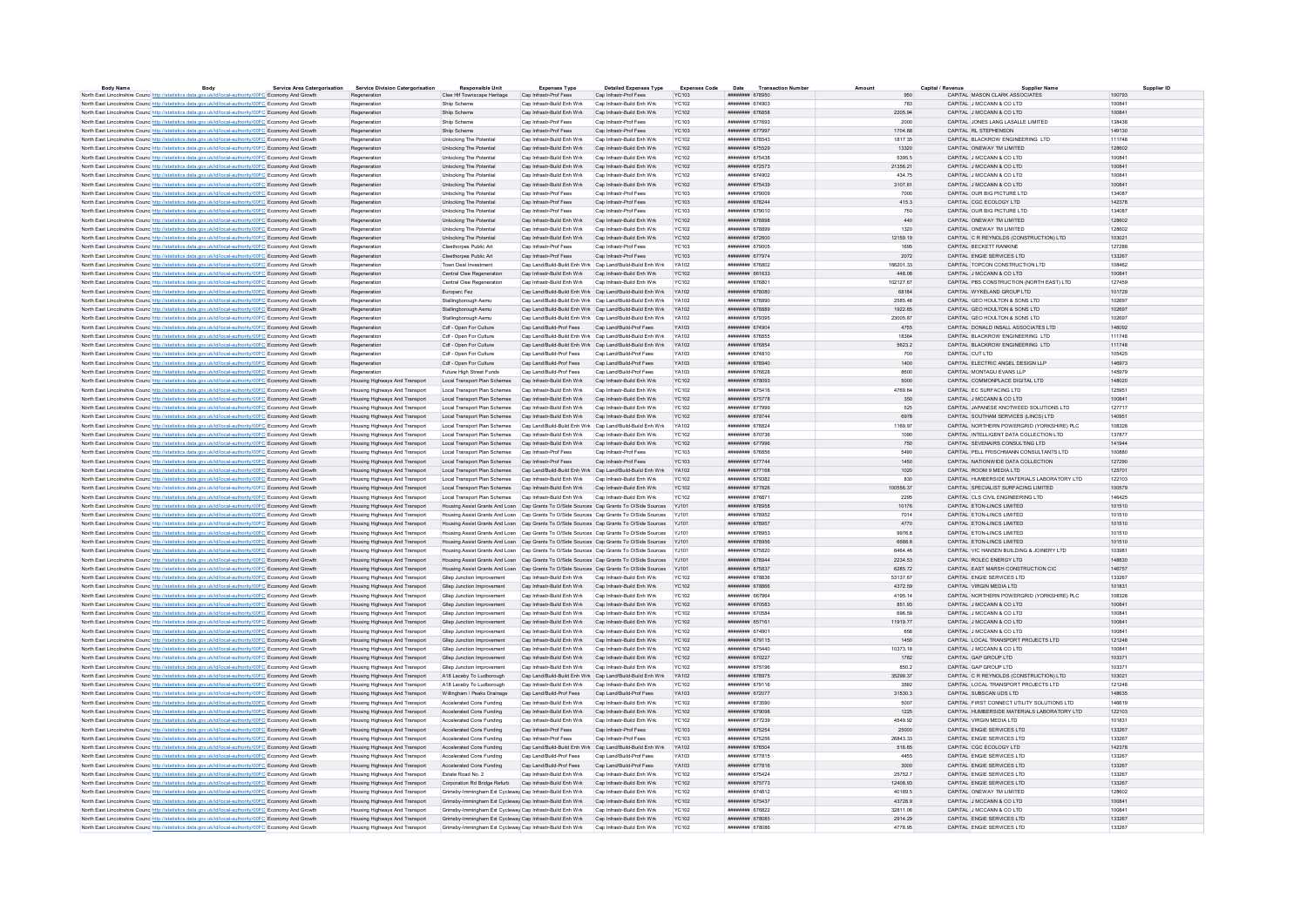| Body Name | Body | Service Area Categorisation | Service Division Categorisation | Responsible Unit | Expenses Type | Detailed Expenses Type | Expenses Code | Date | Transaction Number | Amount | Capital / Revenue | Supplier Name | Supplier ID |
|---|---|---|---|---|---|---|---|---|---|---|---|---|---|
| North East Lincolnshire Council | http://statistics.data.gov.uk/id/local-authority/00FC | Economy And Growth | Regeneration | Clee Hill Townscape Heritage | Cap Infrastr-Prof Fees | Cap Infrastr-Prof Fees | YC103 | ######## | 678950 | 950 | CAPITAL | MASON CLARK ASSOCIATES | 100793 |
| North East Lincolnshire Council | http://statistics.data.gov.uk/id/local-authority/00FC | Economy And Growth | Regeneration | Ship Scheme | Cap Infrastr-Build Enh Wrk | Cap Infrastr-Build Enh Wrk | YC102 | ######## | 674903 | 783 | CAPITAL | J MCCANN & CO LTD | 100841 |
| North East Lincolnshire Council | http://statistics.data.gov.uk/id/local-authority/00FC | Economy And Growth | Regeneration | Ship Scheme | Cap Infrastr-Build Enh Wrk | Cap Infrastr-Build Enh Wrk | YC102 | ######## | 676858 | 2205.94 | CAPITAL | J MCCANN & CO LTD | 100841 |
| North East Lincolnshire Council | http://statistics.data.gov.uk/id/local-authority/00FC | Economy And Growth | Regeneration | Ship Scheme | Cap Infrastr-Prof Fees | Cap Infrastr-Prof Fees | YC103 | ######## | 677693 | 2000 | CAPITAL | JONES LANG LASALLE LIMITED | 138438 |
| North East Lincolnshire Council | http://statistics.data.gov.uk/id/local-authority/00FC | Economy And Growth | Regeneration | Ship Scheme | Cap Infrastr-Prof Fees | Cap Infrastr-Prof Fees | YC103 | ######## | 677997 | 1704.66 | CAPITAL | RL STEPHENSON | 149130 |
| North East Lincolnshire Council | http://statistics.data.gov.uk/id/local-authority/00FC | Economy And Growth | Regeneration | Unlocking The Potential | Cap Infrastr-Build Enh Wrk | Cap Infrastr-Build Enh Wrk | YC102 | ######## | 678543 | 1817.35 | CAPITAL | BLACKROW ENGINEERING LTD | 111748 |
| North East Lincolnshire Council | http://statistics.data.gov.uk/id/local-authority/00FC | Economy And Growth | Regeneration | Unlocking The Potential | Cap Infrastr-Build Enh Wrk | Cap Infrastr-Build Enh Wrk | YC102 | ######## | 675529 | 13320 | CAPITAL | ONEWAY TM LIMITED | 128602 |
| North East Lincolnshire Council | http://statistics.data.gov.uk/id/local-authority/00FC | Economy And Growth | Regeneration | Unlocking The Potential | Cap Infrastr-Build Enh Wrk | Cap Infrastr-Build Enh Wrk | YC102 | ######## | 675438 | 5395.5 | CAPITAL | J MCCANN & CO LTD | 100841 |
| North East Lincolnshire Council | http://statistics.data.gov.uk/id/local-authority/00FC | Economy And Growth | Regeneration | Unlocking The Potential | Cap Infrastr-Build Enh Wrk | Cap Infrastr-Build Enh Wrk | YC102 | ######## | 672573 | 21356.21 | CAPITAL | J MCCANN & CO LTD | 100841 |
| North East Lincolnshire Council | http://statistics.data.gov.uk/id/local-authority/00FC | Economy And Growth | Regeneration | Unlocking The Potential | Cap Infrastr-Build Enh Wrk | Cap Infrastr-Build Enh Wrk | YC102 | ######## | 674902 | 434.75 | CAPITAL | J MCCANN & CO LTD | 100841 |
| North East Lincolnshire Council | http://statistics.data.gov.uk/id/local-authority/00FC | Economy And Growth | Regeneration | Unlocking The Potential | Cap Infrastr-Build Enh Wrk | Cap Infrastr-Build Enh Wrk | YC102 | ######## | 675439 | 3107.61 | CAPITAL | J MCCANN & CO LTD | 100841 |
| North East Lincolnshire Council | http://statistics.data.gov.uk/id/local-authority/00FC | Economy And Growth | Regeneration | Unlocking The Potential | Cap Infrastr-Prof Fees | Cap Infrastr-Prof Fees | YC103 | ######## | 679009 | 7000 | CAPITAL | OUR BIG PICTURE LTD | 134087 |
| North East Lincolnshire Council | http://statistics.data.gov.uk/id/local-authority/00FC | Economy And Growth | Regeneration | Unlocking The Potential | Cap Infrastr-Prof Fees | Cap Infrastr-Prof Fees | YC103 | ######## | 678244 | 415.3 | CAPITAL | CGC ECOLOGY LTD | 142378 |
| North East Lincolnshire Council | http://statistics.data.gov.uk/id/local-authority/00FC | Economy And Growth | Regeneration | Unlocking The Potential | Cap Infrastr-Prof Fees | Cap Infrastr-Prof Fees | YC103 | ######## | 679010 | 750 | CAPITAL | OUR BIG PICTURE LTD | 134087 |
| North East Lincolnshire Council | http://statistics.data.gov.uk/id/local-authority/00FC | Economy And Growth | Regeneration | Unlocking The Potential | Cap Infrastr-Build Enh Wrk | Cap Infrastr-Build Enh Wrk | YC102 | ######## | 678898 | 440 | CAPITAL | ONEWAY TM LIMITED | 128602 |
| North East Lincolnshire Council | http://statistics.data.gov.uk/id/local-authority/00FC | Economy And Growth | Regeneration | Unlocking The Potential | Cap Infrastr-Build Enh Wrk | Cap Infrastr-Build Enh Wrk | YC102 | ######## | 678899 | 1320 | CAPITAL | ONEWAY TM LIMITED | 128602 |
| North East Lincolnshire Council | http://statistics.data.gov.uk/id/local-authority/00FC | Economy And Growth | Regeneration | Unlocking The Potential | Cap Infrastr-Build Enh Wrk | Cap Infrastr-Build Enh Wrk | YC102 | ######## | 672600 | 12159.19 | CAPITAL | C R REYNOLDS (CONSTRUCTION) LTD | 103021 |
| North East Lincolnshire Council | http://statistics.data.gov.uk/id/local-authority/00FC | Economy And Growth | Regeneration | Cleethorpes Public Art | Cap Infrastr-Prof Fees | Cap Infrastr-Prof Fees | YC103 | ######## | 679005 | 1695 | CAPITAL | BECKETT RANKINE | 127288 |
| North East Lincolnshire Council | http://statistics.data.gov.uk/id/local-authority/00FC | Economy And Growth | Regeneration | Cleethorpes Public Art | Cap Infrastr-Prof Fees | Cap Infrastr-Prof Fees | YC103 | ######## | 677974 | 2072 | CAPITAL | ENGIE SERVICES LTD | 133267 |
| North East Lincolnshire Council | http://statistics.data.gov.uk/id/local-authority/00FC | Economy And Growth | Regeneration | Town Deal Investment | Cap Land/Build-Build Enh Wrk | Cap Land/Build-Build Enh Wrk | YA102 | ######## | 676802 | 166201.33 | CAPITAL | TOPCON CONSTRUCTION LTD | 108462 |
| North East Lincolnshire Council | http://statistics.data.gov.uk/id/local-authority/00FC | Economy And Growth | Regeneration | Central Clee Regeneration | Cap Infrastr-Build Enh Wrk | Cap Infrastr-Build Enh Wrk | YC102 | ######## | 681633 | 448.08 | CAPITAL | J MCCANN & CO LTD | 100841 |
| North East Lincolnshire Council | http://statistics.data.gov.uk/id/local-authority/00FC | Economy And Growth | Regeneration | Central Clee Regeneration | Cap Infrastr-Build Enh Wrk | Cap Infrastr-Build Enh Wrk | YC102 | ######## | 676801 | 102127.67 | CAPITAL | PBS CONSTRUCTION (NORTH EAST) LTD | 127459 |
| North East Lincolnshire Council | http://statistics.data.gov.uk/id/local-authority/00FC | Economy And Growth | Regeneration | Europarc Fez | Cap Land/Build-Build Enh Wrk | Cap Land/Build-Build Enh Wrk | YA102 | ######## | 678080 | 68184 | CAPITAL | WYKELAND GROUP LTD | 101729 |
| North East Lincolnshire Council | http://statistics.data.gov.uk/id/local-authority/00FC | Economy And Growth | Regeneration | Stallingborough Aemu | Cap Land/Build-Build Enh Wrk | Cap Land/Build-Build Enh Wrk | YA102 | ######## | 678890 | 2585.48 | CAPITAL | GEO HOULTON & SONS LTD | 102697 |
| North East Lincolnshire Council | http://statistics.data.gov.uk/id/local-authority/00FC | Economy And Growth | Regeneration | Stallingborough Aemu | Cap Land/Build-Build Enh Wrk | Cap Land/Build-Build Enh Wrk | YA102 | ######## | 678889 | 1922.65 | CAPITAL | GEO HOULTON & SONS LTD | 102697 |
| North East Lincolnshire Council | http://statistics.data.gov.uk/id/local-authority/00FC | Economy And Growth | Regeneration | Stallingborough Aemu | Cap Land/Build-Build Enh Wrk | Cap Land/Build-Build Enh Wrk | YA102 | ######## | 679395 | 23005.87 | CAPITAL | GEO HOULTON & SONS LTD | 102697 |
| North East Lincolnshire Council | http://statistics.data.gov.uk/id/local-authority/00FC | Economy And Growth | Regeneration | Cdf - Open For Culture | Cap Land/Build-Prof Fees | Cap Land/Build-Prof Fees | YA103 | ######## | 674904 | 4755 | CAPITAL | DONALD INSALL ASSOCIATES LTD | 146092 |
| North East Lincolnshire Council | http://statistics.data.gov.uk/id/local-authority/00FC | Economy And Growth | Regeneration | Cdf - Open For Culture | Cap Land/Build-Build Enh Wrk | Cap Land/Build-Build Enh Wrk | YA102 | ######## | 678855 | 18364 | CAPITAL | BLACKROW ENGINEERING LTD | 111748 |
| North East Lincolnshire Council | http://statistics.data.gov.uk/id/local-authority/00FC | Economy And Growth | Regeneration | Cdf - Open For Culture | Cap Land/Build-Build Enh Wrk | Cap Land/Build-Build Enh Wrk | YA102 | ######## | 678854 | 5623.2 | CAPITAL | BLACKROW ENGINEERING LTD | 111748 |
| North East Lincolnshire Council | http://statistics.data.gov.uk/id/local-authority/00FC | Economy And Growth | Regeneration | Cdf - Open For Culture | Cap Land/Build-Prof Fees | Cap Land/Build-Prof Fees | YA103 | ######## | 674810 | 700 | CAPITAL | CUT LTD | 105425 |
| North East Lincolnshire Council | http://statistics.data.gov.uk/id/local-authority/00FC | Economy And Growth | Regeneration | Cdf - Open For Culture | Cap Land/Build-Prof Fees | Cap Land/Build-Prof Fees | YA103 | ######## | 678940 | 1400 | CAPITAL | ELECTRIC ANGEL DESIGN LLP | 146973 |
| North East Lincolnshire Council | http://statistics.data.gov.uk/id/local-authority/00FC | Economy And Growth | Regeneration | Future High Street Funds | Cap Land/Build-Prof Fees | Cap Land/Build-Prof Fees | YA103 | ######## | 676628 | 8600 | CAPITAL | MONTAGU EVANS LLP | 145979 |
| North East Lincolnshire Council | http://statistics.data.gov.uk/id/local-authority/00FC | Economy And Growth | Housing Highways And Transport | Local Transport Plan Schemes | Cap Infrastr-Build Enh Wrk | Cap Infrastr-Build Enh Wrk | YC102 | ######## | 678093 | 5000 | CAPITAL | COMMONPLACE DIGITAL LTD | 148020 |
| North East Lincolnshire Council | http://statistics.data.gov.uk/id/local-authority/00FC | Economy And Growth | Housing Highways And Transport | Local Transport Plan Schemes | Cap Infrastr-Build Enh Wrk | Cap Infrastr-Build Enh Wrk | YC102 | ######## | 675416 | 4769.84 | CAPITAL | EC SURFACING LTD | 125951 |
| North East Lincolnshire Council | http://statistics.data.gov.uk/id/local-authority/00FC | Economy And Growth | Housing Highways And Transport | Local Transport Plan Schemes | Cap Infrastr-Build Enh Wrk | Cap Infrastr-Build Enh Wrk | YC102 | ######## | 675778 | 350 | CAPITAL | J MCCANN & CO LTD | 100841 |
| North East Lincolnshire Council | http://statistics.data.gov.uk/id/local-authority/00FC | Economy And Growth | Housing Highways And Transport | Local Transport Plan Schemes | Cap Infrastr-Build Enh Wrk | Cap Infrastr-Build Enh Wrk | YC102 | ######## | 677999 | 525 | CAPITAL | JAPANESE KNOTWEED SOLUTIONS LTD | 127717 |
| North East Lincolnshire Council | http://statistics.data.gov.uk/id/local-authority/00FC | Economy And Growth | Housing Highways And Transport | Local Transport Plan Schemes | Cap Infrastr-Build Enh Wrk | Cap Infrastr-Build Enh Wrk | YC102 | ######## | 678744 | 6978 | CAPITAL | SOUTHAM SERVICES (LINCS) LTD | 140951 |
| North East Lincolnshire Council | http://statistics.data.gov.uk/id/local-authority/00FC | Economy And Growth | Housing Highways And Transport | Local Transport Plan Schemes | Cap Land/Build-Build Enh Wrk | Cap Land/Build-Build Enh Wrk | YA102 | ######## | 676824 | 1169.97 | CAPITAL | NORTHERN POWERGRID (YORKSHIRE) PLC | 108328 |
| North East Lincolnshire Council | http://statistics.data.gov.uk/id/local-authority/00FC | Economy And Growth | Housing Highways And Transport | Local Transport Plan Schemes | Cap Infrastr-Build Enh Wrk | Cap Infrastr-Build Enh Wrk | YC102 | ######## | 670736 | 1090 | CAPITAL | INTELLIGENT DATA COLLECTION LTD | 137877 |
| North East Lincolnshire Council | http://statistics.data.gov.uk/id/local-authority/00FC | Economy And Growth | Housing Highways And Transport | Local Transport Plan Schemes | Cap Infrastr-Build Enh Wrk | Cap Infrastr-Build Enh Wrk | YC102 | ######## | 677996 | 750 | CAPITAL | SEVENAIRS CONSULTING LTD | 141944 |
| North East Lincolnshire Council | http://statistics.data.gov.uk/id/local-authority/00FC | Economy And Growth | Housing Highways And Transport | Local Transport Plan Schemes | Cap Infrastr-Prof Fees | Cap Infrastr-Prof Fees | YC103 | ######## | 676856 | 5490 | CAPITAL | PELL FRISCHMANN CONSULTANTS LTD | 100680 |
| North East Lincolnshire Council | http://statistics.data.gov.uk/id/local-authority/00FC | Economy And Growth | Housing Highways And Transport | Local Transport Plan Schemes | Cap Infrastr-Prof Fees | Cap Infrastr-Prof Fees | YC103 | ######## | 677744 | 1450 | CAPITAL | NATIONWIDE DATA COLLECTION | 127290 |
| North East Lincolnshire Council | http://statistics.data.gov.uk/id/local-authority/00FC | Economy And Growth | Housing Highways And Transport | Local Transport Plan Schemes | Cap Land/Build-Build Enh Wrk | Cap Land/Build-Build Enh Wrk | YA102 | ######## | 677168 | 1020 | CAPITAL | ROOM 9 MEDIA LTD | 125701 |
| North East Lincolnshire Council | http://statistics.data.gov.uk/id/local-authority/00FC | Economy And Growth | Housing Highways And Transport | Local Transport Plan Schemes | Cap Infrastr-Build Enh Wrk | Cap Infrastr-Build Enh Wrk | YC102 | ######## | 679382 | 830 | CAPITAL | HUMBERSIDE MATERIALS LABORATORY LTD | 122103 |
| North East Lincolnshire Council | http://statistics.data.gov.uk/id/local-authority/00FC | Economy And Growth | Housing Highways And Transport | Local Transport Plan Schemes | Cap Infrastr-Build Enh Wrk | Cap Infrastr-Build Enh Wrk | YC102 | ######## | 677826 | 100556.37 | CAPITAL | SPECIALIST SURFACING LIMITED | 100579 |
| North East Lincolnshire Council | http://statistics.data.gov.uk/id/local-authority/00FC | Economy And Growth | Housing Highways And Transport | Local Transport Plan Schemes | Cap Infrastr-Build Enh Wrk | Cap Infrastr-Build Enh Wrk | YC102 | ######## | 676871 | 2295 | CAPITAL | CLS CIVIL ENGINEERING LTD | 146425 |
| North East Lincolnshire Council | http://statistics.data.gov.uk/id/local-authority/00FC | Economy And Growth | Housing Highways And Transport | Housing Assist Grants And Loan | Cap Grants To O/Side Sources | Cap Grants To O/Side Sources | YJ101 | ######## | 678958 | 10176 | CAPITAL | ETON-LINCS LIMITED | 101510 |
| North East Lincolnshire Council | http://statistics.data.gov.uk/id/local-authority/00FC | Economy And Growth | Housing Highways And Transport | Housing Assist Grants And Loan | Cap Grants To O/Side Sources | Cap Grants To O/Side Sources | YJ101 | ######## | 678952 | 7014 | CAPITAL | ETON-LINCS LIMITED | 101510 |
| North East Lincolnshire Council | http://statistics.data.gov.uk/id/local-authority/00FC | Economy And Growth | Housing Highways And Transport | Housing Assist Grants And Loan | Cap Grants To O/Side Sources | Cap Grants To O/Side Sources | YJ101 | ######## | 678957 | 4770 | CAPITAL | ETON-LINCS LIMITED | 101510 |
| North East Lincolnshire Council | http://statistics.data.gov.uk/id/local-authority/00FC | Economy And Growth | Housing Highways And Transport | Housing Assist Grants And Loan | Cap Grants To O/Side Sources | Cap Grants To O/Side Sources | YJ101 | ######## | 678953 | 9976.8 | CAPITAL | ETON-LINCS LIMITED | 101510 |
| North East Lincolnshire Council | http://statistics.data.gov.uk/id/local-authority/00FC | Economy And Growth | Housing Highways And Transport | Housing Assist Grants And Loan | Cap Grants To O/Side Sources | Cap Grants To O/Side Sources | YJ101 | ######## | 678956 | 6688.8 | CAPITAL | ETON-LINCS LIMITED | 101510 |
| North East Lincolnshire Council | http://statistics.data.gov.uk/id/local-authority/00FC | Economy And Growth | Housing Highways And Transport | Housing Assist Grants And Loan | Cap Grants To O/Side Sources | Cap Grants To O/Side Sources | YJ101 | ######## | 675820 | 6464.46 | CAPITAL | VIC HANSEN BUILDING & JOINERY LTD | 103981 |
| North East Lincolnshire Council | http://statistics.data.gov.uk/id/local-authority/00FC | Economy And Growth | Housing Highways And Transport | Housing Assist Grants And Loan | Cap Grants To O/Side Sources | Cap Grants To O/Side Sources | YJ101 | ######## | 678944 | 2234.53 | CAPITAL | ROLEC ENERGY LTD | 148830 |
| North East Lincolnshire Council | http://statistics.data.gov.uk/id/local-authority/00FC | Economy And Growth | Housing Highways And Transport | Housing Assist Grants And Loan | Cap Grants To O/Side Sources | Cap Grants To O/Side Sources | YJ101 | ######## | 675837 | 6285.72 | CAPITAL | EAST MARSH CONSTRUCTION CIC | 146757 |
| North East Lincolnshire Council | http://statistics.data.gov.uk/id/local-authority/00FC | Economy And Growth | Housing Highways And Transport | Gilep Junction Improvement | Cap Infrastr-Build Enh Wrk | Cap Infrastr-Build Enh Wrk | YC102 | ######## | 678836 | 53137.67 | CAPITAL | ENGIE SERVICES LTD | 133267 |
| North East Lincolnshire Council | http://statistics.data.gov.uk/id/local-authority/00FC | Economy And Growth | Housing Highways And Transport | Gilep Junction Improvement | Cap Infrastr-Build Enh Wrk | Cap Infrastr-Build Enh Wrk | YC102 | ######## | 678868 | 4372.59 | CAPITAL | VIRGIN MEDIA LTD | 101831 |
| North East Lincolnshire Council | http://statistics.data.gov.uk/id/local-authority/00FC | Economy And Growth | Housing Highways And Transport | Gilep Junction Improvement | Cap Infrastr-Build Enh Wrk | Cap Infrastr-Build Enh Wrk | YC102 | ######## | 667954 | 4195.14 | CAPITAL | NORTHERN POWERGRID (YORKSHIRE) PLC | 108328 |
| North East Lincolnshire Council | http://statistics.data.gov.uk/id/local-authority/00FC | Economy And Growth | Housing Highways And Transport | Gilep Junction Improvement | Cap Infrastr-Build Enh Wrk | Cap Infrastr-Build Enh Wrk | YC102 | ######## | 670583 | 851.93 | CAPITAL | J MCCANN & CO LTD | 100841 |
| North East Lincolnshire Council | http://statistics.data.gov.uk/id/local-authority/00FC | Economy And Growth | Housing Highways And Transport | Gilep Junction Improvement | Cap Infrastr-Build Enh Wrk | Cap Infrastr-Build Enh Wrk | YC102 | ######## | 670584 | 696.59 | CAPITAL | J MCCANN & CO LTD | 100841 |
| North East Lincolnshire Council | http://statistics.data.gov.uk/id/local-authority/00FC | Economy And Growth | Housing Highways And Transport | Gilep Junction Improvement | Cap Infrastr-Build Enh Wrk | Cap Infrastr-Build Enh Wrk | YC102 | ######## | 657161 | 11919.77 | CAPITAL | J MCCANN & CO LTD | 100841 |
| North East Lincolnshire Council | http://statistics.data.gov.uk/id/local-authority/00FC | Economy And Growth | Housing Highways And Transport | Gilep Junction Improvement | Cap Infrastr-Build Enh Wrk | Cap Infrastr-Build Enh Wrk | YC102 | ######## | 674901 | 858 | CAPITAL | J MCCANN & CO LTD | 100841 |
| North East Lincolnshire Council | http://statistics.data.gov.uk/id/local-authority/00FC | Economy And Growth | Housing Highways And Transport | Gilep Junction Improvement | Cap Infrastr-Build Enh Wrk | Cap Infrastr-Build Enh Wrk | YC102 | ######## | 679115 | 1450 | CAPITAL | LOCAL TRANSPORT PROJECTS LTD | 121248 |
| North East Lincolnshire Council | http://statistics.data.gov.uk/id/local-authority/00FC | Economy And Growth | Housing Highways And Transport | Gilep Junction Improvement | Cap Infrastr-Build Enh Wrk | Cap Infrastr-Build Enh Wrk | YC102 | ######## | 675440 | 10373.18 | CAPITAL | J MCCANN & CO LTD | 100841 |
| North East Lincolnshire Council | http://statistics.data.gov.uk/id/local-authority/00FC | Economy And Growth | Housing Highways And Transport | Gilep Junction Improvement | Cap Infrastr-Build Enh Wrk | Cap Infrastr-Build Enh Wrk | YC102 | ######## | 670227 | 1782 | CAPITAL | GAP GROUP LTD | 103371 |
| North East Lincolnshire Council | http://statistics.data.gov.uk/id/local-authority/00FC | Economy And Growth | Housing Highways And Transport | Gilep Junction Improvement | Cap Infrastr-Build Enh Wrk | Cap Infrastr-Build Enh Wrk | YC102 | ######## | 675196 | 850.2 | CAPITAL | GAP GROUP LTD | 103371 |
| North East Lincolnshire Council | http://statistics.data.gov.uk/id/local-authority/00FC | Economy And Growth | Housing Highways And Transport | A18 Laceby To Ludborough | Cap Land/Build-Build Enh Wrk | Cap Land/Build-Build Enh Wrk | YA102 | ######## | 678975 | 35299.37 | CAPITAL | C R REYNOLDS (CONSTRUCTION) LTD | 103021 |
| North East Lincolnshire Council | http://statistics.data.gov.uk/id/local-authority/00FC | Economy And Growth | Housing Highways And Transport | A18 Laceby To Ludborough | Cap Infrastr-Build Enh Wrk | Cap Infrastr-Build Enh Wrk | YC102 | ######## | 679116 | 3592 | CAPITAL | LOCAL TRANSPORT PROJECTS LTD | 121248 |
| North East Lincolnshire Council | http://statistics.data.gov.uk/id/local-authority/00FC | Economy And Growth | Housing Highways And Transport | Willingham / Peaks Drainage | Cap Land/Build-Prof Fees | Cap Land/Build-Prof Fees | YA103 | ######## | 672077 | 31530.3 | CAPITAL | SUBSCAN UDS LTD | 148635 |
| North East Lincolnshire Council | http://statistics.data.gov.uk/id/local-authority/00FC | Economy And Growth | Housing Highways And Transport | Accelerated Cons Funding | Cap Infrastr-Build Enh Wrk | Cap Infrastr-Build Enh Wrk | YC102 | ######## | 673590 | 5007 | CAPITAL | FIRST CONNECT UTILITY SOLUTIONS LTD | 146619 |
| North East Lincolnshire Council | http://statistics.data.gov.uk/id/local-authority/00FC | Economy And Growth | Housing Highways And Transport | Accelerated Cons Funding | Cap Infrastr-Build Enh Wrk | Cap Infrastr-Build Enh Wrk | YC102 | ######## | 679098 | 1225 | CAPITAL | HUMBERSIDE MATERIALS LABORATORY LTD | 122103 |
| North East Lincolnshire Council | http://statistics.data.gov.uk/id/local-authority/00FC | Economy And Growth | Housing Highways And Transport | Accelerated Cons Funding | Cap Infrastr-Build Enh Wrk | Cap Infrastr-Build Enh Wrk | YC102 | ######## | 677239 | 4549.92 | CAPITAL | VIRGIN MEDIA LTD | 101831 |
| North East Lincolnshire Council | http://statistics.data.gov.uk/id/local-authority/00FC | Economy And Growth | Housing Highways And Transport | Accelerated Cons Funding | Cap Infrastr-Prof Fees | Cap Infrastr-Prof Fees | YC103 | ######## | 675254 | 25000 | CAPITAL | ENGIE SERVICES LTD | 133267 |
| North East Lincolnshire Council | http://statistics.data.gov.uk/id/local-authority/00FC | Economy And Growth | Housing Highways And Transport | Accelerated Cons Funding | Cap Infrastr-Prof Fees | Cap Infrastr-Prof Fees | YC103 | ######## | 675256 | 26843.33 | CAPITAL | ENGIE SERVICES LTD | 133267 |
| North East Lincolnshire Council | http://statistics.data.gov.uk/id/local-authority/00FC | Economy And Growth | Housing Highways And Transport | Accelerated Cons Funding | Cap Land/Build-Build Enh Wrk | Cap Land/Build-Build Enh Wrk | YA102 | ######## | 676504 | 516.65 | CAPITAL | CGC ECOLOGY LTD | 142378 |
| North East Lincolnshire Council | http://statistics.data.gov.uk/id/local-authority/00FC | Economy And Growth | Housing Highways And Transport | Accelerated Cons Funding | Cap Land/Build-Prof Fees | Cap Land/Build-Prof Fees | YA103 | ######## | 677815 | 4455 | CAPITAL | ENGIE SERVICES LTD | 133267 |
| North East Lincolnshire Council | http://statistics.data.gov.uk/id/local-authority/00FC | Economy And Growth | Housing Highways And Transport | Accelerated Cons Funding | Cap Land/Build-Prof Fees | Cap Land/Build-Prof Fees | YA103 | ######## | 677816 | 3000 | CAPITAL | ENGIE SERVICES LTD | 133267 |
| North East Lincolnshire Council | http://statistics.data.gov.uk/id/local-authority/00FC | Economy And Growth | Housing Highways And Transport | Estate Road No. 2 | Cap Infrastr-Build Enh Wrk | Cap Infrastr-Build Enh Wrk | YC102 | ######## | 675424 | 25752.7 | CAPITAL | ENGIE SERVICES LTD | 133267 |
| North East Lincolnshire Council | http://statistics.data.gov.uk/id/local-authority/00FC | Economy And Growth | Housing Highways And Transport | Corporation Rd Bridge Refurb | Cap Infrastr-Build Enh Wrk | Cap Infrastr-Build Enh Wrk | YC102 | ######## | 675773 | 12406.93 | CAPITAL | ENGIE SERVICES LTD | 133267 |
| North East Lincolnshire Council | http://statistics.data.gov.uk/id/local-authority/00FC | Economy And Growth | Housing Highways And Transport | Grimsby-Immingham Ect Cycleway | Cap Infrastr-Build Enh Wrk | Cap Infrastr-Build Enh Wrk | YC102 | ######## | 674812 | 40189.5 | CAPITAL | ONEWAY TM LIMITED | 128602 |
| North East Lincolnshire Council | http://statistics.data.gov.uk/id/local-authority/00FC | Economy And Growth | Housing Highways And Transport | Grimsby-Immingham Ect Cycleway | Cap Infrastr-Build Enh Wrk | Cap Infrastr-Build Enh Wrk | YC102 | ######## | 675437 | 43728.9 | CAPITAL | J MCCANN & CO LTD | 100841 |
| North East Lincolnshire Council | http://statistics.data.gov.uk/id/local-authority/00FC | Economy And Growth | Housing Highways And Transport | Grimsby-Immingham Ect Cycleway | Cap Infrastr-Build Enh Wrk | Cap Infrastr-Build Enh Wrk | YC102 | ######## | 676822 | 32811.06 | CAPITAL | J MCCANN & CO LTD | 100841 |
| North East Lincolnshire Council | http://statistics.data.gov.uk/id/local-authority/00FC | Economy And Growth | Housing Highways And Transport | Grimsby-Immingham Ect Cycleway | Cap Infrastr-Build Enh Wrk | Cap Infrastr-Build Enh Wrk | YC102 | ######## | 678085 | 2914.29 | CAPITAL | ENGIE SERVICES LTD | 133267 |
| North East Lincolnshire Council | http://statistics.data.gov.uk/id/local-authority/00FC | Economy And Growth | Housing Highways And Transport | Grimsby-Immingham Ect Cycleway | Cap Infrastr-Build Enh Wrk | Cap Infrastr-Build Enh Wrk | YC102 | ######## | 678086 | 4778.95 | CAPITAL | ENGIE SERVICES LTD | 133267 |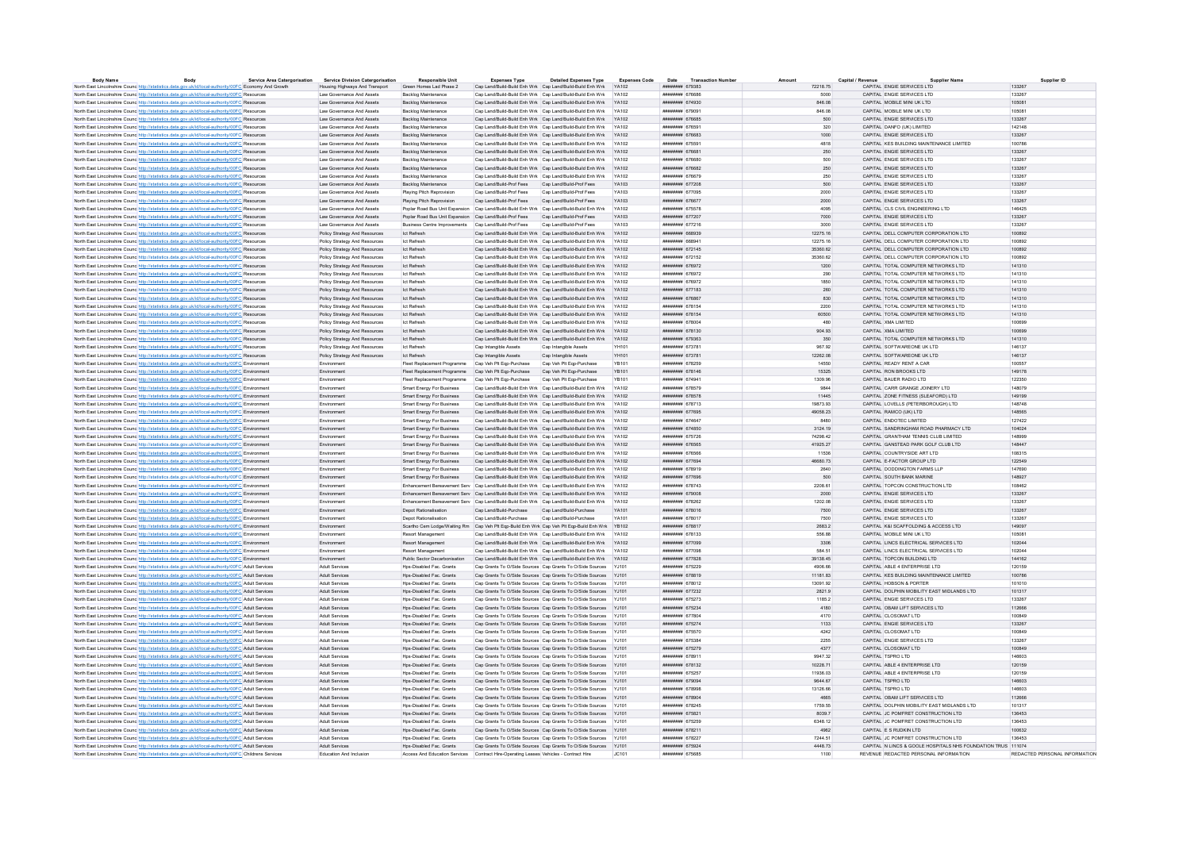| Body Name | Body | Service Area Categorisation | Service Division Categorisation | Responsible Unit | Expenses Type | Detailed Expenses Type | Expenses Code | Date | Transaction Number | Amount | Capital / Revenue | Supplier Name | Supplier ID |
|---|---|---|---|---|---|---|---|---|---|---|---|---|---|
| North East Lincolnshire Council | http://statistics.data.gov.uk/id/local-authority/00FC | Economy And Growth | Housing Highways And Transport | Green Homes Lad Phase 2 | Cap Land/Build-Build Enh Wrk | Cap Land/Build-Build Enh Wrk | YA102 | ######## | 679383 | 72218.75 | CAPITAL | ENGIE SERVICES LTD | 133267 |
| North East Lincolnshire Council | http://statistics.data.gov.uk/id/local-authority/00FC | Resources | Law Governance And Assets | Backlog Maintenance | Cap Land/Build-Build Enh Wrk | Cap Land/Build-Build Enh Wrk | YA102 | ######## | 676686 | 5000 | CAPITAL | ENGIE SERVICES LTD | 133267 |
| North East Lincolnshire Council | http://statistics.data.gov.uk/id/local-authority/00FC | Resources | Law Governance And Assets | Backlog Maintenance | Cap Land/Build-Build Enh Wrk | Cap Land/Build-Build Enh Wrk | YA102 | ######## | 674930 | 846.08 | CAPITAL | MOBILE MINI UK LTD | 105081 |
| North East Lincolnshire Council | http://statistics.data.gov.uk/id/local-authority/00FC | Resources | Law Governance And Assets | Backlog Maintenance | Cap Land/Build-Build Enh Wrk | Cap Land/Build-Build Enh Wrk | YA102 | ######## | 679091 | 846.08 | CAPITAL | MOBILE MINI UK LTD | 105081 |
| North East Lincolnshire Council | http://statistics.data.gov.uk/id/local-authority/00FC | Resources | Law Governance And Assets | Backlog Maintenance | Cap Land/Build-Build Enh Wrk | Cap Land/Build-Build Enh Wrk | YA102 | ######## | 676685 | 500 | CAPITAL | ENGIE SERVICES LTD | 133267 |
| North East Lincolnshire Council | http://statistics.data.gov.uk/id/local-authority/00FC | Resources | Law Governance And Assets | Backlog Maintenance | Cap Land/Build-Build Enh Wrk | Cap Land/Build-Build Enh Wrk | YA102 | ######## | 676591 | 320 | CAPITAL | DANFO (UK) LIMITED | 142148 |
| North East Lincolnshire Council | http://statistics.data.gov.uk/id/local-authority/00FC | Resources | Law Governance And Assets | Backlog Maintenance | Cap Land/Build-Build Enh Wrk | Cap Land/Build-Build Enh Wrk | YA102 | ######## | 676683 | 1000 | CAPITAL | ENGIE SERVICES LTD | 133267 |
| North East Lincolnshire Council | http://statistics.data.gov.uk/id/local-authority/00FC | Resources | Law Governance And Assets | Backlog Maintenance | Cap Land/Build-Build Enh Wrk | Cap Land/Build-Build Enh Wrk | YA102 | ######## | 675591 | 4818 | CAPITAL | KES BUILDING MAINTENANCE LIMITED | 100786 |
| North East Lincolnshire Council | http://statistics.data.gov.uk/id/local-authority/00FC | Resources | Law Governance And Assets | Backlog Maintenance | Cap Land/Build-Build Enh Wrk | Cap Land/Build-Build Enh Wrk | YA102 | ######## | 676681 | 250 | CAPITAL | ENGIE SERVICES LTD | 133267 |
| North East Lincolnshire Council | http://statistics.data.gov.uk/id/local-authority/00FC | Resources | Law Governance And Assets | Backlog Maintenance | Cap Land/Build-Build Enh Wrk | Cap Land/Build-Build Enh Wrk | YA102 | ######## | 676680 | 500 | CAPITAL | ENGIE SERVICES LTD | 133267 |
| North East Lincolnshire Council | http://statistics.data.gov.uk/id/local-authority/00FC | Resources | Law Governance And Assets | Backlog Maintenance | Cap Land/Build-Build Enh Wrk | Cap Land/Build-Build Enh Wrk | YA102 | ######## | 676682 | 250 | CAPITAL | ENGIE SERVICES LTD | 133267 |
| North East Lincolnshire Council | http://statistics.data.gov.uk/id/local-authority/00FC | Resources | Law Governance And Assets | Backlog Maintenance | Cap Land/Build-Build Enh Wrk | Cap Land/Build-Build Enh Wrk | YA102 | ######## | 676679 | 250 | CAPITAL | ENGIE SERVICES LTD | 133267 |
| North East Lincolnshire Council | http://statistics.data.gov.uk/id/local-authority/00FC | Resources | Law Governance And Assets | Backlog Maintenance | Cap Land/Build-Prof Fees | Cap Land/Build-Prof Fees | YA103 | ######## | 677208 | 500 | CAPITAL | ENGIE SERVICES LTD | 133267 |
| North East Lincolnshire Council | http://statistics.data.gov.uk/id/local-authority/00FC | Resources | Law Governance And Assets | Playing Pitch Reprovision | Cap Land/Build-Prof Fees | Cap Land/Build-Prof Fees | YA103 | ######## | 677095 | 2000 | CAPITAL | ENGIE SERVICES LTD | 133267 |
| North East Lincolnshire Council | http://statistics.data.gov.uk/id/local-authority/00FC | Resources | Law Governance And Assets | Playing Pitch Reprovision | Cap Land/Build-Prof Fees | Cap Land/Build-Prof Fees | YA103 | ######## | 676677 | 2000 | CAPITAL | ENGIE SERVICES LTD | 133267 |
| North East Lincolnshire Council | http://statistics.data.gov.uk/id/local-authority/00FC | Resources | Law Governance And Assets | Poplar Road Bus Unit Expansion | Cap Land/Build-Build Enh Wrk | Cap Land/Build-Build Enh Wrk | YA102 | ######## | 675578 | 4095 | CAPITAL | CLS CIVIL ENGINEERING LTD | 146425 |
| North East Lincolnshire Council | http://statistics.data.gov.uk/id/local-authority/00FC | Resources | Law Governance And Assets | Poplar Road Bus Unit Expansion | Cap Land/Build-Prof Fees | Cap Land/Build-Prof Fees | YA103 | ######## | 677207 | 7000 | CAPITAL | ENGIE SERVICES LTD | 133267 |
| North East Lincolnshire Council | http://statistics.data.gov.uk/id/local-authority/00FC | Resources | Law Governance And Assets | Business Centre Improvements | Cap Land/Build-Prof Fees | Cap Land/Build-Prof Fees | YA103 | ######## | 677216 | 3000 | CAPITAL | ENGIE SERVICES LTD | 133267 |
| North East Lincolnshire Council | http://statistics.data.gov.uk/id/local-authority/00FC | Resources | Policy Strategy And Resources | Ict Refresh | Cap Land/Build-Build Enh Wrk | Cap Land/Build-Build Enh Wrk | YA102 | ######## | 668939 | 12275.16 | CAPITAL | DELL COMPUTER CORPORATION LTD | 100892 |
| North East Lincolnshire Council | http://statistics.data.gov.uk/id/local-authority/00FC | Resources | Policy Strategy And Resources | Ict Refresh | Cap Land/Build-Build Enh Wrk | Cap Land/Build-Build Enh Wrk | YA102 | ######## | 668941 | 12275.16 | CAPITAL | DELL COMPUTER CORPORATION LTD | 100892 |
| North East Lincolnshire Council | http://statistics.data.gov.uk/id/local-authority/00FC | Resources | Policy Strategy And Resources | Ict Refresh | Cap Land/Build-Build Enh Wrk | Cap Land/Build-Build Enh Wrk | YA102 | ######## | 672145 | 35360.62 | CAPITAL | DELL COMPUTER CORPORATION LTD | 100892 |
| North East Lincolnshire Council | http://statistics.data.gov.uk/id/local-authority/00FC | Resources | Policy Strategy And Resources | Ict Refresh | Cap Land/Build-Build Enh Wrk | Cap Land/Build-Build Enh Wrk | YA102 | ######## | 672152 | 35360.62 | CAPITAL | DELL COMPUTER CORPORATION LTD | 100892 |
| North East Lincolnshire Council | http://statistics.data.gov.uk/id/local-authority/00FC | Resources | Policy Strategy And Resources | Ict Refresh | Cap Land/Build-Build Enh Wrk | Cap Land/Build-Build Enh Wrk | YA102 | ######## | 676972 | 1200 | CAPITAL | TOTAL COMPUTER NETWORKS LTD | 141310 |
| North East Lincolnshire Council | http://statistics.data.gov.uk/id/local-authority/00FC | Resources | Policy Strategy And Resources | Ict Refresh | Cap Land/Build-Build Enh Wrk | Cap Land/Build-Build Enh Wrk | YA102 | ######## | 676972 | 290 | CAPITAL | TOTAL COMPUTER NETWORKS LTD | 141310 |
| North East Lincolnshire Council | http://statistics.data.gov.uk/id/local-authority/00FC | Resources | Policy Strategy And Resources | Ict Refresh | Cap Land/Build-Build Enh Wrk | Cap Land/Build-Build Enh Wrk | YA102 | ######## | 676972 | 1850 | CAPITAL | TOTAL COMPUTER NETWORKS LTD | 141310 |
| North East Lincolnshire Council | http://statistics.data.gov.uk/id/local-authority/00FC | Resources | Policy Strategy And Resources | Ict Refresh | Cap Land/Build-Build Enh Wrk | Cap Land/Build-Build Enh Wrk | YA102 | ######## | 677183 | 260 | CAPITAL | TOTAL COMPUTER NETWORKS LTD | 141310 |
| North East Lincolnshire Council | http://statistics.data.gov.uk/id/local-authority/00FC | Resources | Policy Strategy And Resources | Ict Refresh | Cap Land/Build-Build Enh Wrk | Cap Land/Build-Build Enh Wrk | YA102 | ######## | 676867 | 830 | CAPITAL | TOTAL COMPUTER NETWORKS LTD | 141310 |
| North East Lincolnshire Council | http://statistics.data.gov.uk/id/local-authority/00FC | Resources | Policy Strategy And Resources | Ict Refresh | Cap Land/Build-Build Enh Wrk | Cap Land/Build-Build Enh Wrk | YA102 | ######## | 678154 | 2200 | CAPITAL | TOTAL COMPUTER NETWORKS LTD | 141310 |
| North East Lincolnshire Council | http://statistics.data.gov.uk/id/local-authority/00FC | Resources | Policy Strategy And Resources | Ict Refresh | Cap Land/Build-Build Enh Wrk | Cap Land/Build-Build Enh Wrk | YA102 | ######## | 678154 | 60500 | CAPITAL | TOTAL COMPUTER NETWORKS LTD | 141310 |
| North East Lincolnshire Council | http://statistics.data.gov.uk/id/local-authority/00FC | Resources | Policy Strategy And Resources | Ict Refresh | Cap Land/Build-Build Enh Wrk | Cap Land/Build-Build Enh Wrk | YA102 | ######## | 678004 | 480 | CAPITAL | XMA LIMITED | 100699 |
| North East Lincolnshire Council | http://statistics.data.gov.uk/id/local-authority/00FC | Resources | Policy Strategy And Resources | Ict Refresh | Cap Land/Build-Build Enh Wrk | Cap Land/Build-Build Enh Wrk | YA102 | ######## | 678130 | 904.93 | CAPITAL | XMA LIMITED | 100699 |
| North East Lincolnshire Council | http://statistics.data.gov.uk/id/local-authority/00FC | Resources | Policy Strategy And Resources | Ict Refresh | Cap Land/Build-Build Enh Wrk | Cap Land/Build-Build Enh Wrk | YA102 | ######## | 679363 | 350 | CAPITAL | TOTAL COMPUTER NETWORKS LTD | 141310 |
| North East Lincolnshire Council | http://statistics.data.gov.uk/id/local-authority/00FC | Resources | Policy Strategy And Resources | Ict Refresh | Cap Intangible Assets | Cap Intangible Assets | YH101 | ######## | 673781 | 967.92 | CAPITAL | SOFTWAREONE UK LTD | 146137 |
| North East Lincolnshire Council | http://statistics.data.gov.uk/id/local-authority/00FC | Resources | Policy Strategy And Resources | Ict Refresh | Cap Intangible Assets | Cap Intangible Assets | YH101 | ######## | 673781 | 12262.08 | CAPITAL | SOFTWAREONE UK LTD | 146137 |
| North East Lincolnshire Council | http://statistics.data.gov.uk/id/local-authority/00FC | Environment | Environment | Fleet Replacement Programme | Cap Veh Plt Eqp-Purchase | Cap Veh Plt Eqp-Purchase | YB101 | ######## | 678259 | 14550 | CAPITAL | READY RENT A CAR | 100557 |
| North East Lincolnshire Council | http://statistics.data.gov.uk/id/local-authority/00FC | Environment | Environment | Fleet Replacement Programme | Cap Veh Plt Eqp-Purchase | Cap Veh Plt Eqp-Purchase | YB101 | ######## | 678146 | 15325 | CAPITAL | RON BROOKS LTD | 149178 |
| North East Lincolnshire Council | http://statistics.data.gov.uk/id/local-authority/00FC | Environment | Environment | Fleet Replacement Programme | Cap Veh Plt Eqp-Purchase | Cap Veh Plt Eqp-Purchase | YB101 | ######## | 674941 | 1309.96 | CAPITAL | BAUER RADIO LTD | 122350 |
| North East Lincolnshire Council | http://statistics.data.gov.uk/id/local-authority/00FC | Environment | Environment | Smart Energy For Business | Cap Land/Build-Build Enh Wrk | Cap Land/Build-Build Enh Wrk | YA102 | ######## | 678579 | 9844 | CAPITAL | CARR GRANGE JOINERY LTD | 148079 |
| North East Lincolnshire Council | http://statistics.data.gov.uk/id/local-authority/00FC | Environment | Environment | Smart Energy For Business | Cap Land/Build-Build Enh Wrk | Cap Land/Build-Build Enh Wrk | YA102 | ######## | 678578 | 11445 | CAPITAL | ZONE FITNESS (SLEAFORD) LTD | 149199 |
| North East Lincolnshire Council | http://statistics.data.gov.uk/id/local-authority/00FC | Environment | Environment | Smart Energy For Business | Cap Land/Build-Build Enh Wrk | Cap Land/Build-Build Enh Wrk | YA102 | ######## | 678713 | 19873.93 | CAPITAL | LOVELLS (PETERBOROUGH) LTD | 148748 |
| North East Lincolnshire Council | http://statistics.data.gov.uk/id/local-authority/00FC | Environment | Environment | Smart Energy For Business | Cap Land/Build-Build Enh Wrk | Cap Land/Build-Build Enh Wrk | YA102 | ######## | 677695 | 49058.23 | CAPITAL | RAMCO (UK) LTD | 148565 |
| North East Lincolnshire Council | http://statistics.data.gov.uk/id/local-authority/00FC | Environment | Environment | Smart Energy For Business | Cap Land/Build-Build Enh Wrk | Cap Land/Build-Build Enh Wrk | YA102 | ######## | 674647 | 8480 | CAPITAL | ENDOTEC LIMITED | 127422 |
| North East Lincolnshire Council | http://statistics.data.gov.uk/id/local-authority/00FC | Environment | Environment | Smart Energy For Business | Cap Land/Build-Build Enh Wrk | Cap Land/Build-Build Enh Wrk | YA102 | ######## | 674850 | 3124.19 | CAPITAL | SANDRINGHAM ROAD PHARMACY LTD | 104024 |
| North East Lincolnshire Council | http://statistics.data.gov.uk/id/local-authority/00FC | Environment | Environment | Smart Energy For Business | Cap Land/Build-Build Enh Wrk | Cap Land/Build-Build Enh Wrk | YA102 | ######## | 675726 | 74298.42 | CAPITAL | GRANTHAM TENNIS CLUB LIMITED | 148999 |
| North East Lincolnshire Council | http://statistics.data.gov.uk/id/local-authority/00FC | Environment | Environment | Smart Energy For Business | Cap Land/Build-Build Enh Wrk | Cap Land/Build-Build Enh Wrk | YA102 | ######## | 676565 | 41925.27 | CAPITAL | GANSTEAD PARK GOLF CLUB LTD | 148447 |
| North East Lincolnshire Council | http://statistics.data.gov.uk/id/local-authority/00FC | Environment | Environment | Smart Energy For Business | Cap Land/Build-Build Enh Wrk | Cap Land/Build-Build Enh Wrk | YA102 | ######## | 676566 | 11536 | CAPITAL | COUNTRYSIDE ART LTD | 108315 |
| North East Lincolnshire Council | http://statistics.data.gov.uk/id/local-authority/00FC | Environment | Environment | Smart Energy For Business | Cap Land/Build-Build Enh Wrk | Cap Land/Build-Build Enh Wrk | YA102 | ######## | 677694 | 46680.73 | CAPITAL | E-FACTOR GROUP LTD | 122549 |
| North East Lincolnshire Council | http://statistics.data.gov.uk/id/local-authority/00FC | Environment | Environment | Smart Energy For Business | Cap Land/Build-Build Enh Wrk | Cap Land/Build-Build Enh Wrk | YA102 | ######## | 678919 | 2640 | CAPITAL | DODDINGTON FARMS LLP | 147690 |
| North East Lincolnshire Council | http://statistics.data.gov.uk/id/local-authority/00FC | Environment | Environment | Smart Energy For Business | Cap Land/Build-Build Enh Wrk | Cap Land/Build-Build Enh Wrk | YA102 | ######## | 677696 | 500 | CAPITAL | SOUTH BANK MARINE | 148927 |
| North East Lincolnshire Council | http://statistics.data.gov.uk/id/local-authority/00FC | Environment | Environment | Enhancement Bereavement Serv | Cap Land/Build-Build Enh Wrk | Cap Land/Build-Build Enh Wrk | YA102 | ######## | 678743 | 2208.61 | CAPITAL | TOPCON CONSTRUCTION LTD | 108462 |
| North East Lincolnshire Council | http://statistics.data.gov.uk/id/local-authority/00FC | Environment | Environment | Enhancement Bereavement Serv | Cap Land/Build-Build Enh Wrk | Cap Land/Build-Build Enh Wrk | YA102 | ######## | 679008 | 2000 | CAPITAL | ENGIE SERVICES LTD | 133267 |
| North East Lincolnshire Council | http://statistics.data.gov.uk/id/local-authority/00FC | Environment | Environment | Enhancement Bereavement Serv | Cap Land/Build-Build Enh Wrk | Cap Land/Build-Build Enh Wrk | YA102 | ######## | 678262 | 1202.08 | CAPITAL | ENGIE SERVICES LTD | 133267 |
| North East Lincolnshire Council | http://statistics.data.gov.uk/id/local-authority/00FC | Environment | Environment | Depot Rationalisation | Cap Land/Build-Purchase | Cap Land/Build-Purchase | YA101 | ######## | 678016 | 7500 | CAPITAL | ENGIE SERVICES LTD | 133267 |
| North East Lincolnshire Council | http://statistics.data.gov.uk/id/local-authority/00FC | Environment | Environment | Depot Rationalisation | Cap Land/Build-Purchase | Cap Land/Build-Purchase | YA101 | ######## | 678017 | 7500 | CAPITAL | ENGIE SERVICES LTD | 133267 |
| North East Lincolnshire Council | http://statistics.data.gov.uk/id/local-authority/00FC | Environment | Environment | Scartho Cem Lodge/Waiting Rm | Cap Veh Plt Eqp-Build Enh Wrk | Cap Veh Plt Eqp-Build Enh Wrk | YB102 | ######## | 678817 | 2683.2 | CAPITAL | K&I SCAFFOLDING & ACCESS LTD | 149097 |
| North East Lincolnshire Council | http://statistics.data.gov.uk/id/local-authority/00FC | Environment | Environment | Resort Management | Cap Land/Build-Build Enh Wrk | Cap Land/Build-Build Enh Wrk | YA102 | ######## | 678133 | 556.88 | CAPITAL | MOBILE MINI UK LTD | 105081 |
| North East Lincolnshire Council | http://statistics.data.gov.uk/id/local-authority/00FC | Environment | Environment | Resort Management | Cap Land/Build-Build Enh Wrk | Cap Land/Build-Build Enh Wrk | YA102 | ######## | 677099 | 3306 | CAPITAL | LINCS ELECTRICAL SERVICES LTD | 102044 |
| North East Lincolnshire Council | http://statistics.data.gov.uk/id/local-authority/00FC | Environment | Environment | Resort Management | Cap Land/Build-Build Enh Wrk | Cap Land/Build-Build Enh Wrk | YA102 | ######## | 677098 | 584.51 | CAPITAL | LINCS ELECTRICAL SERVICES LTD | 102044 |
| North East Lincolnshire Council | http://statistics.data.gov.uk/id/local-authority/00FC | Environment | Environment | Public Sector Decarbonisation | Cap Land/Build-Build Enh Wrk | Cap Land/Build-Build Enh Wrk | YA102 | ######## | 677628 | 39138.45 | CAPITAL | TOPCON BUILDING LTD | 144182 |
| North East Lincolnshire Council | http://statistics.data.gov.uk/id/local-authority/00FC | Adult Services | Adult Services | Hps-Disabled Fac. Grants | Cap Grants To O/Side Sources | Cap Grants To O/Side Sources | YJ101 | ######## | 675229 | 4906.66 | CAPITAL | ABLE 4 ENTERPRISE LTD | 120159 |
| North East Lincolnshire Council | http://statistics.data.gov.uk/id/local-authority/00FC | Adult Services | Adult Services | Hps-Disabled Fac. Grants | Cap Grants To O/Side Sources | Cap Grants To O/Side Sources | YJ101 | ######## | 678819 | 11181.83 | CAPITAL | KES BUILDING MAINTENANCE LIMITED | 100786 |
| North East Lincolnshire Council | http://statistics.data.gov.uk/id/local-authority/00FC | Adult Services | Adult Services | Hps-Disabled Fac. Grants | Cap Grants To O/Side Sources | Cap Grants To O/Side Sources | YJ101 | ######## | 678012 | 13091.92 | CAPITAL | HOBSON & PORTER | 101010 |
| North East Lincolnshire Council | http://statistics.data.gov.uk/id/local-authority/00FC | Adult Services | Adult Services | Hps-Disabled Fac. Grants | Cap Grants To O/Side Sources | Cap Grants To O/Side Sources | YJ101 | ######## | 677232 | 2821.9 | CAPITAL | DOLPHIN MOBILITY EAST MIDLANDS LTD | 101317 |
| North East Lincolnshire Council | http://statistics.data.gov.uk/id/local-authority/00FC | Adult Services | Adult Services | Hps-Disabled Fac. Grants | Cap Grants To O/Side Sources | Cap Grants To O/Side Sources | YJ101 | ######## | 675273 | 1185.2 | CAPITAL | ENGIE SERVICES LTD | 133267 |
| North East Lincolnshire Council | http://statistics.data.gov.uk/id/local-authority/00FC | Adult Services | Adult Services | Hps-Disabled Fac. Grants | Cap Grants To O/Side Sources | Cap Grants To O/Side Sources | YJ101 | ######## | 675234 | 4180 | CAPITAL | OBAM LIFT SERVICES LTD | 112666 |
| North East Lincolnshire Council | http://statistics.data.gov.uk/id/local-authority/00FC | Adult Services | Adult Services | Hps-Disabled Fac. Grants | Cap Grants To O/Side Sources | Cap Grants To O/Side Sources | YJ101 | ######## | 677804 | 4170 | CAPITAL | CLOSOMAT LTD | 100849 |
| North East Lincolnshire Council | http://statistics.data.gov.uk/id/local-authority/00FC | Adult Services | Adult Services | Hps-Disabled Fac. Grants | Cap Grants To O/Side Sources | Cap Grants To O/Side Sources | YJ101 | ######## | 675274 | 1133 | CAPITAL | ENGIE SERVICES LTD | 133267 |
| North East Lincolnshire Council | http://statistics.data.gov.uk/id/local-authority/00FC | Adult Services | Adult Services | Hps-Disabled Fac. Grants | Cap Grants To O/Side Sources | Cap Grants To O/Side Sources | YJ101 | ######## | 675570 | 4242 | CAPITAL | CLOSOMAT LTD | 100849 |
| North East Lincolnshire Council | http://statistics.data.gov.uk/id/local-authority/00FC | Adult Services | Adult Services | Hps-Disabled Fac. Grants | Cap Grants To O/Side Sources | Cap Grants To O/Side Sources | YJ101 | ######## | 675384 | 2255 | CAPITAL | ENGIE SERVICES LTD | 133267 |
| North East Lincolnshire Council | http://statistics.data.gov.uk/id/local-authority/00FC | Adult Services | Adult Services | Hps-Disabled Fac. Grants | Cap Grants To O/Side Sources | Cap Grants To O/Side Sources | YJ101 | ######## | 675279 | 4377 | CAPITAL | CLOSOMAT LTD | 100849 |
| North East Lincolnshire Council | http://statistics.data.gov.uk/id/local-authority/00FC | Adult Services | Adult Services | Hps-Disabled Fac. Grants | Cap Grants To O/Side Sources | Cap Grants To O/Side Sources | YJ101 | ######## | 678911 | 9947.32 | CAPITAL | TSPRO LTD | 146603 |
| North East Lincolnshire Council | http://statistics.data.gov.uk/id/local-authority/00FC | Adult Services | Adult Services | Hps-Disabled Fac. Grants | Cap Grants To O/Side Sources | Cap Grants To O/Side Sources | YJ101 | ######## | 678132 | 10226.71 | CAPITAL | ABLE 4 ENTERPRISE LTD | 120159 |
| North East Lincolnshire Council | http://statistics.data.gov.uk/id/local-authority/00FC | Adult Services | Adult Services | Hps-Disabled Fac. Grants | Cap Grants To O/Side Sources | Cap Grants To O/Side Sources | YJ101 | ######## | 675257 | 11936.03 | CAPITAL | ABLE 4 ENTERPRISE LTD | 120159 |
| North East Lincolnshire Council | http://statistics.data.gov.uk/id/local-authority/00FC | Adult Services | Adult Services | Hps-Disabled Fac. Grants | Cap Grants To O/Side Sources | Cap Grants To O/Side Sources | YJ101 | ######## | 679094 | 9644.67 | CAPITAL | TSPRO LTD | 146603 |
| North East Lincolnshire Council | http://statistics.data.gov.uk/id/local-authority/00FC | Adult Services | Adult Services | Hps-Disabled Fac. Grants | Cap Grants To O/Side Sources | Cap Grants To O/Side Sources | YJ101 | ######## | 678998 | 13128.66 | CAPITAL | TSPRO LTD | 146603 |
| North East Lincolnshire Council | http://statistics.data.gov.uk/id/local-authority/00FC | Adult Services | Adult Services | Hps-Disabled Fac. Grants | Cap Grants To O/Side Sources | Cap Grants To O/Side Sources | YJ101 | ######## | 678904 | 4865 | CAPITAL | OBAM LIFT SERVICES LTD | 112666 |
| North East Lincolnshire Council | http://statistics.data.gov.uk/id/local-authority/00FC | Adult Services | Adult Services | Hps-Disabled Fac. Grants | Cap Grants To O/Side Sources | Cap Grants To O/Side Sources | YJ101 | ######## | 678245 | 1759.55 | CAPITAL | DOLPHIN MOBILITY EAST MIDLANDS LTD | 101317 |
| North East Lincolnshire Council | http://statistics.data.gov.uk/id/local-authority/00FC | Adult Services | Adult Services | Hps-Disabled Fac. Grants | Cap Grants To O/Side Sources | Cap Grants To O/Side Sources | YJ101 | ######## | 675821 | 8039.7 | CAPITAL | JC POMFRET CONSTRUCTION LTD | 136453 |
| North East Lincolnshire Council | http://statistics.data.gov.uk/id/local-authority/00FC | Adult Services | Adult Services | Hps-Disabled Fac. Grants | Cap Grants To O/Side Sources | Cap Grants To O/Side Sources | YJ101 | ######## | 675259 | 6348.12 | CAPITAL | JC POMFRET CONSTRUCTION LTD | 136453 |
| North East Lincolnshire Council | http://statistics.data.gov.uk/id/local-authority/00FC | Adult Services | Adult Services | Hps-Disabled Fac. Grants | Cap Grants To O/Side Sources | Cap Grants To O/Side Sources | YJ101 | ######## | 678211 | 4962 | CAPITAL | E S RUDKIN LTD | 100632 |
| North East Lincolnshire Council | http://statistics.data.gov.uk/id/local-authority/00FC | Adult Services | Adult Services | Hps-Disabled Fac. Grants | Cap Grants To O/Side Sources | Cap Grants To O/Side Sources | YJ101 | ######## | 678227 | 7244.51 | CAPITAL | JC POMFRET CONSTRUCTION LTD | 136453 |
| North East Lincolnshire Council | http://statistics.data.gov.uk/id/local-authority/00FC | Adult Services | Adult Services | Hps-Disabled Fac. Grants | Cap Grants To O/Side Sources | Cap Grants To O/Side Sources | YJ101 | ######## | 675924 | 4448.73 | CAPITAL | N LINCS & GOOLE HOSPITALS NHS FOUNDATION TRUS | 111074 |
| North East Lincolnshire Council | http://statistics.data.gov.uk/id/local-authority/00FC | Childrens Services | Education And Inclusion | Access And Education Services | Contract Hire-Operating Leases | Vehicles - Contract Hire | JC101 | ######## | 675685 | 1100 | REVENUE | REDACTED PERSONAL INFORMATION | REDACTED PERSONAL INFORMATION |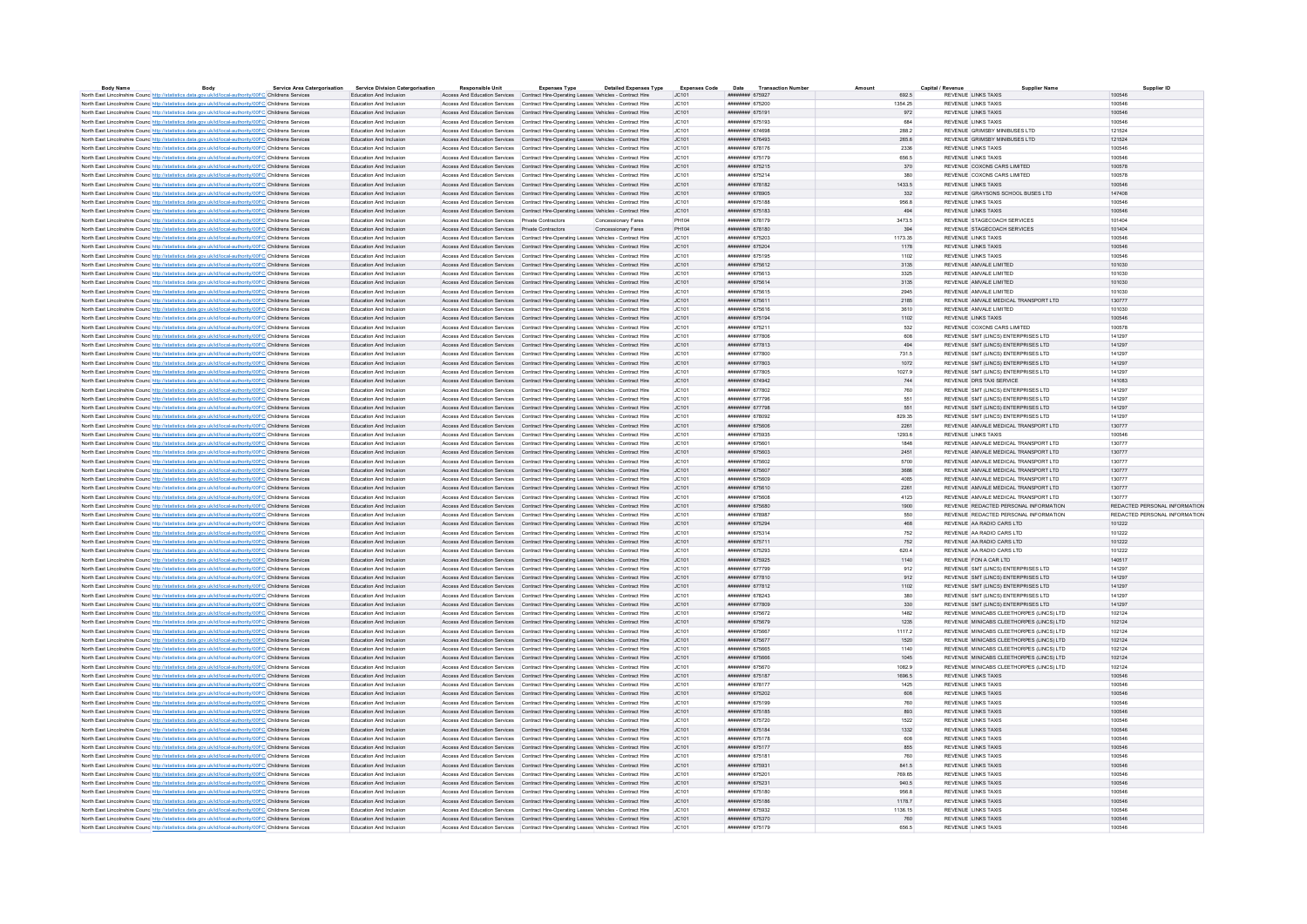| Body Name | Body | Service Area Catergorisation | Service Division Catergorisation | Responsible Unit | Expenses Type | Detailed Expenses Type | Expenses Code | Date | Transaction Number | Amount | Capital / Revenue | Supplier Name | Supplier ID |
|---|---|---|---|---|---|---|---|---|---|---|---|---|---|
| North East Lincolnshire Council | http://statistics.data.gov.uk/id/local-authority/00FC | Childrens Services | Education And Inclusion | Access And Education Services | Contract Hire-Operating Leases | Vehicles - Contract Hire | JC101 | ######## | 675927 | 692.5 | REVENUE | LINKS TAXIS | 100546 |
| North East Lincolnshire Council | http://statistics.data.gov.uk/id/local-authority/00FC | Childrens Services | Education And Inclusion | Access And Education Services | Contract Hire-Operating Leases | Vehicles - Contract Hire | JC101 | ######## | 675200 | 1354.25 | REVENUE | LINKS TAXIS | 100546 |
| North East Lincolnshire Council | http://statistics.data.gov.uk/id/local-authority/00FC | Childrens Services | Education And Inclusion | Access And Education Services | Contract Hire-Operating Leases | Vehicles - Contract Hire | JC101 | ######## | 675191 | 972 | REVENUE | LINKS TAXIS | 100546 |
| North East Lincolnshire Council | http://statistics.data.gov.uk/id/local-authority/00FC | Childrens Services | Education And Inclusion | Access And Education Services | Contract Hire-Operating Leases | Vehicles - Contract Hire | JC101 | ######## | 675193 | 684 | REVENUE | LINKS TAXIS | 100546 |
| North East Lincolnshire Council | http://statistics.data.gov.uk/id/local-authority/00FC | Childrens Services | Education And Inclusion | Access And Education Services | Contract Hire-Operating Leases | Vehicles - Contract Hire | JC101 | ######## | 674698 | 288.2 | REVENUE | GRIMSBY MINIBUSES LTD | 121524 |
| North East Lincolnshire Council | http://statistics.data.gov.uk/id/local-authority/00FC | Childrens Services | Education And Inclusion | Access And Education Services | Contract Hire-Operating Leases | Vehicles - Contract Hire | JC101 | ######## | 676493 | 265.6 | REVENUE | GRIMSBY MINIBUSES LTD | 121524 |
| North East Lincolnshire Council | http://statistics.data.gov.uk/id/local-authority/00FC | Childrens Services | Education And Inclusion | Access And Education Services | Contract Hire-Operating Leases | Vehicles - Contract Hire | JC101 | ######## | 676176 | 2336 | REVENUE | LINKS TAXIS | 100546 |
| North East Lincolnshire Council | http://statistics.data.gov.uk/id/local-authority/00FC | Childrens Services | Education And Inclusion | Access And Education Services | Contract Hire-Operating Leases | Vehicles - Contract Hire | JC101 | ######## | 675179 | 656.5 | REVENUE | LINKS TAXIS | 100546 |
| North East Lincolnshire Council | http://statistics.data.gov.uk/id/local-authority/00FC | Childrens Services | Education And Inclusion | Access And Education Services | Contract Hire-Operating Leases | Vehicles - Contract Hire | JC101 | ######## | 675215 | 370 | REVENUE | COXONS CARS LIMITED | 100578 |
| North East Lincolnshire Council | http://statistics.data.gov.uk/id/local-authority/00FC | Childrens Services | Education And Inclusion | Access And Education Services | Contract Hire-Operating Leases | Vehicles - Contract Hire | JC101 | ######## | 675214 | 380 | REVENUE | COXONS CARS LIMITED | 100578 |
| North East Lincolnshire Council | http://statistics.data.gov.uk/id/local-authority/00FC | Childrens Services | Education And Inclusion | Access And Education Services | Contract Hire-Operating Leases | Vehicles - Contract Hire | JC101 | ######## | 676182 | 1433.5 | REVENUE | LINKS TAXIS | 100546 |
| North East Lincolnshire Council | http://statistics.data.gov.uk/id/local-authority/00FC | Childrens Services | Education And Inclusion | Access And Education Services | Contract Hire-Operating Leases | Vehicles - Contract Hire | JC101 | ######## | 676905 | 332 | REVENUE | GRAYSONS SCHOOL BUSES LTD | 147408 |
| North East Lincolnshire Council | http://statistics.data.gov.uk/id/local-authority/00FC | Childrens Services | Education And Inclusion | Access And Education Services | Contract Hire-Operating Leases | Vehicles - Contract Hire | JC101 | ######## | 675188 | 956.8 | REVENUE | LINKS TAXIS | 100546 |
| North East Lincolnshire Council | http://statistics.data.gov.uk/id/local-authority/00FC | Childrens Services | Education And Inclusion | Access And Education Services | Contract Hire-Operating Leases | Vehicles - Contract Hire | JC101 | ######## | 675183 | 494 | REVENUE | LINKS TAXIS | 100546 |
| North East Lincolnshire Council | http://statistics.data.gov.uk/id/local-authority/00FC | Childrens Services | Education And Inclusion | Access And Education Services | Private Contractors | Concessionary Fares | PH104 | ######## | 676179 | 3473.5 | REVENUE | STAGECOACH SERVICES | 101404 |
| North East Lincolnshire Council | http://statistics.data.gov.uk/id/local-authority/00FC | Childrens Services | Education And Inclusion | Access And Education Services | Private Contractors | Concessionary Fares | PH104 | ######## | 676180 | 394 | REVENUE | STAGECOACH SERVICES | 101404 |
| North East Lincolnshire Council | http://statistics.data.gov.uk/id/local-authority/00FC | Childrens Services | Education And Inclusion | Access And Education Services | Contract Hire-Operating Leases | Vehicles - Contract Hire | JC101 | ######## | 675203 | 1173.35 | REVENUE | LINKS TAXIS | 100546 |
| North East Lincolnshire Council | http://statistics.data.gov.uk/id/local-authority/00FC | Childrens Services | Education And Inclusion | Access And Education Services | Contract Hire-Operating Leases | Vehicles - Contract Hire | JC101 | ######## | 675204 | 1178 | REVENUE | LINKS TAXIS | 100546 |
| North East Lincolnshire Council | http://statistics.data.gov.uk/id/local-authority/00FC | Childrens Services | Education And Inclusion | Access And Education Services | Contract Hire-Operating Leases | Vehicles - Contract Hire | JC101 | ######## | 675195 | 1102 | REVENUE | LINKS TAXIS | 100546 |
| North East Lincolnshire Council | http://statistics.data.gov.uk/id/local-authority/00FC | Childrens Services | Education And Inclusion | Access And Education Services | Contract Hire-Operating Leases | Vehicles - Contract Hire | JC101 | ######## | 675612 | 3135 | REVENUE | AMVALE LIMITED | 101030 |
| North East Lincolnshire Council | http://statistics.data.gov.uk/id/local-authority/00FC | Childrens Services | Education And Inclusion | Access And Education Services | Contract Hire-Operating Leases | Vehicles - Contract Hire | JC101 | ######## | 675613 | 3325 | REVENUE | AMVALE LIMITED | 101030 |
| North East Lincolnshire Council | http://statistics.data.gov.uk/id/local-authority/00FC | Childrens Services | Education And Inclusion | Access And Education Services | Contract Hire-Operating Leases | Vehicles - Contract Hire | JC101 | ######## | 675614 | 3135 | REVENUE | AMVALE LIMITED | 101030 |
| North East Lincolnshire Council | http://statistics.data.gov.uk/id/local-authority/00FC | Childrens Services | Education And Inclusion | Access And Education Services | Contract Hire-Operating Leases | Vehicles - Contract Hire | JC101 | ######## | 675615 | 2945 | REVENUE | AMVALE LIMITED | 101030 |
| North East Lincolnshire Council | http://statistics.data.gov.uk/id/local-authority/00FC | Childrens Services | Education And Inclusion | Access And Education Services | Contract Hire-Operating Leases | Vehicles - Contract Hire | JC101 | ######## | 675611 | 2185 | REVENUE | AMVALE MEDICAL TRANSPORT LTD | 130777 |
| North East Lincolnshire Council | http://statistics.data.gov.uk/id/local-authority/00FC | Childrens Services | Education And Inclusion | Access And Education Services | Contract Hire-Operating Leases | Vehicles - Contract Hire | JC101 | ######## | 675616 | 3610 | REVENUE | AMVALE LIMITED | 101030 |
| North East Lincolnshire Council | http://statistics.data.gov.uk/id/local-authority/00FC | Childrens Services | Education And Inclusion | Access And Education Services | Contract Hire-Operating Leases | Vehicles - Contract Hire | JC101 | ######## | 675194 | 1102 | REVENUE | LINKS TAXIS | 100546 |
| North East Lincolnshire Council | http://statistics.data.gov.uk/id/local-authority/00FC | Childrens Services | Education And Inclusion | Access And Education Services | Contract Hire-Operating Leases | Vehicles - Contract Hire | JC101 | ######## | 675211 | 532 | REVENUE | COXONS CARS LIMITED | 100578 |
| North East Lincolnshire Council | http://statistics.data.gov.uk/id/local-authority/00FC | Childrens Services | Education And Inclusion | Access And Education Services | Contract Hire-Operating Leases | Vehicles - Contract Hire | JC101 | ######## | 677806 | 608 | REVENUE | SMT (LINCS) ENTERPRISES LTD | 141297 |
| North East Lincolnshire Council | http://statistics.data.gov.uk/id/local-authority/00FC | Childrens Services | Education And Inclusion | Access And Education Services | Contract Hire-Operating Leases | Vehicles - Contract Hire | JC101 | ######## | 677813 | 494 | REVENUE | SMT (LINCS) ENTERPRISES LTD | 141297 |
| North East Lincolnshire Council | http://statistics.data.gov.uk/id/local-authority/00FC | Childrens Services | Education And Inclusion | Access And Education Services | Contract Hire-Operating Leases | Vehicles - Contract Hire | JC101 | ######## | 677800 | 731.5 | REVENUE | SMT (LINCS) ENTERPRISES LTD | 141297 |
| North East Lincolnshire Council | http://statistics.data.gov.uk/id/local-authority/00FC | Childrens Services | Education And Inclusion | Access And Education Services | Contract Hire-Operating Leases | Vehicles - Contract Hire | JC101 | ######## | 677803 | 1072 | REVENUE | SMT (LINCS) ENTERPRISES LTD | 141297 |
| North East Lincolnshire Council | http://statistics.data.gov.uk/id/local-authority/00FC | Childrens Services | Education And Inclusion | Access And Education Services | Contract Hire-Operating Leases | Vehicles - Contract Hire | JC101 | ######## | 677805 | 1027.9 | REVENUE | SMT (LINCS) ENTERPRISES LTD | 141297 |
| North East Lincolnshire Council | http://statistics.data.gov.uk/id/local-authority/00FC | Childrens Services | Education And Inclusion | Access And Education Services | Contract Hire-Operating Leases | Vehicles - Contract Hire | JC101 | ######## | 674942 | 744 | REVENUE | DRS TAXI SERVICE | 141083 |
| North East Lincolnshire Council | http://statistics.data.gov.uk/id/local-authority/00FC | Childrens Services | Education And Inclusion | Access And Education Services | Contract Hire-Operating Leases | Vehicles - Contract Hire | JC101 | ######## | 677802 | 760 | REVENUE | SMT (LINCS) ENTERPRISES LTD | 141297 |
| North East Lincolnshire Council | http://statistics.data.gov.uk/id/local-authority/00FC | Childrens Services | Education And Inclusion | Access And Education Services | Contract Hire-Operating Leases | Vehicles - Contract Hire | JC101 | ######## | 677796 | 551 | REVENUE | SMT (LINCS) ENTERPRISES LTD | 141297 |
| North East Lincolnshire Council | http://statistics.data.gov.uk/id/local-authority/00FC | Childrens Services | Education And Inclusion | Access And Education Services | Contract Hire-Operating Leases | Vehicles - Contract Hire | JC101 | ######## | 677798 | 551 | REVENUE | SMT (LINCS) ENTERPRISES LTD | 141297 |
| North East Lincolnshire Council | http://statistics.data.gov.uk/id/local-authority/00FC | Childrens Services | Education And Inclusion | Access And Education Services | Contract Hire-Operating Leases | Vehicles - Contract Hire | JC101 | ######## | 678092 | 829.35 | REVENUE | SMT (LINCS) ENTERPRISES LTD | 141297 |
| North East Lincolnshire Council | http://statistics.data.gov.uk/id/local-authority/00FC | Childrens Services | Education And Inclusion | Access And Education Services | Contract Hire-Operating Leases | Vehicles - Contract Hire | JC101 | ######## | 675606 | 2261 | REVENUE | AMVALE MEDICAL TRANSPORT LTD | 130777 |
| North East Lincolnshire Council | http://statistics.data.gov.uk/id/local-authority/00FC | Childrens Services | Education And Inclusion | Access And Education Services | Contract Hire-Operating Leases | Vehicles - Contract Hire | JC101 | ######## | 675935 | 1293.6 | REVENUE | LINKS TAXIS | 100546 |
| North East Lincolnshire Council | http://statistics.data.gov.uk/id/local-authority/00FC | Childrens Services | Education And Inclusion | Access And Education Services | Contract Hire-Operating Leases | Vehicles - Contract Hire | JC101 | ######## | 675601 | 1848 | REVENUE | AMVALE MEDICAL TRANSPORT LTD | 130777 |
| North East Lincolnshire Council | http://statistics.data.gov.uk/id/local-authority/00FC | Childrens Services | Education And Inclusion | Access And Education Services | Contract Hire-Operating Leases | Vehicles - Contract Hire | JC101 | ######## | 675603 | 2451 | REVENUE | AMVALE MEDICAL TRANSPORT LTD | 130777 |
| North East Lincolnshire Council | http://statistics.data.gov.uk/id/local-authority/00FC | Childrens Services | Education And Inclusion | Access And Education Services | Contract Hire-Operating Leases | Vehicles - Contract Hire | JC101 | ######## | 675602 | 5700 | REVENUE | AMVALE MEDICAL TRANSPORT LTD | 130777 |
| North East Lincolnshire Council | http://statistics.data.gov.uk/id/local-authority/00FC | Childrens Services | Education And Inclusion | Access And Education Services | Contract Hire-Operating Leases | Vehicles - Contract Hire | JC101 | ######## | 675607 | 3666 | REVENUE | AMVALE MEDICAL TRANSPORT LTD | 130777 |
| North East Lincolnshire Council | http://statistics.data.gov.uk/id/local-authority/00FC | Childrens Services | Education And Inclusion | Access And Education Services | Contract Hire-Operating Leases | Vehicles - Contract Hire | JC101 | ######## | 675609 | 4085 | REVENUE | AMVALE MEDICAL TRANSPORT LTD | 130777 |
| North East Lincolnshire Council | http://statistics.data.gov.uk/id/local-authority/00FC | Childrens Services | Education And Inclusion | Access And Education Services | Contract Hire-Operating Leases | Vehicles - Contract Hire | JC101 | ######## | 675610 | 2261 | REVENUE | AMVALE MEDICAL TRANSPORT LTD | 130777 |
| North East Lincolnshire Council | http://statistics.data.gov.uk/id/local-authority/00FC | Childrens Services | Education And Inclusion | Access And Education Services | Contract Hire-Operating Leases | Vehicles - Contract Hire | JC101 | ######## | 675608 | 4123 | REVENUE | AMVALE MEDICAL TRANSPORT LTD | 130777 |
| North East Lincolnshire Council | http://statistics.data.gov.uk/id/local-authority/00FC | Childrens Services | Education And Inclusion | Access And Education Services | Contract Hire-Operating Leases | Vehicles - Contract Hire | JC101 | ######## | 675680 | 1900 | REVENUE | REDACTED PERSONAL INFORMATION | REDACTED PERSONAL INFORMATION |
| North East Lincolnshire Council | http://statistics.data.gov.uk/id/local-authority/00FC | Childrens Services | Education And Inclusion | Access And Education Services | Contract Hire-Operating Leases | Vehicles - Contract Hire | JC101 | ######## | 678987 | 550 | REVENUE | REDACTED PERSONAL INFORMATION | REDACTED PERSONAL INFORMATION |
| North East Lincolnshire Council | http://statistics.data.gov.uk/id/local-authority/00FC | Childrens Services | Education And Inclusion | Access And Education Services | Contract Hire-Operating Leases | Vehicles - Contract Hire | JC101 | ######## | 675294 | 468 | REVENUE | AA RADIO CARS LTD | 101222 |
| North East Lincolnshire Council | http://statistics.data.gov.uk/id/local-authority/00FC | Childrens Services | Education And Inclusion | Access And Education Services | Contract Hire-Operating Leases | Vehicles - Contract Hire | JC101 | ######## | 675314 | 752 | REVENUE | AA RADIO CARS LTD | 101222 |
| North East Lincolnshire Council | http://statistics.data.gov.uk/id/local-authority/00FC | Childrens Services | Education And Inclusion | Access And Education Services | Contract Hire-Operating Leases | Vehicles - Contract Hire | JC101 | ######## | 675711 | 752 | REVENUE | AA RADIO CARS LTD | 101222 |
| North East Lincolnshire Council | http://statistics.data.gov.uk/id/local-authority/00FC | Childrens Services | Education And Inclusion | Access And Education Services | Contract Hire-Operating Leases | Vehicles - Contract Hire | JC101 | ######## | 675293 | 620.4 | REVENUE | AA RADIO CARS LTD | 101222 |
| North East Lincolnshire Council | http://statistics.data.gov.uk/id/local-authority/00FC | Childrens Services | Education And Inclusion | Access And Education Services | Contract Hire-Operating Leases | Vehicles - Contract Hire | JC101 | ######## | 675925 | 1140 | REVENUE | FON A CAR LTD | 140517 |
| North East Lincolnshire Council | http://statistics.data.gov.uk/id/local-authority/00FC | Childrens Services | Education And Inclusion | Access And Education Services | Contract Hire-Operating Leases | Vehicles - Contract Hire | JC101 | ######## | 677799 | 912 | REVENUE | SMT (LINCS) ENTERPRISES LTD | 141297 |
| North East Lincolnshire Council | http://statistics.data.gov.uk/id/local-authority/00FC | Childrens Services | Education And Inclusion | Access And Education Services | Contract Hire-Operating Leases | Vehicles - Contract Hire | JC101 | ######## | 677810 | 912 | REVENUE | SMT (LINCS) ENTERPRISES LTD | 141297 |
| North East Lincolnshire Council | http://statistics.data.gov.uk/id/local-authority/00FC | Childrens Services | Education And Inclusion | Access And Education Services | Contract Hire-Operating Leases | Vehicles - Contract Hire | JC101 | ######## | 677812 | 1102 | REVENUE | SMT (LINCS) ENTERPRISES LTD | 141297 |
| North East Lincolnshire Council | http://statistics.data.gov.uk/id/local-authority/00FC | Childrens Services | Education And Inclusion | Access And Education Services | Contract Hire-Operating Leases | Vehicles - Contract Hire | JC101 | ######## | 676243 | 380 | REVENUE | SMT (LINCS) ENTERPRISES LTD | 141297 |
| North East Lincolnshire Council | http://statistics.data.gov.uk/id/local-authority/00FC | Childrens Services | Education And Inclusion | Access And Education Services | Contract Hire-Operating Leases | Vehicles - Contract Hire | JC101 | ######## | 677809 | 330 | REVENUE | SMT (LINCS) ENTERPRISES LTD | 141297 |
| North East Lincolnshire Council | http://statistics.data.gov.uk/id/local-authority/00FC | Childrens Services | Education And Inclusion | Access And Education Services | Contract Hire-Operating Leases | Vehicles - Contract Hire | JC101 | ######## | 675672 | 1482 | REVENUE | MINICABS CLEETHORPES (LINCS) LTD | 102124 |
| North East Lincolnshire Council | http://statistics.data.gov.uk/id/local-authority/00FC | Childrens Services | Education And Inclusion | Access And Education Services | Contract Hire-Operating Leases | Vehicles - Contract Hire | JC101 | ######## | 675679 | 1235 | REVENUE | MINICABS CLEETHORPES (LINCS) LTD | 102124 |
| North East Lincolnshire Council | http://statistics.data.gov.uk/id/local-authority/00FC | Childrens Services | Education And Inclusion | Access And Education Services | Contract Hire-Operating Leases | Vehicles - Contract Hire | JC101 | ######## | 675667 | 1117.2 | REVENUE | MINICABS CLEETHORPES (LINCS) LTD | 102124 |
| North East Lincolnshire Council | http://statistics.data.gov.uk/id/local-authority/00FC | Childrens Services | Education And Inclusion | Access And Education Services | Contract Hire-Operating Leases | Vehicles - Contract Hire | JC101 | ######## | 675677 | 1520 | REVENUE | MINICABS CLEETHORPES (LINCS) LTD | 102124 |
| North East Lincolnshire Council | http://statistics.data.gov.uk/id/local-authority/00FC | Childrens Services | Education And Inclusion | Access And Education Services | Contract Hire-Operating Leases | Vehicles - Contract Hire | JC101 | ######## | 675665 | 1140 | REVENUE | MINICABS CLEETHORPES (LINCS) LTD | 102124 |
| North East Lincolnshire Council | http://statistics.data.gov.uk/id/local-authority/00FC | Childrens Services | Education And Inclusion | Access And Education Services | Contract Hire-Operating Leases | Vehicles - Contract Hire | JC101 | ######## | 675666 | 1045 | REVENUE | MINICABS CLEETHORPES (LINCS) LTD | 102124 |
| North East Lincolnshire Council | http://statistics.data.gov.uk/id/local-authority/00FC | Childrens Services | Education And Inclusion | Access And Education Services | Contract Hire-Operating Leases | Vehicles - Contract Hire | JC101 | ######## | 675670 | 1082.9 | REVENUE | MINICABS CLEETHORPES (LINCS) LTD | 102124 |
| North East Lincolnshire Council | http://statistics.data.gov.uk/id/local-authority/00FC | Childrens Services | Education And Inclusion | Access And Education Services | Contract Hire-Operating Leases | Vehicles - Contract Hire | JC101 | ######## | 675187 | 1696.5 | REVENUE | LINKS TAXIS | 100546 |
| North East Lincolnshire Council | http://statistics.data.gov.uk/id/local-authority/00FC | Childrens Services | Education And Inclusion | Access And Education Services | Contract Hire-Operating Leases | Vehicles - Contract Hire | JC101 | ######## | 676177 | 1425 | REVENUE | LINKS TAXIS | 100546 |
| North East Lincolnshire Council | http://statistics.data.gov.uk/id/local-authority/00FC | Childrens Services | Education And Inclusion | Access And Education Services | Contract Hire-Operating Leases | Vehicles - Contract Hire | JC101 | ######## | 675202 | 608 | REVENUE | LINKS TAXIS | 100546 |
| North East Lincolnshire Council | http://statistics.data.gov.uk/id/local-authority/00FC | Childrens Services | Education And Inclusion | Access And Education Services | Contract Hire-Operating Leases | Vehicles - Contract Hire | JC101 | ######## | 675199 | 760 | REVENUE | LINKS TAXIS | 100546 |
| North East Lincolnshire Council | http://statistics.data.gov.uk/id/local-authority/00FC | Childrens Services | Education And Inclusion | Access And Education Services | Contract Hire-Operating Leases | Vehicles - Contract Hire | JC101 | ######## | 675185 | 893 | REVENUE | LINKS TAXIS | 100546 |
| North East Lincolnshire Council | http://statistics.data.gov.uk/id/local-authority/00FC | Childrens Services | Education And Inclusion | Access And Education Services | Contract Hire-Operating Leases | Vehicles - Contract Hire | JC101 | ######## | 675720 | 1522 | REVENUE | LINKS TAXIS | 100546 |
| North East Lincolnshire Council | http://statistics.data.gov.uk/id/local-authority/00FC | Childrens Services | Education And Inclusion | Access And Education Services | Contract Hire-Operating Leases | Vehicles - Contract Hire | JC101 | ######## | 675184 | 1332 | REVENUE | LINKS TAXIS | 100546 |
| North East Lincolnshire Council | http://statistics.data.gov.uk/id/local-authority/00FC | Childrens Services | Education And Inclusion | Access And Education Services | Contract Hire-Operating Leases | Vehicles - Contract Hire | JC101 | ######## | 675178 | 608 | REVENUE | LINKS TAXIS | 100546 |
| North East Lincolnshire Council | http://statistics.data.gov.uk/id/local-authority/00FC | Childrens Services | Education And Inclusion | Access And Education Services | Contract Hire-Operating Leases | Vehicles - Contract Hire | JC101 | ######## | 675177 | 855 | REVENUE | LINKS TAXIS | 100546 |
| North East Lincolnshire Council | http://statistics.data.gov.uk/id/local-authority/00FC | Childrens Services | Education And Inclusion | Access And Education Services | Contract Hire-Operating Leases | Vehicles - Contract Hire | JC101 | ######## | 675181 | 760 | REVENUE | LINKS TAXIS | 100546 |
| North East Lincolnshire Council | http://statistics.data.gov.uk/id/local-authority/00FC | Childrens Services | Education And Inclusion | Access And Education Services | Contract Hire-Operating Leases | Vehicles - Contract Hire | JC101 | ######## | 675931 | 841.5 | REVENUE | LINKS TAXIS | 100546 |
| North East Lincolnshire Council | http://statistics.data.gov.uk/id/local-authority/00FC | Childrens Services | Education And Inclusion | Access And Education Services | Contract Hire-Operating Leases | Vehicles - Contract Hire | JC101 | ######## | 675201 | 769.65 | REVENUE | LINKS TAXIS | 100546 |
| North East Lincolnshire Council | http://statistics.data.gov.uk/id/local-authority/00FC | Childrens Services | Education And Inclusion | Access And Education Services | Contract Hire-Operating Leases | Vehicles - Contract Hire | JC101 | ######## | 675231 | 940.5 | REVENUE | LINKS TAXIS | 100546 |
| North East Lincolnshire Council | http://statistics.data.gov.uk/id/local-authority/00FC | Childrens Services | Education And Inclusion | Access And Education Services | Contract Hire-Operating Leases | Vehicles - Contract Hire | JC101 | ######## | 675180 | 956.8 | REVENUE | LINKS TAXIS | 100546 |
| North East Lincolnshire Council | http://statistics.data.gov.uk/id/local-authority/00FC | Childrens Services | Education And Inclusion | Access And Education Services | Contract Hire-Operating Leases | Vehicles - Contract Hire | JC101 | ######## | 675186 | 1178.7 | REVENUE | LINKS TAXIS | 100546 |
| North East Lincolnshire Council | http://statistics.data.gov.uk/id/local-authority/00FC | Childrens Services | Education And Inclusion | Access And Education Services | Contract Hire-Operating Leases | Vehicles - Contract Hire | JC101 | ######## | 675932 | 1136.15 | REVENUE | LINKS TAXIS | 100546 |
| North East Lincolnshire Council | http://statistics.data.gov.uk/id/local-authority/00FC | Childrens Services | Education And Inclusion | Access And Education Services | Contract Hire-Operating Leases | Vehicles - Contract Hire | JC101 | ######## | 675370 | 760 | REVENUE | LINKS TAXIS | 100546 |
| North East Lincolnshire Council | http://statistics.data.gov.uk/id/local-authority/00FC | Childrens Services | Education And Inclusion | Access And Education Services | Contract Hire-Operating Leases | Vehicles - Contract Hire | JC101 | ######## | 675179 | 656.5 | REVENUE | LINKS TAXIS | 100546 |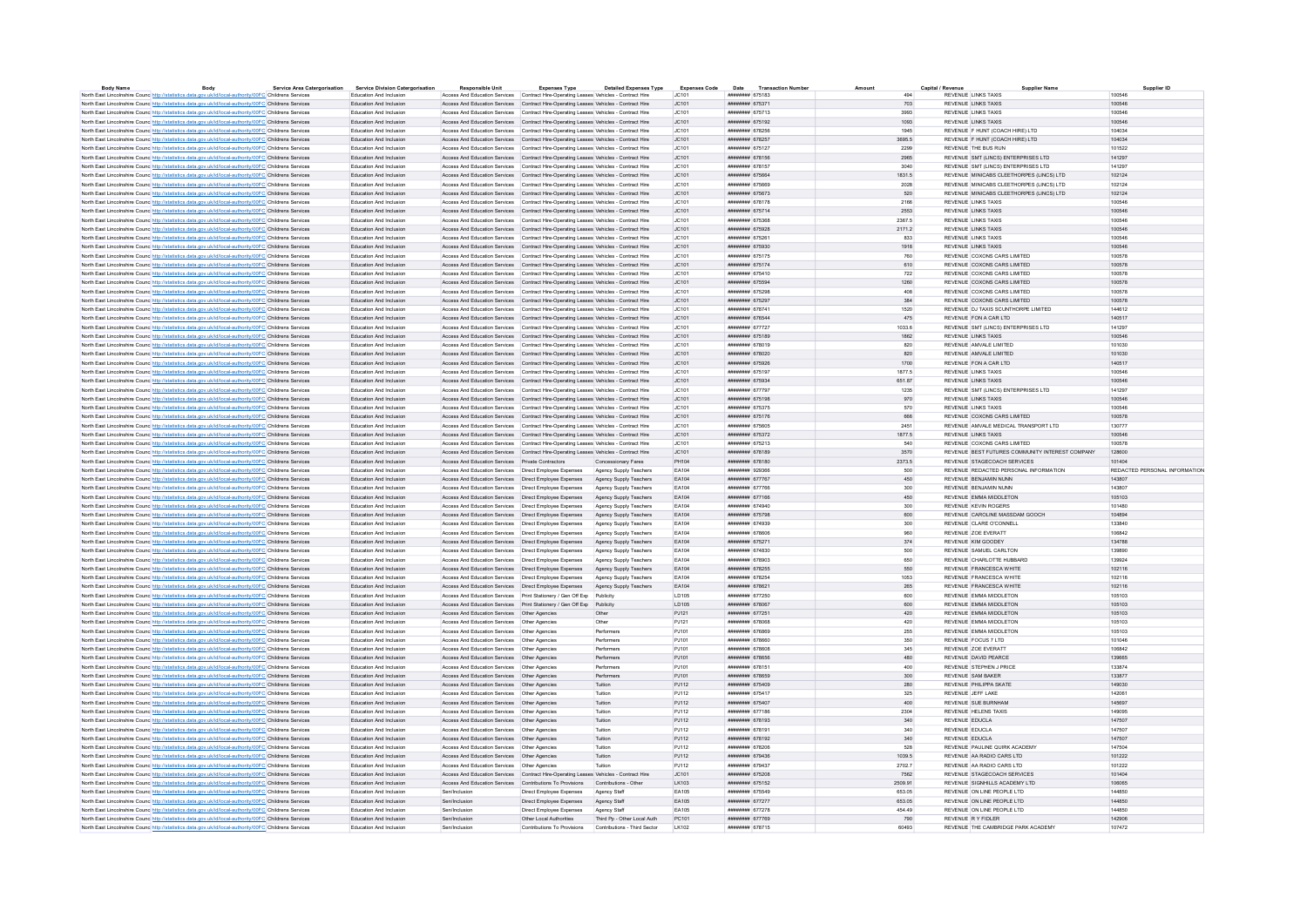| Body Name | Body | Service Area Catergorisation | Service Division Catergorisation | Responsible Unit | Expenses Type | Detailed Expenses Type | Expenses Code | Date | Transaction Number | Amount | Capital / Revenue | Supplier Name | Supplier ID |
|---|---|---|---|---|---|---|---|---|---|---|---|---|---|
| North East Lincolnshire Council | http://statistics.data.gov.uk/id/local-authority/00FC | Childrens Services | Education And Inclusion | Access And Education Services | Contract Hire-Operating Leases | Vehicles - Contract Hire | JC101 | ######## | 675183 | 494 | REVENUE | LINKS TAXIS | 100546 |
| North East Lincolnshire Council | http://statistics.data.gov.uk/id/local-authority/00FC | Childrens Services | Education And Inclusion | Access And Education Services | Contract Hire-Operating Leases | Vehicles - Contract Hire | JC101 | ######## | 675371 | 703 | REVENUE | LINKS TAXIS | 100546 |
| North East Lincolnshire Council | http://statistics.data.gov.uk/id/local-authority/00FC | Childrens Services | Education And Inclusion | Access And Education Services | Contract Hire-Operating Leases | Vehicles - Contract Hire | JC101 | ######## | 675713 | 3993 | REVENUE | LINKS TAXIS | 100546 |
| North East Lincolnshire Council | http://statistics.data.gov.uk/id/local-authority/00FC | Childrens Services | Education And Inclusion | Access And Education Services | Contract Hire-Operating Leases | Vehicles - Contract Hire | JC101 | ######## | 675192 | 1093 | REVENUE | LINKS TAXIS | 100546 |
| North East Lincolnshire Council | http://statistics.data.gov.uk/id/local-authority/00FC | Childrens Services | Education And Inclusion | Access And Education Services | Contract Hire-Operating Leases | Vehicles - Contract Hire | JC101 | ######## | 678256 | 1945 | REVENUE | F HUNT (COACH HIRE) LTD | 104034 |
| North East Lincolnshire Council | http://statistics.data.gov.uk/id/local-authority/00FC | Childrens Services | Education And Inclusion | Access And Education Services | Contract Hire-Operating Leases | Vehicles - Contract Hire | JC101 | ######## | 678257 | 3695.5 | REVENUE | F HUNT (COACH HIRE) LTD | 104034 |
| North East Lincolnshire Council | http://statistics.data.gov.uk/id/local-authority/00FC | Childrens Services | Education And Inclusion | Access And Education Services | Contract Hire-Operating Leases | Vehicles - Contract Hire | JC101 | ######## | 675127 | 2299 | REVENUE | THE BUS RUN | 101522 |
| North East Lincolnshire Council | http://statistics.data.gov.uk/id/local-authority/00FC | Childrens Services | Education And Inclusion | Access And Education Services | Contract Hire-Operating Leases | Vehicles - Contract Hire | JC101 | ######## | 678156 | 2985 | REVENUE | SMT (LINCS) ENTERPRISES LTD | 141297 |
| North East Lincolnshire Council | http://statistics.data.gov.uk/id/local-authority/00FC | Childrens Services | Education And Inclusion | Access And Education Services | Contract Hire-Operating Leases | Vehicles - Contract Hire | JC101 | ######## | 678157 | 3040 | REVENUE | SMT (LINCS) ENTERPRISES LTD | 141297 |
| North East Lincolnshire Council | http://statistics.data.gov.uk/id/local-authority/00FC | Childrens Services | Education And Inclusion | Access And Education Services | Contract Hire-Operating Leases | Vehicles - Contract Hire | JC101 | ######## | 675664 | 1831.5 | REVENUE | MINICABS CLEETHORPES (LINCS) LTD | 102124 |
| North East Lincolnshire Council | http://statistics.data.gov.uk/id/local-authority/00FC | Childrens Services | Education And Inclusion | Access And Education Services | Contract Hire-Operating Leases | Vehicles - Contract Hire | JC101 | ######## | 675669 | 2028 | REVENUE | MINICABS CLEETHORPES (LINCS) LTD | 102124 |
| North East Lincolnshire Council | http://statistics.data.gov.uk/id/local-authority/00FC | Childrens Services | Education And Inclusion | Access And Education Services | Contract Hire-Operating Leases | Vehicles - Contract Hire | JC101 | ######## | 675673 | 520 | REVENUE | MINICABS CLEETHORPES (LINCS) LTD | 102124 |
| North East Lincolnshire Council | http://statistics.data.gov.uk/id/local-authority/00FC | Childrens Services | Education And Inclusion | Access And Education Services | Contract Hire-Operating Leases | Vehicles - Contract Hire | JC101 | ######## | 678178 | 2166 | REVENUE | LINKS TAXIS | 100546 |
| North East Lincolnshire Council | http://statistics.data.gov.uk/id/local-authority/00FC | Childrens Services | Education And Inclusion | Access And Education Services | Contract Hire-Operating Leases | Vehicles - Contract Hire | JC101 | ######## | 675714 | 2553 | REVENUE | LINKS TAXIS | 100546 |
| North East Lincolnshire Council | http://statistics.data.gov.uk/id/local-authority/00FC | Childrens Services | Education And Inclusion | Access And Education Services | Contract Hire-Operating Leases | Vehicles - Contract Hire | JC101 | ######## | 675368 | 2367.5 | REVENUE | LINKS TAXIS | 100546 |
| North East Lincolnshire Council | http://statistics.data.gov.uk/id/local-authority/00FC | Childrens Services | Education And Inclusion | Access And Education Services | Contract Hire-Operating Leases | Vehicles - Contract Hire | JC101 | ######## | 675928 | 2171.2 | REVENUE | LINKS TAXIS | 100546 |
| North East Lincolnshire Council | http://statistics.data.gov.uk/id/local-authority/00FC | Childrens Services | Education And Inclusion | Access And Education Services | Contract Hire-Operating Leases | Vehicles - Contract Hire | JC101 | ######## | 675261 | 833 | REVENUE | LINKS TAXIS | 100546 |
| North East Lincolnshire Council | http://statistics.data.gov.uk/id/local-authority/00FC | Childrens Services | Education And Inclusion | Access And Education Services | Contract Hire-Operating Leases | Vehicles - Contract Hire | JC101 | ######## | 675930 | 1918 | REVENUE | LINKS TAXIS | 100546 |
| North East Lincolnshire Council | http://statistics.data.gov.uk/id/local-authority/00FC | Childrens Services | Education And Inclusion | Access And Education Services | Contract Hire-Operating Leases | Vehicles - Contract Hire | JC101 | ######## | 675175 | 760 | REVENUE | COXONS CARS LIMITED | 100578 |
| North East Lincolnshire Council | http://statistics.data.gov.uk/id/local-authority/00FC | Childrens Services | Education And Inclusion | Access And Education Services | Contract Hire-Operating Leases | Vehicles - Contract Hire | JC101 | ######## | 675174 | 610 | REVENUE | COXONS CARS LIMITED | 100578 |
| North East Lincolnshire Council | http://statistics.data.gov.uk/id/local-authority/00FC | Childrens Services | Education And Inclusion | Access And Education Services | Contract Hire-Operating Leases | Vehicles - Contract Hire | JC101 | ######## | 675410 | 722 | REVENUE | COXONS CARS LIMITED | 100578 |
| North East Lincolnshire Council | http://statistics.data.gov.uk/id/local-authority/00FC | Childrens Services | Education And Inclusion | Access And Education Services | Contract Hire-Operating Leases | Vehicles - Contract Hire | JC101 | ######## | 675594 | 1260 | REVENUE | COXONS CARS LIMITED | 100578 |
| North East Lincolnshire Council | http://statistics.data.gov.uk/id/local-authority/00FC | Childrens Services | Education And Inclusion | Access And Education Services | Contract Hire-Operating Leases | Vehicles - Contract Hire | JC101 | ######## | 675298 | 408 | REVENUE | COXONS CARS LIMITED | 100578 |
| North East Lincolnshire Council | http://statistics.data.gov.uk/id/local-authority/00FC | Childrens Services | Education And Inclusion | Access And Education Services | Contract Hire-Operating Leases | Vehicles - Contract Hire | JC101 | ######## | 675297 | 384 | REVENUE | COXONS CARS LIMITED | 100578 |
| North East Lincolnshire Council | http://statistics.data.gov.uk/id/local-authority/00FC | Childrens Services | Education And Inclusion | Access And Education Services | Contract Hire-Operating Leases | Vehicles - Contract Hire | JC101 | ######## | 678741 | 1520 | REVENUE | DJ TAXIS SCUNTHORPE LIMITED | 144612 |
| North East Lincolnshire Council | http://statistics.data.gov.uk/id/local-authority/00FC | Childrens Services | Education And Inclusion | Access And Education Services | Contract Hire-Operating Leases | Vehicles - Contract Hire | JC101 | ######## | 678544 | 475 | REVENUE | FON A CAR LTD | 140517 |
| North East Lincolnshire Council | http://statistics.data.gov.uk/id/local-authority/00FC | Childrens Services | Education And Inclusion | Access And Education Services | Contract Hire-Operating Leases | Vehicles - Contract Hire | JC101 | ######## | 677727 | 1033.6 | REVENUE | SMT (LINCS) ENTERPRISES LTD | 141297 |
| North East Lincolnshire Council | http://statistics.data.gov.uk/id/local-authority/00FC | Childrens Services | Education And Inclusion | Access And Education Services | Contract Hire-Operating Leases | Vehicles - Contract Hire | JC101 | ######## | 675189 | 1862 | REVENUE | LINKS TAXIS | 100546 |
| North East Lincolnshire Council | http://statistics.data.gov.uk/id/local-authority/00FC | Childrens Services | Education And Inclusion | Access And Education Services | Contract Hire-Operating Leases | Vehicles - Contract Hire | JC101 | ######## | 678019 | 820 | REVENUE | AMVALE LIMITED | 101030 |
| North East Lincolnshire Council | http://statistics.data.gov.uk/id/local-authority/00FC | Childrens Services | Education And Inclusion | Access And Education Services | Contract Hire-Operating Leases | Vehicles - Contract Hire | JC101 | ######## | 678020 | 820 | REVENUE | AMVALE LIMITED | 101030 |
| North East Lincolnshire Council | http://statistics.data.gov.uk/id/local-authority/00FC | Childrens Services | Education And Inclusion | Access And Education Services | Contract Hire-Operating Leases | Vehicles - Contract Hire | JC101 | ######## | 675926 | 1700 | REVENUE | FON A CAR LTD | 140517 |
| North East Lincolnshire Council | http://statistics.data.gov.uk/id/local-authority/00FC | Childrens Services | Education And Inclusion | Access And Education Services | Contract Hire-Operating Leases | Vehicles - Contract Hire | JC101 | ######## | 675197 | 1877.5 | REVENUE | LINKS TAXIS | 100546 |
| North East Lincolnshire Council | http://statistics.data.gov.uk/id/local-authority/00FC | Childrens Services | Education And Inclusion | Access And Education Services | Contract Hire-Operating Leases | Vehicles - Contract Hire | JC101 | ######## | 675934 | 651.87 | REVENUE | LINKS TAXIS | 100546 |
| North East Lincolnshire Council | http://statistics.data.gov.uk/id/local-authority/00FC | Childrens Services | Education And Inclusion | Access And Education Services | Contract Hire-Operating Leases | Vehicles - Contract Hire | JC101 | ######## | 677797 | 1235 | REVENUE | SMT (LINCS) ENTERPRISES LTD | 141297 |
| North East Lincolnshire Council | http://statistics.data.gov.uk/id/local-authority/00FC | Childrens Services | Education And Inclusion | Access And Education Services | Contract Hire-Operating Leases | Vehicles - Contract Hire | JC101 | ######## | 675198 | 970 | REVENUE | LINKS TAXIS | 100546 |
| North East Lincolnshire Council | http://statistics.data.gov.uk/id/local-authority/00FC | Childrens Services | Education And Inclusion | Access And Education Services | Contract Hire-Operating Leases | Vehicles - Contract Hire | JC101 | ######## | 675375 | 570 | REVENUE | LINKS TAXIS | 100546 |
| North East Lincolnshire Council | http://statistics.data.gov.uk/id/local-authority/00FC | Childrens Services | Education And Inclusion | Access And Education Services | Contract Hire-Operating Leases | Vehicles - Contract Hire | JC101 | ######## | 675176 | 666 | REVENUE | COXONS CARS LIMITED | 100578 |
| North East Lincolnshire Council | http://statistics.data.gov.uk/id/local-authority/00FC | Childrens Services | Education And Inclusion | Access And Education Services | Contract Hire-Operating Leases | Vehicles - Contract Hire | JC101 | ######## | 675605 | 2451 | REVENUE | AMVALE MEDICAL TRANSPORT LTD | 130777 |
| North East Lincolnshire Council | http://statistics.data.gov.uk/id/local-authority/00FC | Childrens Services | Education And Inclusion | Access And Education Services | Contract Hire-Operating Leases | Vehicles - Contract Hire | JC101 | ######## | 675372 | 1877.5 | REVENUE | LINKS TAXIS | 100546 |
| North East Lincolnshire Council | http://statistics.data.gov.uk/id/local-authority/00FC | Childrens Services | Education And Inclusion | Access And Education Services | Contract Hire-Operating Leases | Vehicles - Contract Hire | JC101 | ######## | 675213 | 540 | REVENUE | COXONS CARS LIMITED | 100578 |
| North East Lincolnshire Council | http://statistics.data.gov.uk/id/local-authority/00FC | Childrens Services | Education And Inclusion | Access And Education Services | Contract Hire-Operating Leases | Vehicles - Contract Hire | JC101 | ######## | 678189 | 3570 | REVENUE | BEST FUTURES COMMUNITY INTEREST COMPANY | 128600 |
| North East Lincolnshire Council | http://statistics.data.gov.uk/id/local-authority/00FC | Childrens Services | Education And Inclusion | Access And Education Services | Private Contractors | Concessionary Fares | PH104 | ######## | 678180 | 2373.5 | REVENUE | STAGECOACH SERVICES | 101404 |
| North East Lincolnshire Council | http://statistics.data.gov.uk/id/local-authority/00FC | Childrens Services | Education And Inclusion | Access And Education Services | Direct Employee Expenses | Agency Supply Teachers | EA104 | ######## | 929366 | 500 | REVENUE | REDACTED PERSONAL INFORMATION | REDACTED PERSONAL INFORMATION |
| North East Lincolnshire Council | http://statistics.data.gov.uk/id/local-authority/00FC | Childrens Services | Education And Inclusion | Access And Education Services | Direct Employee Expenses | Agency Supply Teachers | EA104 | ######## | 677767 | 450 | REVENUE | BENJAMIN NUNN | 143807 |
| North East Lincolnshire Council | http://statistics.data.gov.uk/id/local-authority/00FC | Childrens Services | Education And Inclusion | Access And Education Services | Direct Employee Expenses | Agency Supply Teachers | EA104 | ######## | 677766 | 300 | REVENUE | BENJAMIN NUNN | 143807 |
| North East Lincolnshire Council | http://statistics.data.gov.uk/id/local-authority/00FC | Childrens Services | Education And Inclusion | Access And Education Services | Direct Employee Expenses | Agency Supply Teachers | EA104 | ######## | 677168 | 450 | REVENUE | EMMA MIDDLETON | 105103 |
| North East Lincolnshire Council | http://statistics.data.gov.uk/id/local-authority/00FC | Childrens Services | Education And Inclusion | Access And Education Services | Direct Employee Expenses | Agency Supply Teachers | EA104 | ######## | 674940 | 300 | REVENUE | KEVIN ROGERS | 101480 |
| North East Lincolnshire Council | http://statistics.data.gov.uk/id/local-authority/00FC | Childrens Services | Education And Inclusion | Access And Education Services | Direct Employee Expenses | Agency Supply Teachers | EA104 | ######## | 675798 | 600 | REVENUE | CAROLINE MASSDAM GOOCH | 104894 |
| North East Lincolnshire Council | http://statistics.data.gov.uk/id/local-authority/00FC | Childrens Services | Education And Inclusion | Access And Education Services | Direct Employee Expenses | Agency Supply Teachers | EA104 | ######## | 674939 | 300 | REVENUE | CLARE O'CONNELL | 133840 |
| North East Lincolnshire Council | http://statistics.data.gov.uk/id/local-authority/00FC | Childrens Services | Education And Inclusion | Access And Education Services | Direct Employee Expenses | Agency Supply Teachers | EA104 | ######## | 678606 | 960 | REVENUE | ZOE EVERATT | 106842 |
| North East Lincolnshire Council | http://statistics.data.gov.uk/id/local-authority/00FC | Childrens Services | Education And Inclusion | Access And Education Services | Direct Employee Expenses | Agency Supply Teachers | EA104 | ######## | 675271 | 374 | REVENUE | KIM GOODEY | 134788 |
| North East Lincolnshire Council | http://statistics.data.gov.uk/id/local-authority/00FC | Childrens Services | Education And Inclusion | Access And Education Services | Direct Employee Expenses | Agency Supply Teachers | EA104 | ######## | 674830 | 500 | REVENUE | SAMUEL CARLTON | 139890 |
| North East Lincolnshire Council | http://statistics.data.gov.uk/id/local-authority/00FC | Childrens Services | Education And Inclusion | Access And Education Services | Direct Employee Expenses | Agency Supply Teachers | EA104 | ######## | 678903 | 650 | REVENUE | CHARLOTTE HUBBARD | 139924 |
| North East Lincolnshire Council | http://statistics.data.gov.uk/id/local-authority/00FC | Childrens Services | Education And Inclusion | Access And Education Services | Direct Employee Expenses | Agency Supply Teachers | EA104 | ######## | 678255 | 550 | REVENUE | FRANCESCA WHITE | 102116 |
| North East Lincolnshire Council | http://statistics.data.gov.uk/id/local-authority/00FC | Childrens Services | Education And Inclusion | Access And Education Services | Direct Employee Expenses | Agency Supply Teachers | EA104 | ######## | 678254 | 1053 | REVENUE | FRANCESCA WHITE | 102116 |
| North East Lincolnshire Council | http://statistics.data.gov.uk/id/local-authority/00FC | Childrens Services | Education And Inclusion | Access And Education Services | Direct Employee Expenses | Agency Supply Teachers | EA104 | ######## | 678621 | 265 | REVENUE | FRANCESCA WHITE | 102116 |
| North East Lincolnshire Council | http://statistics.data.gov.uk/id/local-authority/00FC | Childrens Services | Education And Inclusion | Access And Education Services | Print Stationery / Gen Off Exp | Publicity | LD105 | ######## | 677250 | 600 | REVENUE | EMMA MIDDLETON | 105103 |
| North East Lincolnshire Council | http://statistics.data.gov.uk/id/local-authority/00FC | Childrens Services | Education And Inclusion | Access And Education Services | Print Stationery / Gen Off Exp | Publicity | LD105 | ######## | 678067 | 600 | REVENUE | EMMA MIDDLETON | 105103 |
| North East Lincolnshire Council | http://statistics.data.gov.uk/id/local-authority/00FC | Childrens Services | Education And Inclusion | Access And Education Services | Other Agencies | Other | PJ121 | ######## | 677251 | 420 | REVENUE | EMMA MIDDLETON | 105103 |
| North East Lincolnshire Council | http://statistics.data.gov.uk/id/local-authority/00FC | Childrens Services | Education And Inclusion | Access And Education Services | Other Agencies | Other | PJ121 | ######## | 678068 | 420 | REVENUE | EMMA MIDDLETON | 105103 |
| North East Lincolnshire Council | http://statistics.data.gov.uk/id/local-authority/00FC | Childrens Services | Education And Inclusion | Access And Education Services | Other Agencies | Performers | PJ101 | ######## | 678069 | 255 | REVENUE | EMMA MIDDLETON | 105103 |
| North East Lincolnshire Council | http://statistics.data.gov.uk/id/local-authority/00FC | Childrens Services | Education And Inclusion | Access And Education Services | Other Agencies | Performers | PJ101 | ######## | 678660 | 350 | REVENUE | FOCUS 7 LTD | 101046 |
| North East Lincolnshire Council | http://statistics.data.gov.uk/id/local-authority/00FC | Childrens Services | Education And Inclusion | Access And Education Services | Other Agencies | Performers | PJ101 | ######## | 678608 | 345 | REVENUE | ZOE EVERATT | 106842 |
| North East Lincolnshire Council | http://statistics.data.gov.uk/id/local-authority/00FC | Childrens Services | Education And Inclusion | Access And Education Services | Other Agencies | Performers | PJ101 | ######## | 678656 | 480 | REVENUE | DAVID PEARCE | 139665 |
| North East Lincolnshire Council | http://statistics.data.gov.uk/id/local-authority/00FC | Childrens Services | Education And Inclusion | Access And Education Services | Other Agencies | Performers | PJ101 | ######## | 678151 | 400 | REVENUE | STEPHEN J PRICE | 133874 |
| North East Lincolnshire Council | http://statistics.data.gov.uk/id/local-authority/00FC | Childrens Services | Education And Inclusion | Access And Education Services | Other Agencies | Performers | PJ101 | ######## | 678659 | 300 | REVENUE | SAM BAKER | 133877 |
| North East Lincolnshire Council | http://statistics.data.gov.uk/id/local-authority/00FC | Childrens Services | Education And Inclusion | Access And Education Services | Other Agencies | Tuition | PJ112 | ######## | 675409 | 280 | REVENUE | PHILIPPA SKATE | 149030 |
| North East Lincolnshire Council | http://statistics.data.gov.uk/id/local-authority/00FC | Childrens Services | Education And Inclusion | Access And Education Services | Other Agencies | Tuition | PJ112 | ######## | 675417 | 325 | REVENUE | JEFF LAKE | 142061 |
| North East Lincolnshire Council | http://statistics.data.gov.uk/id/local-authority/00FC | Childrens Services | Education And Inclusion | Access And Education Services | Other Agencies | Tuition | PJ112 | ######## | 675407 | 400 | REVENUE | SUE BURNHAM | 145697 |
| North East Lincolnshire Council | http://statistics.data.gov.uk/id/local-authority/00FC | Childrens Services | Education And Inclusion | Access And Education Services | Other Agencies | Tuition | PJ112 | ######## | 677186 | 2304 | REVENUE | HELENS TAXIS | 149095 |
| North East Lincolnshire Council | http://statistics.data.gov.uk/id/local-authority/00FC | Childrens Services | Education And Inclusion | Access And Education Services | Other Agencies | Tuition | PJ112 | ######## | 678193 | 340 | REVENUE | EDUCLA | 147507 |
| North East Lincolnshire Council | http://statistics.data.gov.uk/id/local-authority/00FC | Childrens Services | Education And Inclusion | Access And Education Services | Other Agencies | Tuition | PJ112 | ######## | 678191 | 340 | REVENUE | EDUCLA | 147507 |
| North East Lincolnshire Council | http://statistics.data.gov.uk/id/local-authority/00FC | Childrens Services | Education And Inclusion | Access And Education Services | Other Agencies | Tuition | PJ112 | ######## | 678192 | 340 | REVENUE | EDUCLA | 147507 |
| North East Lincolnshire Council | http://statistics.data.gov.uk/id/local-authority/00FC | Childrens Services | Education And Inclusion | Access And Education Services | Other Agencies | Tuition | PJ112 | ######## | 678206 | 528 | REVENUE | PAULINE QUIRK ACADEMY | 147504 |
| North East Lincolnshire Council | http://statistics.data.gov.uk/id/local-authority/00FC | Childrens Services | Education And Inclusion | Access And Education Services | Other Agencies | Tuition | PJ112 | ######## | 679436 | 1039.5 | REVENUE | AA RADIO CARS LTD | 101222 |
| North East Lincolnshire Council | http://statistics.data.gov.uk/id/local-authority/00FC | Childrens Services | Education And Inclusion | Access And Education Services | Other Agencies | Tuition | PJ112 | ######## | 679437 | 2702.7 | REVENUE | AA RADIO CARS LTD | 101222 |
| North East Lincolnshire Council | http://statistics.data.gov.uk/id/local-authority/00FC | Childrens Services | Education And Inclusion | Access And Education Services | Contract Hire-Operating Leases | Vehicles - Contract Hire | JC101 | ######## | 675208 | 7562 | REVENUE | STAGECOACH SERVICES | 101404 |
| North East Lincolnshire Council | http://statistics.data.gov.uk/id/local-authority/00FC | Childrens Services | Education And Inclusion | Access And Education Services | Contributions To Provisions | Contributions - Other | LK103 | ######## | 675152 | 2509.91 | REVENUE | SIGNHILLS ACADEMY LTD | 106065 |
| North East Lincolnshire Council | http://statistics.data.gov.uk/id/local-authority/00FC | Childrens Services | Education And Inclusion | Sen/Inclusion | Direct Employee Expenses | Agency Staff | EA105 | ######## | 675549 | 653.05 | REVENUE | ON LINE PEOPLE LTD | 144850 |
| North East Lincolnshire Council | http://statistics.data.gov.uk/id/local-authority/00FC | Childrens Services | Education And Inclusion | Sen/Inclusion | Direct Employee Expenses | Agency Staff | EA105 | ######## | 677277 | 653.05 | REVENUE | ON LINE PEOPLE LTD | 144850 |
| North East Lincolnshire Council | http://statistics.data.gov.uk/id/local-authority/00FC | Childrens Services | Education And Inclusion | Sen/Inclusion | Direct Employee Expenses | Agency Staff | EA105 | ######## | 677278 | 454.49 | REVENUE | ON LINE PEOPLE LTD | 144850 |
| North East Lincolnshire Council | http://statistics.data.gov.uk/id/local-authority/00FC | Childrens Services | Education And Inclusion | Sen/Inclusion | Other Local Authorities | Third Pp - Other Local Auth | PC101 | ######## | 677769 | 790 | REVENUE | R Y FIDLER | 142906 |
| North East Lincolnshire Council | http://statistics.data.gov.uk/id/local-authority/00FC | Childrens Services | Education And Inclusion | Sen/Inclusion | Contributions To Provisions | Contributions - Third Sector | LK102 | ######## | 678715 | 60493 | REVENUE | THE CAMBRIDGE PARK ACADEMY | 107472 |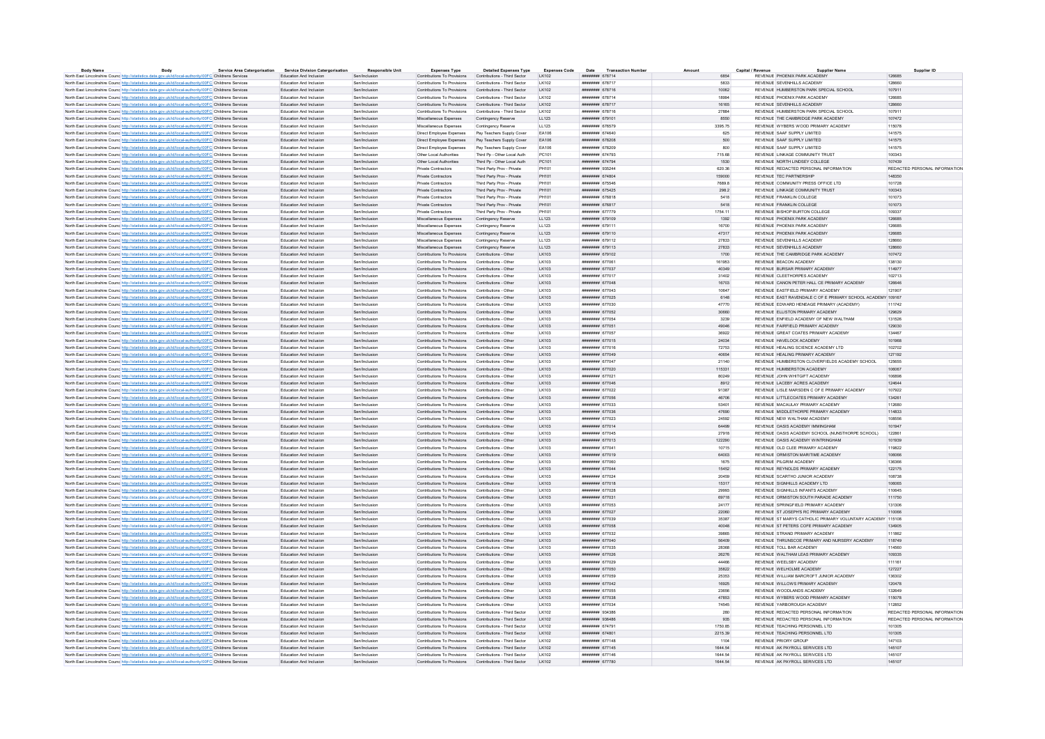| Body Name | Body | Service Area Categorisation | Service Division Categorisation | Responsible Unit | Expenses Type | Detailed Expenses Type | Expenses Code | Date | Transaction Number | Amount | Capital / Revenue | Supplier Name | Supplier ID |
|---|---|---|---|---|---|---|---|---|---|---|---|---|---|
| North East Lincolnshire Council | http://statistics.data.gov.uk/id/local-authority/00FC | Childrens Services | Education And Inclusion | Sen/Inclusion | Contributions To Provisions | Contributions - Third Sector | LK102 | ######## | 678714 | 6854 | REVENUE | PHOENIX PARK ACADEMY | 126685 |
| North East Lincolnshire Council | http://statistics.data.gov.uk/id/local-authority/00FC | Childrens Services | Education And Inclusion | Sen/Inclusion | Contributions To Provisions | Contributions - Third Sector | LK102 | ######## | 678717 | 5833 | REVENUE | SEVENHILLS ACADEMY | 128660 |
| North East Lincolnshire Council | http://statistics.data.gov.uk/id/local-authority/00FC | Childrens Services | Education And Inclusion | Sen/Inclusion | Contributions To Provisions | Contributions - Third Sector | LK102 | ######## | 678716 | 10062 | REVENUE | HUMBERSTON PARK SPECIAL SCHOOL | 107911 |
| North East Lincolnshire Council | http://statistics.data.gov.uk/id/local-authority/00FC | Childrens Services | Education And Inclusion | Sen/Inclusion | Contributions To Provisions | Contributions - Third Sector | LK102 | ######## | 678714 | 18994 | REVENUE | PHOENIX PARK ACADEMY | 126685 |
| North East Lincolnshire Council | http://statistics.data.gov.uk/id/local-authority/00FC | Childrens Services | Education And Inclusion | Sen/Inclusion | Contributions To Provisions | Contributions - Third Sector | LK102 | ######## | 678717 | 16165 | REVENUE | SEVENHILLS ACADEMY | 128660 |
| North East Lincolnshire Council | http://statistics.data.gov.uk/id/local-authority/00FC | Childrens Services | Education And Inclusion | Sen/Inclusion | Contributions To Provisions | Contributions - Third Sector | LK102 | ######## | 678716 | 27884 | REVENUE | HUMBERSTON PARK SPECIAL SCHOOL | 107911 |
| North East Lincolnshire Council | http://statistics.data.gov.uk/id/local-authority/00FC | Childrens Services | Education And Inclusion | Sen/Inclusion | Miscellaneous Expenses | Contingency Reserve | LL123 | ######## | 679101 | 8550 | REVENUE | THE CAMBRIDGE PARK ACADEMY | 107472 |
| North East Lincolnshire Council | http://statistics.data.gov.uk/id/local-authority/00FC | Childrens Services | Education And Inclusion | Sen/Inclusion | Miscellaneous Expenses | Contingency Reserve | LL123 | ######## | 678579 | 3395.75 | REVENUE | WYBERS WOOD PRIMARY ACADEMY | 115078 |
| North East Lincolnshire Council | http://statistics.data.gov.uk/id/local-authority/00FC | Childrens Services | Education And Inclusion | Sen/Inclusion | Direct Employee Expenses | Pay Teachers Supply Cover | EA106 | ######## | 674640 | 625 | REVENUE | SAAF SUPPLY LIMITED | 141575 |
| North East Lincolnshire Council | http://statistics.data.gov.uk/id/local-authority/00FC | Childrens Services | Education And Inclusion | Sen/Inclusion | Direct Employee Expenses | Pay Teachers Supply Cover | EA106 | ######## | 678208 | 500 | REVENUE | SAAF SUPPLY LIMITED | 141575 |
| North East Lincolnshire Council | http://statistics.data.gov.uk/id/local-authority/00FC | Childrens Services | Education And Inclusion | Sen/Inclusion | Direct Employee Expenses | Pay Teachers Supply Cover | EA106 | ######## | 678209 | 800 | REVENUE | SAAF SUPPLY LIMITED | 141575 |
| North East Lincolnshire Council | http://statistics.data.gov.uk/id/local-authority/00FC | Childrens Services | Education And Inclusion | Sen/Inclusion | Other Local Authorities | Third Pp - Other Local Auth | PC101 | ######## | 674793 | 715.68 | REVENUE | LINKAGE COMMUNITY TRUST | 100343 |
| North East Lincolnshire Council | http://statistics.data.gov.uk/id/local-authority/00FC | Childrens Services | Education And Inclusion | Sen/Inclusion | Other Local Authorities | Third Pp - Other Local Auth | PC101 | ######## | 674794 | 1530 | REVENUE | NORTH LINDSEY COLLEGE | 107439 |
| North East Lincolnshire Council | http://statistics.data.gov.uk/id/local-authority/00FC | Childrens Services | Education And Inclusion | Sen/Inclusion | Private Contractors | Third Party Prov - Private | PH101 | ######## | 935244 | 620.36 | REVENUE | REDACTED PERSONAL INFORMATION | REDACTED PERSONAL INFORMATION |
| North East Lincolnshire Council | http://statistics.data.gov.uk/id/local-authority/00FC | Childrens Services | Education And Inclusion | Sen/Inclusion | Private Contractors | Third Party Prov - Private | PH101 | ######## | 674804 | 159000 | REVENUE | TEC PARTNERSHIP | 148350 |
| North East Lincolnshire Council | http://statistics.data.gov.uk/id/local-authority/00FC | Childrens Services | Education And Inclusion | Sen/Inclusion | Private Contractors | Third Party Prov - Private | PH101 | ######## | 675546 | 7689.6 | REVENUE | COMMUNITY PRESS OFFICE LTD | 101726 |
| North East Lincolnshire Council | http://statistics.data.gov.uk/id/local-authority/00FC | Childrens Services | Education And Inclusion | Sen/Inclusion | Private Contractors | Third Party Prov - Private | PH101 | ######## | 675425 | 298.2 | REVENUE | LINKAGE COMMUNITY TRUST | 100343 |
| North East Lincolnshire Council | http://statistics.data.gov.uk/id/local-authority/00FC | Childrens Services | Education And Inclusion | Sen/Inclusion | Private Contractors | Third Party Prov - Private | PH101 | ######## | 676818 | 5418 | REVENUE | FRANKLIN COLLEGE | 101073 |
| North East Lincolnshire Council | http://statistics.data.gov.uk/id/local-authority/00FC | Childrens Services | Education And Inclusion | Sen/Inclusion | Private Contractors | Third Party Prov - Private | PH101 | ######## | 676817 | 5418 | REVENUE | FRANKLIN COLLEGE | 101073 |
| North East Lincolnshire Council | http://statistics.data.gov.uk/id/local-authority/00FC | Childrens Services | Education And Inclusion | Sen/Inclusion | Private Contractors | Third Party Prov - Private | PH101 | ######## | 677779 | 1754.11 | REVENUE | BISHOP BURTON COLLEGE | 109337 |
| North East Lincolnshire Council | http://statistics.data.gov.uk/id/local-authority/00FC | Childrens Services | Education And Inclusion | Sen/Inclusion | Miscellaneous Expenses | Contingency Reserve | LL123 | ######## | 679109 | 1392 | REVENUE | PHOENIX PARK ACADEMY | 126685 |
| North East Lincolnshire Council | http://statistics.data.gov.uk/id/local-authority/00FC | Childrens Services | Education And Inclusion | Sen/Inclusion | Miscellaneous Expenses | Contingency Reserve | LL123 | ######## | 679111 | 16700 | REVENUE | PHOENIX PARK ACADEMY | 126685 |
| North East Lincolnshire Council | http://statistics.data.gov.uk/id/local-authority/00FC | Childrens Services | Education And Inclusion | Sen/Inclusion | Miscellaneous Expenses | Contingency Reserve | LL123 | ######## | 679110 | 47317 | REVENUE | PHOENIX PARK ACADEMY | 126685 |
| North East Lincolnshire Council | http://statistics.data.gov.uk/id/local-authority/00FC | Childrens Services | Education And Inclusion | Sen/Inclusion | Miscellaneous Expenses | Contingency Reserve | LL123 | ######## | 679112 | 27833 | REVENUE | SEVENHILLS ACADEMY | 128660 |
| North East Lincolnshire Council | http://statistics.data.gov.uk/id/local-authority/00FC | Childrens Services | Education And Inclusion | Sen/Inclusion | Miscellaneous Expenses | Contingency Reserve | LL123 | ######## | 679113 | 27833 | REVENUE | SEVENHILLS ACADEMY | 128660 |
| North East Lincolnshire Council | http://statistics.data.gov.uk/id/local-authority/00FC | Childrens Services | Education And Inclusion | Sen/Inclusion | Contributions To Provisions | Contributions - Other | LK103 | ######## | 679102 | 1700 | REVENUE | THE CAMBRIDGE PARK ACADEMY | 107472 |
| North East Lincolnshire Council | http://statistics.data.gov.uk/id/local-authority/00FC | Childrens Services | Education And Inclusion | Sen/Inclusion | Contributions To Provisions | Contributions - Other | LK103 | ######## | 677061 | 161953 | REVENUE | BEACON ACADEMY | 138130 |
| North East Lincolnshire Council | http://statistics.data.gov.uk/id/local-authority/00FC | Childrens Services | Education And Inclusion | Sen/Inclusion | Contributions To Provisions | Contributions - Other | LK103 | ######## | 677037 | 40349 | REVENUE | BURSAR PRIMARY ACADEMY | 114977 |
| North East Lincolnshire Council | http://statistics.data.gov.uk/id/local-authority/00FC | Childrens Services | Education And Inclusion | Sen/Inclusion | Contributions To Provisions | Contributions - Other | LK103 | ######## | 677017 | 31402 | REVENUE | CLEETHORPES ACADEMY | 102713 |
| North East Lincolnshire Council | http://statistics.data.gov.uk/id/local-authority/00FC | Childrens Services | Education And Inclusion | Sen/Inclusion | Contributions To Provisions | Contributions - Other | LK103 | ######## | 677046 | 16703 | REVENUE | CANON PETER HALL CE PRIMARY ACADEMY | 128646 |
| North East Lincolnshire Council | http://statistics.data.gov.uk/id/local-authority/00FC | Childrens Services | Education And Inclusion | Sen/Inclusion | Contributions To Provisions | Contributions - Other | LK103 | ######## | 677043 | 10847 | REVENUE | EASTFIELD PRIMARY ACADEMY | 121907 |
| North East Lincolnshire Council | http://statistics.data.gov.uk/id/local-authority/00FC | Childrens Services | Education And Inclusion | Sen/Inclusion | Contributions To Provisions | Contributions - Other | LK103 | ######## | 677025 | 6148 | REVENUE | EAST RAVENDALE C OF E PRIMARY SCHOOL ACADEMY | 109167 |
| North East Lincolnshire Council | http://statistics.data.gov.uk/id/local-authority/00FC | Childrens Services | Education And Inclusion | Sen/Inclusion | Contributions To Provisions | Contributions - Other | LK103 | ######## | 677030 | 47770 | REVENUE | EDWARD HENEAGE PRIMARY (ACADEMY) | 111742 |
| North East Lincolnshire Council | http://statistics.data.gov.uk/id/local-authority/00FC | Childrens Services | Education And Inclusion | Sen/Inclusion | Contributions To Provisions | Contributions - Other | LK103 | ######## | 677052 | 30660 | REVENUE | ELLISTON PRIMARY ACADEMY | 129629 |
| North East Lincolnshire Council | http://statistics.data.gov.uk/id/local-authority/00FC | Childrens Services | Education And Inclusion | Sen/Inclusion | Contributions To Provisions | Contributions - Other | LK103 | ######## | 677054 | 3239 | REVENUE | ENFIELD ACADEMY OF NEW WALTHAM | 131526 |
| North East Lincolnshire Council | http://statistics.data.gov.uk/id/local-authority/00FC | Childrens Services | Education And Inclusion | Sen/Inclusion | Contributions To Provisions | Contributions - Other | LK103 | ######## | 677051 | 49046 | REVENUE | FAIRFIELD PRIMARY ACADEMY | 129030 |
| North East Lincolnshire Council | http://statistics.data.gov.uk/id/local-authority/00FC | Childrens Services | Education And Inclusion | Sen/Inclusion | Contributions To Provisions | Contributions - Other | LK103 | ######## | 677057 | 36922 | REVENUE | GREAT COATES PRIMARY ACADEMY | 134467 |
| North East Lincolnshire Council | http://statistics.data.gov.uk/id/local-authority/00FC | Childrens Services | Education And Inclusion | Sen/Inclusion | Contributions To Provisions | Contributions - Other | LK103 | ######## | 677015 | 24034 | REVENUE | HAVELOCK ACADEMY | 101968 |
| North East Lincolnshire Council | http://statistics.data.gov.uk/id/local-authority/00FC | Childrens Services | Education And Inclusion | Sen/Inclusion | Contributions To Provisions | Contributions - Other | LK103 | ######## | 677016 | 72753 | REVENUE | HEALING SCIENCE ACADEMY LTD | 102702 |
| North East Lincolnshire Council | http://statistics.data.gov.uk/id/local-authority/00FC | Childrens Services | Education And Inclusion | Sen/Inclusion | Contributions To Provisions | Contributions - Other | LK103 | ######## | 677049 | 40654 | REVENUE | HEALING PRIMARY ACADEMY | 127192 |
| North East Lincolnshire Council | http://statistics.data.gov.uk/id/local-authority/00FC | Childrens Services | Education And Inclusion | Sen/Inclusion | Contributions To Provisions | Contributions - Other | LK103 | ######## | 677047 | 21140 | REVENUE | HUMBERSTON CLOVERFIELDS ACADEMY SCHOOL | 129655 |
| North East Lincolnshire Council | http://statistics.data.gov.uk/id/local-authority/00FC | Childrens Services | Education And Inclusion | Sen/Inclusion | Contributions To Provisions | Contributions - Other | LK103 | ######## | 677020 | 115331 | REVENUE | HUMBERSTON ACADEMY | 106067 |
| North East Lincolnshire Council | http://statistics.data.gov.uk/id/local-authority/00FC | Childrens Services | Education And Inclusion | Sen/Inclusion | Contributions To Provisions | Contributions - Other | LK103 | ######## | 677021 | 80249 | REVENUE | JOHN WHITGIFT ACADEMY | 106898 |
| North East Lincolnshire Council | http://statistics.data.gov.uk/id/local-authority/00FC | Childrens Services | Education And Inclusion | Sen/Inclusion | Contributions To Provisions | Contributions - Other | LK103 | ######## | 677048 | 8912 | REVENUE | LACEBY ACRES ACADEMY | 124644 |
| North East Lincolnshire Council | http://statistics.data.gov.uk/id/local-authority/00FC | Childrens Services | Education And Inclusion | Sen/Inclusion | Contributions To Provisions | Contributions - Other | LK103 | ######## | 677022 | 91387 | REVENUE | LISLE MARSDEN C OF E PRIMARY ACADEMY | 107922 |
| North East Lincolnshire Council | http://statistics.data.gov.uk/id/local-authority/00FC | Childrens Services | Education And Inclusion | Sen/Inclusion | Contributions To Provisions | Contributions - Other | LK103 | ######## | 677056 | 46706 | REVENUE | LITTLECOATES PRIMARY ACADEMY | 134261 |
| North East Lincolnshire Council | http://statistics.data.gov.uk/id/local-authority/00FC | Childrens Services | Education And Inclusion | Sen/Inclusion | Contributions To Provisions | Contributions - Other | LK103 | ######## | 677033 | 53401 | REVENUE | MACAULAY PRIMARY ACADEMY | 112680 |
| North East Lincolnshire Council | http://statistics.data.gov.uk/id/local-authority/00FC | Childrens Services | Education And Inclusion | Sen/Inclusion | Contributions To Provisions | Contributions - Other | LK103 | ######## | 677036 | 47690 | REVENUE | MIDDLETHORPE PRIMARY ACADEMY | 114833 |
| North East Lincolnshire Council | http://statistics.data.gov.uk/id/local-authority/00FC | Childrens Services | Education And Inclusion | Sen/Inclusion | Contributions To Provisions | Contributions - Other | LK103 | ######## | 677023 | 24592 | REVENUE | NEW WALTHAM ACADEMY | 108556 |
| North East Lincolnshire Council | http://statistics.data.gov.uk/id/local-authority/00FC | Childrens Services | Education And Inclusion | Sen/Inclusion | Contributions To Provisions | Contributions - Other | LK103 | ######## | 677014 | 64499 | REVENUE | OASIS ACADEMY IMMINGHAM | 101947 |
| North East Lincolnshire Council | http://statistics.data.gov.uk/id/local-authority/00FC | Childrens Services | Education And Inclusion | Sen/Inclusion | Contributions To Provisions | Contributions - Other | LK103 | ######## | 677045 | 27918 | REVENUE | OASIS ACADEMY SCHOOL (NUNSTHORPE SCHOOL) | 122861 |
| North East Lincolnshire Council | http://statistics.data.gov.uk/id/local-authority/00FC | Childrens Services | Education And Inclusion | Sen/Inclusion | Contributions To Provisions | Contributions - Other | LK103 | ######## | 677013 | 122290 | REVENUE | OASIS ACADEMY WINTRINGHAM | 101939 |
| North East Lincolnshire Council | http://statistics.data.gov.uk/id/local-authority/00FC | Childrens Services | Education And Inclusion | Sen/Inclusion | Contributions To Provisions | Contributions - Other | LK103 | ######## | 677041 | 10715 | REVENUE | OLD CLEE PRIMARY ACADEMY | 119822 |
| North East Lincolnshire Council | http://statistics.data.gov.uk/id/local-authority/00FC | Childrens Services | Education And Inclusion | Sen/Inclusion | Contributions To Provisions | Contributions - Other | LK103 | ######## | 677019 | 64003 | REVENUE | ORMISTON MARITIME ACADEMY | 106066 |
| North East Lincolnshire Council | http://statistics.data.gov.uk/id/local-authority/00FC | Childrens Services | Education And Inclusion | Sen/Inclusion | Contributions To Provisions | Contributions - Other | LK103 | ######## | 677060 | 1675 | REVENUE | PILGRIM ACADEMY | 136366 |
| North East Lincolnshire Council | http://statistics.data.gov.uk/id/local-authority/00FC | Childrens Services | Education And Inclusion | Sen/Inclusion | Contributions To Provisions | Contributions - Other | LK103 | ######## | 677044 | 15452 | REVENUE | REYNOLDS PRIMARY ACADEMY | 122175 |
| North East Lincolnshire Council | http://statistics.data.gov.uk/id/local-authority/00FC | Childrens Services | Education And Inclusion | Sen/Inclusion | Contributions To Provisions | Contributions - Other | LK103 | ######## | 677024 | 20459 | REVENUE | SCARTHO JUNIOR ACADEMY | 108738 |
| North East Lincolnshire Council | http://statistics.data.gov.uk/id/local-authority/00FC | Childrens Services | Education And Inclusion | Sen/Inclusion | Contributions To Provisions | Contributions - Other | LK103 | ######## | 677018 | 15317 | REVENUE | SIGNHILLS ACADEMY LTD | 106065 |
| North East Lincolnshire Council | http://statistics.data.gov.uk/id/local-authority/00FC | Childrens Services | Education And Inclusion | Sen/Inclusion | Contributions To Provisions | Contributions - Other | LK103 | ######## | 677028 | 29993 | REVENUE | SIGNHILLS INFANTS ACADEMY | 110645 |
| North East Lincolnshire Council | http://statistics.data.gov.uk/id/local-authority/00FC | Childrens Services | Education And Inclusion | Sen/Inclusion | Contributions To Provisions | Contributions - Other | LK103 | ######## | 677031 | 69718 | REVENUE | ORMISTON SOUTH PARADE ACADEMY | 111750 |
| North East Lincolnshire Council | http://statistics.data.gov.uk/id/local-authority/00FC | Childrens Services | Education And Inclusion | Sen/Inclusion | Contributions To Provisions | Contributions - Other | LK103 | ######## | 677053 | 24177 | REVENUE | SPRINGFIELD PRIMARY ACADEMY | 131306 |
| North East Lincolnshire Council | http://statistics.data.gov.uk/id/local-authority/00FC | Childrens Services | Education And Inclusion | Sen/Inclusion | Contributions To Provisions | Contributions - Other | LK103 | ######## | 677027 | 22060 | REVENUE | ST JOSEPH'S RC PRIMARY ACADEMY | 110066 |
| North East Lincolnshire Council | http://statistics.data.gov.uk/id/local-authority/00FC | Childrens Services | Education And Inclusion | Sen/Inclusion | Contributions To Provisions | Contributions - Other | LK103 | ######## | 677039 | 35387 | REVENUE | ST MARYS CATHOLIC PRIMARY VOLUNTARY ACADEMY | 115108 |
| North East Lincolnshire Council | http://statistics.data.gov.uk/id/local-authority/00FC | Childrens Services | Education And Inclusion | Sen/Inclusion | Contributions To Provisions | Contributions - Other | LK103 | ######## | 677058 | 40048 | REVENUE | ST PETERS COFE PRIMARY ACADEMY | 134905 |
| North East Lincolnshire Council | http://statistics.data.gov.uk/id/local-authority/00FC | Childrens Services | Education And Inclusion | Sen/Inclusion | Contributions To Provisions | Contributions - Other | LK103 | ######## | 677032 | 39865 | REVENUE | STRAND PRIMARY ACADEMY | 111862 |
| North East Lincolnshire Council | http://statistics.data.gov.uk/id/local-authority/00FC | Childrens Services | Education And Inclusion | Sen/Inclusion | Contributions To Provisions | Contributions - Other | LK103 | ######## | 677040 | 56409 | REVENUE | THRUNSCOE PRIMARY AND NURSERY ACADEMY | 118749 |
| North East Lincolnshire Council | http://statistics.data.gov.uk/id/local-authority/00FC | Childrens Services | Education And Inclusion | Sen/Inclusion | Contributions To Provisions | Contributions - Other | LK103 | ######## | 677035 | 28368 | REVENUE | TOLL BAR ACADEMY | 114560 |
| North East Lincolnshire Council | http://statistics.data.gov.uk/id/local-authority/00FC | Childrens Services | Education And Inclusion | Sen/Inclusion | Contributions To Provisions | Contributions - Other | LK103 | ######## | 677026 | 26276 | REVENUE | WALTHAM LEAS PRIMARY ACADEMY | 109335 |
| North East Lincolnshire Council | http://statistics.data.gov.uk/id/local-authority/00FC | Childrens Services | Education And Inclusion | Sen/Inclusion | Contributions To Provisions | Contributions - Other | LK103 | ######## | 677029 | 44466 | REVENUE | WEELSBY ACADEMY | 111161 |
| North East Lincolnshire Council | http://statistics.data.gov.uk/id/local-authority/00FC | Childrens Services | Education And Inclusion | Sen/Inclusion | Contributions To Provisions | Contributions - Other | LK103 | ######## | 677050 | 35822 | REVENUE | WELHOLME ACADEMY | 127227 |
| North East Lincolnshire Council | http://statistics.data.gov.uk/id/local-authority/00FC | Childrens Services | Education And Inclusion | Sen/Inclusion | Contributions To Provisions | Contributions - Other | LK103 | ######## | 677059 | 25353 | REVENUE | WILLIAM BARCROFT JUNIOR ACADEMY | 136302 |
| North East Lincolnshire Council | http://statistics.data.gov.uk/id/local-authority/00FC | Childrens Services | Education And Inclusion | Sen/Inclusion | Contributions To Provisions | Contributions - Other | LK103 | ######## | 677042 | 16925 | REVENUE | WILLOWS PRIMARY ACADEMY | 120478 |
| North East Lincolnshire Council | http://statistics.data.gov.uk/id/local-authority/00FC | Childrens Services | Education And Inclusion | Sen/Inclusion | Contributions To Provisions | Contributions - Other | LK103 | ######## | 677055 | 23656 | REVENUE | WOODLANDS ACADEMY | 132649 |
| North East Lincolnshire Council | http://statistics.data.gov.uk/id/local-authority/00FC | Childrens Services | Education And Inclusion | Sen/Inclusion | Contributions To Provisions | Contributions - Other | LK103 | ######## | 677038 | 47853 | REVENUE | WYBERS WOOD PRIMARY ACADEMY | 115078 |
| North East Lincolnshire Council | http://statistics.data.gov.uk/id/local-authority/00FC | Childrens Services | Education And Inclusion | Sen/Inclusion | Contributions To Provisions | Contributions - Other | LK103 | ######## | 677034 | 74545 | REVENUE | YARBOROUGH ACADEMY | 112852 |
| North East Lincolnshire Council | http://statistics.data.gov.uk/id/local-authority/00FC | Childrens Services | Education And Inclusion | Sen/Inclusion | Contributions To Provisions | Contributions - Third Sector | LK102 | ######## | 934386 | 280 | REVENUE | REDACTED PERSONAL INFORMATION | REDACTED PERSONAL INFORMATION |
| North East Lincolnshire Council | http://statistics.data.gov.uk/id/local-authority/00FC | Childrens Services | Education And Inclusion | Sen/Inclusion | Contributions To Provisions | Contributions - Third Sector | LK102 | ######## | 936486 | 935 | REVENUE | REDACTED PERSONAL INFORMATION | REDACTED PERSONAL INFORMATION |
| North East Lincolnshire Council | http://statistics.data.gov.uk/id/local-authority/00FC | Childrens Services | Education And Inclusion | Sen/Inclusion | Contributions To Provisions | Contributions - Third Sector | LK102 | ######## | 674791 | 1750.85 | REVENUE | TEACHING PERSONNEL LTD | 101305 |
| North East Lincolnshire Council | http://statistics.data.gov.uk/id/local-authority/00FC | Childrens Services | Education And Inclusion | Sen/Inclusion | Contributions To Provisions | Contributions - Third Sector | LK102 | ######## | 674801 | 2215.39 | REVENUE | TEACHING PERSONNEL LTD | 101305 |
| North East Lincolnshire Council | http://statistics.data.gov.uk/id/local-authority/00FC | Childrens Services | Education And Inclusion | Sen/Inclusion | Contributions To Provisions | Contributions - Third Sector | LK102 | ######## | 677148 | 1104 | REVENUE | PRIORY GROUP | 147103 |
| North East Lincolnshire Council | http://statistics.data.gov.uk/id/local-authority/00FC | Childrens Services | Education And Inclusion | Sen/Inclusion | Contributions To Provisions | Contributions - Third Sector | LK102 | ######## | 677145 | 1644.54 | REVENUE | AK PAYROLL SERIVCES LTD | 145107 |
| North East Lincolnshire Council | http://statistics.data.gov.uk/id/local-authority/00FC | Childrens Services | Education And Inclusion | Sen/Inclusion | Contributions To Provisions | Contributions - Third Sector | LK102 | ######## | 677146 | 1644.54 | REVENUE | AK PAYROLL SERIVCES LTD | 145107 |
| North East Lincolnshire Council | http://statistics.data.gov.uk/id/local-authority/00FC | Childrens Services | Education And Inclusion | Sen/Inclusion | Contributions To Provisions | Contributions - Third Sector | LK102 | ######## | 677780 | 1644.54 | REVENUE | AK PAYROLL SERIVCES LTD | 145107 |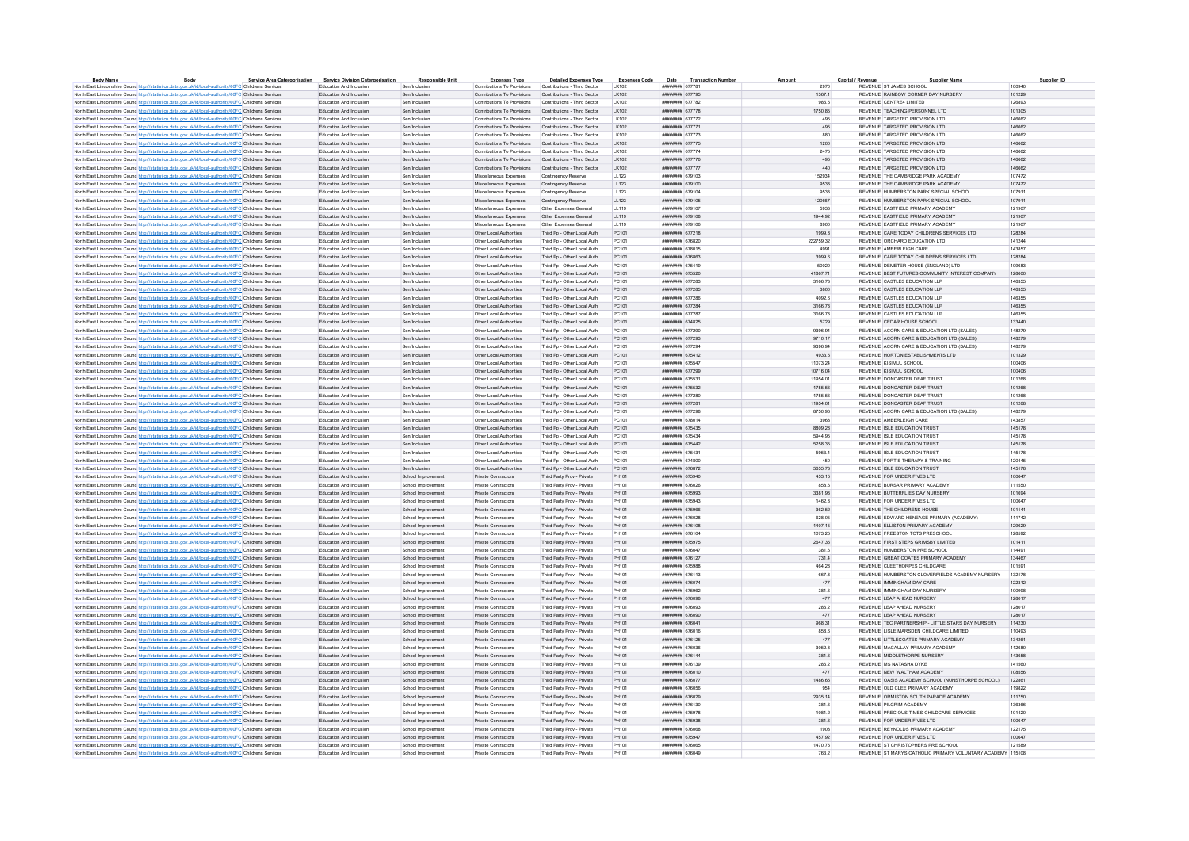| Body Name | Body | Service Area Categorisation | Service Division Categorisation | Responsible Unit | Expenses Type | Detailed Expenses Type | Expenses Code | Date | Transaction Number | Amount | Capital / Revenue | Supplier Name | Supplier ID |
|---|---|---|---|---|---|---|---|---|---|---|---|---|---|
| North East Lincolnshire Council | http://statistics.data.gov.uk/id/local-authority/00FC | Childrens Services | Education And Inclusion | Sen/Inclusion | Contributions To Provisions | Contributions - Third Sector | LK102 | ######## | 677781 | 2970 | REVENUE | ST JAMES SCHOOL | 100940 |
| North East Lincolnshire Council | http://statistics.data.gov.uk/id/local-authority/00FC | Childrens Services | Education And Inclusion | Sen/Inclusion | Contributions To Provisions | Contributions - Third Sector | LK102 | ######## | 677795 | 1367.1 | REVENUE | RAINBOW CORNER DAY NURSERY | 101229 |
| North East Lincolnshire Council | http://statistics.data.gov.uk/id/local-authority/00FC | Childrens Services | Education And Inclusion | Sen/Inclusion | Contributions To Provisions | Contributions - Third Sector | LK102 | ######## | 677782 | 985.5 | REVENUE | CENTRE4 LIMITED | 126893 |
| North East Lincolnshire Council | http://statistics.data.gov.uk/id/local-authority/00FC | Childrens Services | Education And Inclusion | Sen/Inclusion | Contributions To Provisions | Contributions - Third Sector | LK102 | ######## | 677778 | 1750.85 | REVENUE | TEACHING PERSONNEL LTD | 101305 |
| North East Lincolnshire Council | http://statistics.data.gov.uk/id/local-authority/00FC | Childrens Services | Education And Inclusion | Sen/Inclusion | Contributions To Provisions | Contributions - Third Sector | LK102 | ######## | 677772 | 495 | REVENUE | TARGETED PROVISION LTD | 146662 |
| North East Lincolnshire Council | http://statistics.data.gov.uk/id/local-authority/00FC | Childrens Services | Education And Inclusion | Sen/Inclusion | Contributions To Provisions | Contributions - Third Sector | LK102 | ######## | 677771 | 495 | REVENUE | TARGETED PROVISION LTD | 146662 |
| North East Lincolnshire Council | http://statistics.data.gov.uk/id/local-authority/00FC | Childrens Services | Education And Inclusion | Sen/Inclusion | Contributions To Provisions | Contributions - Third Sector | LK102 | ######## | 677773 | 880 | REVENUE | TARGETED PROVISION LTD | 146662 |
| North East Lincolnshire Council | http://statistics.data.gov.uk/id/local-authority/00FC | Childrens Services | Education And Inclusion | Sen/Inclusion | Contributions To Provisions | Contributions - Third Sector | LK102 | ######## | 677775 | 1200 | REVENUE | TARGETED PROVISION LTD | 146662 |
| North East Lincolnshire Council | http://statistics.data.gov.uk/id/local-authority/00FC | Childrens Services | Education And Inclusion | Sen/Inclusion | Contributions To Provisions | Contributions - Third Sector | LK102 | ######## | 677774 | 2475 | REVENUE | TARGETED PROVISION LTD | 146662 |
| North East Lincolnshire Council | http://statistics.data.gov.uk/id/local-authority/00FC | Childrens Services | Education And Inclusion | Sen/Inclusion | Contributions To Provisions | Contributions - Third Sector | LK102 | ######## | 677776 | 495 | REVENUE | TARGETED PROVISION LTD | 146662 |
| North East Lincolnshire Council | http://statistics.data.gov.uk/id/local-authority/00FC | Childrens Services | Education And Inclusion | Sen/Inclusion | Contributions To Provisions | Contributions - Third Sector | LK102 | ######## | 677777 | 440 | REVENUE | TARGETED PROVISION LTD | 146662 |
| North East Lincolnshire Council | http://statistics.data.gov.uk/id/local-authority/00FC | Childrens Services | Education And Inclusion | Sen/Inclusion | Miscellaneous Expenses | Contingency Reserve | LL123 | ######## | 679103 | 152934 | REVENUE | THE CAMBRIDGE PARK ACADEMY | 107472 |
| North East Lincolnshire Council | http://statistics.data.gov.uk/id/local-authority/00FC | Childrens Services | Education And Inclusion | Sen/Inclusion | Miscellaneous Expenses | Contingency Reserve | LL123 | ######## | 679100 | 9533 | REVENUE | THE CAMBRIDGE PARK ACADEMY | 107472 |
| North East Lincolnshire Council | http://statistics.data.gov.uk/id/local-authority/00FC | Childrens Services | Education And Inclusion | Sen/Inclusion | Miscellaneous Expenses | Contingency Reserve | LL123 | ######## | 679104 | 9533 | REVENUE | HUMBERSTON PARK SPECIAL SCHOOL | 107911 |
| North East Lincolnshire Council | http://statistics.data.gov.uk/id/local-authority/00FC | Childrens Services | Education And Inclusion | Sen/Inclusion | Miscellaneous Expenses | Contingency Reserve | LL123 | ######## | 679105 | 120887 | REVENUE | HUMBERSTON PARK SPECIAL SCHOOL | 107911 |
| North East Lincolnshire Council | http://statistics.data.gov.uk/id/local-authority/00FC | Childrens Services | Education And Inclusion | Sen/Inclusion | Miscellaneous Expenses | Other Expenses General | LL119 | ######## | 679107 | 5933 | REVENUE | EASTFIELD PRIMARY ACADEMY | 121907 |
| North East Lincolnshire Council | http://statistics.data.gov.uk/id/local-authority/00FC | Childrens Services | Education And Inclusion | Sen/Inclusion | Miscellaneous Expenses | Other Expenses General | LL119 | ######## | 679108 | 1944.92 | REVENUE | EASTFIELD PRIMARY ACADEMY | 121907 |
| North East Lincolnshire Council | http://statistics.data.gov.uk/id/local-authority/00FC | Childrens Services | Education And Inclusion | Sen/Inclusion | Miscellaneous Expenses | Other Expenses General | LL119 | ######## | 679106 | 8900 | REVENUE | EASTFIELD PRIMARY ACADEMY | 121907 |
| North East Lincolnshire Council | http://statistics.data.gov.uk/id/local-authority/00FC | Childrens Services | Education And Inclusion | Sen/Inclusion | Other Local Authorities | Third Pp - Other Local Auth | PC101 | ######## | 677218 | 1999.6 | REVENUE | CARE TODAY CHILDRENS SERVICES LTD | 128284 |
| North East Lincolnshire Council | http://statistics.data.gov.uk/id/local-authority/00FC | Childrens Services | Education And Inclusion | Sen/Inclusion | Other Local Authorities | Third Pp - Other Local Auth | PC101 | ######## | 676820 | 222759.32 | REVENUE | ORCHARD EDUCATION LTD | 141244 |
| North East Lincolnshire Council | http://statistics.data.gov.uk/id/local-authority/00FC | Childrens Services | Education And Inclusion | Sen/Inclusion | Other Local Authorities | Third Pp - Other Local Auth | PC101 | ######## | 678015 | 4991 | REVENUE | AMBERLEIGH CARE | 143857 |
| North East Lincolnshire Council | http://statistics.data.gov.uk/id/local-authority/00FC | Childrens Services | Education And Inclusion | Sen/Inclusion | Other Local Authorities | Third Pp - Other Local Auth | PC101 | ######## | 678863 | 3999.6 | REVENUE | CARE TODAY CHILDRENS SERVICES LTD | 128284 |
| North East Lincolnshire Council | http://statistics.data.gov.uk/id/local-authority/00FC | Childrens Services | Education And Inclusion | Sen/Inclusion | Other Local Authorities | Third Pp - Other Local Auth | PC101 | ######## | 675419 | 50020 | REVENUE | DEMETER HOUSE (ENGLAND) LTD | 109683 |
| North East Lincolnshire Council | http://statistics.data.gov.uk/id/local-authority/00FC | Childrens Services | Education And Inclusion | Sen/Inclusion | Other Local Authorities | Third Pp - Other Local Auth | PC101 | ######## | 675520 | 41867.71 | REVENUE | BEST FUTURES COMMUNITY INTEREST COMPANY | 128600 |
| North East Lincolnshire Council | http://statistics.data.gov.uk/id/local-authority/00FC | Childrens Services | Education And Inclusion | Sen/Inclusion | Other Local Authorities | Third Pp - Other Local Auth | PC101 | ######## | 677283 | 3166.73 | REVENUE | CASTLES EDUCATION LLP | 146355 |
| North East Lincolnshire Council | http://statistics.data.gov.uk/id/local-authority/00FC | Childrens Services | Education And Inclusion | Sen/Inclusion | Other Local Authorities | Third Pp - Other Local Auth | PC101 | ######## | 677285 | 3800 | REVENUE | CASTLES EDUCATION LLP | 146355 |
| North East Lincolnshire Council | http://statistics.data.gov.uk/id/local-authority/00FC | Childrens Services | Education And Inclusion | Sen/Inclusion | Other Local Authorities | Third Pp - Other Local Auth | PC101 | ######## | 677286 | 4092.6 | REVENUE | CASTLES EDUCATION LLP | 146355 |
| North East Lincolnshire Council | http://statistics.data.gov.uk/id/local-authority/00FC | Childrens Services | Education And Inclusion | Sen/Inclusion | Other Local Authorities | Third Pp - Other Local Auth | PC101 | ######## | 677284 | 3166.73 | REVENUE | CASTLES EDUCATION LLP | 146355 |
| North East Lincolnshire Council | http://statistics.data.gov.uk/id/local-authority/00FC | Childrens Services | Education And Inclusion | Sen/Inclusion | Other Local Authorities | Third Pp - Other Local Auth | PC101 | ######## | 677287 | 3166.73 | REVENUE | CASTLES EDUCATION LLP | 146355 |
| North East Lincolnshire Council | http://statistics.data.gov.uk/id/local-authority/00FC | Childrens Services | Education And Inclusion | Sen/Inclusion | Other Local Authorities | Third Pp - Other Local Auth | PC101 | ######## | 674825 | 5729 | REVENUE | CEDAR HOUSE SCHOOL | 133440 |
| North East Lincolnshire Council | http://statistics.data.gov.uk/id/local-authority/00FC | Childrens Services | Education And Inclusion | Sen/Inclusion | Other Local Authorities | Third Pp - Other Local Auth | PC101 | ######## | 677290 | 9396.94 | REVENUE | ACORN CARE & EDUCATION LTD (SALES) | 148279 |
| North East Lincolnshire Council | http://statistics.data.gov.uk/id/local-authority/00FC | Childrens Services | Education And Inclusion | Sen/Inclusion | Other Local Authorities | Third Pp - Other Local Auth | PC101 | ######## | 677293 | 9710.17 | REVENUE | ACORN CARE & EDUCATION LTD (SALES) | 148279 |
| North East Lincolnshire Council | http://statistics.data.gov.uk/id/local-authority/00FC | Childrens Services | Education And Inclusion | Sen/Inclusion | Other Local Authorities | Third Pp - Other Local Auth | PC101 | ######## | 677294 | 9396.94 | REVENUE | ACORN CARE & EDUCATION LTD (SALES) | 148279 |
| North East Lincolnshire Council | http://statistics.data.gov.uk/id/local-authority/00FC | Childrens Services | Education And Inclusion | Sen/Inclusion | Other Local Authorities | Third Pp - Other Local Auth | PC101 | ######## | 675412 | 4933.5 | REVENUE | HORTON ESTABLISHMENTS LTD | 101329 |
| North East Lincolnshire Council | http://statistics.data.gov.uk/id/local-authority/00FC | Childrens Services | Education And Inclusion | Sen/Inclusion | Other Local Authorities | Third Pp - Other Local Auth | PC101 | ######## | 675547 | 11073.24 | REVENUE | KISIMUL SCHOOL | 100406 |
| North East Lincolnshire Council | http://statistics.data.gov.uk/id/local-authority/00FC | Childrens Services | Education And Inclusion | Sen/Inclusion | Other Local Authorities | Third Pp - Other Local Auth | PC101 | ######## | 677299 | 10716.04 | REVENUE | KISIMUL SCHOOL | 100406 |
| North East Lincolnshire Council | http://statistics.data.gov.uk/id/local-authority/00FC | Childrens Services | Education And Inclusion | Sen/Inclusion | Other Local Authorities | Third Pp - Other Local Auth | PC101 | ######## | 675531 | 11954.01 | REVENUE | DONCASTER DEAF TRUST | 101268 |
| North East Lincolnshire Council | http://statistics.data.gov.uk/id/local-authority/00FC | Childrens Services | Education And Inclusion | Sen/Inclusion | Other Local Authorities | Third Pp - Other Local Auth | PC101 | ######## | 675532 | 1755.56 | REVENUE | DONCASTER DEAF TRUST | 101268 |
| North East Lincolnshire Council | http://statistics.data.gov.uk/id/local-authority/00FC | Childrens Services | Education And Inclusion | Sen/Inclusion | Other Local Authorities | Third Pp - Other Local Auth | PC101 | ######## | 677280 | 1755.56 | REVENUE | DONCASTER DEAF TRUST | 101268 |
| North East Lincolnshire Council | http://statistics.data.gov.uk/id/local-authority/00FC | Childrens Services | Education And Inclusion | Sen/Inclusion | Other Local Authorities | Third Pp - Other Local Auth | PC101 | ######## | 677281 | 11954.01 | REVENUE | DONCASTER DEAF TRUST | 101268 |
| North East Lincolnshire Council | http://statistics.data.gov.uk/id/local-authority/00FC | Childrens Services | Education And Inclusion | Sen/Inclusion | Other Local Authorities | Third Pp - Other Local Auth | PC101 | ######## | 677298 | 8750.96 | REVENUE | ACORN CARE & EDUCATION LTD (SALES) | 148279 |
| North East Lincolnshire Council | http://statistics.data.gov.uk/id/local-authority/00FC | Childrens Services | Education And Inclusion | Sen/Inclusion | Other Local Authorities | Third Pp - Other Local Auth | PC101 | ######## | 678014 | 3968 | REVENUE | AMBERLEIGH CARE | 143857 |
| North East Lincolnshire Council | http://statistics.data.gov.uk/id/local-authority/00FC | Childrens Services | Education And Inclusion | Sen/Inclusion | Other Local Authorities | Third Pp - Other Local Auth | PC101 | ######## | 675435 | 6809.28 | REVENUE | ISLE EDUCATION TRUST | 145178 |
| North East Lincolnshire Council | http://statistics.data.gov.uk/id/local-authority/00FC | Childrens Services | Education And Inclusion | Sen/Inclusion | Other Local Authorities | Third Pp - Other Local Auth | PC101 | ######## | 675434 | 5944.95 | REVENUE | ISLE EDUCATION TRUST | 145178 |
| North East Lincolnshire Council | http://statistics.data.gov.uk/id/local-authority/00FC | Childrens Services | Education And Inclusion | Sen/Inclusion | Other Local Authorities | Third Pp - Other Local Auth | PC101 | ######## | 675442 | 5258.35 | REVENUE | ISLE EDUCATION TRUST | 145178 |
| North East Lincolnshire Council | http://statistics.data.gov.uk/id/local-authority/00FC | Childrens Services | Education And Inclusion | Sen/Inclusion | Other Local Authorities | Third Pp - Other Local Auth | PC101 | ######## | 675431 | 5953.4 | REVENUE | ISLE EDUCATION TRUST | 145178 |
| North East Lincolnshire Council | http://statistics.data.gov.uk/id/local-authority/00FC | Childrens Services | Education And Inclusion | Sen/Inclusion | Other Local Authorities | Third Pp - Other Local Auth | PC101 | ######## | 674800 | 450 | REVENUE | FORTIS THERAPY & TRAINING | 120445 |
| North East Lincolnshire Council | http://statistics.data.gov.uk/id/local-authority/00FC | Childrens Services | Education And Inclusion | Sen/Inclusion | Other Local Authorities | Third Pp - Other Local Auth | PC101 | ######## | 676872 | 5655.73 | REVENUE | ISLE EDUCATION TRUST | 145178 |
| North East Lincolnshire Council | http://statistics.data.gov.uk/id/local-authority/00FC | Childrens Services | Education And Inclusion | School Improvement | Private Contractors | Third Party Prov - Private | PH101 | ######## | 675940 | 453.15 | REVENUE | FOR UNDER FIVES LTD | 100647 |
| North East Lincolnshire Council | http://statistics.data.gov.uk/id/local-authority/00FC | Childrens Services | Education And Inclusion | School Improvement | Private Contractors | Third Party Prov - Private | PH101 | ######## | 676026 | 858.6 | REVENUE | BURSAR PRIMARY ACADEMY | 111550 |
| North East Lincolnshire Council | http://statistics.data.gov.uk/id/local-authority/00FC | Childrens Services | Education And Inclusion | School Improvement | Private Contractors | Third Party Prov - Private | PH101 | ######## | 675993 | 3381.93 | REVENUE | BUTTERFLIES DAY NURSERY | 101694 |
| North East Lincolnshire Council | http://statistics.data.gov.uk/id/local-authority/00FC | Childrens Services | Education And Inclusion | School Improvement | Private Contractors | Third Party Prov - Private | PH101 | ######## | 675943 | 1462.6 | REVENUE | FOR UNDER FIVES LTD | 100647 |
| North East Lincolnshire Council | http://statistics.data.gov.uk/id/local-authority/00FC | Childrens Services | Education And Inclusion | School Improvement | Private Contractors | Third Party Prov - Private | PH101 | ######## | 675965 | 362.52 | REVENUE | THE CHILDRENS HOUSE | 101141 |
| North East Lincolnshire Council | http://statistics.data.gov.uk/id/local-authority/00FC | Childrens Services | Education And Inclusion | School Improvement | Private Contractors | Third Party Prov - Private | PH101 | ######## | 676028 | 628.05 | REVENUE | EDWARD HENEAGE PRIMARY (ACADEMY) | 111742 |
| North East Lincolnshire Council | http://statistics.data.gov.uk/id/local-authority/00FC | Childrens Services | Education And Inclusion | School Improvement | Private Contractors | Third Party Prov - Private | PH101 | ######## | 676108 | 1407.15 | REVENUE | ELLISTON PRIMARY ACADEMY | 129629 |
| North East Lincolnshire Council | http://statistics.data.gov.uk/id/local-authority/00FC | Childrens Services | Education And Inclusion | School Improvement | Private Contractors | Third Party Prov - Private | PH101 | ######## | 676104 | 1073.25 | REVENUE | FREESTON TOTS PRESCHOOL | 128592 |
| North East Lincolnshire Council | http://statistics.data.gov.uk/id/local-authority/00FC | Childrens Services | Education And Inclusion | School Improvement | Private Contractors | Third Party Prov - Private | PH101 | ######## | 675975 | 2647.35 | REVENUE | FIRST STEPS GRIMSBY LIMITED | 101411 |
| North East Lincolnshire Council | http://statistics.data.gov.uk/id/local-authority/00FC | Childrens Services | Education And Inclusion | School Improvement | Private Contractors | Third Party Prov - Private | PH101 | ######## | 676047 | 381.6 | REVENUE | HUMBERSTON PRE SCHOOL | 114491 |
| North East Lincolnshire Council | http://statistics.data.gov.uk/id/local-authority/00FC | Childrens Services | Education And Inclusion | School Improvement | Private Contractors | Third Party Prov - Private | PH101 | ######## | 676127 | 731.4 | REVENUE | GREAT COATES PRIMARY ACADEMY | 134467 |
| North East Lincolnshire Council | http://statistics.data.gov.uk/id/local-authority/00FC | Childrens Services | Education And Inclusion | School Improvement | Private Contractors | Third Party Prov - Private | PH101 | ######## | 675988 | 464.28 | REVENUE | CLEETHORPES CHILDCARE | 101591 |
| North East Lincolnshire Council | http://statistics.data.gov.uk/id/local-authority/00FC | Childrens Services | Education And Inclusion | School Improvement | Private Contractors | Third Party Prov - Private | PH101 | ######## | 676113 | 667.8 | REVENUE | HUMBERSTON CLOVERFIELDS ACADEMY NURSERY | 132178 |
| North East Lincolnshire Council | http://statistics.data.gov.uk/id/local-authority/00FC | Childrens Services | Education And Inclusion | School Improvement | Private Contractors | Third Party Prov - Private | PH101 | ######## | 676074 | 477 | REVENUE | IMMINGHAM DAY CARE | 122312 |
| North East Lincolnshire Council | http://statistics.data.gov.uk/id/local-authority/00FC | Childrens Services | Education And Inclusion | School Improvement | Private Contractors | Third Party Prov - Private | PH101 | ######## | 675962 | 381.6 | REVENUE | IMMINGHAM DAY NURSERY | 100998 |
| North East Lincolnshire Council | http://statistics.data.gov.uk/id/local-authority/00FC | Childrens Services | Education And Inclusion | School Improvement | Private Contractors | Third Party Prov - Private | PH101 | ######## | 676098 | 477 | REVENUE | LEAP AHEAD NURSERY | 128017 |
| North East Lincolnshire Council | http://statistics.data.gov.uk/id/local-authority/00FC | Childrens Services | Education And Inclusion | School Improvement | Private Contractors | Third Party Prov - Private | PH101 | ######## | 676093 | 286.2 | REVENUE | LEAP AHEAD NURSERY | 128017 |
| North East Lincolnshire Council | http://statistics.data.gov.uk/id/local-authority/00FC | Childrens Services | Education And Inclusion | School Improvement | Private Contractors | Third Party Prov - Private | PH101 | ######## | 676090 | 477 | REVENUE | LEAP AHEAD NURSERY | 128017 |
| North East Lincolnshire Council | http://statistics.data.gov.uk/id/local-authority/00FC | Childrens Services | Education And Inclusion | School Improvement | Private Contractors | Third Party Prov - Private | PH101 | ######## | 676041 | 968.31 | REVENUE | TEC PARTNERSHIP - LITTLE STARS DAY NURSERY | 114230 |
| North East Lincolnshire Council | http://statistics.data.gov.uk/id/local-authority/00FC | Childrens Services | Education And Inclusion | School Improvement | Private Contractors | Third Party Prov - Private | PH101 | ######## | 676016 | 858.6 | REVENUE | LISLE MARSDEN CHILDCARE LIMITED | 110493 |
| North East Lincolnshire Council | http://statistics.data.gov.uk/id/local-authority/00FC | Childrens Services | Education And Inclusion | School Improvement | Private Contractors | Third Party Prov - Private | PH101 | ######## | 676125 | 477 | REVENUE | LITTLECOATES PRIMARY ACADEMY | 134261 |
| North East Lincolnshire Council | http://statistics.data.gov.uk/id/local-authority/00FC | Childrens Services | Education And Inclusion | School Improvement | Private Contractors | Third Party Prov - Private | PH101 | ######## | 676036 | 3052.8 | REVENUE | MACAULAY PRIMARY ACADEMY | 112680 |
| North East Lincolnshire Council | http://statistics.data.gov.uk/id/local-authority/00FC | Childrens Services | Education And Inclusion | School Improvement | Private Contractors | Third Party Prov - Private | PH101 | ######## | 676144 | 381.6 | REVENUE | MIDDLETHORPE NURSERY | 143658 |
| North East Lincolnshire Council | http://statistics.data.gov.uk/id/local-authority/00FC | Childrens Services | Education And Inclusion | School Improvement | Private Contractors | Third Party Prov - Private | PH101 | ######## | 676139 | 286.2 | REVENUE | MS NATASHA DYKE | 141560 |
| North East Lincolnshire Council | http://statistics.data.gov.uk/id/local-authority/00FC | Childrens Services | Education And Inclusion | School Improvement | Private Contractors | Third Party Prov - Private | PH101 | ######## | 676010 | 477 | REVENUE | NEW WALTHAM ACADEMY | 108556 |
| North East Lincolnshire Council | http://statistics.data.gov.uk/id/local-authority/00FC | Childrens Services | Education And Inclusion | School Improvement | Private Contractors | Third Party Prov - Private | PH101 | ######## | 676077 | 1486.65 | REVENUE | OASIS ACADEMY SCHOOL (NUNSTHORPE SCHOOL) | 123861 |
| North East Lincolnshire Council | http://statistics.data.gov.uk/id/local-authority/00FC | Childrens Services | Education And Inclusion | School Improvement | Private Contractors | Third Party Prov - Private | PH101 | ######## | 676056 | 954 | REVENUE | OLD CLEE PRIMARY ACADEMY | 119822 |
| North East Lincolnshire Council | http://statistics.data.gov.uk/id/local-authority/00FC | Childrens Services | Education And Inclusion | School Improvement | Private Contractors | Third Party Prov - Private | PH101 | ######## | 676029 | 2935.14 | REVENUE | ORMISTON SOUTH PARADE ACADEMY | 111750 |
| North East Lincolnshire Council | http://statistics.data.gov.uk/id/local-authority/00FC | Childrens Services | Education And Inclusion | School Improvement | Private Contractors | Third Party Prov - Private | PH101 | ######## | 676130 | 381.6 | REVENUE | PILGRIM ACADEMY | 136366 |
| North East Lincolnshire Council | http://statistics.data.gov.uk/id/local-authority/00FC | Childrens Services | Education And Inclusion | School Improvement | Private Contractors | Third Party Prov - Private | PH101 | ######## | 675978 | 1081.2 | REVENUE | PRECIOUS TIMES CHILDCARE SERVICES | 101420 |
| North East Lincolnshire Council | http://statistics.data.gov.uk/id/local-authority/00FC | Childrens Services | Education And Inclusion | School Improvement | Private Contractors | Third Party Prov - Private | PH101 | ######## | 675938 | 381.6 | REVENUE | FOR UNDER FIVES LTD | 100647 |
| North East Lincolnshire Council | http://statistics.data.gov.uk/id/local-authority/00FC | Childrens Services | Education And Inclusion | School Improvement | Private Contractors | Third Party Prov - Private | PH101 | ######## | 676068 | 1908 | REVENUE | REYNOLDS PRIMARY ACADEMY | 122175 |
| North East Lincolnshire Council | http://statistics.data.gov.uk/id/local-authority/00FC | Childrens Services | Education And Inclusion | School Improvement | Private Contractors | Third Party Prov - Private | PH101 | ######## | 675947 | 457.92 | REVENUE | FOR UNDER FIVES LTD | 100647 |
| North East Lincolnshire Council | http://statistics.data.gov.uk/id/local-authority/00FC | Childrens Services | Education And Inclusion | School Improvement | Private Contractors | Third Party Prov - Private | PH101 | ######## | 676065 | 1470.75 | REVENUE | ST CHRISTOPHERS PRE SCHOOL | 121589 |
| North East Lincolnshire Council | http://statistics.data.gov.uk/id/local-authority/00FC | Childrens Services | Education And Inclusion | School Improvement | Private Contractors | Third Party Prov - Private | PH101 | ######## | 676049 | 763.2 | REVENUE | ST MARYS CATHOLIC PRIMARY VOLUNTARY ACADEMY | 115108 |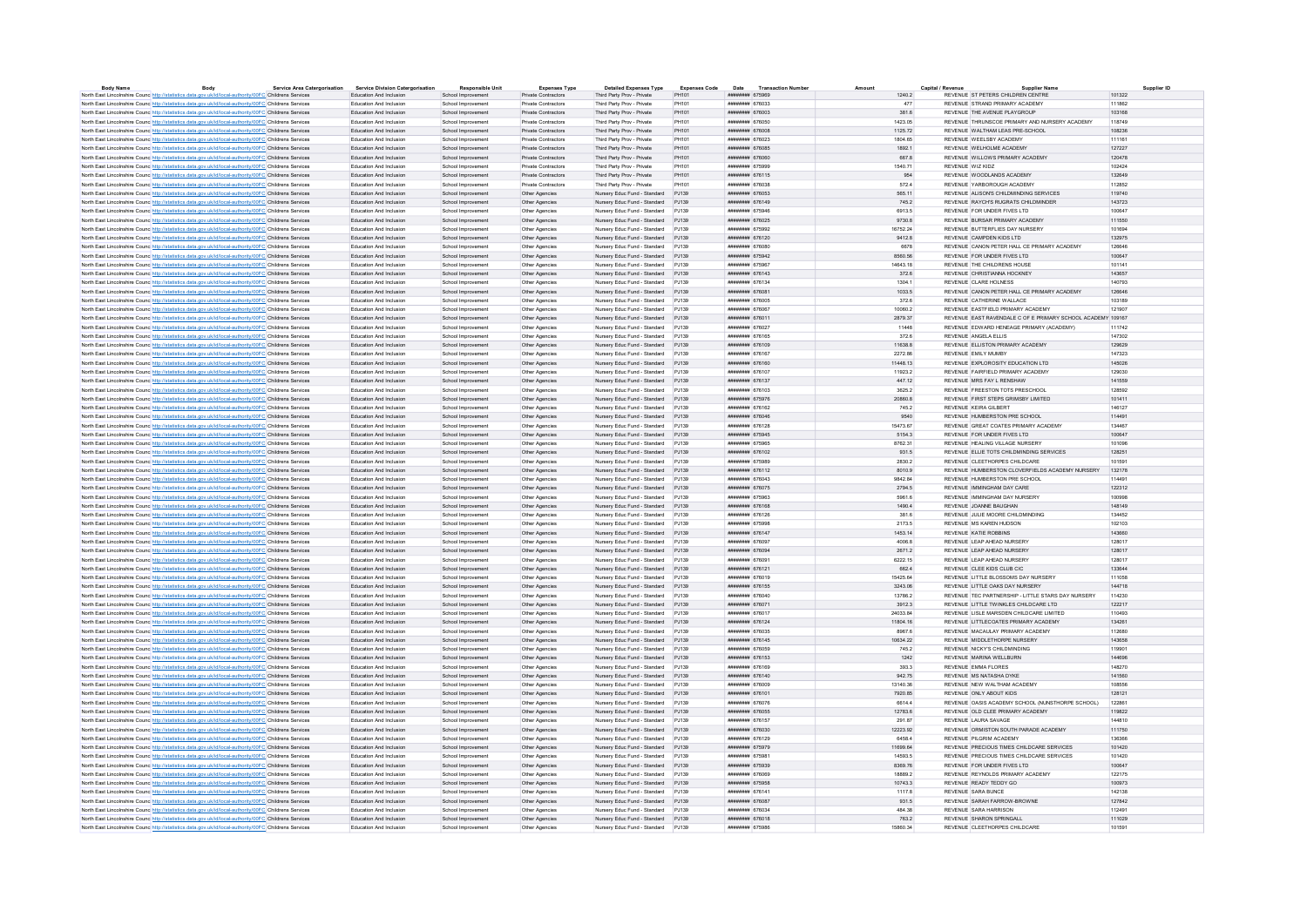| Body Name | Body | Service Area Categorisation | Service Division Categorisation | Responsible Unit | Expenses Type | Detailed Expenses Type | Expenses Code | Date | Transaction Number | Amount | Capital / Revenue | Supplier Name | Supplier ID |
|---|---|---|---|---|---|---|---|---|---|---|---|---|---|
| North East Lincolnshire Council | http://statistics.data.gov.uk/id/local-authority/00FC | Childrens Services | Education And Inclusion | School Improvement | Private Contractors | Third Party Prov - Private | PH101 | ######## | 675969 | 1240.2 | REVENUE | ST PETERS CHILDREN CENTRE | 101322 |
| North East Lincolnshire Council | http://statistics.data.gov.uk/id/local-authority/00FC | Childrens Services | Education And Inclusion | School Improvement | Private Contractors | Third Party Prov - Private | PH101 | ######## | 676033 | 477 | REVENUE | STRAND PRIMARY ACADEMY | 111862 |
| North East Lincolnshire Council | http://statistics.data.gov.uk/id/local-authority/00FC | Childrens Services | Education And Inclusion | School Improvement | Private Contractors | Third Party Prov - Private | PH101 | ######## | 676003 | 381.6 | REVENUE | THE AVENUE PLAYGROUP | 103168 |
| North East Lincolnshire Council | http://statistics.data.gov.uk/id/local-authority/00FC | Childrens Services | Education And Inclusion | School Improvement | Private Contractors | Third Party Prov - Private | PH101 | ######## | 676050 | 1423.05 | REVENUE | THRUNSCOE PRIMARY AND NURSERY ACADEMY | 118749 |
| North East Lincolnshire Council | http://statistics.data.gov.uk/id/local-authority/00FC | Childrens Services | Education And Inclusion | School Improvement | Private Contractors | Third Party Prov - Private | PH101 | ######## | 676008 | 1125.72 | REVENUE | WALTHAM LEAS PRE-SCHOOL | 108236 |
| North East Lincolnshire Council | http://statistics.data.gov.uk/id/local-authority/00FC | Childrens Services | Education And Inclusion | School Improvement | Private Contractors | Third Party Prov - Private | PH101 | ######## | 676023 | 1804.65 | REVENUE | WEELSBY ACADEMY | 111161 |
| North East Lincolnshire Council | http://statistics.data.gov.uk/id/local-authority/00FC | Childrens Services | Education And Inclusion | School Improvement | Private Contractors | Third Party Prov - Private | PH101 | ######## | 676085 | 1892.1 | REVENUE | WELHOLME ACADEMY | 127227 |
| North East Lincolnshire Council | http://statistics.data.gov.uk/id/local-authority/00FC | Childrens Services | Education And Inclusion | School Improvement | Private Contractors | Third Party Prov - Private | PH101 | ######## | 676060 | 667.8 | REVENUE | WILLOWS PRIMARY ACADEMY | 120478 |
| North East Lincolnshire Council | http://statistics.data.gov.uk/id/local-authority/00FC | Childrens Services | Education And Inclusion | School Improvement | Private Contractors | Third Party Prov - Private | PH101 | ######## | 675999 | 1540.71 | REVENUE | WIZ KIDZ | 102424 |
| North East Lincolnshire Council | http://statistics.data.gov.uk/id/local-authority/00FC | Childrens Services | Education And Inclusion | School Improvement | Private Contractors | Third Party Prov - Private | PH101 | ######## | 676115 | 954 | REVENUE | WOODLANDS ACADEMY | 132649 |
| North East Lincolnshire Council | http://statistics.data.gov.uk/id/local-authority/00FC | Childrens Services | Education And Inclusion | School Improvement | Private Contractors | Third Party Prov - Private | PH101 | ######## | 676038 | 572.4 | REVENUE | YARBOROUGH ACADEMY | 112852 |
| North East Lincolnshire Council | http://statistics.data.gov.uk/id/local-authority/00FC | Childrens Services | Education And Inclusion | School Improvement | Other Agencies | Nursery Educ Fund - Standard | PJ139 | ######## | 676053 | 565.11 | REVENUE | ALISONS CHILDMINDING SERVICES | 119740 |
| North East Lincolnshire Council | http://statistics.data.gov.uk/id/local-authority/00FC | Childrens Services | Education And Inclusion | School Improvement | Other Agencies | Nursery Educ Fund - Standard | PJ139 | ######## | 676149 | 745.2 | REVENUE | RAYCH'S RUGRATS CHILDMINDER | 143723 |
| North East Lincolnshire Council | http://statistics.data.gov.uk/id/local-authority/00FC | Childrens Services | Education And Inclusion | School Improvement | Other Agencies | Nursery Educ Fund - Standard | PJ139 | ######## | 675946 | 6913.5 | REVENUE | FOR UNDER FIVES LTD | 100647 |
| North East Lincolnshire Council | http://statistics.data.gov.uk/id/local-authority/00FC | Childrens Services | Education And Inclusion | School Improvement | Other Agencies | Nursery Educ Fund - Standard | PJ139 | ######## | 676025 | 9730.8 | REVENUE | BURSAR PRIMARY ACADEMY | 111550 |
| North East Lincolnshire Council | http://statistics.data.gov.uk/id/local-authority/00FC | Childrens Services | Education And Inclusion | School Improvement | Other Agencies | Nursery Educ Fund - Standard | PJ139 | ######## | 675992 | 16752.24 | REVENUE | BUTTERFLIES DAY NURSERY | 101694 |
| North East Lincolnshire Council | http://statistics.data.gov.uk/id/local-authority/00FC | Childrens Services | Education And Inclusion | School Improvement | Other Agencies | Nursery Educ Fund - Standard | PJ139 | ######## | 676120 | 9412.8 | REVENUE | CAMPDEN KIDS LTD | 132975 |
| North East Lincolnshire Council | http://statistics.data.gov.uk/id/local-authority/00FC | Childrens Services | Education And Inclusion | School Improvement | Other Agencies | Nursery Educ Fund - Standard | PJ139 | ######## | 676080 | 6878 | REVENUE | CANON PETER HALL CE PRIMARY ACADEMY | 126646 |
| North East Lincolnshire Council | http://statistics.data.gov.uk/id/local-authority/00FC | Childrens Services | Education And Inclusion | School Improvement | Other Agencies | Nursery Educ Fund - Standard | PJ139 | ######## | 675942 | 8560.56 | REVENUE | FOR UNDER FIVES LTD | 100647 |
| North East Lincolnshire Council | http://statistics.data.gov.uk/id/local-authority/00FC | Childrens Services | Education And Inclusion | School Improvement | Other Agencies | Nursery Educ Fund - Standard | PJ139 | ######## | 675967 | 14643.18 | REVENUE | THE CHILDRENS HOUSE | 101141 |
| North East Lincolnshire Council | http://statistics.data.gov.uk/id/local-authority/00FC | Childrens Services | Education And Inclusion | School Improvement | Other Agencies | Nursery Educ Fund - Standard | PJ139 | ######## | 676143 | 372.6 | REVENUE | CHRISTIANNA HOCKNEY | 143657 |
| North East Lincolnshire Council | http://statistics.data.gov.uk/id/local-authority/00FC | Childrens Services | Education And Inclusion | School Improvement | Other Agencies | Nursery Educ Fund - Standard | PJ139 | ######## | 676134 | 1304.1 | REVENUE | CLARE HOLNESS | 140793 |
| North East Lincolnshire Council | http://statistics.data.gov.uk/id/local-authority/00FC | Childrens Services | Education And Inclusion | School Improvement | Other Agencies | Nursery Educ Fund - Standard | PJ139 | ######## | 676081 | 1033.5 | REVENUE | CANON PETER HALL CE PRIMARY ACADEMY | 126646 |
| North East Lincolnshire Council | http://statistics.data.gov.uk/id/local-authority/00FC | Childrens Services | Education And Inclusion | School Improvement | Other Agencies | Nursery Educ Fund - Standard | PJ139 | ######## | 676005 | 372.6 | REVENUE | CATHERINE WALLACE | 103189 |
| North East Lincolnshire Council | http://statistics.data.gov.uk/id/local-authority/00FC | Childrens Services | Education And Inclusion | School Improvement | Other Agencies | Nursery Educ Fund - Standard | PJ139 | ######## | 676067 | 10060.2 | REVENUE | EASTFIELD PRIMARY ACADEMY | 121907 |
| North East Lincolnshire Council | http://statistics.data.gov.uk/id/local-authority/00FC | Childrens Services | Education And Inclusion | School Improvement | Other Agencies | Nursery Educ Fund - Standard | PJ139 | ######## | 676011 | 2879.37 | REVENUE | EAST RAVENDALE C OF E PRIMARY SCHOOL ACADEMY | 109167 |
| North East Lincolnshire Council | http://statistics.data.gov.uk/id/local-authority/00FC | Childrens Services | Education And Inclusion | School Improvement | Other Agencies | Nursery Educ Fund - Standard | PJ139 | ######## | 676037 | 11448 | REVENUE | EDWARD HENEAGE PRIMARY (ACADEMY) | 111742 |
| North East Lincolnshire Council | http://statistics.data.gov.uk/id/local-authority/00FC | Childrens Services | Education And Inclusion | School Improvement | Other Agencies | Nursery Educ Fund - Standard | PJ139 | ######## | 676165 | 372.6 | REVENUE | ANGELA ELLIS | 147302 |
| North East Lincolnshire Council | http://statistics.data.gov.uk/id/local-authority/00FC | Childrens Services | Education And Inclusion | School Improvement | Other Agencies | Nursery Educ Fund - Standard | PJ139 | ######## | 676109 | 11638.8 | REVENUE | ELLISTON PRIMARY ACADEMY | 129629 |
| North East Lincolnshire Council | http://statistics.data.gov.uk/id/local-authority/00FC | Childrens Services | Education And Inclusion | School Improvement | Other Agencies | Nursery Educ Fund - Standard | PJ139 | ######## | 676167 | 2272.86 | REVENUE | EMILY MUMBY | 147323 |
| North East Lincolnshire Council | http://statistics.data.gov.uk/id/local-authority/00FC | Childrens Services | Education And Inclusion | School Improvement | Other Agencies | Nursery Educ Fund - Standard | PJ139 | ######## | 676160 | 11448.13 | REVENUE | EXPLOROSITY EDUCATION LTD | 145026 |
| North East Lincolnshire Council | http://statistics.data.gov.uk/id/local-authority/00FC | Childrens Services | Education And Inclusion | School Improvement | Other Agencies | Nursery Educ Fund - Standard | PJ139 | ######## | 676107 | 11923.2 | REVENUE | FAIRFIELD PRIMARY ACADEMY | 129030 |
| North East Lincolnshire Council | http://statistics.data.gov.uk/id/local-authority/00FC | Childrens Services | Education And Inclusion | School Improvement | Other Agencies | Nursery Educ Fund - Standard | PJ139 | ######## | 676137 | 447.12 | REVENUE | MRS FAY L RENSHAW | 141559 |
| North East Lincolnshire Council | http://statistics.data.gov.uk/id/local-authority/00FC | Childrens Services | Education And Inclusion | School Improvement | Other Agencies | Nursery Educ Fund - Standard | PJ139 | ######## | 676103 | 3625.2 | REVENUE | FREESTON TOTS PRESCHOOL | 128592 |
| North East Lincolnshire Council | http://statistics.data.gov.uk/id/local-authority/00FC | Childrens Services | Education And Inclusion | School Improvement | Other Agencies | Nursery Educ Fund - Standard | PJ139 | ######## | 675976 | 20860.8 | REVENUE | FIRST STEPS GRIMSBY LIMITED | 101411 |
| North East Lincolnshire Council | http://statistics.data.gov.uk/id/local-authority/00FC | Childrens Services | Education And Inclusion | School Improvement | Other Agencies | Nursery Educ Fund - Standard | PJ139 | ######## | 676162 | 745.2 | REVENUE | KEIRA GILBERT | 146127 |
| North East Lincolnshire Council | http://statistics.data.gov.uk/id/local-authority/00FC | Childrens Services | Education And Inclusion | School Improvement | Other Agencies | Nursery Educ Fund - Standard | PJ139 | ######## | 676046 | 9540 | REVENUE | HUMBERSTON PRE SCHOOL | 114491 |
| North East Lincolnshire Council | http://statistics.data.gov.uk/id/local-authority/00FC | Childrens Services | Education And Inclusion | School Improvement | Other Agencies | Nursery Educ Fund - Standard | PJ139 | ######## | 676128 | 15473.87 | REVENUE | GREAT COATES PRIMARY ACADEMY | 134467 |
| North East Lincolnshire Council | http://statistics.data.gov.uk/id/local-authority/00FC | Childrens Services | Education And Inclusion | School Improvement | Other Agencies | Nursery Educ Fund - Standard | PJ139 | ######## | 675945 | 5154.3 | REVENUE | FOR UNDER FIVES LTD | 100647 |
| North East Lincolnshire Council | http://statistics.data.gov.uk/id/local-authority/00FC | Childrens Services | Education And Inclusion | School Improvement | Other Agencies | Nursery Educ Fund - Standard | PJ139 | ######## | 675965 | 8762.31 | REVENUE | HEALING VILLAGE NURSERY | 101096 |
| North East Lincolnshire Council | http://statistics.data.gov.uk/id/local-authority/00FC | Childrens Services | Education And Inclusion | School Improvement | Other Agencies | Nursery Educ Fund - Standard | PJ139 | ######## | 676102 | 931.5 | REVENUE | ELLIE TOTS CHILDMINDING SERVICES | 128251 |
| North East Lincolnshire Council | http://statistics.data.gov.uk/id/local-authority/00FC | Childrens Services | Education And Inclusion | School Improvement | Other Agencies | Nursery Educ Fund - Standard | PJ139 | ######## | 675989 | 2830.2 | REVENUE | CLEETHORPES CHILDCARE | 101591 |
| North East Lincolnshire Council | http://statistics.data.gov.uk/id/local-authority/00FC | Childrens Services | Education And Inclusion | School Improvement | Other Agencies | Nursery Educ Fund - Standard | PJ139 | ######## | 676112 | 8010.9 | REVENUE | HUMBERSTON CLOVERFIELDS ACADEMY NURSERY | 132178 |
| North East Lincolnshire Council | http://statistics.data.gov.uk/id/local-authority/00FC | Childrens Services | Education And Inclusion | School Improvement | Other Agencies | Nursery Educ Fund - Standard | PJ139 | ######## | 676043 | 9842.84 | REVENUE | HUMBERSTON PRE SCHOOL | 114491 |
| North East Lincolnshire Council | http://statistics.data.gov.uk/id/local-authority/00FC | Childrens Services | Education And Inclusion | School Improvement | Other Agencies | Nursery Educ Fund - Standard | PJ139 | ######## | 676075 | 2794.5 | REVENUE | IMMINGHAM DAY CARE | 122312 |
| North East Lincolnshire Council | http://statistics.data.gov.uk/id/local-authority/00FC | Childrens Services | Education And Inclusion | School Improvement | Other Agencies | Nursery Educ Fund - Standard | PJ139 | ######## | 675963 | 5961.6 | REVENUE | IMMINGHAM DAY NURSERY | 100998 |
| North East Lincolnshire Council | http://statistics.data.gov.uk/id/local-authority/00FC | Childrens Services | Education And Inclusion | School Improvement | Other Agencies | Nursery Educ Fund - Standard | PJ139 | ######## | 676168 | 1490.4 | REVENUE | JOANNE BAUGHAN | 148149 |
| North East Lincolnshire Council | http://statistics.data.gov.uk/id/local-authority/00FC | Childrens Services | Education And Inclusion | School Improvement | Other Agencies | Nursery Educ Fund - Standard | PJ139 | ######## | 676126 | 381.6 | REVENUE | JULIE MOORE CHILDMINDING | 134452 |
| North East Lincolnshire Council | http://statistics.data.gov.uk/id/local-authority/00FC | Childrens Services | Education And Inclusion | School Improvement | Other Agencies | Nursery Educ Fund - Standard | PJ139 | ######## | 675998 | 2173.5 | REVENUE | MS KAREN HUDSON | 102103 |
| North East Lincolnshire Council | http://statistics.data.gov.uk/id/local-authority/00FC | Childrens Services | Education And Inclusion | School Improvement | Other Agencies | Nursery Educ Fund - Standard | PJ139 | ######## | 676147 | 1453.14 | REVENUE | KATIE ROBBINS | 143660 |
| North East Lincolnshire Council | http://statistics.data.gov.uk/id/local-authority/00FC | Childrens Services | Education And Inclusion | School Improvement | Other Agencies | Nursery Educ Fund - Standard | PJ139 | ######## | 676097 | 4006.8 | REVENUE | LEAP AHEAD NURSERY | 128017 |
| North East Lincolnshire Council | http://statistics.data.gov.uk/id/local-authority/00FC | Childrens Services | Education And Inclusion | School Improvement | Other Agencies | Nursery Educ Fund - Standard | PJ139 | ######## | 676094 | 2671.2 | REVENUE | LEAP AHEAD NURSERY | 128017 |
| North East Lincolnshire Council | http://statistics.data.gov.uk/id/local-authority/00FC | Childrens Services | Education And Inclusion | School Improvement | Other Agencies | Nursery Educ Fund - Standard | PJ139 | ######## | 676091 | 6222.15 | REVENUE | LEAP AHEAD NURSERY | 128017 |
| North East Lincolnshire Council | http://statistics.data.gov.uk/id/local-authority/00FC | Childrens Services | Education And Inclusion | School Improvement | Other Agencies | Nursery Educ Fund - Standard | PJ139 | ######## | 676121 | 662.4 | REVENUE | CLEE KIDS CLUB CIC | 133644 |
| North East Lincolnshire Council | http://statistics.data.gov.uk/id/local-authority/00FC | Childrens Services | Education And Inclusion | School Improvement | Other Agencies | Nursery Educ Fund - Standard | PJ139 | ######## | 676019 | 15425.64 | REVENUE | LITTLE BLOSSOMS DAY NURSERY | 111058 |
| North East Lincolnshire Council | http://statistics.data.gov.uk/id/local-authority/00FC | Childrens Services | Education And Inclusion | School Improvement | Other Agencies | Nursery Educ Fund - Standard | PJ139 | ######## | 676155 | 3243.06 | REVENUE | LITTLE OAKS DAY NURSERY | 144718 |
| North East Lincolnshire Council | http://statistics.data.gov.uk/id/local-authority/00FC | Childrens Services | Education And Inclusion | School Improvement | Other Agencies | Nursery Educ Fund - Standard | PJ139 | ######## | 676040 | 13786.2 | REVENUE | TEC PARTNERSHIP - LITTLE STARS DAY NURSERY | 114230 |
| North East Lincolnshire Council | http://statistics.data.gov.uk/id/local-authority/00FC | Childrens Services | Education And Inclusion | School Improvement | Other Agencies | Nursery Educ Fund - Standard | PJ139 | ######## | 676071 | 3912.3 | REVENUE | LITTLE TWINKLES CHILDCARE LTD | 122217 |
| North East Lincolnshire Council | http://statistics.data.gov.uk/id/local-authority/00FC | Childrens Services | Education And Inclusion | School Improvement | Other Agencies | Nursery Educ Fund - Standard | PJ139 | ######## | 676017 | 24033.84 | REVENUE | LISLE MARSDEN CHILDCARE LIMITED | 110493 |
| North East Lincolnshire Council | http://statistics.data.gov.uk/id/local-authority/00FC | Childrens Services | Education And Inclusion | School Improvement | Other Agencies | Nursery Educ Fund - Standard | PJ139 | ######## | 676124 | 11804.16 | REVENUE | LITTLECOATES PRIMARY ACADEMY | 134261 |
| North East Lincolnshire Council | http://statistics.data.gov.uk/id/local-authority/00FC | Childrens Services | Education And Inclusion | School Improvement | Other Agencies | Nursery Educ Fund - Standard | PJ139 | ######## | 676035 | 8967.6 | REVENUE | MACAULAY PRIMARY ACADEMY | 112680 |
| North East Lincolnshire Council | http://statistics.data.gov.uk/id/local-authority/00FC | Childrens Services | Education And Inclusion | School Improvement | Other Agencies | Nursery Educ Fund - Standard | PJ139 | ######## | 676145 | 10634.22 | REVENUE | MIDDLETHORPE NURSERY | 143656 |
| North East Lincolnshire Council | http://statistics.data.gov.uk/id/local-authority/00FC | Childrens Services | Education And Inclusion | School Improvement | Other Agencies | Nursery Educ Fund - Standard | PJ139 | ######## | 676059 | 745.2 | REVENUE | NICKY'S CHILDMINDING | 119901 |
| North East Lincolnshire Council | http://statistics.data.gov.uk/id/local-authority/00FC | Childrens Services | Education And Inclusion | School Improvement | Other Agencies | Nursery Educ Fund - Standard | PJ139 | ######## | 676153 | 1242 | REVENUE | MARINA WELLBURN | 144696 |
| North East Lincolnshire Council | http://statistics.data.gov.uk/id/local-authority/00FC | Childrens Services | Education And Inclusion | School Improvement | Other Agencies | Nursery Educ Fund - Standard | PJ139 | ######## | 676169 | 393.3 | REVENUE | EMMA FLORES | 148270 |
| North East Lincolnshire Council | http://statistics.data.gov.uk/id/local-authority/00FC | Childrens Services | Education And Inclusion | School Improvement | Other Agencies | Nursery Educ Fund - Standard | PJ139 | ######## | 676140 | 942.75 | REVENUE | MS NATASHA DYKE | 141560 |
| North East Lincolnshire Council | http://statistics.data.gov.uk/id/local-authority/00FC | Childrens Services | Education And Inclusion | School Improvement | Other Agencies | Nursery Educ Fund - Standard | PJ139 | ######## | 676009 | 13140.36 | REVENUE | NEW WALTHAM ACADEMY | 108556 |
| North East Lincolnshire Council | http://statistics.data.gov.uk/id/local-authority/00FC | Childrens Services | Education And Inclusion | School Improvement | Other Agencies | Nursery Educ Fund - Standard | PJ139 | ######## | 676101 | 7920.85 | REVENUE | ONLY ABOUT KIDS | 128121 |
| North East Lincolnshire Council | http://statistics.data.gov.uk/id/local-authority/00FC | Childrens Services | Education And Inclusion | School Improvement | Other Agencies | Nursery Educ Fund - Standard | PJ139 | ######## | 676076 | 6614.4 | REVENUE | OASIS ACADEMY SCHOOL (NUNSTHORPE SCHOOL) | 122861 |
| North East Lincolnshire Council | http://statistics.data.gov.uk/id/local-authority/00FC | Childrens Services | Education And Inclusion | School Improvement | Other Agencies | Nursery Educ Fund - Standard | PJ139 | ######## | 676055 | 12783.6 | REVENUE | OLD CLEE PRIMARY ACADEMY | 119822 |
| North East Lincolnshire Council | http://statistics.data.gov.uk/id/local-authority/00FC | Childrens Services | Education And Inclusion | School Improvement | Other Agencies | Nursery Educ Fund - Standard | PJ139 | ######## | 676157 | 291.87 | REVENUE | LAURA SAVAGE | 144810 |
| North East Lincolnshire Council | http://statistics.data.gov.uk/id/local-authority/00FC | Childrens Services | Education And Inclusion | School Improvement | Other Agencies | Nursery Educ Fund - Standard | PJ139 | ######## | 676030 | 12223.92 | REVENUE | ORMISTON SOUTH PARADE ACADEMY | 111750 |
| North East Lincolnshire Council | http://statistics.data.gov.uk/id/local-authority/00FC | Childrens Services | Education And Inclusion | School Improvement | Other Agencies | Nursery Educ Fund - Standard | PJ139 | ######## | 676129 | 6458.4 | REVENUE | PILGRIM ACADEMY | 136366 |
| North East Lincolnshire Council | http://statistics.data.gov.uk/id/local-authority/00FC | Childrens Services | Education And Inclusion | School Improvement | Other Agencies | Nursery Educ Fund - Standard | PJ139 | ######## | 675979 | 11699.64 | REVENUE | PRECIOUS TIMES CHILDCARE SERVICES | 101420 |
| North East Lincolnshire Council | http://statistics.data.gov.uk/id/local-authority/00FC | Childrens Services | Education And Inclusion | School Improvement | Other Agencies | Nursery Educ Fund - Standard | PJ139 | ######## | 675981 | 14593.5 | REVENUE | PRECIOUS TIMES CHILDCARE SERVICES | 101420 |
| North East Lincolnshire Council | http://statistics.data.gov.uk/id/local-authority/00FC | Childrens Services | Education And Inclusion | School Improvement | Other Agencies | Nursery Educ Fund - Standard | PJ139 | ######## | 675939 | 8369.76 | REVENUE | FOR UNDER FIVES LTD | 100647 |
| North East Lincolnshire Council | http://statistics.data.gov.uk/id/local-authority/00FC | Childrens Services | Education And Inclusion | School Improvement | Other Agencies | Nursery Educ Fund - Standard | PJ139 | ######## | 676069 | 18889.2 | REVENUE | REYNOLDS PRIMARY ACADEMY | 122175 |
| North East Lincolnshire Council | http://statistics.data.gov.uk/id/local-authority/00FC | Childrens Services | Education And Inclusion | School Improvement | Other Agencies | Nursery Educ Fund - Standard | PJ139 | ######## | 675958 | 10743.3 | REVENUE | READY TEDDY GO | 100973 |
| North East Lincolnshire Council | http://statistics.data.gov.uk/id/local-authority/00FC | Childrens Services | Education And Inclusion | School Improvement | Other Agencies | Nursery Educ Fund - Standard | PJ139 | ######## | 676141 | 1117.8 | REVENUE | SARA BUNCE | 142138 |
| North East Lincolnshire Council | http://statistics.data.gov.uk/id/local-authority/00FC | Childrens Services | Education And Inclusion | School Improvement | Other Agencies | Nursery Educ Fund - Standard | PJ139 | ######## | 676087 | 931.5 | REVENUE | SARAH FARROW-BROWNE | 127842 |
| North East Lincolnshire Council | http://statistics.data.gov.uk/id/local-authority/00FC | Childrens Services | Education And Inclusion | School Improvement | Other Agencies | Nursery Educ Fund - Standard | PJ139 | ######## | 676034 | 484.38 | REVENUE | SARA HARRISON | 112491 |
| North East Lincolnshire Council | http://statistics.data.gov.uk/id/local-authority/00FC | Childrens Services | Education And Inclusion | School Improvement | Other Agencies | Nursery Educ Fund - Standard | PJ139 | ######## | 676018 | 763.2 | REVENUE | SHARON SPRINGALL | 111029 |
| North East Lincolnshire Council | http://statistics.data.gov.uk/id/local-authority/00FC | Childrens Services | Education And Inclusion | School Improvement | Other Agencies | Nursery Educ Fund - Standard | PJ139 | ######## | 675986 | 15860.34 | REVENUE | CLEETHORPES CHILDCARE | 101591 |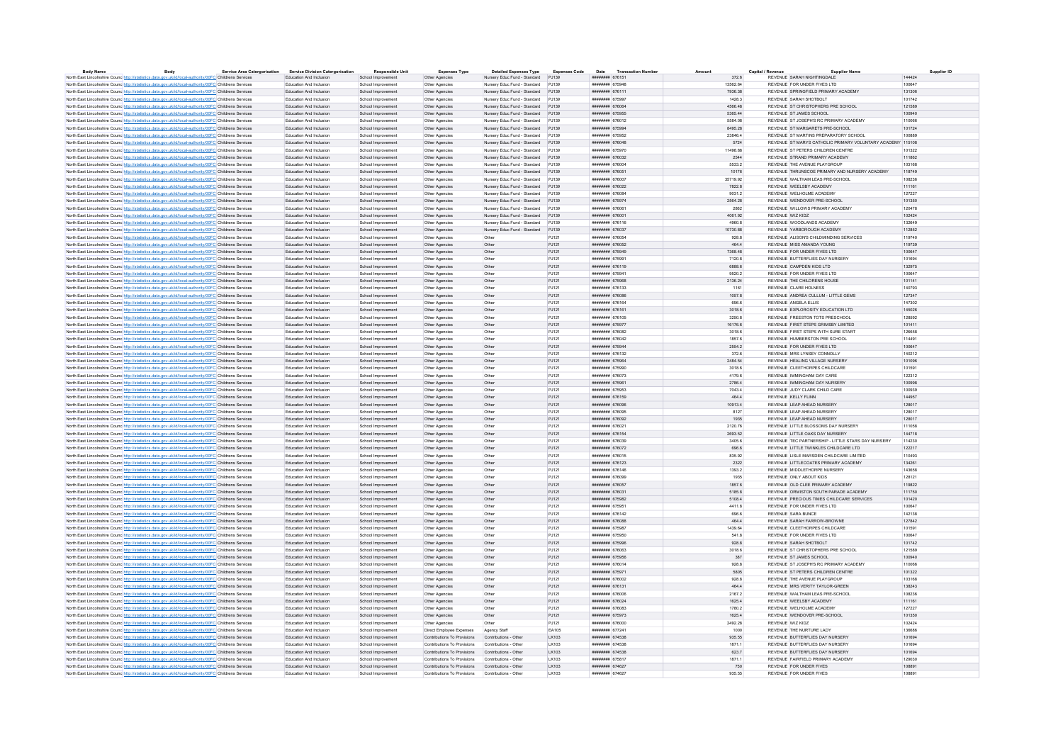| Body Name | Body | Service Area Categorisation | Service Division Categorisation | Responsible Unit | Expenses Type | Detailed Expenses Type | Expenses Code | Date | Transaction Number | Amount | Capital / Revenue | Supplier Name | Supplier ID |
|---|---|---|---|---|---|---|---|---|---|---|---|---|---|
| North East Lincolnshire Council | http://statistics.data.gov.uk/id/local-authority/00FC | Childrens Services | Education And Inclusion | School Improvement | Other Agencies | Nursery Educ Fund - Standard | PJ139 | ######## | 676151 | 372.6 | REVENUE | SARAH NIGHTINGDALE | 144424 |
| North East Lincolnshire Council | http://statistics.data.gov.uk/id/local-authority/00FC | Childrens Services | Education And Inclusion | School Improvement | Other Agencies | Nursery Educ Fund - Standard | PJ139 | ######## | 675948 | 13562.64 | REVENUE | FOR UNDER FIVES LTD | 100647 |
| North East Lincolnshire Council | http://statistics.data.gov.uk/id/local-authority/00FC | Childrens Services | Education And Inclusion | School Improvement | Other Agencies | Nursery Educ Fund - Standard | PJ139 | ######## | 676111 | 7936.38 | REVENUE | SPRINGFIELD PRIMARY ACADEMY | 131306 |
| North East Lincolnshire Council | http://statistics.data.gov.uk/id/local-authority/00FC | Childrens Services | Education And Inclusion | School Improvement | Other Agencies | Nursery Educ Fund - Standard | PJ139 | ######## | 675997 | 1428.3 | REVENUE | SARAH SHOTBOLT | 101742 |
| North East Lincolnshire Council | http://statistics.data.gov.uk/id/local-authority/00FC | Childrens Services | Education And Inclusion | School Improvement | Other Agencies | Nursery Educ Fund - Standard | PJ139 | ######## | 676064 | 4566.48 | REVENUE | ST CHRISTOPHERS PRE SCHOOL | 121589 |
| North East Lincolnshire Council | http://statistics.data.gov.uk/id/local-authority/00FC | Childrens Services | Education And Inclusion | School Improvement | Other Agencies | Nursery Educ Fund - Standard | PJ139 | ######## | 675955 | 5365.44 | REVENUE | ST JAMES SCHOOL | 100940 |
| North East Lincolnshire Council | http://statistics.data.gov.uk/id/local-authority/00FC | Childrens Services | Education And Inclusion | School Improvement | Other Agencies | Nursery Educ Fund - Standard | PJ139 | ######## | 676012 | 5584.08 | REVENUE | ST JOSEPH'S RC PRIMARY ACADEMY | 110066 |
| North East Lincolnshire Council | http://statistics.data.gov.uk/id/local-authority/00FC | Childrens Services | Education And Inclusion | School Improvement | Other Agencies | Nursery Educ Fund - Standard | PJ139 | ######## | 675994 | 8495.28 | REVENUE | ST MARGARETS PRE-SCHOOL | 101724 |
| North East Lincolnshire Council | http://statistics.data.gov.uk/id/local-authority/00FC | Childrens Services | Education And Inclusion | School Improvement | Other Agencies | Nursery Educ Fund - Standard | PJ139 | ######## | 675952 | 23846.4 | REVENUE | ST MARTINS PREPARATORY SCHOOL | 100889 |
| North East Lincolnshire Council | http://statistics.data.gov.uk/id/local-authority/00FC | Childrens Services | Education And Inclusion | School Improvement | Other Agencies | Nursery Educ Fund - Standard | PJ139 | ######## | 676048 | 5724 | REVENUE | ST MARYS CATHOLIC PRIMARY VOLUNTARY ACADEMY | 115108 |
| North East Lincolnshire Council | http://statistics.data.gov.uk/id/local-authority/00FC | Childrens Services | Education And Inclusion | School Improvement | Other Agencies | Nursery Educ Fund - Standard | PJ139 | ######## | 675970 | 11498.88 | REVENUE | ST PETERS CHILDREN CENTRE | 101322 |
| North East Lincolnshire Council | http://statistics.data.gov.uk/id/local-authority/00FC | Childrens Services | Education And Inclusion | School Improvement | Other Agencies | Nursery Educ Fund - Standard | PJ139 | ######## | 676032 | 2544 | REVENUE | STRAND PRIMARY ACADEMY | 111862 |
| North East Lincolnshire Council | http://statistics.data.gov.uk/id/local-authority/00FC | Childrens Services | Education And Inclusion | School Improvement | Other Agencies | Nursery Educ Fund - Standard | PJ139 | ######## | 676004 | 5533.2 | REVENUE | THE AVENUE PLAYGROUP | 103168 |
| North East Lincolnshire Council | http://statistics.data.gov.uk/id/local-authority/00FC | Childrens Services | Education And Inclusion | School Improvement | Other Agencies | Nursery Educ Fund - Standard | PJ139 | ######## | 676051 | 10176 | REVENUE | THRUNSCOE PRIMARY AND NURSERY ACADEMY | 118749 |
| North East Lincolnshire Council | http://statistics.data.gov.uk/id/local-authority/00FC | Childrens Services | Education And Inclusion | School Improvement | Other Agencies | Nursery Educ Fund - Standard | PJ139 | ######## | 676007 | 35719.92 | REVENUE | WALTHAM LEAS PRE-SCHOOL | 108236 |
| North East Lincolnshire Council | http://statistics.data.gov.uk/id/local-authority/00FC | Childrens Services | Education And Inclusion | School Improvement | Other Agencies | Nursery Educ Fund - Standard | PJ139 | ######## | 676022 | 7822.8 | REVENUE | WEELSBY ACADEMY | 111161 |
| North East Lincolnshire Council | http://statistics.data.gov.uk/id/local-authority/00FC | Childrens Services | Education And Inclusion | School Improvement | Other Agencies | Nursery Educ Fund - Standard | PJ139 | ######## | 676084 | 9031.2 | REVENUE | WELHOLME ACADEMY | 127227 |
| North East Lincolnshire Council | http://statistics.data.gov.uk/id/local-authority/00FC | Childrens Services | Education And Inclusion | School Improvement | Other Agencies | Nursery Educ Fund - Standard | PJ139 | ######## | 675974 | 2564.28 | REVENUE | WENDOVER PRE-SCHOOL | 101350 |
| North East Lincolnshire Council | http://statistics.data.gov.uk/id/local-authority/00FC | Childrens Services | Education And Inclusion | School Improvement | Other Agencies | Nursery Educ Fund - Standard | PJ139 | ######## | 676061 | 2862 | REVENUE | WILLOWS PRIMARY ACADEMY | 120478 |
| North East Lincolnshire Council | http://statistics.data.gov.uk/id/local-authority/00FC | Childrens Services | Education And Inclusion | School Improvement | Other Agencies | Nursery Educ Fund - Standard | PJ139 | ######## | 676001 | 4061.92 | REVENUE | WIZ KIDZ | 102424 |
| North East Lincolnshire Council | http://statistics.data.gov.uk/id/local-authority/00FC | Childrens Services | Education And Inclusion | School Improvement | Other Agencies | Nursery Educ Fund - Standard | PJ139 | ######## | 676116 | 4960.8 | REVENUE | WOODLANDS ACADEMY | 132649 |
| North East Lincolnshire Council | http://statistics.data.gov.uk/id/local-authority/00FC | Childrens Services | Education And Inclusion | School Improvement | Other Agencies | Nursery Educ Fund - Standard | PJ139 | ######## | 676037 | 10730.88 | REVENUE | YARBOROUGH ACADEMY | 112852 |
| North East Lincolnshire Council | http://statistics.data.gov.uk/id/local-authority/00FC | Childrens Services | Education And Inclusion | School Improvement | Other Agencies | Other | PJ121 | ######## | 676054 | 928.8 | REVENUE | ALISON'S CHILDMINDING SERVICES | 119740 |
| North East Lincolnshire Council | http://statistics.data.gov.uk/id/local-authority/00FC | Childrens Services | Education And Inclusion | School Improvement | Other Agencies | Other | PJ121 | ######## | 676052 | 464.4 | REVENUE | MISS AMANDA YOUNG | 119739 |
| North East Lincolnshire Council | http://statistics.data.gov.uk/id/local-authority/00FC | Childrens Services | Education And Inclusion | School Improvement | Other Agencies | Other | PJ121 | ######## | 675949 | 7368.48 | REVENUE | FOR UNDER FIVES LTD | 100647 |
| North East Lincolnshire Council | http://statistics.data.gov.uk/id/local-authority/00FC | Childrens Services | Education And Inclusion | School Improvement | Other Agencies | Other | PJ121 | ######## | 675991 | 7120.8 | REVENUE | BUTTERFLIES DAY NURSERY | 101694 |
| North East Lincolnshire Council | http://statistics.data.gov.uk/id/local-authority/00FC | Childrens Services | Education And Inclusion | School Improvement | Other Agencies | Other | PJ121 | ######## | 676119 | 6888.6 | REVENUE | CAMPDEN KIDS LTD | 132975 |
| North East Lincolnshire Council | http://statistics.data.gov.uk/id/local-authority/00FC | Childrens Services | Education And Inclusion | School Improvement | Other Agencies | Other | PJ121 | ######## | 675941 | 9520.2 | REVENUE | FOR UNDER FIVES LTD | 100647 |
| North East Lincolnshire Council | http://statistics.data.gov.uk/id/local-authority/00FC | Childrens Services | Education And Inclusion | School Improvement | Other Agencies | Other | PJ121 | ######## | 675968 | 2136.24 | REVENUE | THE CHILDRENS HOUSE | 101141 |
| North East Lincolnshire Council | http://statistics.data.gov.uk/id/local-authority/00FC | Childrens Services | Education And Inclusion | School Improvement | Other Agencies | Other | PJ121 | ######## | 676133 | 1161 | REVENUE | CLARE HOLNESS | 140793 |
| North East Lincolnshire Council | http://statistics.data.gov.uk/id/local-authority/00FC | Childrens Services | Education And Inclusion | School Improvement | Other Agencies | Other | PJ121 | ######## | 676086 | 1057.8 | REVENUE | ANDREA CULLUM - LITTLE GEMS | 127347 |
| North East Lincolnshire Council | http://statistics.data.gov.uk/id/local-authority/00FC | Childrens Services | Education And Inclusion | School Improvement | Other Agencies | Other | PJ121 | ######## | 676164 | 696.6 | REVENUE | ANGELA ELLIS | 147302 |
| North East Lincolnshire Council | http://statistics.data.gov.uk/id/local-authority/00FC | Childrens Services | Education And Inclusion | School Improvement | Other Agencies | Other | PJ121 | ######## | 676161 | 3018.6 | REVENUE | EXPLOROSITY EDUCATION LTD | 145026 |
| North East Lincolnshire Council | http://statistics.data.gov.uk/id/local-authority/00FC | Childrens Services | Education And Inclusion | School Improvement | Other Agencies | Other | PJ121 | ######## | 676105 | 3250.8 | REVENUE | FREESTON TOTS PRESCHOOL | 128592 |
| North East Lincolnshire Council | http://statistics.data.gov.uk/id/local-authority/00FC | Childrens Services | Education And Inclusion | School Improvement | Other Agencies | Other | PJ121 | ######## | 675977 | 16176.6 | REVENUE | FIRST STEPS GRIMSBY LIMITED | 101411 |
| North East Lincolnshire Council | http://statistics.data.gov.uk/id/local-authority/00FC | Childrens Services | Education And Inclusion | School Improvement | Other Agencies | Other | PJ121 | ######## | 676082 | 3018.6 | REVENUE | FIRST STEPS WITH SURE START | 126658 |
| North East Lincolnshire Council | http://statistics.data.gov.uk/id/local-authority/00FC | Childrens Services | Education And Inclusion | School Improvement | Other Agencies | Other | PJ121 | ######## | 676042 | 1857.6 | REVENUE | HUMBERSTON PRE SCHOOL | 114491 |
| North East Lincolnshire Council | http://statistics.data.gov.uk/id/local-authority/00FC | Childrens Services | Education And Inclusion | School Improvement | Other Agencies | Other | PJ121 | ######## | 675944 | 2554.2 | REVENUE | FOR UNDER FIVES LTD | 100647 |
| North East Lincolnshire Council | http://statistics.data.gov.uk/id/local-authority/00FC | Childrens Services | Education And Inclusion | School Improvement | Other Agencies | Other | PJ121 | ######## | 676132 | 372.6 | REVENUE | MRS LYNSEY CONNOLLY | 140212 |
| North East Lincolnshire Council | http://statistics.data.gov.uk/id/local-authority/00FC | Childrens Services | Education And Inclusion | School Improvement | Other Agencies | Other | PJ121 | ######## | 675964 | 2484.54 | REVENUE | HEALING VILLAGE NURSERY | 101096 |
| North East Lincolnshire Council | http://statistics.data.gov.uk/id/local-authority/00FC | Childrens Services | Education And Inclusion | School Improvement | Other Agencies | Other | PJ121 | ######## | 675990 | 3018.6 | REVENUE | CLEETHORPES CHILDCARE | 101591 |
| North East Lincolnshire Council | http://statistics.data.gov.uk/id/local-authority/00FC | Childrens Services | Education And Inclusion | School Improvement | Other Agencies | Other | PJ121 | ######## | 676073 | 4179.6 | REVENUE | IMMINGHAM DAY CARE | 122312 |
| North East Lincolnshire Council | http://statistics.data.gov.uk/id/local-authority/00FC | Childrens Services | Education And Inclusion | School Improvement | Other Agencies | Other | PJ121 | ######## | 675961 | 2786.4 | REVENUE | IMMINGHAM DAY NURSERY | 100998 |
| North East Lincolnshire Council | http://statistics.data.gov.uk/id/local-authority/00FC | Childrens Services | Education And Inclusion | School Improvement | Other Agencies | Other | PJ121 | ######## | 675953 | 7043.4 | REVENUE | JUDY CLARK CHILD CARE | 100939 |
| North East Lincolnshire Council | http://statistics.data.gov.uk/id/local-authority/00FC | Childrens Services | Education And Inclusion | School Improvement | Other Agencies | Other | PJ121 | ######## | 676159 | 464.4 | REVENUE | KELLY FLINN | 144957 |
| North East Lincolnshire Council | http://statistics.data.gov.uk/id/local-authority/00FC | Childrens Services | Education And Inclusion | School Improvement | Other Agencies | Other | PJ121 | ######## | 676096 | 10913.4 | REVENUE | LEAP AHEAD NURSERY | 128017 |
| North East Lincolnshire Council | http://statistics.data.gov.uk/id/local-authority/00FC | Childrens Services | Education And Inclusion | School Improvement | Other Agencies | Other | PJ121 | ######## | 676095 | 8127 | REVENUE | LEAP AHEAD NURSERY | 128017 |
| North East Lincolnshire Council | http://statistics.data.gov.uk/id/local-authority/00FC | Childrens Services | Education And Inclusion | School Improvement | Other Agencies | Other | PJ121 | ######## | 676092 | 1935 | REVENUE | LEAP AHEAD NURSERY | 128017 |
| North East Lincolnshire Council | http://statistics.data.gov.uk/id/local-authority/00FC | Childrens Services | Education And Inclusion | School Improvement | Other Agencies | Other | PJ121 | ######## | 676021 | 2120.76 | REVENUE | LITTLE BLOSSOMS DAY NURSERY | 111058 |
| North East Lincolnshire Council | http://statistics.data.gov.uk/id/local-authority/00FC | Childrens Services | Education And Inclusion | School Improvement | Other Agencies | Other | PJ121 | ######## | 676154 | 2693.52 | REVENUE | LITTLE OAKS DAY NURSERY | 144718 |
| North East Lincolnshire Council | http://statistics.data.gov.uk/id/local-authority/00FC | Childrens Services | Education And Inclusion | School Improvement | Other Agencies | Other | PJ121 | ######## | 676039 | 3405.6 | REVENUE | TEC PARTNERSHIP - LITTLE STARS DAY NURSERY | 114230 |
| North East Lincolnshire Council | http://statistics.data.gov.uk/id/local-authority/00FC | Childrens Services | Education And Inclusion | School Improvement | Other Agencies | Other | PJ121 | ######## | 676072 | 696.6 | REVENUE | LITTLE TWINKLES CHILDCARE LTD | 122217 |
| North East Lincolnshire Council | http://statistics.data.gov.uk/id/local-authority/00FC | Childrens Services | Education And Inclusion | School Improvement | Other Agencies | Other | PJ121 | ######## | 676015 | 835.92 | REVENUE | LISLE MARSDEN CHILDCARE LIMITED | 110493 |
| North East Lincolnshire Council | http://statistics.data.gov.uk/id/local-authority/00FC | Childrens Services | Education And Inclusion | School Improvement | Other Agencies | Other | PJ121 | ######## | 676123 | 2322 | REVENUE | LITTLECOATES PRIMARY ACADEMY | 134261 |
| North East Lincolnshire Council | http://statistics.data.gov.uk/id/local-authority/00FC | Childrens Services | Education And Inclusion | School Improvement | Other Agencies | Other | PJ121 | ######## | 676146 | 1393.2 | REVENUE | MIDDLETHORPE NURSERY | 143658 |
| North East Lincolnshire Council | http://statistics.data.gov.uk/id/local-authority/00FC | Childrens Services | Education And Inclusion | School Improvement | Other Agencies | Other | PJ121 | ######## | 676099 | 1935 | REVENUE | ONLY ABOUT KIDS | 128121 |
| North East Lincolnshire Council | http://statistics.data.gov.uk/id/local-authority/00FC | Childrens Services | Education And Inclusion | School Improvement | Other Agencies | Other | PJ121 | ######## | 676057 | 1857.6 | REVENUE | OLD CLEE PRIMARY ACADEMY | 119822 |
| North East Lincolnshire Council | http://statistics.data.gov.uk/id/local-authority/00FC | Childrens Services | Education And Inclusion | School Improvement | Other Agencies | Other | PJ121 | ######## | 676031 | 5185.8 | REVENUE | ORMISTON SOUTH PARADE ACADEMY | 111750 |
| North East Lincolnshire Council | http://statistics.data.gov.uk/id/local-authority/00FC | Childrens Services | Education And Inclusion | School Improvement | Other Agencies | Other | PJ121 | ######## | 675982 | 5108.4 | REVENUE | PRECIOUS TIMES CHILDCARE SERVICES | 101420 |
| North East Lincolnshire Council | http://statistics.data.gov.uk/id/local-authority/00FC | Childrens Services | Education And Inclusion | School Improvement | Other Agencies | Other | PJ121 | ######## | 675951 | 4411.8 | REVENUE | FOR UNDER FIVES LTD | 100647 |
| North East Lincolnshire Council | http://statistics.data.gov.uk/id/local-authority/00FC | Childrens Services | Education And Inclusion | School Improvement | Other Agencies | Other | PJ121 | ######## | 676142 | 696.6 | REVENUE | SARA BUNCE | 142138 |
| North East Lincolnshire Council | http://statistics.data.gov.uk/id/local-authority/00FC | Childrens Services | Education And Inclusion | School Improvement | Other Agencies | Other | PJ121 | ######## | 676088 | 464.4 | REVENUE | SARAH FARROW-BROWNE | 127842 |
| North East Lincolnshire Council | http://statistics.data.gov.uk/id/local-authority/00FC | Childrens Services | Education And Inclusion | School Improvement | Other Agencies | Other | PJ121 | ######## | 675987 | 1439.64 | REVENUE | CLEETHORPES CHILDCARE | 101591 |
| North East Lincolnshire Council | http://statistics.data.gov.uk/id/local-authority/00FC | Childrens Services | Education And Inclusion | School Improvement | Other Agencies | Other | PJ121 | ######## | 675950 | 541.8 | REVENUE | FOR UNDER FIVES LTD | 100647 |
| North East Lincolnshire Council | http://statistics.data.gov.uk/id/local-authority/00FC | Childrens Services | Education And Inclusion | School Improvement | Other Agencies | Other | PJ121 | ######## | 675996 | 928.8 | REVENUE | SARAH SHOTBOLT | 101742 |
| North East Lincolnshire Council | http://statistics.data.gov.uk/id/local-authority/00FC | Childrens Services | Education And Inclusion | School Improvement | Other Agencies | Other | PJ121 | ######## | 676063 | 3018.6 | REVENUE | ST CHRISTOPHERS PRE SCHOOL | 121589 |
| North East Lincolnshire Council | http://statistics.data.gov.uk/id/local-authority/00FC | Childrens Services | Education And Inclusion | School Improvement | Other Agencies | Other | PJ121 | ######## | 675956 | 387 | REVENUE | ST JAMES SCHOOL | 100940 |
| North East Lincolnshire Council | http://statistics.data.gov.uk/id/local-authority/00FC | Childrens Services | Education And Inclusion | School Improvement | Other Agencies | Other | PJ121 | ######## | 676014 | 928.8 | REVENUE | ST JOSEPH'S RC PRIMARY ACADEMY | 110066 |
| North East Lincolnshire Council | http://statistics.data.gov.uk/id/local-authority/00FC | Childrens Services | Education And Inclusion | School Improvement | Other Agencies | Other | PJ121 | ######## | 675971 | 5805 | REVENUE | ST PETERS CHILDREN CENTRE | 101322 |
| North East Lincolnshire Council | http://statistics.data.gov.uk/id/local-authority/00FC | Childrens Services | Education And Inclusion | School Improvement | Other Agencies | Other | PJ121 | ######## | 676002 | 928.8 | REVENUE | THE AVENUE PLAYGROUP | 103168 |
| North East Lincolnshire Council | http://statistics.data.gov.uk/id/local-authority/00FC | Childrens Services | Education And Inclusion | School Improvement | Other Agencies | Other | PJ121 | ######## | 676131 | 464.4 | REVENUE | MRS VERITY TAYLOR-GREEN | 138243 |
| North East Lincolnshire Council | http://statistics.data.gov.uk/id/local-authority/00FC | Childrens Services | Education And Inclusion | School Improvement | Other Agencies | Other | PJ121 | ######## | 676006 | 2167.2 | REVENUE | WALTHAM LEAS PRE-SCHOOL | 108236 |
| North East Lincolnshire Council | http://statistics.data.gov.uk/id/local-authority/00FC | Childrens Services | Education And Inclusion | School Improvement | Other Agencies | Other | PJ121 | ######## | 676024 | 1625.4 | REVENUE | WEELSBY ACADEMY | 111161 |
| North East Lincolnshire Council | http://statistics.data.gov.uk/id/local-authority/00FC | Childrens Services | Education And Inclusion | School Improvement | Other Agencies | Other | PJ121 | ######## | 676083 | 1780.2 | REVENUE | WELHOLME ACADEMY | 127227 |
| North East Lincolnshire Council | http://statistics.data.gov.uk/id/local-authority/00FC | Childrens Services | Education And Inclusion | School Improvement | Other Agencies | Other | PJ121 | ######## | 675973 | 1625.4 | REVENUE | WENDOVER PRE-SCHOOL | 101350 |
| North East Lincolnshire Council | http://statistics.data.gov.uk/id/local-authority/00FC | Childrens Services | Education And Inclusion | School Improvement | Other Agencies | Other | PJ121 | ######## | 676000 | 2492.28 | REVENUE | WIZ KIDZ | 102424 |
| North East Lincolnshire Council | http://statistics.data.gov.uk/id/local-authority/00FC | Childrens Services | Education And Inclusion | School Improvement | Direct Employee Expenses | Agency Staff | EA105 | ######## | 677241 | 1000 | REVENUE | THE NURTURE LADY | 136686 |
| North East Lincolnshire Council | http://statistics.data.gov.uk/id/local-authority/00FC | Childrens Services | Education And Inclusion | School Improvement | Contributions To Provisions | Contributions - Other | LK103 | ######## | 674538 | 935.55 | REVENUE | BUTTERFLIES DAY NURSERY | 101694 |
| North East Lincolnshire Council | http://statistics.data.gov.uk/id/local-authority/00FC | Childrens Services | Education And Inclusion | School Improvement | Contributions To Provisions | Contributions - Other | LK103 | ######## | 674538 | 1871.1 | REVENUE | BUTTERFLIES DAY NURSERY | 101694 |
| North East Lincolnshire Council | http://statistics.data.gov.uk/id/local-authority/00FC | Childrens Services | Education And Inclusion | School Improvement | Contributions To Provisions | Contributions - Other | LK103 | ######## | 674538 | 623.7 | REVENUE | BUTTERFLIES DAY NURSERY | 101694 |
| North East Lincolnshire Council | http://statistics.data.gov.uk/id/local-authority/00FC | Childrens Services | Education And Inclusion | School Improvement | Contributions To Provisions | Contributions - Other | LK103 | ######## | 675817 | 1871.1 | REVENUE | FAIRFIELD PRIMARY ACADEMY | 129030 |
| North East Lincolnshire Council | http://statistics.data.gov.uk/id/local-authority/00FC | Childrens Services | Education And Inclusion | School Improvement | Contributions To Provisions | Contributions - Other | LK103 | ######## | 674627 | 750 | REVENUE | FOR UNDER FIVES | 108891 |
| North East Lincolnshire Council | http://statistics.data.gov.uk/id/local-authority/00FC | Childrens Services | Education And Inclusion | School Improvement | Contributions To Provisions | Contributions - Other | LK103 | ######## | 674627 | 935.55 | REVENUE | FOR UNDER FIVES | 108891 |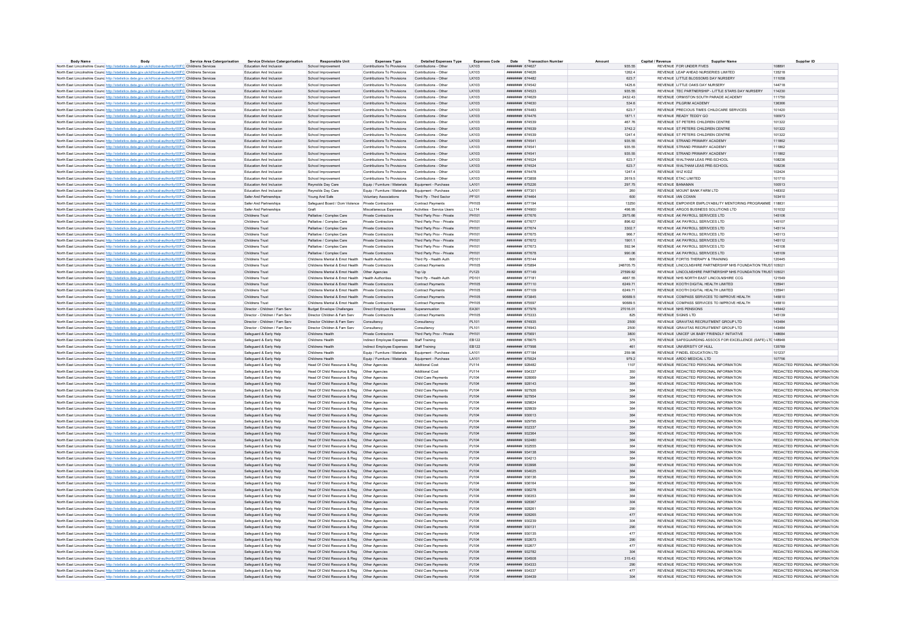| Body Name | Body | Service Area Categorisation | Service Division Categorisation | Responsible Unit | Expenses Type | Detailed Expenses Type | Expenses Code | Date | Transaction Number | Amount | Capital / Revenue | Supplier Name | Supplier ID |
|---|---|---|---|---|---|---|---|---|---|---|---|---|---|
| North East Lincolnshire Council | http://statistics.data.gov.uk/id/local-authority/00FC | Childrens Services | Education And Inclusion | School Improvement | Contributions To Provisions | Contributions - Other | LK103 | ######## | 674627 | 935.55 | REVENUE | FOR UNDER FIVES | 108891 |
| North East Lincolnshire Council | http://statistics.data.gov.uk/id/local-authority/00FC | Childrens Services | Education And Inclusion | School Improvement | Contributions To Provisions | Contributions - Other | LK103 | ######## | 674626 | 1262.4 | REVENUE | LEAP AHEAD NURSERIES LIMITED | 135218 |
| North East Lincolnshire Council | http://statistics.data.gov.uk/id/local-authority/00FC | Childrens Services | Education And Inclusion | School Improvement | Contributions To Provisions | Contributions - Other | LK103 | ######## | 674482 | 623.7 | REVENUE | LITTLE BLOSSOMS DAY NURSERY | 111058 |
| North East Lincolnshire Council | http://statistics.data.gov.uk/id/local-authority/00FC | Childrens Services | Education And Inclusion | School Improvement | Contributions To Provisions | Contributions - Other | LK103 | ######## | 674542 | 1425.6 | REVENUE | LITTLE OAKS DAY NURSERY | 144718 |
| North East Lincolnshire Council | http://statistics.data.gov.uk/id/local-authority/00FC | Childrens Services | Education And Inclusion | School Improvement | Contributions To Provisions | Contributions - Other | LK103 | ######## | 674523 | 935.55 | REVENUE | TEC PARTNERSHIP - LITTLE STARS DAY NURSERY | 114230 |
| North East Lincolnshire Council | http://statistics.data.gov.uk/id/local-authority/00FC | Childrens Services | Education And Inclusion | School Improvement | Contributions To Provisions | Contributions - Other | LK103 | ######## | 674629 | 2432.43 | REVENUE | ORMISTON SOUTH PARADE ACADEMY | 111750 |
| North East Lincolnshire Council | http://statistics.data.gov.uk/id/local-authority/00FC | Childrens Services | Education And Inclusion | School Improvement | Contributions To Provisions | Contributions - Other | LK103 | ######## | 674630 | 534.6 | REVENUE | PILGRIM ACADEMY | 136366 |
| North East Lincolnshire Council | http://statistics.data.gov.uk/id/local-authority/00FC | Childrens Services | Education And Inclusion | School Improvement | Contributions To Provisions | Contributions - Other | LK103 | ######## | 674483 | 623.7 | REVENUE | PRECIOUS TIMES CHILDCARE SERVICES | 101420 |
| North East Lincolnshire Council | http://statistics.data.gov.uk/id/local-authority/00FC | Childrens Services | Education And Inclusion | School Improvement | Contributions To Provisions | Contributions - Other | LK103 | ######## | 674476 | 1871.1 | REVENUE | READY TEDDY GO | 100973 |
| North East Lincolnshire Council | http://statistics.data.gov.uk/id/local-authority/00FC | Childrens Services | Education And Inclusion | School Improvement | Contributions To Provisions | Contributions - Other | LK103 | ######## | 674539 | 467.78 | REVENUE | ST PETERS CHILDREN CENTRE | 101322 |
| North East Lincolnshire Council | http://statistics.data.gov.uk/id/local-authority/00FC | Childrens Services | Education And Inclusion | School Improvement | Contributions To Provisions | Contributions - Other | LK103 | ######## | 674539 | 3742.2 | REVENUE | ST PETERS CHILDREN CENTRE | 101322 |
| North East Lincolnshire Council | http://statistics.data.gov.uk/id/local-authority/00FC | Childrens Services | Education And Inclusion | School Improvement | Contributions To Provisions | Contributions - Other | LK103 | ######## | 674539 | 1247.4 | REVENUE | ST PETERS CHILDREN CENTRE | 101322 |
| North East Lincolnshire Council | http://statistics.data.gov.uk/id/local-authority/00FC | Childrens Services | Education And Inclusion | School Improvement | Contributions To Provisions | Contributions - Other | LK103 | ######## | 674541 | 935.55 | REVENUE | STRAND PRIMARY ACADEMY | 111862 |
| North East Lincolnshire Council | http://statistics.data.gov.uk/id/local-authority/00FC | Childrens Services | Education And Inclusion | School Improvement | Contributions To Provisions | Contributions - Other | LK103 | ######## | 674541 | 935.55 | REVENUE | STRAND PRIMARY ACADEMY | 111862 |
| North East Lincolnshire Council | http://statistics.data.gov.uk/id/local-authority/00FC | Childrens Services | Education And Inclusion | School Improvement | Contributions To Provisions | Contributions - Other | LK103 | ######## | 674541 | 935.55 | REVENUE | STRAND PRIMARY ACADEMY | 111862 |
| North East Lincolnshire Council | http://statistics.data.gov.uk/id/local-authority/00FC | Childrens Services | Education And Inclusion | School Improvement | Contributions To Provisions | Contributions - Other | LK103 | ######## | 674524 | 623.7 | REVENUE | WALTHAM LEAS PRE-SCHOOL | 108236 |
| North East Lincolnshire Council | http://statistics.data.gov.uk/id/local-authority/00FC | Childrens Services | Education And Inclusion | School Improvement | Contributions To Provisions | Contributions - Other | LK103 | ######## | 674524 | 623.7 | REVENUE | WALTHAM LEAS PRE-SCHOOL | 108236 |
| North East Lincolnshire Council | http://statistics.data.gov.uk/id/local-authority/00FC | Childrens Services | Education And Inclusion | School Improvement | Contributions To Provisions | Contributions - Other | LK103 | ######## | 674478 | 1247.4 | REVENUE | WIZ KIDZ | 102424 |
| North East Lincolnshire Council | http://statistics.data.gov.uk/id/local-authority/00FC | Childrens Services | Education And Inclusion | School Improvement | Contributions To Provisions | Contributions - Other | LK103 | ######## | 673858 | 2619.5 | REVENUE | ETAC LIMITED | 101710 |
| North East Lincolnshire Council | http://statistics.data.gov.uk/id/local-authority/00FC | Childrens Services | Education And Inclusion | Reynolds Day Care | Equip / Furniture / Materials | Equipment - Purchase | LA101 | ######## | 675226 | 297.75 | REVENUE | BANAMAN | 100513 |
| North East Lincolnshire Council | http://statistics.data.gov.uk/id/local-authority/00FC | Childrens Services | Education And Inclusion | Reynolds Day Care | Equip / Furniture / Materials | Equipment - Purchase | LA101 | ######## | 677301 | 260 | REVENUE | MOUNT BANK FARM LTD | 148302 |
| North East Lincolnshire Council | http://statistics.data.gov.uk/id/local-authority/00FC | Childrens Services | Safer And Partnerships | Young And Safe | Voluntary Associations | Third Pp - Third Sector | PF101 | ######## | 674464 | 600 | REVENUE | IAN COXAN | 103410 |
| North East Lincolnshire Council | http://statistics.data.gov.uk/id/local-authority/00FC | Childrens Services | Safer And Partnerships | Safeguard Board / Dom Violence | Private Contractors | Contract Payments | PH105 | ######## | 677194 | 13250 | REVENUE | EMPOWER EMPLOYABILITY MENTORING PROGRAMME | 118831 |
| North East Lincolnshire Council | http://statistics.data.gov.uk/id/local-authority/00FC | Childrens Services | Safer And Partnerships | Graft | Miscellaneous Expenses | Activities - Service Users | LL114 | ######## | 674900 | 498.95 | REVENUE | ARGOS BUSINESS SOLUTIONS LTD | 101032 |
| North East Lincolnshire Council | http://statistics.data.gov.uk/id/local-authority/00FC | Childrens Services | Childrens Trust | Palliative / Complex Care | Private Contractors | Third Party Prov - Private | PH101 | ######## | 677676 | 2975.66 | REVENUE | AK PAYROLL SERIVCES LTD | 145106 |
| North East Lincolnshire Council | http://statistics.data.gov.uk/id/local-authority/00FC | Childrens Services | Childrens Trust | Palliative / Complex Care | Private Contractors | Third Party Prov - Private | PH101 | ######## | 677677 | 896.62 | REVENUE | AK PAYROLL SERIVCES LTD | 145107 |
| North East Lincolnshire Council | http://statistics.data.gov.uk/id/local-authority/00FC | Childrens Services | Childrens Trust | Palliative / Complex Care | Private Contractors | Third Party Prov - Private | PH101 | ######## | 677674 | 3302.7 | REVENUE | AK PAYROLL SERIVCES LTD | 145114 |
| North East Lincolnshire Council | http://statistics.data.gov.uk/id/local-authority/00FC | Childrens Services | Childrens Trust | Palliative / Complex Care | Private Contractors | Third Party Prov - Private | PH101 | ######## | 677675 | 966.7 | REVENUE | AK PAYROLL SERIVCES LTD | 145113 |
| North East Lincolnshire Council | http://statistics.data.gov.uk/id/local-authority/00FC | Childrens Services | Childrens Trust | Palliative / Complex Care | Private Contractors | Third Party Prov - Private | PH101 | ######## | 677672 | 1901.1 | REVENUE | AK PAYROLL SERIVCES LTD | 145112 |
| North East Lincolnshire Council | http://statistics.data.gov.uk/id/local-authority/00FC | Childrens Services | Childrens Trust | Palliative / Complex Care | Private Contractors | Third Party Prov - Private | PH101 | ######## | 677673 | 592.94 | REVENUE | AK PAYROLL SERIVCES LTD | 145108 |
| North East Lincolnshire Council | http://statistics.data.gov.uk/id/local-authority/00FC | Childrens Services | Childrens Trust | Palliative / Complex Care | Private Contractors | Third Party Prov - Private | PH101 | ######## | 677678 | 990.06 | REVENUE | AK PAYROLL SERIVCES LTD | 145109 |
| North East Lincolnshire Council | http://statistics.data.gov.uk/id/local-authority/00FC | Childrens Services | Childrens Trust | Childrens Mental & Emot Health | Health Authorities | Third Pp - Health Auth | PD101 | ######## | 675144 | 600 | REVENUE | FORTIS THERAPY & TRAINING | 120445 |
| North East Lincolnshire Council | http://statistics.data.gov.uk/id/local-authority/00FC | Childrens Services | Childrens Trust | Childrens Mental & Emot Health | Private Contractors | Contract Payments | PH105 | ######## | 675894 | 248705.75 | REVENUE | LINCOLNSHIRE PARTNERSHIP NHS FOUNDATION TRUST | 105021 |
| North East Lincolnshire Council | http://statistics.data.gov.uk/id/local-authority/00FC | Childrens Services | Childrens Trust | Childrens Mental & Emot Health | Other Agencies | Top Up | PJ123 | ######## | 677149 | 27599.62 | REVENUE | LINCOLNSHIRE PARTNERSHIP NHS FOUNDATION TRUST | 105021 |
| North East Lincolnshire Council | http://statistics.data.gov.uk/id/local-authority/00FC | Childrens Services | Childrens Trust | Childrens Mental & Emot Health | Health Authorities | Third Pp - Health Auth | PD101 | ######## | 677181 | 4667.55 | REVENUE | NHS NORTH EAST LINCOLNSHIRE CCG | 121549 |
| North East Lincolnshire Council | http://statistics.data.gov.uk/id/local-authority/00FC | Childrens Services | Childrens Trust | Childrens Mental & Emot Health | Private Contractors | Contract Payments | PH105 | ######## | 677110 | 6249.71 | REVENUE | KOOTH DIGITAL HEALTH LIMITED | 135941 |
| North East Lincolnshire Council | http://statistics.data.gov.uk/id/local-authority/00FC | Childrens Services | Childrens Trust | Childrens Mental & Emot Health | Private Contractors | Contract Payments | PH105 | ######## | 677109 | 6249.71 | REVENUE | KOOTH DIGITAL HEALTH LIMITED | 135941 |
| North East Lincolnshire Council | http://statistics.data.gov.uk/id/local-authority/00FC | Childrens Services | Childrens Trust | Childrens Mental & Emot Health | Private Contractors | Contract Payments | PH105 | ######## | 673845 | 90689.5 | REVENUE | COMPASS SERVICES TO IMPROVE HEALTH | 145810 |
| North East Lincolnshire Council | http://statistics.data.gov.uk/id/local-authority/00FC | Childrens Services | Childrens Trust | Childrens Mental & Emot Health | Private Contractors | Contract Payments | PH105 | ######## | 675597 | 90689.5 | REVENUE | COMPASS SERVICES TO IMPROVE HEALTH | 145810 |
| North East Lincolnshire Council | http://statistics.data.gov.uk/id/local-authority/00FC | Childrens Services | Director - Children / Fam Serv | Budget Envelope Challenges | Direct Employee Expenses | Superannuation | EA301 | ######## | 677976 | 27016.01 | REVENUE | NHS PENSIONS | 145442 |
| North East Lincolnshire Council | http://statistics.data.gov.uk/id/local-authority/00FC | Childrens Services | Director - Children / Fam Serv | Director Children & Fam Serv | Private Contractors | Contract Payments | PH105 | ######## | 675333 | 825 | REVENUE | SIGNIS LTD | 145139 |
| North East Lincolnshire Council | http://statistics.data.gov.uk/id/local-authority/00FC | Childrens Services | Director - Children / Fam Serv | Director Children & Fam Serv | Consultancy | Consultancy | PL101 | ######## | 674935 | 2500 | REVENUE | GRAVITAS RECRUITMENT GROUP LTD | 143484 |
| North East Lincolnshire Council | http://statistics.data.gov.uk/id/local-authority/00FC | Childrens Services | Director - Children / Fam Serv | Director Children & Fam Serv | Consultancy | Consultancy | PL101 | ######## | 674943 | 2500 | REVENUE | GRAVITAS RECRUITMENT GROUP LTD | 143484 |
| North East Lincolnshire Council | http://statistics.data.gov.uk/id/local-authority/00FC | Childrens Services | Safeguard & Early Help | Childrens Health | Private Contractors | Third Party Prov - Private | PH101 | ######## | 675691 | 3800 | REVENUE | UNICEF UK BABY FRIENDLY INITIATIVE | 148684 |
| North East Lincolnshire Council | http://statistics.data.gov.uk/id/local-authority/00FC | Childrens Services | Safeguard & Early Help | Childrens Health | Indirect Employee Expenses | Staff Training | EB122 | ######## | 676675 | 375 | REVENUE | SAFEGUARDING ASSOCS FOR EXCELLENCE (SAFE) LTD | 148948 |
| North East Lincolnshire Council | http://statistics.data.gov.uk/id/local-authority/00FC | Childrens Services | Safeguard & Early Help | Childrens Health | Indirect Employee Expenses | Staff Training | EB122 | ######## | 677998 | 461 | REVENUE | UNIVERSITY OF HULL | 135789 |
| North East Lincolnshire Council | http://statistics.data.gov.uk/id/local-authority/00FC | Childrens Services | Safeguard & Early Help | Childrens Health | Equip / Furniture / Materials | Equipment - Purchase | LA101 | ######## | 677184 | 259.98 | REVENUE | FINDEL EDUCATION LTD | 101237 |
| North East Lincolnshire Council | http://statistics.data.gov.uk/id/local-authority/00FC | Childrens Services | Safeguard & Early Help | Childrens Health | Equip / Furniture / Materials | Equipment - Purchase | LA101 | ######## | 675524 | 979.2 | REVENUE | ARDO MEDICAL LTD | 107756 |
| North East Lincolnshire Council | http://statistics.data.gov.uk/id/local-authority/00FC | Childrens Services | Safeguard & Early Help | Head Of Child Resource & Reg | Other Agencies | Additional Cost | PJ114 | ######## | 928482 | 1107 | REVENUE | REDACTED PERSONAL INFORMATION | REDACTED PERSONAL INFORMATION |
| North East Lincolnshire Council | http://statistics.data.gov.uk/id/local-authority/00FC | Childrens Services | Safeguard & Early Help | Head Of Child Resource & Reg | Other Agencies | Additional Cost | PJ114 | ######## | 934337 | 350 | REVENUE | REDACTED PERSONAL INFORMATION | REDACTED PERSONAL INFORMATION |
| North East Lincolnshire Council | http://statistics.data.gov.uk/id/local-authority/00FC | Childrens Services | Safeguard & Early Help | Head Of Child Resource & Reg | Other Agencies | Child Care Payments | PJ104 | ######## | 928069 | 384 | REVENUE | REDACTED PERSONAL INFORMATION | REDACTED PERSONAL INFORMATION |
| North East Lincolnshire Council | http://statistics.data.gov.uk/id/local-authority/00FC | Childrens Services | Safeguard & Early Help | Head Of Child Resource & Reg | Other Agencies | Child Care Payments | PJ104 | ######## | 928143 | 384 | REVENUE | REDACTED PERSONAL INFORMATION | REDACTED PERSONAL INFORMATION |
| North East Lincolnshire Council | http://statistics.data.gov.uk/id/local-authority/00FC | Childrens Services | Safeguard & Early Help | Head Of Child Resource & Reg | Other Agencies | Child Care Payments | PJ104 | ######## | 927926 | 384 | REVENUE | REDACTED PERSONAL INFORMATION | REDACTED PERSONAL INFORMATION |
| North East Lincolnshire Council | http://statistics.data.gov.uk/id/local-authority/00FC | Childrens Services | Safeguard & Early Help | Head Of Child Resource & Reg | Other Agencies | Child Care Payments | PJ104 | ######## | 927954 | 384 | REVENUE | REDACTED PERSONAL INFORMATION | REDACTED PERSONAL INFORMATION |
| North East Lincolnshire Council | http://statistics.data.gov.uk/id/local-authority/00FC | Childrens Services | Safeguard & Early Help | Head Of Child Resource & Reg | Other Agencies | Child Care Payments | PJ104 | ######## | 929824 | 384 | REVENUE | REDACTED PERSONAL INFORMATION | REDACTED PERSONAL INFORMATION |
| North East Lincolnshire Council | http://statistics.data.gov.uk/id/local-authority/00FC | Childrens Services | Safeguard & Early Help | Head Of Child Resource & Reg | Other Agencies | Child Care Payments | PJ104 | ######## | 929939 | 384 | REVENUE | REDACTED PERSONAL INFORMATION | REDACTED PERSONAL INFORMATION |
| North East Lincolnshire Council | http://statistics.data.gov.uk/id/local-authority/00FC | Childrens Services | Safeguard & Early Help | Head Of Child Resource & Reg | Other Agencies | Child Care Payments | PJ104 | ######## | 930013 | 384 | REVENUE | REDACTED PERSONAL INFORMATION | REDACTED PERSONAL INFORMATION |
| North East Lincolnshire Council | http://statistics.data.gov.uk/id/local-authority/00FC | Childrens Services | Safeguard & Early Help | Head Of Child Resource & Reg | Other Agencies | Child Care Payments | PJ104 | ######## | 929795 | 384 | REVENUE | REDACTED PERSONAL INFORMATION | REDACTED PERSONAL INFORMATION |
| North East Lincolnshire Council | http://statistics.data.gov.uk/id/local-authority/00FC | Childrens Services | Safeguard & Early Help | Head Of Child Resource & Reg | Other Agencies | Child Care Payments | PJ104 | ######## | 932337 | 384 | REVENUE | REDACTED PERSONAL INFORMATION | REDACTED PERSONAL INFORMATION |
| North East Lincolnshire Council | http://statistics.data.gov.uk/id/local-authority/00FC | Childrens Services | Safeguard & Early Help | Head Of Child Resource & Reg | Other Agencies | Child Care Payments | PJ104 | ######## | 932364 | 384 | REVENUE | REDACTED PERSONAL INFORMATION | REDACTED PERSONAL INFORMATION |
| North East Lincolnshire Council | http://statistics.data.gov.uk/id/local-authority/00FC | Childrens Services | Safeguard & Early Help | Head Of Child Resource & Reg | Other Agencies | Child Care Payments | PJ104 | ######## | 932480 | 384 | REVENUE | REDACTED PERSONAL INFORMATION | REDACTED PERSONAL INFORMATION |
| North East Lincolnshire Council | http://statistics.data.gov.uk/id/local-authority/00FC | Childrens Services | Safeguard & Early Help | Head Of Child Resource & Reg | Other Agencies | Child Care Payments | PJ104 | ######## | 932555 | 384 | REVENUE | REDACTED PERSONAL INFORMATION | REDACTED PERSONAL INFORMATION |
| North East Lincolnshire Council | http://statistics.data.gov.uk/id/local-authority/00FC | Childrens Services | Safeguard & Early Help | Head Of Child Resource & Reg | Other Agencies | Child Care Payments | PJ104 | ######## | 934138 | 384 | REVENUE | REDACTED PERSONAL INFORMATION | REDACTED PERSONAL INFORMATION |
| North East Lincolnshire Council | http://statistics.data.gov.uk/id/local-authority/00FC | Childrens Services | Safeguard & Early Help | Head Of Child Resource & Reg | Other Agencies | Child Care Payments | PJ104 | ######## | 934213 | 384 | REVENUE | REDACTED PERSONAL INFORMATION | REDACTED PERSONAL INFORMATION |
| North East Lincolnshire Council | http://statistics.data.gov.uk/id/local-authority/00FC | Childrens Services | Safeguard & Early Help | Head Of Child Resource & Reg | Other Agencies | Child Care Payments | PJ104 | ######## | 933998 | 384 | REVENUE | REDACTED PERSONAL INFORMATION | REDACTED PERSONAL INFORMATION |
| North East Lincolnshire Council | http://statistics.data.gov.uk/id/local-authority/00FC | Childrens Services | Safeguard & Early Help | Head Of Child Resource & Reg | Other Agencies | Child Care Payments | PJ104 | ######## | 934025 | 384 | REVENUE | REDACTED PERSONAL INFORMATION | REDACTED PERSONAL INFORMATION |
| North East Lincolnshire Council | http://statistics.data.gov.uk/id/local-authority/00FC | Childrens Services | Safeguard & Early Help | Head Of Child Resource & Reg | Other Agencies | Child Care Payments | PJ104 | ######## | 936136 | 384 | REVENUE | REDACTED PERSONAL INFORMATION | REDACTED PERSONAL INFORMATION |
| North East Lincolnshire Council | http://statistics.data.gov.uk/id/local-authority/00FC | Childrens Services | Safeguard & Early Help | Head Of Child Resource & Reg | Other Agencies | Child Care Payments | PJ104 | ######## | 936164 | 384 | REVENUE | REDACTED PERSONAL INFORMATION | REDACTED PERSONAL INFORMATION |
| North East Lincolnshire Council | http://statistics.data.gov.uk/id/local-authority/00FC | Childrens Services | Safeguard & Early Help | Head Of Child Resource & Reg | Other Agencies | Child Care Payments | PJ104 | ######## | 936278 | 384 | REVENUE | REDACTED PERSONAL INFORMATION | REDACTED PERSONAL INFORMATION |
| North East Lincolnshire Council | http://statistics.data.gov.uk/id/local-authority/00FC | Childrens Services | Safeguard & Early Help | Head Of Child Resource & Reg | Other Agencies | Child Care Payments | PJ104 | ######## | 936353 | 384 | REVENUE | REDACTED PERSONAL INFORMATION | REDACTED PERSONAL INFORMATION |
| North East Lincolnshire Council | http://statistics.data.gov.uk/id/local-authority/00FC | Childrens Services | Safeguard & Early Help | Head Of Child Resource & Reg | Other Agencies | Child Care Payments | PJ104 | ######## | 928367 | 304 | REVENUE | REDACTED PERSONAL INFORMATION | REDACTED PERSONAL INFORMATION |
| North East Lincolnshire Council | http://statistics.data.gov.uk/id/local-authority/00FC | Childrens Services | Safeguard & Early Help | Head Of Child Resource & Reg | Other Agencies | Child Care Payments | PJ104 | ######## | 928261 | 290 | REVENUE | REDACTED PERSONAL INFORMATION | REDACTED PERSONAL INFORMATION |
| North East Lincolnshire Council | http://statistics.data.gov.uk/id/local-authority/00FC | Childrens Services | Safeguard & Early Help | Head Of Child Resource & Reg | Other Agencies | Child Care Payments | PJ104 | ######## | 928265 | 477 | REVENUE | REDACTED PERSONAL INFORMATION | REDACTED PERSONAL INFORMATION |
| North East Lincolnshire Council | http://statistics.data.gov.uk/id/local-authority/00FC | Childrens Services | Safeguard & Early Help | Head Of Child Resource & Reg | Other Agencies | Child Care Payments | PJ104 | ######## | 930239 | 304 | REVENUE | REDACTED PERSONAL INFORMATION | REDACTED PERSONAL INFORMATION |
| North East Lincolnshire Council | http://statistics.data.gov.uk/id/local-authority/00FC | Childrens Services | Safeguard & Early Help | Head Of Child Resource & Reg | Other Agencies | Child Care Payments | PJ104 | ######## | 930131 | 290 | REVENUE | REDACTED PERSONAL INFORMATION | REDACTED PERSONAL INFORMATION |
| North East Lincolnshire Council | http://statistics.data.gov.uk/id/local-authority/00FC | Childrens Services | Safeguard & Early Help | Head Of Child Resource & Reg | Other Agencies | Child Care Payments | PJ104 | ######## | 930135 | 477 | REVENUE | REDACTED PERSONAL INFORMATION | REDACTED PERSONAL INFORMATION |
| North East Lincolnshire Council | http://statistics.data.gov.uk/id/local-authority/00FC | Childrens Services | Safeguard & Early Help | Head Of Child Resource & Reg | Other Agencies | Child Care Payments | PJ104 | ######## | 932673 | 290 | REVENUE | REDACTED PERSONAL INFORMATION | REDACTED PERSONAL INFORMATION |
| North East Lincolnshire Council | http://statistics.data.gov.uk/id/local-authority/00FC | Childrens Services | Safeguard & Early Help | Head Of Child Resource & Reg | Other Agencies | Child Care Payments | PJ104 | ######## | 932677 | 477 | REVENUE | REDACTED PERSONAL INFORMATION | REDACTED PERSONAL INFORMATION |
| North East Lincolnshire Council | http://statistics.data.gov.uk/id/local-authority/00FC | Childrens Services | Safeguard & Early Help | Head Of Child Resource & Reg | Other Agencies | Child Care Payments | PJ104 | ######## | 932783 | 304 | REVENUE | REDACTED PERSONAL INFORMATION | REDACTED PERSONAL INFORMATION |
| North East Lincolnshire Council | http://statistics.data.gov.uk/id/local-authority/00FC | Childrens Services | Safeguard & Early Help | Head Of Child Resource & Reg | Other Agencies | Child Care Payments | PJ104 | ######## | 934508 | 315.43 | REVENUE | REDACTED PERSONAL INFORMATION | REDACTED PERSONAL INFORMATION |
| North East Lincolnshire Council | http://statistics.data.gov.uk/id/local-authority/00FC | Childrens Services | Safeguard & Early Help | Head Of Child Resource & Reg | Other Agencies | Child Care Payments | PJ104 | ######## | 934333 | 290 | REVENUE | REDACTED PERSONAL INFORMATION | REDACTED PERSONAL INFORMATION |
| North East Lincolnshire Council | http://statistics.data.gov.uk/id/local-authority/00FC | Childrens Services | Safeguard & Early Help | Head Of Child Resource & Reg | Other Agencies | Child Care Payments | PJ104 | ######## | 934337 | 477 | REVENUE | REDACTED PERSONAL INFORMATION | REDACTED PERSONAL INFORMATION |
| North East Lincolnshire Council | http://statistics.data.gov.uk/id/local-authority/00FC | Childrens Services | Safeguard & Early Help | Head Of Child Resource & Reg | Other Agencies | Child Care Payments | PJ104 | ######## | 934439 | 304 | REVENUE | REDACTED PERSONAL INFORMATION | REDACTED PERSONAL INFORMATION |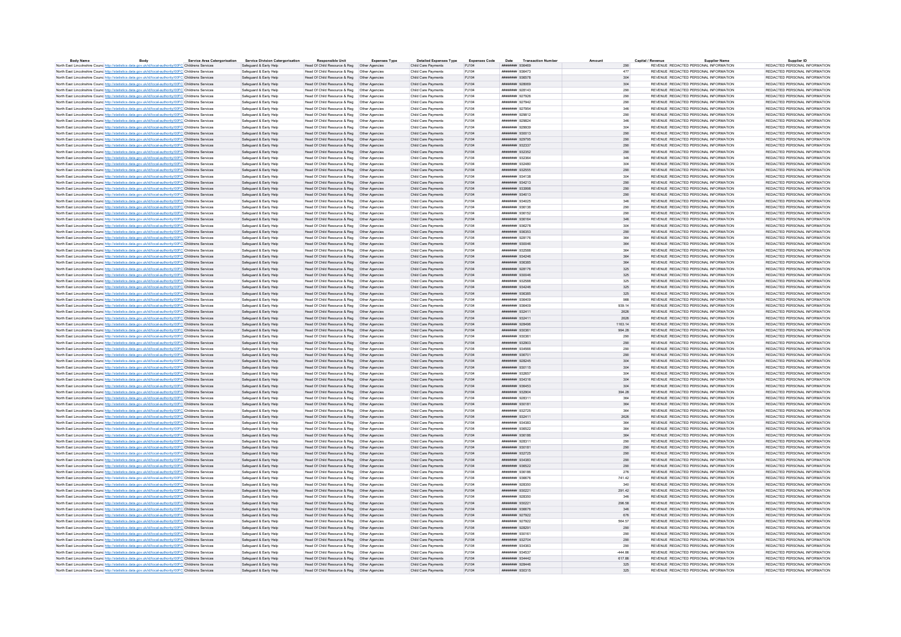| Body Name | Body | Service Area Catergorisation | Service Division Catergorisation | Responsible Unit | Expenses Type | Detailed Expenses Type | Expenses Code | Date | Transaction Number | Amount | Capital / Revenue | Supplier Name | Supplier ID |
|---|---|---|---|---|---|---|---|---|---|---|---|---|---|
| North East Lincolnshire Council | http://statistics.data.gov.uk/id/local-authority/00FC | Childrens Services | Safeguard & Early Help | Head Of Child Resource & Reg | Other Agencies | Child Care Payments | PJ104 | ######## | 936469 | 290 | REVENUE | REDACTED PERSONAL INFORMATION | REDACTED PERSONAL INFORMATION |
| North East Lincolnshire Council | http://statistics.data.gov.uk/id/local-authority/00FC | Childrens Services | Safeguard & Early Help | Head Of Child Resource & Reg | Other Agencies | Child Care Payments | PJ104 | ######## | 936473 | 477 | REVENUE | REDACTED PERSONAL INFORMATION | REDACTED PERSONAL INFORMATION |
| North East Lincolnshire Council | http://statistics.data.gov.uk/id/local-authority/00FC | Childrens Services | Safeguard & Early Help | Head Of Child Resource & Reg | Other Agencies | Child Care Payments | PJ104 | ######## | 936578 | 304 | REVENUE | REDACTED PERSONAL INFORMATION | REDACTED PERSONAL INFORMATION |
| North East Lincolnshire Council | http://statistics.data.gov.uk/id/local-authority/00FC | Childrens Services | Safeguard & Early Help | Head Of Child Resource & Reg | Other Agencies | Child Care Payments | PJ104 | ######## | 928069 | 304 | REVENUE | REDACTED PERSONAL INFORMATION | REDACTED PERSONAL INFORMATION |
| North East Lincolnshire Council | http://statistics.data.gov.uk/id/local-authority/00FC | Childrens Services | Safeguard & Early Help | Head Of Child Resource & Reg | Other Agencies | Child Care Payments | PJ104 | ######## | 928143 | 290 | REVENUE | REDACTED PERSONAL INFORMATION | REDACTED PERSONAL INFORMATION |
| North East Lincolnshire Council | http://statistics.data.gov.uk/id/local-authority/00FC | Childrens Services | Safeguard & Early Help | Head Of Child Resource & Reg | Other Agencies | Child Care Payments | PJ104 | ######## | 927926 | 290 | REVENUE | REDACTED PERSONAL INFORMATION | REDACTED PERSONAL INFORMATION |
| North East Lincolnshire Council | http://statistics.data.gov.uk/id/local-authority/00FC | Childrens Services | Safeguard & Early Help | Head Of Child Resource & Reg | Other Agencies | Child Care Payments | PJ104 | ######## | 927942 | 290 | REVENUE | REDACTED PERSONAL INFORMATION | REDACTED PERSONAL INFORMATION |
| North East Lincolnshire Council | http://statistics.data.gov.uk/id/local-authority/00FC | Childrens Services | Safeguard & Early Help | Head Of Child Resource & Reg | Other Agencies | Child Care Payments | PJ104 | ######## | 927954 | 346 | REVENUE | REDACTED PERSONAL INFORMATION | REDACTED PERSONAL INFORMATION |
| North East Lincolnshire Council | http://statistics.data.gov.uk/id/local-authority/00FC | Childrens Services | Safeguard & Early Help | Head Of Child Resource & Reg | Other Agencies | Child Care Payments | PJ104 | ######## | 929812 | 290 | REVENUE | REDACTED PERSONAL INFORMATION | REDACTED PERSONAL INFORMATION |
| North East Lincolnshire Council | http://statistics.data.gov.uk/id/local-authority/00FC | Childrens Services | Safeguard & Early Help | Head Of Child Resource & Reg | Other Agencies | Child Care Payments | PJ104 | ######## | 929824 | 346 | REVENUE | REDACTED PERSONAL INFORMATION | REDACTED PERSONAL INFORMATION |
| North East Lincolnshire Council | http://statistics.data.gov.uk/id/local-authority/00FC | Childrens Services | Safeguard & Early Help | Head Of Child Resource & Reg | Other Agencies | Child Care Payments | PJ104 | ######## | 929939 | 304 | REVENUE | REDACTED PERSONAL INFORMATION | REDACTED PERSONAL INFORMATION |
| North East Lincolnshire Council | http://statistics.data.gov.uk/id/local-authority/00FC | Childrens Services | Safeguard & Early Help | Head Of Child Resource & Reg | Other Agencies | Child Care Payments | PJ104 | ######## | 930013 | 290 | REVENUE | REDACTED PERSONAL INFORMATION | REDACTED PERSONAL INFORMATION |
| North East Lincolnshire Council | http://statistics.data.gov.uk/id/local-authority/00FC | Childrens Services | Safeguard & Early Help | Head Of Child Resource & Reg | Other Agencies | Child Care Payments | PJ104 | ######## | 929795 | 290 | REVENUE | REDACTED PERSONAL INFORMATION | REDACTED PERSONAL INFORMATION |
| North East Lincolnshire Council | http://statistics.data.gov.uk/id/local-authority/00FC | Childrens Services | Safeguard & Early Help | Head Of Child Resource & Reg | Other Agencies | Child Care Payments | PJ104 | ######## | 932337 | 290 | REVENUE | REDACTED PERSONAL INFORMATION | REDACTED PERSONAL INFORMATION |
| North East Lincolnshire Council | http://statistics.data.gov.uk/id/local-authority/00FC | Childrens Services | Safeguard & Early Help | Head Of Child Resource & Reg | Other Agencies | Child Care Payments | PJ104 | ######## | 932352 | 290 | REVENUE | REDACTED PERSONAL INFORMATION | REDACTED PERSONAL INFORMATION |
| North East Lincolnshire Council | http://statistics.data.gov.uk/id/local-authority/00FC | Childrens Services | Safeguard & Early Help | Head Of Child Resource & Reg | Other Agencies | Child Care Payments | PJ104 | ######## | 932364 | 346 | REVENUE | REDACTED PERSONAL INFORMATION | REDACTED PERSONAL INFORMATION |
| North East Lincolnshire Council | http://statistics.data.gov.uk/id/local-authority/00FC | Childrens Services | Safeguard & Early Help | Head Of Child Resource & Reg | Other Agencies | Child Care Payments | PJ104 | ######## | 932480 | 304 | REVENUE | REDACTED PERSONAL INFORMATION | REDACTED PERSONAL INFORMATION |
| North East Lincolnshire Council | http://statistics.data.gov.uk/id/local-authority/00FC | Childrens Services | Safeguard & Early Help | Head Of Child Resource & Reg | Other Agencies | Child Care Payments | PJ104 | ######## | 932555 | 290 | REVENUE | REDACTED PERSONAL INFORMATION | REDACTED PERSONAL INFORMATION |
| North East Lincolnshire Council | http://statistics.data.gov.uk/id/local-authority/00FC | Childrens Services | Safeguard & Early Help | Head Of Child Resource & Reg | Other Agencies | Child Care Payments | PJ104 | ######## | 934138 | 304 | REVENUE | REDACTED PERSONAL INFORMATION | REDACTED PERSONAL INFORMATION |
| North East Lincolnshire Council | http://statistics.data.gov.uk/id/local-authority/00FC | Childrens Services | Safeguard & Early Help | Head Of Child Resource & Reg | Other Agencies | Child Care Payments | PJ104 | ######## | 934213 | 290 | REVENUE | REDACTED PERSONAL INFORMATION | REDACTED PERSONAL INFORMATION |
| North East Lincolnshire Council | http://statistics.data.gov.uk/id/local-authority/00FC | Childrens Services | Safeguard & Early Help | Head Of Child Resource & Reg | Other Agencies | Child Care Payments | PJ104 | ######## | 933998 | 290 | REVENUE | REDACTED PERSONAL INFORMATION | REDACTED PERSONAL INFORMATION |
| North East Lincolnshire Council | http://statistics.data.gov.uk/id/local-authority/00FC | Childrens Services | Safeguard & Early Help | Head Of Child Resource & Reg | Other Agencies | Child Care Payments | PJ104 | ######## | 934013 | 290 | REVENUE | REDACTED PERSONAL INFORMATION | REDACTED PERSONAL INFORMATION |
| North East Lincolnshire Council | http://statistics.data.gov.uk/id/local-authority/00FC | Childrens Services | Safeguard & Early Help | Head Of Child Resource & Reg | Other Agencies | Child Care Payments | PJ104 | ######## | 934025 | 346 | REVENUE | REDACTED PERSONAL INFORMATION | REDACTED PERSONAL INFORMATION |
| North East Lincolnshire Council | http://statistics.data.gov.uk/id/local-authority/00FC | Childrens Services | Safeguard & Early Help | Head Of Child Resource & Reg | Other Agencies | Child Care Payments | PJ104 | ######## | 936136 | 290 | REVENUE | REDACTED PERSONAL INFORMATION | REDACTED PERSONAL INFORMATION |
| North East Lincolnshire Council | http://statistics.data.gov.uk/id/local-authority/00FC | Childrens Services | Safeguard & Early Help | Head Of Child Resource & Reg | Other Agencies | Child Care Payments | PJ104 | ######## | 936152 | 290 | REVENUE | REDACTED PERSONAL INFORMATION | REDACTED PERSONAL INFORMATION |
| North East Lincolnshire Council | http://statistics.data.gov.uk/id/local-authority/00FC | Childrens Services | Safeguard & Early Help | Head Of Child Resource & Reg | Other Agencies | Child Care Payments | PJ104 | ######## | 936164 | 346 | REVENUE | REDACTED PERSONAL INFORMATION | REDACTED PERSONAL INFORMATION |
| North East Lincolnshire Council | http://statistics.data.gov.uk/id/local-authority/00FC | Childrens Services | Safeguard & Early Help | Head Of Child Resource & Reg | Other Agencies | Child Care Payments | PJ104 | ######## | 936278 | 304 | REVENUE | REDACTED PERSONAL INFORMATION | REDACTED PERSONAL INFORMATION |
| North East Lincolnshire Council | http://statistics.data.gov.uk/id/local-authority/00FC | Childrens Services | Safeguard & Early Help | Head Of Child Resource & Reg | Other Agencies | Child Care Payments | PJ104 | ######## | 936353 | 290 | REVENUE | REDACTED PERSONAL INFORMATION | REDACTED PERSONAL INFORMATION |
| North East Lincolnshire Council | http://statistics.data.gov.uk/id/local-authority/00FC | Childrens Services | Safeguard & Early Help | Head Of Child Resource & Reg | Other Agencies | Child Care Payments | PJ104 | ######## | 928176 | 364 | REVENUE | REDACTED PERSONAL INFORMATION | REDACTED PERSONAL INFORMATION |
| North East Lincolnshire Council | http://statistics.data.gov.uk/id/local-authority/00FC | Childrens Services | Safeguard & Early Help | Head Of Child Resource & Reg | Other Agencies | Child Care Payments | PJ104 | ######## | 930046 | 364 | REVENUE | REDACTED PERSONAL INFORMATION | REDACTED PERSONAL INFORMATION |
| North East Lincolnshire Council | http://statistics.data.gov.uk/id/local-authority/00FC | Childrens Services | Safeguard & Early Help | Head Of Child Resource & Reg | Other Agencies | Child Care Payments | PJ104 | ######## | 932588 | 364 | REVENUE | REDACTED PERSONAL INFORMATION | REDACTED PERSONAL INFORMATION |
| North East Lincolnshire Council | http://statistics.data.gov.uk/id/local-authority/00FC | Childrens Services | Safeguard & Early Help | Head Of Child Resource & Reg | Other Agencies | Child Care Payments | PJ104 | ######## | 934246 | 364 | REVENUE | REDACTED PERSONAL INFORMATION | REDACTED PERSONAL INFORMATION |
| North East Lincolnshire Council | http://statistics.data.gov.uk/id/local-authority/00FC | Childrens Services | Safeguard & Early Help | Head Of Child Resource & Reg | Other Agencies | Child Care Payments | PJ104 | ######## | 936385 | 364 | REVENUE | REDACTED PERSONAL INFORMATION | REDACTED PERSONAL INFORMATION |
| North East Lincolnshire Council | http://statistics.data.gov.uk/id/local-authority/00FC | Childrens Services | Safeguard & Early Help | Head Of Child Resource & Reg | Other Agencies | Child Care Payments | PJ104 | ######## | 928176 | 325 | REVENUE | REDACTED PERSONAL INFORMATION | REDACTED PERSONAL INFORMATION |
| North East Lincolnshire Council | http://statistics.data.gov.uk/id/local-authority/00FC | Childrens Services | Safeguard & Early Help | Head Of Child Resource & Reg | Other Agencies | Child Care Payments | PJ104 | ######## | 930046 | 325 | REVENUE | REDACTED PERSONAL INFORMATION | REDACTED PERSONAL INFORMATION |
| North East Lincolnshire Council | http://statistics.data.gov.uk/id/local-authority/00FC | Childrens Services | Safeguard & Early Help | Head Of Child Resource & Reg | Other Agencies | Child Care Payments | PJ104 | ######## | 932588 | 325 | REVENUE | REDACTED PERSONAL INFORMATION | REDACTED PERSONAL INFORMATION |
| North East Lincolnshire Council | http://statistics.data.gov.uk/id/local-authority/00FC | Childrens Services | Safeguard & Early Help | Head Of Child Resource & Reg | Other Agencies | Child Care Payments | PJ104 | ######## | 934246 | 325 | REVENUE | REDACTED PERSONAL INFORMATION | REDACTED PERSONAL INFORMATION |
| North East Lincolnshire Council | http://statistics.data.gov.uk/id/local-authority/00FC | Childrens Services | Safeguard & Early Help | Head Of Child Resource & Reg | Other Agencies | Child Care Payments | PJ104 | ######## | 936385 | 325 | REVENUE | REDACTED PERSONAL INFORMATION | REDACTED PERSONAL INFORMATION |
| North East Lincolnshire Council | http://statistics.data.gov.uk/id/local-authority/00FC | Childrens Services | Safeguard & Early Help | Head Of Child Resource & Reg | Other Agencies | Child Care Payments | PJ104 | ######## | 936409 | 988 | REVENUE | REDACTED PERSONAL INFORMATION | REDACTED PERSONAL INFORMATION |
| North East Lincolnshire Council | http://statistics.data.gov.uk/id/local-authority/00FC | Childrens Services | Safeguard & Early Help | Head Of Child Resource & Reg | Other Agencies | Child Care Payments | PJ104 | ######## | 936409 | 939.14 | REVENUE | REDACTED PERSONAL INFORMATION | REDACTED PERSONAL INFORMATION |
| North East Lincolnshire Council | http://statistics.data.gov.uk/id/local-authority/00FC | Childrens Services | Safeguard & Early Help | Head Of Child Resource & Reg | Other Agencies | Child Care Payments | PJ104 | ######## | 932411 | 2626 | REVENUE | REDACTED PERSONAL INFORMATION | REDACTED PERSONAL INFORMATION |
| North East Lincolnshire Council | http://statistics.data.gov.uk/id/local-authority/00FC | Childrens Services | Safeguard & Early Help | Head Of Child Resource & Reg | Other Agencies | Child Care Payments | PJ104 | ######## | 932411 | 2626 | REVENUE | REDACTED PERSONAL INFORMATION | REDACTED PERSONAL INFORMATION |
| North East Lincolnshire Council | http://statistics.data.gov.uk/id/local-authority/00FC | Childrens Services | Safeguard & Early Help | Head Of Child Resource & Reg | Other Agencies | Child Care Payments | PJ104 | ######## | 928496 | 1163.14 | REVENUE | REDACTED PERSONAL INFORMATION | REDACTED PERSONAL INFORMATION |
| North East Lincolnshire Council | http://statistics.data.gov.uk/id/local-authority/00FC | Childrens Services | Safeguard & Early Help | Head Of Child Resource & Reg | Other Agencies | Child Care Payments | PJ104 | ######## | 930361 | 994.28 | REVENUE | REDACTED PERSONAL INFORMATION | REDACTED PERSONAL INFORMATION |
| North East Lincolnshire Council | http://statistics.data.gov.uk/id/local-authority/00FC | Childrens Services | Safeguard & Early Help | Head Of Child Resource & Reg | Other Agencies | Child Care Payments | PJ104 | ######## | 930361 | 290 | REVENUE | REDACTED PERSONAL INFORMATION | REDACTED PERSONAL INFORMATION |
| North East Lincolnshire Council | http://statistics.data.gov.uk/id/local-authority/00FC | Childrens Services | Safeguard & Early Help | Head Of Child Resource & Reg | Other Agencies | Child Care Payments | PJ104 | ######## | 932903 | 290 | REVENUE | REDACTED PERSONAL INFORMATION | REDACTED PERSONAL INFORMATION |
| North East Lincolnshire Council | http://statistics.data.gov.uk/id/local-authority/00FC | Childrens Services | Safeguard & Early Help | Head Of Child Resource & Reg | Other Agencies | Child Care Payments | PJ104 | ######## | 934566 | 290 | REVENUE | REDACTED PERSONAL INFORMATION | REDACTED PERSONAL INFORMATION |
| North East Lincolnshire Council | http://statistics.data.gov.uk/id/local-authority/00FC | Childrens Services | Safeguard & Early Help | Head Of Child Resource & Reg | Other Agencies | Child Care Payments | PJ104 | ######## | 936701 | 290 | REVENUE | REDACTED PERSONAL INFORMATION | REDACTED PERSONAL INFORMATION |
| North East Lincolnshire Council | http://statistics.data.gov.uk/id/local-authority/00FC | Childrens Services | Safeguard & Early Help | Head Of Child Resource & Reg | Other Agencies | Child Care Payments | PJ104 | ######## | 928245 | 304 | REVENUE | REDACTED PERSONAL INFORMATION | REDACTED PERSONAL INFORMATION |
| North East Lincolnshire Council | http://statistics.data.gov.uk/id/local-authority/00FC | Childrens Services | Safeguard & Early Help | Head Of Child Resource & Reg | Other Agencies | Child Care Payments | PJ104 | ######## | 930115 | 304 | REVENUE | REDACTED PERSONAL INFORMATION | REDACTED PERSONAL INFORMATION |
| North East Lincolnshire Council | http://statistics.data.gov.uk/id/local-authority/00FC | Childrens Services | Safeguard & Early Help | Head Of Child Resource & Reg | Other Agencies | Child Care Payments | PJ104 | ######## | 932657 | 304 | REVENUE | REDACTED PERSONAL INFORMATION | REDACTED PERSONAL INFORMATION |
| North East Lincolnshire Council | http://statistics.data.gov.uk/id/local-authority/00FC | Childrens Services | Safeguard & Early Help | Head Of Child Resource & Reg | Other Agencies | Child Care Payments | PJ104 | ######## | 934316 | 304 | REVENUE | REDACTED PERSONAL INFORMATION | REDACTED PERSONAL INFORMATION |
| North East Lincolnshire Council | http://statistics.data.gov.uk/id/local-authority/00FC | Childrens Services | Safeguard & Early Help | Head Of Child Resource & Reg | Other Agencies | Child Care Payments | PJ104 | ######## | 936453 | 304 | REVENUE | REDACTED PERSONAL INFORMATION | REDACTED PERSONAL INFORMATION |
| North East Lincolnshire Council | http://statistics.data.gov.uk/id/local-authority/00FC | Childrens Services | Safeguard & Early Help | Head Of Child Resource & Reg | Other Agencies | Child Care Payments | PJ104 | ######## | 932904 | 394.28 | REVENUE | REDACTED PERSONAL INFORMATION | REDACTED PERSONAL INFORMATION |
| North East Lincolnshire Council | http://statistics.data.gov.uk/id/local-authority/00FC | Childrens Services | Safeguard & Early Help | Head Of Child Resource & Reg | Other Agencies | Child Care Payments | PJ104 | ######## | 928311 | 364 | REVENUE | REDACTED PERSONAL INFORMATION | REDACTED PERSONAL INFORMATION |
| North East Lincolnshire Council | http://statistics.data.gov.uk/id/local-authority/00FC | Childrens Services | Safeguard & Early Help | Head Of Child Resource & Reg | Other Agencies | Child Care Payments | PJ104 | ######## | 930181 | 364 | REVENUE | REDACTED PERSONAL INFORMATION | REDACTED PERSONAL INFORMATION |
| North East Lincolnshire Council | http://statistics.data.gov.uk/id/local-authority/00FC | Childrens Services | Safeguard & Early Help | Head Of Child Resource & Reg | Other Agencies | Child Care Payments | PJ104 | ######## | 932725 | 364 | REVENUE | REDACTED PERSONAL INFORMATION | REDACTED PERSONAL INFORMATION |
| North East Lincolnshire Council | http://statistics.data.gov.uk/id/local-authority/00FC | Childrens Services | Safeguard & Early Help | Head Of Child Resource & Reg | Other Agencies | Child Care Payments | PJ104 | ######## | 932411 | 2626 | REVENUE | REDACTED PERSONAL INFORMATION | REDACTED PERSONAL INFORMATION |
| North East Lincolnshire Council | http://statistics.data.gov.uk/id/local-authority/00FC | Childrens Services | Safeguard & Early Help | Head Of Child Resource & Reg | Other Agencies | Child Care Payments | PJ104 | ######## | 934383 | 364 | REVENUE | REDACTED PERSONAL INFORMATION | REDACTED PERSONAL INFORMATION |
| North East Lincolnshire Council | http://statistics.data.gov.uk/id/local-authority/00FC | Childrens Services | Safeguard & Early Help | Head Of Child Resource & Reg | Other Agencies | Child Care Payments | PJ104 | ######## | 936522 | 364 | REVENUE | REDACTED PERSONAL INFORMATION | REDACTED PERSONAL INFORMATION |
| North East Lincolnshire Council | http://statistics.data.gov.uk/id/local-authority/00FC | Childrens Services | Safeguard & Early Help | Head Of Child Resource & Reg | Other Agencies | Child Care Payments | PJ104 | ######## | 936186 | 364 | REVENUE | REDACTED PERSONAL INFORMATION | REDACTED PERSONAL INFORMATION |
| North East Lincolnshire Council | http://statistics.data.gov.uk/id/local-authority/00FC | Childrens Services | Safeguard & Early Help | Head Of Child Resource & Reg | Other Agencies | Child Care Payments | PJ104 | ######## | 928311 | 290 | REVENUE | REDACTED PERSONAL INFORMATION | REDACTED PERSONAL INFORMATION |
| North East Lincolnshire Council | http://statistics.data.gov.uk/id/local-authority/00FC | Childrens Services | Safeguard & Early Help | Head Of Child Resource & Reg | Other Agencies | Child Care Payments | PJ104 | ######## | 930181 | 290 | REVENUE | REDACTED PERSONAL INFORMATION | REDACTED PERSONAL INFORMATION |
| North East Lincolnshire Council | http://statistics.data.gov.uk/id/local-authority/00FC | Childrens Services | Safeguard & Early Help | Head Of Child Resource & Reg | Other Agencies | Child Care Payments | PJ104 | ######## | 932725 | 290 | REVENUE | REDACTED PERSONAL INFORMATION | REDACTED PERSONAL INFORMATION |
| North East Lincolnshire Council | http://statistics.data.gov.uk/id/local-authority/00FC | Childrens Services | Safeguard & Early Help | Head Of Child Resource & Reg | Other Agencies | Child Care Payments | PJ104 | ######## | 934383 | 290 | REVENUE | REDACTED PERSONAL INFORMATION | REDACTED PERSONAL INFORMATION |
| North East Lincolnshire Council | http://statistics.data.gov.uk/id/local-authority/00FC | Childrens Services | Safeguard & Early Help | Head Of Child Resource & Reg | Other Agencies | Child Care Payments | PJ104 | ######## | 936522 | 290 | REVENUE | REDACTED PERSONAL INFORMATION | REDACTED PERSONAL INFORMATION |
| North East Lincolnshire Council | http://statistics.data.gov.uk/id/local-authority/00FC | Childrens Services | Safeguard & Early Help | Head Of Child Resource & Reg | Other Agencies | Child Care Payments | PJ104 | ######## | 936186 | 276 | REVENUE | REDACTED PERSONAL INFORMATION | REDACTED PERSONAL INFORMATION |
| North East Lincolnshire Council | http://statistics.data.gov.uk/id/local-authority/00FC | Childrens Services | Safeguard & Early Help | Head Of Child Resource & Reg | Other Agencies | Child Care Payments | PJ104 | ######## | 936676 | 741.42 | REVENUE | REDACTED PERSONAL INFORMATION | REDACTED PERSONAL INFORMATION |
| North East Lincolnshire Council | http://statistics.data.gov.uk/id/local-authority/00FC | Childrens Services | Safeguard & Early Help | Head Of Child Resource & Reg | Other Agencies | Child Care Payments | PJ104 | ######## | 928350 | 340 | REVENUE | REDACTED PERSONAL INFORMATION | REDACTED PERSONAL INFORMATION |
| North East Lincolnshire Council | http://statistics.data.gov.uk/id/local-authority/00FC | Childrens Services | Safeguard & Early Help | Head Of Child Resource & Reg | Other Agencies | Child Care Payments | PJ104 | ######## | 930221 | 291.42 | REVENUE | REDACTED PERSONAL INFORMATION | REDACTED PERSONAL INFORMATION |
| North East Lincolnshire Council | http://statistics.data.gov.uk/id/local-authority/00FC | Childrens Services | Safeguard & Early Help | Head Of Child Resource & Reg | Other Agencies | Child Care Payments | PJ104 | ######## | 928350 | 346 | REVENUE | REDACTED PERSONAL INFORMATION | REDACTED PERSONAL INFORMATION |
| North East Lincolnshire Council | http://statistics.data.gov.uk/id/local-authority/00FC | Childrens Services | Safeguard & Early Help | Head Of Child Resource & Reg | Other Agencies | Child Care Payments | PJ104 | ######## | 930221 | 296.58 | REVENUE | REDACTED PERSONAL INFORMATION | REDACTED PERSONAL INFORMATION |
| North East Lincolnshire Council | http://statistics.data.gov.uk/id/local-authority/00FC | Childrens Services | Safeguard & Early Help | Head Of Child Resource & Reg | Other Agencies | Child Care Payments | PJ104 | ######## | 936676 | 346 | REVENUE | REDACTED PERSONAL INFORMATION | REDACTED PERSONAL INFORMATION |
| North East Lincolnshire Council | http://statistics.data.gov.uk/id/local-authority/00FC | Childrens Services | Safeguard & Early Help | Head Of Child Resource & Reg | Other Agencies | Child Care Payments | PJ104 | ######## | 927922 | 676 | REVENUE | REDACTED PERSONAL INFORMATION | REDACTED PERSONAL INFORMATION |
| North East Lincolnshire Council | http://statistics.data.gov.uk/id/local-authority/00FC | Childrens Services | Safeguard & Early Help | Head Of Child Resource & Reg | Other Agencies | Child Care Payments | PJ104 | ######## | 927922 | 564.57 | REVENUE | REDACTED PERSONAL INFORMATION | REDACTED PERSONAL INFORMATION |
| North East Lincolnshire Council | http://statistics.data.gov.uk/id/local-authority/00FC | Childrens Services | Safeguard & Early Help | Head Of Child Resource & Reg | Other Agencies | Child Care Payments | PJ104 | ######## | 928291 | 290 | REVENUE | REDACTED PERSONAL INFORMATION | REDACTED PERSONAL INFORMATION |
| North East Lincolnshire Council | http://statistics.data.gov.uk/id/local-authority/00FC | Childrens Services | Safeguard & Early Help | Head Of Child Resource & Reg | Other Agencies | Child Care Payments | PJ104 | ######## | 930161 | 290 | REVENUE | REDACTED PERSONAL INFORMATION | REDACTED PERSONAL INFORMATION |
| North East Lincolnshire Council | http://statistics.data.gov.uk/id/local-authority/00FC | Childrens Services | Safeguard & Early Help | Head Of Child Resource & Reg | Other Agencies | Child Care Payments | PJ104 | ######## | 932704 | 290 | REVENUE | REDACTED PERSONAL INFORMATION | REDACTED PERSONAL INFORMATION |
| North East Lincolnshire Council | http://statistics.data.gov.uk/id/local-authority/00FC | Childrens Services | Safeguard & Early Help | Head Of Child Resource & Reg | Other Agencies | Child Care Payments | PJ104 | ######## | 934363 | 290 | REVENUE | REDACTED PERSONAL INFORMATION | REDACTED PERSONAL INFORMATION |
| North East Lincolnshire Council | http://statistics.data.gov.uk/id/local-authority/00FC | Childrens Services | Safeguard & Early Help | Head Of Child Resource & Reg | Other Agencies | Child Care Payments | PJ104 | ######## | 934537 | -444.86 | REVENUE | REDACTED PERSONAL INFORMATION | REDACTED PERSONAL INFORMATION |
| North East Lincolnshire Council | http://statistics.data.gov.uk/id/local-authority/00FC | Childrens Services | Safeguard & Early Help | Head Of Child Resource & Reg | Other Agencies | Child Care Payments | PJ104 | ######## | 934442 | 617.86 | REVENUE | REDACTED PERSONAL INFORMATION | REDACTED PERSONAL INFORMATION |
| North East Lincolnshire Council | http://statistics.data.gov.uk/id/local-authority/00FC | Childrens Services | Safeguard & Early Help | Head Of Child Resource & Reg | Other Agencies | Child Care Payments | PJ104 | ######## | 928446 | 325 | REVENUE | REDACTED PERSONAL INFORMATION | REDACTED PERSONAL INFORMATION |
| North East Lincolnshire Council | http://statistics.data.gov.uk/id/local-authority/00FC | Childrens Services | Safeguard & Early Help | Head Of Child Resource & Reg | Other Agencies | Child Care Payments | PJ104 | ######## | 930315 | 325 | REVENUE | REDACTED PERSONAL INFORMATION | REDACTED PERSONAL INFORMATION |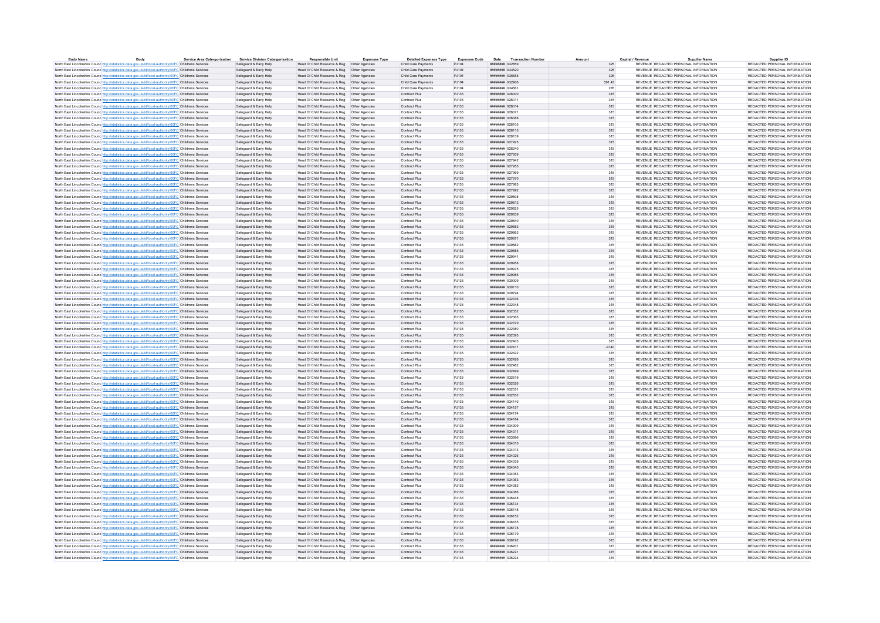| Body Name | Body | Service Area Catergorisation | Service Division Catergorisation | Responsible Unit | Expenses Type | Detailed Expenses Type | Expenses Code | Date | Transaction Number | Amount | Capital / Revenue | Supplier Name | Supplier ID |
|---|---|---|---|---|---|---|---|---|---|---|---|---|---|
| North East Lincolnshire Council | http://statistics.data.gov.uk/id/local-authority/00FC | Childrens Services | Safeguard & Early Help | Head Of Child Resource & Reg | Other Agencies | Child Care Payments | PJ104 | ######## | 932859 | 325 | REVENUE | REDACTED PERSONAL INFORMATION | REDACTED PERSONAL INFORMATION |
| North East Lincolnshire Council | http://statistics.data.gov.uk/id/local-authority/00FC | Childrens Services | Safeguard & Early Help | Head Of Child Resource & Reg | Other Agencies | Child Care Payments | PJ104 | ######## | 934520 | 325 | REVENUE | REDACTED PERSONAL INFORMATION | REDACTED PERSONAL INFORMATION |
| North East Lincolnshire Council | http://statistics.data.gov.uk/id/local-authority/00FC | Childrens Services | Safeguard & Early Help | Head Of Child Resource & Reg | Other Agencies | Child Care Payments | PJ104 | ######## | 936655 | 325 | REVENUE | REDACTED PERSONAL INFORMATION | REDACTED PERSONAL INFORMATION |
| North East Lincolnshire Council | http://statistics.data.gov.uk/id/local-authority/00FC | Childrens Services | Safeguard & Early Help | Head Of Child Resource & Reg | Other Agencies | Child Care Payments | PJ104 | ######## | 932906 | 591.43 | REVENUE | REDACTED PERSONAL INFORMATION | REDACTED PERSONAL INFORMATION |
| North East Lincolnshire Council | http://statistics.data.gov.uk/id/local-authority/00FC | Childrens Services | Safeguard & Early Help | Head Of Child Resource & Reg | Other Agencies | Child Care Payments | PJ104 | ######## | 934561 | 276 | REVENUE | REDACTED PERSONAL INFORMATION | REDACTED PERSONAL INFORMATION |
| North East Lincolnshire Council | http://statistics.data.gov.uk/id/local-authority/00FC | Childrens Services | Safeguard & Early Help | Head Of Child Resource & Reg | Other Agencies | Contract Plus | PJ135 | ######## | 928000 | 315 | REVENUE | REDACTED PERSONAL INFORMATION | REDACTED PERSONAL INFORMATION |
| North East Lincolnshire Council | http://statistics.data.gov.uk/id/local-authority/00FC | Childrens Services | Safeguard & Early Help | Head Of Child Resource & Reg | Other Agencies | Contract Plus | PJ135 | ######## | 928011 | 315 | REVENUE | REDACTED PERSONAL INFORMATION | REDACTED PERSONAL INFORMATION |
| North East Lincolnshire Council | http://statistics.data.gov.uk/id/local-authority/00FC | Childrens Services | Safeguard & Early Help | Head Of Child Resource & Reg | Other Agencies | Contract Plus | PJ135 | ######## | 928014 | 315 | REVENUE | REDACTED PERSONAL INFORMATION | REDACTED PERSONAL INFORMATION |
| North East Lincolnshire Council | http://statistics.data.gov.uk/id/local-authority/00FC | Childrens Services | Safeguard & Early Help | Head Of Child Resource & Reg | Other Agencies | Contract Plus | PJ135 | ######## | 928071 | 315 | REVENUE | REDACTED PERSONAL INFORMATION | REDACTED PERSONAL INFORMATION |
| North East Lincolnshire Council | http://statistics.data.gov.uk/id/local-authority/00FC | Childrens Services | Safeguard & Early Help | Head Of Child Resource & Reg | Other Agencies | Contract Plus | PJ135 | ######## | 928088 | 315 | REVENUE | REDACTED PERSONAL INFORMATION | REDACTED PERSONAL INFORMATION |
| North East Lincolnshire Council | http://statistics.data.gov.uk/id/local-authority/00FC | Childrens Services | Safeguard & Early Help | Head Of Child Resource & Reg | Other Agencies | Contract Plus | PJ135 | ######## | 928105 | 315 | REVENUE | REDACTED PERSONAL INFORMATION | REDACTED PERSONAL INFORMATION |
| North East Lincolnshire Council | http://statistics.data.gov.uk/id/local-authority/00FC | Childrens Services | Safeguard & Early Help | Head Of Child Resource & Reg | Other Agencies | Contract Plus | PJ135 | ######## | 928115 | 315 | REVENUE | REDACTED PERSONAL INFORMATION | REDACTED PERSONAL INFORMATION |
| North East Lincolnshire Council | http://statistics.data.gov.uk/id/local-authority/00FC | Childrens Services | Safeguard & Early Help | Head Of Child Resource & Reg | Other Agencies | Contract Plus | PJ135 | ######## | 928139 | 315 | REVENUE | REDACTED PERSONAL INFORMATION | REDACTED PERSONAL INFORMATION |
| North East Lincolnshire Council | http://statistics.data.gov.uk/id/local-authority/00FC | Childrens Services | Safeguard & Early Help | Head Of Child Resource & Reg | Other Agencies | Contract Plus | PJ135 | ######## | 927925 | 315 | REVENUE | REDACTED PERSONAL INFORMATION | REDACTED PERSONAL INFORMATION |
| North East Lincolnshire Council | http://statistics.data.gov.uk/id/local-authority/00FC | Childrens Services | Safeguard & Early Help | Head Of Child Resource & Reg | Other Agencies | Contract Plus | PJ135 | ######## | 928240 | 315 | REVENUE | REDACTED PERSONAL INFORMATION | REDACTED PERSONAL INFORMATION |
| North East Lincolnshire Council | http://statistics.data.gov.uk/id/local-authority/00FC | Childrens Services | Safeguard & Early Help | Head Of Child Resource & Reg | Other Agencies | Contract Plus | PJ135 | ######## | 927939 | 315 | REVENUE | REDACTED PERSONAL INFORMATION | REDACTED PERSONAL INFORMATION |
| North East Lincolnshire Council | http://statistics.data.gov.uk/id/local-authority/00FC | Childrens Services | Safeguard & Early Help | Head Of Child Resource & Reg | Other Agencies | Contract Plus | PJ135 | ######## | 927942 | 315 | REVENUE | REDACTED PERSONAL INFORMATION | REDACTED PERSONAL INFORMATION |
| North East Lincolnshire Council | http://statistics.data.gov.uk/id/local-authority/00FC | Childrens Services | Safeguard & Early Help | Head Of Child Resource & Reg | Other Agencies | Contract Plus | PJ135 | ######## | 927955 | 315 | REVENUE | REDACTED PERSONAL INFORMATION | REDACTED PERSONAL INFORMATION |
| North East Lincolnshire Council | http://statistics.data.gov.uk/id/local-authority/00FC | Childrens Services | Safeguard & Early Help | Head Of Child Resource & Reg | Other Agencies | Contract Plus | PJ135 | ######## | 927969 | 315 | REVENUE | REDACTED PERSONAL INFORMATION | REDACTED PERSONAL INFORMATION |
| North East Lincolnshire Council | http://statistics.data.gov.uk/id/local-authority/00FC | Childrens Services | Safeguard & Early Help | Head Of Child Resource & Reg | Other Agencies | Contract Plus | PJ135 | ######## | 927970 | 315 | REVENUE | REDACTED PERSONAL INFORMATION | REDACTED PERSONAL INFORMATION |
| North East Lincolnshire Council | http://statistics.data.gov.uk/id/local-authority/00FC | Childrens Services | Safeguard & Early Help | Head Of Child Resource & Reg | Other Agencies | Contract Plus | PJ135 | ######## | 927983 | 315 | REVENUE | REDACTED PERSONAL INFORMATION | REDACTED PERSONAL INFORMATION |
| North East Lincolnshire Council | http://statistics.data.gov.uk/id/local-authority/00FC | Childrens Services | Safeguard & Early Help | Head Of Child Resource & Reg | Other Agencies | Contract Plus | PJ135 | ######## | 927992 | 315 | REVENUE | REDACTED PERSONAL INFORMATION | REDACTED PERSONAL INFORMATION |
| North East Lincolnshire Council | http://statistics.data.gov.uk/id/local-authority/00FC | Childrens Services | Safeguard & Early Help | Head Of Child Resource & Reg | Other Agencies | Contract Plus | PJ135 | ######## | 929808 | 315 | REVENUE | REDACTED PERSONAL INFORMATION | REDACTED PERSONAL INFORMATION |
| North East Lincolnshire Council | http://statistics.data.gov.uk/id/local-authority/00FC | Childrens Services | Safeguard & Early Help | Head Of Child Resource & Reg | Other Agencies | Contract Plus | PJ135 | ######## | 929812 | 315 | REVENUE | REDACTED PERSONAL INFORMATION | REDACTED PERSONAL INFORMATION |
| North East Lincolnshire Council | http://statistics.data.gov.uk/id/local-authority/00FC | Childrens Services | Safeguard & Early Help | Head Of Child Resource & Reg | Other Agencies | Contract Plus | PJ135 | ######## | 929825 | 315 | REVENUE | REDACTED PERSONAL INFORMATION | REDACTED PERSONAL INFORMATION |
| North East Lincolnshire Council | http://statistics.data.gov.uk/id/local-authority/00FC | Childrens Services | Safeguard & Early Help | Head Of Child Resource & Reg | Other Agencies | Contract Plus | PJ135 | ######## | 929839 | 315 | REVENUE | REDACTED PERSONAL INFORMATION | REDACTED PERSONAL INFORMATION |
| North East Lincolnshire Council | http://statistics.data.gov.uk/id/local-authority/00FC | Childrens Services | Safeguard & Early Help | Head Of Child Resource & Reg | Other Agencies | Contract Plus | PJ135 | ######## | 929840 | 315 | REVENUE | REDACTED PERSONAL INFORMATION | REDACTED PERSONAL INFORMATION |
| North East Lincolnshire Council | http://statistics.data.gov.uk/id/local-authority/00FC | Childrens Services | Safeguard & Early Help | Head Of Child Resource & Reg | Other Agencies | Contract Plus | PJ135 | ######## | 929853 | 315 | REVENUE | REDACTED PERSONAL INFORMATION | REDACTED PERSONAL INFORMATION |
| North East Lincolnshire Council | http://statistics.data.gov.uk/id/local-authority/00FC | Childrens Services | Safeguard & Early Help | Head Of Child Resource & Reg | Other Agencies | Contract Plus | PJ135 | ######## | 929863 | 315 | REVENUE | REDACTED PERSONAL INFORMATION | REDACTED PERSONAL INFORMATION |
| North East Lincolnshire Council | http://statistics.data.gov.uk/id/local-authority/00FC | Childrens Services | Safeguard & Early Help | Head Of Child Resource & Reg | Other Agencies | Contract Plus | PJ135 | ######## | 929871 | 315 | REVENUE | REDACTED PERSONAL INFORMATION | REDACTED PERSONAL INFORMATION |
| North East Lincolnshire Council | http://statistics.data.gov.uk/id/local-authority/00FC | Childrens Services | Safeguard & Early Help | Head Of Child Resource & Reg | Other Agencies | Contract Plus | PJ135 | ######## | 929882 | 315 | REVENUE | REDACTED PERSONAL INFORMATION | REDACTED PERSONAL INFORMATION |
| North East Lincolnshire Council | http://statistics.data.gov.uk/id/local-authority/00FC | Childrens Services | Safeguard & Early Help | Head Of Child Resource & Reg | Other Agencies | Contract Plus | PJ135 | ######## | 929885 | 315 | REVENUE | REDACTED PERSONAL INFORMATION | REDACTED PERSONAL INFORMATION |
| North East Lincolnshire Council | http://statistics.data.gov.uk/id/local-authority/00FC | Childrens Services | Safeguard & Early Help | Head Of Child Resource & Reg | Other Agencies | Contract Plus | PJ135 | ######## | 929941 | 315 | REVENUE | REDACTED PERSONAL INFORMATION | REDACTED PERSONAL INFORMATION |
| North East Lincolnshire Council | http://statistics.data.gov.uk/id/local-authority/00FC | Childrens Services | Safeguard & Early Help | Head Of Child Resource & Reg | Other Agencies | Contract Plus | PJ135 | ######## | 929958 | 315 | REVENUE | REDACTED PERSONAL INFORMATION | REDACTED PERSONAL INFORMATION |
| North East Lincolnshire Council | http://statistics.data.gov.uk/id/local-authority/00FC | Childrens Services | Safeguard & Early Help | Head Of Child Resource & Reg | Other Agencies | Contract Plus | PJ135 | ######## | 929975 | 315 | REVENUE | REDACTED PERSONAL INFORMATION | REDACTED PERSONAL INFORMATION |
| North East Lincolnshire Council | http://statistics.data.gov.uk/id/local-authority/00FC | Childrens Services | Safeguard & Early Help | Head Of Child Resource & Reg | Other Agencies | Contract Plus | PJ135 | ######## | 929985 | 315 | REVENUE | REDACTED PERSONAL INFORMATION | REDACTED PERSONAL INFORMATION |
| North East Lincolnshire Council | http://statistics.data.gov.uk/id/local-authority/00FC | Childrens Services | Safeguard & Early Help | Head Of Child Resource & Reg | Other Agencies | Contract Plus | PJ135 | ######## | 930009 | 315 | REVENUE | REDACTED PERSONAL INFORMATION | REDACTED PERSONAL INFORMATION |
| North East Lincolnshire Council | http://statistics.data.gov.uk/id/local-authority/00FC | Childrens Services | Safeguard & Early Help | Head Of Child Resource & Reg | Other Agencies | Contract Plus | PJ135 | ######## | 930110 | 315 | REVENUE | REDACTED PERSONAL INFORMATION | REDACTED PERSONAL INFORMATION |
| North East Lincolnshire Council | http://statistics.data.gov.uk/id/local-authority/00FC | Childrens Services | Safeguard & Early Help | Head Of Child Resource & Reg | Other Agencies | Contract Plus | PJ135 | ######## | 929794 | 315 | REVENUE | REDACTED PERSONAL INFORMATION | REDACTED PERSONAL INFORMATION |
| North East Lincolnshire Council | http://statistics.data.gov.uk/id/local-authority/00FC | Childrens Services | Safeguard & Early Help | Head Of Child Resource & Reg | Other Agencies | Contract Plus | PJ135 | ######## | 932336 | 315 | REVENUE | REDACTED PERSONAL INFORMATION | REDACTED PERSONAL INFORMATION |
| North East Lincolnshire Council | http://statistics.data.gov.uk/id/local-authority/00FC | Childrens Services | Safeguard & Early Help | Head Of Child Resource & Reg | Other Agencies | Contract Plus | PJ135 | ######## | 932348 | 315 | REVENUE | REDACTED PERSONAL INFORMATION | REDACTED PERSONAL INFORMATION |
| North East Lincolnshire Council | http://statistics.data.gov.uk/id/local-authority/00FC | Childrens Services | Safeguard & Early Help | Head Of Child Resource & Reg | Other Agencies | Contract Plus | PJ135 | ######## | 932352 | 315 | REVENUE | REDACTED PERSONAL INFORMATION | REDACTED PERSONAL INFORMATION |
| North East Lincolnshire Council | http://statistics.data.gov.uk/id/local-authority/00FC | Childrens Services | Safeguard & Early Help | Head Of Child Resource & Reg | Other Agencies | Contract Plus | PJ135 | ######## | 932365 | 315 | REVENUE | REDACTED PERSONAL INFORMATION | REDACTED PERSONAL INFORMATION |
| North East Lincolnshire Council | http://statistics.data.gov.uk/id/local-authority/00FC | Childrens Services | Safeguard & Early Help | Head Of Child Resource & Reg | Other Agencies | Contract Plus | PJ135 | ######## | 932379 | 315 | REVENUE | REDACTED PERSONAL INFORMATION | REDACTED PERSONAL INFORMATION |
| North East Lincolnshire Council | http://statistics.data.gov.uk/id/local-authority/00FC | Childrens Services | Safeguard & Early Help | Head Of Child Resource & Reg | Other Agencies | Contract Plus | PJ135 | ######## | 932380 | 315 | REVENUE | REDACTED PERSONAL INFORMATION | REDACTED PERSONAL INFORMATION |
| North East Lincolnshire Council | http://statistics.data.gov.uk/id/local-authority/00FC | Childrens Services | Safeguard & Early Help | Head Of Child Resource & Reg | Other Agencies | Contract Plus | PJ135 | ######## | 932393 | 315 | REVENUE | REDACTED PERSONAL INFORMATION | REDACTED PERSONAL INFORMATION |
| North East Lincolnshire Council | http://statistics.data.gov.uk/id/local-authority/00FC | Childrens Services | Safeguard & Early Help | Head Of Child Resource & Reg | Other Agencies | Contract Plus | PJ135 | ######## | 932403 | 315 | REVENUE | REDACTED PERSONAL INFORMATION | REDACTED PERSONAL INFORMATION |
| North East Lincolnshire Council | http://statistics.data.gov.uk/id/local-authority/00FC | Childrens Services | Safeguard & Early Help | Head Of Child Resource & Reg | Other Agencies | Contract Plus | PJ135 | ######## | 932411 | -4140 | REVENUE | REDACTED PERSONAL INFORMATION | REDACTED PERSONAL INFORMATION |
| North East Lincolnshire Council | http://statistics.data.gov.uk/id/local-authority/00FC | Childrens Services | Safeguard & Early Help | Head Of Child Resource & Reg | Other Agencies | Contract Plus | PJ135 | ######## | 932422 | 315 | REVENUE | REDACTED PERSONAL INFORMATION | REDACTED PERSONAL INFORMATION |
| North East Lincolnshire Council | http://statistics.data.gov.uk/id/local-authority/00FC | Childrens Services | Safeguard & Early Help | Head Of Child Resource & Reg | Other Agencies | Contract Plus | PJ135 | ######## | 932426 | 315 | REVENUE | REDACTED PERSONAL INFORMATION | REDACTED PERSONAL INFORMATION |
| North East Lincolnshire Council | http://statistics.data.gov.uk/id/local-authority/00FC | Childrens Services | Safeguard & Early Help | Head Of Child Resource & Reg | Other Agencies | Contract Plus | PJ135 | ######## | 932482 | 315 | REVENUE | REDACTED PERSONAL INFORMATION | REDACTED PERSONAL INFORMATION |
| North East Lincolnshire Council | http://statistics.data.gov.uk/id/local-authority/00FC | Childrens Services | Safeguard & Early Help | Head Of Child Resource & Reg | Other Agencies | Contract Plus | PJ135 | ######## | 932499 | 315 | REVENUE | REDACTED PERSONAL INFORMATION | REDACTED PERSONAL INFORMATION |
| North East Lincolnshire Council | http://statistics.data.gov.uk/id/local-authority/00FC | Childrens Services | Safeguard & Early Help | Head Of Child Resource & Reg | Other Agencies | Contract Plus | PJ135 | ######## | 932516 | 315 | REVENUE | REDACTED PERSONAL INFORMATION | REDACTED PERSONAL INFORMATION |
| North East Lincolnshire Council | http://statistics.data.gov.uk/id/local-authority/00FC | Childrens Services | Safeguard & Early Help | Head Of Child Resource & Reg | Other Agencies | Contract Plus | PJ135 | ######## | 932526 | 315 | REVENUE | REDACTED PERSONAL INFORMATION | REDACTED PERSONAL INFORMATION |
| North East Lincolnshire Council | http://statistics.data.gov.uk/id/local-authority/00FC | Childrens Services | Safeguard & Early Help | Head Of Child Resource & Reg | Other Agencies | Contract Plus | PJ135 | ######## | 932551 | 315 | REVENUE | REDACTED PERSONAL INFORMATION | REDACTED PERSONAL INFORMATION |
| North East Lincolnshire Council | http://statistics.data.gov.uk/id/local-authority/00FC | Childrens Services | Safeguard & Early Help | Head Of Child Resource & Reg | Other Agencies | Contract Plus | PJ135 | ######## | 932652 | 315 | REVENUE | REDACTED PERSONAL INFORMATION | REDACTED PERSONAL INFORMATION |
| North East Lincolnshire Council | http://statistics.data.gov.uk/id/local-authority/00FC | Childrens Services | Safeguard & Early Help | Head Of Child Resource & Reg | Other Agencies | Contract Plus | PJ135 | ######## | 934140 | 315 | REVENUE | REDACTED PERSONAL INFORMATION | REDACTED PERSONAL INFORMATION |
| North East Lincolnshire Council | http://statistics.data.gov.uk/id/local-authority/00FC | Childrens Services | Safeguard & Early Help | Head Of Child Resource & Reg | Other Agencies | Contract Plus | PJ135 | ######## | 934157 | 315 | REVENUE | REDACTED PERSONAL INFORMATION | REDACTED PERSONAL INFORMATION |
| North East Lincolnshire Council | http://statistics.data.gov.uk/id/local-authority/00FC | Childrens Services | Safeguard & Early Help | Head Of Child Resource & Reg | Other Agencies | Contract Plus | PJ135 | ######## | 934174 | 315 | REVENUE | REDACTED PERSONAL INFORMATION | REDACTED PERSONAL INFORMATION |
| North East Lincolnshire Council | http://statistics.data.gov.uk/id/local-authority/00FC | Childrens Services | Safeguard & Early Help | Head Of Child Resource & Reg | Other Agencies | Contract Plus | PJ135 | ######## | 934184 | 315 | REVENUE | REDACTED PERSONAL INFORMATION | REDACTED PERSONAL INFORMATION |
| North East Lincolnshire Council | http://statistics.data.gov.uk/id/local-authority/00FC | Childrens Services | Safeguard & Early Help | Head Of Child Resource & Reg | Other Agencies | Contract Plus | PJ135 | ######## | 934209 | 315 | REVENUE | REDACTED PERSONAL INFORMATION | REDACTED PERSONAL INFORMATION |
| North East Lincolnshire Council | http://statistics.data.gov.uk/id/local-authority/00FC | Childrens Services | Safeguard & Early Help | Head Of Child Resource & Reg | Other Agencies | Contract Plus | PJ135 | ######## | 934311 | 315 | REVENUE | REDACTED PERSONAL INFORMATION | REDACTED PERSONAL INFORMATION |
| North East Lincolnshire Council | http://statistics.data.gov.uk/id/local-authority/00FC | Childrens Services | Safeguard & Early Help | Head Of Child Resource & Reg | Other Agencies | Contract Plus | PJ135 | ######## | 933996 | 315 | REVENUE | REDACTED PERSONAL INFORMATION | REDACTED PERSONAL INFORMATION |
| North East Lincolnshire Council | http://statistics.data.gov.uk/id/local-authority/00FC | Childrens Services | Safeguard & Early Help | Head Of Child Resource & Reg | Other Agencies | Contract Plus | PJ135 | ######## | 934010 | 315 | REVENUE | REDACTED PERSONAL INFORMATION | REDACTED PERSONAL INFORMATION |
| North East Lincolnshire Council | http://statistics.data.gov.uk/id/local-authority/00FC | Childrens Services | Safeguard & Early Help | Head Of Child Resource & Reg | Other Agencies | Contract Plus | PJ135 | ######## | 934013 | 315 | REVENUE | REDACTED PERSONAL INFORMATION | REDACTED PERSONAL INFORMATION |
| North East Lincolnshire Council | http://statistics.data.gov.uk/id/local-authority/00FC | Childrens Services | Safeguard & Early Help | Head Of Child Resource & Reg | Other Agencies | Contract Plus | PJ135 | ######## | 934026 | 315 | REVENUE | REDACTED PERSONAL INFORMATION | REDACTED PERSONAL INFORMATION |
| North East Lincolnshire Council | http://statistics.data.gov.uk/id/local-authority/00FC | Childrens Services | Safeguard & Early Help | Head Of Child Resource & Reg | Other Agencies | Contract Plus | PJ135 | ######## | 934039 | 315 | REVENUE | REDACTED PERSONAL INFORMATION | REDACTED PERSONAL INFORMATION |
| North East Lincolnshire Council | http://statistics.data.gov.uk/id/local-authority/00FC | Childrens Services | Safeguard & Early Help | Head Of Child Resource & Reg | Other Agencies | Contract Plus | PJ135 | ######## | 934040 | 315 | REVENUE | REDACTED PERSONAL INFORMATION | REDACTED PERSONAL INFORMATION |
| North East Lincolnshire Council | http://statistics.data.gov.uk/id/local-authority/00FC | Childrens Services | Safeguard & Early Help | Head Of Child Resource & Reg | Other Agencies | Contract Plus | PJ135 | ######## | 934053 | 315 | REVENUE | REDACTED PERSONAL INFORMATION | REDACTED PERSONAL INFORMATION |
| North East Lincolnshire Council | http://statistics.data.gov.uk/id/local-authority/00FC | Childrens Services | Safeguard & Early Help | Head Of Child Resource & Reg | Other Agencies | Contract Plus | PJ135 | ######## | 934063 | 315 | REVENUE | REDACTED PERSONAL INFORMATION | REDACTED PERSONAL INFORMATION |
| North East Lincolnshire Council | http://statistics.data.gov.uk/id/local-authority/00FC | Childrens Services | Safeguard & Early Help | Head Of Child Resource & Reg | Other Agencies | Contract Plus | PJ135 | ######## | 934082 | 315 | REVENUE | REDACTED PERSONAL INFORMATION | REDACTED PERSONAL INFORMATION |
| North East Lincolnshire Council | http://statistics.data.gov.uk/id/local-authority/00FC | Childrens Services | Safeguard & Early Help | Head Of Child Resource & Reg | Other Agencies | Contract Plus | PJ135 | ######## | 934085 | 315 | REVENUE | REDACTED PERSONAL INFORMATION | REDACTED PERSONAL INFORMATION |
| North East Lincolnshire Council | http://statistics.data.gov.uk/id/local-authority/00FC | Childrens Services | Safeguard & Early Help | Head Of Child Resource & Reg | Other Agencies | Contract Plus | PJ135 | ######## | 936448 | 315 | REVENUE | REDACTED PERSONAL INFORMATION | REDACTED PERSONAL INFORMATION |
| North East Lincolnshire Council | http://statistics.data.gov.uk/id/local-authority/00FC | Childrens Services | Safeguard & Early Help | Head Of Child Resource & Reg | Other Agencies | Contract Plus | PJ135 | ######## | 936134 | 315 | REVENUE | REDACTED PERSONAL INFORMATION | REDACTED PERSONAL INFORMATION |
| North East Lincolnshire Council | http://statistics.data.gov.uk/id/local-authority/00FC | Childrens Services | Safeguard & Early Help | Head Of Child Resource & Reg | Other Agencies | Contract Plus | PJ135 | ######## | 936148 | 315 | REVENUE | REDACTED PERSONAL INFORMATION | REDACTED PERSONAL INFORMATION |
| North East Lincolnshire Council | http://statistics.data.gov.uk/id/local-authority/00FC | Childrens Services | Safeguard & Early Help | Head Of Child Resource & Reg | Other Agencies | Contract Plus | PJ135 | ######## | 936152 | 315 | REVENUE | REDACTED PERSONAL INFORMATION | REDACTED PERSONAL INFORMATION |
| North East Lincolnshire Council | http://statistics.data.gov.uk/id/local-authority/00FC | Childrens Services | Safeguard & Early Help | Head Of Child Resource & Reg | Other Agencies | Contract Plus | PJ135 | ######## | 936165 | 315 | REVENUE | REDACTED PERSONAL INFORMATION | REDACTED PERSONAL INFORMATION |
| North East Lincolnshire Council | http://statistics.data.gov.uk/id/local-authority/00FC | Childrens Services | Safeguard & Early Help | Head Of Child Resource & Reg | Other Agencies | Contract Plus | PJ135 | ######## | 936178 | 315 | REVENUE | REDACTED PERSONAL INFORMATION | REDACTED PERSONAL INFORMATION |
| North East Lincolnshire Council | http://statistics.data.gov.uk/id/local-authority/00FC | Childrens Services | Safeguard & Early Help | Head Of Child Resource & Reg | Other Agencies | Contract Plus | PJ135 | ######## | 936179 | 315 | REVENUE | REDACTED PERSONAL INFORMATION | REDACTED PERSONAL INFORMATION |
| North East Lincolnshire Council | http://statistics.data.gov.uk/id/local-authority/00FC | Childrens Services | Safeguard & Early Help | Head Of Child Resource & Reg | Other Agencies | Contract Plus | PJ135 | ######## | 936192 | 315 | REVENUE | REDACTED PERSONAL INFORMATION | REDACTED PERSONAL INFORMATION |
| North East Lincolnshire Council | http://statistics.data.gov.uk/id/local-authority/00FC | Childrens Services | Safeguard & Early Help | Head Of Child Resource & Reg | Other Agencies | Contract Plus | PJ135 | ######## | 936201 | 315 | REVENUE | REDACTED PERSONAL INFORMATION | REDACTED PERSONAL INFORMATION |
| North East Lincolnshire Council | http://statistics.data.gov.uk/id/local-authority/00FC | Childrens Services | Safeguard & Early Help | Head Of Child Resource & Reg | Other Agencies | Contract Plus | PJ135 | ######## | 936221 | 315 | REVENUE | REDACTED PERSONAL INFORMATION | REDACTED PERSONAL INFORMATION |
| North East Lincolnshire Council | http://statistics.data.gov.uk/id/local-authority/00FC | Childrens Services | Safeguard & Early Help | Head Of Child Resource & Reg | Other Agencies | Contract Plus | PJ135 | ######## | 936224 | 315 | REVENUE | REDACTED PERSONAL INFORMATION | REDACTED PERSONAL INFORMATION |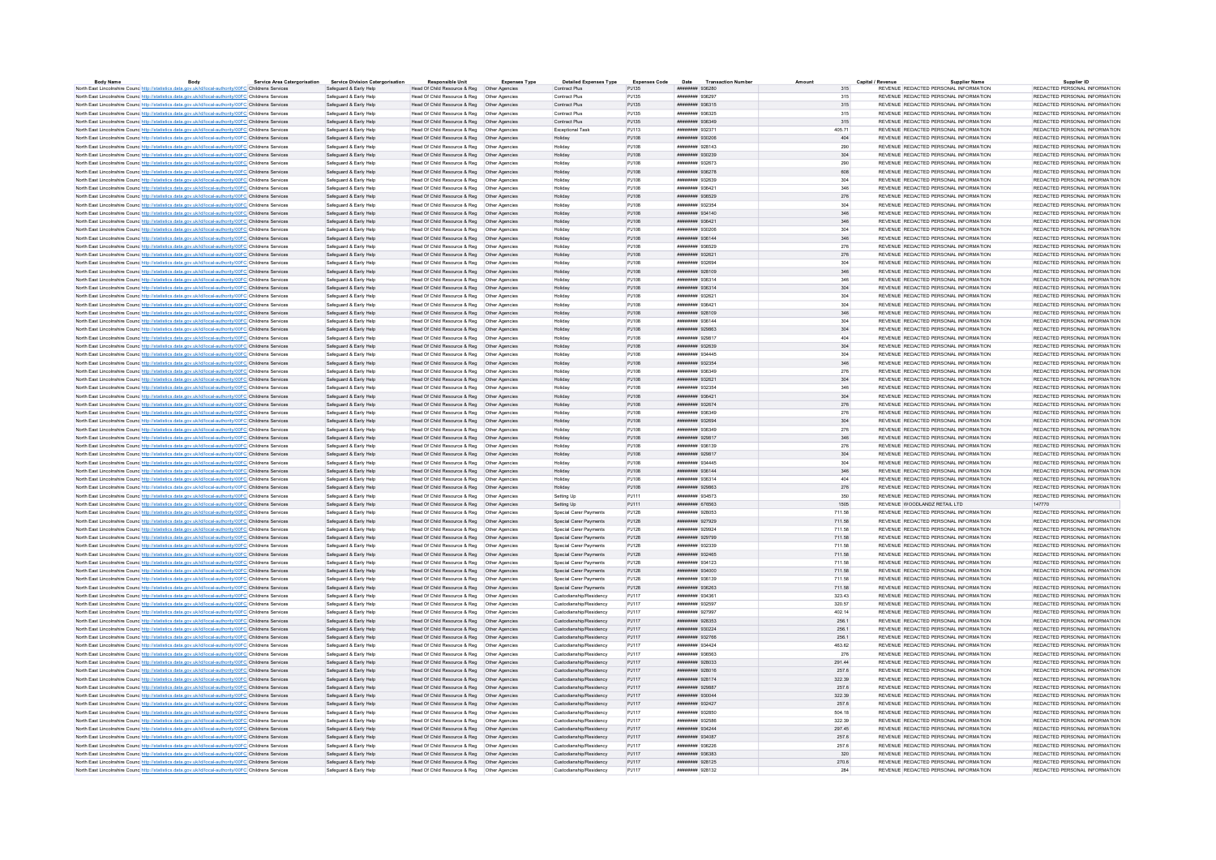| Body Name | Body | Service Area Catergorisation | Service Division Catergorisation | Responsible Unit | Expenses Type | Detailed Expenses Type | Expenses Code | Date | Transaction Number | Amount | Capital / Revenue | Supplier Name | Supplier ID |
|---|---|---|---|---|---|---|---|---|---|---|---|---|---|
| North East Lincolnshire Council | http://statistics.data.gov.uk/id/local-authority/00FC | Childrens Services | Safeguard & Early Help | Head Of Child Resource & Reg | Other Agencies | Contract Plus | PJ135 | ######## | 936280 | 315 | REVENUE | REDACTED PERSONAL INFORMATION | REDACTED PERSONAL INFORMATION |
| North East Lincolnshire Council | http://statistics.data.gov.uk/id/local-authority/00FC | Childrens Services | Safeguard & Early Help | Head Of Child Resource & Reg | Other Agencies | Contract Plus | PJ135 | ######## | 936297 | 315 | REVENUE | REDACTED PERSONAL INFORMATION | REDACTED PERSONAL INFORMATION |
| North East Lincolnshire Council | http://statistics.data.gov.uk/id/local-authority/00FC | Childrens Services | Safeguard & Early Help | Head Of Child Resource & Reg | Other Agencies | Contract Plus | PJ135 | ######## | 936315 | 315 | REVENUE | REDACTED PERSONAL INFORMATION | REDACTED PERSONAL INFORMATION |
| North East Lincolnshire Council | http://statistics.data.gov.uk/id/local-authority/00FC | Childrens Services | Safeguard & Early Help | Head Of Child Resource & Reg | Other Agencies | Contract Plus | PJ135 | ######## | 936325 | 315 | REVENUE | REDACTED PERSONAL INFORMATION | REDACTED PERSONAL INFORMATION |
| North East Lincolnshire Council | http://statistics.data.gov.uk/id/local-authority/00FC | Childrens Services | Safeguard & Early Help | Head Of Child Resource & Reg | Other Agencies | Contract Plus | PJ135 | ######## | 936349 | 315 | REVENUE | REDACTED PERSONAL INFORMATION | REDACTED PERSONAL INFORMATION |
| North East Lincolnshire Council | http://statistics.data.gov.uk/id/local-authority/00FC | Childrens Services | Safeguard & Early Help | Head Of Child Resource & Reg | Other Agencies | Exceptional Task | PJ113 | ######## | 932371 | 405.71 | REVENUE | REDACTED PERSONAL INFORMATION | REDACTED PERSONAL INFORMATION |
| North East Lincolnshire Council | http://statistics.data.gov.uk/id/local-authority/00FC | Childrens Services | Safeguard & Early Help | Head Of Child Resource & Reg | Other Agencies | Holiday | PJ108 | ######## | 930206 | 404 | REVENUE | REDACTED PERSONAL INFORMATION | REDACTED PERSONAL INFORMATION |
| North East Lincolnshire Council | http://statistics.data.gov.uk/id/local-authority/00FC | Childrens Services | Safeguard & Early Help | Head Of Child Resource & Reg | Other Agencies | Holiday | PJ108 | ######## | 928143 | 290 | REVENUE | REDACTED PERSONAL INFORMATION | REDACTED PERSONAL INFORMATION |
| North East Lincolnshire Council | http://statistics.data.gov.uk/id/local-authority/00FC | Childrens Services | Safeguard & Early Help | Head Of Child Resource & Reg | Other Agencies | Holiday | PJ108 | ######## | 930239 | 304 | REVENUE | REDACTED PERSONAL INFORMATION | REDACTED PERSONAL INFORMATION |
| North East Lincolnshire Council | http://statistics.data.gov.uk/id/local-authority/00FC | Childrens Services | Safeguard & Early Help | Head Of Child Resource & Reg | Other Agencies | Holiday | PJ108 | ######## | 932673 | 290 | REVENUE | REDACTED PERSONAL INFORMATION | REDACTED PERSONAL INFORMATION |
| North East Lincolnshire Council | http://statistics.data.gov.uk/id/local-authority/00FC | Childrens Services | Safeguard & Early Help | Head Of Child Resource & Reg | Other Agencies | Holiday | PJ108 | ######## | 936278 | 608 | REVENUE | REDACTED PERSONAL INFORMATION | REDACTED PERSONAL INFORMATION |
| North East Lincolnshire Council | http://statistics.data.gov.uk/id/local-authority/00FC | Childrens Services | Safeguard & Early Help | Head Of Child Resource & Reg | Other Agencies | Holiday | PJ108 | ######## | 932639 | 304 | REVENUE | REDACTED PERSONAL INFORMATION | REDACTED PERSONAL INFORMATION |
| North East Lincolnshire Council | http://statistics.data.gov.uk/id/local-authority/00FC | Childrens Services | Safeguard & Early Help | Head Of Child Resource & Reg | Other Agencies | Holiday | PJ108 | ######## | 936421 | 346 | REVENUE | REDACTED PERSONAL INFORMATION | REDACTED PERSONAL INFORMATION |
| North East Lincolnshire Council | http://statistics.data.gov.uk/id/local-authority/00FC | Childrens Services | Safeguard & Early Help | Head Of Child Resource & Reg | Other Agencies | Holiday | PJ108 | ######## | 936529 | 276 | REVENUE | REDACTED PERSONAL INFORMATION | REDACTED PERSONAL INFORMATION |
| North East Lincolnshire Council | http://statistics.data.gov.uk/id/local-authority/00FC | Childrens Services | Safeguard & Early Help | Head Of Child Resource & Reg | Other Agencies | Holiday | PJ108 | ######## | 932354 | 304 | REVENUE | REDACTED PERSONAL INFORMATION | REDACTED PERSONAL INFORMATION |
| North East Lincolnshire Council | http://statistics.data.gov.uk/id/local-authority/00FC | Childrens Services | Safeguard & Early Help | Head Of Child Resource & Reg | Other Agencies | Holiday | PJ108 | ######## | 934140 | 346 | REVENUE | REDACTED PERSONAL INFORMATION | REDACTED PERSONAL INFORMATION |
| North East Lincolnshire Council | http://statistics.data.gov.uk/id/local-authority/00FC | Childrens Services | Safeguard & Early Help | Head Of Child Resource & Reg | Other Agencies | Holiday | PJ108 | ######## | 936421 | 346 | REVENUE | REDACTED PERSONAL INFORMATION | REDACTED PERSONAL INFORMATION |
| North East Lincolnshire Council | http://statistics.data.gov.uk/id/local-authority/00FC | Childrens Services | Safeguard & Early Help | Head Of Child Resource & Reg | Other Agencies | Holiday | PJ108 | ######## | 930206 | 304 | REVENUE | REDACTED PERSONAL INFORMATION | REDACTED PERSONAL INFORMATION |
| North East Lincolnshire Council | http://statistics.data.gov.uk/id/local-authority/00FC | Childrens Services | Safeguard & Early Help | Head Of Child Resource & Reg | Other Agencies | Holiday | PJ108 | ######## | 936144 | 346 | REVENUE | REDACTED PERSONAL INFORMATION | REDACTED PERSONAL INFORMATION |
| North East Lincolnshire Council | http://statistics.data.gov.uk/id/local-authority/00FC | Childrens Services | Safeguard & Early Help | Head Of Child Resource & Reg | Other Agencies | Holiday | PJ108 | ######## | 936529 | 276 | REVENUE | REDACTED PERSONAL INFORMATION | REDACTED PERSONAL INFORMATION |
| North East Lincolnshire Council | http://statistics.data.gov.uk/id/local-authority/00FC | Childrens Services | Safeguard & Early Help | Head Of Child Resource & Reg | Other Agencies | Holiday | PJ108 | ######## | 932621 | 276 | REVENUE | REDACTED PERSONAL INFORMATION | REDACTED PERSONAL INFORMATION |
| North East Lincolnshire Council | http://statistics.data.gov.uk/id/local-authority/00FC | Childrens Services | Safeguard & Early Help | Head Of Child Resource & Reg | Other Agencies | Holiday | PJ108 | ######## | 932694 | 304 | REVENUE | REDACTED PERSONAL INFORMATION | REDACTED PERSONAL INFORMATION |
| North East Lincolnshire Council | http://statistics.data.gov.uk/id/local-authority/00FC | Childrens Services | Safeguard & Early Help | Head Of Child Resource & Reg | Other Agencies | Holiday | PJ108 | ######## | 928109 | 346 | REVENUE | REDACTED PERSONAL INFORMATION | REDACTED PERSONAL INFORMATION |
| North East Lincolnshire Council | http://statistics.data.gov.uk/id/local-authority/00FC | Childrens Services | Safeguard & Early Help | Head Of Child Resource & Reg | Other Agencies | Holiday | PJ108 | ######## | 936314 | 346 | REVENUE | REDACTED PERSONAL INFORMATION | REDACTED PERSONAL INFORMATION |
| North East Lincolnshire Council | http://statistics.data.gov.uk/id/local-authority/00FC | Childrens Services | Safeguard & Early Help | Head Of Child Resource & Reg | Other Agencies | Holiday | PJ108 | ######## | 936314 | 304 | REVENUE | REDACTED PERSONAL INFORMATION | REDACTED PERSONAL INFORMATION |
| North East Lincolnshire Council | http://statistics.data.gov.uk/id/local-authority/00FC | Childrens Services | Safeguard & Early Help | Head Of Child Resource & Reg | Other Agencies | Holiday | PJ108 | ######## | 932621 | 304 | REVENUE | REDACTED PERSONAL INFORMATION | REDACTED PERSONAL INFORMATION |
| North East Lincolnshire Council | http://statistics.data.gov.uk/id/local-authority/00FC | Childrens Services | Safeguard & Early Help | Head Of Child Resource & Reg | Other Agencies | Holiday | PJ108 | ######## | 936421 | 304 | REVENUE | REDACTED PERSONAL INFORMATION | REDACTED PERSONAL INFORMATION |
| North East Lincolnshire Council | http://statistics.data.gov.uk/id/local-authority/00FC | Childrens Services | Safeguard & Early Help | Head Of Child Resource & Reg | Other Agencies | Holiday | PJ108 | ######## | 928109 | 346 | REVENUE | REDACTED PERSONAL INFORMATION | REDACTED PERSONAL INFORMATION |
| North East Lincolnshire Council | http://statistics.data.gov.uk/id/local-authority/00FC | Childrens Services | Safeguard & Early Help | Head Of Child Resource & Reg | Other Agencies | Holiday | PJ108 | ######## | 936144 | 304 | REVENUE | REDACTED PERSONAL INFORMATION | REDACTED PERSONAL INFORMATION |
| North East Lincolnshire Council | http://statistics.data.gov.uk/id/local-authority/00FC | Childrens Services | Safeguard & Early Help | Head Of Child Resource & Reg | Other Agencies | Holiday | PJ108 | ######## | 929863 | 304 | REVENUE | REDACTED PERSONAL INFORMATION | REDACTED PERSONAL INFORMATION |
| North East Lincolnshire Council | http://statistics.data.gov.uk/id/local-authority/00FC | Childrens Services | Safeguard & Early Help | Head Of Child Resource & Reg | Other Agencies | Holiday | PJ108 | ######## | 929817 | 404 | REVENUE | REDACTED PERSONAL INFORMATION | REDACTED PERSONAL INFORMATION |
| North East Lincolnshire Council | http://statistics.data.gov.uk/id/local-authority/00FC | Childrens Services | Safeguard & Early Help | Head Of Child Resource & Reg | Other Agencies | Holiday | PJ108 | ######## | 932639 | 304 | REVENUE | REDACTED PERSONAL INFORMATION | REDACTED PERSONAL INFORMATION |
| North East Lincolnshire Council | http://statistics.data.gov.uk/id/local-authority/00FC | Childrens Services | Safeguard & Early Help | Head Of Child Resource & Reg | Other Agencies | Holiday | PJ108 | ######## | 934445 | 304 | REVENUE | REDACTED PERSONAL INFORMATION | REDACTED PERSONAL INFORMATION |
| North East Lincolnshire Council | http://statistics.data.gov.uk/id/local-authority/00FC | Childrens Services | Safeguard & Early Help | Head Of Child Resource & Reg | Other Agencies | Holiday | PJ108 | ######## | 932354 | 346 | REVENUE | REDACTED PERSONAL INFORMATION | REDACTED PERSONAL INFORMATION |
| North East Lincolnshire Council | http://statistics.data.gov.uk/id/local-authority/00FC | Childrens Services | Safeguard & Early Help | Head Of Child Resource & Reg | Other Agencies | Holiday | PJ108 | ######## | 936349 | 276 | REVENUE | REDACTED PERSONAL INFORMATION | REDACTED PERSONAL INFORMATION |
| North East Lincolnshire Council | http://statistics.data.gov.uk/id/local-authority/00FC | Childrens Services | Safeguard & Early Help | Head Of Child Resource & Reg | Other Agencies | Holiday | PJ108 | ######## | 932621 | 304 | REVENUE | REDACTED PERSONAL INFORMATION | REDACTED PERSONAL INFORMATION |
| North East Lincolnshire Council | http://statistics.data.gov.uk/id/local-authority/00FC | Childrens Services | Safeguard & Early Help | Head Of Child Resource & Reg | Other Agencies | Holiday | PJ108 | ######## | 932354 | 346 | REVENUE | REDACTED PERSONAL INFORMATION | REDACTED PERSONAL INFORMATION |
| North East Lincolnshire Council | http://statistics.data.gov.uk/id/local-authority/00FC | Childrens Services | Safeguard & Early Help | Head Of Child Resource & Reg | Other Agencies | Holiday | PJ108 | ######## | 936421 | 304 | REVENUE | REDACTED PERSONAL INFORMATION | REDACTED PERSONAL INFORMATION |
| North East Lincolnshire Council | http://statistics.data.gov.uk/id/local-authority/00FC | Childrens Services | Safeguard & Early Help | Head Of Child Resource & Reg | Other Agencies | Holiday | PJ108 | ######## | 932674 | 276 | REVENUE | REDACTED PERSONAL INFORMATION | REDACTED PERSONAL INFORMATION |
| North East Lincolnshire Council | http://statistics.data.gov.uk/id/local-authority/00FC | Childrens Services | Safeguard & Early Help | Head Of Child Resource & Reg | Other Agencies | Holiday | PJ108 | ######## | 936349 | 276 | REVENUE | REDACTED PERSONAL INFORMATION | REDACTED PERSONAL INFORMATION |
| North East Lincolnshire Council | http://statistics.data.gov.uk/id/local-authority/00FC | Childrens Services | Safeguard & Early Help | Head Of Child Resource & Reg | Other Agencies | Holiday | PJ108 | ######## | 932694 | 304 | REVENUE | REDACTED PERSONAL INFORMATION | REDACTED PERSONAL INFORMATION |
| North East Lincolnshire Council | http://statistics.data.gov.uk/id/local-authority/00FC | Childrens Services | Safeguard & Early Help | Head Of Child Resource & Reg | Other Agencies | Holiday | PJ108 | ######## | 936349 | 276 | REVENUE | REDACTED PERSONAL INFORMATION | REDACTED PERSONAL INFORMATION |
| North East Lincolnshire Council | http://statistics.data.gov.uk/id/local-authority/00FC | Childrens Services | Safeguard & Early Help | Head Of Child Resource & Reg | Other Agencies | Holiday | PJ108 | ######## | 929817 | 346 | REVENUE | REDACTED PERSONAL INFORMATION | REDACTED PERSONAL INFORMATION |
| North East Lincolnshire Council | http://statistics.data.gov.uk/id/local-authority/00FC | Childrens Services | Safeguard & Early Help | Head Of Child Resource & Reg | Other Agencies | Holiday | PJ108 | ######## | 936139 | 276 | REVENUE | REDACTED PERSONAL INFORMATION | REDACTED PERSONAL INFORMATION |
| North East Lincolnshire Council | http://statistics.data.gov.uk/id/local-authority/00FC | Childrens Services | Safeguard & Early Help | Head Of Child Resource & Reg | Other Agencies | Holiday | PJ108 | ######## | 929817 | 304 | REVENUE | REDACTED PERSONAL INFORMATION | REDACTED PERSONAL INFORMATION |
| North East Lincolnshire Council | http://statistics.data.gov.uk/id/local-authority/00FC | Childrens Services | Safeguard & Early Help | Head Of Child Resource & Reg | Other Agencies | Holiday | PJ108 | ######## | 934445 | 304 | REVENUE | REDACTED PERSONAL INFORMATION | REDACTED PERSONAL INFORMATION |
| North East Lincolnshire Council | http://statistics.data.gov.uk/id/local-authority/00FC | Childrens Services | Safeguard & Early Help | Head Of Child Resource & Reg | Other Agencies | Holiday | PJ108 | ######## | 936144 | 346 | REVENUE | REDACTED PERSONAL INFORMATION | REDACTED PERSONAL INFORMATION |
| North East Lincolnshire Council | http://statistics.data.gov.uk/id/local-authority/00FC | Childrens Services | Safeguard & Early Help | Head Of Child Resource & Reg | Other Agencies | Holiday | PJ108 | ######## | 936314 | 404 | REVENUE | REDACTED PERSONAL INFORMATION | REDACTED PERSONAL INFORMATION |
| North East Lincolnshire Council | http://statistics.data.gov.uk/id/local-authority/00FC | Childrens Services | Safeguard & Early Help | Head Of Child Resource & Reg | Other Agencies | Holiday | PJ108 | ######## | 929863 | 276 | REVENUE | REDACTED PERSONAL INFORMATION | REDACTED PERSONAL INFORMATION |
| North East Lincolnshire Council | http://statistics.data.gov.uk/id/local-authority/00FC | Childrens Services | Safeguard & Early Help | Head Of Child Resource & Reg | Other Agencies | Setting Up | PJ111 | ######## | 934573 | 350 | REVENUE | REDACTED PERSONAL INFORMATION | REDACTED PERSONAL INFORMATION |
| North East Lincolnshire Council | http://statistics.data.gov.uk/id/local-authority/00FC | Childrens Services | Safeguard & Early Help | Head Of Child Resource & Reg | Other Agencies | Setting Up | PJ111 | ######## | 876563 | 1505 | REVENUE | WOODLANDZ RETAIL LTD | 147770 |
| North East Lincolnshire Council | http://statistics.data.gov.uk/id/local-authority/00FC | Childrens Services | Safeguard & Early Help | Head Of Child Resource & Reg | Other Agencies | Special Carer Payments | PJ128 | ######## | 928053 | 711.58 | REVENUE | REDACTED PERSONAL INFORMATION | REDACTED PERSONAL INFORMATION |
| North East Lincolnshire Council | http://statistics.data.gov.uk/id/local-authority/00FC | Childrens Services | Safeguard & Early Help | Head Of Child Resource & Reg | Other Agencies | Special Carer Payments | PJ128 | ######## | 927929 | 711.58 | REVENUE | REDACTED PERSONAL INFORMATION | REDACTED PERSONAL INFORMATION |
| North East Lincolnshire Council | http://statistics.data.gov.uk/id/local-authority/00FC | Childrens Services | Safeguard & Early Help | Head Of Child Resource & Reg | Other Agencies | Special Carer Payments | PJ128 | ######## | 929924 | 711.58 | REVENUE | REDACTED PERSONAL INFORMATION | REDACTED PERSONAL INFORMATION |
| North East Lincolnshire Council | http://statistics.data.gov.uk/id/local-authority/00FC | Childrens Services | Safeguard & Early Help | Head Of Child Resource & Reg | Other Agencies | Special Carer Payments | PJ128 | ######## | 929799 | 711.58 | REVENUE | REDACTED PERSONAL INFORMATION | REDACTED PERSONAL INFORMATION |
| North East Lincolnshire Council | http://statistics.data.gov.uk/id/local-authority/00FC | Childrens Services | Safeguard & Early Help | Head Of Child Resource & Reg | Other Agencies | Special Carer Payments | PJ128 | ######## | 932339 | 711.58 | REVENUE | REDACTED PERSONAL INFORMATION | REDACTED PERSONAL INFORMATION |
| North East Lincolnshire Council | http://statistics.data.gov.uk/id/local-authority/00FC | Childrens Services | Safeguard & Early Help | Head Of Child Resource & Reg | Other Agencies | Special Carer Payments | PJ128 | ######## | 932465 | 711.58 | REVENUE | REDACTED PERSONAL INFORMATION | REDACTED PERSONAL INFORMATION |
| North East Lincolnshire Council | http://statistics.data.gov.uk/id/local-authority/00FC | Childrens Services | Safeguard & Early Help | Head Of Child Resource & Reg | Other Agencies | Special Carer Payments | PJ128 | ######## | 934123 | 711.58 | REVENUE | REDACTED PERSONAL INFORMATION | REDACTED PERSONAL INFORMATION |
| North East Lincolnshire Council | http://statistics.data.gov.uk/id/local-authority/00FC | Childrens Services | Safeguard & Early Help | Head Of Child Resource & Reg | Other Agencies | Special Carer Payments | PJ128 | ######## | 934000 | 711.58 | REVENUE | REDACTED PERSONAL INFORMATION | REDACTED PERSONAL INFORMATION |
| North East Lincolnshire Council | http://statistics.data.gov.uk/id/local-authority/00FC | Childrens Services | Safeguard & Early Help | Head Of Child Resource & Reg | Other Agencies | Special Carer Payments | PJ128 | ######## | 936139 | 711.58 | REVENUE | REDACTED PERSONAL INFORMATION | REDACTED PERSONAL INFORMATION |
| North East Lincolnshire Council | http://statistics.data.gov.uk/id/local-authority/00FC | Childrens Services | Safeguard & Early Help | Head Of Child Resource & Reg | Other Agencies | Special Carer Payments | PJ128 | ######## | 936263 | 711.58 | REVENUE | REDACTED PERSONAL INFORMATION | REDACTED PERSONAL INFORMATION |
| North East Lincolnshire Council | http://statistics.data.gov.uk/id/local-authority/00FC | Childrens Services | Safeguard & Early Help | Head Of Child Resource & Reg | Other Agencies | Custodianship/Residency | PJ117 | ######## | 934361 | 323.43 | REVENUE | REDACTED PERSONAL INFORMATION | REDACTED PERSONAL INFORMATION |
| North East Lincolnshire Council | http://statistics.data.gov.uk/id/local-authority/00FC | Childrens Services | Safeguard & Early Help | Head Of Child Resource & Reg | Other Agencies | Custodianship/Residency | PJ117 | ######## | 932597 | 320.57 | REVENUE | REDACTED PERSONAL INFORMATION | REDACTED PERSONAL INFORMATION |
| North East Lincolnshire Council | http://statistics.data.gov.uk/id/local-authority/00FC | Childrens Services | Safeguard & Early Help | Head Of Child Resource & Reg | Other Agencies | Custodianship/Residency | PJ117 | ######## | 927997 | 402.14 | REVENUE | REDACTED PERSONAL INFORMATION | REDACTED PERSONAL INFORMATION |
| North East Lincolnshire Council | http://statistics.data.gov.uk/id/local-authority/00FC | Childrens Services | Safeguard & Early Help | Head Of Child Resource & Reg | Other Agencies | Custodianship/Residency | PJ117 | ######## | 928353 | 256.1 | REVENUE | REDACTED PERSONAL INFORMATION | REDACTED PERSONAL INFORMATION |
| North East Lincolnshire Council | http://statistics.data.gov.uk/id/local-authority/00FC | Childrens Services | Safeguard & Early Help | Head Of Child Resource & Reg | Other Agencies | Custodianship/Residency | PJ117 | ######## | 930224 | 256.1 | REVENUE | REDACTED PERSONAL INFORMATION | REDACTED PERSONAL INFORMATION |
| North East Lincolnshire Council | http://statistics.data.gov.uk/id/local-authority/00FC | Childrens Services | Safeguard & Early Help | Head Of Child Resource & Reg | Other Agencies | Custodianship/Residency | PJ117 | ######## | 932766 | 256.1 | REVENUE | REDACTED PERSONAL INFORMATION | REDACTED PERSONAL INFORMATION |
| North East Lincolnshire Council | http://statistics.data.gov.uk/id/local-authority/00FC | Childrens Services | Safeguard & Early Help | Head Of Child Resource & Reg | Other Agencies | Custodianship/Residency | PJ117 | ######## | 934424 | 463.62 | REVENUE | REDACTED PERSONAL INFORMATION | REDACTED PERSONAL INFORMATION |
| North East Lincolnshire Council | http://statistics.data.gov.uk/id/local-authority/00FC | Childrens Services | Safeguard & Early Help | Head Of Child Resource & Reg | Other Agencies | Custodianship/Residency | PJ117 | ######## | 936563 | 276 | REVENUE | REDACTED PERSONAL INFORMATION | REDACTED PERSONAL INFORMATION |
| North East Lincolnshire Council | http://statistics.data.gov.uk/id/local-authority/00FC | Childrens Services | Safeguard & Early Help | Head Of Child Resource & Reg | Other Agencies | Custodianship/Residency | PJ117 | ######## | 928033 | 291.44 | REVENUE | REDACTED PERSONAL INFORMATION | REDACTED PERSONAL INFORMATION |
| North East Lincolnshire Council | http://statistics.data.gov.uk/id/local-authority/00FC | Childrens Services | Safeguard & Early Help | Head Of Child Resource & Reg | Other Agencies | Custodianship/Residency | PJ117 | ######## | 928016 | 257.6 | REVENUE | REDACTED PERSONAL INFORMATION | REDACTED PERSONAL INFORMATION |
| North East Lincolnshire Council | http://statistics.data.gov.uk/id/local-authority/00FC | Childrens Services | Safeguard & Early Help | Head Of Child Resource & Reg | Other Agencies | Custodianship/Residency | PJ117 | ######## | 928174 | 322.39 | REVENUE | REDACTED PERSONAL INFORMATION | REDACTED PERSONAL INFORMATION |
| North East Lincolnshire Council | http://statistics.data.gov.uk/id/local-authority/00FC | Childrens Services | Safeguard & Early Help | Head Of Child Resource & Reg | Other Agencies | Custodianship/Residency | PJ117 | ######## | 929887 | 257.6 | REVENUE | REDACTED PERSONAL INFORMATION | REDACTED PERSONAL INFORMATION |
| North East Lincolnshire Council | http://statistics.data.gov.uk/id/local-authority/00FC | Childrens Services | Safeguard & Early Help | Head Of Child Resource & Reg | Other Agencies | Custodianship/Residency | PJ117 | ######## | 930044 | 322.39 | REVENUE | REDACTED PERSONAL INFORMATION | REDACTED PERSONAL INFORMATION |
| North East Lincolnshire Council | http://statistics.data.gov.uk/id/local-authority/00FC | Childrens Services | Safeguard & Early Help | Head Of Child Resource & Reg | Other Agencies | Custodianship/Residency | PJ117 | ######## | 932427 | 257.6 | REVENUE | REDACTED PERSONAL INFORMATION | REDACTED PERSONAL INFORMATION |
| North East Lincolnshire Council | http://statistics.data.gov.uk/id/local-authority/00FC | Childrens Services | Safeguard & Early Help | Head Of Child Resource & Reg | Other Agencies | Custodianship/Residency | PJ117 | ######## | 932850 | 504.18 | REVENUE | REDACTED PERSONAL INFORMATION | REDACTED PERSONAL INFORMATION |
| North East Lincolnshire Council | http://statistics.data.gov.uk/id/local-authority/00FC | Childrens Services | Safeguard & Early Help | Head Of Child Resource & Reg | Other Agencies | Custodianship/Residency | PJ117 | ######## | 932586 | 322.39 | REVENUE | REDACTED PERSONAL INFORMATION | REDACTED PERSONAL INFORMATION |
| North East Lincolnshire Council | http://statistics.data.gov.uk/id/local-authority/00FC | Childrens Services | Safeguard & Early Help | Head Of Child Resource & Reg | Other Agencies | Custodianship/Residency | PJ117 | ######## | 934244 | 297.45 | REVENUE | REDACTED PERSONAL INFORMATION | REDACTED PERSONAL INFORMATION |
| North East Lincolnshire Council | http://statistics.data.gov.uk/id/local-authority/00FC | Childrens Services | Safeguard & Early Help | Head Of Child Resource & Reg | Other Agencies | Custodianship/Residency | PJ117 | ######## | 934087 | 257.6 | REVENUE | REDACTED PERSONAL INFORMATION | REDACTED PERSONAL INFORMATION |
| North East Lincolnshire Council | http://statistics.data.gov.uk/id/local-authority/00FC | Childrens Services | Safeguard & Early Help | Head Of Child Resource & Reg | Other Agencies | Custodianship/Residency | PJ117 | ######## | 936226 | 257.6 | REVENUE | REDACTED PERSONAL INFORMATION | REDACTED PERSONAL INFORMATION |
| North East Lincolnshire Council | http://statistics.data.gov.uk/id/local-authority/00FC | Childrens Services | Safeguard & Early Help | Head Of Child Resource & Reg | Other Agencies | Custodianship/Residency | PJ117 | ######## | 936383 | 320 | REVENUE | REDACTED PERSONAL INFORMATION | REDACTED PERSONAL INFORMATION |
| North East Lincolnshire Council | http://statistics.data.gov.uk/id/local-authority/00FC | Childrens Services | Safeguard & Early Help | Head Of Child Resource & Reg | Other Agencies | Custodianship/Residency | PJ117 | ######## | 928125 | 270.6 | REVENUE | REDACTED PERSONAL INFORMATION | REDACTED PERSONAL INFORMATION |
| North East Lincolnshire Council | http://statistics.data.gov.uk/id/local-authority/00FC | Childrens Services | Safeguard & Early Help | Head Of Child Resource & Reg | Other Agencies | Custodianship/Residency | PJ117 | ######## | 928132 | 284 | REVENUE | REDACTED PERSONAL INFORMATION | REDACTED PERSONAL INFORMATION |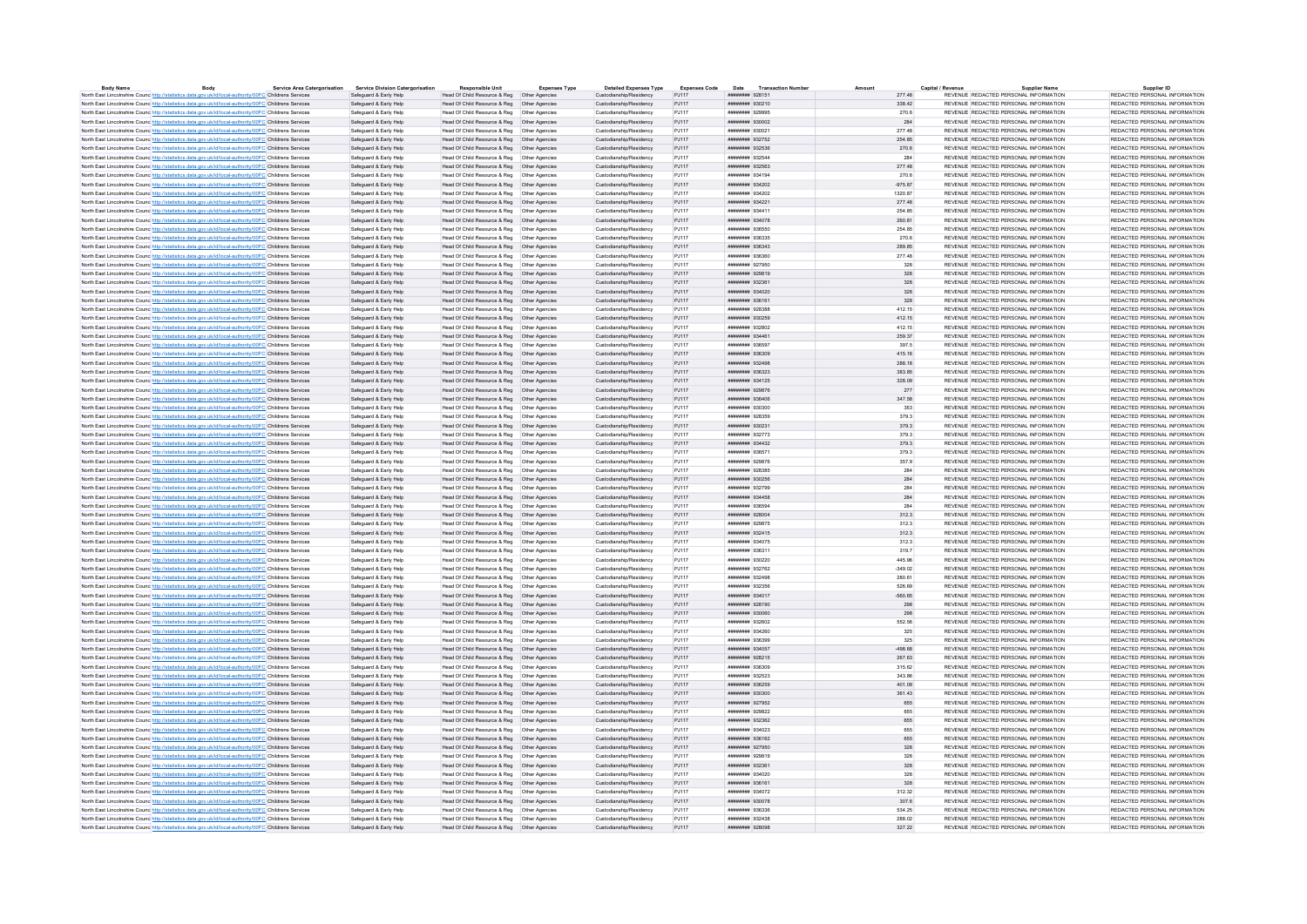| Body Name | Body | Service Area Catergorisation | Service Division Catergorisation | Responsible Unit | Expenses Type | Detailed Expenses Type | Expenses Code | Date | Transaction Number | Amount | Capital / Revenue | Supplier Name | Supplier ID |
|---|---|---|---|---|---|---|---|---|---|---|---|---|---|
| North East Lincolnshire Council | http://statistics.data.gov.uk/id/local-authority/00FC | Childrens Services | Safeguard & Early Help | Head Of Child Resource & Reg | Other Agencies | Custodianship/Residency | PJ117 | ######## | 928151 | 277.48 | REVENUE | REDACTED PERSONAL INFORMATION | REDACTED PERSONAL INFORMATION |
| North East Lincolnshire Council | http://statistics.data.gov.uk/id/local-authority/00FC | Childrens Services | Safeguard & Early Help | Head Of Child Resource & Reg | Other Agencies | Custodianship/Residency | PJ117 | ######## | 930210 | 338.42 | REVENUE | REDACTED PERSONAL INFORMATION | REDACTED PERSONAL INFORMATION |
| North East Lincolnshire Council | http://statistics.data.gov.uk/id/local-authority/00FC | Childrens Services | Safeguard & Early Help | Head Of Child Resource & Reg | Other Agencies | Custodianship/Residency | PJ117 | ######## | 929995 | 270.6 | REVENUE | REDACTED PERSONAL INFORMATION | REDACTED PERSONAL INFORMATION |
| North East Lincolnshire Council | http://statistics.data.gov.uk/id/local-authority/00FC | Childrens Services | Safeguard & Early Help | Head Of Child Resource & Reg | Other Agencies | Custodianship/Residency | PJ117 | ######## | 930002 | 284 | REVENUE | REDACTED PERSONAL INFORMATION | REDACTED PERSONAL INFORMATION |
| North East Lincolnshire Council | http://statistics.data.gov.uk/id/local-authority/00FC | Childrens Services | Safeguard & Early Help | Head Of Child Resource & Reg | Other Agencies | Custodianship/Residency | PJ117 | ######## | 930021 | 277.48 | REVENUE | REDACTED PERSONAL INFORMATION | REDACTED PERSONAL INFORMATION |
| North East Lincolnshire Council | http://statistics.data.gov.uk/id/local-authority/00FC | Childrens Services | Safeguard & Early Help | Head Of Child Resource & Reg | Other Agencies | Custodianship/Residency | PJ117 | ######## | 932752 | 254.85 | REVENUE | REDACTED PERSONAL INFORMATION | REDACTED PERSONAL INFORMATION |
| North East Lincolnshire Council | http://statistics.data.gov.uk/id/local-authority/00FC | Childrens Services | Safeguard & Early Help | Head Of Child Resource & Reg | Other Agencies | Custodianship/Residency | PJ117 | ######## | 932536 | 270.6 | REVENUE | REDACTED PERSONAL INFORMATION | REDACTED PERSONAL INFORMATION |
| North East Lincolnshire Council | http://statistics.data.gov.uk/id/local-authority/00FC | Childrens Services | Safeguard & Early Help | Head Of Child Resource & Reg | Other Agencies | Custodianship/Residency | PJ117 | ######## | 932544 | 284 | REVENUE | REDACTED PERSONAL INFORMATION | REDACTED PERSONAL INFORMATION |
| North East Lincolnshire Council | http://statistics.data.gov.uk/id/local-authority/00FC | Childrens Services | Safeguard & Early Help | Head Of Child Resource & Reg | Other Agencies | Custodianship/Residency | PJ117 | ######## | 932563 | 277.48 | REVENUE | REDACTED PERSONAL INFORMATION | REDACTED PERSONAL INFORMATION |
| North East Lincolnshire Council | http://statistics.data.gov.uk/id/local-authority/00FC | Childrens Services | Safeguard & Early Help | Head Of Child Resource & Reg | Other Agencies | Custodianship/Residency | PJ117 | ######## | 934194 | 270.6 | REVENUE | REDACTED PERSONAL INFORMATION | REDACTED PERSONAL INFORMATION |
| North East Lincolnshire Council | http://statistics.data.gov.uk/id/local-authority/00FC | Childrens Services | Safeguard & Early Help | Head Of Child Resource & Reg | Other Agencies | Custodianship/Residency | PJ117 | ######## | 934202 | -975.87 | REVENUE | REDACTED PERSONAL INFORMATION | REDACTED PERSONAL INFORMATION |
| North East Lincolnshire Council | http://statistics.data.gov.uk/id/local-authority/00FC | Childrens Services | Safeguard & Early Help | Head Of Child Resource & Reg | Other Agencies | Custodianship/Residency | PJ117 | ######## | 934202 | 1320.87 | REVENUE | REDACTED PERSONAL INFORMATION | REDACTED PERSONAL INFORMATION |
| North East Lincolnshire Council | http://statistics.data.gov.uk/id/local-authority/00FC | Childrens Services | Safeguard & Early Help | Head Of Child Resource & Reg | Other Agencies | Custodianship/Residency | PJ117 | ######## | 934221 | 277.48 | REVENUE | REDACTED PERSONAL INFORMATION | REDACTED PERSONAL INFORMATION |
| North East Lincolnshire Council | http://statistics.data.gov.uk/id/local-authority/00FC | Childrens Services | Safeguard & Early Help | Head Of Child Resource & Reg | Other Agencies | Custodianship/Residency | PJ117 | ######## | 934411 | 254.85 | REVENUE | REDACTED PERSONAL INFORMATION | REDACTED PERSONAL INFORMATION |
| North East Lincolnshire Council | http://statistics.data.gov.uk/id/local-authority/00FC | Childrens Services | Safeguard & Early Help | Head Of Child Resource & Reg | Other Agencies | Custodianship/Residency | PJ117 | ######## | 934078 | 260.81 | REVENUE | REDACTED PERSONAL INFORMATION | REDACTED PERSONAL INFORMATION |
| North East Lincolnshire Council | http://statistics.data.gov.uk/id/local-authority/00FC | Childrens Services | Safeguard & Early Help | Head Of Child Resource & Reg | Other Agencies | Custodianship/Residency | PJ117 | ######## | 936550 | 254.85 | REVENUE | REDACTED PERSONAL INFORMATION | REDACTED PERSONAL INFORMATION |
| North East Lincolnshire Council | http://statistics.data.gov.uk/id/local-authority/00FC | Childrens Services | Safeguard & Early Help | Head Of Child Resource & Reg | Other Agencies | Custodianship/Residency | PJ117 | ######## | 936335 | 270.6 | REVENUE | REDACTED PERSONAL INFORMATION | REDACTED PERSONAL INFORMATION |
| North East Lincolnshire Council | http://statistics.data.gov.uk/id/local-authority/00FC | Childrens Services | Safeguard & Early Help | Head Of Child Resource & Reg | Other Agencies | Custodianship/Residency | PJ117 | ######## | 936343 | 289.85 | REVENUE | REDACTED PERSONAL INFORMATION | REDACTED PERSONAL INFORMATION |
| North East Lincolnshire Council | http://statistics.data.gov.uk/id/local-authority/00FC | Childrens Services | Safeguard & Early Help | Head Of Child Resource & Reg | Other Agencies | Custodianship/Residency | PJ117 | ######## | 936360 | 277.48 | REVENUE | REDACTED PERSONAL INFORMATION | REDACTED PERSONAL INFORMATION |
| North East Lincolnshire Council | http://statistics.data.gov.uk/id/local-authority/00FC | Childrens Services | Safeguard & Early Help | Head Of Child Resource & Reg | Other Agencies | Custodianship/Residency | PJ117 | ######## | 927950 | 328 | REVENUE | REDACTED PERSONAL INFORMATION | REDACTED PERSONAL INFORMATION |
| North East Lincolnshire Council | http://statistics.data.gov.uk/id/local-authority/00FC | Childrens Services | Safeguard & Early Help | Head Of Child Resource & Reg | Other Agencies | Custodianship/Residency | PJ117 | ######## | 929819 | 328 | REVENUE | REDACTED PERSONAL INFORMATION | REDACTED PERSONAL INFORMATION |
| North East Lincolnshire Council | http://statistics.data.gov.uk/id/local-authority/00FC | Childrens Services | Safeguard & Early Help | Head Of Child Resource & Reg | Other Agencies | Custodianship/Residency | PJ117 | ######## | 932361 | 328 | REVENUE | REDACTED PERSONAL INFORMATION | REDACTED PERSONAL INFORMATION |
| North East Lincolnshire Council | http://statistics.data.gov.uk/id/local-authority/00FC | Childrens Services | Safeguard & Early Help | Head Of Child Resource & Reg | Other Agencies | Custodianship/Residency | PJ117 | ######## | 934020 | 328 | REVENUE | REDACTED PERSONAL INFORMATION | REDACTED PERSONAL INFORMATION |
| North East Lincolnshire Council | http://statistics.data.gov.uk/id/local-authority/00FC | Childrens Services | Safeguard & Early Help | Head Of Child Resource & Reg | Other Agencies | Custodianship/Residency | PJ117 | ######## | 936161 | 328 | REVENUE | REDACTED PERSONAL INFORMATION | REDACTED PERSONAL INFORMATION |
| North East Lincolnshire Council | http://statistics.data.gov.uk/id/local-authority/00FC | Childrens Services | Safeguard & Early Help | Head Of Child Resource & Reg | Other Agencies | Custodianship/Residency | PJ117 | ######## | 928388 | 412.15 | REVENUE | REDACTED PERSONAL INFORMATION | REDACTED PERSONAL INFORMATION |
| North East Lincolnshire Council | http://statistics.data.gov.uk/id/local-authority/00FC | Childrens Services | Safeguard & Early Help | Head Of Child Resource & Reg | Other Agencies | Custodianship/Residency | PJ117 | ######## | 930259 | 412.15 | REVENUE | REDACTED PERSONAL INFORMATION | REDACTED PERSONAL INFORMATION |
| North East Lincolnshire Council | http://statistics.data.gov.uk/id/local-authority/00FC | Childrens Services | Safeguard & Early Help | Head Of Child Resource & Reg | Other Agencies | Custodianship/Residency | PJ117 | ######## | 932802 | 412.15 | REVENUE | REDACTED PERSONAL INFORMATION | REDACTED PERSONAL INFORMATION |
| North East Lincolnshire Council | http://statistics.data.gov.uk/id/local-authority/00FC | Childrens Services | Safeguard & Early Help | Head Of Child Resource & Reg | Other Agencies | Custodianship/Residency | PJ117 | ######## | 934461 | 259.37 | REVENUE | REDACTED PERSONAL INFORMATION | REDACTED PERSONAL INFORMATION |
| North East Lincolnshire Council | http://statistics.data.gov.uk/id/local-authority/00FC | Childrens Services | Safeguard & Early Help | Head Of Child Resource & Reg | Other Agencies | Custodianship/Residency | PJ117 | ######## | 936597 | 397.5 | REVENUE | REDACTED PERSONAL INFORMATION | REDACTED PERSONAL INFORMATION |
| North East Lincolnshire Council | http://statistics.data.gov.uk/id/local-authority/00FC | Childrens Services | Safeguard & Early Help | Head Of Child Resource & Reg | Other Agencies | Custodianship/Residency | PJ117 | ######## | 936309 | 415.18 | REVENUE | REDACTED PERSONAL INFORMATION | REDACTED PERSONAL INFORMATION |
| North East Lincolnshire Council | http://statistics.data.gov.uk/id/local-authority/00FC | Childrens Services | Safeguard & Early Help | Head Of Child Resource & Reg | Other Agencies | Custodianship/Residency | PJ117 | ######## | 932498 | 288.18 | REVENUE | REDACTED PERSONAL INFORMATION | REDACTED PERSONAL INFORMATION |
| North East Lincolnshire Council | http://statistics.data.gov.uk/id/local-authority/00FC | Childrens Services | Safeguard & Early Help | Head Of Child Resource & Reg | Other Agencies | Custodianship/Residency | PJ117 | ######## | 936323 | 383.85 | REVENUE | REDACTED PERSONAL INFORMATION | REDACTED PERSONAL INFORMATION |
| North East Lincolnshire Council | http://statistics.data.gov.uk/id/local-authority/00FC | Childrens Services | Safeguard & Early Help | Head Of Child Resource & Reg | Other Agencies | Custodianship/Residency | PJ117 | ######## | 934125 | 328.09 | REVENUE | REDACTED PERSONAL INFORMATION | REDACTED PERSONAL INFORMATION |
| North East Lincolnshire Council | http://statistics.data.gov.uk/id/local-authority/00FC | Childrens Services | Safeguard & Early Help | Head Of Child Resource & Reg | Other Agencies | Custodianship/Residency | PJ117 | ######## | 926976 | 277 | REVENUE | REDACTED PERSONAL INFORMATION | REDACTED PERSONAL INFORMATION |
| North East Lincolnshire Council | http://statistics.data.gov.uk/id/local-authority/00FC | Childrens Services | Safeguard & Early Help | Head Of Child Resource & Reg | Other Agencies | Custodianship/Residency | PJ117 | ######## | 936406 | 347.58 | REVENUE | REDACTED PERSONAL INFORMATION | REDACTED PERSONAL INFORMATION |
| North East Lincolnshire Council | http://statistics.data.gov.uk/id/local-authority/00FC | Childrens Services | Safeguard & Early Help | Head Of Child Resource & Reg | Other Agencies | Custodianship/Residency | PJ117 | ######## | 930300 | 353 | REVENUE | REDACTED PERSONAL INFORMATION | REDACTED PERSONAL INFORMATION |
| North East Lincolnshire Council | http://statistics.data.gov.uk/id/local-authority/00FC | Childrens Services | Safeguard & Early Help | Head Of Child Resource & Reg | Other Agencies | Custodianship/Residency | PJ117 | ######## | 928359 | 379.3 | REVENUE | REDACTED PERSONAL INFORMATION | REDACTED PERSONAL INFORMATION |
| North East Lincolnshire Council | http://statistics.data.gov.uk/id/local-authority/00FC | Childrens Services | Safeguard & Early Help | Head Of Child Resource & Reg | Other Agencies | Custodianship/Residency | PJ117 | ######## | 930231 | 379.3 | REVENUE | REDACTED PERSONAL INFORMATION | REDACTED PERSONAL INFORMATION |
| North East Lincolnshire Council | http://statistics.data.gov.uk/id/local-authority/00FC | Childrens Services | Safeguard & Early Help | Head Of Child Resource & Reg | Other Agencies | Custodianship/Residency | PJ117 | ######## | 932773 | 379.3 | REVENUE | REDACTED PERSONAL INFORMATION | REDACTED PERSONAL INFORMATION |
| North East Lincolnshire Council | http://statistics.data.gov.uk/id/local-authority/00FC | Childrens Services | Safeguard & Early Help | Head Of Child Resource & Reg | Other Agencies | Custodianship/Residency | PJ117 | ######## | 934432 | 379.3 | REVENUE | REDACTED PERSONAL INFORMATION | REDACTED PERSONAL INFORMATION |
| North East Lincolnshire Council | http://statistics.data.gov.uk/id/local-authority/00FC | Childrens Services | Safeguard & Early Help | Head Of Child Resource & Reg | Other Agencies | Custodianship/Residency | PJ117 | ######## | 936571 | 379.3 | REVENUE | REDACTED PERSONAL INFORMATION | REDACTED PERSONAL INFORMATION |
| North East Lincolnshire Council | http://statistics.data.gov.uk/id/local-authority/00FC | Childrens Services | Safeguard & Early Help | Head Of Child Resource & Reg | Other Agencies | Custodianship/Residency | PJ117 | ######## | 926976 | 357.9 | REVENUE | REDACTED PERSONAL INFORMATION | REDACTED PERSONAL INFORMATION |
| North East Lincolnshire Council | http://statistics.data.gov.uk/id/local-authority/00FC | Childrens Services | Safeguard & Early Help | Head Of Child Resource & Reg | Other Agencies | Custodianship/Residency | PJ117 | ######## | 928385 | 284 | REVENUE | REDACTED PERSONAL INFORMATION | REDACTED PERSONAL INFORMATION |
| North East Lincolnshire Council | http://statistics.data.gov.uk/id/local-authority/00FC | Childrens Services | Safeguard & Early Help | Head Of Child Resource & Reg | Other Agencies | Custodianship/Residency | PJ117 | ######## | 930256 | 284 | REVENUE | REDACTED PERSONAL INFORMATION | REDACTED PERSONAL INFORMATION |
| North East Lincolnshire Council | http://statistics.data.gov.uk/id/local-authority/00FC | Childrens Services | Safeguard & Early Help | Head Of Child Resource & Reg | Other Agencies | Custodianship/Residency | PJ117 | ######## | 932799 | 284 | REVENUE | REDACTED PERSONAL INFORMATION | REDACTED PERSONAL INFORMATION |
| North East Lincolnshire Council | http://statistics.data.gov.uk/id/local-authority/00FC | Childrens Services | Safeguard & Early Help | Head Of Child Resource & Reg | Other Agencies | Custodianship/Residency | PJ117 | ######## | 934458 | 284 | REVENUE | REDACTED PERSONAL INFORMATION | REDACTED PERSONAL INFORMATION |
| North East Lincolnshire Council | http://statistics.data.gov.uk/id/local-authority/00FC | Childrens Services | Safeguard & Early Help | Head Of Child Resource & Reg | Other Agencies | Custodianship/Residency | PJ117 | ######## | 936594 | 284 | REVENUE | REDACTED PERSONAL INFORMATION | REDACTED PERSONAL INFORMATION |
| North East Lincolnshire Council | http://statistics.data.gov.uk/id/local-authority/00FC | Childrens Services | Safeguard & Early Help | Head Of Child Resource & Reg | Other Agencies | Custodianship/Residency | PJ117 | ######## | 928004 | 312.3 | REVENUE | REDACTED PERSONAL INFORMATION | REDACTED PERSONAL INFORMATION |
| North East Lincolnshire Council | http://statistics.data.gov.uk/id/local-authority/00FC | Childrens Services | Safeguard & Early Help | Head Of Child Resource & Reg | Other Agencies | Custodianship/Residency | PJ117 | ######## | 929875 | 312.3 | REVENUE | REDACTED PERSONAL INFORMATION | REDACTED PERSONAL INFORMATION |
| North East Lincolnshire Council | http://statistics.data.gov.uk/id/local-authority/00FC | Childrens Services | Safeguard & Early Help | Head Of Child Resource & Reg | Other Agencies | Custodianship/Residency | PJ117 | ######## | 932415 | 312.3 | REVENUE | REDACTED PERSONAL INFORMATION | REDACTED PERSONAL INFORMATION |
| North East Lincolnshire Council | http://statistics.data.gov.uk/id/local-authority/00FC | Childrens Services | Safeguard & Early Help | Head Of Child Resource & Reg | Other Agencies | Custodianship/Residency | PJ117 | ######## | 934075 | 312.3 | REVENUE | REDACTED PERSONAL INFORMATION | REDACTED PERSONAL INFORMATION |
| North East Lincolnshire Council | http://statistics.data.gov.uk/id/local-authority/00FC | Childrens Services | Safeguard & Early Help | Head Of Child Resource & Reg | Other Agencies | Custodianship/Residency | PJ117 | ######## | 936311 | 319.7 | REVENUE | REDACTED PERSONAL INFORMATION | REDACTED PERSONAL INFORMATION |
| North East Lincolnshire Council | http://statistics.data.gov.uk/id/local-authority/00FC | Childrens Services | Safeguard & Early Help | Head Of Child Resource & Reg | Other Agencies | Custodianship/Residency | PJ117 | ######## | 930220 | 445.96 | REVENUE | REDACTED PERSONAL INFORMATION | REDACTED PERSONAL INFORMATION |
| North East Lincolnshire Council | http://statistics.data.gov.uk/id/local-authority/00FC | Childrens Services | Safeguard & Early Help | Head Of Child Resource & Reg | Other Agencies | Custodianship/Residency | PJ117 | ######## | 932762 | -349.02 | REVENUE | REDACTED PERSONAL INFORMATION | REDACTED PERSONAL INFORMATION |
| North East Lincolnshire Council | http://statistics.data.gov.uk/id/local-authority/00FC | Childrens Services | Safeguard & Early Help | Head Of Child Resource & Reg | Other Agencies | Custodianship/Residency | PJ117 | ######## | 932498 | 280.61 | REVENUE | REDACTED PERSONAL INFORMATION | REDACTED PERSONAL INFORMATION |
| North East Lincolnshire Council | http://statistics.data.gov.uk/id/local-authority/00FC | Childrens Services | Safeguard & Early Help | Head Of Child Resource & Reg | Other Agencies | Custodianship/Residency | PJ117 | ######## | 932358 | 526.69 | REVENUE | REDACTED PERSONAL INFORMATION | REDACTED PERSONAL INFORMATION |
| North East Lincolnshire Council | http://statistics.data.gov.uk/id/local-authority/00FC | Childrens Services | Safeguard & Early Help | Head Of Child Resource & Reg | Other Agencies | Custodianship/Residency | PJ117 | ######## | 934017 | -560.65 | REVENUE | REDACTED PERSONAL INFORMATION | REDACTED PERSONAL INFORMATION |
| North East Lincolnshire Council | http://statistics.data.gov.uk/id/local-authority/00FC | Childrens Services | Safeguard & Early Help | Head Of Child Resource & Reg | Other Agencies | Custodianship/Residency | PJ117 | ######## | 928190 | 298 | REVENUE | REDACTED PERSONAL INFORMATION | REDACTED PERSONAL INFORMATION |
| North East Lincolnshire Council | http://statistics.data.gov.uk/id/local-authority/00FC | Childrens Services | Safeguard & Early Help | Head Of Child Resource & Reg | Other Agencies | Custodianship/Residency | PJ117 | ######## | 930060 | 298 | REVENUE | REDACTED PERSONAL INFORMATION | REDACTED PERSONAL INFORMATION |
| North East Lincolnshire Council | http://statistics.data.gov.uk/id/local-authority/00FC | Childrens Services | Safeguard & Early Help | Head Of Child Resource & Reg | Other Agencies | Custodianship/Residency | PJ117 | ######## | 932602 | 552.56 | REVENUE | REDACTED PERSONAL INFORMATION | REDACTED PERSONAL INFORMATION |
| North East Lincolnshire Council | http://statistics.data.gov.uk/id/local-authority/00FC | Childrens Services | Safeguard & Early Help | Head Of Child Resource & Reg | Other Agencies | Custodianship/Residency | PJ117 | ######## | 934260 | 325 | REVENUE | REDACTED PERSONAL INFORMATION | REDACTED PERSONAL INFORMATION |
| North East Lincolnshire Council | http://statistics.data.gov.uk/id/local-authority/00FC | Childrens Services | Safeguard & Early Help | Head Of Child Resource & Reg | Other Agencies | Custodianship/Residency | PJ117 | ######## | 936399 | 325 | REVENUE | REDACTED PERSONAL INFORMATION | REDACTED PERSONAL INFORMATION |
| North East Lincolnshire Council | http://statistics.data.gov.uk/id/local-authority/00FC | Childrens Services | Safeguard & Early Help | Head Of Child Resource & Reg | Other Agencies | Custodianship/Residency | PJ117 | ######## | 934057 | -498.68 | REVENUE | REDACTED PERSONAL INFORMATION | REDACTED PERSONAL INFORMATION |
| North East Lincolnshire Council | http://statistics.data.gov.uk/id/local-authority/00FC | Childrens Services | Safeguard & Early Help | Head Of Child Resource & Reg | Other Agencies | Custodianship/Residency | PJ117 | ######## | 926215 | 287.63 | REVENUE | REDACTED PERSONAL INFORMATION | REDACTED PERSONAL INFORMATION |
| North East Lincolnshire Council | http://statistics.data.gov.uk/id/local-authority/00FC | Childrens Services | Safeguard & Early Help | Head Of Child Resource & Reg | Other Agencies | Custodianship/Residency | PJ117 | ######## | 936309 | 315.62 | REVENUE | REDACTED PERSONAL INFORMATION | REDACTED PERSONAL INFORMATION |
| North East Lincolnshire Council | http://statistics.data.gov.uk/id/local-authority/00FC | Childrens Services | Safeguard & Early Help | Head Of Child Resource & Reg | Other Agencies | Custodianship/Residency | PJ117 | ######## | 932523 | 343.86 | REVENUE | REDACTED PERSONAL INFORMATION | REDACTED PERSONAL INFORMATION |
| North East Lincolnshire Council | http://statistics.data.gov.uk/id/local-authority/00FC | Childrens Services | Safeguard & Early Help | Head Of Child Resource & Reg | Other Agencies | Custodianship/Residency | PJ117 | ######## | 936259 | 401.09 | REVENUE | REDACTED PERSONAL INFORMATION | REDACTED PERSONAL INFORMATION |
| North East Lincolnshire Council | http://statistics.data.gov.uk/id/local-authority/00FC | Childrens Services | Safeguard & Early Help | Head Of Child Resource & Reg | Other Agencies | Custodianship/Residency | PJ117 | ######## | 930300 | 361.43 | REVENUE | REDACTED PERSONAL INFORMATION | REDACTED PERSONAL INFORMATION |
| North East Lincolnshire Council | http://statistics.data.gov.uk/id/local-authority/00FC | Childrens Services | Safeguard & Early Help | Head Of Child Resource & Reg | Other Agencies | Custodianship/Residency | PJ117 | ######## | 927952 | 655 | REVENUE | REDACTED PERSONAL INFORMATION | REDACTED PERSONAL INFORMATION |
| North East Lincolnshire Council | http://statistics.data.gov.uk/id/local-authority/00FC | Childrens Services | Safeguard & Early Help | Head Of Child Resource & Reg | Other Agencies | Custodianship/Residency | PJ117 | ######## | 929822 | 655 | REVENUE | REDACTED PERSONAL INFORMATION | REDACTED PERSONAL INFORMATION |
| North East Lincolnshire Council | http://statistics.data.gov.uk/id/local-authority/00FC | Childrens Services | Safeguard & Early Help | Head Of Child Resource & Reg | Other Agencies | Custodianship/Residency | PJ117 | ######## | 932362 | 655 | REVENUE | REDACTED PERSONAL INFORMATION | REDACTED PERSONAL INFORMATION |
| North East Lincolnshire Council | http://statistics.data.gov.uk/id/local-authority/00FC | Childrens Services | Safeguard & Early Help | Head Of Child Resource & Reg | Other Agencies | Custodianship/Residency | PJ117 | ######## | 934023 | 655 | REVENUE | REDACTED PERSONAL INFORMATION | REDACTED PERSONAL INFORMATION |
| North East Lincolnshire Council | http://statistics.data.gov.uk/id/local-authority/00FC | Childrens Services | Safeguard & Early Help | Head Of Child Resource & Reg | Other Agencies | Custodianship/Residency | PJ117 | ######## | 936162 | 655 | REVENUE | REDACTED PERSONAL INFORMATION | REDACTED PERSONAL INFORMATION |
| North East Lincolnshire Council | http://statistics.data.gov.uk/id/local-authority/00FC | Childrens Services | Safeguard & Early Help | Head Of Child Resource & Reg | Other Agencies | Custodianship/Residency | PJ117 | ######## | 927950 | 328 | REVENUE | REDACTED PERSONAL INFORMATION | REDACTED PERSONAL INFORMATION |
| North East Lincolnshire Council | http://statistics.data.gov.uk/id/local-authority/00FC | Childrens Services | Safeguard & Early Help | Head Of Child Resource & Reg | Other Agencies | Custodianship/Residency | PJ117 | ######## | 929819 | 328 | REVENUE | REDACTED PERSONAL INFORMATION | REDACTED PERSONAL INFORMATION |
| North East Lincolnshire Council | http://statistics.data.gov.uk/id/local-authority/00FC | Childrens Services | Safeguard & Early Help | Head Of Child Resource & Reg | Other Agencies | Custodianship/Residency | PJ117 | ######## | 932361 | 328 | REVENUE | REDACTED PERSONAL INFORMATION | REDACTED PERSONAL INFORMATION |
| North East Lincolnshire Council | http://statistics.data.gov.uk/id/local-authority/00FC | Childrens Services | Safeguard & Early Help | Head Of Child Resource & Reg | Other Agencies | Custodianship/Residency | PJ117 | ######## | 934020 | 328 | REVENUE | REDACTED PERSONAL INFORMATION | REDACTED PERSONAL INFORMATION |
| North East Lincolnshire Council | http://statistics.data.gov.uk/id/local-authority/00FC | Childrens Services | Safeguard & Early Help | Head Of Child Resource & Reg | Other Agencies | Custodianship/Residency | PJ117 | ######## | 936161 | 328 | REVENUE | REDACTED PERSONAL INFORMATION | REDACTED PERSONAL INFORMATION |
| North East Lincolnshire Council | http://statistics.data.gov.uk/id/local-authority/00FC | Childrens Services | Safeguard & Early Help | Head Of Child Resource & Reg | Other Agencies | Custodianship/Residency | PJ117 | ######## | 934072 | 312.32 | REVENUE | REDACTED PERSONAL INFORMATION | REDACTED PERSONAL INFORMATION |
| North East Lincolnshire Council | http://statistics.data.gov.uk/id/local-authority/00FC | Childrens Services | Safeguard & Early Help | Head Of Child Resource & Reg | Other Agencies | Custodianship/Residency | PJ117 | ######## | 930078 | 307.6 | REVENUE | REDACTED PERSONAL INFORMATION | REDACTED PERSONAL INFORMATION |
| North East Lincolnshire Council | http://statistics.data.gov.uk/id/local-authority/00FC | Childrens Services | Safeguard & Early Help | Head Of Child Resource & Reg | Other Agencies | Custodianship/Residency | PJ117 | ######## | 936336 | 534.25 | REVENUE | REDACTED PERSONAL INFORMATION | REDACTED PERSONAL INFORMATION |
| North East Lincolnshire Council | http://statistics.data.gov.uk/id/local-authority/00FC | Childrens Services | Safeguard & Early Help | Head Of Child Resource & Reg | Other Agencies | Custodianship/Residency | PJ117 | ######## | 932438 | 288.02 | REVENUE | REDACTED PERSONAL INFORMATION | REDACTED PERSONAL INFORMATION |
| North East Lincolnshire Council | http://statistics.data.gov.uk/id/local-authority/00FC | Childrens Services | Safeguard & Early Help | Head Of Child Resource & Reg | Other Agencies | Custodianship/Residency | PJ117 | ######## | 928098 | 327.22 | REVENUE | REDACTED PERSONAL INFORMATION | REDACTED PERSONAL INFORMATION |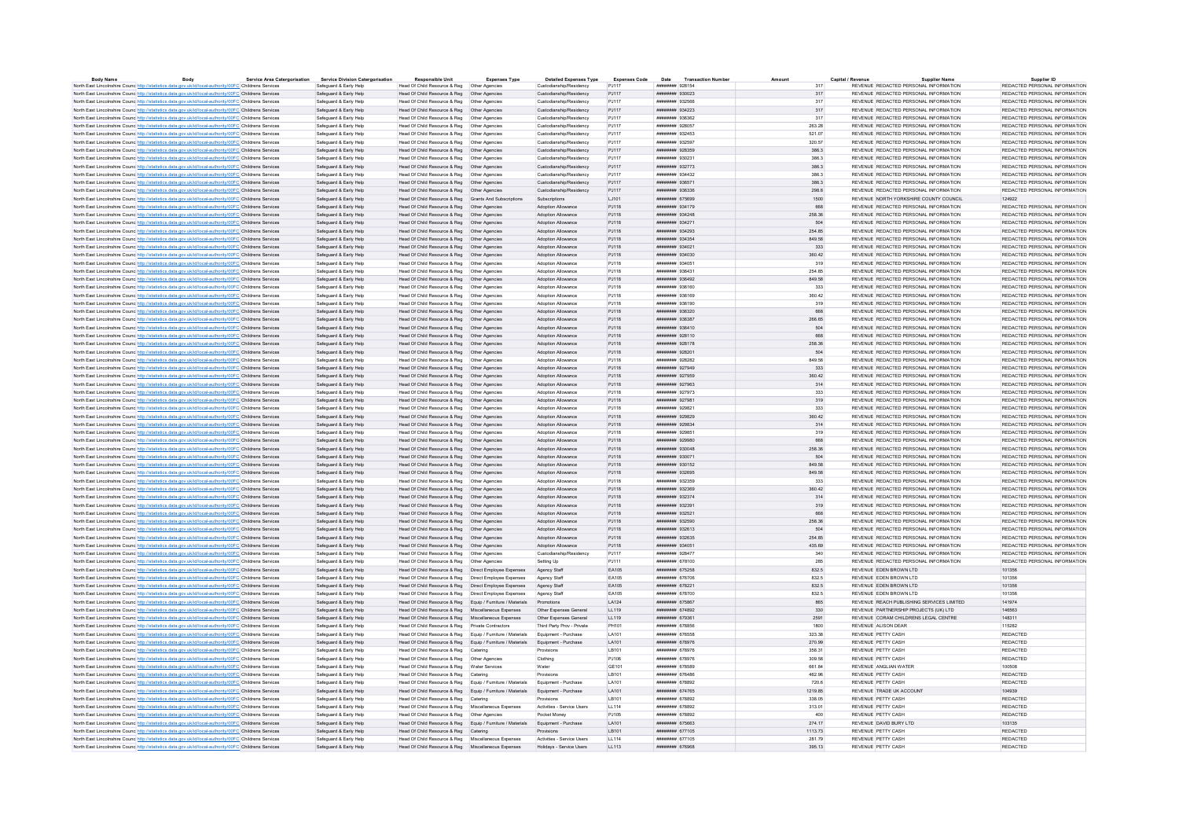| Body Name | Body | Service Area Categorisation | Service Division Categorisation | Responsible Unit | Expenses Type | Detailed Expenses Type | Expenses Code | Date | Transaction Number | Amount | Capital / Revenue | Supplier Name | Supplier ID |
|---|---|---|---|---|---|---|---|---|---|---|---|---|---|
| North East Lincolnshire Council | http://statistics.data.gov.uk/id/local-authority/00FC | Childrens Services | Safeguard & Early Help | Head Of Child Resource & Reg | Other Agencies | Custodianship/Residency | PJ117 | ######## | 928154 | 317 | REVENUE | REDACTED PERSONAL INFORMATION | REDACTED PERSONAL INFORMATION |
| North East Lincolnshire Council | http://statistics.data.gov.uk/id/local-authority/00FC | Childrens Services | Safeguard & Early Help | Head Of Child Resource & Reg | Other Agencies | Custodianship/Residency | PJ117 | ######## | 930023 | 317 | REVENUE | REDACTED PERSONAL INFORMATION | REDACTED PERSONAL INFORMATION |
| North East Lincolnshire Council | http://statistics.data.gov.uk/id/local-authority/00FC | Childrens Services | Safeguard & Early Help | Head Of Child Resource & Reg | Other Agencies | Custodianship/Residency | PJ117 | ######## | 932566 | 317 | REVENUE | REDACTED PERSONAL INFORMATION | REDACTED PERSONAL INFORMATION |
| North East Lincolnshire Council | http://statistics.data.gov.uk/id/local-authority/00FC | Childrens Services | Safeguard & Early Help | Head Of Child Resource & Reg | Other Agencies | Custodianship/Residency | PJ117 | ######## | 934223 | 317 | REVENUE | REDACTED PERSONAL INFORMATION | REDACTED PERSONAL INFORMATION |
| North East Lincolnshire Council | http://statistics.data.gov.uk/id/local-authority/00FC | Childrens Services | Safeguard & Early Help | Head Of Child Resource & Reg | Other Agencies | Custodianship/Residency | PJ117 | ######## | 936362 | 317 | REVENUE | REDACTED PERSONAL INFORMATION | REDACTED PERSONAL INFORMATION |
| North East Lincolnshire Council | http://statistics.data.gov.uk/id/local-authority/00FC | Childrens Services | Safeguard & Early Help | Head Of Child Resource & Reg | Other Agencies | Custodianship/Residency | PJ117 | ######## | 928057 | 263.28 | REVENUE | REDACTED PERSONAL INFORMATION | REDACTED PERSONAL INFORMATION |
| North East Lincolnshire Council | http://statistics.data.gov.uk/id/local-authority/00FC | Childrens Services | Safeguard & Early Help | Head Of Child Resource & Reg | Other Agencies | Custodianship/Residency | PJ117 | ######## | 932453 | 521.07 | REVENUE | REDACTED PERSONAL INFORMATION | REDACTED PERSONAL INFORMATION |
| North East Lincolnshire Council | http://statistics.data.gov.uk/id/local-authority/00FC | Childrens Services | Safeguard & Early Help | Head Of Child Resource & Reg | Other Agencies | Custodianship/Residency | PJ117 | ######## | 932597 | 320.57 | REVENUE | REDACTED PERSONAL INFORMATION | REDACTED PERSONAL INFORMATION |
| North East Lincolnshire Council | http://statistics.data.gov.uk/id/local-authority/00FC | Childrens Services | Safeguard & Early Help | Head Of Child Resource & Reg | Other Agencies | Custodianship/Residency | PJ117 | ######## | 928359 | 386.3 | REVENUE | REDACTED PERSONAL INFORMATION | REDACTED PERSONAL INFORMATION |
| North East Lincolnshire Council | http://statistics.data.gov.uk/id/local-authority/00FC | Childrens Services | Safeguard & Early Help | Head Of Child Resource & Reg | Other Agencies | Custodianship/Residency | PJ117 | ######## | 930231 | 386.3 | REVENUE | REDACTED PERSONAL INFORMATION | REDACTED PERSONAL INFORMATION |
| North East Lincolnshire Council | http://statistics.data.gov.uk/id/local-authority/00FC | Childrens Services | Safeguard & Early Help | Head Of Child Resource & Reg | Other Agencies | Custodianship/Residency | PJ117 | ######## | 932773 | 386.3 | REVENUE | REDACTED PERSONAL INFORMATION | REDACTED PERSONAL INFORMATION |
| North East Lincolnshire Council | http://statistics.data.gov.uk/id/local-authority/00FC | Childrens Services | Safeguard & Early Help | Head Of Child Resource & Reg | Other Agencies | Custodianship/Residency | PJ117 | ######## | 934432 | 386.3 | REVENUE | REDACTED PERSONAL INFORMATION | REDACTED PERSONAL INFORMATION |
| North East Lincolnshire Council | http://statistics.data.gov.uk/id/local-authority/00FC | Childrens Services | Safeguard & Early Help | Head Of Child Resource & Reg | Other Agencies | Custodianship/Residency | PJ117 | ######## | 936571 | 386.3 | REVENUE | REDACTED PERSONAL INFORMATION | REDACTED PERSONAL INFORMATION |
| North East Lincolnshire Council | http://statistics.data.gov.uk/id/local-authority/00FC | Childrens Services | Safeguard & Early Help | Head Of Child Resource & Reg | Other Agencies | Custodianship/Residency | PJ117 | ######## | 936336 | 298.6 | REVENUE | REDACTED PERSONAL INFORMATION | REDACTED PERSONAL INFORMATION |
| North East Lincolnshire Council | http://statistics.data.gov.uk/id/local-authority/00FC | Childrens Services | Safeguard & Early Help | Head Of Child Resource & Reg | Grants And Subscriptions | Subscriptions | LJ101 | ######## | 675699 | 1500 | REVENUE | NORTH YORKSHIRE COUNTY COUNCIL | 124922 |
| North East Lincolnshire Council | http://statistics.data.gov.uk/id/local-authority/00FC | Childrens Services | Safeguard & Early Help | Head Of Child Resource & Reg | Other Agencies | Adoption Allowance | PJ118 | ######## | 934179 | 868 | REVENUE | REDACTED PERSONAL INFORMATION | REDACTED PERSONAL INFORMATION |
| North East Lincolnshire Council | http://statistics.data.gov.uk/id/local-authority/00FC | Childrens Services | Safeguard & Early Help | Head Of Child Resource & Reg | Other Agencies | Adoption Allowance | PJ118 | ######## | 934248 | 258.36 | REVENUE | REDACTED PERSONAL INFORMATION | REDACTED PERSONAL INFORMATION |
| North East Lincolnshire Council | http://statistics.data.gov.uk/id/local-authority/00FC | Childrens Services | Safeguard & Early Help | Head Of Child Resource & Reg | Other Agencies | Adoption Allowance | PJ118 | ######## | 934271 | 504 | REVENUE | REDACTED PERSONAL INFORMATION | REDACTED PERSONAL INFORMATION |
| North East Lincolnshire Council | http://statistics.data.gov.uk/id/local-authority/00FC | Childrens Services | Safeguard & Early Help | Head Of Child Resource & Reg | Other Agencies | Adoption Allowance | PJ118 | ######## | 934293 | 254.85 | REVENUE | REDACTED PERSONAL INFORMATION | REDACTED PERSONAL INFORMATION |
| North East Lincolnshire Council | http://statistics.data.gov.uk/id/local-authority/00FC | Childrens Services | Safeguard & Early Help | Head Of Child Resource & Reg | Other Agencies | Adoption Allowance | PJ118 | ######## | 934354 | 849.58 | REVENUE | REDACTED PERSONAL INFORMATION | REDACTED PERSONAL INFORMATION |
| North East Lincolnshire Council | http://statistics.data.gov.uk/id/local-authority/00FC | Childrens Services | Safeguard & Early Help | Head Of Child Resource & Reg | Other Agencies | Adoption Allowance | PJ118 | ######## | 934021 | 333 | REVENUE | REDACTED PERSONAL INFORMATION | REDACTED PERSONAL INFORMATION |
| North East Lincolnshire Council | http://statistics.data.gov.uk/id/local-authority/00FC | Childrens Services | Safeguard & Early Help | Head Of Child Resource & Reg | Other Agencies | Adoption Allowance | PJ118 | ######## | 934030 | 360.42 | REVENUE | REDACTED PERSONAL INFORMATION | REDACTED PERSONAL INFORMATION |
| North East Lincolnshire Council | http://statistics.data.gov.uk/id/local-authority/00FC | Childrens Services | Safeguard & Early Help | Head Of Child Resource & Reg | Other Agencies | Adoption Allowance | PJ118 | ######## | 934051 | 319 | REVENUE | REDACTED PERSONAL INFORMATION | REDACTED PERSONAL INFORMATION |
| North East Lincolnshire Council | http://statistics.data.gov.uk/id/local-authority/00FC | Childrens Services | Safeguard & Early Help | Head Of Child Resource & Reg | Other Agencies | Adoption Allowance | PJ118 | ######## | 936431 | 254.85 | REVENUE | REDACTED PERSONAL INFORMATION | REDACTED PERSONAL INFORMATION |
| North East Lincolnshire Council | http://statistics.data.gov.uk/id/local-authority/00FC | Childrens Services | Safeguard & Early Help | Head Of Child Resource & Reg | Other Agencies | Adoption Allowance | PJ118 | ######## | 936492 | 849.58 | REVENUE | REDACTED PERSONAL INFORMATION | REDACTED PERSONAL INFORMATION |
| North East Lincolnshire Council | http://statistics.data.gov.uk/id/local-authority/00FC | Childrens Services | Safeguard & Early Help | Head Of Child Resource & Reg | Other Agencies | Adoption Allowance | PJ118 | ######## | 936160 | 333 | REVENUE | REDACTED PERSONAL INFORMATION | REDACTED PERSONAL INFORMATION |
| North East Lincolnshire Council | http://statistics.data.gov.uk/id/local-authority/00FC | Childrens Services | Safeguard & Early Help | Head Of Child Resource & Reg | Other Agencies | Adoption Allowance | PJ118 | ######## | 936169 | 360.42 | REVENUE | REDACTED PERSONAL INFORMATION | REDACTED PERSONAL INFORMATION |
| North East Lincolnshire Council | http://statistics.data.gov.uk/id/local-authority/00FC | Childrens Services | Safeguard & Early Help | Head Of Child Resource & Reg | Other Agencies | Adoption Allowance | PJ118 | ######## | 936190 | 319 | REVENUE | REDACTED PERSONAL INFORMATION | REDACTED PERSONAL INFORMATION |
| North East Lincolnshire Council | http://statistics.data.gov.uk/id/local-authority/00FC | Childrens Services | Safeguard & Early Help | Head Of Child Resource & Reg | Other Agencies | Adoption Allowance | PJ118 | ######## | 936320 | 868 | REVENUE | REDACTED PERSONAL INFORMATION | REDACTED PERSONAL INFORMATION |
| North East Lincolnshire Council | http://statistics.data.gov.uk/id/local-authority/00FC | Childrens Services | Safeguard & Early Help | Head Of Child Resource & Reg | Other Agencies | Adoption Allowance | PJ118 | ######## | 936387 | 266.65 | REVENUE | REDACTED PERSONAL INFORMATION | REDACTED PERSONAL INFORMATION |
| North East Lincolnshire Council | http://statistics.data.gov.uk/id/local-authority/00FC | Childrens Services | Safeguard & Early Help | Head Of Child Resource & Reg | Other Agencies | Adoption Allowance | PJ118 | ######## | 936410 | 504 | REVENUE | REDACTED PERSONAL INFORMATION | REDACTED PERSONAL INFORMATION |
| North East Lincolnshire Council | http://statistics.data.gov.uk/id/local-authority/00FC | Childrens Services | Safeguard & Early Help | Head Of Child Resource & Reg | Other Agencies | Adoption Allowance | PJ118 | ######## | 928110 | 868 | REVENUE | REDACTED PERSONAL INFORMATION | REDACTED PERSONAL INFORMATION |
| North East Lincolnshire Council | http://statistics.data.gov.uk/id/local-authority/00FC | Childrens Services | Safeguard & Early Help | Head Of Child Resource & Reg | Other Agencies | Adoption Allowance | PJ118 | ######## | 928178 | 258.36 | REVENUE | REDACTED PERSONAL INFORMATION | REDACTED PERSONAL INFORMATION |
| North East Lincolnshire Council | http://statistics.data.gov.uk/id/local-authority/00FC | Childrens Services | Safeguard & Early Help | Head Of Child Resource & Reg | Other Agencies | Adoption Allowance | PJ118 | ######## | 928201 | 504 | REVENUE | REDACTED PERSONAL INFORMATION | REDACTED PERSONAL INFORMATION |
| North East Lincolnshire Council | http://statistics.data.gov.uk/id/local-authority/00FC | Childrens Services | Safeguard & Early Help | Head Of Child Resource & Reg | Other Agencies | Adoption Allowance | PJ118 | ######## | 928282 | 849.58 | REVENUE | REDACTED PERSONAL INFORMATION | REDACTED PERSONAL INFORMATION |
| North East Lincolnshire Council | http://statistics.data.gov.uk/id/local-authority/00FC | Childrens Services | Safeguard & Early Help | Head Of Child Resource & Reg | Other Agencies | Adoption Allowance | PJ118 | ######## | 927949 | 333 | REVENUE | REDACTED PERSONAL INFORMATION | REDACTED PERSONAL INFORMATION |
| North East Lincolnshire Council | http://statistics.data.gov.uk/id/local-authority/00FC | Childrens Services | Safeguard & Early Help | Head Of Child Resource & Reg | Other Agencies | Adoption Allowance | PJ118 | ######## | 927959 | 360.42 | REVENUE | REDACTED PERSONAL INFORMATION | REDACTED PERSONAL INFORMATION |
| North East Lincolnshire Council | http://statistics.data.gov.uk/id/local-authority/00FC | Childrens Services | Safeguard & Early Help | Head Of Child Resource & Reg | Other Agencies | Adoption Allowance | PJ118 | ######## | 927963 | 314 | REVENUE | REDACTED PERSONAL INFORMATION | REDACTED PERSONAL INFORMATION |
| North East Lincolnshire Council | http://statistics.data.gov.uk/id/local-authority/00FC | Childrens Services | Safeguard & Early Help | Head Of Child Resource & Reg | Other Agencies | Adoption Allowance | PJ118 | ######## | 927973 | 333 | REVENUE | REDACTED PERSONAL INFORMATION | REDACTED PERSONAL INFORMATION |
| North East Lincolnshire Council | http://statistics.data.gov.uk/id/local-authority/00FC | Childrens Services | Safeguard & Early Help | Head Of Child Resource & Reg | Other Agencies | Adoption Allowance | PJ118 | ######## | 927981 | 319 | REVENUE | REDACTED PERSONAL INFORMATION | REDACTED PERSONAL INFORMATION |
| North East Lincolnshire Council | http://statistics.data.gov.uk/id/local-authority/00FC | Childrens Services | Safeguard & Early Help | Head Of Child Resource & Reg | Other Agencies | Adoption Allowance | PJ118 | ######## | 929821 | 333 | REVENUE | REDACTED PERSONAL INFORMATION | REDACTED PERSONAL INFORMATION |
| North East Lincolnshire Council | http://statistics.data.gov.uk/id/local-authority/00FC | Childrens Services | Safeguard & Early Help | Head Of Child Resource & Reg | Other Agencies | Adoption Allowance | PJ118 | ######## | 929829 | 360.42 | REVENUE | REDACTED PERSONAL INFORMATION | REDACTED PERSONAL INFORMATION |
| North East Lincolnshire Council | http://statistics.data.gov.uk/id/local-authority/00FC | Childrens Services | Safeguard & Early Help | Head Of Child Resource & Reg | Other Agencies | Adoption Allowance | PJ118 | ######## | 929834 | 314 | REVENUE | REDACTED PERSONAL INFORMATION | REDACTED PERSONAL INFORMATION |
| North East Lincolnshire Council | http://statistics.data.gov.uk/id/local-authority/00FC | Childrens Services | Safeguard & Early Help | Head Of Child Resource & Reg | Other Agencies | Adoption Allowance | PJ118 | ######## | 929851 | 319 | REVENUE | REDACTED PERSONAL INFORMATION | REDACTED PERSONAL INFORMATION |
| North East Lincolnshire Council | http://statistics.data.gov.uk/id/local-authority/00FC | Childrens Services | Safeguard & Early Help | Head Of Child Resource & Reg | Other Agencies | Adoption Allowance | PJ118 | ######## | 929980 | 868 | REVENUE | REDACTED PERSONAL INFORMATION | REDACTED PERSONAL INFORMATION |
| North East Lincolnshire Council | http://statistics.data.gov.uk/id/local-authority/00FC | Childrens Services | Safeguard & Early Help | Head Of Child Resource & Reg | Other Agencies | Adoption Allowance | PJ118 | ######## | 930048 | 258.36 | REVENUE | REDACTED PERSONAL INFORMATION | REDACTED PERSONAL INFORMATION |
| North East Lincolnshire Council | http://statistics.data.gov.uk/id/local-authority/00FC | Childrens Services | Safeguard & Early Help | Head Of Child Resource & Reg | Other Agencies | Adoption Allowance | PJ118 | ######## | 930071 | 504 | REVENUE | REDACTED PERSONAL INFORMATION | REDACTED PERSONAL INFORMATION |
| North East Lincolnshire Council | http://statistics.data.gov.uk/id/local-authority/00FC | Childrens Services | Safeguard & Early Help | Head Of Child Resource & Reg | Other Agencies | Adoption Allowance | PJ118 | ######## | 930152 | 849.58 | REVENUE | REDACTED PERSONAL INFORMATION | REDACTED PERSONAL INFORMATION |
| North East Lincolnshire Council | http://statistics.data.gov.uk/id/local-authority/00FC | Childrens Services | Safeguard & Early Help | Head Of Child Resource & Reg | Other Agencies | Adoption Allowance | PJ118 | ######## | 932695 | 849.58 | REVENUE | REDACTED PERSONAL INFORMATION | REDACTED PERSONAL INFORMATION |
| North East Lincolnshire Council | http://statistics.data.gov.uk/id/local-authority/00FC | Childrens Services | Safeguard & Early Help | Head Of Child Resource & Reg | Other Agencies | Adoption Allowance | PJ118 | ######## | 932359 | 333 | REVENUE | REDACTED PERSONAL INFORMATION | REDACTED PERSONAL INFORMATION |
| North East Lincolnshire Council | http://statistics.data.gov.uk/id/local-authority/00FC | Childrens Services | Safeguard & Early Help | Head Of Child Resource & Reg | Other Agencies | Adoption Allowance | PJ118 | ######## | 932369 | 360.42 | REVENUE | REDACTED PERSONAL INFORMATION | REDACTED PERSONAL INFORMATION |
| North East Lincolnshire Council | http://statistics.data.gov.uk/id/local-authority/00FC | Childrens Services | Safeguard & Early Help | Head Of Child Resource & Reg | Other Agencies | Adoption Allowance | PJ118 | ######## | 932374 | 314 | REVENUE | REDACTED PERSONAL INFORMATION | REDACTED PERSONAL INFORMATION |
| North East Lincolnshire Council | http://statistics.data.gov.uk/id/local-authority/00FC | Childrens Services | Safeguard & Early Help | Head Of Child Resource & Reg | Other Agencies | Adoption Allowance | PJ118 | ######## | 932391 | 319 | REVENUE | REDACTED PERSONAL INFORMATION | REDACTED PERSONAL INFORMATION |
| North East Lincolnshire Council | http://statistics.data.gov.uk/id/local-authority/00FC | Childrens Services | Safeguard & Early Help | Head Of Child Resource & Reg | Other Agencies | Adoption Allowance | PJ118 | ######## | 932521 | 868 | REVENUE | REDACTED PERSONAL INFORMATION | REDACTED PERSONAL INFORMATION |
| North East Lincolnshire Council | http://statistics.data.gov.uk/id/local-authority/00FC | Childrens Services | Safeguard & Early Help | Head Of Child Resource & Reg | Other Agencies | Adoption Allowance | PJ118 | ######## | 932590 | 258.36 | REVENUE | REDACTED PERSONAL INFORMATION | REDACTED PERSONAL INFORMATION |
| North East Lincolnshire Council | http://statistics.data.gov.uk/id/local-authority/00FC | Childrens Services | Safeguard & Early Help | Head Of Child Resource & Reg | Other Agencies | Adoption Allowance | PJ118 | ######## | 932613 | 504 | REVENUE | REDACTED PERSONAL INFORMATION | REDACTED PERSONAL INFORMATION |
| North East Lincolnshire Council | http://statistics.data.gov.uk/id/local-authority/00FC | Childrens Services | Safeguard & Early Help | Head Of Child Resource & Reg | Other Agencies | Adoption Allowance | PJ118 | ######## | 932635 | 254.85 | REVENUE | REDACTED PERSONAL INFORMATION | REDACTED PERSONAL INFORMATION |
| North East Lincolnshire Council | http://statistics.data.gov.uk/id/local-authority/00FC | Childrens Services | Safeguard & Early Help | Head Of Child Resource & Reg | Other Agencies | Adoption Allowance | PJ118 | ######## | 934051 | 435.69 | REVENUE | REDACTED PERSONAL INFORMATION | REDACTED PERSONAL INFORMATION |
| North East Lincolnshire Council | http://statistics.data.gov.uk/id/local-authority/00FC | Childrens Services | Safeguard & Early Help | Head Of Child Resource & Reg | Other Agencies | Custodianship/Residency | PJ117 | ######## | 928477 | 340 | REVENUE | REDACTED PERSONAL INFORMATION | REDACTED PERSONAL INFORMATION |
| North East Lincolnshire Council | http://statistics.data.gov.uk/id/local-authority/00FC | Childrens Services | Safeguard & Early Help | Head Of Child Resource & Reg | Other Agencies | Setting Up | PJ111 | ######## | 678100 | 285 | REVENUE | REDACTED PERSONAL INFORMATION | REDACTED PERSONAL INFORMATION |
| North East Lincolnshire Council | http://statistics.data.gov.uk/id/local-authority/00FC | Childrens Services | Safeguard & Early Help | Head Of Child Resource & Reg | Direct Employee Expenses | Agency Staff | EA105 | ######## | 675258 | 832.5 | REVENUE | EDEN BROWN LTD | 101356 |
| North East Lincolnshire Council | http://statistics.data.gov.uk/id/local-authority/00FC | Childrens Services | Safeguard & Early Help | Head Of Child Resource & Reg | Direct Employee Expenses | Agency Staff | EA105 | ######## | 676706 | 832.5 | REVENUE | EDEN BROWN LTD | 101356 |
| North East Lincolnshire Council | http://statistics.data.gov.uk/id/local-authority/00FC | Childrens Services | Safeguard & Early Help | Head Of Child Resource & Reg | Direct Employee Expenses | Agency Staff | EA105 | ######## | 678221 | 832.5 | REVENUE | EDEN BROWN LTD | 101356 |
| North East Lincolnshire Council | http://statistics.data.gov.uk/id/local-authority/00FC | Childrens Services | Safeguard & Early Help | Head Of Child Resource & Reg | Direct Employee Expenses | Agency Staff | EA105 | ######## | 676700 | 832.5 | REVENUE | EDEN BROWN LTD | 101356 |
| North East Lincolnshire Council | http://statistics.data.gov.uk/id/local-authority/00FC | Childrens Services | Safeguard & Early Help | Head Of Child Resource & Reg | Equip / Furniture / Materials | Promotions | LA124 | ######## | 675867 | 865 | REVENUE | REACH PUBLISHING SERVICES LIMITED | 141974 |
| North East Lincolnshire Council | http://statistics.data.gov.uk/id/local-authority/00FC | Childrens Services | Safeguard & Early Help | Head Of Child Resource & Reg | Miscellaneous Expenses | Other Expenses General | LL119 | ######## | 674892 | 330 | REVENUE | PARTNERSHIP PROJECTS (UK) LTD | 146563 |
| North East Lincolnshire Council | http://statistics.data.gov.uk/id/local-authority/00FC | Childrens Services | Safeguard & Early Help | Head Of Child Resource & Reg | Miscellaneous Expenses | Other Expenses General | LL119 | ######## | 679361 | 2591 | REVENUE | CORAM CHILDRENS LEGAL CENTRE | 148311 |
| North East Lincolnshire Council | http://statistics.data.gov.uk/id/local-authority/00FC | Childrens Services | Safeguard & Early Help | Head Of Child Resource & Reg | Private Contractors | Third Party Prov - Private | PH101 | ######## | 678856 | 1800 | REVENUE | ALISON DEAR | 115262 |
| North East Lincolnshire Council | http://statistics.data.gov.uk/id/local-authority/00FC | Childrens Services | Safeguard & Early Help | Head Of Child Resource & Reg | Equip / Furniture / Materials | Equipment - Purchase | LA101 | ######## | 676558 | 323.38 | REVENUE | PETTY CASH | REDACTED |
| North East Lincolnshire Council | http://statistics.data.gov.uk/id/local-authority/00FC | Childrens Services | Safeguard & Early Help | Head Of Child Resource & Reg | Equip / Furniture / Materials | Equipment - Purchase | LA101 | ######## | 678976 | 270.99 | REVENUE | PETTY CASH | REDACTED |
| North East Lincolnshire Council | http://statistics.data.gov.uk/id/local-authority/00FC | Childrens Services | Safeguard & Early Help | Head Of Child Resource & Reg | Catering | Provisions | LB101 | ######## | 678976 | 358.31 | REVENUE | PETTY CASH | REDACTED |
| North East Lincolnshire Council | http://statistics.data.gov.uk/id/local-authority/00FC | Childrens Services | Safeguard & Early Help | Head Of Child Resource & Reg | Other Agencies | Clothing | PJ106 | ######## | 678976 | 309.56 | REVENUE | PETTY CASH | REDACTED |
| North East Lincolnshire Council | http://statistics.data.gov.uk/id/local-authority/00FC | Childrens Services | Safeguard & Early Help | Head Of Child Resource & Reg | Water Services | Water | GE101 | ######## | 678589 | 661.84 | REVENUE | ANGLIAN WATER | 100508 |
| North East Lincolnshire Council | http://statistics.data.gov.uk/id/local-authority/00FC | Childrens Services | Safeguard & Early Help | Head Of Child Resource & Reg | Catering | Provisions | LB101 | ######## | 676486 | 462.96 | REVENUE | PETTY CASH | REDACTED |
| North East Lincolnshire Council | http://statistics.data.gov.uk/id/local-authority/00FC | Childrens Services | Safeguard & Early Help | Head Of Child Resource & Reg | Equip / Furniture / Materials | Equipment - Purchase | LA101 | ######## | 678892 | 720.6 | REVENUE | PETTY CASH | REDACTED |
| North East Lincolnshire Council | http://statistics.data.gov.uk/id/local-authority/00FC | Childrens Services | Safeguard & Early Help | Head Of Child Resource & Reg | Equip / Furniture / Materials | Equipment - Purchase | LA101 | ######## | 674765 | 1219.85 | REVENUE | TRADE UK ACCOUNT | 104939 |
| North East Lincolnshire Council | http://statistics.data.gov.uk/id/local-authority/00FC | Childrens Services | Safeguard & Early Help | Head Of Child Resource & Reg | Catering | Provisions | LB101 | ######## | 678892 | 338.05 | REVENUE | PETTY CASH | REDACTED |
| North East Lincolnshire Council | http://statistics.data.gov.uk/id/local-authority/00FC | Childrens Services | Safeguard & Early Help | Head Of Child Resource & Reg | Miscellaneous Expenses | Activities - Service Users | LL114 | ######## | 678892 | 313.01 | REVENUE | PETTY CASH | REDACTED |
| North East Lincolnshire Council | http://statistics.data.gov.uk/id/local-authority/00FC | Childrens Services | Safeguard & Early Help | Head Of Child Resource & Reg | Other Agencies | Pocket Money | PJ105 | ######## | 678892 | 400 | REVENUE | PETTY CASH | REDACTED |
| North East Lincolnshire Council | http://statistics.data.gov.uk/id/local-authority/00FC | Childrens Services | Safeguard & Early Help | Head Of Child Resource & Reg | Equip / Furniture / Materials | Equipment - Purchase | LA101 | ######## | 675663 | 274.17 | REVENUE | DAVID BURY LTD | 103135 |
| North East Lincolnshire Council | http://statistics.data.gov.uk/id/local-authority/00FC | Childrens Services | Safeguard & Early Help | Head Of Child Resource & Reg | Catering | Provisions | LB101 | ######## | 677105 | 1113.73 | REVENUE | PETTY CASH | REDACTED |
| North East Lincolnshire Council | http://statistics.data.gov.uk/id/local-authority/00FC | Childrens Services | Safeguard & Early Help | Head Of Child Resource & Reg | Miscellaneous Expenses | Activities - Service Users | LL114 | ######## | 677105 | 281.79 | REVENUE | PETTY CASH | REDACTED |
| North East Lincolnshire Council | http://statistics.data.gov.uk/id/local-authority/00FC | Childrens Services | Safeguard & Early Help | Head Of Child Resource & Reg | Miscellaneous Expenses | Holidays - Service Users | LL113 | ######## | 676968 | 395.13 | REVENUE | PETTY CASH | REDACTED |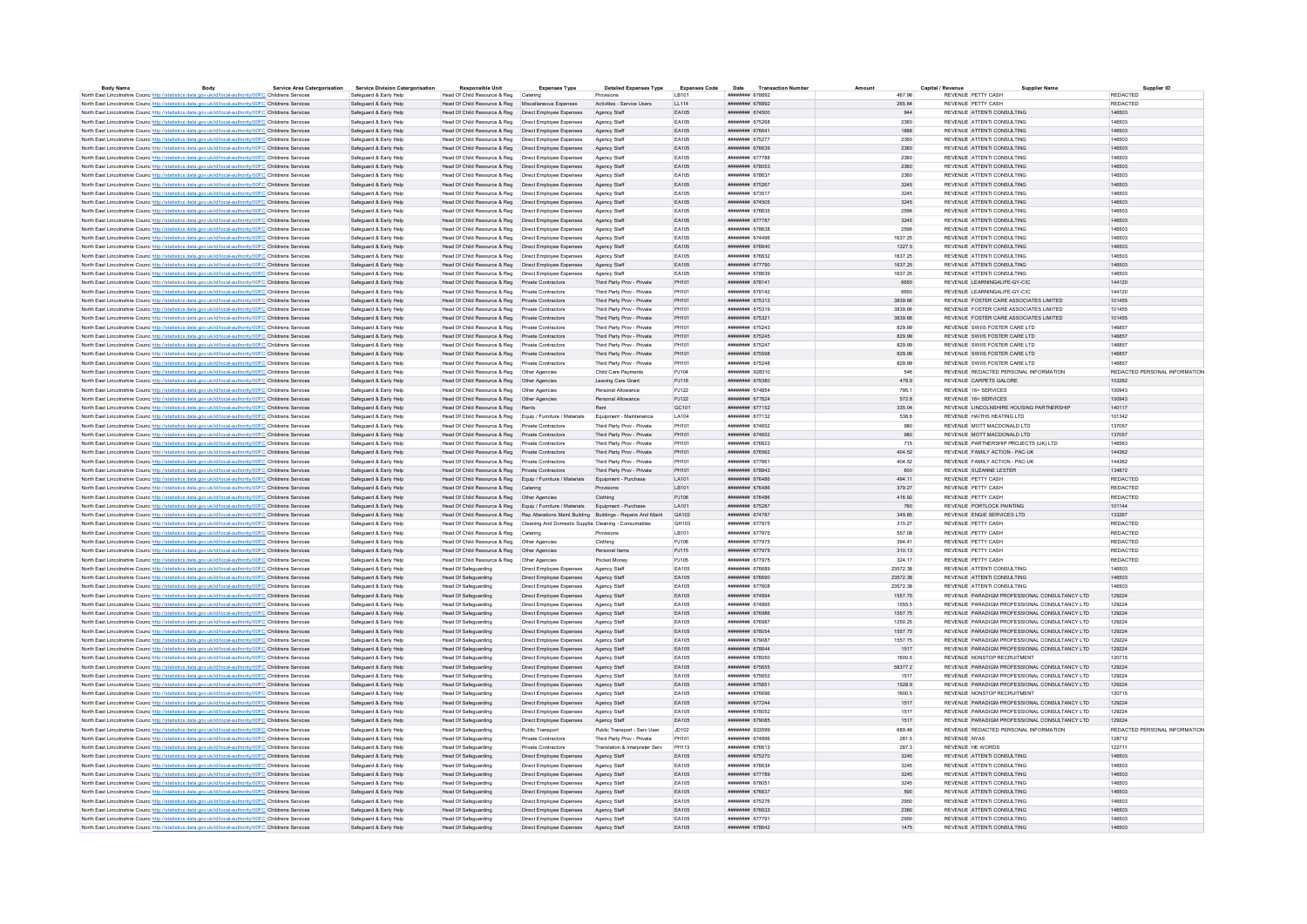| Body Name | Body | Service Area Catergorisation | Service Division Catergorisation | Responsible Unit | Expenses Type | Detailed Expenses Type | Expenses Code | Date | Transaction Number | Amount | Capital / Revenue | Supplier Name | Supplier ID |
|---|---|---|---|---|---|---|---|---|---|---|---|---|---|
| North East Lincolnshire Council | http://statistics.data.gov.uk/id/local-authority/00FC | Childrens Services | Safeguard & Early Help | Head Of Child Resource & Reg | Catering | Provisions | LB101 | ######## | 678892 | 467.96 | REVENUE | PETTY CASH | REDACTED |
| North East Lincolnshire Council | http://statistics.data.gov.uk/id/local-authority/00FC | Childrens Services | Safeguard & Early Help | Head Of Child Resource & Reg | Miscellaneous Expenses | Activities - Service Users | LL114 | ######## | 678892 | 265.84 | REVENUE | PETTY CASH | REDACTED |
| North East Lincolnshire Council | http://statistics.data.gov.uk/id/local-authority/00FC | Childrens Services | Safeguard & Early Help | Head Of Child Resource & Reg | Direct Employee Expenses | Agency Staff | EA105 | ######## | 674500 | 944 | REVENUE | ATTENTI CONSULTING | 146503 |
| North East Lincolnshire Council | http://statistics.data.gov.uk/id/local-authority/00FC | Childrens Services | Safeguard & Early Help | Head Of Child Resource & Reg | Direct Employee Expenses | Agency Staff | EA105 | ######## | 675268 | 2360 | REVENUE | ATTENTI CONSULTING | 146503 |
| North East Lincolnshire Council | http://statistics.data.gov.uk/id/local-authority/00FC | Childrens Services | Safeguard & Early Help | Head Of Child Resource & Reg | Direct Employee Expenses | Agency Staff | EA105 | ######## | 678641 | 1888 | REVENUE | ATTENTI CONSULTING | 146503 |
| North East Lincolnshire Council | http://statistics.data.gov.uk/id/local-authority/00FC | Childrens Services | Safeguard & Early Help | Head Of Child Resource & Reg | Direct Employee Expenses | Agency Staff | EA105 | ######## | 675277 | 2360 | REVENUE | ATTENTI CONSULTING | 146503 |
| North East Lincolnshire Council | http://statistics.data.gov.uk/id/local-authority/00FC | Childrens Services | Safeguard & Early Help | Head Of Child Resource & Reg | Direct Employee Expenses | Agency Staff | EA105 | ######## | 678639 | 2360 | REVENUE | ATTENTI CONSULTING | 146503 |
| North East Lincolnshire Council | http://statistics.data.gov.uk/id/local-authority/00FC | Childrens Services | Safeguard & Early Help | Head Of Child Resource & Reg | Direct Employee Expenses | Agency Staff | EA105 | ######## | 677788 | 2360 | REVENUE | ATTENTI CONSULTING | 146503 |
| North East Lincolnshire Council | http://statistics.data.gov.uk/id/local-authority/00FC | Childrens Services | Safeguard & Early Help | Head Of Child Resource & Reg | Direct Employee Expenses | Agency Staff | EA105 | ######## | 678053 | 2360 | REVENUE | ATTENTI CONSULTING | 146503 |
| North East Lincolnshire Council | http://statistics.data.gov.uk/id/local-authority/00FC | Childrens Services | Safeguard & Early Help | Head Of Child Resource & Reg | Direct Employee Expenses | Agency Staff | EA105 | ######## | 678637 | 2360 | REVENUE | ATTENTI CONSULTING | 146503 |
| North East Lincolnshire Council | http://statistics.data.gov.uk/id/local-authority/00FC | Childrens Services | Safeguard & Early Help | Head Of Child Resource & Reg | Direct Employee Expenses | Agency Staff | EA105 | ######## | 675267 | 3245 | REVENUE | ATTENTI CONSULTING | 146503 |
| North East Lincolnshire Council | http://statistics.data.gov.uk/id/local-authority/00FC | Childrens Services | Safeguard & Early Help | Head Of Child Resource & Reg | Direct Employee Expenses | Agency Staff | EA105 | ######## | 673517 | 3245 | REVENUE | ATTENTI CONSULTING | 146503 |
| North East Lincolnshire Council | http://statistics.data.gov.uk/id/local-authority/00FC | Childrens Services | Safeguard & Early Help | Head Of Child Resource & Reg | Direct Employee Expenses | Agency Staff | EA105 | ######## | 674505 | 3245 | REVENUE | ATTENTI CONSULTING | 146503 |
| North East Lincolnshire Council | http://statistics.data.gov.uk/id/local-authority/00FC | Childrens Services | Safeguard & Early Help | Head Of Child Resource & Reg | Direct Employee Expenses | Agency Staff | EA105 | ######## | 678635 | 2596 | REVENUE | ATTENTI CONSULTING | 146503 |
| North East Lincolnshire Council | http://statistics.data.gov.uk/id/local-authority/00FC | Childrens Services | Safeguard & Early Help | Head Of Child Resource & Reg | Direct Employee Expenses | Agency Staff | EA105 | ######## | 677787 | 3245 | REVENUE | ATTENTI CONSULTING | 146503 |
| North East Lincolnshire Council | http://statistics.data.gov.uk/id/local-authority/00FC | Childrens Services | Safeguard & Early Help | Head Of Child Resource & Reg | Direct Employee Expenses | Agency Staff | EA105 | ######## | 678636 | 2596 | REVENUE | ATTENTI CONSULTING | 146503 |
| North East Lincolnshire Council | http://statistics.data.gov.uk/id/local-authority/00FC | Childrens Services | Safeguard & Early Help | Head Of Child Resource & Reg | Direct Employee Expenses | Agency Staff | EA105 | ######## | 674496 | 1637.25 | REVENUE | ATTENTI CONSULTING | 146503 |
| North East Lincolnshire Council | http://statistics.data.gov.uk/id/local-authority/00FC | Childrens Services | Safeguard & Early Help | Head Of Child Resource & Reg | Direct Employee Expenses | Agency Staff | EA105 | ######## | 678640 | 1327.5 | REVENUE | ATTENTI CONSULTING | 146503 |
| North East Lincolnshire Council | http://statistics.data.gov.uk/id/local-authority/00FC | Childrens Services | Safeguard & Early Help | Head Of Child Resource & Reg | Direct Employee Expenses | Agency Staff | EA105 | ######## | 676632 | 1637.25 | REVENUE | ATTENTI CONSULTING | 146503 |
| North East Lincolnshire Council | http://statistics.data.gov.uk/id/local-authority/00FC | Childrens Services | Safeguard & Early Help | Head Of Child Resource & Reg | Direct Employee Expenses | Agency Staff | EA105 | ######## | 677790 | 1637.25 | REVENUE | ATTENTI CONSULTING | 146503 |
| North East Lincolnshire Council | http://statistics.data.gov.uk/id/local-authority/00FC | Childrens Services | Safeguard & Early Help | Head Of Child Resource & Reg | Direct Employee Expenses | Agency Staff | EA105 | ######## | 678639 | 1637.25 | REVENUE | ATTENTI CONSULTING | 146503 |
| North East Lincolnshire Council | http://statistics.data.gov.uk/id/local-authority/00FC | Childrens Services | Safeguard & Early Help | Head Of Child Resource & Reg | Private Contractors | Third Party Prov - Private | PH101 | ######## | 678141 | 6650 | REVENUE | LEARNING4LIFE-GY-CIC | 144120 |
| North East Lincolnshire Council | http://statistics.data.gov.uk/id/local-authority/00FC | Childrens Services | Safeguard & Early Help | Head Of Child Resource & Reg | Private Contractors | Third Party Prov - Private | PH101 | ######## | 678142 | 6650 | REVENUE | LEARNING4LIFE-GY-CIC | 144120 |
| North East Lincolnshire Council | http://statistics.data.gov.uk/id/local-authority/00FC | Childrens Services | Safeguard & Early Help | Head Of Child Resource & Reg | Private Contractors | Third Party Prov - Private | PH101 | ######## | 675313 | 3839.66 | REVENUE | FOSTER CARE ASSOCIATES LIMITED | 101455 |
| North East Lincolnshire Council | http://statistics.data.gov.uk/id/local-authority/00FC | Childrens Services | Safeguard & Early Help | Head Of Child Resource & Reg | Private Contractors | Third Party Prov - Private | PH101 | ######## | 675319 | 3839.66 | REVENUE | FOSTER CARE ASSOCIATES LIMITED | 101455 |
| North East Lincolnshire Council | http://statistics.data.gov.uk/id/local-authority/00FC | Childrens Services | Safeguard & Early Help | Head Of Child Resource & Reg | Private Contractors | Third Party Prov - Private | PH101 | ######## | 675321 | 3839.66 | REVENUE | FOSTER CARE ASSOCIATES LIMITED | 101455 |
| North East Lincolnshire Council | http://statistics.data.gov.uk/id/local-authority/00FC | Childrens Services | Safeguard & Early Help | Head Of Child Resource & Reg | Private Contractors | Third Party Prov - Private | PH101 | ######## | 675243 | 829.99 | REVENUE | SWIIS FOSTER CARE LTD | 146857 |
| North East Lincolnshire Council | http://statistics.data.gov.uk/id/local-authority/00FC | Childrens Services | Safeguard & Early Help | Head Of Child Resource & Reg | Private Contractors | Third Party Prov - Private | PH101 | ######## | 675245 | 829.99 | REVENUE | SWIIS FOSTER CARE LTD | 146857 |
| North East Lincolnshire Council | http://statistics.data.gov.uk/id/local-authority/00FC | Childrens Services | Safeguard & Early Help | Head Of Child Resource & Reg | Private Contractors | Third Party Prov - Private | PH101 | ######## | 675247 | 829.99 | REVENUE | SWIIS FOSTER CARE LTD | 146857 |
| North East Lincolnshire Council | http://statistics.data.gov.uk/id/local-authority/00FC | Childrens Services | Safeguard & Early Help | Head Of Child Resource & Reg | Private Contractors | Third Party Prov - Private | PH101 | ######## | 675598 | 829.99 | REVENUE | SWIIS FOSTER CARE LTD | 146857 |
| North East Lincolnshire Council | http://statistics.data.gov.uk/id/local-authority/00FC | Childrens Services | Safeguard & Early Help | Head Of Child Resource & Reg | Private Contractors | Third Party Prov - Private | PH101 | ######## | 675248 | 829.99 | REVENUE | SWIIS FOSTER CARE LTD | 146857 |
| North East Lincolnshire Council | http://statistics.data.gov.uk/id/local-authority/00FC | Childrens Services | Safeguard & Early Help | Head Of Child Resource & Reg | Other Agencies | Child Care Payments | PJ104 | ######## | 928310 | 546 | REVENUE | REDACTED PERSONAL INFORMATION | REDACTED PERSONAL INFORMATION |
| North East Lincolnshire Council | http://statistics.data.gov.uk/id/local-authority/00FC | Childrens Services | Safeguard & Early Help | Head Of Child Resource & Reg | Other Agencies | Leaving Care Grant | PJ116 | ######## | 679380 | 478.9 | REVENUE | CARPETS GALORE | 103262 |
| North East Lincolnshire Council | http://statistics.data.gov.uk/id/local-authority/00FC | Childrens Services | Safeguard & Early Help | Head Of Child Resource & Reg | Other Agencies | Personal Allowance | PJ122 | ######## | 674854 | 795.1 | REVENUE | 16+ SERVICES | 100943 |
| North East Lincolnshire Council | http://statistics.data.gov.uk/id/local-authority/00FC | Childrens Services | Safeguard & Early Help | Head Of Child Resource & Reg | Other Agencies | Personal Allowance | PJ122 | ######## | 677624 | 572.8 | REVENUE | 16+ SERVICES | 100943 |
| North East Lincolnshire Council | http://statistics.data.gov.uk/id/local-authority/00FC | Childrens Services | Safeguard & Early Help | Head Of Child Resource & Reg | Rents | Rent | GC101 | ######## | 677152 | 335.04 | REVENUE | LINCOLNSHIRE HOUSING PARTNERSHIP | 140117 |
| North East Lincolnshire Council | http://statistics.data.gov.uk/id/local-authority/00FC | Childrens Services | Safeguard & Early Help | Head Of Child Resource & Reg | Equip / Furniture / Materials | Equipment - Maintenance | LA104 | ######## | 677132 | 538.6 | REVENUE | HAITHS HEATING LTD | 101342 |
| North East Lincolnshire Council | http://statistics.data.gov.uk/id/local-authority/00FC | Childrens Services | Safeguard & Early Help | Head Of Child Resource & Reg | Private Contractors | Third Party Prov - Private | PH101 | ######## | 674652 | 980 | REVENUE | MOTT MACDONALD LTD | 137057 |
| North East Lincolnshire Council | http://statistics.data.gov.uk/id/local-authority/00FC | Childrens Services | Safeguard & Early Help | Head Of Child Resource & Reg | Private Contractors | Third Party Prov - Private | PH101 | ######## | 674652 | 980 | REVENUE | MOTT MACDONALD LTD | 137057 |
| North East Lincolnshire Council | http://statistics.data.gov.uk/id/local-authority/00FC | Childrens Services | Safeguard & Early Help | Head Of Child Resource & Reg | Private Contractors | Third Party Prov - Private | PH101 | ######## | 678623 | 715 | REVENUE | PARTNERSHIP PROJECTS (UK) LTD | 146563 |
| North East Lincolnshire Council | http://statistics.data.gov.uk/id/local-authority/00FC | Childrens Services | Safeguard & Early Help | Head Of Child Resource & Reg | Private Contractors | Third Party Prov - Private | PH101 | ######## | 678562 | 404.52 | REVENUE | FAMILY ACTION - PAC-UK | 144362 |
| North East Lincolnshire Council | http://statistics.data.gov.uk/id/local-authority/00FC | Childrens Services | Safeguard & Early Help | Head Of Child Resource & Reg | Private Contractors | Third Party Prov - Private | PH101 | ######## | 677661 | 404.52 | REVENUE | FAMILY ACTION - PAC-UK | 144362 |
| North East Lincolnshire Council | http://statistics.data.gov.uk/id/local-authority/00FC | Childrens Services | Safeguard & Early Help | Head Of Child Resource & Reg | Private Contractors | Third Party Prov - Private | PH101 | ######## | 678943 | 600 | REVENUE | SUZANNE LESTER | 134872 |
| North East Lincolnshire Council | http://statistics.data.gov.uk/id/local-authority/00FC | Childrens Services | Safeguard & Early Help | Head Of Child Resource & Reg | Equip / Furniture / Materials | Equipment - Purchase | LA101 | ######## | 678486 | 494.11 | REVENUE | PETTY CASH | REDACTED |
| North East Lincolnshire Council | http://statistics.data.gov.uk/id/local-authority/00FC | Childrens Services | Safeguard & Early Help | Head Of Child Resource & Reg | Catering | Provisions | LB101 | ######## | 678486 | 379.27 | REVENUE | PETTY CASH | REDACTED |
| North East Lincolnshire Council | http://statistics.data.gov.uk/id/local-authority/00FC | Childrens Services | Safeguard & Early Help | Head Of Child Resource & Reg | Other Agencies | Clothing | PJ106 | ######## | 678486 | 416.92 | REVENUE | PETTY CASH | REDACTED |
| North East Lincolnshire Council | http://statistics.data.gov.uk/id/local-authority/00FC | Childrens Services | Safeguard & Early Help | Head Of Child Resource & Reg | Equip / Furniture / Materials | Equipment - Purchase | LA101 | ######## | 675287 | 760 | REVENUE | PORTLOCK PAINTING | 101144 |
| North East Lincolnshire Council | http://statistics.data.gov.uk/id/local-authority/00FC | Childrens Services | Safeguard & Early Help | Head Of Child Resource & Reg | Rep Alterations Maint Building | Buildings - Repairs And Maint | GA102 | ######## | 674787 | 349.65 | REVENUE | ENGIE SERVICES LTD | 133267 |
| North East Lincolnshire Council | http://statistics.data.gov.uk/id/local-authority/00FC | Childrens Services | Safeguard & Early Help | Head Of Child Resource & Reg | Cleaning And Domestic Supplies | Cleaning - Consumables | GH103 | ######## | 677975 | 315.27 | REVENUE | PETTY CASH | REDACTED |
| North East Lincolnshire Council | http://statistics.data.gov.uk/id/local-authority/00FC | Childrens Services | Safeguard & Early Help | Head Of Child Resource & Reg | Catering | Provisions | LB101 | ######## | 677975 | 557.08 | REVENUE | PETTY CASH | REDACTED |
| North East Lincolnshire Council | http://statistics.data.gov.uk/id/local-authority/00FC | Childrens Services | Safeguard & Early Help | Head Of Child Resource & Reg | Other Agencies | Clothing | PJ106 | ######## | 677975 | 394.41 | REVENUE | PETTY CASH | REDACTED |
| North East Lincolnshire Council | http://statistics.data.gov.uk/id/local-authority/00FC | Childrens Services | Safeguard & Early Help | Head Of Child Resource & Reg | Other Agencies | Personal Items | PJ115 | ######## | 677975 | 310.13 | REVENUE | PETTY CASH | REDACTED |
| North East Lincolnshire Council | http://statistics.data.gov.uk/id/local-authority/00FC | Childrens Services | Safeguard & Early Help | Head Of Child Resource & Reg | Other Agencies | Pocket Money | PJ105 | ######## | 677975 | 324.17 | REVENUE | PETTY CASH | REDACTED |
| North East Lincolnshire Council | http://statistics.data.gov.uk/id/local-authority/00FC | Childrens Services | Safeguard & Early Help | Head Of Safeguarding | Direct Employee Expenses | Agency Staff | EA105 | ######## | 678689 | 23572.38 | REVENUE | ATTENTI CONSULTING | 146503 |
| North East Lincolnshire Council | http://statistics.data.gov.uk/id/local-authority/00FC | Childrens Services | Safeguard & Early Help | Head Of Safeguarding | Direct Employee Expenses | Agency Staff | EA105 | ######## | 678690 | 23572.38 | REVENUE | ATTENTI CONSULTING | 146503 |
| North East Lincolnshire Council | http://statistics.data.gov.uk/id/local-authority/00FC | Childrens Services | Safeguard & Early Help | Head Of Safeguarding | Direct Employee Expenses | Agency Staff | EA105 | ######## | 677608 | 23572.38 | REVENUE | ATTENTI CONSULTING | 146503 |
| North East Lincolnshire Council | http://statistics.data.gov.uk/id/local-authority/00FC | Childrens Services | Safeguard & Early Help | Head Of Safeguarding | Direct Employee Expenses | Agency Staff | EA105 | ######## | 674894 | 1557.75 | REVENUE | PARADIGM PROFESSIONAL CONSULTANCY LTD | 129224 |
| North East Lincolnshire Council | http://statistics.data.gov.uk/id/local-authority/00FC | Childrens Services | Safeguard & Early Help | Head Of Safeguarding | Direct Employee Expenses | Agency Staff | EA105 | ######## | 674895 | 1555.5 | REVENUE | PARADIGM PROFESSIONAL CONSULTANCY LTD | 129224 |
| North East Lincolnshire Council | http://statistics.data.gov.uk/id/local-authority/00FC | Childrens Services | Safeguard & Early Help | Head Of Safeguarding | Direct Employee Expenses | Agency Staff | EA105 | ######## | 676986 | 1557.75 | REVENUE | PARADIGM PROFESSIONAL CONSULTANCY LTD | 129224 |
| North East Lincolnshire Council | http://statistics.data.gov.uk/id/local-authority/00FC | Childrens Services | Safeguard & Early Help | Head Of Safeguarding | Direct Employee Expenses | Agency Staff | EA105 | ######## | 676987 | 1250.25 | REVENUE | PARADIGM PROFESSIONAL CONSULTANCY LTD | 129224 |
| North East Lincolnshire Council | http://statistics.data.gov.uk/id/local-authority/00FC | Childrens Services | Safeguard & Early Help | Head Of Safeguarding | Direct Employee Expenses | Agency Staff | EA105 | ######## | 678054 | 1557.75 | REVENUE | PARADIGM PROFESSIONAL CONSULTANCY LTD | 129224 |
| North East Lincolnshire Council | http://statistics.data.gov.uk/id/local-authority/00FC | Childrens Services | Safeguard & Early Help | Head Of Safeguarding | Direct Employee Expenses | Agency Staff | EA105 | ######## | 679087 | 1557.75 | REVENUE | PARADIGM PROFESSIONAL CONSULTANCY LTD | 129224 |
| North East Lincolnshire Council | http://statistics.data.gov.uk/id/local-authority/00FC | Childrens Services | Safeguard & Early Help | Head Of Safeguarding | Direct Employee Expenses | Agency Staff | EA105 | ######## | 678644 | 1517 | REVENUE | PARADIGM PROFESSIONAL CONSULTANCY LTD | 129224 |
| North East Lincolnshire Council | http://statistics.data.gov.uk/id/local-authority/00FC | Childrens Services | Safeguard & Early Help | Head Of Safeguarding | Direct Employee Expenses | Agency Staff | EA105 | ######## | 679050 | 1600.5 | REVENUE | NONSTOP RECRUITMENT | 120715 |
| North East Lincolnshire Council | http://statistics.data.gov.uk/id/local-authority/00FC | Childrens Services | Safeguard & Early Help | Head Of Safeguarding | Direct Employee Expenses | Agency Staff | EA105 | ######## | 675655 | 58377.2 | REVENUE | PARADIGM PROFESSIONAL CONSULTANCY LTD | 129224 |
| North East Lincolnshire Council | http://statistics.data.gov.uk/id/local-authority/00FC | Childrens Services | Safeguard & Early Help | Head Of Safeguarding | Direct Employee Expenses | Agency Staff | EA105 | ######## | 675652 | 1517 | REVENUE | PARADIGM PROFESSIONAL CONSULTANCY LTD | 129224 |
| North East Lincolnshire Council | http://statistics.data.gov.uk/id/local-authority/00FC | Childrens Services | Safeguard & Early Help | Head Of Safeguarding | Direct Employee Expenses | Agency Staff | EA105 | ######## | 675651 | 1528.9 | REVENUE | PARADIGM PROFESSIONAL CONSULTANCY LTD | 129224 |
| North East Lincolnshire Council | http://statistics.data.gov.uk/id/local-authority/00FC | Childrens Services | Safeguard & Early Help | Head Of Safeguarding | Direct Employee Expenses | Agency Staff | EA105 | ######## | 678696 | 1600.5 | REVENUE | NONSTOP RECRUITMENT | 120715 |
| North East Lincolnshire Council | http://statistics.data.gov.uk/id/local-authority/00FC | Childrens Services | Safeguard & Early Help | Head Of Safeguarding | Direct Employee Expenses | Agency Staff | EA105 | ######## | 677244 | 1517 | REVENUE | PARADIGM PROFESSIONAL CONSULTANCY LTD | 129224 |
| North East Lincolnshire Council | http://statistics.data.gov.uk/id/local-authority/00FC | Childrens Services | Safeguard & Early Help | Head Of Safeguarding | Direct Employee Expenses | Agency Staff | EA105 | ######## | 678052 | 1517 | REVENUE | PARADIGM PROFESSIONAL CONSULTANCY LTD | 129224 |
| North East Lincolnshire Council | http://statistics.data.gov.uk/id/local-authority/00FC | Childrens Services | Safeguard & Early Help | Head Of Safeguarding | Direct Employee Expenses | Agency Staff | EA105 | ######## | 679085 | 1517 | REVENUE | PARADIGM PROFESSIONAL CONSULTANCY LTD | 129224 |
| North East Lincolnshire Council | http://statistics.data.gov.uk/id/local-authority/00FC | Childrens Services | Safeguard & Early Help | Head Of Safeguarding | Public Transport | Public Transport - Serv User | JD102 | ######## | 933599 | 689.48 | REVENUE | REDACTED PERSONAL INFORMATION | REDACTED PERSONAL INFORMATION |
| North East Lincolnshire Council | http://statistics.data.gov.uk/id/local-authority/00FC | Childrens Services | Safeguard & Early Help | Head Of Safeguarding | Private Contractors | Third Party Prov - Private | PH101 | ######## | 674898 | 261.5 | REVENUE | NYAS | 128712 |
| North East Lincolnshire Council | http://statistics.data.gov.uk/id/local-authority/00FC | Childrens Services | Safeguard & Early Help | Head Of Safeguarding | Private Contractors | Translation & Interpreter Serv | PH113 | ######## | 678613 | 287.3 | REVENUE | HE WORDS | 122711 |
| North East Lincolnshire Council | http://statistics.data.gov.uk/id/local-authority/00FC | Childrens Services | Safeguard & Early Help | Head Of Safeguarding | Direct Employee Expenses | Agency Staff | EA105 | ######## | 675270 | 3245 | REVENUE | ATTENTI CONSULTING | 146503 |
| North East Lincolnshire Council | http://statistics.data.gov.uk/id/local-authority/00FC | Childrens Services | Safeguard & Early Help | Head Of Safeguarding | Direct Employee Expenses | Agency Staff | EA105 | ######## | 678634 | 3245 | REVENUE | ATTENTI CONSULTING | 146503 |
| North East Lincolnshire Council | http://statistics.data.gov.uk/id/local-authority/00FC | Childrens Services | Safeguard & Early Help | Head Of Safeguarding | Direct Employee Expenses | Agency Staff | EA105 | ######## | 677789 | 3245 | REVENUE | ATTENTI CONSULTING | 146503 |
| North East Lincolnshire Council | http://statistics.data.gov.uk/id/local-authority/00FC | Childrens Services | Safeguard & Early Help | Head Of Safeguarding | Direct Employee Expenses | Agency Staff | EA105 | ######## | 678051 | 3245 | REVENUE | ATTENTI CONSULTING | 146503 |
| North East Lincolnshire Council | http://statistics.data.gov.uk/id/local-authority/00FC | Childrens Services | Safeguard & Early Help | Head Of Safeguarding | Direct Employee Expenses | Agency Staff | EA105 | ######## | 678637 | 590 | REVENUE | ATTENTI CONSULTING | 146503 |
| North East Lincolnshire Council | http://statistics.data.gov.uk/id/local-authority/00FC | Childrens Services | Safeguard & Early Help | Head Of Safeguarding | Direct Employee Expenses | Agency Staff | EA105 | ######## | 675276 | 2950 | REVENUE | ATTENTI CONSULTING | 146503 |
| North East Lincolnshire Council | http://statistics.data.gov.uk/id/local-authority/00FC | Childrens Services | Safeguard & Early Help | Head Of Safeguarding | Direct Employee Expenses | Agency Staff | EA105 | ######## | 678633 | 2360 | REVENUE | ATTENTI CONSULTING | 146503 |
| North East Lincolnshire Council | http://statistics.data.gov.uk/id/local-authority/00FC | Childrens Services | Safeguard & Early Help | Head Of Safeguarding | Direct Employee Expenses | Agency Staff | EA105 | ######## | 677791 | 2950 | REVENUE | ATTENTI CONSULTING | 146503 |
| North East Lincolnshire Council | http://statistics.data.gov.uk/id/local-authority/00FC | Childrens Services | Safeguard & Early Help | Head Of Safeguarding | Direct Employee Expenses | Agency Staff | EA105 | ######## | 678642 | 1475 | REVENUE | ATTENTI CONSULTING | 146503 |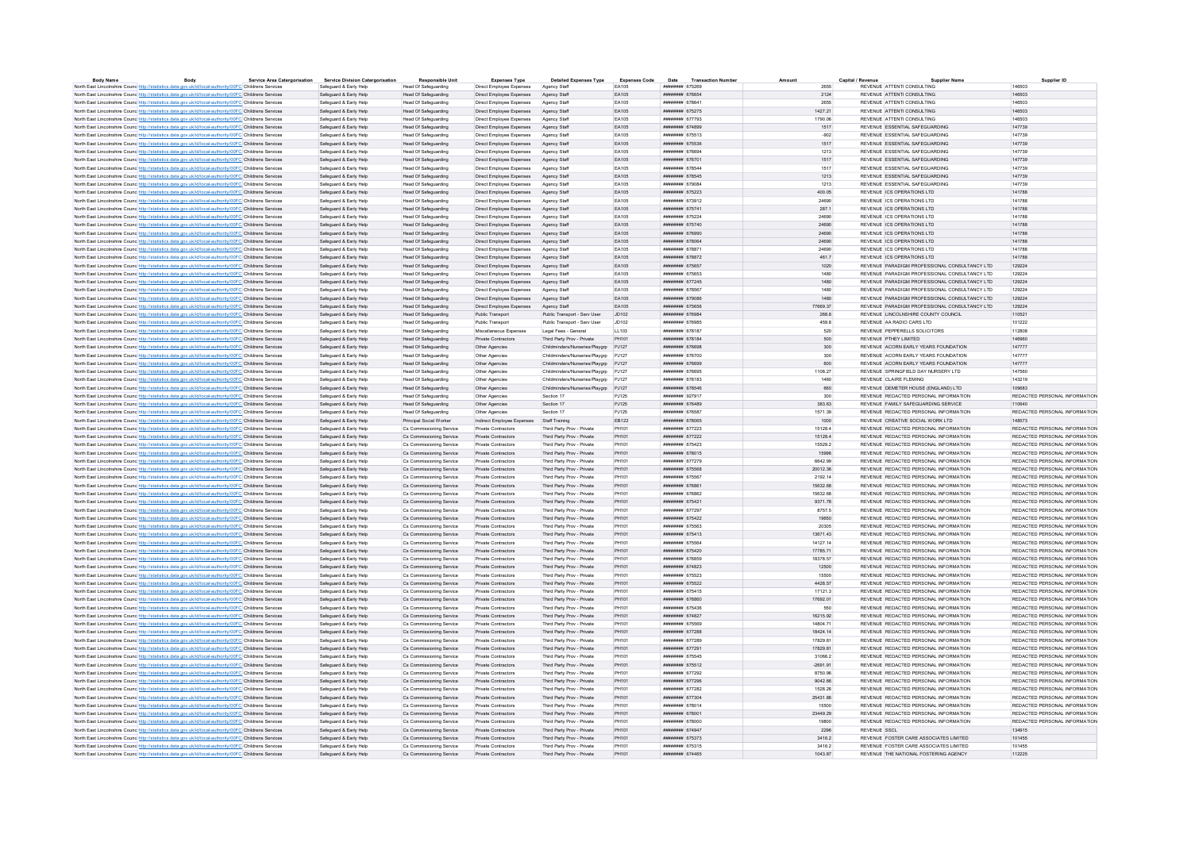| Body Name | Body | Service Area Catergorisation | Service Division Catergorisation | Responsible Unit | Expenses Type | Detailed Expenses Type | Expenses Code | Date | Transaction Number | Amount | Capital / Revenue | Supplier Name | Supplier ID |
|---|---|---|---|---|---|---|---|---|---|---|---|---|---|
| North East Lincolnshire Council | http://statistics.data.gov.uk/id/local-authority/00FC | Childrens Services | Safeguard & Early Help | Head Of Safeguarding | Direct Employee Expenses | Agency Staff | EA105 | ######## | 675269 | 2655 | REVENUE | ATTENTI CONSULTING | 146503 |
| North East Lincolnshire Council | http://statistics.data.gov.uk/id/local-authority/00FC | Childrens Services | Safeguard & Early Help | Head Of Safeguarding | Direct Employee Expenses | Agency Staff | EA105 | ######## | 676654 | 2124 | REVENUE | ATTENTI CONSULTING | 146503 |
| North East Lincolnshire Council | http://statistics.data.gov.uk/id/local-authority/00FC | Childrens Services | Safeguard & Early Help | Head Of Safeguarding | Direct Employee Expenses | Agency Staff | EA105 | ######## | 678641 | 2655 | REVENUE | ATTENTI CONSULTING | 146503 |
| North East Lincolnshire Council | http://statistics.data.gov.uk/id/local-authority/00FC | Childrens Services | Safeguard & Early Help | Head Of Safeguarding | Direct Employee Expenses | Agency Staff | EA105 | ######## | 675275 | 1427.21 | REVENUE | ATTENTI CONSULTING | 146503 |
| North East Lincolnshire Council | http://statistics.data.gov.uk/id/local-authority/00FC | Childrens Services | Safeguard & Early Help | Head Of Safeguarding | Direct Employee Expenses | Agency Staff | EA105 | ######## | 677793 | 1790.06 | REVENUE | ATTENTI CONSULTING | 146503 |
| North East Lincolnshire Council | http://statistics.data.gov.uk/id/local-authority/00FC | Childrens Services | Safeguard & Early Help | Head Of Safeguarding | Direct Employee Expenses | Agency Staff | EA105 | ######## | 674899 | 1517 | REVENUE | ESSENTIAL SAFEGUARDING | 147739 |
| North East Lincolnshire Council | http://statistics.data.gov.uk/id/local-authority/00FC | Childrens Services | Safeguard & Early Help | Head Of Safeguarding | Direct Employee Expenses | Agency Staff | EA105 | ######## | 675513 | -902 | REVENUE | ESSENTIAL SAFEGUARDING | 147739 |
| North East Lincolnshire Council | http://statistics.data.gov.uk/id/local-authority/00FC | Childrens Services | Safeguard & Early Help | Head Of Safeguarding | Direct Employee Expenses | Agency Staff | EA105 | ######## | 675536 | 1517 | REVENUE | ESSENTIAL SAFEGUARDING | 147739 |
| North East Lincolnshire Council | http://statistics.data.gov.uk/id/local-authority/00FC | Childrens Services | Safeguard & Early Help | Head Of Safeguarding | Direct Employee Expenses | Agency Staff | EA105 | ######## | 676694 | 1213 | REVENUE | ESSENTIAL SAFEGUARDING | 147739 |
| North East Lincolnshire Council | http://statistics.data.gov.uk/id/local-authority/00FC | Childrens Services | Safeguard & Early Help | Head Of Safeguarding | Direct Employee Expenses | Agency Staff | EA105 | ######## | 676701 | 1517 | REVENUE | ESSENTIAL SAFEGUARDING | 147739 |
| North East Lincolnshire Council | http://statistics.data.gov.uk/id/local-authority/00FC | Childrens Services | Safeguard & Early Help | Head Of Safeguarding | Direct Employee Expenses | Agency Staff | EA105 | ######## | 678544 | 1517 | REVENUE | ESSENTIAL SAFEGUARDING | 147739 |
| North East Lincolnshire Council | http://statistics.data.gov.uk/id/local-authority/00FC | Childrens Services | Safeguard & Early Help | Head Of Safeguarding | Direct Employee Expenses | Agency Staff | EA105 | ######## | 678545 | 1213 | REVENUE | ESSENTIAL SAFEGUARDING | 147739 |
| North East Lincolnshire Council | http://statistics.data.gov.uk/id/local-authority/00FC | Childrens Services | Safeguard & Early Help | Head Of Safeguarding | Direct Employee Expenses | Agency Staff | EA105 | ######## | 679084 | 1213 | REVENUE | ESSENTIAL SAFEGUARDING | 147739 |
| North East Lincolnshire Council | http://statistics.data.gov.uk/id/local-authority/00FC | Childrens Services | Safeguard & Early Help | Head Of Safeguarding | Direct Employee Expenses | Agency Staff | EA105 | ######## | 675223 | 400.05 | REVENUE | ICS OPERATIONS LTD | 141788 |
| North East Lincolnshire Council | http://statistics.data.gov.uk/id/local-authority/00FC | Childrens Services | Safeguard & Early Help | Head Of Safeguarding | Direct Employee Expenses | Agency Staff | EA105 | ######## | 673912 | 24690 | REVENUE | ICS OPERATIONS LTD | 141788 |
| North East Lincolnshire Council | http://statistics.data.gov.uk/id/local-authority/00FC | Childrens Services | Safeguard & Early Help | Head Of Safeguarding | Direct Employee Expenses | Agency Staff | EA105 | ######## | 675741 | 287.1 | REVENUE | ICS OPERATIONS LTD | 141788 |
| North East Lincolnshire Council | http://statistics.data.gov.uk/id/local-authority/00FC | Childrens Services | Safeguard & Early Help | Head Of Safeguarding | Direct Employee Expenses | Agency Staff | EA105 | ######## | 675224 | 24690 | REVENUE | ICS OPERATIONS LTD | 141788 |
| North East Lincolnshire Council | http://statistics.data.gov.uk/id/local-authority/00FC | Childrens Services | Safeguard & Early Help | Head Of Safeguarding | Direct Employee Expenses | Agency Staff | EA105 | ######## | 675740 | 24690 | REVENUE | ICS OPERATIONS LTD | 141788 |
| North East Lincolnshire Council | http://statistics.data.gov.uk/id/local-authority/00FC | Childrens Services | Safeguard & Early Help | Head Of Safeguarding | Direct Employee Expenses | Agency Staff | EA105 | ######## | 676990 | 24690 | REVENUE | ICS OPERATIONS LTD | 141788 |
| North East Lincolnshire Council | http://statistics.data.gov.uk/id/local-authority/00FC | Childrens Services | Safeguard & Early Help | Head Of Safeguarding | Direct Employee Expenses | Agency Staff | EA105 | ######## | 678064 | 24690 | REVENUE | ICS OPERATIONS LTD | 141788 |
| North East Lincolnshire Council | http://statistics.data.gov.uk/id/local-authority/00FC | Childrens Services | Safeguard & Early Help | Head Of Safeguarding | Direct Employee Expenses | Agency Staff | EA105 | ######## | 678871 | 24690 | REVENUE | ICS OPERATIONS LTD | 141788 |
| North East Lincolnshire Council | http://statistics.data.gov.uk/id/local-authority/00FC | Childrens Services | Safeguard & Early Help | Head Of Safeguarding | Direct Employee Expenses | Agency Staff | EA105 | ######## | 678872 | 461.7 | REVENUE | ICS OPERATIONS LTD | 141788 |
| North East Lincolnshire Council | http://statistics.data.gov.uk/id/local-authority/00FC | Childrens Services | Safeguard & Early Help | Head Of Safeguarding | Direct Employee Expenses | Agency Staff | EA105 | ######## | 675657 | 1020 | REVENUE | PARADIGM PROFESSIONAL CONSULTANCY LTD | 129224 |
| North East Lincolnshire Council | http://statistics.data.gov.uk/id/local-authority/00FC | Childrens Services | Safeguard & Early Help | Head Of Safeguarding | Direct Employee Expenses | Agency Staff | EA105 | ######## | 675653 | 1480 | REVENUE | PARADIGM PROFESSIONAL CONSULTANCY LTD | 129224 |
| North East Lincolnshire Council | http://statistics.data.gov.uk/id/local-authority/00FC | Childrens Services | Safeguard & Early Help | Head Of Safeguarding | Direct Employee Expenses | Agency Staff | EA105 | ######## | 677245 | 1480 | REVENUE | PARADIGM PROFESSIONAL CONSULTANCY LTD | 129224 |
| North East Lincolnshire Council | http://statistics.data.gov.uk/id/local-authority/00FC | Childrens Services | Safeguard & Early Help | Head Of Safeguarding | Direct Employee Expenses | Agency Staff | EA105 | ######## | 678567 | 1480 | REVENUE | PARADIGM PROFESSIONAL CONSULTANCY LTD | 129224 |
| North East Lincolnshire Council | http://statistics.data.gov.uk/id/local-authority/00FC | Childrens Services | Safeguard & Early Help | Head Of Safeguarding | Direct Employee Expenses | Agency Staff | EA105 | ######## | 679086 | 1480 | REVENUE | PARADIGM PROFESSIONAL CONSULTANCY LTD | 129224 |
| North East Lincolnshire Council | http://statistics.data.gov.uk/id/local-authority/00FC | Childrens Services | Safeguard & Early Help | Head Of Safeguarding | Direct Employee Expenses | Agency Staff | EA105 | ######## | 675656 | 77669.37 | REVENUE | PARADIGM PROFESSIONAL CONSULTANCY LTD | 129224 |
| North East Lincolnshire Council | http://statistics.data.gov.uk/id/local-authority/00FC | Childrens Services | Safeguard & Early Help | Head Of Safeguarding | Public Transport | Public Transport - Serv User | JD102 | ######## | 678984 | 268.8 | REVENUE | LINCOLNSHIRE COUNTY COUNCIL | 110521 |
| North East Lincolnshire Council | http://statistics.data.gov.uk/id/local-authority/00FC | Childrens Services | Safeguard & Early Help | Head Of Safeguarding | Public Transport | Public Transport - Serv User | JD102 | ######## | 678985 | 459.8 | REVENUE | AA RADIO CARS LTD | 101222 |
| North East Lincolnshire Council | http://statistics.data.gov.uk/id/local-authority/00FC | Childrens Services | Safeguard & Early Help | Head Of Safeguarding | Miscellaneous Expenses | Legal Fees - General | LL103 | ######## | 678187 | 520 | REVENUE | PEPPERELLS SOLICITORS | 112806 |
| North East Lincolnshire Council | http://statistics.data.gov.uk/id/local-authority/00FC | Childrens Services | Safeguard & Early Help | Head Of Safeguarding | Private Contractors | Third Party Prov - Private | PH101 | ######## | 678184 | 500 | REVENUE | PTHEY LIMITED | 146960 |
| North East Lincolnshire Council | http://statistics.data.gov.uk/id/local-authority/00FC | Childrens Services | Safeguard & Early Help | Head Of Safeguarding | Other Agencies | Childminders/Nurseries/Playgrp | PJ127 | ######## | 676698 | 300 | REVENUE | ACORN EARLY YEARS FOUNDATION | 147777 |
| North East Lincolnshire Council | http://statistics.data.gov.uk/id/local-authority/00FC | Childrens Services | Safeguard & Early Help | Head Of Safeguarding | Other Agencies | Childminders/Nurseries/Playgrp | PJ127 | ######## | 676700 | 300 | REVENUE | ACORN EARLY YEARS FOUNDATION | 147777 |
| North East Lincolnshire Council | http://statistics.data.gov.uk/id/local-authority/00FC | Childrens Services | Safeguard & Early Help | Head Of Safeguarding | Other Agencies | Childminders/Nurseries/Playgrp | PJ127 | ######## | 676699 | 600 | REVENUE | ACORN EARLY YEARS FOUNDATION | 147777 |
| North East Lincolnshire Council | http://statistics.data.gov.uk/id/local-authority/00FC | Childrens Services | Safeguard & Early Help | Head Of Safeguarding | Other Agencies | Childminders/Nurseries/Playgrp | PJ127 | ######## | 676695 | 1108.27 | REVENUE | SPRINGFIELD DAY NURSERY LTD | 147560 |
| North East Lincolnshire Council | http://statistics.data.gov.uk/id/local-authority/00FC | Childrens Services | Safeguard & Early Help | Head Of Safeguarding | Other Agencies | Childminders/Nurseries/Playgrp | PJ127 | ######## | 678183 | 1460 | REVENUE | CLAIRE FLEMING | 143219 |
| North East Lincolnshire Council | http://statistics.data.gov.uk/id/local-authority/00FC | Childrens Services | Safeguard & Early Help | Head Of Safeguarding | Other Agencies | Childminders/Nurseries/Playgrp | PJ127 | ######## | 678546 | 660 | REVENUE | DEMETER HOUSE (ENGLAND) LTD | 109663 |
| North East Lincolnshire Council | http://statistics.data.gov.uk/id/local-authority/00FC | Childrens Services | Safeguard & Early Help | Head Of Safeguarding | Other Agencies | Section 17 | PJ125 | ######## | 927917 | 300 | REVENUE | REDACTED PERSONAL INFORMATION | REDACTED PERSONAL INFORMATION |
| North East Lincolnshire Council | http://statistics.data.gov.uk/id/local-authority/00FC | Childrens Services | Safeguard & Early Help | Head Of Safeguarding | Other Agencies | Section 17 | PJ125 | ######## | 676489 | 383.63 | REVENUE | FAMILY SAFEGUARDING SERVICE | 110640 |
| North East Lincolnshire Council | http://statistics.data.gov.uk/id/local-authority/00FC | Childrens Services | Safeguard & Early Help | Head Of Safeguarding | Other Agencies | Section 17 | PJ125 | ######## | 676587 | 1571.39 | REVENUE | REDACTED PERSONAL INFORMATION | REDACTED PERSONAL INFORMATION |
| North East Lincolnshire Council | http://statistics.data.gov.uk/id/local-authority/00FC | Childrens Services | Safeguard & Early Help | Principal Social Worker | Indirect Employee Expenses | Staff Training | EB122 | ######## | 678065 | 1000 | REVENUE | CREATIVE SOCIAL WORK LTD | 148873 |
| North East Lincolnshire Council | http://statistics.data.gov.uk/id/local-authority/00FC | Childrens Services | Safeguard & Early Help | Cs Commissioning Service | Private Contractors | Third Party Prov - Private | PH101 | ######## | 677223 | 15128.4 | REVENUE | REDACTED PERSONAL INFORMATION | REDACTED PERSONAL INFORMATION |
| North East Lincolnshire Council | http://statistics.data.gov.uk/id/local-authority/00FC | Childrens Services | Safeguard & Early Help | Cs Commissioning Service | Private Contractors | Third Party Prov - Private | PH101 | ######## | 677222 | 15128.4 | REVENUE | REDACTED PERSONAL INFORMATION | REDACTED PERSONAL INFORMATION |
| North East Lincolnshire Council | http://statistics.data.gov.uk/id/local-authority/00FC | Childrens Services | Safeguard & Early Help | Cs Commissioning Service | Private Contractors | Third Party Prov - Private | PH101 | ######## | 675423 | 15529.2 | REVENUE | REDACTED PERSONAL INFORMATION | REDACTED PERSONAL INFORMATION |
| North East Lincolnshire Council | http://statistics.data.gov.uk/id/local-authority/00FC | Childrens Services | Safeguard & Early Help | Cs Commissioning Service | Private Contractors | Third Party Prov - Private | PH101 | ######## | 678015 | 15966 | REVENUE | REDACTED PERSONAL INFORMATION | REDACTED PERSONAL INFORMATION |
| North East Lincolnshire Council | http://statistics.data.gov.uk/id/local-authority/00FC | Childrens Services | Safeguard & Early Help | Cs Commissioning Service | Private Contractors | Third Party Prov - Private | PH101 | ######## | 677279 | 6642.99 | REVENUE | REDACTED PERSONAL INFORMATION | REDACTED PERSONAL INFORMATION |
| North East Lincolnshire Council | http://statistics.data.gov.uk/id/local-authority/00FC | Childrens Services | Safeguard & Early Help | Cs Commissioning Service | Private Contractors | Third Party Prov - Private | PH101 | ######## | 675568 | 20012.36 | REVENUE | REDACTED PERSONAL INFORMATION | REDACTED PERSONAL INFORMATION |
| North East Lincolnshire Council | http://statistics.data.gov.uk/id/local-authority/00FC | Childrens Services | Safeguard & Early Help | Cs Commissioning Service | Private Contractors | Third Party Prov - Private | PH101 | ######## | 675567 | 2192.14 | REVENUE | REDACTED PERSONAL INFORMATION | REDACTED PERSONAL INFORMATION |
| North East Lincolnshire Council | http://statistics.data.gov.uk/id/local-authority/00FC | Childrens Services | Safeguard & Early Help | Cs Commissioning Service | Private Contractors | Third Party Prov - Private | PH101 | ######## | 676861 | 15632.68 | REVENUE | REDACTED PERSONAL INFORMATION | REDACTED PERSONAL INFORMATION |
| North East Lincolnshire Council | http://statistics.data.gov.uk/id/local-authority/00FC | Childrens Services | Safeguard & Early Help | Cs Commissioning Service | Private Contractors | Third Party Prov - Private | PH101 | ######## | 676862 | 15632.68 | REVENUE | REDACTED PERSONAL INFORMATION | REDACTED PERSONAL INFORMATION |
| North East Lincolnshire Council | http://statistics.data.gov.uk/id/local-authority/00FC | Childrens Services | Safeguard & Early Help | Cs Commissioning Service | Private Contractors | Third Party Prov - Private | PH101 | ######## | 675421 | 9371.78 | REVENUE | REDACTED PERSONAL INFORMATION | REDACTED PERSONAL INFORMATION |
| North East Lincolnshire Council | http://statistics.data.gov.uk/id/local-authority/00FC | Childrens Services | Safeguard & Early Help | Cs Commissioning Service | Private Contractors | Third Party Prov - Private | PH101 | ######## | 677297 | 8757.5 | REVENUE | REDACTED PERSONAL INFORMATION | REDACTED PERSONAL INFORMATION |
| North East Lincolnshire Council | http://statistics.data.gov.uk/id/local-authority/00FC | Childrens Services | Safeguard & Early Help | Cs Commissioning Service | Private Contractors | Third Party Prov - Private | PH101 | ######## | 675422 | 19650 | REVENUE | REDACTED PERSONAL INFORMATION | REDACTED PERSONAL INFORMATION |
| North East Lincolnshire Council | http://statistics.data.gov.uk/id/local-authority/00FC | Childrens Services | Safeguard & Early Help | Cs Commissioning Service | Private Contractors | Third Party Prov - Private | PH101 | ######## | 675563 | 20305 | REVENUE | REDACTED PERSONAL INFORMATION | REDACTED PERSONAL INFORMATION |
| North East Lincolnshire Council | http://statistics.data.gov.uk/id/local-authority/00FC | Childrens Services | Safeguard & Early Help | Cs Commissioning Service | Private Contractors | Third Party Prov - Private | PH101 | ######## | 675413 | 13671.43 | REVENUE | REDACTED PERSONAL INFORMATION | REDACTED PERSONAL INFORMATION |
| North East Lincolnshire Council | http://statistics.data.gov.uk/id/local-authority/00FC | Childrens Services | Safeguard & Early Help | Cs Commissioning Service | Private Contractors | Third Party Prov - Private | PH101 | ######## | 675564 | 14127.14 | REVENUE | REDACTED PERSONAL INFORMATION | REDACTED PERSONAL INFORMATION |
| North East Lincolnshire Council | http://statistics.data.gov.uk/id/local-authority/00FC | Childrens Services | Safeguard & Early Help | Cs Commissioning Service | Private Contractors | Third Party Prov - Private | PH101 | ######## | 675420 | 17785.71 | REVENUE | REDACTED PERSONAL INFORMATION | REDACTED PERSONAL INFORMATION |
| North East Lincolnshire Council | http://statistics.data.gov.uk/id/local-authority/00FC | Childrens Services | Safeguard & Early Help | Cs Commissioning Service | Private Contractors | Third Party Prov - Private | PH101 | ######## | 676859 | 18378.57 | REVENUE | REDACTED PERSONAL INFORMATION | REDACTED PERSONAL INFORMATION |
| North East Lincolnshire Council | http://statistics.data.gov.uk/id/local-authority/00FC | Childrens Services | Safeguard & Early Help | Cs Commissioning Service | Private Contractors | Third Party Prov - Private | PH101 | ######## | 674823 | 12500 | REVENUE | REDACTED PERSONAL INFORMATION | REDACTED PERSONAL INFORMATION |
| North East Lincolnshire Council | http://statistics.data.gov.uk/id/local-authority/00FC | Childrens Services | Safeguard & Early Help | Cs Commissioning Service | Private Contractors | Third Party Prov - Private | PH101 | ######## | 675523 | 15500 | REVENUE | REDACTED PERSONAL INFORMATION | REDACTED PERSONAL INFORMATION |
| North East Lincolnshire Council | http://statistics.data.gov.uk/id/local-authority/00FC | Childrens Services | Safeguard & Early Help | Cs Commissioning Service | Private Contractors | Third Party Prov - Private | PH101 | ######## | 675522 | 4428.57 | REVENUE | REDACTED PERSONAL INFORMATION | REDACTED PERSONAL INFORMATION |
| North East Lincolnshire Council | http://statistics.data.gov.uk/id/local-authority/00FC | Childrens Services | Safeguard & Early Help | Cs Commissioning Service | Private Contractors | Third Party Prov - Private | PH101 | ######## | 675415 | 17121.3 | REVENUE | REDACTED PERSONAL INFORMATION | REDACTED PERSONAL INFORMATION |
| North East Lincolnshire Council | http://statistics.data.gov.uk/id/local-authority/00FC | Childrens Services | Safeguard & Early Help | Cs Commissioning Service | Private Contractors | Third Party Prov - Private | PH101 | ######## | 676860 | 17692.01 | REVENUE | REDACTED PERSONAL INFORMATION | REDACTED PERSONAL INFORMATION |
| North East Lincolnshire Council | http://statistics.data.gov.uk/id/local-authority/00FC | Childrens Services | Safeguard & Early Help | Cs Commissioning Service | Private Contractors | Third Party Prov - Private | PH101 | ######## | 675436 | 550 | REVENUE | REDACTED PERSONAL INFORMATION | REDACTED PERSONAL INFORMATION |
| North East Lincolnshire Council | http://statistics.data.gov.uk/id/local-authority/00FC | Childrens Services | Safeguard & Early Help | Cs Commissioning Service | Private Contractors | Third Party Prov - Private | PH101 | ######## | 674827 | 16215.92 | REVENUE | REDACTED PERSONAL INFORMATION | REDACTED PERSONAL INFORMATION |
| North East Lincolnshire Council | http://statistics.data.gov.uk/id/local-authority/00FC | Childrens Services | Safeguard & Early Help | Cs Commissioning Service | Private Contractors | Third Party Prov - Private | PH101 | ######## | 675569 | 14804.71 | REVENUE | REDACTED PERSONAL INFORMATION | REDACTED PERSONAL INFORMATION |
| North East Lincolnshire Council | http://statistics.data.gov.uk/id/local-authority/00FC | Childrens Services | Safeguard & Early Help | Cs Commissioning Service | Private Contractors | Third Party Prov - Private | PH101 | ######## | 677288 | 18424.14 | REVENUE | REDACTED PERSONAL INFORMATION | REDACTED PERSONAL INFORMATION |
| North East Lincolnshire Council | http://statistics.data.gov.uk/id/local-authority/00FC | Childrens Services | Safeguard & Early Help | Cs Commissioning Service | Private Contractors | Third Party Prov - Private | PH101 | ######## | 677289 | 17829.81 | REVENUE | REDACTED PERSONAL INFORMATION | REDACTED PERSONAL INFORMATION |
| North East Lincolnshire Council | http://statistics.data.gov.uk/id/local-authority/00FC | Childrens Services | Safeguard & Early Help | Cs Commissioning Service | Private Contractors | Third Party Prov - Private | PH101 | ######## | 677291 | 17829.81 | REVENUE | REDACTED PERSONAL INFORMATION | REDACTED PERSONAL INFORMATION |
| North East Lincolnshire Council | http://statistics.data.gov.uk/id/local-authority/00FC | Childrens Services | Safeguard & Early Help | Cs Commissioning Service | Private Contractors | Third Party Prov - Private | PH101 | ######## | 675545 | 31066.2 | REVENUE | REDACTED PERSONAL INFORMATION | REDACTED PERSONAL INFORMATION |
| North East Lincolnshire Council | http://statistics.data.gov.uk/id/local-authority/00FC | Childrens Services | Safeguard & Early Help | Cs Commissioning Service | Private Contractors | Third Party Prov - Private | PH101 | ######## | 675512 | -2691.91 | REVENUE | REDACTED PERSONAL INFORMATION | REDACTED PERSONAL INFORMATION |
| North East Lincolnshire Council | http://statistics.data.gov.uk/id/local-authority/00FC | Childrens Services | Safeguard & Early Help | Cs Commissioning Service | Private Contractors | Third Party Prov - Private | PH101 | ######## | 677292 | 8750.96 | REVENUE | REDACTED PERSONAL INFORMATION | REDACTED PERSONAL INFORMATION |
| North East Lincolnshire Council | http://statistics.data.gov.uk/id/local-authority/00FC | Childrens Services | Safeguard & Early Help | Cs Commissioning Service | Private Contractors | Third Party Prov - Private | PH101 | ######## | 677296 | 9042.66 | REVENUE | REDACTED PERSONAL INFORMATION | REDACTED PERSONAL INFORMATION |
| North East Lincolnshire Council | http://statistics.data.gov.uk/id/local-authority/00FC | Childrens Services | Safeguard & Early Help | Cs Commissioning Service | Private Contractors | Third Party Prov - Private | PH101 | ######## | 677282 | 1528.26 | REVENUE | REDACTED PERSONAL INFORMATION | REDACTED PERSONAL INFORMATION |
| North East Lincolnshire Council | http://statistics.data.gov.uk/id/local-authority/00FC | Childrens Services | Safeguard & Early Help | Cs Commissioning Service | Private Contractors | Third Party Prov - Private | PH101 | ######## | 677304 | 25431.86 | REVENUE | REDACTED PERSONAL INFORMATION | REDACTED PERSONAL INFORMATION |
| North East Lincolnshire Council | http://statistics.data.gov.uk/id/local-authority/00FC | Childrens Services | Safeguard & Early Help | Cs Commissioning Service | Private Contractors | Third Party Prov - Private | PH101 | ######## | 678014 | 15500 | REVENUE | REDACTED PERSONAL INFORMATION | REDACTED PERSONAL INFORMATION |
| North East Lincolnshire Council | http://statistics.data.gov.uk/id/local-authority/00FC | Childrens Services | Safeguard & Early Help | Cs Commissioning Service | Private Contractors | Third Party Prov - Private | PH101 | ######## | 678001 | 23449.29 | REVENUE | REDACTED PERSONAL INFORMATION | REDACTED PERSONAL INFORMATION |
| North East Lincolnshire Council | http://statistics.data.gov.uk/id/local-authority/00FC | Childrens Services | Safeguard & Early Help | Cs Commissioning Service | Private Contractors | Third Party Prov - Private | PH101 | ######## | 678000 | 19800 | REVENUE | REDACTED PERSONAL INFORMATION | REDACTED PERSONAL INFORMATION |
| North East Lincolnshire Council | http://statistics.data.gov.uk/id/local-authority/00FC | Childrens Services | Safeguard & Early Help | Cs Commissioning Service | Private Contractors | Third Party Prov - Private | PH101 | ######## | 674947 | 2296 | REVENUE | SSCL | 134915 |
| North East Lincolnshire Council | http://statistics.data.gov.uk/id/local-authority/00FC | Childrens Services | Safeguard & Early Help | Cs Commissioning Service | Private Contractors | Third Party Prov - Private | PH101 | ######## | 675373 | 3416.2 | REVENUE | FOSTER CARE ASSOCIATES LIMITED | 101455 |
| North East Lincolnshire Council | http://statistics.data.gov.uk/id/local-authority/00FC | Childrens Services | Safeguard & Early Help | Cs Commissioning Service | Private Contractors | Third Party Prov - Private | PH101 | ######## | 675315 | 3416.2 | REVENUE | FOSTER CARE ASSOCIATES LIMITED | 101455 |
| North East Lincolnshire Council | http://statistics.data.gov.uk/id/local-authority/00FC | Childrens Services | Safeguard & Early Help | Cs Commissioning Service | Private Contractors | Third Party Prov - Private | PH101 | ######## | 674465 | 1043.87 | REVENUE | THE NATIONAL FOSTERING AGENCY | 112225 |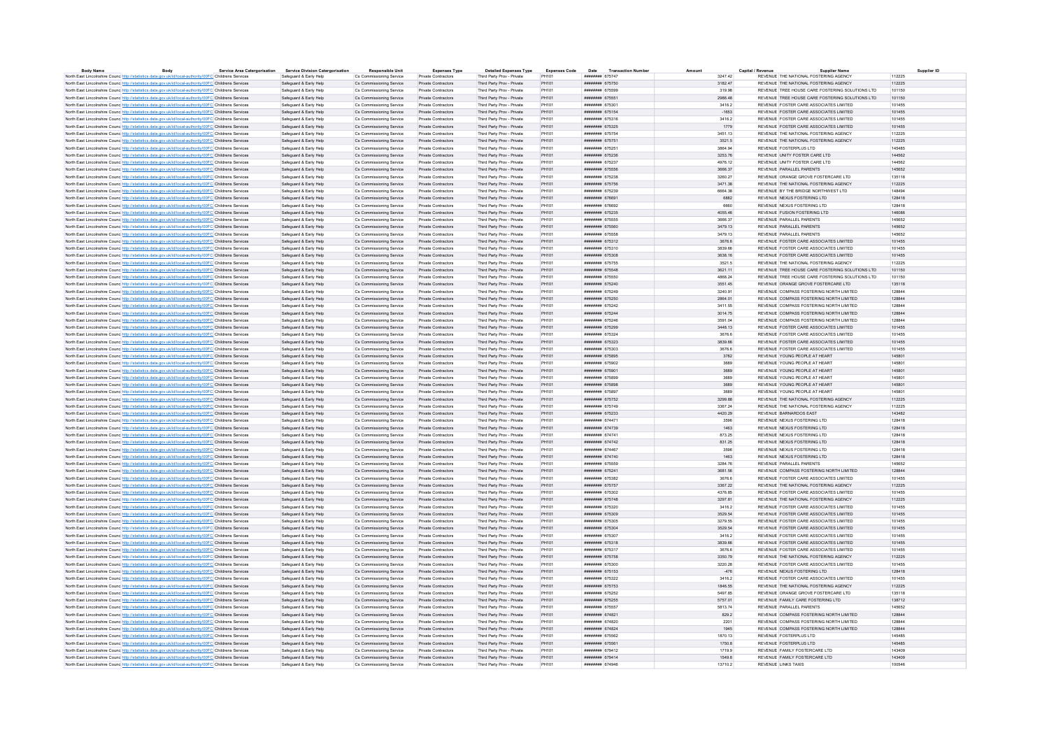| Body Name | Body | Service Area Catergorisation | Service Division Catergorisation | Responsible Unit | Expenses Type | Detailed Expenses Type | Expenses Code | Date | Transaction Number | Amount | Capital / Revenue | Supplier Name | Supplier ID |
|---|---|---|---|---|---|---|---|---|---|---|---|---|---|
| North East Lincolnshire Council | http://statistics.data.gov.uk/id/local-authority/00FC | Childrens Services | Safeguard & Early Help | Cs Commissioning Service | Private Contractors | Third Party Prov - Private | PH101 | ######## | 675747 | 3247.42 | REVENUE | THE NATIONAL FOSTERING AGENCY | 112225 |
| North East Lincolnshire Council | http://statistics.data.gov.uk/id/local-authority/00FC | Childrens Services | Safeguard & Early Help | Cs Commissioning Service | Private Contractors | Third Party Prov - Private | PH101 | ######## | 675750 | 3182.47 | REVENUE | THE NATIONAL FOSTERING AGENCY | 112225 |
| North East Lincolnshire Council | http://statistics.data.gov.uk/id/local-authority/00FC | Childrens Services | Safeguard & Early Help | Cs Commissioning Service | Private Contractors | Third Party Prov - Private | PH101 | ######## | 675599 | 319.98 | REVENUE | TREE HOUSE CARE FOSTERING SOLUTIONS LTD | 101150 |
| North East Lincolnshire Council | http://statistics.data.gov.uk/id/local-authority/00FC | Childrens Services | Safeguard & Early Help | Cs Commissioning Service | Private Contractors | Third Party Prov - Private | PH101 | ######## | 675551 | 2986.48 | REVENUE | TREE HOUSE CARE FOSTERING SOLUTIONS LTD | 101150 |
| North East Lincolnshire Council | http://statistics.data.gov.uk/id/local-authority/00FC | Childrens Services | Safeguard & Early Help | Cs Commissioning Service | Private Contractors | Third Party Prov - Private | PH101 | ######## | 675301 | 3416.2 | REVENUE | FOSTER CARE ASSOCIATES LIMITED | 101455 |
| North East Lincolnshire Council | http://statistics.data.gov.uk/id/local-authority/00FC | Childrens Services | Safeguard & Early Help | Cs Commissioning Service | Private Contractors | Third Party Prov - Private | PH101 | ######## | 675154 | -1653 | REVENUE | FOSTER CARE ASSOCIATES LIMITED | 101455 |
| North East Lincolnshire Council | http://statistics.data.gov.uk/id/local-authority/00FC | Childrens Services | Safeguard & Early Help | Cs Commissioning Service | Private Contractors | Third Party Prov - Private | PH101 | ######## | 675316 | 3416.2 | REVENUE | FOSTER CARE ASSOCIATES LIMITED | 101455 |
| North East Lincolnshire Council | http://statistics.data.gov.uk/id/local-authority/00FC | Childrens Services | Safeguard & Early Help | Cs Commissioning Service | Private Contractors | Third Party Prov - Private | PH101 | ######## | 675325 | 1779 | REVENUE | FOSTER CARE ASSOCIATES LIMITED | 101455 |
| North East Lincolnshire Council | http://statistics.data.gov.uk/id/local-authority/00FC | Childrens Services | Safeguard & Early Help | Cs Commissioning Service | Private Contractors | Third Party Prov - Private | PH101 | ######## | 675754 | 3451.13 | REVENUE | THE NATIONAL FOSTERING AGENCY | 112225 |
| North East Lincolnshire Council | http://statistics.data.gov.uk/id/local-authority/00FC | Childrens Services | Safeguard & Early Help | Cs Commissioning Service | Private Contractors | Third Party Prov - Private | PH101 | ######## | 675751 | 3521.5 | REVENUE | THE NATIONAL FOSTERING AGENCY | 112225 |
| North East Lincolnshire Council | http://statistics.data.gov.uk/id/local-authority/00FC | Childrens Services | Safeguard & Early Help | Cs Commissioning Service | Private Contractors | Third Party Prov - Private | PH101 | ######## | 675251 | 3864.94 | REVENUE | FOSTERPLUS LTD | 145485 |
| North East Lincolnshire Council | http://statistics.data.gov.uk/id/local-authority/00FC | Childrens Services | Safeguard & Early Help | Cs Commissioning Service | Private Contractors | Third Party Prov - Private | PH101 | ######## | 675236 | 3253.76 | REVENUE | UNITY FOSTER CARE LTD | 144562 |
| North East Lincolnshire Council | http://statistics.data.gov.uk/id/local-authority/00FC | Childrens Services | Safeguard & Early Help | Cs Commissioning Service | Private Contractors | Third Party Prov - Private | PH101 | ######## | 675237 | 4976.12 | REVENUE | UNITY FOSTER CARE LTD | 144562 |
| North East Lincolnshire Council | http://statistics.data.gov.uk/id/local-authority/00FC | Childrens Services | Safeguard & Early Help | Cs Commissioning Service | Private Contractors | Third Party Prov - Private | PH101 | ######## | 675556 | 3666.37 | REVENUE | PARALLEL PARENTS | 145652 |
| North East Lincolnshire Council | http://statistics.data.gov.uk/id/local-authority/00FC | Childrens Services | Safeguard & Early Help | Cs Commissioning Service | Private Contractors | Third Party Prov - Private | PH101 | ######## | 675238 | 3260.27 | REVENUE | ORANGE GROVE FOSTERCARE LTD | 135118 |
| North East Lincolnshire Council | http://statistics.data.gov.uk/id/local-authority/00FC | Childrens Services | Safeguard & Early Help | Cs Commissioning Service | Private Contractors | Third Party Prov - Private | PH101 | ######## | 675756 | 3471.36 | REVENUE | THE NATIONAL FOSTERING AGENCY | 112225 |
| North East Lincolnshire Council | http://statistics.data.gov.uk/id/local-authority/00FC | Childrens Services | Safeguard & Early Help | Cs Commissioning Service | Private Contractors | Third Party Prov - Private | PH101 | ######## | 675239 | 6664.36 | REVENUE | BY THE BRIDGE NORTHWEST LTD | 148494 |
| North East Lincolnshire Council | http://statistics.data.gov.uk/id/local-authority/00FC | Childrens Services | Safeguard & Early Help | Cs Commissioning Service | Private Contractors | Third Party Prov - Private | PH101 | ######## | 676691 | 6882 | REVENUE | NEXUS FOSTERING LTD | 128418 |
| North East Lincolnshire Council | http://statistics.data.gov.uk/id/local-authority/00FC | Childrens Services | Safeguard & Early Help | Cs Commissioning Service | Private Contractors | Third Party Prov - Private | PH101 | ######## | 676692 | 6860 | REVENUE | NEXUS FOSTERING LTD | 128418 |
| North East Lincolnshire Council | http://statistics.data.gov.uk/id/local-authority/00FC | Childrens Services | Safeguard & Early Help | Cs Commissioning Service | Private Contractors | Third Party Prov - Private | PH101 | ######## | 675235 | 4055.46 | REVENUE | FUSION FOSTERING LTD | 146086 |
| North East Lincolnshire Council | http://statistics.data.gov.uk/id/local-authority/00FC | Childrens Services | Safeguard & Early Help | Cs Commissioning Service | Private Contractors | Third Party Prov - Private | PH101 | ######## | 675555 | 3666.37 | REVENUE | PARALLEL PARENTS | 145652 |
| North East Lincolnshire Council | http://statistics.data.gov.uk/id/local-authority/00FC | Childrens Services | Safeguard & Early Help | Cs Commissioning Service | Private Contractors | Third Party Prov - Private | PH101 | ######## | 675560 | 3479.13 | REVENUE | PARALLEL PARENTS | 145652 |
| North East Lincolnshire Council | http://statistics.data.gov.uk/id/local-authority/00FC | Childrens Services | Safeguard & Early Help | Cs Commissioning Service | Private Contractors | Third Party Prov - Private | PH101 | ######## | 675558 | 3479.13 | REVENUE | PARALLEL PARENTS | 145652 |
| North East Lincolnshire Council | http://statistics.data.gov.uk/id/local-authority/00FC | Childrens Services | Safeguard & Early Help | Cs Commissioning Service | Private Contractors | Third Party Prov - Private | PH101 | ######## | 675312 | 3676.6 | REVENUE | FOSTER CARE ASSOCIATES LIMITED | 101455 |
| North East Lincolnshire Council | http://statistics.data.gov.uk/id/local-authority/00FC | Childrens Services | Safeguard & Early Help | Cs Commissioning Service | Private Contractors | Third Party Prov - Private | PH101 | ######## | 675310 | 3839.66 | REVENUE | FOSTER CARE ASSOCIATES LIMITED | 101455 |
| North East Lincolnshire Council | http://statistics.data.gov.uk/id/local-authority/00FC | Childrens Services | Safeguard & Early Help | Cs Commissioning Service | Private Contractors | Third Party Prov - Private | PH101 | ######## | 675308 | 3638.16 | REVENUE | FOSTER CARE ASSOCIATES LIMITED | 101455 |
| North East Lincolnshire Council | http://statistics.data.gov.uk/id/local-authority/00FC | Childrens Services | Safeguard & Early Help | Cs Commissioning Service | Private Contractors | Third Party Prov - Private | PH101 | ######## | 675755 | 3521.5 | REVENUE | THE NATIONAL FOSTERING AGENCY | 112225 |
| North East Lincolnshire Council | http://statistics.data.gov.uk/id/local-authority/00FC | Childrens Services | Safeguard & Early Help | Cs Commissioning Service | Private Contractors | Third Party Prov - Private | PH101 | ######## | 675548 | 3621.11 | REVENUE | TREE HOUSE CARE FOSTERING SOLUTIONS LTD | 101150 |
| North East Lincolnshire Council | http://statistics.data.gov.uk/id/local-authority/00FC | Childrens Services | Safeguard & Early Help | Cs Commissioning Service | Private Contractors | Third Party Prov - Private | PH101 | ######## | 675550 | 4868.24 | REVENUE | TREE HOUSE CARE FOSTERING SOLUTIONS LTD | 101150 |
| North East Lincolnshire Council | http://statistics.data.gov.uk/id/local-authority/00FC | Childrens Services | Safeguard & Early Help | Cs Commissioning Service | Private Contractors | Third Party Prov - Private | PH101 | ######## | 675240 | 3551.45 | REVENUE | ORANGE GROVE FOSTERCARE LTD | 135118 |
| North East Lincolnshire Council | http://statistics.data.gov.uk/id/local-authority/00FC | Childrens Services | Safeguard & Early Help | Cs Commissioning Service | Private Contractors | Third Party Prov - Private | PH101 | ######## | 675249 | 3240.91 | REVENUE | COMPASS FOSTERING NORTH LIMITED | 128844 |
| North East Lincolnshire Council | http://statistics.data.gov.uk/id/local-authority/00FC | Childrens Services | Safeguard & Early Help | Cs Commissioning Service | Private Contractors | Third Party Prov - Private | PH101 | ######## | 675250 | 2864.01 | REVENUE | COMPASS FOSTERING NORTH LIMITED | 128844 |
| North East Lincolnshire Council | http://statistics.data.gov.uk/id/local-authority/00FC | Childrens Services | Safeguard & Early Help | Cs Commissioning Service | Private Contractors | Third Party Prov - Private | PH101 | ######## | 675242 | 3411.55 | REVENUE | COMPASS FOSTERING NORTH LIMITED | 128844 |
| North East Lincolnshire Council | http://statistics.data.gov.uk/id/local-authority/00FC | Childrens Services | Safeguard & Early Help | Cs Commissioning Service | Private Contractors | Third Party Prov - Private | PH101 | ######## | 675244 | 3014.75 | REVENUE | COMPASS FOSTERING NORTH LIMITED | 128844 |
| North East Lincolnshire Council | http://statistics.data.gov.uk/id/local-authority/00FC | Childrens Services | Safeguard & Early Help | Cs Commissioning Service | Private Contractors | Third Party Prov - Private | PH101 | ######## | 675246 | 3591.04 | REVENUE | COMPASS FOSTERING NORTH LIMITED | 128844 |
| North East Lincolnshire Council | http://statistics.data.gov.uk/id/local-authority/00FC | Childrens Services | Safeguard & Early Help | Cs Commissioning Service | Private Contractors | Third Party Prov - Private | PH101 | ######## | 675299 | 3446.13 | REVENUE | FOSTER CARE ASSOCIATES LIMITED | 101455 |
| North East Lincolnshire Council | http://statistics.data.gov.uk/id/local-authority/00FC | Childrens Services | Safeguard & Early Help | Cs Commissioning Service | Private Contractors | Third Party Prov - Private | PH101 | ######## | 675324 | 3676.6 | REVENUE | FOSTER CARE ASSOCIATES LIMITED | 101455 |
| North East Lincolnshire Council | http://statistics.data.gov.uk/id/local-authority/00FC | Childrens Services | Safeguard & Early Help | Cs Commissioning Service | Private Contractors | Third Party Prov - Private | PH101 | ######## | 675323 | 3839.66 | REVENUE | FOSTER CARE ASSOCIATES LIMITED | 101455 |
| North East Lincolnshire Council | http://statistics.data.gov.uk/id/local-authority/00FC | Childrens Services | Safeguard & Early Help | Cs Commissioning Service | Private Contractors | Third Party Prov - Private | PH101 | ######## | 675303 | 3676.6 | REVENUE | FOSTER CARE ASSOCIATES LIMITED | 101455 |
| North East Lincolnshire Council | http://statistics.data.gov.uk/id/local-authority/00FC | Childrens Services | Safeguard & Early Help | Cs Commissioning Service | Private Contractors | Third Party Prov - Private | PH101 | ######## | 675895 | 3782 | REVENUE | YOUNG PEOPLE AT HEART | 145801 |
| North East Lincolnshire Council | http://statistics.data.gov.uk/id/local-authority/00FC | Childrens Services | Safeguard & Early Help | Cs Commissioning Service | Private Contractors | Third Party Prov - Private | PH101 | ######## | 675902 | 3689 | REVENUE | YOUNG PEOPLE AT HEART | 145801 |
| North East Lincolnshire Council | http://statistics.data.gov.uk/id/local-authority/00FC | Childrens Services | Safeguard & Early Help | Cs Commissioning Service | Private Contractors | Third Party Prov - Private | PH101 | ######## | 675901 | 3689 | REVENUE | YOUNG PEOPLE AT HEART | 145801 |
| North East Lincolnshire Council | http://statistics.data.gov.uk/id/local-authority/00FC | Childrens Services | Safeguard & Early Help | Cs Commissioning Service | Private Contractors | Third Party Prov - Private | PH101 | ######## | 675899 | 3689 | REVENUE | YOUNG PEOPLE AT HEART | 145801 |
| North East Lincolnshire Council | http://statistics.data.gov.uk/id/local-authority/00FC | Childrens Services | Safeguard & Early Help | Cs Commissioning Service | Private Contractors | Third Party Prov - Private | PH101 | ######## | 675898 | 3689 | REVENUE | YOUNG PEOPLE AT HEART | 145801 |
| North East Lincolnshire Council | http://statistics.data.gov.uk/id/local-authority/00FC | Childrens Services | Safeguard & Early Help | Cs Commissioning Service | Private Contractors | Third Party Prov - Private | PH101 | ######## | 675897 | 3689 | REVENUE | YOUNG PEOPLE AT HEART | 145801 |
| North East Lincolnshire Council | http://statistics.data.gov.uk/id/local-authority/00FC | Childrens Services | Safeguard & Early Help | Cs Commissioning Service | Private Contractors | Third Party Prov - Private | PH101 | ######## | 675752 | 3299.88 | REVENUE | THE NATIONAL FOSTERING AGENCY | 112225 |
| North East Lincolnshire Council | http://statistics.data.gov.uk/id/local-authority/00FC | Childrens Services | Safeguard & Early Help | Cs Commissioning Service | Private Contractors | Third Party Prov - Private | PH101 | ######## | 675749 | 3367.24 | REVENUE | THE NATIONAL FOSTERING AGENCY | 112225 |
| North East Lincolnshire Council | http://statistics.data.gov.uk/id/local-authority/00FC | Childrens Services | Safeguard & Early Help | Cs Commissioning Service | Private Contractors | Third Party Prov - Private | PH101 | ######## | 675233 | 4420.29 | REVENUE | BARNARDOS EAST | 143482 |
| North East Lincolnshire Council | http://statistics.data.gov.uk/id/local-authority/00FC | Childrens Services | Safeguard & Early Help | Cs Commissioning Service | Private Contractors | Third Party Prov - Private | PH101 | ######## | 674471 | 3596 | REVENUE | NEXUS FOSTERING LTD | 128418 |
| North East Lincolnshire Council | http://statistics.data.gov.uk/id/local-authority/00FC | Childrens Services | Safeguard & Early Help | Cs Commissioning Service | Private Contractors | Third Party Prov - Private | PH101 | ######## | 674739 | 1463 | REVENUE | NEXUS FOSTERING LTD | 128418 |
| North East Lincolnshire Council | http://statistics.data.gov.uk/id/local-authority/00FC | Childrens Services | Safeguard & Early Help | Cs Commissioning Service | Private Contractors | Third Party Prov - Private | PH101 | ######## | 674741 | 873.25 | REVENUE | NEXUS FOSTERING LTD | 128418 |
| North East Lincolnshire Council | http://statistics.data.gov.uk/id/local-authority/00FC | Childrens Services | Safeguard & Early Help | Cs Commissioning Service | Private Contractors | Third Party Prov - Private | PH101 | ######## | 674742 | 831.25 | REVENUE | NEXUS FOSTERING LTD | 128418 |
| North East Lincolnshire Council | http://statistics.data.gov.uk/id/local-authority/00FC | Childrens Services | Safeguard & Early Help | Cs Commissioning Service | Private Contractors | Third Party Prov - Private | PH101 | ######## | 674467 | 3596 | REVENUE | NEXUS FOSTERING LTD | 128418 |
| North East Lincolnshire Council | http://statistics.data.gov.uk/id/local-authority/00FC | Childrens Services | Safeguard & Early Help | Cs Commissioning Service | Private Contractors | Third Party Prov - Private | PH101 | ######## | 674740 | 1463 | REVENUE | NEXUS FOSTERING LTD | 128418 |
| North East Lincolnshire Council | http://statistics.data.gov.uk/id/local-authority/00FC | Childrens Services | Safeguard & Early Help | Cs Commissioning Service | Private Contractors | Third Party Prov - Private | PH101 | ######## | 675559 | 3284.76 | REVENUE | PARALLEL PARENTS | 145652 |
| North East Lincolnshire Council | http://statistics.data.gov.uk/id/local-authority/00FC | Childrens Services | Safeguard & Early Help | Cs Commissioning Service | Private Contractors | Third Party Prov - Private | PH101 | ######## | 675241 | 3681.56 | REVENUE | COMPASS FOSTERING NORTH LIMITED | 128844 |
| North East Lincolnshire Council | http://statistics.data.gov.uk/id/local-authority/00FC | Childrens Services | Safeguard & Early Help | Cs Commissioning Service | Private Contractors | Third Party Prov - Private | PH101 | ######## | 675382 | 3676.6 | REVENUE | FOSTER CARE ASSOCIATES LIMITED | 101455 |
| North East Lincolnshire Council | http://statistics.data.gov.uk/id/local-authority/00FC | Childrens Services | Safeguard & Early Help | Cs Commissioning Service | Private Contractors | Third Party Prov - Private | PH101 | ######## | 675757 | 3367.22 | REVENUE | THE NATIONAL FOSTERING AGENCY | 112225 |
| North East Lincolnshire Council | http://statistics.data.gov.uk/id/local-authority/00FC | Childrens Services | Safeguard & Early Help | Cs Commissioning Service | Private Contractors | Third Party Prov - Private | PH101 | ######## | 675302 | 4376.65 | REVENUE | FOSTER CARE ASSOCIATES LIMITED | 101455 |
| North East Lincolnshire Council | http://statistics.data.gov.uk/id/local-authority/00FC | Childrens Services | Safeguard & Early Help | Cs Commissioning Service | Private Contractors | Third Party Prov - Private | PH101 | ######## | 675748 | 3297.81 | REVENUE | THE NATIONAL FOSTERING AGENCY | 112225 |
| North East Lincolnshire Council | http://statistics.data.gov.uk/id/local-authority/00FC | Childrens Services | Safeguard & Early Help | Cs Commissioning Service | Private Contractors | Third Party Prov - Private | PH101 | ######## | 675320 | 3416.2 | REVENUE | FOSTER CARE ASSOCIATES LIMITED | 101455 |
| North East Lincolnshire Council | http://statistics.data.gov.uk/id/local-authority/00FC | Childrens Services | Safeguard & Early Help | Cs Commissioning Service | Private Contractors | Third Party Prov - Private | PH101 | ######## | 675309 | 3529.54 | REVENUE | FOSTER CARE ASSOCIATES LIMITED | 101455 |
| North East Lincolnshire Council | http://statistics.data.gov.uk/id/local-authority/00FC | Childrens Services | Safeguard & Early Help | Cs Commissioning Service | Private Contractors | Third Party Prov - Private | PH101 | ######## | 675305 | 3279.55 | REVENUE | FOSTER CARE ASSOCIATES LIMITED | 101455 |
| North East Lincolnshire Council | http://statistics.data.gov.uk/id/local-authority/00FC | Childrens Services | Safeguard & Early Help | Cs Commissioning Service | Private Contractors | Third Party Prov - Private | PH101 | ######## | 675304 | 3529.54 | REVENUE | FOSTER CARE ASSOCIATES LIMITED | 101455 |
| North East Lincolnshire Council | http://statistics.data.gov.uk/id/local-authority/00FC | Childrens Services | Safeguard & Early Help | Cs Commissioning Service | Private Contractors | Third Party Prov - Private | PH101 | ######## | 675307 | 3416.2 | REVENUE | FOSTER CARE ASSOCIATES LIMITED | 101455 |
| North East Lincolnshire Council | http://statistics.data.gov.uk/id/local-authority/00FC | Childrens Services | Safeguard & Early Help | Cs Commissioning Service | Private Contractors | Third Party Prov - Private | PH101 | ######## | 675318 | 3839.66 | REVENUE | FOSTER CARE ASSOCIATES LIMITED | 101455 |
| North East Lincolnshire Council | http://statistics.data.gov.uk/id/local-authority/00FC | Childrens Services | Safeguard & Early Help | Cs Commissioning Service | Private Contractors | Third Party Prov - Private | PH101 | ######## | 675317 | 3676.6 | REVENUE | FOSTER CARE ASSOCIATES LIMITED | 101455 |
| North East Lincolnshire Council | http://statistics.data.gov.uk/id/local-authority/00FC | Childrens Services | Safeguard & Early Help | Cs Commissioning Service | Private Contractors | Third Party Prov - Private | PH101 | ######## | 675758 | 3350.79 | REVENUE | THE NATIONAL FOSTERING AGENCY | 112225 |
| North East Lincolnshire Council | http://statistics.data.gov.uk/id/local-authority/00FC | Childrens Services | Safeguard & Early Help | Cs Commissioning Service | Private Contractors | Third Party Prov - Private | PH101 | ######## | 675300 | 3220.28 | REVENUE | FOSTER CARE ASSOCIATES LIMITED | 101455 |
| North East Lincolnshire Council | http://statistics.data.gov.uk/id/local-authority/00FC | Childrens Services | Safeguard & Early Help | Cs Commissioning Service | Private Contractors | Third Party Prov - Private | PH101 | ######## | 675153 | -476 | REVENUE | NEXUS FOSTERING LTD | 128418 |
| North East Lincolnshire Council | http://statistics.data.gov.uk/id/local-authority/00FC | Childrens Services | Safeguard & Early Help | Cs Commissioning Service | Private Contractors | Third Party Prov - Private | PH101 | ######## | 675322 | 3416.2 | REVENUE | FOSTER CARE ASSOCIATES LIMITED | 101455 |
| North East Lincolnshire Council | http://statistics.data.gov.uk/id/local-authority/00FC | Childrens Services | Safeguard & Early Help | Cs Commissioning Service | Private Contractors | Third Party Prov - Private | PH101 | ######## | 675753 | 1846.55 | REVENUE | THE NATIONAL FOSTERING AGENCY | 112225 |
| North East Lincolnshire Council | http://statistics.data.gov.uk/id/local-authority/00FC | Childrens Services | Safeguard & Early Help | Cs Commissioning Service | Private Contractors | Third Party Prov - Private | PH101 | ######## | 675252 | 5497.85 | REVENUE | ORANGE GROVE FOSTERCARE LTD | 135118 |
| North East Lincolnshire Council | http://statistics.data.gov.uk/id/local-authority/00FC | Childrens Services | Safeguard & Early Help | Cs Commissioning Service | Private Contractors | Third Party Prov - Private | PH101 | ######## | 675255 | 5757.01 | REVENUE | FAMILY CARE FOSTERING LTD | 138712 |
| North East Lincolnshire Council | http://statistics.data.gov.uk/id/local-authority/00FC | Childrens Services | Safeguard & Early Help | Cs Commissioning Service | Private Contractors | Third Party Prov - Private | PH101 | ######## | 675557 | 5813.74 | REVENUE | PARALLEL PARENTS | 145652 |
| North East Lincolnshire Council | http://statistics.data.gov.uk/id/local-authority/00FC | Childrens Services | Safeguard & Early Help | Cs Commissioning Service | Private Contractors | Third Party Prov - Private | PH101 | ######## | 674821 | 829.2 | REVENUE | COMPASS FOSTERING NORTH LIMITED | 128844 |
| North East Lincolnshire Council | http://statistics.data.gov.uk/id/local-authority/00FC | Childrens Services | Safeguard & Early Help | Cs Commissioning Service | Private Contractors | Third Party Prov - Private | PH101 | ######## | 674820 | 2201 | REVENUE | COMPASS FOSTERING NORTH LIMITED | 128844 |
| North East Lincolnshire Council | http://statistics.data.gov.uk/id/local-authority/00FC | Childrens Services | Safeguard & Early Help | Cs Commissioning Service | Private Contractors | Third Party Prov - Private | PH101 | ######## | 674824 | 1945 | REVENUE | COMPASS FOSTERING NORTH LIMITED | 128844 |
| North East Lincolnshire Council | http://statistics.data.gov.uk/id/local-authority/00FC | Childrens Services | Safeguard & Early Help | Cs Commissioning Service | Private Contractors | Third Party Prov - Private | PH101 | ######## | 675562 | 1870.13 | REVENUE | FOSTERPLUS LTD | 145485 |
| North East Lincolnshire Council | http://statistics.data.gov.uk/id/local-authority/00FC | Childrens Services | Safeguard & Early Help | Cs Commissioning Service | Private Contractors | Third Party Prov - Private | PH101 | ######## | 675561 | 1750.6 | REVENUE | FOSTERPLUS LTD | 145485 |
| North East Lincolnshire Council | http://statistics.data.gov.uk/id/local-authority/00FC | Childrens Services | Safeguard & Early Help | Cs Commissioning Service | Private Contractors | Third Party Prov - Private | PH101 | ######## | 679412 | 1719.9 | REVENUE | FAMILY FOSTERCARE LTD | 143409 |
| North East Lincolnshire Council | http://statistics.data.gov.uk/id/local-authority/00FC | Childrens Services | Safeguard & Early Help | Cs Commissioning Service | Private Contractors | Third Party Prov - Private | PH101 | ######## | 679414 | 1549.8 | REVENUE | FAMILY FOSTERCARE LTD | 143409 |
| North East Lincolnshire Council | http://statistics.data.gov.uk/id/local-authority/00FC | Childrens Services | Safeguard & Early Help | Cs Commissioning Service | Private Contractors | Third Party Prov - Private | PH101 | ######## | 674946 | 13710.2 | REVENUE | LINKS TAXIS | 100546 |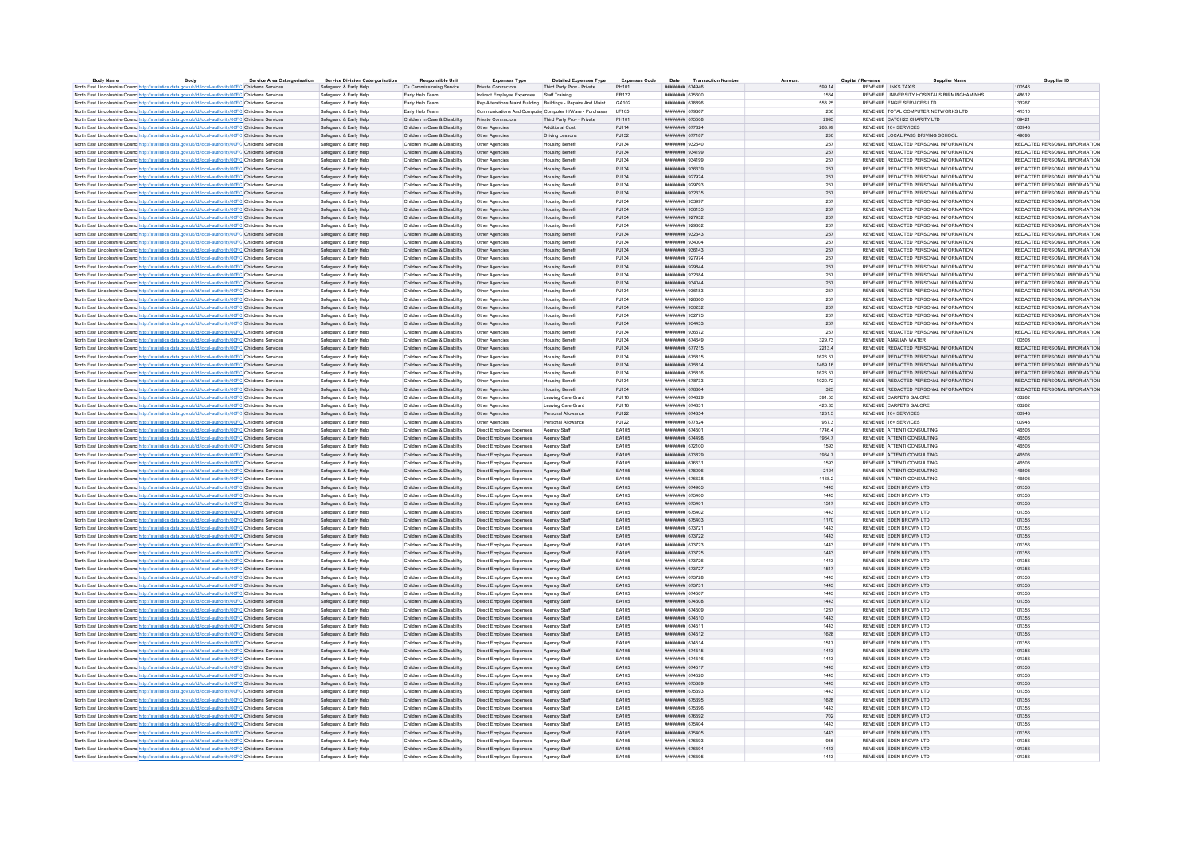| Body Name | Body | Service Area Catergorisation | Service Division Catergorisation | Responsible Unit | Expenses Type | Detailed Expenses Type | Expenses Code | Date | Transaction Number | Amount | Capital / Revenue | Supplier Name | Supplier ID |
|---|---|---|---|---|---|---|---|---|---|---|---|---|---|
| North East Lincolnshire Council | http://statistics.data.gov.uk/id/local-authority/00FC | Childrens Services | Safeguard & Early Help | Cs Commissioning Service | Private Contractors | Third Party Prov - Private | PH101 | ######## | 674946 | 599.14 | REVENUE | LINKS TAXIS | 100546 |
| North East Lincolnshire Council | http://statistics.data.gov.uk/id/local-authority/00FC | Childrens Services | Safeguard & Early Help | Early Help Team | Indirect Employee Expenses | Staff Training | EB122 | ######## | 675600 | 1554 | REVENUE | UNIVERSITY HOSPITALS BIRMINGHAM NHS | 148612 |
| North East Lincolnshire Council | http://statistics.data.gov.uk/id/local-authority/00FC | Childrens Services | Safeguard & Early Help | Early Help Team | Rep Alterations Maint Building | Buildings - Repairs And Maint | GA102 | ######## | 678896 | 553.25 | REVENUE | ENGIE SERVICES LTD | 133267 |
| North East Lincolnshire Council | http://statistics.data.gov.uk/id/local-authority/00FC | Childrens Services | Safeguard & Early Help | Early Help Team | Communications And Computing | Computer H/Ware - Purchases | LF105 | ######## | 679367 | 260 | REVENUE | TOTAL COMPUTER NETWORKS LTD | 141310 |
| North East Lincolnshire Council | http://statistics.data.gov.uk/id/local-authority/00FC | Childrens Services | Safeguard & Early Help | Children In Care & Disability | Private Contractors | Third Party Prov - Private | PH101 | ######## | 675508 | 2995 | REVENUE | CATCH22 CHARITY LTD | 109421 |
| North East Lincolnshire Council | http://statistics.data.gov.uk/id/local-authority/00FC | Childrens Services | Safeguard & Early Help | Children In Care & Disability | Other Agencies | Additional Cost | PJ114 | ######## | 677824 | 263.99 | REVENUE | 16+ SERVICES | 100943 |
| North East Lincolnshire Council | http://statistics.data.gov.uk/id/local-authority/00FC | Childrens Services | Safeguard & Early Help | Children In Care & Disability | Other Agencies | Driving Lessons | PJ132 | ######## | 677187 | 250 | REVENUE | LOCAL PASS DRIVING SCHOOL | 149093 |
| North East Lincolnshire Council | http://statistics.data.gov.uk/id/local-authority/00FC | Childrens Services | Safeguard & Early Help | Children In Care & Disability | Other Agencies | Housing Benefit | PJ134 | ######## | 932540 | 257 | REVENUE | REDACTED PERSONAL INFORMATION | REDACTED PERSONAL INFORMATION |
| North East Lincolnshire Council | http://statistics.data.gov.uk/id/local-authority/00FC | Childrens Services | Safeguard & Early Help | Children In Care & Disability | Other Agencies | Housing Benefit | PJ134 | ######## | 934199 | 257 | REVENUE | REDACTED PERSONAL INFORMATION | REDACTED PERSONAL INFORMATION |
| North East Lincolnshire Council | http://statistics.data.gov.uk/id/local-authority/00FC | Childrens Services | Safeguard & Early Help | Children In Care & Disability | Other Agencies | Housing Benefit | PJ134 | ######## | 934199 | 257 | REVENUE | REDACTED PERSONAL INFORMATION | REDACTED PERSONAL INFORMATION |
| North East Lincolnshire Council | http://statistics.data.gov.uk/id/local-authority/00FC | Childrens Services | Safeguard & Early Help | Children In Care & Disability | Other Agencies | Housing Benefit | PJ134 | ######## | 936339 | 257 | REVENUE | REDACTED PERSONAL INFORMATION | REDACTED PERSONAL INFORMATION |
| North East Lincolnshire Council | http://statistics.data.gov.uk/id/local-authority/00FC | Childrens Services | Safeguard & Early Help | Children In Care & Disability | Other Agencies | Housing Benefit | PJ134 | ######## | 927924 | 257 | REVENUE | REDACTED PERSONAL INFORMATION | REDACTED PERSONAL INFORMATION |
| North East Lincolnshire Council | http://statistics.data.gov.uk/id/local-authority/00FC | Childrens Services | Safeguard & Early Help | Children In Care & Disability | Other Agencies | Housing Benefit | PJ134 | ######## | 929793 | 257 | REVENUE | REDACTED PERSONAL INFORMATION | REDACTED PERSONAL INFORMATION |
| North East Lincolnshire Council | http://statistics.data.gov.uk/id/local-authority/00FC | Childrens Services | Safeguard & Early Help | Children In Care & Disability | Other Agencies | Housing Benefit | PJ134 | ######## | 932335 | 257 | REVENUE | REDACTED PERSONAL INFORMATION | REDACTED PERSONAL INFORMATION |
| North East Lincolnshire Council | http://statistics.data.gov.uk/id/local-authority/00FC | Childrens Services | Safeguard & Early Help | Children In Care & Disability | Other Agencies | Housing Benefit | PJ134 | ######## | 933997 | 257 | REVENUE | REDACTED PERSONAL INFORMATION | REDACTED PERSONAL INFORMATION |
| North East Lincolnshire Council | http://statistics.data.gov.uk/id/local-authority/00FC | Childrens Services | Safeguard & Early Help | Children In Care & Disability | Other Agencies | Housing Benefit | PJ134 | ######## | 936135 | 257 | REVENUE | REDACTED PERSONAL INFORMATION | REDACTED PERSONAL INFORMATION |
| North East Lincolnshire Council | http://statistics.data.gov.uk/id/local-authority/00FC | Childrens Services | Safeguard & Early Help | Children In Care & Disability | Other Agencies | Housing Benefit | PJ134 | ######## | 927932 | 257 | REVENUE | REDACTED PERSONAL INFORMATION | REDACTED PERSONAL INFORMATION |
| North East Lincolnshire Council | http://statistics.data.gov.uk/id/local-authority/00FC | Childrens Services | Safeguard & Early Help | Children In Care & Disability | Other Agencies | Housing Benefit | PJ134 | ######## | 929802 | 257 | REVENUE | REDACTED PERSONAL INFORMATION | REDACTED PERSONAL INFORMATION |
| North East Lincolnshire Council | http://statistics.data.gov.uk/id/local-authority/00FC | Childrens Services | Safeguard & Early Help | Children In Care & Disability | Other Agencies | Housing Benefit | PJ134 | ######## | 932343 | 257 | REVENUE | REDACTED PERSONAL INFORMATION | REDACTED PERSONAL INFORMATION |
| North East Lincolnshire Council | http://statistics.data.gov.uk/id/local-authority/00FC | Childrens Services | Safeguard & Early Help | Children In Care & Disability | Other Agencies | Housing Benefit | PJ134 | ######## | 934004 | 257 | REVENUE | REDACTED PERSONAL INFORMATION | REDACTED PERSONAL INFORMATION |
| North East Lincolnshire Council | http://statistics.data.gov.uk/id/local-authority/00FC | Childrens Services | Safeguard & Early Help | Children In Care & Disability | Other Agencies | Housing Benefit | PJ134 | ######## | 936143 | 257 | REVENUE | REDACTED PERSONAL INFORMATION | REDACTED PERSONAL INFORMATION |
| North East Lincolnshire Council | http://statistics.data.gov.uk/id/local-authority/00FC | Childrens Services | Safeguard & Early Help | Children In Care & Disability | Other Agencies | Housing Benefit | PJ134 | ######## | 927974 | 257 | REVENUE | REDACTED PERSONAL INFORMATION | REDACTED PERSONAL INFORMATION |
| North East Lincolnshire Council | http://statistics.data.gov.uk/id/local-authority/00FC | Childrens Services | Safeguard & Early Help | Children In Care & Disability | Other Agencies | Housing Benefit | PJ134 | ######## | 929844 | 257 | REVENUE | REDACTED PERSONAL INFORMATION | REDACTED PERSONAL INFORMATION |
| North East Lincolnshire Council | http://statistics.data.gov.uk/id/local-authority/00FC | Childrens Services | Safeguard & Early Help | Children In Care & Disability | Other Agencies | Housing Benefit | PJ134 | ######## | 932384 | 257 | REVENUE | REDACTED PERSONAL INFORMATION | REDACTED PERSONAL INFORMATION |
| North East Lincolnshire Council | http://statistics.data.gov.uk/id/local-authority/00FC | Childrens Services | Safeguard & Early Help | Children In Care & Disability | Other Agencies | Housing Benefit | PJ134 | ######## | 934044 | 257 | REVENUE | REDACTED PERSONAL INFORMATION | REDACTED PERSONAL INFORMATION |
| North East Lincolnshire Council | http://statistics.data.gov.uk/id/local-authority/00FC | Childrens Services | Safeguard & Early Help | Children In Care & Disability | Other Agencies | Housing Benefit | PJ134 | ######## | 936183 | 257 | REVENUE | REDACTED PERSONAL INFORMATION | REDACTED PERSONAL INFORMATION |
| North East Lincolnshire Council | http://statistics.data.gov.uk/id/local-authority/00FC | Childrens Services | Safeguard & Early Help | Children In Care & Disability | Other Agencies | Housing Benefit | PJ134 | ######## | 928360 | 257 | REVENUE | REDACTED PERSONAL INFORMATION | REDACTED PERSONAL INFORMATION |
| North East Lincolnshire Council | http://statistics.data.gov.uk/id/local-authority/00FC | Childrens Services | Safeguard & Early Help | Children In Care & Disability | Other Agencies | Housing Benefit | PJ134 | ######## | 930232 | 257 | REVENUE | REDACTED PERSONAL INFORMATION | REDACTED PERSONAL INFORMATION |
| North East Lincolnshire Council | http://statistics.data.gov.uk/id/local-authority/00FC | Childrens Services | Safeguard & Early Help | Children In Care & Disability | Other Agencies | Housing Benefit | PJ134 | ######## | 932775 | 257 | REVENUE | REDACTED PERSONAL INFORMATION | REDACTED PERSONAL INFORMATION |
| North East Lincolnshire Council | http://statistics.data.gov.uk/id/local-authority/00FC | Childrens Services | Safeguard & Early Help | Children In Care & Disability | Other Agencies | Housing Benefit | PJ134 | ######## | 934433 | 257 | REVENUE | REDACTED PERSONAL INFORMATION | REDACTED PERSONAL INFORMATION |
| North East Lincolnshire Council | http://statistics.data.gov.uk/id/local-authority/00FC | Childrens Services | Safeguard & Early Help | Children In Care & Disability | Other Agencies | Housing Benefit | PJ134 | ######## | 936572 | 257 | REVENUE | REDACTED PERSONAL INFORMATION | REDACTED PERSONAL INFORMATION |
| North East Lincolnshire Council | http://statistics.data.gov.uk/id/local-authority/00FC | Childrens Services | Safeguard & Early Help | Children In Care & Disability | Other Agencies | Housing Benefit | PJ134 | ######## | 674649 | 329.73 | REVENUE | ANGLIAN WATER | 100508 |
| North East Lincolnshire Council | http://statistics.data.gov.uk/id/local-authority/00FC | Childrens Services | Safeguard & Early Help | Children In Care & Disability | Other Agencies | Housing Benefit | PJ134 | ######## | 677215 | 2213.4 | REVENUE | REDACTED PERSONAL INFORMATION | REDACTED PERSONAL INFORMATION |
| North East Lincolnshire Council | http://statistics.data.gov.uk/id/local-authority/00FC | Childrens Services | Safeguard & Early Help | Children In Care & Disability | Other Agencies | Housing Benefit | PJ134 | ######## | 675815 | 1626.57 | REVENUE | REDACTED PERSONAL INFORMATION | REDACTED PERSONAL INFORMATION |
| North East Lincolnshire Council | http://statistics.data.gov.uk/id/local-authority/00FC | Childrens Services | Safeguard & Early Help | Children In Care & Disability | Other Agencies | Housing Benefit | PJ134 | ######## | 675814 | 1469.16 | REVENUE | REDACTED PERSONAL INFORMATION | REDACTED PERSONAL INFORMATION |
| North East Lincolnshire Council | http://statistics.data.gov.uk/id/local-authority/00FC | Childrens Services | Safeguard & Early Help | Children In Care & Disability | Other Agencies | Housing Benefit | PJ134 | ######## | 675816 | 1626.57 | REVENUE | REDACTED PERSONAL INFORMATION | REDACTED PERSONAL INFORMATION |
| North East Lincolnshire Council | http://statistics.data.gov.uk/id/local-authority/00FC | Childrens Services | Safeguard & Early Help | Children In Care & Disability | Other Agencies | Housing Benefit | PJ134 | ######## | 678733 | 1020.72 | REVENUE | REDACTED PERSONAL INFORMATION | REDACTED PERSONAL INFORMATION |
| North East Lincolnshire Council | http://statistics.data.gov.uk/id/local-authority/00FC | Childrens Services | Safeguard & Early Help | Children In Care & Disability | Other Agencies | Housing Benefit | PJ134 | ######## | 678864 | 325 | REVENUE | REDACTED PERSONAL INFORMATION | REDACTED PERSONAL INFORMATION |
| North East Lincolnshire Council | http://statistics.data.gov.uk/id/local-authority/00FC | Childrens Services | Safeguard & Early Help | Children In Care & Disability | Other Agencies | Leaving Care Grant | PJ116 | ######## | 674829 | 391.53 | REVENUE | CARPETS GALORE | 103262 |
| North East Lincolnshire Council | http://statistics.data.gov.uk/id/local-authority/00FC | Childrens Services | Safeguard & Early Help | Children In Care & Disability | Other Agencies | Leaving Care Grant | PJ116 | ######## | 674831 | 420.83 | REVENUE | CARPETS GALORE | 103262 |
| North East Lincolnshire Council | http://statistics.data.gov.uk/id/local-authority/00FC | Childrens Services | Safeguard & Early Help | Children In Care & Disability | Other Agencies | Personal Allowance | PJ122 | ######## | 674854 | 1231.5 | REVENUE | 16+ SERVICES | 100943 |
| North East Lincolnshire Council | http://statistics.data.gov.uk/id/local-authority/00FC | Childrens Services | Safeguard & Early Help | Children In Care & Disability | Other Agencies | Personal Allowance | PJ122 | ######## | 677834 | 967.3 | REVENUE | 16+ SERVICES | 100943 |
| North East Lincolnshire Council | http://statistics.data.gov.uk/id/local-authority/00FC | Childrens Services | Safeguard & Early Help | Children In Care & Disability | Direct Employee Expenses | Agency Staff | EA105 | ######## | 674501 | 1746.4 | REVENUE | ATTENTI CONSULTING | 146503 |
| North East Lincolnshire Council | http://statistics.data.gov.uk/id/local-authority/00FC | Childrens Services | Safeguard & Early Help | Children In Care & Disability | Direct Employee Expenses | Agency Staff | EA105 | ######## | 674498 | 1964.7 | REVENUE | ATTENTI CONSULTING | 146503 |
| North East Lincolnshire Council | http://statistics.data.gov.uk/id/local-authority/00FC | Childrens Services | Safeguard & Early Help | Children In Care & Disability | Direct Employee Expenses | Agency Staff | EA105 | ######## | 672100 | 1593 | REVENUE | ATTENTI CONSULTING | 146503 |
| North East Lincolnshire Council | http://statistics.data.gov.uk/id/local-authority/00FC | Childrens Services | Safeguard & Early Help | Children In Care & Disability | Direct Employee Expenses | Agency Staff | EA105 | ######## | 675829 | 1964.7 | REVENUE | ATTENTI CONSULTING | 146503 |
| North East Lincolnshire Council | http://statistics.data.gov.uk/id/local-authority/00FC | Childrens Services | Safeguard & Early Help | Children In Care & Disability | Direct Employee Expenses | Agency Staff | EA105 | ######## | 676631 | 1593 | REVENUE | ATTENTI CONSULTING | 146503 |
| North East Lincolnshire Council | http://statistics.data.gov.uk/id/local-authority/00FC | Childrens Services | Safeguard & Early Help | Children In Care & Disability | Direct Employee Expenses | Agency Staff | EA105 | ######## | 678096 | 2124 | REVENUE | ATTENTI CONSULTING | 146503 |
| North East Lincolnshire Council | http://statistics.data.gov.uk/id/local-authority/00FC | Childrens Services | Safeguard & Early Help | Children In Care & Disability | Direct Employee Expenses | Agency Staff | EA105 | ######## | 676638 | 1168.2 | REVENUE | ATTENTI CONSULTING | 146503 |
| North East Lincolnshire Council | http://statistics.data.gov.uk/id/local-authority/00FC | Childrens Services | Safeguard & Early Help | Children In Care & Disability | Direct Employee Expenses | Agency Staff | EA105 | ######## | 674905 | 1443 | REVENUE | EDEN BROWN LTD | 101356 |
| North East Lincolnshire Council | http://statistics.data.gov.uk/id/local-authority/00FC | Childrens Services | Safeguard & Early Help | Children In Care & Disability | Direct Employee Expenses | Agency Staff | EA105 | ######## | 675400 | 1443 | REVENUE | EDEN BROWN LTD | 101356 |
| North East Lincolnshire Council | http://statistics.data.gov.uk/id/local-authority/00FC | Childrens Services | Safeguard & Early Help | Children In Care & Disability | Direct Employee Expenses | Agency Staff | EA105 | ######## | 675401 | 1517 | REVENUE | EDEN BROWN LTD | 101356 |
| North East Lincolnshire Council | http://statistics.data.gov.uk/id/local-authority/00FC | Childrens Services | Safeguard & Early Help | Children In Care & Disability | Direct Employee Expenses | Agency Staff | EA105 | ######## | 675402 | 1443 | REVENUE | EDEN BROWN LTD | 101356 |
| North East Lincolnshire Council | http://statistics.data.gov.uk/id/local-authority/00FC | Childrens Services | Safeguard & Early Help | Children In Care & Disability | Direct Employee Expenses | Agency Staff | EA105 | ######## | 675403 | 1170 | REVENUE | EDEN BROWN LTD | 101356 |
| North East Lincolnshire Council | http://statistics.data.gov.uk/id/local-authority/00FC | Childrens Services | Safeguard & Early Help | Children In Care & Disability | Direct Employee Expenses | Agency Staff | EA105 | ######## | 673721 | 1443 | REVENUE | EDEN BROWN LTD | 101356 |
| North East Lincolnshire Council | http://statistics.data.gov.uk/id/local-authority/00FC | Childrens Services | Safeguard & Early Help | Children In Care & Disability | Direct Employee Expenses | Agency Staff | EA105 | ######## | 673722 | 1443 | REVENUE | EDEN BROWN LTD | 101356 |
| North East Lincolnshire Council | http://statistics.data.gov.uk/id/local-authority/00FC | Childrens Services | Safeguard & Early Help | Children In Care & Disability | Direct Employee Expenses | Agency Staff | EA105 | ######## | 673723 | 1443 | REVENUE | EDEN BROWN LTD | 101356 |
| North East Lincolnshire Council | http://statistics.data.gov.uk/id/local-authority/00FC | Childrens Services | Safeguard & Early Help | Children In Care & Disability | Direct Employee Expenses | Agency Staff | EA105 | ######## | 673725 | 1443 | REVENUE | EDEN BROWN LTD | 101356 |
| North East Lincolnshire Council | http://statistics.data.gov.uk/id/local-authority/00FC | Childrens Services | Safeguard & Early Help | Children In Care & Disability | Direct Employee Expenses | Agency Staff | EA105 | ######## | 673726 | 1443 | REVENUE | EDEN BROWN LTD | 101356 |
| North East Lincolnshire Council | http://statistics.data.gov.uk/id/local-authority/00FC | Childrens Services | Safeguard & Early Help | Children In Care & Disability | Direct Employee Expenses | Agency Staff | EA105 | ######## | 673727 | 1517 | REVENUE | EDEN BROWN LTD | 101356 |
| North East Lincolnshire Council | http://statistics.data.gov.uk/id/local-authority/00FC | Childrens Services | Safeguard & Early Help | Children In Care & Disability | Direct Employee Expenses | Agency Staff | EA105 | ######## | 673728 | 1443 | REVENUE | EDEN BROWN LTD | 101356 |
| North East Lincolnshire Council | http://statistics.data.gov.uk/id/local-authority/00FC | Childrens Services | Safeguard & Early Help | Children In Care & Disability | Direct Employee Expenses | Agency Staff | EA105 | ######## | 673731 | 1443 | REVENUE | EDEN BROWN LTD | 101356 |
| North East Lincolnshire Council | http://statistics.data.gov.uk/id/local-authority/00FC | Childrens Services | Safeguard & Early Help | Children In Care & Disability | Direct Employee Expenses | Agency Staff | EA105 | ######## | 674507 | 1443 | REVENUE | EDEN BROWN LTD | 101356 |
| North East Lincolnshire Council | http://statistics.data.gov.uk/id/local-authority/00FC | Childrens Services | Safeguard & Early Help | Children In Care & Disability | Direct Employee Expenses | Agency Staff | EA105 | ######## | 674508 | 1443 | REVENUE | EDEN BROWN LTD | 101356 |
| North East Lincolnshire Council | http://statistics.data.gov.uk/id/local-authority/00FC | Childrens Services | Safeguard & Early Help | Children In Care & Disability | Direct Employee Expenses | Agency Staff | EA105 | ######## | 674509 | 1287 | REVENUE | EDEN BROWN LTD | 101356 |
| North East Lincolnshire Council | http://statistics.data.gov.uk/id/local-authority/00FC | Childrens Services | Safeguard & Early Help | Children In Care & Disability | Direct Employee Expenses | Agency Staff | EA105 | ######## | 674510 | 1443 | REVENUE | EDEN BROWN LTD | 101356 |
| North East Lincolnshire Council | http://statistics.data.gov.uk/id/local-authority/00FC | Childrens Services | Safeguard & Early Help | Children In Care & Disability | Direct Employee Expenses | Agency Staff | EA105 | ######## | 674511 | 1443 | REVENUE | EDEN BROWN LTD | 101356 |
| North East Lincolnshire Council | http://statistics.data.gov.uk/id/local-authority/00FC | Childrens Services | Safeguard & Early Help | Children In Care & Disability | Direct Employee Expenses | Agency Staff | EA105 | ######## | 674512 | 1628 | REVENUE | EDEN BROWN LTD | 101356 |
| North East Lincolnshire Council | http://statistics.data.gov.uk/id/local-authority/00FC | Childrens Services | Safeguard & Early Help | Children In Care & Disability | Direct Employee Expenses | Agency Staff | EA105 | ######## | 674514 | 1517 | REVENUE | EDEN BROWN LTD | 101356 |
| North East Lincolnshire Council | http://statistics.data.gov.uk/id/local-authority/00FC | Childrens Services | Safeguard & Early Help | Children In Care & Disability | Direct Employee Expenses | Agency Staff | EA105 | ######## | 674515 | 1443 | REVENUE | EDEN BROWN LTD | 101356 |
| North East Lincolnshire Council | http://statistics.data.gov.uk/id/local-authority/00FC | Childrens Services | Safeguard & Early Help | Children In Care & Disability | Direct Employee Expenses | Agency Staff | EA105 | ######## | 674516 | 1443 | REVENUE | EDEN BROWN LTD | 101356 |
| North East Lincolnshire Council | http://statistics.data.gov.uk/id/local-authority/00FC | Childrens Services | Safeguard & Early Help | Children In Care & Disability | Direct Employee Expenses | Agency Staff | EA105 | ######## | 674517 | 1443 | REVENUE | EDEN BROWN LTD | 101356 |
| North East Lincolnshire Council | http://statistics.data.gov.uk/id/local-authority/00FC | Childrens Services | Safeguard & Early Help | Children In Care & Disability | Direct Employee Expenses | Agency Staff | EA105 | ######## | 674520 | 1443 | REVENUE | EDEN BROWN LTD | 101356 |
| North East Lincolnshire Council | http://statistics.data.gov.uk/id/local-authority/00FC | Childrens Services | Safeguard & Early Help | Children In Care & Disability | Direct Employee Expenses | Agency Staff | EA105 | ######## | 675389 | 1443 | REVENUE | EDEN BROWN LTD | 101356 |
| North East Lincolnshire Council | http://statistics.data.gov.uk/id/local-authority/00FC | Childrens Services | Safeguard & Early Help | Children In Care & Disability | Direct Employee Expenses | Agency Staff | EA105 | ######## | 675393 | 1443 | REVENUE | EDEN BROWN LTD | 101356 |
| North East Lincolnshire Council | http://statistics.data.gov.uk/id/local-authority/00FC | Childrens Services | Safeguard & Early Help | Children In Care & Disability | Direct Employee Expenses | Agency Staff | EA105 | ######## | 675395 | 1628 | REVENUE | EDEN BROWN LTD | 101356 |
| North East Lincolnshire Council | http://statistics.data.gov.uk/id/local-authority/00FC | Childrens Services | Safeguard & Early Help | Children In Care & Disability | Direct Employee Expenses | Agency Staff | EA105 | ######## | 675396 | 1443 | REVENUE | EDEN BROWN LTD | 101356 |
| North East Lincolnshire Council | http://statistics.data.gov.uk/id/local-authority/00FC | Childrens Services | Safeguard & Early Help | Children In Care & Disability | Direct Employee Expenses | Agency Staff | EA105 | ######## | 676592 | 702 | REVENUE | EDEN BROWN LTD | 101356 |
| North East Lincolnshire Council | http://statistics.data.gov.uk/id/local-authority/00FC | Childrens Services | Safeguard & Early Help | Children In Care & Disability | Direct Employee Expenses | Agency Staff | EA105 | ######## | 675404 | 1443 | REVENUE | EDEN BROWN LTD | 101356 |
| North East Lincolnshire Council | http://statistics.data.gov.uk/id/local-authority/00FC | Childrens Services | Safeguard & Early Help | Children In Care & Disability | Direct Employee Expenses | Agency Staff | EA105 | ######## | 675405 | 1443 | REVENUE | EDEN BROWN LTD | 101356 |
| North East Lincolnshire Council | http://statistics.data.gov.uk/id/local-authority/00FC | Childrens Services | Safeguard & Early Help | Children In Care & Disability | Direct Employee Expenses | Agency Staff | EA105 | ######## | 676593 | 936 | REVENUE | EDEN BROWN LTD | 101356 |
| North East Lincolnshire Council | http://statistics.data.gov.uk/id/local-authority/00FC | Childrens Services | Safeguard & Early Help | Children In Care & Disability | Direct Employee Expenses | Agency Staff | EA105 | ######## | 676594 | 1443 | REVENUE | EDEN BROWN LTD | 101356 |
| North East Lincolnshire Council | http://statistics.data.gov.uk/id/local-authority/00FC | Childrens Services | Safeguard & Early Help | Children In Care & Disability | Direct Employee Expenses | Agency Staff | EA105 | ######## | 676595 | 1443 | REVENUE | EDEN BROWN LTD | 101356 |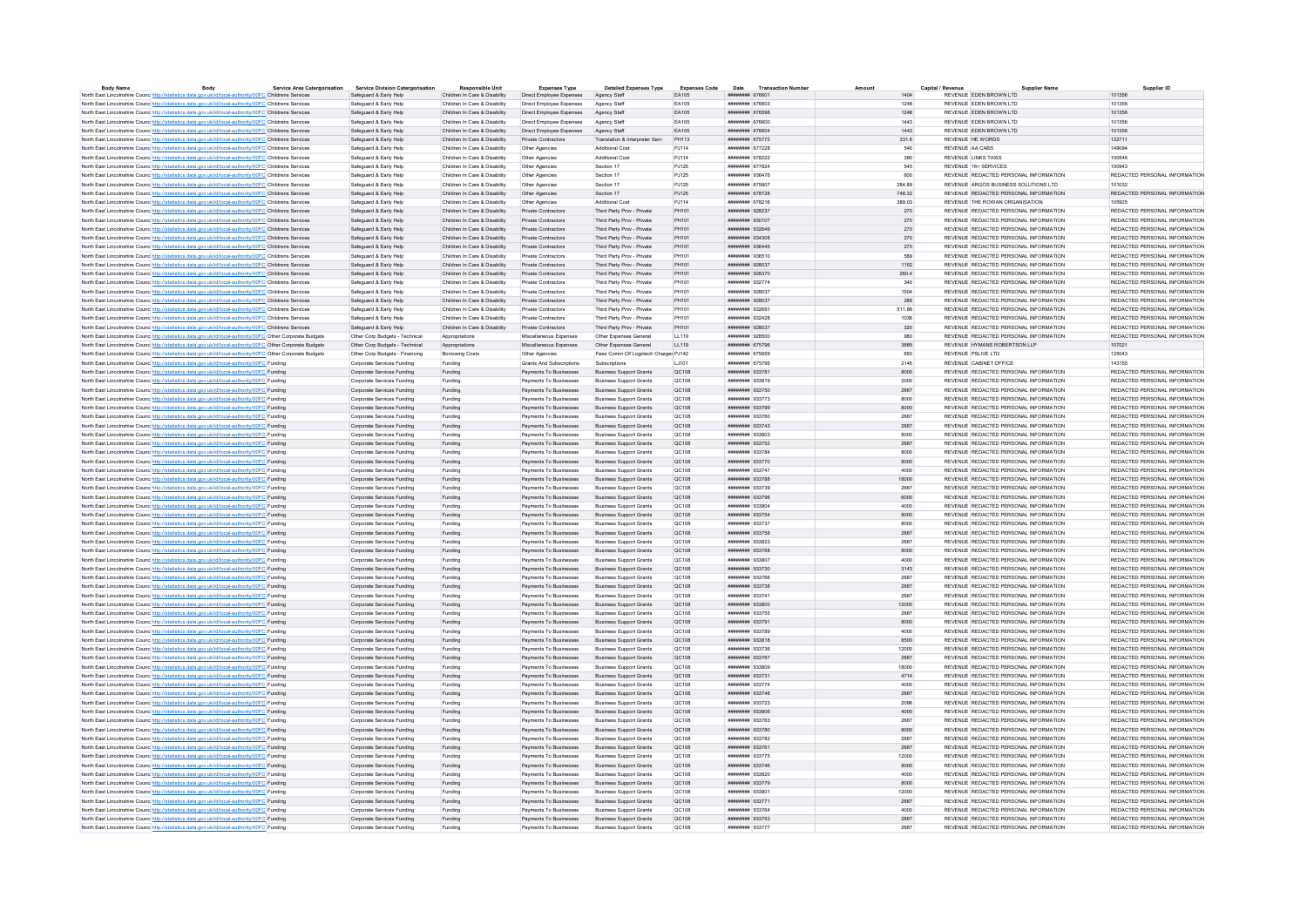| Body Name | Body | Service Area Catergorisation | Service Division Catergorisation | Responsible Unit | Expenses Type | Detailed Expenses Type | Expenses Code | Date | Transaction Number | Amount | Capital / Revenue | Supplier Name | Supplier ID |
|---|---|---|---|---|---|---|---|---|---|---|---|---|---|
| North East Lincolnshire Council | http://statistics.data.gov.uk/id/local-authority/00FC | Childrens Services | Safeguard & Early Help | Children In Care & Disability | Direct Employee Expenses | Agency Staff | EA105 | ######## | 676601 | 1404 | REVENUE | EDEN BROWN LTD | 101356 |
| North East Lincolnshire Council | http://statistics.data.gov.uk/id/local-authority/00FC | Childrens Services | Safeguard & Early Help | Children In Care & Disability | Direct Employee Expenses | Agency Staff | EA105 | ######## | 676603 | 1248 | REVENUE | EDEN BROWN LTD | 101356 |
| North East Lincolnshire Council | http://statistics.data.gov.uk/id/local-authority/00FC | Childrens Services | Safeguard & Early Help | Children In Care & Disability | Direct Employee Expenses | Agency Staff | EA105 | ######## | 678598 | 1248 | REVENUE | EDEN BROWN LTD | 101356 |
| North East Lincolnshire Council | http://statistics.data.gov.uk/id/local-authority/00FC | Childrens Services | Safeguard & Early Help | Children In Care & Disability | Direct Employee Expenses | Agency Staff | EA105 | ######## | 676600 | 1443 | REVENUE | EDEN BROWN LTD | 101356 |
| North East Lincolnshire Council | http://statistics.data.gov.uk/id/local-authority/00FC | Childrens Services | Safeguard & Early Help | Children In Care & Disability | Direct Employee Expenses | Agency Staff | EA105 | ######## | 676604 | 1443 | REVENUE | EDEN BROWN LTD | 101356 |
| North East Lincolnshire Council | http://statistics.data.gov.uk/id/local-authority/00FC | Childrens Services | Safeguard & Early Help | Children In Care & Disability | Private Contractors | Translation & Interpreter Serv | PH113 | ######## | 675772 | 331.6 | REVENUE | HE WORDS | 122711 |
| North East Lincolnshire Council | http://statistics.data.gov.uk/id/local-authority/00FC | Childrens Services | Safeguard & Early Help | Children In Care & Disability | Other Agencies | Additional Cost | PJ114 | ######## | 677228 | 540 | REVENUE | AA CABS | 149094 |
| North East Lincolnshire Council | http://statistics.data.gov.uk/id/local-authority/00FC | Childrens Services | Safeguard & Early Help | Children In Care & Disability | Other Agencies | Additional Cost | PJ114 | ######## | 678222 | 380 | REVENUE | LINKS TAXIS | 100546 |
| North East Lincolnshire Council | http://statistics.data.gov.uk/id/local-authority/00FC | Childrens Services | Safeguard & Early Help | Children In Care & Disability | Other Agencies | Section 17 | PJ125 | ######## | 677824 | 545 | REVENUE | 16+ SERVICES | 100943 |
| North East Lincolnshire Council | http://statistics.data.gov.uk/id/local-authority/00FC | Childrens Services | Safeguard & Early Help | Children In Care & Disability | Other Agencies | Section 17 | PJ125 | ######## | 936476 | 600 | REVENUE | REDACTED PERSONAL INFORMATION | REDACTED PERSONAL INFORMATION |
| North East Lincolnshire Council | http://statistics.data.gov.uk/id/local-authority/00FC | Childrens Services | Safeguard & Early Help | Children In Care & Disability | Other Agencies | Section 17 | PJ125 | ######## | 675807 | 284.89 | REVENUE | ARGOS BUSINESS SOLUTIONS LTD | 101032 |
| North East Lincolnshire Council | http://statistics.data.gov.uk/id/local-authority/00FC | Childrens Services | Safeguard & Early Help | Children In Care & Disability | Other Agencies | Section 17 | PJ125 | ######## | 676728 | 748.32 | REVENUE | REDACTED PERSONAL INFORMATION | REDACTED PERSONAL INFORMATION |
| North East Lincolnshire Council | http://statistics.data.gov.uk/id/local-authority/00FC | Childrens Services | Safeguard & Early Help | Children In Care & Disability | Other Agencies | Additional Cost | PJ114 | ######## | 678216 | 389.03 | REVENUE | THE ROWAN ORGANISATION | 105925 |
| North East Lincolnshire Council | http://statistics.data.gov.uk/id/local-authority/00FC | Childrens Services | Safeguard & Early Help | Children In Care & Disability | Private Contractors | Third Party Prov - Private | PH101 | ######## | 928237 | 270 | REVENUE | REDACTED PERSONAL INFORMATION | REDACTED PERSONAL INFORMATION |
| North East Lincolnshire Council | http://statistics.data.gov.uk/id/local-authority/00FC | Childrens Services | Safeguard & Early Help | Children In Care & Disability | Private Contractors | Third Party Prov - Private | PH101 | ######## | 930107 | 270 | REVENUE | REDACTED PERSONAL INFORMATION | REDACTED PERSONAL INFORMATION |
| North East Lincolnshire Council | http://statistics.data.gov.uk/id/local-authority/00FC | Childrens Services | Safeguard & Early Help | Children In Care & Disability | Private Contractors | Third Party Prov - Private | PH101 | ######## | 932649 | 270 | REVENUE | REDACTED PERSONAL INFORMATION | REDACTED PERSONAL INFORMATION |
| North East Lincolnshire Council | http://statistics.data.gov.uk/id/local-authority/00FC | Childrens Services | Safeguard & Early Help | Children In Care & Disability | Private Contractors | Third Party Prov - Private | PH101 | ######## | 934308 | 270 | REVENUE | REDACTED PERSONAL INFORMATION | REDACTED PERSONAL INFORMATION |
| North East Lincolnshire Council | http://statistics.data.gov.uk/id/local-authority/00FC | Childrens Services | Safeguard & Early Help | Children In Care & Disability | Private Contractors | Third Party Prov - Private | PH101 | ######## | 936445 | 270 | REVENUE | REDACTED PERSONAL INFORMATION | REDACTED PERSONAL INFORMATION |
| North East Lincolnshire Council | http://statistics.data.gov.uk/id/local-authority/00FC | Childrens Services | Safeguard & Early Help | Children In Care & Disability | Private Contractors | Third Party Prov - Private | PH101 | ######## | 936510 | 589 | REVENUE | REDACTED PERSONAL INFORMATION | REDACTED PERSONAL INFORMATION |
| North East Lincolnshire Council | http://statistics.data.gov.uk/id/local-authority/00FC | Childrens Services | Safeguard & Early Help | Children In Care & Disability | Private Contractors | Third Party Prov - Private | PH101 | ######## | 928037 | 1152 | REVENUE | REDACTED PERSONAL INFORMATION | REDACTED PERSONAL INFORMATION |
| North East Lincolnshire Council | http://statistics.data.gov.uk/id/local-authority/00FC | Childrens Services | Safeguard & Early Help | Children In Care & Disability | Private Contractors | Third Party Prov - Private | PH101 | ######## | 928370 | 260.4 | REVENUE | REDACTED PERSONAL INFORMATION | REDACTED PERSONAL INFORMATION |
| North East Lincolnshire Council | http://statistics.data.gov.uk/id/local-authority/00FC | Childrens Services | Safeguard & Early Help | Children In Care & Disability | Private Contractors | Third Party Prov - Private | PH101 | ######## | 932774 | 340 | REVENUE | REDACTED PERSONAL INFORMATION | REDACTED PERSONAL INFORMATION |
| North East Lincolnshire Council | http://statistics.data.gov.uk/id/local-authority/00FC | Childrens Services | Safeguard & Early Help | Children In Care & Disability | Private Contractors | Third Party Prov - Private | PH101 | ######## | 928037 | 1504 | REVENUE | REDACTED PERSONAL INFORMATION | REDACTED PERSONAL INFORMATION |
| North East Lincolnshire Council | http://statistics.data.gov.uk/id/local-authority/00FC | Childrens Services | Safeguard & Early Help | Children In Care & Disability | Private Contractors | Third Party Prov - Private | PH101 | ######## | 928037 | 288 | REVENUE | REDACTED PERSONAL INFORMATION | REDACTED PERSONAL INFORMATION |
| North East Lincolnshire Council | http://statistics.data.gov.uk/id/local-authority/00FC | Childrens Services | Safeguard & Early Help | Children In Care & Disability | Private Contractors | Third Party Prov - Private | PH101 | ######## | 932691 | 511.88 | REVENUE | REDACTED PERSONAL INFORMATION | REDACTED PERSONAL INFORMATION |
| North East Lincolnshire Council | http://statistics.data.gov.uk/id/local-authority/00FC | Childrens Services | Safeguard & Early Help | Children In Care & Disability | Private Contractors | Third Party Prov - Private | PH101 | ######## | 932428 | 1036 | REVENUE | REDACTED PERSONAL INFORMATION | REDACTED PERSONAL INFORMATION |
| North East Lincolnshire Council | http://statistics.data.gov.uk/id/local-authority/00FC | Childrens Services | Safeguard & Early Help | Children In Care & Disability | Private Contractors | Third Party Prov - Private | PH101 | ######## | 928037 | 320 | REVENUE | REDACTED PERSONAL INFORMATION | REDACTED PERSONAL INFORMATION |
| North East Lincolnshire Council | http://statistics.data.gov.uk/id/local-authority/00FC | Other Corporate Budgets | Other Corp Budgets - Technical | Appropriations | Miscellaneous Expenses | Other Expenses General | LL119 | ######## | 928500 | 980 | REVENUE | REDACTED PERSONAL INFORMATION | REDACTED PERSONAL INFORMATION |
| North East Lincolnshire Council | http://statistics.data.gov.uk/id/local-authority/00FC | Other Corporate Budgets | Other Corp Budgets - Technical | Appropriations | Miscellaneous Expenses | Other Expenses General | LL119 | ######## | 675796 | 3665 | REVENUE | HYMANS ROBERTSON LLP | 107021 |
| North East Lincolnshire Council | http://statistics.data.gov.uk/id/local-authority/00FC | Other Corporate Budgets | Other Corp Budgets - Financing | Borrowing Costs | Other Agencies | Fees Comm Clf Logistech Charges | PJ142 | ######## | 675659 | 650 | REVENUE | PSLIVE LTD | 125043 |
| North East Lincolnshire Council | http://statistics.data.gov.uk/id/local-authority/00FC | Funding | Corporate Services Funding | Funding | Grants And Subscriptions | Subscriptions | LJ101 | ######## | 675795 | 2145 | REVENUE | CABINET OFFICE | 143105 |
| North East Lincolnshire Council | http://statistics.data.gov.uk/id/local-authority/00FC | Funding | Corporate Services Funding | Funding | Payments To Businesses | Business Support Grants | QC108 | ######## | 933781 | 8000 | REVENUE | REDACTED PERSONAL INFORMATION | REDACTED PERSONAL INFORMATION |
| North East Lincolnshire Council | http://statistics.data.gov.uk/id/local-authority/00FC | Funding | Corporate Services Funding | Funding | Payments To Businesses | Business Support Grants | QC108 | ######## | 933819 | 2000 | REVENUE | REDACTED PERSONAL INFORMATION | REDACTED PERSONAL INFORMATION |
| North East Lincolnshire Council | http://statistics.data.gov.uk/id/local-authority/00FC | Funding | Corporate Services Funding | Funding | Payments To Businesses | Business Support Grants | QC108 | ######## | 933750 | 2667 | REVENUE | REDACTED PERSONAL INFORMATION | REDACTED PERSONAL INFORMATION |
| North East Lincolnshire Council | http://statistics.data.gov.uk/id/local-authority/00FC | Funding | Corporate Services Funding | Funding | Payments To Businesses | Business Support Grants | QC108 | ######## | 933773 | 8000 | REVENUE | REDACTED PERSONAL INFORMATION | REDACTED PERSONAL INFORMATION |
| North East Lincolnshire Council | http://statistics.data.gov.uk/id/local-authority/00FC | Funding | Corporate Services Funding | Funding | Payments To Businesses | Business Support Grants | QC108 | ######## | 933799 | 8000 | REVENUE | REDACTED PERSONAL INFORMATION | REDACTED PERSONAL INFORMATION |
| North East Lincolnshire Council | http://statistics.data.gov.uk/id/local-authority/00FC | Funding | Corporate Services Funding | Funding | Payments To Businesses | Business Support Grants | QC108 | ######## | 933760 | 2667 | REVENUE | REDACTED PERSONAL INFORMATION | REDACTED PERSONAL INFORMATION |
| North East Lincolnshire Council | http://statistics.data.gov.uk/id/local-authority/00FC | Funding | Corporate Services Funding | Funding | Payments To Businesses | Business Support Grants | QC108 | ######## | 933743 | 2667 | REVENUE | REDACTED PERSONAL INFORMATION | REDACTED PERSONAL INFORMATION |
| North East Lincolnshire Council | http://statistics.data.gov.uk/id/local-authority/00FC | Funding | Corporate Services Funding | Funding | Payments To Businesses | Business Support Grants | QC108 | ######## | 933803 | 8000 | REVENUE | REDACTED PERSONAL INFORMATION | REDACTED PERSONAL INFORMATION |
| North East Lincolnshire Council | http://statistics.data.gov.uk/id/local-authority/00FC | Funding | Corporate Services Funding | Funding | Payments To Businesses | Business Support Grants | QC108 | ######## | 933752 | 2667 | REVENUE | REDACTED PERSONAL INFORMATION | REDACTED PERSONAL INFORMATION |
| North East Lincolnshire Council | http://statistics.data.gov.uk/id/local-authority/00FC | Funding | Corporate Services Funding | Funding | Payments To Businesses | Business Support Grants | QC108 | ######## | 933784 | 8000 | REVENUE | REDACTED PERSONAL INFORMATION | REDACTED PERSONAL INFORMATION |
| North East Lincolnshire Council | http://statistics.data.gov.uk/id/local-authority/00FC | Funding | Corporate Services Funding | Funding | Payments To Businesses | Business Support Grants | QC108 | ######## | 933770 | 8000 | REVENUE | REDACTED PERSONAL INFORMATION | REDACTED PERSONAL INFORMATION |
| North East Lincolnshire Council | http://statistics.data.gov.uk/id/local-authority/00FC | Funding | Corporate Services Funding | Funding | Payments To Businesses | Business Support Grants | QC108 | ######## | 933747 | 4000 | REVENUE | REDACTED PERSONAL INFORMATION | REDACTED PERSONAL INFORMATION |
| North East Lincolnshire Council | http://statistics.data.gov.uk/id/local-authority/00FC | Funding | Corporate Services Funding | Funding | Payments To Businesses | Business Support Grants | QC108 | ######## | 933788 | 18000 | REVENUE | REDACTED PERSONAL INFORMATION | REDACTED PERSONAL INFORMATION |
| North East Lincolnshire Council | http://statistics.data.gov.uk/id/local-authority/00FC | Funding | Corporate Services Funding | Funding | Payments To Businesses | Business Support Grants | QC108 | ######## | 933739 | 2667 | REVENUE | REDACTED PERSONAL INFORMATION | REDACTED PERSONAL INFORMATION |
| North East Lincolnshire Council | http://statistics.data.gov.uk/id/local-authority/00FC | Funding | Corporate Services Funding | Funding | Payments To Businesses | Business Support Grants | QC108 | ######## | 933796 | 6000 | REVENUE | REDACTED PERSONAL INFORMATION | REDACTED PERSONAL INFORMATION |
| North East Lincolnshire Council | http://statistics.data.gov.uk/id/local-authority/00FC | Funding | Corporate Services Funding | Funding | Payments To Businesses | Business Support Grants | QC108 | ######## | 933804 | 4000 | REVENUE | REDACTED PERSONAL INFORMATION | REDACTED PERSONAL INFORMATION |
| North East Lincolnshire Council | http://statistics.data.gov.uk/id/local-authority/00FC | Funding | Corporate Services Funding | Funding | Payments To Businesses | Business Support Grants | QC108 | ######## | 933754 | 8000 | REVENUE | REDACTED PERSONAL INFORMATION | REDACTED PERSONAL INFORMATION |
| North East Lincolnshire Council | http://statistics.data.gov.uk/id/local-authority/00FC | Funding | Corporate Services Funding | Funding | Payments To Businesses | Business Support Grants | QC108 | ######## | 933737 | 8000 | REVENUE | REDACTED PERSONAL INFORMATION | REDACTED PERSONAL INFORMATION |
| North East Lincolnshire Council | http://statistics.data.gov.uk/id/local-authority/00FC | Funding | Corporate Services Funding | Funding | Payments To Businesses | Business Support Grants | QC108 | ######## | 933758 | 2667 | REVENUE | REDACTED PERSONAL INFORMATION | REDACTED PERSONAL INFORMATION |
| North East Lincolnshire Council | http://statistics.data.gov.uk/id/local-authority/00FC | Funding | Corporate Services Funding | Funding | Payments To Businesses | Business Support Grants | QC108 | ######## | 933823 | 2667 | REVENUE | REDACTED PERSONAL INFORMATION | REDACTED PERSONAL INFORMATION |
| North East Lincolnshire Council | http://statistics.data.gov.uk/id/local-authority/00FC | Funding | Corporate Services Funding | Funding | Payments To Businesses | Business Support Grants | QC108 | ######## | 933768 | 8000 | REVENUE | REDACTED PERSONAL INFORMATION | REDACTED PERSONAL INFORMATION |
| North East Lincolnshire Council | http://statistics.data.gov.uk/id/local-authority/00FC | Funding | Corporate Services Funding | Funding | Payments To Businesses | Business Support Grants | QC108 | ######## | 933807 | 4000 | REVENUE | REDACTED PERSONAL INFORMATION | REDACTED PERSONAL INFORMATION |
| North East Lincolnshire Council | http://statistics.data.gov.uk/id/local-authority/00FC | Funding | Corporate Services Funding | Funding | Payments To Businesses | Business Support Grants | QC108 | ######## | 933730 | 3143 | REVENUE | REDACTED PERSONAL INFORMATION | REDACTED PERSONAL INFORMATION |
| North East Lincolnshire Council | http://statistics.data.gov.uk/id/local-authority/00FC | Funding | Corporate Services Funding | Funding | Payments To Businesses | Business Support Grants | QC108 | ######## | 933766 | 2667 | REVENUE | REDACTED PERSONAL INFORMATION | REDACTED PERSONAL INFORMATION |
| North East Lincolnshire Council | http://statistics.data.gov.uk/id/local-authority/00FC | Funding | Corporate Services Funding | Funding | Payments To Businesses | Business Support Grants | QC108 | ######## | 933738 | 2667 | REVENUE | REDACTED PERSONAL INFORMATION | REDACTED PERSONAL INFORMATION |
| North East Lincolnshire Council | http://statistics.data.gov.uk/id/local-authority/00FC | Funding | Corporate Services Funding | Funding | Payments To Businesses | Business Support Grants | QC108 | ######## | 933741 | 2667 | REVENUE | REDACTED PERSONAL INFORMATION | REDACTED PERSONAL INFORMATION |
| North East Lincolnshire Council | http://statistics.data.gov.uk/id/local-authority/00FC | Funding | Corporate Services Funding | Funding | Payments To Businesses | Business Support Grants | QC108 | ######## | 933800 | 12000 | REVENUE | REDACTED PERSONAL INFORMATION | REDACTED PERSONAL INFORMATION |
| North East Lincolnshire Council | http://statistics.data.gov.uk/id/local-authority/00FC | Funding | Corporate Services Funding | Funding | Payments To Businesses | Business Support Grants | QC108 | ######## | 933755 | 2667 | REVENUE | REDACTED PERSONAL INFORMATION | REDACTED PERSONAL INFORMATION |
| North East Lincolnshire Council | http://statistics.data.gov.uk/id/local-authority/00FC | Funding | Corporate Services Funding | Funding | Payments To Businesses | Business Support Grants | QC108 | ######## | 933791 | 8000 | REVENUE | REDACTED PERSONAL INFORMATION | REDACTED PERSONAL INFORMATION |
| North East Lincolnshire Council | http://statistics.data.gov.uk/id/local-authority/00FC | Funding | Corporate Services Funding | Funding | Payments To Businesses | Business Support Grants | QC108 | ######## | 933789 | 4000 | REVENUE | REDACTED PERSONAL INFORMATION | REDACTED PERSONAL INFORMATION |
| North East Lincolnshire Council | http://statistics.data.gov.uk/id/local-authority/00FC | Funding | Corporate Services Funding | Funding | Payments To Businesses | Business Support Grants | QC108 | ######## | 933818 | 8500 | REVENUE | REDACTED PERSONAL INFORMATION | REDACTED PERSONAL INFORMATION |
| North East Lincolnshire Council | http://statistics.data.gov.uk/id/local-authority/00FC | Funding | Corporate Services Funding | Funding | Payments To Businesses | Business Support Grants | QC108 | ######## | 933736 | 12000 | REVENUE | REDACTED PERSONAL INFORMATION | REDACTED PERSONAL INFORMATION |
| North East Lincolnshire Council | http://statistics.data.gov.uk/id/local-authority/00FC | Funding | Corporate Services Funding | Funding | Payments To Businesses | Business Support Grants | QC108 | ######## | 933767 | 2667 | REVENUE | REDACTED PERSONAL INFORMATION | REDACTED PERSONAL INFORMATION |
| North East Lincolnshire Council | http://statistics.data.gov.uk/id/local-authority/00FC | Funding | Corporate Services Funding | Funding | Payments To Businesses | Business Support Grants | QC108 | ######## | 933809 | 18000 | REVENUE | REDACTED PERSONAL INFORMATION | REDACTED PERSONAL INFORMATION |
| North East Lincolnshire Council | http://statistics.data.gov.uk/id/local-authority/00FC | Funding | Corporate Services Funding | Funding | Payments To Businesses | Business Support Grants | QC108 | ######## | 933731 | 4714 | REVENUE | REDACTED PERSONAL INFORMATION | REDACTED PERSONAL INFORMATION |
| North East Lincolnshire Council | http://statistics.data.gov.uk/id/local-authority/00FC | Funding | Corporate Services Funding | Funding | Payments To Businesses | Business Support Grants | QC108 | ######## | 933774 | 4000 | REVENUE | REDACTED PERSONAL INFORMATION | REDACTED PERSONAL INFORMATION |
| North East Lincolnshire Council | http://statistics.data.gov.uk/id/local-authority/00FC | Funding | Corporate Services Funding | Funding | Payments To Businesses | Business Support Grants | QC108 | ######## | 933748 | 2667 | REVENUE | REDACTED PERSONAL INFORMATION | REDACTED PERSONAL INFORMATION |
| North East Lincolnshire Council | http://statistics.data.gov.uk/id/local-authority/00FC | Funding | Corporate Services Funding | Funding | Payments To Businesses | Business Support Grants | QC108 | ######## | 933723 | 2096 | REVENUE | REDACTED PERSONAL INFORMATION | REDACTED PERSONAL INFORMATION |
| North East Lincolnshire Council | http://statistics.data.gov.uk/id/local-authority/00FC | Funding | Corporate Services Funding | Funding | Payments To Businesses | Business Support Grants | QC108 | ######## | 933806 | 4000 | REVENUE | REDACTED PERSONAL INFORMATION | REDACTED PERSONAL INFORMATION |
| North East Lincolnshire Council | http://statistics.data.gov.uk/id/local-authority/00FC | Funding | Corporate Services Funding | Funding | Payments To Businesses | Business Support Grants | QC108 | ######## | 933763 | 2667 | REVENUE | REDACTED PERSONAL INFORMATION | REDACTED PERSONAL INFORMATION |
| North East Lincolnshire Council | http://statistics.data.gov.uk/id/local-authority/00FC | Funding | Corporate Services Funding | Funding | Payments To Businesses | Business Support Grants | QC108 | ######## | 933780 | 8000 | REVENUE | REDACTED PERSONAL INFORMATION | REDACTED PERSONAL INFORMATION |
| North East Lincolnshire Council | http://statistics.data.gov.uk/id/local-authority/00FC | Funding | Corporate Services Funding | Funding | Payments To Businesses | Business Support Grants | QC108 | ######## | 933782 | 2667 | REVENUE | REDACTED PERSONAL INFORMATION | REDACTED PERSONAL INFORMATION |
| North East Lincolnshire Council | http://statistics.data.gov.uk/id/local-authority/00FC | Funding | Corporate Services Funding | Funding | Payments To Businesses | Business Support Grants | QC108 | ######## | 933761 | 2667 | REVENUE | REDACTED PERSONAL INFORMATION | REDACTED PERSONAL INFORMATION |
| North East Lincolnshire Council | http://statistics.data.gov.uk/id/local-authority/00FC | Funding | Corporate Services Funding | Funding | Payments To Businesses | Business Support Grants | QC108 | ######## | 933775 | 12000 | REVENUE | REDACTED PERSONAL INFORMATION | REDACTED PERSONAL INFORMATION |
| North East Lincolnshire Council | http://statistics.data.gov.uk/id/local-authority/00FC | Funding | Corporate Services Funding | Funding | Payments To Businesses | Business Support Grants | QC108 | ######## | 933746 | 8000 | REVENUE | REDACTED PERSONAL INFORMATION | REDACTED PERSONAL INFORMATION |
| North East Lincolnshire Council | http://statistics.data.gov.uk/id/local-authority/00FC | Funding | Corporate Services Funding | Funding | Payments To Businesses | Business Support Grants | QC108 | ######## | 933820 | 4000 | REVENUE | REDACTED PERSONAL INFORMATION | REDACTED PERSONAL INFORMATION |
| North East Lincolnshire Council | http://statistics.data.gov.uk/id/local-authority/00FC | Funding | Corporate Services Funding | Funding | Payments To Businesses | Business Support Grants | QC108 | ######## | 933779 | 8000 | REVENUE | REDACTED PERSONAL INFORMATION | REDACTED PERSONAL INFORMATION |
| North East Lincolnshire Council | http://statistics.data.gov.uk/id/local-authority/00FC | Funding | Corporate Services Funding | Funding | Payments To Businesses | Business Support Grants | QC108 | ######## | 933801 | 12000 | REVENUE | REDACTED PERSONAL INFORMATION | REDACTED PERSONAL INFORMATION |
| North East Lincolnshire Council | http://statistics.data.gov.uk/id/local-authority/00FC | Funding | Corporate Services Funding | Funding | Payments To Businesses | Business Support Grants | QC108 | ######## | 933771 | 2667 | REVENUE | REDACTED PERSONAL INFORMATION | REDACTED PERSONAL INFORMATION |
| North East Lincolnshire Council | http://statistics.data.gov.uk/id/local-authority/00FC | Funding | Corporate Services Funding | Funding | Payments To Businesses | Business Support Grants | QC108 | ######## | 933764 | 4000 | REVENUE | REDACTED PERSONAL INFORMATION | REDACTED PERSONAL INFORMATION |
| North East Lincolnshire Council | http://statistics.data.gov.uk/id/local-authority/00FC | Funding | Corporate Services Funding | Funding | Payments To Businesses | Business Support Grants | QC108 | ######## | 933753 | 2667 | REVENUE | REDACTED PERSONAL INFORMATION | REDACTED PERSONAL INFORMATION |
| North East Lincolnshire Council | http://statistics.data.gov.uk/id/local-authority/00FC | Funding | Corporate Services Funding | Funding | Payments To Businesses | Business Support Grants | QC108 | ######## | 933777 | 2667 | REVENUE | REDACTED PERSONAL INFORMATION | REDACTED PERSONAL INFORMATION |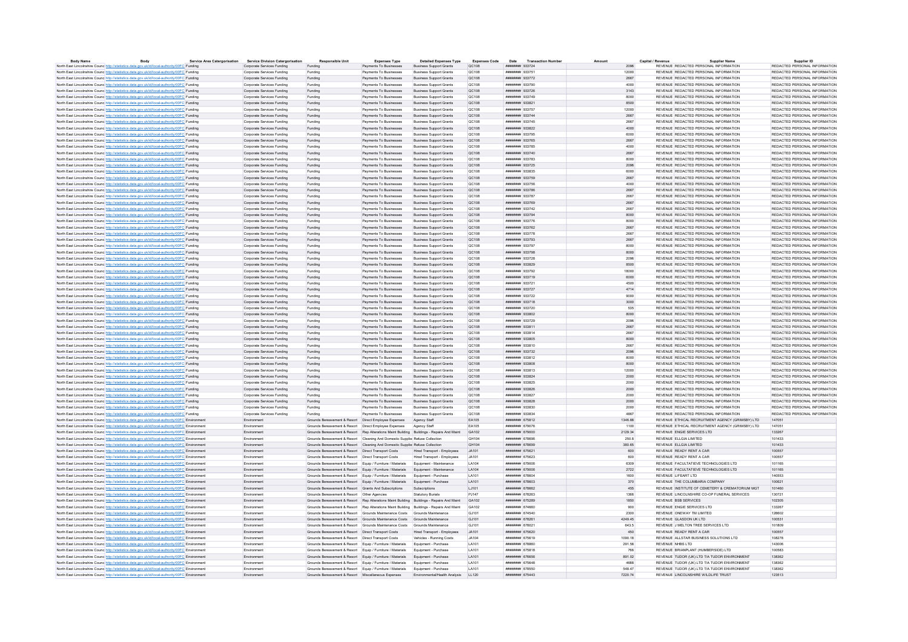| Body Name | Body | Service Area Catergorisation | Service Division Catergorisation | Responsible Unit | Expenses Type | Detailed Expenses Type | Expenses Code | Date | Transaction Number | Amount | Capital / Revenue | Supplier Name | Supplier ID |
|---|---|---|---|---|---|---|---|---|---|---|---|---|---|
| North East Lincolnshire Council | http://statistics.data.gov.uk/id/local-authority/00FC | Funding | Corporate Services Funding | Funding | Payments To Businesses | Business Support Grants | QC108 | ######## | 933724 | 2096 | REVENUE | REDACTED PERSONAL INFORMATION | REDACTED PERSONAL INFORMATION |
| North East Lincolnshire Council | http://statistics.data.gov.uk/id/local-authority/00FC | Funding | Corporate Services Funding | Funding | Payments To Businesses | Business Support Grants | QC108 | ######## | 933751 | 12000 | REVENUE | REDACTED PERSONAL INFORMATION | REDACTED PERSONAL INFORMATION |
| North East Lincolnshire Council | http://statistics.data.gov.uk/id/local-authority/00FC | Funding | Corporate Services Funding | Funding | Payments To Businesses | Business Support Grants | QC108 | ######## | 933772 | 2667 | REVENUE | REDACTED PERSONAL INFORMATION | REDACTED PERSONAL INFORMATION |
| North East Lincolnshire Council | http://statistics.data.gov.uk/id/local-authority/00FC | Funding | Corporate Services Funding | Funding | Payments To Businesses | Business Support Grants | QC108 | ######## | 933790 | 4000 | REVENUE | REDACTED PERSONAL INFORMATION | REDACTED PERSONAL INFORMATION |
| North East Lincolnshire Council | http://statistics.data.gov.uk/id/local-authority/00FC | Funding | Corporate Services Funding | Funding | Payments To Businesses | Business Support Grants | QC108 | ######## | 933726 | 3143 | REVENUE | REDACTED PERSONAL INFORMATION | REDACTED PERSONAL INFORMATION |
| North East Lincolnshire Council | http://statistics.data.gov.uk/id/local-authority/00FC | Funding | Corporate Services Funding | Funding | Payments To Businesses | Business Support Grants | QC108 | ######## | 933749 | 8000 | REVENUE | REDACTED PERSONAL INFORMATION | REDACTED PERSONAL INFORMATION |
| North East Lincolnshire Council | http://statistics.data.gov.uk/id/local-authority/00FC | Funding | Corporate Services Funding | Funding | Payments To Businesses | Business Support Grants | QC108 | ######## | 933821 | 8500 | REVENUE | REDACTED PERSONAL INFORMATION | REDACTED PERSONAL INFORMATION |
| North East Lincolnshire Council | http://statistics.data.gov.uk/id/local-authority/00FC | Funding | Corporate Services Funding | Funding | Payments To Businesses | Business Support Grants | QC108 | ######## | 933757 | 12000 | REVENUE | REDACTED PERSONAL INFORMATION | REDACTED PERSONAL INFORMATION |
| North East Lincolnshire Council | http://statistics.data.gov.uk/id/local-authority/00FC | Funding | Corporate Services Funding | Funding | Payments To Businesses | Business Support Grants | QC108 | ######## | 933744 | 2667 | REVENUE | REDACTED PERSONAL INFORMATION | REDACTED PERSONAL INFORMATION |
| North East Lincolnshire Council | http://statistics.data.gov.uk/id/local-authority/00FC | Funding | Corporate Services Funding | Funding | Payments To Businesses | Business Support Grants | QC108 | ######## | 933745 | 2667 | REVENUE | REDACTED PERSONAL INFORMATION | REDACTED PERSONAL INFORMATION |
| North East Lincolnshire Council | http://statistics.data.gov.uk/id/local-authority/00FC | Funding | Corporate Services Funding | Funding | Payments To Businesses | Business Support Grants | QC108 | ######## | 933822 | 4000 | REVENUE | REDACTED PERSONAL INFORMATION | REDACTED PERSONAL INFORMATION |
| North East Lincolnshire Council | http://statistics.data.gov.uk/id/local-authority/00FC | Funding | Corporate Services Funding | Funding | Payments To Businesses | Business Support Grants | QC108 | ######## | 933795 | 6000 | REVENUE | REDACTED PERSONAL INFORMATION | REDACTED PERSONAL INFORMATION |
| North East Lincolnshire Council | http://statistics.data.gov.uk/id/local-authority/00FC | Funding | Corporate Services Funding | Funding | Payments To Businesses | Business Support Grants | QC108 | ######## | 933765 | 2667 | REVENUE | REDACTED PERSONAL INFORMATION | REDACTED PERSONAL INFORMATION |
| North East Lincolnshire Council | http://statistics.data.gov.uk/id/local-authority/00FC | Funding | Corporate Services Funding | Funding | Payments To Businesses | Business Support Grants | QC108 | ######## | 933785 | 4000 | REVENUE | REDACTED PERSONAL INFORMATION | REDACTED PERSONAL INFORMATION |
| North East Lincolnshire Council | http://statistics.data.gov.uk/id/local-authority/00FC | Funding | Corporate Services Funding | Funding | Payments To Businesses | Business Support Grants | QC108 | ######## | 933740 | 2667 | REVENUE | REDACTED PERSONAL INFORMATION | REDACTED PERSONAL INFORMATION |
| North East Lincolnshire Council | http://statistics.data.gov.uk/id/local-authority/00FC | Funding | Corporate Services Funding | Funding | Payments To Businesses | Business Support Grants | QC108 | ######## | 933783 | 8000 | REVENUE | REDACTED PERSONAL INFORMATION | REDACTED PERSONAL INFORMATION |
| North East Lincolnshire Council | http://statistics.data.gov.uk/id/local-authority/00FC | Funding | Corporate Services Funding | Funding | Payments To Businesses | Business Support Grants | QC108 | ######## | 933725 | 2096 | REVENUE | REDACTED PERSONAL INFORMATION | REDACTED PERSONAL INFORMATION |
| North East Lincolnshire Council | http://statistics.data.gov.uk/id/local-authority/00FC | Funding | Corporate Services Funding | Funding | Payments To Businesses | Business Support Grants | QC108 | ######## | 933835 | 6000 | REVENUE | REDACTED PERSONAL INFORMATION | REDACTED PERSONAL INFORMATION |
| North East Lincolnshire Council | http://statistics.data.gov.uk/id/local-authority/00FC | Funding | Corporate Services Funding | Funding | Payments To Businesses | Business Support Grants | QC108 | ######## | 933759 | 2667 | REVENUE | REDACTED PERSONAL INFORMATION | REDACTED PERSONAL INFORMATION |
| North East Lincolnshire Council | http://statistics.data.gov.uk/id/local-authority/00FC | Funding | Corporate Services Funding | Funding | Payments To Businesses | Business Support Grants | QC108 | ######## | 933756 | 4000 | REVENUE | REDACTED PERSONAL INFORMATION | REDACTED PERSONAL INFORMATION |
| North East Lincolnshire Council | http://statistics.data.gov.uk/id/local-authority/00FC | Funding | Corporate Services Funding | Funding | Payments To Businesses | Business Support Grants | QC108 | ######## | 933786 | 2667 | REVENUE | REDACTED PERSONAL INFORMATION | REDACTED PERSONAL INFORMATION |
| North East Lincolnshire Council | http://statistics.data.gov.uk/id/local-authority/00FC | Funding | Corporate Services Funding | Funding | Payments To Businesses | Business Support Grants | QC108 | ######## | 933787 | 2667 | REVENUE | REDACTED PERSONAL INFORMATION | REDACTED PERSONAL INFORMATION |
| North East Lincolnshire Council | http://statistics.data.gov.uk/id/local-authority/00FC | Funding | Corporate Services Funding | Funding | Payments To Businesses | Business Support Grants | QC108 | ######## | 933769 | 2667 | REVENUE | REDACTED PERSONAL INFORMATION | REDACTED PERSONAL INFORMATION |
| North East Lincolnshire Council | http://statistics.data.gov.uk/id/local-authority/00FC | Funding | Corporate Services Funding | Funding | Payments To Businesses | Business Support Grants | QC108 | ######## | 933742 | 2667 | REVENUE | REDACTED PERSONAL INFORMATION | REDACTED PERSONAL INFORMATION |
| North East Lincolnshire Council | http://statistics.data.gov.uk/id/local-authority/00FC | Funding | Corporate Services Funding | Funding | Payments To Businesses | Business Support Grants | QC108 | ######## | 933794 | 8000 | REVENUE | REDACTED PERSONAL INFORMATION | REDACTED PERSONAL INFORMATION |
| North East Lincolnshire Council | http://statistics.data.gov.uk/id/local-authority/00FC | Funding | Corporate Services Funding | Funding | Payments To Businesses | Business Support Grants | QC108 | ######## | 933776 | 8000 | REVENUE | REDACTED PERSONAL INFORMATION | REDACTED PERSONAL INFORMATION |
| North East Lincolnshire Council | http://statistics.data.gov.uk/id/local-authority/00FC | Funding | Corporate Services Funding | Funding | Payments To Businesses | Business Support Grants | QC108 | ######## | 933762 | 2667 | REVENUE | REDACTED PERSONAL INFORMATION | REDACTED PERSONAL INFORMATION |
| North East Lincolnshire Council | http://statistics.data.gov.uk/id/local-authority/00FC | Funding | Corporate Services Funding | Funding | Payments To Businesses | Business Support Grants | QC108 | ######## | 933778 | 2667 | REVENUE | REDACTED PERSONAL INFORMATION | REDACTED PERSONAL INFORMATION |
| North East Lincolnshire Council | http://statistics.data.gov.uk/id/local-authority/00FC | Funding | Corporate Services Funding | Funding | Payments To Businesses | Business Support Grants | QC108 | ######## | 933793 | 2667 | REVENUE | REDACTED PERSONAL INFORMATION | REDACTED PERSONAL INFORMATION |
| North East Lincolnshire Council | http://statistics.data.gov.uk/id/local-authority/00FC | Funding | Corporate Services Funding | Funding | Payments To Businesses | Business Support Grants | QC108 | ######## | 933797 | 8000 | REVENUE | REDACTED PERSONAL INFORMATION | REDACTED PERSONAL INFORMATION |
| North East Lincolnshire Council | http://statistics.data.gov.uk/id/local-authority/00FC | Funding | Corporate Services Funding | Funding | Payments To Businesses | Business Support Grants | QC108 | ######## | 933798 | 8000 | REVENUE | REDACTED PERSONAL INFORMATION | REDACTED PERSONAL INFORMATION |
| North East Lincolnshire Council | http://statistics.data.gov.uk/id/local-authority/00FC | Funding | Corporate Services Funding | Funding | Payments To Businesses | Business Support Grants | QC108 | ######## | 933728 | 2096 | REVENUE | REDACTED PERSONAL INFORMATION | REDACTED PERSONAL INFORMATION |
| North East Lincolnshire Council | http://statistics.data.gov.uk/id/local-authority/00FC | Funding | Corporate Services Funding | Funding | Payments To Businesses | Business Support Grants | QC108 | ######## | 933829 | 8500 | REVENUE | REDACTED PERSONAL INFORMATION | REDACTED PERSONAL INFORMATION |
| North East Lincolnshire Council | http://statistics.data.gov.uk/id/local-authority/00FC | Funding | Corporate Services Funding | Funding | Payments To Businesses | Business Support Grants | QC108 | ######## | 933792 | 18000 | REVENUE | REDACTED PERSONAL INFORMATION | REDACTED PERSONAL INFORMATION |
| North East Lincolnshire Council | http://statistics.data.gov.uk/id/local-authority/00FC | Funding | Corporate Services Funding | Funding | Payments To Businesses | Business Support Grants | QC108 | ######## | 933719 | 6000 | REVENUE | REDACTED PERSONAL INFORMATION | REDACTED PERSONAL INFORMATION |
| North East Lincolnshire Council | http://statistics.data.gov.uk/id/local-authority/00FC | Funding | Corporate Services Funding | Funding | Payments To Businesses | Business Support Grants | QC108 | ######## | 933721 | 4500 | REVENUE | REDACTED PERSONAL INFORMATION | REDACTED PERSONAL INFORMATION |
| North East Lincolnshire Council | http://statistics.data.gov.uk/id/local-authority/00FC | Funding | Corporate Services Funding | Funding | Payments To Businesses | Business Support Grants | QC108 | ######## | 933727 | 4714 | REVENUE | REDACTED PERSONAL INFORMATION | REDACTED PERSONAL INFORMATION |
| North East Lincolnshire Council | http://statistics.data.gov.uk/id/local-authority/00FC | Funding | Corporate Services Funding | Funding | Payments To Businesses | Business Support Grants | QC108 | ######## | 933722 | 9000 | REVENUE | REDACTED PERSONAL INFORMATION | REDACTED PERSONAL INFORMATION |
| North East Lincolnshire Council | http://statistics.data.gov.uk/id/local-authority/00FC | Funding | Corporate Services Funding | Funding | Payments To Businesses | Business Support Grants | QC108 | ######## | 933718 | 3000 | REVENUE | REDACTED PERSONAL INFORMATION | REDACTED PERSONAL INFORMATION |
| North East Lincolnshire Council | http://statistics.data.gov.uk/id/local-authority/00FC | Funding | Corporate Services Funding | Funding | Payments To Businesses | Business Support Grants | QC108 | ######## | 933720 | 535 | REVENUE | REDACTED PERSONAL INFORMATION | REDACTED PERSONAL INFORMATION |
| North East Lincolnshire Council | http://statistics.data.gov.uk/id/local-authority/00FC | Funding | Corporate Services Funding | Funding | Payments To Businesses | Business Support Grants | QC108 | ######## | 933802 | 8000 | REVENUE | REDACTED PERSONAL INFORMATION | REDACTED PERSONAL INFORMATION |
| North East Lincolnshire Council | http://statistics.data.gov.uk/id/local-authority/00FC | Funding | Corporate Services Funding | Funding | Payments To Businesses | Business Support Grants | QC108 | ######## | 933729 | 2096 | REVENUE | REDACTED PERSONAL INFORMATION | REDACTED PERSONAL INFORMATION |
| North East Lincolnshire Council | http://statistics.data.gov.uk/id/local-authority/00FC | Funding | Corporate Services Funding | Funding | Payments To Businesses | Business Support Grants | QC108 | ######## | 933811 | 2667 | REVENUE | REDACTED PERSONAL INFORMATION | REDACTED PERSONAL INFORMATION |
| North East Lincolnshire Council | http://statistics.data.gov.uk/id/local-authority/00FC | Funding | Corporate Services Funding | Funding | Payments To Businesses | Business Support Grants | QC108 | ######## | 933814 | 2667 | REVENUE | REDACTED PERSONAL INFORMATION | REDACTED PERSONAL INFORMATION |
| North East Lincolnshire Council | http://statistics.data.gov.uk/id/local-authority/00FC | Funding | Corporate Services Funding | Funding | Payments To Businesses | Business Support Grants | QC108 | ######## | 933805 | 8000 | REVENUE | REDACTED PERSONAL INFORMATION | REDACTED PERSONAL INFORMATION |
| North East Lincolnshire Council | http://statistics.data.gov.uk/id/local-authority/00FC | Funding | Corporate Services Funding | Funding | Payments To Businesses | Business Support Grants | QC108 | ######## | 933810 | 2667 | REVENUE | REDACTED PERSONAL INFORMATION | REDACTED PERSONAL INFORMATION |
| North East Lincolnshire Council | http://statistics.data.gov.uk/id/local-authority/00FC | Funding | Corporate Services Funding | Funding | Payments To Businesses | Business Support Grants | QC108 | ######## | 933732 | 2096 | REVENUE | REDACTED PERSONAL INFORMATION | REDACTED PERSONAL INFORMATION |
| North East Lincolnshire Council | http://statistics.data.gov.uk/id/local-authority/00FC | Funding | Corporate Services Funding | Funding | Payments To Businesses | Business Support Grants | QC108 | ######## | 933812 | 8000 | REVENUE | REDACTED PERSONAL INFORMATION | REDACTED PERSONAL INFORMATION |
| North East Lincolnshire Council | http://statistics.data.gov.uk/id/local-authority/00FC | Funding | Corporate Services Funding | Funding | Payments To Businesses | Business Support Grants | QC108 | ######## | 933808 | 8000 | REVENUE | REDACTED PERSONAL INFORMATION | REDACTED PERSONAL INFORMATION |
| North East Lincolnshire Council | http://statistics.data.gov.uk/id/local-authority/00FC | Funding | Corporate Services Funding | Funding | Payments To Businesses | Business Support Grants | QC108 | ######## | 933813 | 12000 | REVENUE | REDACTED PERSONAL INFORMATION | REDACTED PERSONAL INFORMATION |
| North East Lincolnshire Council | http://statistics.data.gov.uk/id/local-authority/00FC | Funding | Corporate Services Funding | Funding | Payments To Businesses | Business Support Grants | QC108 | ######## | 933824 | 2000 | REVENUE | REDACTED PERSONAL INFORMATION | REDACTED PERSONAL INFORMATION |
| North East Lincolnshire Council | http://statistics.data.gov.uk/id/local-authority/00FC | Funding | Corporate Services Funding | Funding | Payments To Businesses | Business Support Grants | QC108 | ######## | 933825 | 2000 | REVENUE | REDACTED PERSONAL INFORMATION | REDACTED PERSONAL INFORMATION |
| North East Lincolnshire Council | http://statistics.data.gov.uk/id/local-authority/00FC | Funding | Corporate Services Funding | Funding | Payments To Businesses | Business Support Grants | QC108 | ######## | 933826 | 2000 | REVENUE | REDACTED PERSONAL INFORMATION | REDACTED PERSONAL INFORMATION |
| North East Lincolnshire Council | http://statistics.data.gov.uk/id/local-authority/00FC | Funding | Corporate Services Funding | Funding | Payments To Businesses | Business Support Grants | QC108 | ######## | 933827 | 2000 | REVENUE | REDACTED PERSONAL INFORMATION | REDACTED PERSONAL INFORMATION |
| North East Lincolnshire Council | http://statistics.data.gov.uk/id/local-authority/00FC | Funding | Corporate Services Funding | Funding | Payments To Businesses | Business Support Grants | QC108 | ######## | 933828 | 2000 | REVENUE | REDACTED PERSONAL INFORMATION | REDACTED PERSONAL INFORMATION |
| North East Lincolnshire Council | http://statistics.data.gov.uk/id/local-authority/00FC | Funding | Corporate Services Funding | Funding | Payments To Businesses | Business Support Grants | QC108 | ######## | 933830 | 2000 | REVENUE | REDACTED PERSONAL INFORMATION | REDACTED PERSONAL INFORMATION |
| North East Lincolnshire Council | http://statistics.data.gov.uk/id/local-authority/00FC | Funding | Corporate Services Funding | Funding | Payments To Businesses | Business Support Grants | QC108 | ######## | 933834 | 4667 | REVENUE | REDACTED PERSONAL INFORMATION | REDACTED PERSONAL INFORMATION |
| North East Lincolnshire Council | http://statistics.data.gov.uk/id/local-authority/00FC | Environment | Environment | Grounds Bereavement & Resort | Direct Employee Expenses | Agency Staff | EA105 | ######## | 675812 | 1346.88 | REVENUE | ETHICAL RECRUITMENT AGENCY (GRIMSBY) LTD | 147051 |
| North East Lincolnshire Council | http://statistics.data.gov.uk/id/local-authority/00FC | Environment | Environment | Grounds Bereavement & Resort | Direct Employee Expenses | Agency Staff | EA105 | ######## | 679076 | 1100 | REVENUE | ETHICAL RECRUITMENT AGENCY (GRIMSBY) LTD | 147051 |
| North East Lincolnshire Council | http://statistics.data.gov.uk/id/local-authority/00FC | Environment | Environment | Grounds Bereavement & Resort | Rep Alterations Maint Building | Buildings - Repairs And Maint | GA102 | ######## | 679000 | 2129.34 | REVENUE | ENGIE SERVICES LTD | 133267 |
| North East Lincolnshire Council | http://statistics.data.gov.uk/id/local-authority/00FC | Environment | Environment | Grounds Bereavement & Resort | Cleaning And Domestic Supplie | Refuse Collection | GH104 | ######## | 678696 | 250.8 | REVENUE | ELLGIA LIMITED | 101433 |
| North East Lincolnshire Council | http://statistics.data.gov.uk/id/local-authority/00FC | Environment | Environment | Grounds Bereavement & Resort | Cleaning And Domestic Supplie | Refuse Collection | GH104 | ######## | 678699 | 380.65 | REVENUE | ELLGIA LIMITED | 101433 |
| North East Lincolnshire Council | http://statistics.data.gov.uk/id/local-authority/00FC | Environment | Environment | Grounds Bereavement & Resort | Direct Transport Costs | Hired Transport - Employees | JA101 | ######## | 675621 | 600 | REVENUE | READY RENT A CAR | 100557 |
| North East Lincolnshire Council | http://statistics.data.gov.uk/id/local-authority/00FC | Environment | Environment | Grounds Bereavement & Resort | Direct Transport Costs | Hired Transport - Employees | JA101 | ######## | 675623 | 600 | REVENUE | READY RENT A CAR | 100557 |
| North East Lincolnshire Council | http://statistics.data.gov.uk/id/local-authority/00FC | Environment | Environment | Grounds Bereavement & Resort | Equip / Furniture / Materials | Equipment - Maintenance | LA104 | ######## | 679006 | 6309 | REVENUE | FACULTATIEVE TECHNOLOGIES LTD | 101165 |
| North East Lincolnshire Council | http://statistics.data.gov.uk/id/local-authority/00FC | Environment | Environment | Grounds Bereavement & Resort | Equip / Furniture / Materials | Equipment - Maintenance | LA104 | ######## | 679006 | 2722 | REVENUE | FACULTATIEVE TECHNOLOGIES LTD | 101165 |
| North East Lincolnshire Council | http://statistics.data.gov.uk/id/local-authority/00FC | Environment | Environment | Grounds Bereavement & Resort | Equip / Furniture / Materials | Equipment - Purchase | LA101 | ######## | 678604 | 1600 | REVENUE | LIFEART LTD | 140553 |
| North East Lincolnshire Council | http://statistics.data.gov.uk/id/local-authority/00FC | Environment | Environment | Grounds Bereavement & Resort | Equip / Furniture / Materials | Equipment - Purchase | LA101 | ######## | 678603 | 370 | REVENUE | THE COLUMBARIA COMPANY | 100621 |
| North East Lincolnshire Council | http://statistics.data.gov.uk/id/local-authority/00FC | Environment | Environment | Grounds Bereavement & Resort | Grants And Subscriptions | Subscriptions | LJ101 | ######## | 678662 | 455 | REVENUE | INSTITUTE OF CEMETERY & CREMATORIUM MGT | 101460 |
| North East Lincolnshire Council | http://statistics.data.gov.uk/id/local-authority/00FC | Environment | Environment | Grounds Bereavement & Resort | Other Agencies | Statutory Burials | PJ147 | ######## | 678263 | 1366 | REVENUE | LINCOLNSHIRE CO-OP FUNERAL SERVICES | 130721 |
| North East Lincolnshire Council | http://statistics.data.gov.uk/id/local-authority/00FC | Environment | Environment | Grounds Bereavement & Resort | Rep Alterations Maint Building | Buildings - Repairs And Maint | GA102 | ######## | 675289 | 1850 | REVENUE | BSB SERVICES | 102305 |
| North East Lincolnshire Council | http://statistics.data.gov.uk/id/local-authority/00FC | Environment | Environment | Grounds Bereavement & Resort | Rep Alterations Maint Building | Buildings - Repairs And Maint | GA102 | ######## | 674660 | 900 | REVENUE | ENGIE SERVICES LTD | 133267 |
| North East Lincolnshire Council | http://statistics.data.gov.uk/id/local-authority/00FC | Environment | Environment | Grounds Bereavement & Resort | Grounds Maintenance Costs | Grounds Maintenance | GJ101 | ######## | 674540 | 2300 | REVENUE | ONEWAY TM LIMITED | 128602 |
| North East Lincolnshire Council | http://statistics.data.gov.uk/id/local-authority/00FC | Environment | Environment | Grounds Bereavement & Resort | Grounds Maintenance Costs | Grounds Maintenance | GJ101 | ######## | 678261 | 4249.45 | REVENUE | GLASDON UK LTD | 100531 |
| North East Lincolnshire Council | http://statistics.data.gov.uk/id/local-authority/00FC | Environment | Environment | Grounds Bereavement & Resort | Grounds Maintenance Costs | Grounds Maintenance | GJ101 | ######## | 676021 | 643.5 | REVENUE | J MELTON TREE SERVICES LTD | 101809 |
| North East Lincolnshire Council | http://statistics.data.gov.uk/id/local-authority/00FC | Environment | Environment | Grounds Bereavement & Resort | Direct Transport Costs | Hired Transport - Employees | JA101 | ######## | 675620 | 450 | REVENUE | READY RENT A CAR | 100557 |
| North East Lincolnshire Council | http://statistics.data.gov.uk/id/local-authority/00FC | Environment | Environment | Grounds Bereavement & Resort | Direct Transport Costs | Vehicles - Running Costs | JA104 | ######## | 675619 | 1090.18 | REVENUE | ALLSTAR BUSINESS SOLUTIONS LTD | 108278 |
| North East Lincolnshire Council | http://statistics.data.gov.uk/id/local-authority/00FC | Environment | Environment | Grounds Bereavement & Resort | Equip / Furniture / Materials | Equipment - Purchase | LA101 | ######## | 678860 | 291.58 | REVENUE | NHBS LTD | 143006 |
| North East Lincolnshire Council | http://statistics.data.gov.uk/id/local-authority/00FC | Environment | Environment | Grounds Bereavement & Resort | Equip / Furniture / Materials | Equipment - Purchase | LA101 | ######## | 675818 | 766 | REVENUE | BRIANPLANT (HUMBERSIDE) LTD | 100563 |
| North East Lincolnshire Council | http://statistics.data.gov.uk/id/local-authority/00FC | Environment | Environment | Grounds Bereavement & Resort | Equip / Furniture / Materials | Equipment - Purchase | LA101 | ######## | 676656 | 891.02 | REVENUE | TUDOR (UK) LTD T/A TUDOR ENVIRONMENT | 138362 |
| North East Lincolnshire Council | http://statistics.data.gov.uk/id/local-authority/00FC | Environment | Environment | Grounds Bereavement & Resort | Equip / Furniture / Materials | Equipment - Purchase | LA101 | ######## | 675648 | 4688 | REVENUE | TUDOR (UK) LTD T/A TUDOR ENVIRONMENT | 138362 |
| North East Lincolnshire Council | http://statistics.data.gov.uk/id/local-authority/00FC | Environment | Environment | Grounds Bereavement & Resort | Equip / Furniture / Materials | Equipment - Purchase | LA101 | ######## | 678550 | 548.47 | REVENUE | TUDOR (UK) LTD T/A TUDOR ENVIRONMENT | 138362 |
| North East Lincolnshire Council | http://statistics.data.gov.uk/id/local-authority/00FC | Environment | Environment | Grounds Bereavement & Resort | Miscellaneous Expenses | Environmental/Health Analysis | LL120 | ######## | 675443 | 7220.74 | REVENUE | LINCOLNSHIRE WILDLIFE TRUST | 123513 |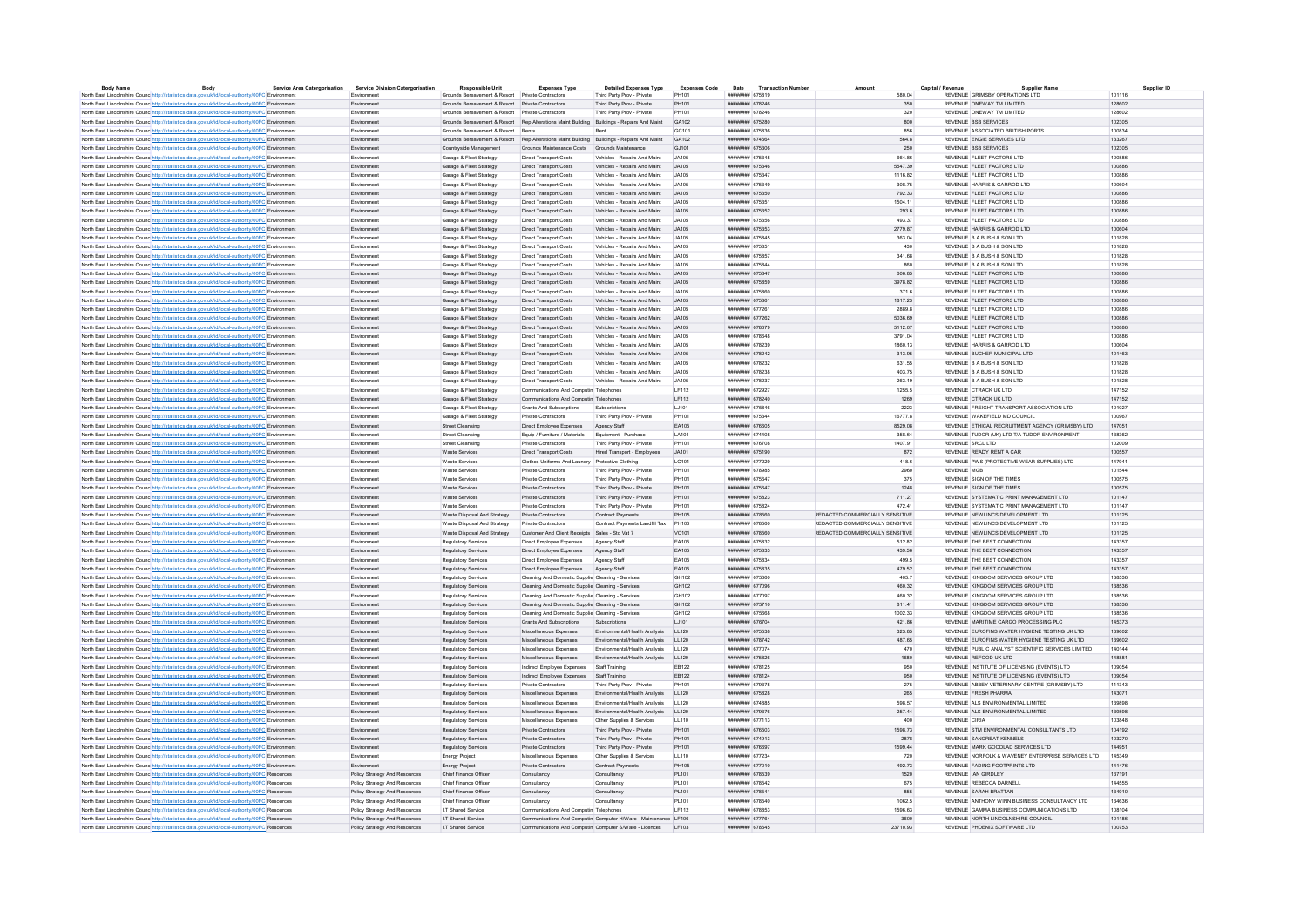| Body Name | Body | Service Area Categorisation | Service Division Categorisation | Responsible Unit | Expenses Type | Detailed Expenses Type | Expenses Code | Date | Transaction Number | Amount | Capital / Revenue | Supplier Name | Supplier ID |
|---|---|---|---|---|---|---|---|---|---|---|---|---|---|
| North East Lincolnshire Council | http://statistics.data.gov.uk/id/local-authority/00FC | Environment | Environment | Grounds Bereavement & Resort | Private Contractors | Third Party Prov - Private | PH101 | ######## | 675819 | 580.04 | REVENUE | GRIMSBY OPERATIONS LTD | 101116 |
| North East Lincolnshire Council | http://statistics.data.gov.uk/id/local-authority/00FC | Environment | Environment | Grounds Bereavement & Resort | Private Contractors | Third Party Prov - Private | PH101 | ######## | 678246 | 350 | REVENUE | ONEWAY TM LIMITED | 128602 |
| North East Lincolnshire Council | http://statistics.data.gov.uk/id/local-authority/00FC | Environment | Environment | Grounds Bereavement & Resort | Private Contractors | Third Party Prov - Private | PH101 | ######## | 678246 | 320 | REVENUE | ONEWAY TM LIMITED | 128602 |
| North East Lincolnshire Council | http://statistics.data.gov.uk/id/local-authority/00FC | Environment | Environment | Grounds Bereavement & Resort | Rep Alterations Maint Building | Buildings - Repairs And Maint | GA102 | ######## | 675280 | 800 | REVENUE | BSB SERVICES | 102305 |
| North East Lincolnshire Council | http://statistics.data.gov.uk/id/local-authority/00FC | Environment | Environment | Grounds Bereavement & Resort | Rents | Rent | GC101 | ######## | 675836 | 856 | REVENUE | ASSOCIATED BRITISH PORTS | 100834 |
| North East Lincolnshire Council | http://statistics.data.gov.uk/id/local-authority/00FC | Environment | Environment | Grounds Bereavement & Resort | Rep Alterations Maint Building | Buildings - Repairs And Maint | GA102 | ######## | 674664 | 564.8 | REVENUE | ENGIE SERVICES LTD | 133267 |
| North East Lincolnshire Council | http://statistics.data.gov.uk/id/local-authority/00FC | Environment | Environment | Countryside Management | Grounds Maintenance Costs | Grounds Maintenance | GJ101 | ######## | 675306 | 250 | REVENUE | BSB SERVICES | 102305 |
| North East Lincolnshire Council | http://statistics.data.gov.uk/id/local-authority/00FC | Environment | Environment | Garage & Fleet Strategy | Direct Transport Costs | Vehicles - Repairs And Maint | JA105 | ######## | 675345 | 664.86 | REVENUE | FLEET FACTORS LTD | 100886 |
| North East Lincolnshire Council | http://statistics.data.gov.uk/id/local-authority/00FC | Environment | Environment | Garage & Fleet Strategy | Direct Transport Costs | Vehicles - Repairs And Maint | JA105 | ######## | 675346 | 5547.39 | REVENUE | FLEET FACTORS LTD | 100886 |
| North East Lincolnshire Council | http://statistics.data.gov.uk/id/local-authority/00FC | Environment | Environment | Garage & Fleet Strategy | Direct Transport Costs | Vehicles - Repairs And Maint | JA105 | ######## | 675347 | 1116.82 | REVENUE | FLEET FACTORS LTD | 100886 |
| North East Lincolnshire Council | http://statistics.data.gov.uk/id/local-authority/00FC | Environment | Environment | Garage & Fleet Strategy | Direct Transport Costs | Vehicles - Repairs And Maint | JA105 | ######## | 675349 | 308.75 | REVENUE | HARRIS & GARROD LTD | 100604 |
| North East Lincolnshire Council | http://statistics.data.gov.uk/id/local-authority/00FC | Environment | Environment | Garage & Fleet Strategy | Direct Transport Costs | Vehicles - Repairs And Maint | JA105 | ######## | 675350 | 792.33 | REVENUE | FLEET FACTORS LTD | 100886 |
| North East Lincolnshire Council | http://statistics.data.gov.uk/id/local-authority/00FC | Environment | Environment | Garage & Fleet Strategy | Direct Transport Costs | Vehicles - Repairs And Maint | JA105 | ######## | 675351 | 1504.11 | REVENUE | FLEET FACTORS LTD | 100886 |
| North East Lincolnshire Council | http://statistics.data.gov.uk/id/local-authority/00FC | Environment | Environment | Garage & Fleet Strategy | Direct Transport Costs | Vehicles - Repairs And Maint | JA105 | ######## | 675352 | 293.6 | REVENUE | FLEET FACTORS LTD | 100886 |
| North East Lincolnshire Council | http://statistics.data.gov.uk/id/local-authority/00FC | Environment | Environment | Garage & Fleet Strategy | Direct Transport Costs | Vehicles - Repairs And Maint | JA105 | ######## | 675356 | 493.37 | REVENUE | FLEET FACTORS LTD | 100886 |
| North East Lincolnshire Council | http://statistics.data.gov.uk/id/local-authority/00FC | Environment | Environment | Garage & Fleet Strategy | Direct Transport Costs | Vehicles - Repairs And Maint | JA105 | ######## | 675353 | 2779.87 | REVENUE | HARRIS & GARROD LTD | 100604 |
| North East Lincolnshire Council | http://statistics.data.gov.uk/id/local-authority/00FC | Environment | Environment | Garage & Fleet Strategy | Direct Transport Costs | Vehicles - Repairs And Maint | JA105 | ######## | 675845 | 363.04 | REVENUE | B A BUSH & SON LTD | 101828 |
| North East Lincolnshire Council | http://statistics.data.gov.uk/id/local-authority/00FC | Environment | Environment | Garage & Fleet Strategy | Direct Transport Costs | Vehicles - Repairs And Maint | JA105 | ######## | 675851 | 430 | REVENUE | B A BUSH & SON LTD | 101828 |
| North East Lincolnshire Council | http://statistics.data.gov.uk/id/local-authority/00FC | Environment | Environment | Garage & Fleet Strategy | Direct Transport Costs | Vehicles - Repairs And Maint | JA105 | ######## | 675857 | 341.68 | REVENUE | B A BUSH & SON LTD | 101828 |
| North East Lincolnshire Council | http://statistics.data.gov.uk/id/local-authority/00FC | Environment | Environment | Garage & Fleet Strategy | Direct Transport Costs | Vehicles - Repairs And Maint | JA105 | ######## | 675844 | 860 | REVENUE | B A BUSH & SON LTD | 101828 |
| North East Lincolnshire Council | http://statistics.data.gov.uk/id/local-authority/00FC | Environment | Environment | Garage & Fleet Strategy | Direct Transport Costs | Vehicles - Repairs And Maint | JA105 | ######## | 675847 | 606.85 | REVENUE | FLEET FACTORS LTD | 100886 |
| North East Lincolnshire Council | http://statistics.data.gov.uk/id/local-authority/00FC | Environment | Environment | Garage & Fleet Strategy | Direct Transport Costs | Vehicles - Repairs And Maint | JA105 | ######## | 675859 | 3978.82 | REVENUE | FLEET FACTORS LTD | 100886 |
| North East Lincolnshire Council | http://statistics.data.gov.uk/id/local-authority/00FC | Environment | Environment | Garage & Fleet Strategy | Direct Transport Costs | Vehicles - Repairs And Maint | JA105 | ######## | 675860 | 371.6 | REVENUE | FLEET FACTORS LTD | 100886 |
| North East Lincolnshire Council | http://statistics.data.gov.uk/id/local-authority/00FC | Environment | Environment | Garage & Fleet Strategy | Direct Transport Costs | Vehicles - Repairs And Maint | JA105 | ######## | 675861 | 1817.23 | REVENUE | FLEET FACTORS LTD | 100886 |
| North East Lincolnshire Council | http://statistics.data.gov.uk/id/local-authority/00FC | Environment | Environment | Garage & Fleet Strategy | Direct Transport Costs | Vehicles - Repairs And Maint | JA105 | ######## | 677261 | 2889.8 | REVENUE | FLEET FACTORS LTD | 100886 |
| North East Lincolnshire Council | http://statistics.data.gov.uk/id/local-authority/00FC | Environment | Environment | Garage & Fleet Strategy | Direct Transport Costs | Vehicles - Repairs And Maint | JA105 | ######## | 677262 | 5036.69 | REVENUE | FLEET FACTORS LTD | 100886 |
| North East Lincolnshire Council | http://statistics.data.gov.uk/id/local-authority/00FC | Environment | Environment | Garage & Fleet Strategy | Direct Transport Costs | Vehicles - Repairs And Maint | JA105 | ######## | 678679 | 5112.07 | REVENUE | FLEET FACTORS LTD | 100886 |
| North East Lincolnshire Council | http://statistics.data.gov.uk/id/local-authority/00FC | Environment | Environment | Garage & Fleet Strategy | Direct Transport Costs | Vehicles - Repairs And Maint | JA105 | ######## | 678648 | 3791.04 | REVENUE | FLEET FACTORS LTD | 100886 |
| North East Lincolnshire Council | http://statistics.data.gov.uk/id/local-authority/00FC | Environment | Environment | Garage & Fleet Strategy | Direct Transport Costs | Vehicles - Repairs And Maint | JA105 | ######## | 678239 | 1860.13 | REVENUE | HARRIS & GARROD LTD | 100604 |
| North East Lincolnshire Council | http://statistics.data.gov.uk/id/local-authority/00FC | Environment | Environment | Garage & Fleet Strategy | Direct Transport Costs | Vehicles - Repairs And Maint | JA105 | ######## | 678242 | 313.95 | REVENUE | BUCHER MUNICIPAL LTD | 101463 |
| North East Lincolnshire Council | http://statistics.data.gov.uk/id/local-authority/00FC | Environment | Environment | Garage & Fleet Strategy | Direct Transport Costs | Vehicles - Repairs And Maint | JA105 | ######## | 678232 | 631.55 | REVENUE | B A BUSH & SON LTD | 101828 |
| North East Lincolnshire Council | http://statistics.data.gov.uk/id/local-authority/00FC | Environment | Environment | Garage & Fleet Strategy | Direct Transport Costs | Vehicles - Repairs And Maint | JA105 | ######## | 678238 | 403.75 | REVENUE | B A BUSH & SON LTD | 101828 |
| North East Lincolnshire Council | http://statistics.data.gov.uk/id/local-authority/00FC | Environment | Environment | Garage & Fleet Strategy | Direct Transport Costs | Vehicles - Repairs And Maint | JA105 | ######## | 678237 | 263.19 | REVENUE | B A BUSH & SON LTD | 101828 |
| North East Lincolnshire Council | http://statistics.data.gov.uk/id/local-authority/00FC | Environment | Environment | Garage & Fleet Strategy | Communications And Computing | Telephones | LF112 | ######## | 672927 | 1255.5 | REVENUE | CTRACK UK LTD | 147152 |
| North East Lincolnshire Council | http://statistics.data.gov.uk/id/local-authority/00FC | Environment | Environment | Garage & Fleet Strategy | Communications And Computing | Telephones | LF112 | ######## | 678240 | 1269 | REVENUE | CTRACK UK LTD | 147152 |
| North East Lincolnshire Council | http://statistics.data.gov.uk/id/local-authority/00FC | Environment | Environment | Garage & Fleet Strategy | Grants And Subscriptions | Subscriptions | LJ101 | ######## | 675846 | 2223 | REVENUE | FREIGHT TRANSPORT ASSOCIATION LTD | 101027 |
| North East Lincolnshire Council | http://statistics.data.gov.uk/id/local-authority/00FC | Environment | Environment | Garage & Fleet Strategy | Private Contractors | Third Party Prov - Private | PH101 | ######## | 675344 | 16777.8 | REVENUE | WAKEFIELD MD COUNCIL | 100967 |
| North East Lincolnshire Council | http://statistics.data.gov.uk/id/local-authority/00FC | Environment | Environment | Street Cleansing | Direct Employee Expenses | Agency Staff | EA105 | ######## | 676605 | 8529.08 | REVENUE | ETHICAL RECRUITMENT AGENCY (GRIMSBY) LTD | 147051 |
| North East Lincolnshire Council | http://statistics.data.gov.uk/id/local-authority/00FC | Environment | Environment | Street Cleansing | Equip / Furniture / Materials | Equipment - Purchase | LA101 | ######## | 674408 | 358.84 | REVENUE | TUDOR (UK) LTD T/A TUDOR ENVIRONMENT | 138362 |
| North East Lincolnshire Council | http://statistics.data.gov.uk/id/local-authority/00FC | Environment | Environment | Street Cleansing | Private Contractors | Third Party Prov - Private | PH101 | ######## | 676708 | 1407.91 | REVENUE | SRCL LTD | 102009 |
| North East Lincolnshire Council | http://statistics.data.gov.uk/id/local-authority/00FC | Environment | Environment | Waste Services | Direct Transport Costs | Hired Transport - Employees | JA101 | ######## | 675190 | 872 | REVENUE | READY RENT A CAR | 100557 |
| North East Lincolnshire Council | http://statistics.data.gov.uk/id/local-authority/00FC | Environment | Environment | Waste Services | Clothes Uniforms And Laundry | Protective Clothing | LC101 | ######## | 677229 | 418.6 | REVENUE | PWS (PROTECTIVE WEAR SUPPLIES) LTD | 147941 |
| North East Lincolnshire Council | http://statistics.data.gov.uk/id/local-authority/00FC | Environment | Environment | Waste Services | Private Contractors | Third Party Prov - Private | PH101 | ######## | 678985 | 2960 | REVENUE | MGB | 101544 |
| North East Lincolnshire Council | http://statistics.data.gov.uk/id/local-authority/00FC | Environment | Environment | Waste Services | Private Contractors | Third Party Prov - Private | PH101 | ######## | 675647 | 375 | REVENUE | SIGN OF THE TIMES | 100575 |
| North East Lincolnshire Council | http://statistics.data.gov.uk/id/local-authority/00FC | Environment | Environment | Waste Services | Private Contractors | Third Party Prov - Private | PH101 | ######## | 675647 | 1248 | REVENUE | SIGN OF THE TIMES | 100575 |
| North East Lincolnshire Council | http://statistics.data.gov.uk/id/local-authority/00FC | Environment | Environment | Waste Services | Private Contractors | Third Party Prov - Private | PH101 | ######## | 675823 | 711.27 | REVENUE | SYSTEMATIC PRINT MANAGEMENT LTD | 101147 |
| North East Lincolnshire Council | http://statistics.data.gov.uk/id/local-authority/00FC | Environment | Environment | Waste Services | Private Contractors | Third Party Prov - Private | PH101 | ######## | 675824 | 472.41 | REVENUE | SYSTEMATIC PRINT MANAGEMENT LTD | 101147 |
| North East Lincolnshire Council | http://statistics.data.gov.uk/id/local-authority/00FC | Environment | Environment | Waste Disposal And Strategy | Private Contractors | Contract Payments | PH105 | ######## | 678560 | REDACTED COMMERCIALLY SENSITIVE | REVENUE | NEWLINCS DEVELOPMENT LTD | 101125 |
| North East Lincolnshire Council | http://statistics.data.gov.uk/id/local-authority/00FC | Environment | Environment | Waste Disposal And Strategy | Private Contractors | Contract Payments Landfill Tax | PH106 | ######## | 678560 | REDACTED COMMERCIALLY SENSITIVE | REVENUE | NEWLINCS DEVELOPMENT LTD | 101125 |
| North East Lincolnshire Council | http://statistics.data.gov.uk/id/local-authority/00FC | Environment | Environment | Waste Disposal And Strategy | Customer And Client Receipts | Sales - Std Vat 7 | VC101 | ######## | 678560 | REDACTED COMMERCIALLY SENSITIVE | REVENUE | NEWLINCS DEVELOPMENT LTD | 101125 |
| North East Lincolnshire Council | http://statistics.data.gov.uk/id/local-authority/00FC | Environment | Environment | Regulatory Services | Direct Employee Expenses | Agency Staff | EA105 | ######## | 675832 | 512.82 | REVENUE | THE BEST CONNECTION | 143357 |
| North East Lincolnshire Council | http://statistics.data.gov.uk/id/local-authority/00FC | Environment | Environment | Regulatory Services | Direct Employee Expenses | Agency Staff | EA105 | ######## | 675833 | 439.56 | REVENUE | THE BEST CONNECTION | 143357 |
| North East Lincolnshire Council | http://statistics.data.gov.uk/id/local-authority/00FC | Environment | Environment | Regulatory Services | Direct Employee Expenses | Agency Staff | EA105 | ######## | 675834 | 499.5 | REVENUE | THE BEST CONNECTION | 143357 |
| North East Lincolnshire Council | http://statistics.data.gov.uk/id/local-authority/00FC | Environment | Environment | Regulatory Services | Direct Employee Expenses | Agency Staff | EA105 | ######## | 675835 | 479.52 | REVENUE | THE BEST CONNECTION | 143357 |
| North East Lincolnshire Council | http://statistics.data.gov.uk/id/local-authority/00FC | Environment | Environment | Regulatory Services | Cleaning And Domestic Supplies | Cleaning - Services | GH102 | ######## | 675660 | 405.7 | REVENUE | KINGDOM SERVICES GROUP LTD | 138536 |
| North East Lincolnshire Council | http://statistics.data.gov.uk/id/local-authority/00FC | Environment | Environment | Regulatory Services | Cleaning And Domestic Supplies | Cleaning - Services | GH102 | ######## | 677096 | 460.32 | REVENUE | KINGDOM SERVICES GROUP LTD | 138536 |
| North East Lincolnshire Council | http://statistics.data.gov.uk/id/local-authority/00FC | Environment | Environment | Regulatory Services | Cleaning And Domestic Supplies | Cleaning - Services | GH102 | ######## | 677097 | 460.32 | REVENUE | KINGDOM SERVICES GROUP LTD | 138536 |
| North East Lincolnshire Council | http://statistics.data.gov.uk/id/local-authority/00FC | Environment | Environment | Regulatory Services | Cleaning And Domestic Supplies | Cleaning - Services | GH102 | ######## | 675710 | 811.41 | REVENUE | KINGDOM SERVICES GROUP LTD | 138536 |
| North East Lincolnshire Council | http://statistics.data.gov.uk/id/local-authority/00FC | Environment | Environment | Regulatory Services | Cleaning And Domestic Supplies | Cleaning - Services | GH102 | ######## | 675668 | 1002.33 | REVENUE | KINGDOM SERVICES GROUP LTD | 138536 |
| North East Lincolnshire Council | http://statistics.data.gov.uk/id/local-authority/00FC | Environment | Environment | Regulatory Services | Grants And Subscriptions | Subscriptions | LJ101 | ######## | 678704 | 421.86 | REVENUE | MARITIME CARGO PROCESSING PLC | 145373 |
| North East Lincolnshire Council | http://statistics.data.gov.uk/id/local-authority/00FC | Environment | Environment | Regulatory Services | Miscellaneous Expenses | Environmental/Health Analysis | LL120 | ######## | 675538 | 323.85 | REVENUE | EUROFINS WATER HYGIENE TESTING UK LTD | 139602 |
| North East Lincolnshire Council | http://statistics.data.gov.uk/id/local-authority/00FC | Environment | Environment | Regulatory Services | Miscellaneous Expenses | Environmental/Health Analysis | LL120 | ######## | 678742 | 487.65 | REVENUE | EUROFINS WATER HYGIENE TESTING UK LTD | 139602 |
| North East Lincolnshire Council | http://statistics.data.gov.uk/id/local-authority/00FC | Environment | Environment | Regulatory Services | Miscellaneous Expenses | Environmental/Health Analysis | LL120 | ######## | 677074 | 470 | REVENUE | PUBLIC ANALYST SCIENTIFIC SERVICES LIMITED | 140144 |
| North East Lincolnshire Council | http://statistics.data.gov.uk/id/local-authority/00FC | Environment | Environment | Regulatory Services | Miscellaneous Expenses | Environmental/Health Analysis | LL120 | ######## | 675826 | 1680 | REVENUE | REFOOD UK LTD | 148861 |
| North East Lincolnshire Council | http://statistics.data.gov.uk/id/local-authority/00FC | Environment | Environment | Regulatory Services | Indirect Employee Expenses | Staff Training | EB122 | ######## | 678125 | 950 | REVENUE | INSTITUTE OF LICENSING (EVENTS) LTD | 109054 |
| North East Lincolnshire Council | http://statistics.data.gov.uk/id/local-authority/00FC | Environment | Environment | Regulatory Services | Indirect Employee Expenses | Staff Training | EB122 | ######## | 678124 | 950 | REVENUE | INSTITUTE OF LICENSING (EVENTS) LTD | 109054 |
| North East Lincolnshire Council | http://statistics.data.gov.uk/id/local-authority/00FC | Environment | Environment | Regulatory Services | Private Contractors | Third Party Prov - Private | PH101 | ######## | 679375 | 275 | REVENUE | ABBEY VETERINARY CENTRE (GRIMSBY) LTD | 111343 |
| North East Lincolnshire Council | http://statistics.data.gov.uk/id/local-authority/00FC | Environment | Environment | Regulatory Services | Miscellaneous Expenses | Environmental/Health Analysis | LL120 | ######## | 675828 | 265 | REVENUE | FRESH PHARMA | 143071 |
| North East Lincolnshire Council | http://statistics.data.gov.uk/id/local-authority/00FC | Environment | Environment | Regulatory Services | Miscellaneous Expenses | Environmental/Health Analysis | LL120 | ######## | 674885 | 598.57 | REVENUE | ALS ENVIRONMENTAL LIMITED | 139898 |
| North East Lincolnshire Council | http://statistics.data.gov.uk/id/local-authority/00FC | Environment | Environment | Regulatory Services | Miscellaneous Expenses | Environmental/Health Analysis | LL120 | ######## | 679376 | 257.44 | REVENUE | ALS ENVIRONMENTAL LIMITED | 139898 |
| North East Lincolnshire Council | http://statistics.data.gov.uk/id/local-authority/00FC | Environment | Environment | Regulatory Services | Miscellaneous Expenses | Other Supplies & Services | LL110 | ######## | 677113 | 400 | REVENUE | CIRIA | 103848 |
| North East Lincolnshire Council | http://statistics.data.gov.uk/id/local-authority/00FC | Environment | Environment | Regulatory Services | Private Contractors | Third Party Prov - Private | PH101 | ######## | 676903 | 1598.73 | REVENUE | STM ENVIRONMENTAL CONSULTANTS LTD | 104192 |
| North East Lincolnshire Council | http://statistics.data.gov.uk/id/local-authority/00FC | Environment | Environment | Regulatory Services | Private Contractors | Third Party Prov - Private | PH101 | ######## | 674913 | 2878 | REVENUE | SANGREAT KENNELS | 103270 |
| North East Lincolnshire Council | http://statistics.data.gov.uk/id/local-authority/00FC | Environment | Environment | Regulatory Services | Private Contractors | Third Party Prov - Private | PH101 | ######## | 678697 | 1599.44 | REVENUE | MARK GOODLAD SERVICES LTD | 144951 |
| North East Lincolnshire Council | http://statistics.data.gov.uk/id/local-authority/00FC | Environment | Environment | Energy Project | Miscellaneous Expenses | Other Supplies & Services | LL110 | ######## | 677234 | 720 | REVENUE | NORFOLK & WAVENEY ENTERPRISE SERVICES LTD | 145349 |
| North East Lincolnshire Council | http://statistics.data.gov.uk/id/local-authority/00FC | Environment | Environment | Energy Project | Private Contractors | Contract Payments | PH105 | ######## | 677010 | 492.73 | REVENUE | FADING FOOTPRINTS LTD | 141476 |
| North East Lincolnshire Council | http://statistics.data.gov.uk/id/local-authority/00FC | Resources | Policy Strategy And Resources | Chief Finance Officer | Consultancy | Consultancy | PL101 | ######## | 678539 | 1520 | REVENUE | IAN GIRDLEY | 137191 |
| North East Lincolnshire Council | http://statistics.data.gov.uk/id/local-authority/00FC | Resources | Policy Strategy And Resources | Chief Finance Officer | Consultancy | Consultancy | PL101 | ######## | 678542 | 675 | REVENUE | REBECCA DARNELL | 144555 |
| North East Lincolnshire Council | http://statistics.data.gov.uk/id/local-authority/00FC | Resources | Policy Strategy And Resources | Chief Finance Officer | Consultancy | Consultancy | PL101 | ######## | 678541 | 855 | REVENUE | SARAH BRATTAN | 134910 |
| North East Lincolnshire Council | http://statistics.data.gov.uk/id/local-authority/00FC | Resources | Policy Strategy And Resources | Chief Finance Officer | Consultancy | Consultancy | PL101 | ######## | 678540 | 1062.5 | REVENUE | ANTHONY WINN BUSINESS CONSULTANCY LTD | 134636 |
| North East Lincolnshire Council | http://statistics.data.gov.uk/id/local-authority/00FC | Resources | Policy Strategy And Resources | I.T Shared Service | Communications And Computing | Telephones | LF112 | ######## | 676853 | 1596.63 | REVENUE | GAMMA BUSINESS COMMUNICATIONS LTD | 108104 |
| North East Lincolnshire Council | http://statistics.data.gov.uk/id/local-authority/00FC | Resources | Policy Strategy And Resources | I.T Shared Service | Communications And Computing | Computer H/Ware - Maintenance | LF106 | ######## | 677764 | 3600 | REVENUE | NORTH LINCOLNSHIRE COUNCIL | 101186 |
| North East Lincolnshire Council | http://statistics.data.gov.uk/id/local-authority/00FC | Resources | Policy Strategy And Resources | I.T Shared Service | Communications And Computing | Computer S/Ware - Licences | LF103 | ######## | 678645 | 23710.93 | REVENUE | PHOENIX SOFTWARE LTD | 100753 |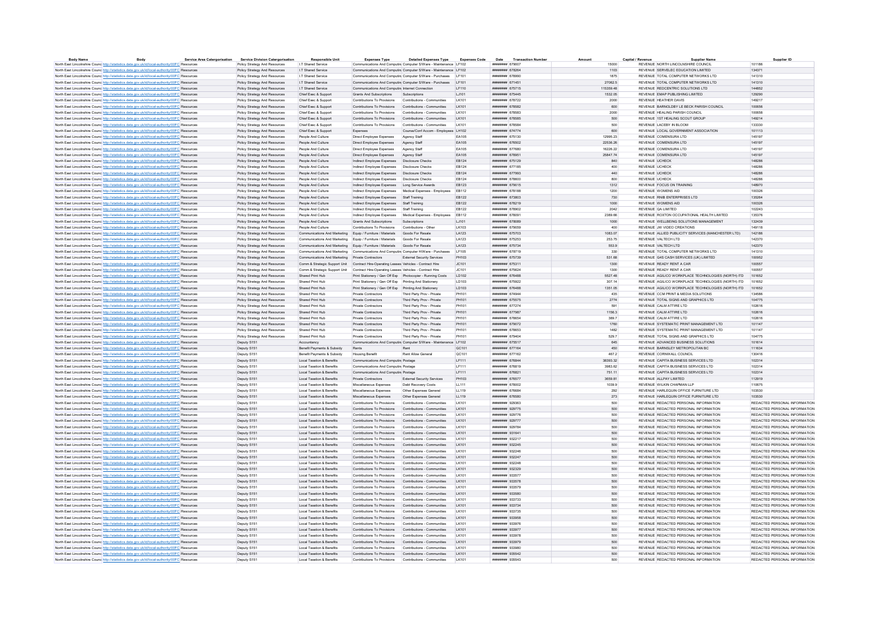| Body Name | Body | Service Area Categorisation | Service Division Categorisation | Responsible Unit | Expenses Type | Detailed Expenses Type | Expenses Code | Date | Transaction Number | Amount | Capital / Revenue | Supplier Name | Supplier ID |
|---|---|---|---|---|---|---|---|---|---|---|---|---|---|
| North East Lincolnshire Council | http://statistics.data.gov.uk/id/local-authority/00FC | Resources | Policy Strategy And Resources | I.T Shared Service | Communications And Computing | Computer S/Ware - Maintenance | LF102 | ######## | 679007 | 15000 | REVENUE | NORTH LINCOLNSHIRE COUNCIL | 101186 |
| North East Lincolnshire Council | http://statistics.data.gov.uk/id/local-authority/00FC | Resources | Policy Strategy And Resources | I.T Shared Service | Communications And Computing | Computer S/Ware - Maintenance | LF102 | ######## | 678264 | 1103 | REVENUE | SERVELEC EDUCATION LIMITED | 134371 |
| North East Lincolnshire Council | http://statistics.data.gov.uk/id/local-authority/00FC | Resources | Policy Strategy And Resources | I.T Shared Service | Communications And Computing | Computer S/Ware - Purchases | LF101 | ######## | 678990 | 1875 | REVENUE | TOTAL COMPUTER NETWORKS LTD | 141310 |
| North East Lincolnshire Council | http://statistics.data.gov.uk/id/local-authority/00FC | Resources | Policy Strategy And Resources | I.T Shared Service | Communications And Computing | Computer S/Ware - Purchases | LF101 | ######## | 671451 | 27062.5 | REVENUE | TOTAL COMPUTER NETWORKS LTD | 141310 |
| North East Lincolnshire Council | http://statistics.data.gov.uk/id/local-authority/00FC | Resources | Policy Strategy And Resources | I.T Shared Service | Communications And Computing | Internet Connection | LF110 | ######## | 675715 | 115359.48 | REVENUE | REDCENTRIC SOLUTIONS LTD | 144852 |
| North East Lincolnshire Council | http://statistics.data.gov.uk/id/local-authority/00FC | Resources | Policy Strategy And Resources | Chief Exec & Support | Grants And Subscriptions | Subscriptions | LJ101 | ######## | 675445 | 1532.05 | REVENUE | EMAP PUBLISHING LIMITED | 129290 |
| North East Lincolnshire Council | http://statistics.data.gov.uk/id/local-authority/00FC | Resources | Policy Strategy And Resources | Chief Exec & Support | Contributions To Provisions | Contributions - Communities | LK101 | ######## | 678722 | 2000 | REVENUE | HEATHER DAVIS | 149217 |
| North East Lincolnshire Council | http://statistics.data.gov.uk/id/local-authority/00FC | Resources | Policy Strategy And Resources | Chief Exec & Support | Contributions To Provisions | Contributions - Communities | LK101 | ######## | 678582 | 600 | REVENUE | BARNOLDBY LE BECK PARISH COUNCIL | 100656 |
| North East Lincolnshire Council | http://statistics.data.gov.uk/id/local-authority/00FC | Resources | Policy Strategy And Resources | Chief Exec & Support | Contributions To Provisions | Contributions - Communities | LK101 | ######## | 678583 | 2000 | REVENUE | HEALING PARISH COUNCIL | 100658 |
| North East Lincolnshire Council | http://statistics.data.gov.uk/id/local-authority/00FC | Resources | Policy Strategy And Resources | Chief Exec & Support | Contributions To Provisions | Contributions - Communities | LK101 | ######## | 678585 | 500 | REVENUE | 1ST HEALING SCOUT GROUP | 149214 |
| North East Lincolnshire Council | http://statistics.data.gov.uk/id/local-authority/00FC | Resources | Policy Strategy And Resources | Chief Exec & Support | Contributions To Provisions | Contributions - Communities | LK101 | ######## | 678584 | 500 | REVENUE | LACEBY IN BLOOM | 133330 |
| North East Lincolnshire Council | http://statistics.data.gov.uk/id/local-authority/00FC | Resources | Policy Strategy And Resources | Chief Exec & Support | Expenses | Course/Conf Accom - Employees | LH102 | ######## | 674774 | 600 | REVENUE | LOCAL GOVERNMENT ASSOCIATION | 101113 |
| North East Lincolnshire Council | http://statistics.data.gov.uk/id/local-authority/00FC | Resources | Policy Strategy And Resources | People And Culture | Direct Employee Expenses | Agency Staff | EA105 | ######## | 675130 | 12995.23 | REVENUE | COMENSURA LTD | 145197 |
| North East Lincolnshire Council | http://statistics.data.gov.uk/id/local-authority/00FC | Resources | Policy Strategy And Resources | People And Culture | Direct Employee Expenses | Agency Staff | EA105 | ######## | 676502 | 22536.26 | REVENUE | COMENSURA LTD | 145197 |
| North East Lincolnshire Council | http://statistics.data.gov.uk/id/local-authority/00FC | Resources | Policy Strategy And Resources | People And Culture | Direct Employee Expenses | Agency Staff | EA105 | ######## | 677680 | 16226.22 | REVENUE | COMENSURA LTD | 145197 |
| North East Lincolnshire Council | http://statistics.data.gov.uk/id/local-authority/00FC | Resources | Policy Strategy And Resources | People And Culture | Direct Employee Expenses | Agency Staff | EA105 | ######## | 678951 | 25847.74 | REVENUE | COMENSURA LTD | 145197 |
| North East Lincolnshire Council | http://statistics.data.gov.uk/id/local-authority/00FC | Resources | Policy Strategy And Resources | People And Culture | Indirect Employee Expenses | Disclosure Checks | EB124 | ######## | 675129 | 840 | REVENUE | UCHECK | 148286 |
| North East Lincolnshire Council | http://statistics.data.gov.uk/id/local-authority/00FC | Resources | Policy Strategy And Resources | People And Culture | Indirect Employee Expenses | Disclosure Checks | EB124 | ######## | 677185 | 400 | REVENUE | UCHECK | 148286 |
| North East Lincolnshire Council | http://statistics.data.gov.uk/id/local-authority/00FC | Resources | Policy Strategy And Resources | People And Culture | Indirect Employee Expenses | Disclosure Checks | EB124 | ######## | 677993 | 440 | REVENUE | UCHECK | 148286 |
| North East Lincolnshire Council | http://statistics.data.gov.uk/id/local-authority/00FC | Resources | Policy Strategy And Resources | People And Culture | Indirect Employee Expenses | Disclosure Checks | EB124 | ######## | 678600 | 800 | REVENUE | UCHECK | 148286 |
| North East Lincolnshire Council | http://statistics.data.gov.uk/id/local-authority/00FC | Resources | Policy Strategy And Resources | People And Culture | Indirect Employee Expenses | Long Service Awards | EB123 | ######## | 679015 | 1312 | REVENUE | FOCUS ON TRAINING | 148970 |
| North East Lincolnshire Council | http://statistics.data.gov.uk/id/local-authority/00FC | Resources | Policy Strategy And Resources | People And Culture | Indirect Employee Expenses | Medical Expenses - Employees | EB112 | ######## | 678188 | 1200 | REVENUE | WOMENS AID | 100326 |
| North East Lincolnshire Council | http://statistics.data.gov.uk/id/local-authority/00FC | Resources | Policy Strategy And Resources | People And Culture | Indirect Employee Expenses | Staff Training | EB122 | ######## | 673803 | 730 | REVENUE | RNIB ENTERPRISES LTD | 135264 |
| North East Lincolnshire Council | http://statistics.data.gov.uk/id/local-authority/00FC | Resources | Policy Strategy And Resources | People And Culture | Indirect Employee Expenses | Staff Training | EB122 | ######## | 678219 | 1000 | REVENUE | WOMENS AID | 100326 |
| North East Lincolnshire Council | http://statistics.data.gov.uk/id/local-authority/00FC | Resources | Policy Strategy And Resources | People And Culture | Indirect Employee Expenses | Staff Training | EB122 | ######## | 678902 | 2042 | REVENUE | QA LIMITED | 102243 |
| North East Lincolnshire Council | http://statistics.data.gov.uk/id/local-authority/00FC | Resources | Policy Strategy And Resources | People And Culture | Indirect Employee Expenses | Medical Expenses - Employees | EB112 | ######## | 678091 | 2389.66 | REVENUE | ROXTON OCCUPATIONAL HEALTH LIMITED | 135376 |
| North East Lincolnshire Council | http://statistics.data.gov.uk/id/local-authority/00FC | Resources | Policy Strategy And Resources | People And Culture | Grants And Subscriptions | Subscriptions | LJ101 | ######## | 678089 | 1000 | REVENUE | WELLBEING SOLUTIONS MANAGEMENT | 132439 |
| North East Lincolnshire Council | http://statistics.data.gov.uk/id/local-authority/00FC | Resources | Policy Strategy And Resources | People And Culture | Contributions To Provisions | Contributions - Other | LK103 | ######## | 679059 | 400 | REVENUE | JW VIDEO CREATIONS | 149118 |
| North East Lincolnshire Council | http://statistics.data.gov.uk/id/local-authority/00FC | Resources | Policy Strategy And Resources | Communications And Marketing | Equip / Furniture / Materials | Goods For Resale | LA123 | ######## | 675703 | 1083.07 | REVENUE | ALLIED PUBLICITY SERVICES (MANCHESTER LT) | 142186 |
| North East Lincolnshire Council | http://statistics.data.gov.uk/id/local-authority/00FC | Resources | Policy Strategy And Resources | Communications And Marketing | Equip / Furniture / Materials | Goods For Resale | LA123 | ######## | 675253 | 253.75 | REVENUE | VALTECH LTD | 142370 |
| North East Lincolnshire Council | http://statistics.data.gov.uk/id/local-authority/00FC | Resources | Policy Strategy And Resources | Communications And Marketing | Equip / Furniture / Materials | Goods For Resale | LA123 | ######## | 675734 | 553.9 | REVENUE | VALTECH LTD | 142370 |
| North East Lincolnshire Council | http://statistics.data.gov.uk/id/local-authority/00FC | Resources | Policy Strategy And Resources | Communications And Marketing | Communications And Computing | Computer H/Ware - Purchases | LF105 | ######## | 678719 | 330 | REVENUE | TOTAL COMPUTER NETWORKS LTD | 141310 |
| North East Lincolnshire Council | http://statistics.data.gov.uk/id/local-authority/00FC | Resources | Policy Strategy And Resources | Communications And Marketing | Private Contractors | External Security Services | PH103 | ######## | 675739 | 531.68 | REVENUE | G4S CASH SERVICES (UK) LIMITED | 100982 |
| North East Lincolnshire Council | http://statistics.data.gov.uk/id/local-authority/00FC | Resources | Policy Strategy And Resources | Comm & Strategic Support Unit | Contract Hire-Operating Leases | Vehicles - Contract Hire | JC101 | ######## | 675311 | 1300 | REVENUE | READY RENT A CAR | 100557 |
| North East Lincolnshire Council | http://statistics.data.gov.uk/id/local-authority/00FC | Resources | Policy Strategy And Resources | Comm & Strategic Support Unit | Contract Hire-Operating Leases | Vehicles - Contract Hire | JC101 | ######## | 675624 | 1300 | REVENUE | READY RENT A CAR | 100557 |
| North East Lincolnshire Council | http://statistics.data.gov.uk/id/local-authority/00FC | Resources | Policy Strategy And Resources | Shared Print Hub | Print Stationery / Gen Off Exp | Photocopier - Running Costs | LD102 | ######## | 676488 | 5527.48 | REVENUE | AGILICO WORKPLACE TECHNOLOGIES (NORTH) LTD | 101652 |
| North East Lincolnshire Council | http://statistics.data.gov.uk/id/local-authority/00FC | Resources | Policy Strategy And Resources | Shared Print Hub | Print Stationery / Gen Off Exp | Printing And Stationery | LD103 | ######## | 675922 | 307.14 | REVENUE | AGILICO WORKPLACE TECHNOLOGIES (NORTH) LTD | 101652 |
| North East Lincolnshire Council | http://statistics.data.gov.uk/id/local-authority/00FC | Resources | Policy Strategy And Resources | Shared Print Hub | Print Stationery / Gen Off Exp | Printing And Stationery | LD103 | ######## | 676488 | 1351.05 | REVENUE | AGILICO WORKPLACE TECHNOLOGIES (NORTH) LTD | 101652 |
| North East Lincolnshire Council | http://statistics.data.gov.uk/id/local-authority/00FC | Resources | Policy Strategy And Resources | Shared Print Hub | Private Contractors | Third Party Prov - Private | PH101 | ######## | 674944 | 435 | REVENUE | CCM PRINT & MEDIA SOLUTIONS | 134686 |
| North East Lincolnshire Council | http://statistics.data.gov.uk/id/local-authority/00FC | Resources | Policy Strategy And Resources | Shared Print Hub | Private Contractors | Third Party Prov - Private | PH101 | ######## | 675575 | 2774 | REVENUE | TOTAL SIGNS AND GRAPHICS LTD | 104775 |
| North East Lincolnshire Council | http://statistics.data.gov.uk/id/local-authority/00FC | Resources | Policy Strategy And Resources | Shared Print Hub | Private Contractors | Third Party Prov - Private | PH101 | ######## | 677274 | 591 | REVENUE | CALM ATTIRE LTD | 102616 |
| North East Lincolnshire Council | http://statistics.data.gov.uk/id/local-authority/00FC | Resources | Policy Strategy And Resources | Shared Print Hub | Private Contractors | Third Party Prov - Private | PH101 | ######## | 677987 | 1156.3 | REVENUE | CALM ATTIRE LTD | 102616 |
| North East Lincolnshire Council | http://statistics.data.gov.uk/id/local-authority/00FC | Resources | Policy Strategy And Resources | Shared Print Hub | Private Contractors | Third Party Prov - Private | PH101 | ######## | 678654 | 389.7 | REVENUE | CALM ATTIRE LTD | 102616 |
| North East Lincolnshire Council | http://statistics.data.gov.uk/id/local-authority/00FC | Resources | Policy Strategy And Resources | Shared Print Hub | Private Contractors | Third Party Prov - Private | PH101 | ######## | 679072 | 1760 | REVENUE | SYSTEMATIC PRINT MANAGEMENT LTD | 101147 |
| North East Lincolnshire Council | http://statistics.data.gov.uk/id/local-authority/00FC | Resources | Policy Strategy And Resources | Shared Print Hub | Private Contractors | Third Party Prov - Private | PH101 | ######## | 678653 | 1482 | REVENUE | SYSTEMATIC PRINT MANAGEMENT LTD | 101147 |
| North East Lincolnshire Council | http://statistics.data.gov.uk/id/local-authority/00FC | Resources | Policy Strategy And Resources | Shared Print Hub | Private Contractors | Third Party Prov - Private | PH101 | ######## | 679404 | 529.7 | REVENUE | TOTAL SIGNS AND GRAPHICS LTD | 104775 |
| North East Lincolnshire Council | http://statistics.data.gov.uk/id/local-authority/00FC | Resources | Deputy S151 | Accountancy | Communications And Computing | Computer S/Ware - Maintenance | LF102 | ######## | 675517 | 645 | REVENUE | ADVANCED BUSINESS SOLUTIONS | 101614 |
| North East Lincolnshire Council | http://statistics.data.gov.uk/id/local-authority/00FC | Resources | Deputy S151 | Benefit Payments & Subsidy | Rents | Rent | GC101 | ######## | 677164 | 450 | REVENUE | BARNSLEY METROPOLITAN BC | 111634 |
| North East Lincolnshire Council | http://statistics.data.gov.uk/id/local-authority/00FC | Resources | Deputy S151 | Benefit Payments & Subsidy | Housing Benefit | Rent Allow General | QC101 | ######## | 677162 | 467.2 | REVENUE | CORNWALL COUNCIL | 130416 |
| North East Lincolnshire Council | http://statistics.data.gov.uk/id/local-authority/00FC | Resources | Deputy S151 | Local Taxation & Benefits | Communications And Computing | Postage | LF111 | ######## | 676844 | 38393.32 | REVENUE | CAPITA BUSINESS SERVICES LTD | 102314 |
| North East Lincolnshire Council | http://statistics.data.gov.uk/id/local-authority/00FC | Resources | Deputy S151 | Local Taxation & Benefits | Communications And Computing | Postage | LF111 | ######## | 676819 | 3983.62 | REVENUE | CAPITA BUSINESS SERVICES LTD | 102314 |
| North East Lincolnshire Council | http://statistics.data.gov.uk/id/local-authority/00FC | Resources | Deputy S151 | Local Taxation & Benefits | Communications And Computing | Postage | LF111 | ######## | 676821 | 751.11 | REVENUE | CAPITA BUSINESS SERVICES LTD | 102314 |
| North East Lincolnshire Council | http://statistics.data.gov.uk/id/local-authority/00FC | Resources | Deputy S151 | Local Taxation & Benefits | Private Contractors | External Security Services | PH103 | ######## | 678577 | 3659.81 | REVENUE | ALLPAY LIMITED | 112919 |
| North East Lincolnshire Council | http://statistics.data.gov.uk/id/local-authority/00FC | Resources | Deputy S151 | Local Taxation & Benefits | Miscellaneous Expenses | Debt Recovery Costs | LL111 | ######## | 678002 | 1039.9 | REVENUE | WILKIN CHAPMAN LLP | 110675 |
| North East Lincolnshire Council | http://statistics.data.gov.uk/id/local-authority/00FC | Resources | Deputy S151 | Local Taxation & Benefits | Miscellaneous Expenses | Other Expenses General | LL119 | ######## | 678684 | 292 | REVENUE | HARLEQUIN OFFICE FURNITURE LTD | 103530 |
| North East Lincolnshire Council | http://statistics.data.gov.uk/id/local-authority/00FC | Resources | Deputy S151 | Local Taxation & Benefits | Miscellaneous Expenses | Other Expenses General | LL119 | ######## | 678580 | 273 | REVENUE | HARLEQUIN OFFICE FURNITURE LTD | 103530 |
| North East Lincolnshire Council | http://statistics.data.gov.uk/id/local-authority/00FC | Resources | Deputy S151 | Local Taxation & Benefits | Contributions To Provisions | Contributions - Communities | LK101 | ######## | 926063 | 500 | REVENUE | REDACTED PERSONAL INFORMATION | REDACTED PERSONAL INFORMATION |
| North East Lincolnshire Council | http://statistics.data.gov.uk/id/local-authority/00FC | Resources | Deputy S151 | Local Taxation & Benefits | Contributions To Provisions | Contributions - Communities | LK101 | ######## | 929775 | 500 | REVENUE | REDACTED PERSONAL INFORMATION | REDACTED PERSONAL INFORMATION |
| North East Lincolnshire Council | http://statistics.data.gov.uk/id/local-authority/00FC | Resources | Deputy S151 | Local Taxation & Benefits | Contributions To Provisions | Contributions - Communities | LK101 | ######## | 929776 | 500 | REVENUE | REDACTED PERSONAL INFORMATION | REDACTED PERSONAL INFORMATION |
| North East Lincolnshire Council | http://statistics.data.gov.uk/id/local-authority/00FC | Resources | Deputy S151 | Local Taxation & Benefits | Contributions To Provisions | Contributions - Communities | LK101 | ######## | 929777 | 500 | REVENUE | REDACTED PERSONAL INFORMATION | REDACTED PERSONAL INFORMATION |
| North East Lincolnshire Council | http://statistics.data.gov.uk/id/local-authority/00FC | Resources | Deputy S151 | Local Taxation & Benefits | Contributions To Provisions | Contributions - Communities | LK101 | ######## | 929784 | 500 | REVENUE | REDACTED PERSONAL INFORMATION | REDACTED PERSONAL INFORMATION |
| North East Lincolnshire Council | http://statistics.data.gov.uk/id/local-authority/00FC | Resources | Deputy S151 | Local Taxation & Benefits | Contributions To Provisions | Contributions - Communities | LK101 | ######## | 931641 | 500 | REVENUE | REDACTED PERSONAL INFORMATION | REDACTED PERSONAL INFORMATION |
| North East Lincolnshire Council | http://statistics.data.gov.uk/id/local-authority/00FC | Resources | Deputy S151 | Local Taxation & Benefits | Contributions To Provisions | Contributions - Communities | LK101 | ######## | 932217 | 500 | REVENUE | REDACTED PERSONAL INFORMATION | REDACTED PERSONAL INFORMATION |
| North East Lincolnshire Council | http://statistics.data.gov.uk/id/local-authority/00FC | Resources | Deputy S151 | Local Taxation & Benefits | Contributions To Provisions | Contributions - Communities | LK101 | ######## | 932245 | 500 | REVENUE | REDACTED PERSONAL INFORMATION | REDACTED PERSONAL INFORMATION |
| North East Lincolnshire Council | http://statistics.data.gov.uk/id/local-authority/00FC | Resources | Deputy S151 | Local Taxation & Benefits | Contributions To Provisions | Contributions - Communities | LK101 | ######## | 932246 | 500 | REVENUE | REDACTED PERSONAL INFORMATION | REDACTED PERSONAL INFORMATION |
| North East Lincolnshire Council | http://statistics.data.gov.uk/id/local-authority/00FC | Resources | Deputy S151 | Local Taxation & Benefits | Contributions To Provisions | Contributions - Communities | LK101 | ######## | 932247 | 500 | REVENUE | REDACTED PERSONAL INFORMATION | REDACTED PERSONAL INFORMATION |
| North East Lincolnshire Council | http://statistics.data.gov.uk/id/local-authority/00FC | Resources | Deputy S151 | Local Taxation & Benefits | Contributions To Provisions | Contributions - Communities | LK101 | ######## | 932248 | 500 | REVENUE | REDACTED PERSONAL INFORMATION | REDACTED PERSONAL INFORMATION |
| North East Lincolnshire Council | http://statistics.data.gov.uk/id/local-authority/00FC | Resources | Deputy S151 | Local Taxation & Benefits | Contributions To Provisions | Contributions - Communities | LK101 | ######## | 932329 | 500 | REVENUE | REDACTED PERSONAL INFORMATION | REDACTED PERSONAL INFORMATION |
| North East Lincolnshire Council | http://statistics.data.gov.uk/id/local-authority/00FC | Resources | Deputy S151 | Local Taxation & Benefits | Contributions To Provisions | Contributions - Communities | LK101 | ######## | 933577 | 500 | REVENUE | REDACTED PERSONAL INFORMATION | REDACTED PERSONAL INFORMATION |
| North East Lincolnshire Council | http://statistics.data.gov.uk/id/local-authority/00FC | Resources | Deputy S151 | Local Taxation & Benefits | Contributions To Provisions | Contributions - Communities | LK101 | ######## | 933578 | 500 | REVENUE | REDACTED PERSONAL INFORMATION | REDACTED PERSONAL INFORMATION |
| North East Lincolnshire Council | http://statistics.data.gov.uk/id/local-authority/00FC | Resources | Deputy S151 | Local Taxation & Benefits | Contributions To Provisions | Contributions - Communities | LK101 | ######## | 933579 | 500 | REVENUE | REDACTED PERSONAL INFORMATION | REDACTED PERSONAL INFORMATION |
| North East Lincolnshire Council | http://statistics.data.gov.uk/id/local-authority/00FC | Resources | Deputy S151 | Local Taxation & Benefits | Contributions To Provisions | Contributions - Communities | LK101 | ######## | 933580 | 500 | REVENUE | REDACTED PERSONAL INFORMATION | REDACTED PERSONAL INFORMATION |
| North East Lincolnshire Council | http://statistics.data.gov.uk/id/local-authority/00FC | Resources | Deputy S151 | Local Taxation & Benefits | Contributions To Provisions | Contributions - Communities | LK101 | ######## | 933733 | 500 | REVENUE | REDACTED PERSONAL INFORMATION | REDACTED PERSONAL INFORMATION |
| North East Lincolnshire Council | http://statistics.data.gov.uk/id/local-authority/00FC | Resources | Deputy S151 | Local Taxation & Benefits | Contributions To Provisions | Contributions - Communities | LK101 | ######## | 933734 | 500 | REVENUE | REDACTED PERSONAL INFORMATION | REDACTED PERSONAL INFORMATION |
| North East Lincolnshire Council | http://statistics.data.gov.uk/id/local-authority/00FC | Resources | Deputy S151 | Local Taxation & Benefits | Contributions To Provisions | Contributions - Communities | LK101 | ######## | 933735 | 500 | REVENUE | REDACTED PERSONAL INFORMATION | REDACTED PERSONAL INFORMATION |
| North East Lincolnshire Council | http://statistics.data.gov.uk/id/local-authority/00FC | Resources | Deputy S151 | Local Taxation & Benefits | Contributions To Provisions | Contributions - Communities | LK101 | ######## | 933958 | 500 | REVENUE | REDACTED PERSONAL INFORMATION | REDACTED PERSONAL INFORMATION |
| North East Lincolnshire Council | http://statistics.data.gov.uk/id/local-authority/00FC | Resources | Deputy S151 | Local Taxation & Benefits | Contributions To Provisions | Contributions - Communities | LK101 | ######## | 933976 | 500 | REVENUE | REDACTED PERSONAL INFORMATION | REDACTED PERSONAL INFORMATION |
| North East Lincolnshire Council | http://statistics.data.gov.uk/id/local-authority/00FC | Resources | Deputy S151 | Local Taxation & Benefits | Contributions To Provisions | Contributions - Communities | LK101 | ######## | 933977 | 500 | REVENUE | REDACTED PERSONAL INFORMATION | REDACTED PERSONAL INFORMATION |
| North East Lincolnshire Council | http://statistics.data.gov.uk/id/local-authority/00FC | Resources | Deputy S151 | Local Taxation & Benefits | Contributions To Provisions | Contributions - Communities | LK101 | ######## | 933978 | 500 | REVENUE | REDACTED PERSONAL INFORMATION | REDACTED PERSONAL INFORMATION |
| North East Lincolnshire Council | http://statistics.data.gov.uk/id/local-authority/00FC | Resources | Deputy S151 | Local Taxation & Benefits | Contributions To Provisions | Contributions - Communities | LK101 | ######## | 933979 | 500 | REVENUE | REDACTED PERSONAL INFORMATION | REDACTED PERSONAL INFORMATION |
| North East Lincolnshire Council | http://statistics.data.gov.uk/id/local-authority/00FC | Resources | Deputy S151 | Local Taxation & Benefits | Contributions To Provisions | Contributions - Communities | LK101 | ######## | 933980 | 500 | REVENUE | REDACTED PERSONAL INFORMATION | REDACTED PERSONAL INFORMATION |
| North East Lincolnshire Council | http://statistics.data.gov.uk/id/local-authority/00FC | Resources | Deputy S151 | Local Taxation & Benefits | Contributions To Provisions | Contributions - Communities | LK101 | ######## | 935542 | 500 | REVENUE | REDACTED PERSONAL INFORMATION | REDACTED PERSONAL INFORMATION |
| North East Lincolnshire Council | http://statistics.data.gov.uk/id/local-authority/00FC | Resources | Deputy S151 | Local Taxation & Benefits | Contributions To Provisions | Contributions - Communities | LK101 | ######## | 935543 | 500 | REVENUE | REDACTED PERSONAL INFORMATION | REDACTED PERSONAL INFORMATION |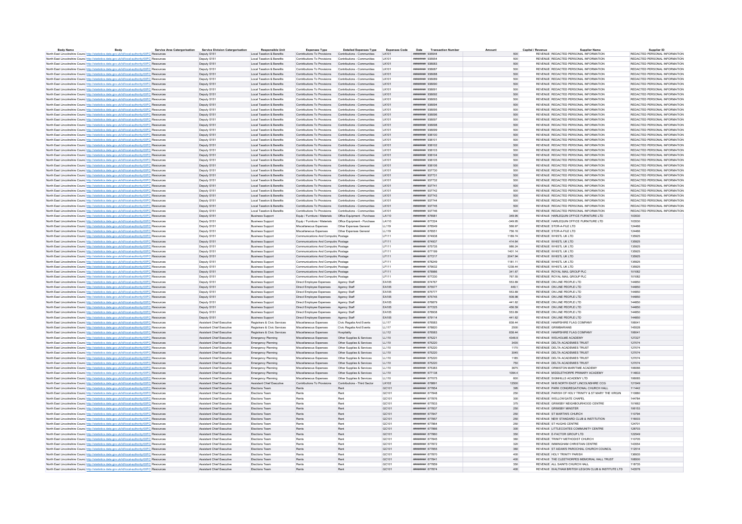| Body Name | Body | Service Area Catergorisation | Service Division Catergorisation | Responsible Unit | Expenses Type | Detailed Expenses Type | Expenses Code | Date | Transaction Number | Amount | Capital / Revenue | Supplier Name | Supplier ID |
|---|---|---|---|---|---|---|---|---|---|---|---|---|---|
| North East Lincolnshire Council | http://statistics.data.gov.uk/id/local-authority/00FC | Resources | Deputy S151 | Local Taxation & Benefits | Contributions To Provisions | Contributions - Communities | LK101 | ######## | 935544 | 500 | REVENUE | REDACTED PERSONAL INFORMATION | REDACTED PERSONAL INFORMATION |
| North East Lincolnshire Council | http://statistics.data.gov.uk/id/local-authority/00FC | Resources | Deputy S151 | Local Taxation & Benefits | Contributions To Provisions | Contributions - Communities | LK101 | ######## | 935554 | 500 | REVENUE | REDACTED PERSONAL INFORMATION | REDACTED PERSONAL INFORMATION |
| North East Lincolnshire Council | http://statistics.data.gov.uk/id/local-authority/00FC | Resources | Deputy S151 | Local Taxation & Benefits | Contributions To Provisions | Contributions - Communities | LK101 | ######## | 936083 | 500 | REVENUE | REDACTED PERSONAL INFORMATION | REDACTED PERSONAL INFORMATION |
| North East Lincolnshire Council | http://statistics.data.gov.uk/id/local-authority/00FC | Resources | Deputy S151 | Local Taxation & Benefits | Contributions To Provisions | Contributions - Communities | LK101 | ######## | 936087 | 500 | REVENUE | REDACTED PERSONAL INFORMATION | REDACTED PERSONAL INFORMATION |
| North East Lincolnshire Council | http://statistics.data.gov.uk/id/local-authority/00FC | Resources | Deputy S151 | Local Taxation & Benefits | Contributions To Provisions | Contributions - Communities | LK101 | ######## | 936088 | 500 | REVENUE | REDACTED PERSONAL INFORMATION | REDACTED PERSONAL INFORMATION |
| North East Lincolnshire Council | http://statistics.data.gov.uk/id/local-authority/00FC | Resources | Deputy S151 | Local Taxation & Benefits | Contributions To Provisions | Contributions - Communities | LK101 | ######## | 936089 | 500 | REVENUE | REDACTED PERSONAL INFORMATION | REDACTED PERSONAL INFORMATION |
| North East Lincolnshire Council | http://statistics.data.gov.uk/id/local-authority/00FC | Resources | Deputy S151 | Local Taxation & Benefits | Contributions To Provisions | Contributions - Communities | LK101 | ######## | 936090 | 500 | REVENUE | REDACTED PERSONAL INFORMATION | REDACTED PERSONAL INFORMATION |
| North East Lincolnshire Council | http://statistics.data.gov.uk/id/local-authority/00FC | Resources | Deputy S151 | Local Taxation & Benefits | Contributions To Provisions | Contributions - Communities | LK101 | ######## | 936091 | 500 | REVENUE | REDACTED PERSONAL INFORMATION | REDACTED PERSONAL INFORMATION |
| North East Lincolnshire Council | http://statistics.data.gov.uk/id/local-authority/00FC | Resources | Deputy S151 | Local Taxation & Benefits | Contributions To Provisions | Contributions - Communities | LK101 | ######## | 936092 | 500 | REVENUE | REDACTED PERSONAL INFORMATION | REDACTED PERSONAL INFORMATION |
| North East Lincolnshire Council | http://statistics.data.gov.uk/id/local-authority/00FC | Resources | Deputy S151 | Local Taxation & Benefits | Contributions To Provisions | Contributions - Communities | LK101 | ######## | 936093 | 500 | REVENUE | REDACTED PERSONAL INFORMATION | REDACTED PERSONAL INFORMATION |
| North East Lincolnshire Council | http://statistics.data.gov.uk/id/local-authority/00FC | Resources | Deputy S151 | Local Taxation & Benefits | Contributions To Provisions | Contributions - Communities | LK101 | ######## | 936094 | 500 | REVENUE | REDACTED PERSONAL INFORMATION | REDACTED PERSONAL INFORMATION |
| North East Lincolnshire Council | http://statistics.data.gov.uk/id/local-authority/00FC | Resources | Deputy S151 | Local Taxation & Benefits | Contributions To Provisions | Contributions - Communities | LK101 | ######## | 936095 | 500 | REVENUE | REDACTED PERSONAL INFORMATION | REDACTED PERSONAL INFORMATION |
| North East Lincolnshire Council | http://statistics.data.gov.uk/id/local-authority/00FC | Resources | Deputy S151 | Local Taxation & Benefits | Contributions To Provisions | Contributions - Communities | LK101 | ######## | 936096 | 500 | REVENUE | REDACTED PERSONAL INFORMATION | REDACTED PERSONAL INFORMATION |
| North East Lincolnshire Council | http://statistics.data.gov.uk/id/local-authority/00FC | Resources | Deputy S151 | Local Taxation & Benefits | Contributions To Provisions | Contributions - Communities | LK101 | ######## | 936097 | 500 | REVENUE | REDACTED PERSONAL INFORMATION | REDACTED PERSONAL INFORMATION |
| North East Lincolnshire Council | http://statistics.data.gov.uk/id/local-authority/00FC | Resources | Deputy S151 | Local Taxation & Benefits | Contributions To Provisions | Contributions - Communities | LK101 | ######## | 936098 | 500 | REVENUE | REDACTED PERSONAL INFORMATION | REDACTED PERSONAL INFORMATION |
| North East Lincolnshire Council | http://statistics.data.gov.uk/id/local-authority/00FC | Resources | Deputy S151 | Local Taxation & Benefits | Contributions To Provisions | Contributions - Communities | LK101 | ######## | 936099 | 500 | REVENUE | REDACTED PERSONAL INFORMATION | REDACTED PERSONAL INFORMATION |
| North East Lincolnshire Council | http://statistics.data.gov.uk/id/local-authority/00FC | Resources | Deputy S151 | Local Taxation & Benefits | Contributions To Provisions | Contributions - Communities | LK101 | ######## | 936100 | 500 | REVENUE | REDACTED PERSONAL INFORMATION | REDACTED PERSONAL INFORMATION |
| North East Lincolnshire Council | http://statistics.data.gov.uk/id/local-authority/00FC | Resources | Deputy S151 | Local Taxation & Benefits | Contributions To Provisions | Contributions - Communities | LK101 | ######## | 936101 | 500 | REVENUE | REDACTED PERSONAL INFORMATION | REDACTED PERSONAL INFORMATION |
| North East Lincolnshire Council | http://statistics.data.gov.uk/id/local-authority/00FC | Resources | Deputy S151 | Local Taxation & Benefits | Contributions To Provisions | Contributions - Communities | LK101 | ######## | 936102 | 500 | REVENUE | REDACTED PERSONAL INFORMATION | REDACTED PERSONAL INFORMATION |
| North East Lincolnshire Council | http://statistics.data.gov.uk/id/local-authority/00FC | Resources | Deputy S151 | Local Taxation & Benefits | Contributions To Provisions | Contributions - Communities | LK101 | ######## | 936103 | 500 | REVENUE | REDACTED PERSONAL INFORMATION | REDACTED PERSONAL INFORMATION |
| North East Lincolnshire Council | http://statistics.data.gov.uk/id/local-authority/00FC | Resources | Deputy S151 | Local Taxation & Benefits | Contributions To Provisions | Contributions - Communities | LK101 | ######## | 936104 | 500 | REVENUE | REDACTED PERSONAL INFORMATION | REDACTED PERSONAL INFORMATION |
| North East Lincolnshire Council | http://statistics.data.gov.uk/id/local-authority/00FC | Resources | Deputy S151 | Local Taxation & Benefits | Contributions To Provisions | Contributions - Communities | LK101 | ######## | 936105 | 500 | REVENUE | REDACTED PERSONAL INFORMATION | REDACTED PERSONAL INFORMATION |
| North East Lincolnshire Council | http://statistics.data.gov.uk/id/local-authority/00FC | Resources | Deputy S151 | Local Taxation & Benefits | Contributions To Provisions | Contributions - Communities | LK101 | ######## | 936106 | 500 | REVENUE | REDACTED PERSONAL INFORMATION | REDACTED PERSONAL INFORMATION |
| North East Lincolnshire Council | http://statistics.data.gov.uk/id/local-authority/00FC | Resources | Deputy S151 | Local Taxation & Benefits | Contributions To Provisions | Contributions - Communities | LK101 | ######## | 937730 | 500 | REVENUE | REDACTED PERSONAL INFORMATION | REDACTED PERSONAL INFORMATION |
| North East Lincolnshire Council | http://statistics.data.gov.uk/id/local-authority/00FC | Resources | Deputy S151 | Local Taxation & Benefits | Contributions To Provisions | Contributions - Communities | LK101 | ######## | 937731 | 500 | REVENUE | REDACTED PERSONAL INFORMATION | REDACTED PERSONAL INFORMATION |
| North East Lincolnshire Council | http://statistics.data.gov.uk/id/local-authority/00FC | Resources | Deputy S151 | Local Taxation & Benefits | Contributions To Provisions | Contributions - Communities | LK101 | ######## | 937732 | 500 | REVENUE | REDACTED PERSONAL INFORMATION | REDACTED PERSONAL INFORMATION |
| North East Lincolnshire Council | http://statistics.data.gov.uk/id/local-authority/00FC | Resources | Deputy S151 | Local Taxation & Benefits | Contributions To Provisions | Contributions - Communities | LK101 | ######## | 937741 | 500 | REVENUE | REDACTED PERSONAL INFORMATION | REDACTED PERSONAL INFORMATION |
| North East Lincolnshire Council | http://statistics.data.gov.uk/id/local-authority/00FC | Resources | Deputy S151 | Local Taxation & Benefits | Contributions To Provisions | Contributions - Communities | LK101 | ######## | 937742 | 500 | REVENUE | REDACTED PERSONAL INFORMATION | REDACTED PERSONAL INFORMATION |
| North East Lincolnshire Council | http://statistics.data.gov.uk/id/local-authority/00FC | Resources | Deputy S151 | Local Taxation & Benefits | Contributions To Provisions | Contributions - Communities | LK101 | ######## | 937743 | 500 | REVENUE | REDACTED PERSONAL INFORMATION | REDACTED PERSONAL INFORMATION |
| North East Lincolnshire Council | http://statistics.data.gov.uk/id/local-authority/00FC | Resources | Deputy S151 | Local Taxation & Benefits | Contributions To Provisions | Contributions - Communities | LK101 | ######## | 937744 | 500 | REVENUE | REDACTED PERSONAL INFORMATION | REDACTED PERSONAL INFORMATION |
| North East Lincolnshire Council | http://statistics.data.gov.uk/id/local-authority/00FC | Resources | Deputy S151 | Local Taxation & Benefits | Contributions To Provisions | Contributions - Communities | LK101 | ######## | 937745 | 500 | REVENUE | REDACTED PERSONAL INFORMATION | REDACTED PERSONAL INFORMATION |
| North East Lincolnshire Council | http://statistics.data.gov.uk/id/local-authority/00FC | Resources | Deputy S151 | Local Taxation & Benefits | Contributions To Provisions | Contributions - Communities | LK101 | ######## | 937746 | 500 | REVENUE | REDACTED PERSONAL INFORMATION | REDACTED PERSONAL INFORMATION |
| North East Lincolnshire Council | http://statistics.data.gov.uk/id/local-authority/00FC | Resources | Deputy S151 | Business Support | Equip / Furniture / Materials | Office Equipment - Purchase | LA110 | ######## | 676581 | 349.95 | REVENUE | HARLEQUIN OFFICE FURNITURE LTD | 103530 |
| North East Lincolnshire Council | http://statistics.data.gov.uk/id/local-authority/00FC | Resources | Deputy S151 | Business Support | Equip / Furniture / Materials | Office Equipment - Purchase | LA110 | ######## | 677224 | -349.95 | REVENUE | HARLEQUIN OFFICE FURNITURE LTD | 103530 |
| North East Lincolnshire Council | http://statistics.data.gov.uk/id/local-authority/00FC | Resources | Deputy S151 | Business Support | Miscellaneous Expenses | Other Expenses General | LL119 | ######## | 676549 | 568.97 | REVENUE | STOR-A-FILE LTD | 124466 |
| North East Lincolnshire Council | http://statistics.data.gov.uk/id/local-authority/00FC | Resources | Deputy S151 | Business Support | Miscellaneous Expenses | Other Expenses General | LL119 | ######## | 676551 | 756.16 | REVENUE | STOR-A-FILE LTD | 124466 |
| North East Lincolnshire Council | http://statistics.data.gov.uk/id/local-authority/00FC | Resources | Deputy S151 | Business Support | Communications And Computing | Postage | LF111 | ######## | 674938 | 1189.74 | REVENUE | WHISTL UK LTD | 135925 |
| North East Lincolnshire Council | http://statistics.data.gov.uk/id/local-authority/00FC | Resources | Deputy S151 | Business Support | Communications And Computing | Postage | LF111 | ######## | 674937 | 414.64 | REVENUE | WHISTL UK LTD | 135925 |
| North East Lincolnshire Council | http://statistics.data.gov.uk/id/local-authority/00FC | Resources | Deputy S151 | Business Support | Communications And Computing | Postage | LF111 | ######## | 675735 | 986.24 | REVENUE | WHISTL UK LTD | 135925 |
| North East Lincolnshire Council | http://statistics.data.gov.uk/id/local-authority/00FC | Resources | Deputy S151 | Business Support | Communications And Computing | Postage | LF111 | ######## | 677199 | 1401.14 | REVENUE | WHISTL UK LTD | 135925 |
| North East Lincolnshire Council | http://statistics.data.gov.uk/id/local-authority/00FC | Resources | Deputy S151 | Business Support | Communications And Computing | Postage | LF111 | ######## | 677217 | 2047.94 | REVENUE | WHISTL UK LTD | 135925 |
| North East Lincolnshire Council | http://statistics.data.gov.uk/id/local-authority/00FC | Resources | Deputy S151 | Business Support | Communications And Computing | Postage | LF111 | ######## | 678249 | 1181.11 | REVENUE | WHISTL UK LTD | 135925 |
| North East Lincolnshire Council | http://statistics.data.gov.uk/id/local-authority/00FC | Resources | Deputy S151 | Business Support | Communications And Computing | Postage | LF111 | ######## | 679032 | 1238.44 | REVENUE | WHISTL UK LTD | 135925 |
| North East Lincolnshire Council | http://statistics.data.gov.uk/id/local-authority/00FC | Resources | Deputy S151 | Business Support | Communications And Computing | Postage | LF111 | ######## | 678986 | 341.67 | REVENUE | ROYAL MAIL GROUP PLC | 101082 |
| North East Lincolnshire Council | http://statistics.data.gov.uk/id/local-authority/00FC | Resources | Deputy S151 | Business Support | Communications And Computing | Postage | LF111 | ######## | 677230 | 767.55 | REVENUE | ROYAL MAIL GROUP PLC | 101082 |
| North East Lincolnshire Council | http://statistics.data.gov.uk/id/local-authority/00FC | Resources | Deputy S151 | Business Support | Direct Employee Expenses | Agency Staff | EA105 | ######## | 674767 | 553.89 | REVENUE | ON LINE PEOPLE LTD | 144850 |
| North East Lincolnshire Council | http://statistics.data.gov.uk/id/local-authority/00FC | Resources | Deputy S151 | Business Support | Direct Employee Expenses | Agency Staff | EA105 | ######## | 675577 | 449.1 | REVENUE | ON LINE PEOPLE LTD | 144850 |
| North East Lincolnshire Council | http://statistics.data.gov.uk/id/local-authority/00FC | Resources | Deputy S151 | Business Support | Direct Employee Expenses | Agency Staff | EA105 | ######## | 675777 | 553.89 | REVENUE | ON LINE PEOPLE LTD | 144850 |
| North East Lincolnshire Council | http://statistics.data.gov.uk/id/local-authority/00FC | Resources | Deputy S151 | Business Support | Direct Employee Expenses | Agency Staff | EA105 | ######## | 675745 | 508.98 | REVENUE | ON LINE PEOPLE LTD | 144850 |
| North East Lincolnshire Council | http://statistics.data.gov.uk/id/local-authority/00FC | Resources | Deputy S151 | Business Support | Direct Employee Expenses | Agency Staff | EA105 | ######## | 676879 | 441.62 | REVENUE | ON LINE PEOPLE LTD | 144850 |
| North East Lincolnshire Council | http://statistics.data.gov.uk/id/local-authority/00FC | Resources | Deputy S151 | Business Support | Direct Employee Expenses | Agency Staff | EA105 | ######## | 677225 | 456.59 | REVENUE | ON LINE PEOPLE LTD | 144850 |
| North East Lincolnshire Council | http://statistics.data.gov.uk/id/local-authority/00FC | Resources | Deputy S151 | Business Support | Direct Employee Expenses | Agency Staff | EA105 | ######## | 678938 | 553.89 | REVENUE | ON LINE PEOPLE LTD | 144850 |
| North East Lincolnshire Council | http://statistics.data.gov.uk/id/local-authority/00FC | Resources | Deputy S151 | Business Support | Direct Employee Expenses | Agency Staff | EA105 | ######## | 679114 | 441.62 | REVENUE | ON LINE PEOPLE LTD | 144850 |
| North East Lincolnshire Council | http://statistics.data.gov.uk/id/local-authority/00FC | Resources | Assistant Chief Executive | Registrars & Civic Services | Miscellaneous Expenses | Civic Regalia And Events | LL117 | ######## | 676583 | 838.44 | REVENUE | HAMPSHIRE FLAG COMPANY | 106041 |
| North East Lincolnshire Council | http://statistics.data.gov.uk/id/local-authority/00FC | Resources | Assistant Chief Executive | Registrars & Civic Services | Miscellaneous Expenses | Civic Regalia And Events | LL117 | ######## | 678820 | 2500 | REVENUE | GRIMBARIANS | 145528 |
| North East Lincolnshire Council | http://statistics.data.gov.uk/id/local-authority/00FC | Resources | Assistant Chief Executive | Registrars & Civic Services | Miscellaneous Expenses | Hospitality | LL112 | ######## | 676583 | 838.44 | REVENUE | HAMPSHIRE FLAG COMPANY | 106041 |
| North East Lincolnshire Council | http://statistics.data.gov.uk/id/local-authority/00FC | Resources | Assistant Chief Executive | Emergency Planning | Miscellaneous Expenses | Other Supplies & Services | LL110 | ######## | 675221 | 4348.8 | REVENUE | WELHOLME ACADEMY | 127227 |
| North East Lincolnshire Council | http://statistics.data.gov.uk/id/local-authority/00FC | Resources | Assistant Chief Executive | Emergency Planning | Miscellaneous Expenses | Other Supplies & Services | LL110 | ######## | 675220 | 3435 | REVENUE | DELTA ACADEMIES TRUST | 127074 |
| North East Lincolnshire Council | http://statistics.data.gov.uk/id/local-authority/00FC | Resources | Assistant Chief Executive | Emergency Planning | Miscellaneous Expenses | Other Supplies & Services | LL110 | ######## | 675220 | 1170 | REVENUE | DELTA ACADEMIES TRUST | 127074 |
| North East Lincolnshire Council | http://statistics.data.gov.uk/id/local-authority/00FC | Resources | Assistant Chief Executive | Emergency Planning | Miscellaneous Expenses | Other Supplies & Services | LL110 | ######## | 675220 | 3045 | REVENUE | DELTA ACADEMIES TRUST | 127074 |
| North East Lincolnshire Council | http://statistics.data.gov.uk/id/local-authority/00FC | Resources | Assistant Chief Executive | Emergency Planning | Miscellaneous Expenses | Other Supplies & Services | LL110 | ######## | 675220 | 1185 | REVENUE | DELTA ACADEMIES TRUST | 127074 |
| North East Lincolnshire Council | http://statistics.data.gov.uk/id/local-authority/00FC | Resources | Assistant Chief Executive | Emergency Planning | Miscellaneous Expenses | Other Supplies & Services | LL110 | ######## | 675220 | 750 | REVENUE | DELTA ACADEMIES TRUST | 127074 |
| North East Lincolnshire Council | http://statistics.data.gov.uk/id/local-authority/00FC | Resources | Assistant Chief Executive | Emergency Planning | Miscellaneous Expenses | Other Supplies & Services | LL110 | ######## | 675383 | 3675 | REVENUE | ORMISTON MARITIME ACADEMY | 106066 |
| North East Lincolnshire Council | http://statistics.data.gov.uk/id/local-authority/00FC | Resources | Assistant Chief Executive | Emergency Planning | Miscellaneous Expenses | Other Supplies & Services | LL110 | ######## | 677138 | 1094.4 | REVENUE | MIDDLETHORPE PRIMARY ACADEMY | 114833 |
| North East Lincolnshire Council | http://statistics.data.gov.uk/id/local-authority/00FC | Resources | Assistant Chief Executive | Emergency Planning | Miscellaneous Expenses | Other Supplies & Services | LL110 | ######## | 677075 | 600 | REVENUE | SIGNHILLS ACADEMY LTD | 106065 |
| North East Lincolnshire Council | http://statistics.data.gov.uk/id/local-authority/00FC | Resources | Assistant Chief Executive | Assistant Chief Executive | Contributions To Provisions | Contributions - Third Sector | LK102 | ######## | 678891 | 12500 | REVENUE | NHS NORTH EAST LINCOLNSHIRE CCG | 121549 |
| North East Lincolnshire Council | http://statistics.data.gov.uk/id/local-authority/00FC | Resources | Assistant Chief Executive | Elections Team | Rents | Rent | GC101 | ######## | 677854 | 395 | REVENUE | PARK CONGREGATIONAL CHURCH HALL | 111442 |
| North East Lincolnshire Council | http://statistics.data.gov.uk/id/local-authority/00FC | Resources | Assistant Chief Executive | Elections Team | Rents | Rent | GC101 | ######## | 677848 | 250 | REVENUE | PARISH OF HOLY TRINITY & ST MARY THE VIRGIN | 110880 |
| North East Lincolnshire Council | http://statistics.data.gov.uk/id/local-authority/00FC | Resources | Assistant Chief Executive | Elections Team | Rents | Rent | GC101 | ######## | 677876 | 300 | REVENUE | WELLOWGATE CHAPEL | 144784 |
| North East Lincolnshire Council | http://statistics.data.gov.uk/id/local-authority/00FC | Resources | Assistant Chief Executive | Elections Team | Rents | Rent | GC101 | ######## | 677833 | 375 | REVENUE | GRIMSBY NEIGHBOURHOOD CENTRE | 101662 |
| North East Lincolnshire Council | http://statistics.data.gov.uk/id/local-authority/00FC | Resources | Assistant Chief Executive | Elections Team | Rents | Rent | GC101 | ######## | 677837 | 250 | REVENUE | GRIMSBY MINSTER | 106153 |
| North East Lincolnshire Council | http://statistics.data.gov.uk/id/local-authority/00FC | Resources | Assistant Chief Executive | Elections Team | Rents | Rent | GC101 | ######## | 677847 | 250 | REVENUE | ST MARTINS CHURCH | 110794 |
| North East Lincolnshire Council | http://statistics.data.gov.uk/id/local-authority/00FC | Resources | Assistant Chief Executive | Elections Team | Rents | Rent | GC101 | ######## | 677857 | 250 | REVENUE | NEW STANDARD CLUB & INSTITUTION | 116003 |
| North East Lincolnshire Council | http://statistics.data.gov.uk/id/local-authority/00FC | Resources | Assistant Chief Executive | Elections Team | Rents | Rent | GC101 | ######## | 677864 | 250 | REVENUE | ST HUGHS CENTRE | 124701 |
| North East Lincolnshire Council | http://statistics.data.gov.uk/id/local-authority/00FC | Resources | Assistant Chief Executive | Elections Team | Rents | Rent | GC101 | ######## | 677866 | 300 | REVENUE | LITTLECOATES COMMUNITY CENTRE | 128703 |
| North East Lincolnshire Council | http://statistics.data.gov.uk/id/local-authority/00FC | Resources | Assistant Chief Executive | Elections Team | Rents | Rent | GC101 | ######## | 677860 | 350 | REVENUE | E-FACTOR GROUP LTD | 122549 |
| North East Lincolnshire Council | http://statistics.data.gov.uk/id/local-authority/00FC | Resources | Assistant Chief Executive | Elections Team | Rents | Rent | GC101 | ######## | 677845 | 360 | REVENUE | TRINITY METHODIST CHURCH | 110705 |
| North East Lincolnshire Council | http://statistics.data.gov.uk/id/local-authority/00FC | Resources | Assistant Chief Executive | Elections Team | Rents | Rent | GC101 | ######## | 677872 | 320 | REVENUE | IMMINGHAM CHRISTIAN CENTRE | 143554 |
| North East Lincolnshire Council | http://statistics.data.gov.uk/id/local-authority/00FC | Resources | Assistant Chief Executive | Elections Team | Rents | Rent | GC101 | ######## | 677855 | 360 | REVENUE | ST AIDAN'S PAROCHIAL CHURCH COUNCIL | 112514 |
| North East Lincolnshire Council | http://statistics.data.gov.uk/id/local-authority/00FC | Resources | Assistant Chief Executive | Elections Team | Rents | Rent | GC101 | ######## | 677870 | 400 | REVENUE | HOLY TRINITY PARISH | 136935 |
| North East Lincolnshire Council | http://statistics.data.gov.uk/id/local-authority/00FC | Resources | Assistant Chief Executive | Elections Team | Rents | Rent | GC101 | ######## | 677841 | 400 | REVENUE | THE CLEETHORPES MEMORIAL HALL TRUST | 108500 |
| North East Lincolnshire Council | http://statistics.data.gov.uk/id/local-authority/00FC | Resources | Assistant Chief Executive | Elections Team | Rents | Rent | GC101 | ######## | 677859 | 350 | REVENUE | ALL SAINTS CHURCH HALL | 118735 |
| North East Lincolnshire Council | http://statistics.data.gov.uk/id/local-authority/00FC | Resources | Assistant Chief Executive | Elections Team | Rents | Rent | GC101 | ######## | 677874 | 400 | REVENUE | WALTHAM BRITISH LEGION CLUB & INSTITUTE LTD | 143578 |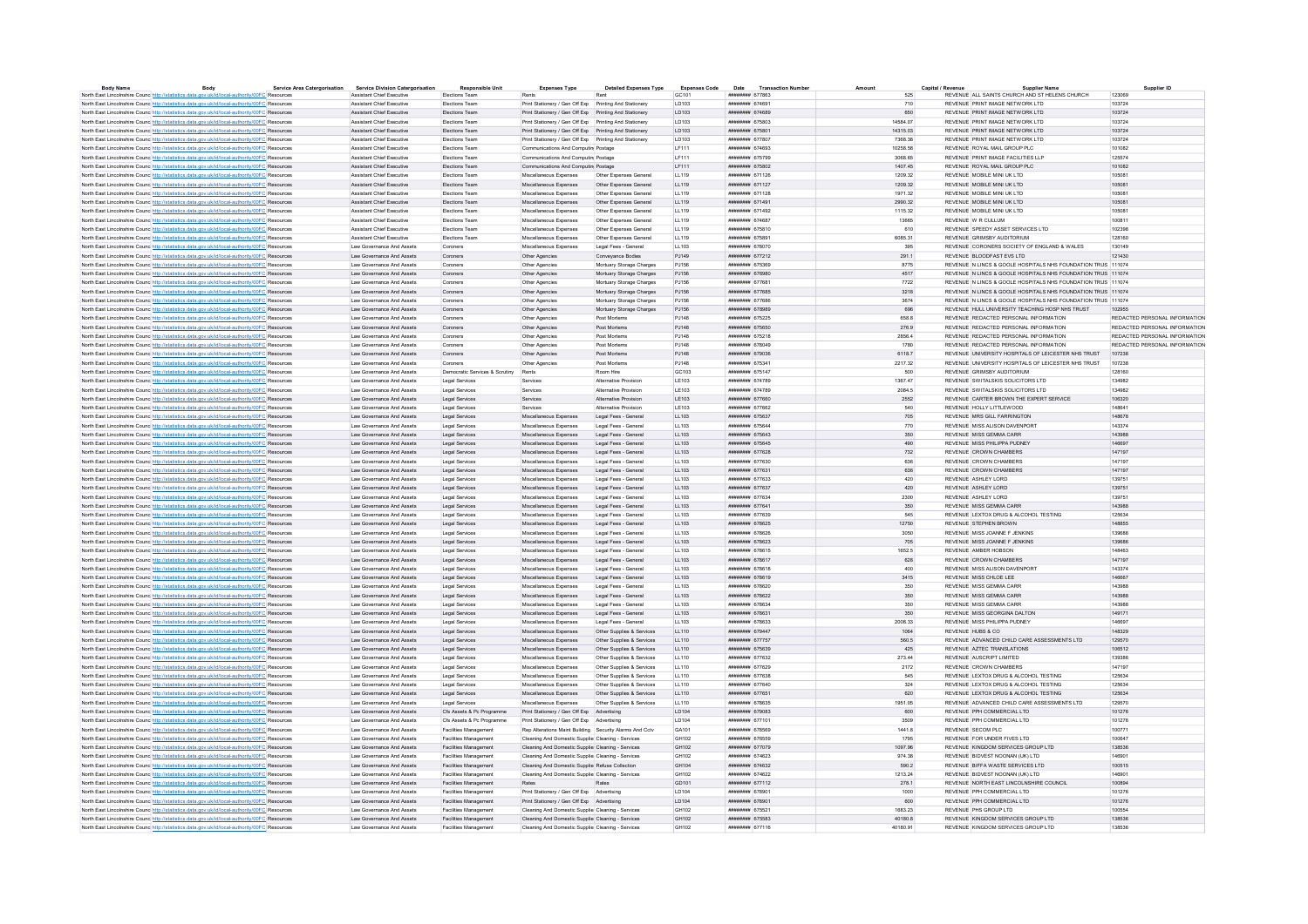| Body Name | Body | Service Area Categorisation | Service Division Categorisation | Responsible Unit | Expenses Type | Detailed Expenses Type | Expenses Code | Date | Transaction Number | Amount | Capital / Revenue | Supplier Name | Supplier ID |
|---|---|---|---|---|---|---|---|---|---|---|---|---|---|
| North East Lincolnshire Council | http://statistics.data.gov.uk/id/local-authority/00FC | Resources | Assistant Chief Executive | Elections Team | Rents | Rent | GC101 | ######## | 677863 | 525 | REVENUE | ALL SAINTS CHURCH AND ST HELENS CHURCH | 123069 |
| North East Lincolnshire Council | http://statistics.data.gov.uk/id/local-authority/00FC | Resources | Assistant Chief Executive | Elections Team | Print Stationery / Gen Off Exp | Printing And Stationery | LD103 | ######## | 674691 | 710 | REVENUE | PRINT IMAGE NETWORK LTD | 103724 |
| North East Lincolnshire Council | http://statistics.data.gov.uk/id/local-authority/00FC | Resources | Assistant Chief Executive | Elections Team | Print Stationery / Gen Off Exp | Printing And Stationery | LD103 | ######## | 674689 | 650 | REVENUE | PRINT IMAGE NETWORK LTD | 103724 |
| North East Lincolnshire Council | http://statistics.data.gov.uk/id/local-authority/00FC | Resources | Assistant Chief Executive | Elections Team | Print Stationery / Gen Off Exp | Printing And Stationery | LD103 | ######## | 675803 | 14584.07 | REVENUE | PRINT IMAGE NETWORK LTD | 103724 |
| North East Lincolnshire Council | http://statistics.data.gov.uk/id/local-authority/00FC | Resources | Assistant Chief Executive | Elections Team | Print Stationery / Gen Off Exp | Printing And Stationery | LD103 | ######## | 675801 | 14315.03 | REVENUE | PRINT IMAGE NETWORK LTD | 103724 |
| North East Lincolnshire Council | http://statistics.data.gov.uk/id/local-authority/00FC | Resources | Assistant Chief Executive | Elections Team | Print Stationery / Gen Off Exp | Printing And Stationery | LD103 | ######## | 677807 | 7368.38 | REVENUE | PRINT IMAGE NETWORK LTD | 103724 |
| North East Lincolnshire Council | http://statistics.data.gov.uk/id/local-authority/00FC | Resources | Assistant Chief Executive | Elections Team | Communications And Computing | Postage | LF111 | ######## | 674693 | 10258.58 | REVENUE | ROYAL MAIL GROUP PLC | 101082 |
| North East Lincolnshire Council | http://statistics.data.gov.uk/id/local-authority/00FC | Resources | Assistant Chief Executive | Elections Team | Communications And Computing | Postage | LF111 | ######## | 675799 | 3068.65 | REVENUE | PRINT IMAGE FACILITIES LLP | 123574 |
| North East Lincolnshire Council | http://statistics.data.gov.uk/id/local-authority/00FC | Resources | Assistant Chief Executive | Elections Team | Communications And Computing | Postage | LF111 | ######## | 675802 | 1407.45 | REVENUE | ROYAL MAIL GROUP PLC | 101082 |
| North East Lincolnshire Council | http://statistics.data.gov.uk/id/local-authority/00FC | Resources | Assistant Chief Executive | Elections Team | Miscellaneous Expenses | Other Expenses General | LL119 | ######## | 671126 | 1209.32 | REVENUE | MOBILE MINI UK LTD | 105081 |
| North East Lincolnshire Council | http://statistics.data.gov.uk/id/local-authority/00FC | Resources | Assistant Chief Executive | Elections Team | Miscellaneous Expenses | Other Expenses General | LL119 | ######## | 671127 | 1209.32 | REVENUE | MOBILE MINI UK LTD | 105081 |
| North East Lincolnshire Council | http://statistics.data.gov.uk/id/local-authority/00FC | Resources | Assistant Chief Executive | Elections Team | Miscellaneous Expenses | Other Expenses General | LL119 | ######## | 671128 | 1971.32 | REVENUE | MOBILE MINI UK LTD | 105081 |
| North East Lincolnshire Council | http://statistics.data.gov.uk/id/local-authority/00FC | Resources | Assistant Chief Executive | Elections Team | Miscellaneous Expenses | Other Expenses General | LL119 | ######## | 671491 | 2990.32 | REVENUE | MOBILE MINI UK LTD | 105081 |
| North East Lincolnshire Council | http://statistics.data.gov.uk/id/local-authority/00FC | Resources | Assistant Chief Executive | Elections Team | Miscellaneous Expenses | Other Expenses General | LL119 | ######## | 671492 | 1115.32 | REVENUE | MOBILE MINI UK LTD | 105081 |
| North East Lincolnshire Council | http://statistics.data.gov.uk/id/local-authority/00FC | Resources | Assistant Chief Executive | Elections Team | Miscellaneous Expenses | Other Expenses General | LL119 | ######## | 674687 | 13665 | REVENUE | W R CULLUM | 100811 |
| North East Lincolnshire Council | http://statistics.data.gov.uk/id/local-authority/00FC | Resources | Assistant Chief Executive | Elections Team | Miscellaneous Expenses | Other Expenses General | LL119 | ######## | 675810 | 610 | REVENUE | SPEEDY ASSET SERVICES LTD | 102398 |
| North East Lincolnshire Council | http://statistics.data.gov.uk/id/local-authority/00FC | Resources | Assistant Chief Executive | Elections Team | Miscellaneous Expenses | Other Expenses General | LL119 | ######## | 675891 | 6085.31 | REVENUE | GRIMSBY AUDITORIUM | 128160 |
| North East Lincolnshire Council | http://statistics.data.gov.uk/id/local-authority/00FC | Resources | Law Governance And Assets | Coroners | Miscellaneous Expenses | Legal Fees - General | LL103 | ######## | 678070 | 395 | REVENUE | CORONERS SOCIETY OF ENGLAND & WALES | 130149 |
| North East Lincolnshire Council | http://statistics.data.gov.uk/id/local-authority/00FC | Resources | Law Governance And Assets | Coroners | Other Agencies | Conveyance Bodies | PJ149 | ######## | 677212 | 291.1 | REVENUE | BLOODFAST EVS LTD | 121430 |
| North East Lincolnshire Council | http://statistics.data.gov.uk/id/local-authority/00FC | Resources | Law Governance And Assets | Coroners | Other Agencies | Mortuary Storage Charges | PJ156 | ######## | 675369 | 8775 | REVENUE | N LINCS & GOOLE HOSPITALS NHS FOUNDATION TRUS | 111074 |
| North East Lincolnshire Council | http://statistics.data.gov.uk/id/local-authority/00FC | Resources | Law Governance And Assets | Coroners | Other Agencies | Mortuary Storage Charges | PJ156 | ######## | 676980 | 4517 | REVENUE | N LINCS & GOOLE HOSPITALS NHS FOUNDATION TRUS | 111074 |
| North East Lincolnshire Council | http://statistics.data.gov.uk/id/local-authority/00FC | Resources | Law Governance And Assets | Coroners | Other Agencies | Mortuary Storage Charges | PJ156 | ######## | 677681 | 7722 | REVENUE | N LINCS & GOOLE HOSPITALS NHS FOUNDATION TRUS | 111074 |
| North East Lincolnshire Council | http://statistics.data.gov.uk/id/local-authority/00FC | Resources | Law Governance And Assets | Coroners | Other Agencies | Mortuary Storage Charges | PJ156 | ######## | 677685 | 3218 | REVENUE | N LINCS & GOOLE HOSPITALS NHS FOUNDATION TRUS | 111074 |
| North East Lincolnshire Council | http://statistics.data.gov.uk/id/local-authority/00FC | Resources | Law Governance And Assets | Coroners | Other Agencies | Mortuary Storage Charges | PJ156 | ######## | 677686 | 3674 | REVENUE | N LINCS & GOOLE HOSPITALS NHS FOUNDATION TRUS | 111074 |
| North East Lincolnshire Council | http://statistics.data.gov.uk/id/local-authority/00FC | Resources | Law Governance And Assets | Coroners | Other Agencies | Mortuary Storage Charges | PJ156 | ######## | 678989 | 896 | REVENUE | HULL UNIVERSITY TEACHING HOSP NHS TRUST | 102955 |
| North East Lincolnshire Council | http://statistics.data.gov.uk/id/local-authority/00FC | Resources | Law Governance And Assets | Coroners | Other Agencies | Post Mortems | PJ148 | ######## | 675225 | 658.8 | REVENUE | REDACTED PERSONAL INFORMATION | REDACTED PERSONAL INFORMATION |
| North East Lincolnshire Council | http://statistics.data.gov.uk/id/local-authority/00FC | Resources | Law Governance And Assets | Coroners | Other Agencies | Post Mortems | PJ148 | ######## | 675650 | 276.9 | REVENUE | REDACTED PERSONAL INFORMATION | REDACTED PERSONAL INFORMATION |
| North East Lincolnshire Council | http://statistics.data.gov.uk/id/local-authority/00FC | Resources | Law Governance And Assets | Coroners | Other Agencies | Post Mortems | PJ148 | ######## | 675218 | 2856.4 | REVENUE | REDACTED PERSONAL INFORMATION | REDACTED PERSONAL INFORMATION |
| North East Lincolnshire Council | http://statistics.data.gov.uk/id/local-authority/00FC | Resources | Law Governance And Assets | Coroners | Other Agencies | Post Mortems | PJ148 | ######## | 678049 | 1780 | REVENUE | REDACTED PERSONAL INFORMATION | REDACTED PERSONAL INFORMATION |
| North East Lincolnshire Council | http://statistics.data.gov.uk/id/local-authority/00FC | Resources | Law Governance And Assets | Coroners | Other Agencies | Post Mortems | PJ148 | ######## | 679036 | 6118.7 | REVENUE | UNIVERSITY HOSPITALS OF LEICESTER NHS TRUST | 107238 |
| North East Lincolnshire Council | http://statistics.data.gov.uk/id/local-authority/00FC | Resources | Law Governance And Assets | Coroners | Other Agencies | Post Mortems | PJ148 | ######## | 675341 | 2217.32 | REVENUE | UNIVERSITY HOSPITALS OF LEICESTER NHS TRUST | 107238 |
| North East Lincolnshire Council | http://statistics.data.gov.uk/id/local-authority/00FC | Resources | Law Governance And Assets | Democratic Services & Scrutiny | Rents | Room Hire | GC103 | ######## | 675147 | 500 | REVENUE | GRIMSBY AUDITORIUM | 128160 |
| North East Lincolnshire Council | http://statistics.data.gov.uk/id/local-authority/00FC | Resources | Law Governance And Assets | Legal Services | Services | Alternative Provision | LE103 | ######## | 674789 | 1367.47 | REVENUE | SWITALSKIS SOLICITORS LTD | 134982 |
| North East Lincolnshire Council | http://statistics.data.gov.uk/id/local-authority/00FC | Resources | Law Governance And Assets | Legal Services | Services | Alternative Provision | LE103 | ######## | 674789 | 2064.5 | REVENUE | SWITALSKIS SOLICITORS LTD | 134982 |
| North East Lincolnshire Council | http://statistics.data.gov.uk/id/local-authority/00FC | Resources | Law Governance And Assets | Legal Services | Services | Alternative Provision | LE103 | ######## | 677660 | 2552 | REVENUE | CARTER BROWN THE EXPERT SERVICE | 106320 |
| North East Lincolnshire Council | http://statistics.data.gov.uk/id/local-authority/00FC | Resources | Law Governance And Assets | Legal Services | Services | Alternative Provision | LE103 | ######## | 677662 | 840 | REVENUE | HOLLY LITTLEWOOD | 148641 |
| North East Lincolnshire Council | http://statistics.data.gov.uk/id/local-authority/00FC | Resources | Law Governance And Assets | Legal Services | Miscellaneous Expenses | Legal Fees - General | LL103 | ######## | 675637 | 705 | REVENUE | MRS GILL FARRINGTON | 148678 |
| North East Lincolnshire Council | http://statistics.data.gov.uk/id/local-authority/00FC | Resources | Law Governance And Assets | Legal Services | Miscellaneous Expenses | Legal Fees - General | LL103 | ######## | 675644 | 770 | REVENUE | MISS ALISON DAVENPORT | 143374 |
| North East Lincolnshire Council | http://statistics.data.gov.uk/id/local-authority/00FC | Resources | Law Governance And Assets | Legal Services | Miscellaneous Expenses | Legal Fees - General | LL103 | ######## | 675643 | 350 | REVENUE | MISS GEMMA CARR | 143988 |
| North East Lincolnshire Council | http://statistics.data.gov.uk/id/local-authority/00FC | Resources | Law Governance And Assets | Legal Services | Miscellaneous Expenses | Legal Fees - General | LL103 | ######## | 675645 | 490 | REVENUE | MISS PHILIPPA PUDNEY | 146697 |
| North East Lincolnshire Council | http://statistics.data.gov.uk/id/local-authority/00FC | Resources | Law Governance And Assets | Legal Services | Miscellaneous Expenses | Legal Fees - General | LL103 | ######## | 677628 | 732 | REVENUE | CROWN CHAMBERS | 147197 |
| North East Lincolnshire Council | http://statistics.data.gov.uk/id/local-authority/00FC | Resources | Law Governance And Assets | Legal Services | Miscellaneous Expenses | Legal Fees - General | LL103 | ######## | 677630 | 636 | REVENUE | CROWN CHAMBERS | 147197 |
| North East Lincolnshire Council | http://statistics.data.gov.uk/id/local-authority/00FC | Resources | Law Governance And Assets | Legal Services | Miscellaneous Expenses | Legal Fees - General | LL103 | ######## | 677631 | 636 | REVENUE | CROWN CHAMBERS | 147197 |
| North East Lincolnshire Council | http://statistics.data.gov.uk/id/local-authority/00FC | Resources | Law Governance And Assets | Legal Services | Miscellaneous Expenses | Legal Fees - General | LL103 | ######## | 677633 | 420 | REVENUE | ASHLEY LORD | 139751 |
| North East Lincolnshire Council | http://statistics.data.gov.uk/id/local-authority/00FC | Resources | Law Governance And Assets | Legal Services | Miscellaneous Expenses | Legal Fees - General | LL103 | ######## | 677637 | 420 | REVENUE | ASHLEY LORD | 139751 |
| North East Lincolnshire Council | http://statistics.data.gov.uk/id/local-authority/00FC | Resources | Law Governance And Assets | Legal Services | Miscellaneous Expenses | Legal Fees - General | LL103 | ######## | 677634 | 2300 | REVENUE | ASHLEY LORD | 139751 |
| North East Lincolnshire Council | http://statistics.data.gov.uk/id/local-authority/00FC | Resources | Law Governance And Assets | Legal Services | Miscellaneous Expenses | Legal Fees - General | LL103 | ######## | 677641 | 350 | REVENUE | MISS GEMMA CARR | 143988 |
| North East Lincolnshire Council | http://statistics.data.gov.uk/id/local-authority/00FC | Resources | Law Governance And Assets | Legal Services | Miscellaneous Expenses | Legal Fees - General | LL103 | ######## | 677639 | 545 | REVENUE | LEXTOX DRUG & ALCOHOL TESTING | 125634 |
| North East Lincolnshire Council | http://statistics.data.gov.uk/id/local-authority/00FC | Resources | Law Governance And Assets | Legal Services | Miscellaneous Expenses | Legal Fees - General | LL103 | ######## | 678625 | 12750 | REVENUE | STEPHEN BROWN | 148855 |
| North East Lincolnshire Council | http://statistics.data.gov.uk/id/local-authority/00FC | Resources | Law Governance And Assets | Legal Services | Miscellaneous Expenses | Legal Fees - General | LL103 | ######## | 678626 | 3050 | REVENUE | MISS JOANNE F JENKINS | 139686 |
| North East Lincolnshire Council | http://statistics.data.gov.uk/id/local-authority/00FC | Resources | Law Governance And Assets | Legal Services | Miscellaneous Expenses | Legal Fees - General | LL103 | ######## | 678623 | 705 | REVENUE | MISS JOANNE F JENKINS | 139686 |
| North East Lincolnshire Council | http://statistics.data.gov.uk/id/local-authority/00FC | Resources | Law Governance And Assets | Legal Services | Miscellaneous Expenses | Legal Fees - General | LL103 | ######## | 678615 | 1652.5 | REVENUE | AMBER HOBSON | 148463 |
| North East Lincolnshire Council | http://statistics.data.gov.uk/id/local-authority/00FC | Resources | Law Governance And Assets | Legal Services | Miscellaneous Expenses | Legal Fees - General | LL103 | ######## | 678617 | 628 | REVENUE | CROWN CHAMBERS | 147197 |
| North East Lincolnshire Council | http://statistics.data.gov.uk/id/local-authority/00FC | Resources | Law Governance And Assets | Legal Services | Miscellaneous Expenses | Legal Fees - General | LL103 | ######## | 678618 | 400 | REVENUE | MISS ALISON DAVENPORT | 143374 |
| North East Lincolnshire Council | http://statistics.data.gov.uk/id/local-authority/00FC | Resources | Law Governance And Assets | Legal Services | Miscellaneous Expenses | Legal Fees - General | LL103 | ######## | 678619 | 3415 | REVENUE | MISS CHLOE LEE | 146667 |
| North East Lincolnshire Council | http://statistics.data.gov.uk/id/local-authority/00FC | Resources | Law Governance And Assets | Legal Services | Miscellaneous Expenses | Legal Fees - General | LL103 | ######## | 678620 | 350 | REVENUE | MISS GEMMA CARR | 143988 |
| North East Lincolnshire Council | http://statistics.data.gov.uk/id/local-authority/00FC | Resources | Law Governance And Assets | Legal Services | Miscellaneous Expenses | Legal Fees - General | LL103 | ######## | 678622 | 350 | REVENUE | MISS GEMMA CARR | 143988 |
| North East Lincolnshire Council | http://statistics.data.gov.uk/id/local-authority/00FC | Resources | Law Governance And Assets | Legal Services | Miscellaneous Expenses | Legal Fees - General | LL103 | ######## | 678634 | 350 | REVENUE | MISS GEMMA CARR | 143988 |
| North East Lincolnshire Council | http://statistics.data.gov.uk/id/local-authority/00FC | Resources | Law Governance And Assets | Legal Services | Miscellaneous Expenses | Legal Fees - General | LL103 | ######## | 678631 | 350 | REVENUE | MISS GEORGINA DALTON | 149171 |
| North East Lincolnshire Council | http://statistics.data.gov.uk/id/local-authority/00FC | Resources | Law Governance And Assets | Legal Services | Miscellaneous Expenses | Legal Fees - General | LL103 | ######## | 678633 | 2008.33 | REVENUE | MISS PHILIPPA PUDNEY | 146697 |
| North East Lincolnshire Council | http://statistics.data.gov.uk/id/local-authority/00FC | Resources | Law Governance And Assets | Legal Services | Miscellaneous Expenses | Other Supplies & Services | LL110 | ######## | 679447 | 1064 | REVENUE | HUBS & CO | 148329 |
| North East Lincolnshire Council | http://statistics.data.gov.uk/id/local-authority/00FC | Resources | Law Governance And Assets | Legal Services | Miscellaneous Expenses | Other Supplies & Services | LL110 | ######## | 677757 | 560.5 | REVENUE | ADVANCED CHILD CARE ASSESSMENTS LTD | 129570 |
| North East Lincolnshire Council | http://statistics.data.gov.uk/id/local-authority/00FC | Resources | Law Governance And Assets | Legal Services | Miscellaneous Expenses | Other Supplies & Services | LL110 | ######## | 675639 | 425 | REVENUE | AZTEC TRANSLATIONS | 106512 |
| North East Lincolnshire Council | http://statistics.data.gov.uk/id/local-authority/00FC | Resources | Law Governance And Assets | Legal Services | Miscellaneous Expenses | Other Supplies & Services | LL110 | ######## | 677632 | 273.44 | REVENUE | AUSCRIPT LIMITED | 139366 |
| North East Lincolnshire Council | http://statistics.data.gov.uk/id/local-authority/00FC | Resources | Law Governance And Assets | Legal Services | Miscellaneous Expenses | Other Supplies & Services | LL110 | ######## | 677629 | 2172 | REVENUE | CROWN CHAMBERS | 147197 |
| North East Lincolnshire Council | http://statistics.data.gov.uk/id/local-authority/00FC | Resources | Law Governance And Assets | Legal Services | Miscellaneous Expenses | Other Supplies & Services | LL110 | ######## | 677638 | 545 | REVENUE | LEXTOX DRUG & ALCOHOL TESTING | 125634 |
| North East Lincolnshire Council | http://statistics.data.gov.uk/id/local-authority/00FC | Resources | Law Governance And Assets | Legal Services | Miscellaneous Expenses | Other Supplies & Services | LL110 | ######## | 677640 | 324 | REVENUE | LEXTOX DRUG & ALCOHOL TESTING | 125634 |
| North East Lincolnshire Council | http://statistics.data.gov.uk/id/local-authority/00FC | Resources | Law Governance And Assets | Legal Services | Miscellaneous Expenses | Other Supplies & Services | LL110 | ######## | 677651 | 620 | REVENUE | LEXTOX DRUG & ALCOHOL TESTING | 125634 |
| North East Lincolnshire Council | http://statistics.data.gov.uk/id/local-authority/00FC | Resources | Law Governance And Assets | Legal Services | Miscellaneous Expenses | Other Supplies & Services | LL110 | ######## | 678635 | 1951.05 | REVENUE | ADVANCED CHILD CARE ASSESSMENTS LTD | 129570 |
| North East Lincolnshire Council | http://statistics.data.gov.uk/id/local-authority/00FC | Resources | Law Governance And Assets | Cfs Assets & Pc Programme | Print Stationery / Gen Off Exp | Advertising | LD104 | ######## | 679083 | 600 | REVENUE | PPH COMMERCIAL LTD | 101276 |
| North East Lincolnshire Council | http://statistics.data.gov.uk/id/local-authority/00FC | Resources | Law Governance And Assets | Cfs Assets & Pc Programme | Print Stationery / Gen Off Exp | Advertising | LD104 | ######## | 677101 | 3509 | REVENUE | PPH COMMERCIAL LTD | 101276 |
| North East Lincolnshire Council | http://statistics.data.gov.uk/id/local-authority/00FC | Resources | Law Governance And Assets | Facilities Management | Rep Alterations Maint Building | Security Alarms And Cctv | GA101 | ######## | 678569 | 1441.8 | REVENUE | SECOM PLC | 100771 |
| North East Lincolnshire Council | http://statistics.data.gov.uk/id/local-authority/00FC | Resources | Law Governance And Assets | Facilities Management | Cleaning And Domestic Supplies | Cleaning - Services | GH102 | ######## | 676559 | 1795 | REVENUE | FOR UNDER FIVES LTD | 100647 |
| North East Lincolnshire Council | http://statistics.data.gov.uk/id/local-authority/00FC | Resources | Law Governance And Assets | Facilities Management | Cleaning And Domestic Supplies | Cleaning - Services | GH102 | ######## | 677079 | 1097.98 | REVENUE | KINGDOM SERVICES GROUP LTD | 138536 |
| North East Lincolnshire Council | http://statistics.data.gov.uk/id/local-authority/00FC | Resources | Law Governance And Assets | Facilities Management | Cleaning And Domestic Supplies | Cleaning - Services | GH102 | ######## | 674623 | 974.38 | REVENUE | BIDVEST NOONAN (UK) LTD | 146901 |
| North East Lincolnshire Council | http://statistics.data.gov.uk/id/local-authority/00FC | Resources | Law Governance And Assets | Facilities Management | Cleaning And Domestic Supplies | Refuse Collection | GH104 | ######## | 674632 | 590.2 | REVENUE | BIFFA WASTE SERVICES LTD | 100515 |
| North East Lincolnshire Council | http://statistics.data.gov.uk/id/local-authority/00FC | Resources | Law Governance And Assets | Facilities Management | Cleaning And Domestic Supplies | Cleaning - Services | GH102 | ######## | 674622 | 1213.24 | REVENUE | BIDVEST NOONAN (UK) LTD | 146901 |
| North East Lincolnshire Council | http://statistics.data.gov.uk/id/local-authority/00FC | Resources | Law Governance And Assets | Facilities Management | Rates | Rates | GD101 | ######## | 677112 | 278.1 | REVENUE | NORTH EAST LINCOLNSHIRE COUNCIL | 100894 |
| North East Lincolnshire Council | http://statistics.data.gov.uk/id/local-authority/00FC | Resources | Law Governance And Assets | Facilities Management | Print Stationery / Gen Off Exp | Advertising | LD104 | ######## | 678901 | 1000 | REVENUE | PPH COMMERCIAL LTD | 101276 |
| North East Lincolnshire Council | http://statistics.data.gov.uk/id/local-authority/00FC | Resources | Law Governance And Assets | Facilities Management | Print Stationery / Gen Off Exp | Advertising | LD104 | ######## | 678901 | 600 | REVENUE | PPH COMMERCIAL LTD | 101276 |
| North East Lincolnshire Council | http://statistics.data.gov.uk/id/local-authority/00FC | Resources | Law Governance And Assets | Facilities Management | Cleaning And Domestic Supplies | Cleaning - Services | GH102 | ######## | 675521 | 1683.23 | REVENUE | PHS GROUP LTD | 100554 |
| North East Lincolnshire Council | http://statistics.data.gov.uk/id/local-authority/00FC | Resources | Law Governance And Assets | Facilities Management | Cleaning And Domestic Supplies | Cleaning - Services | GH102 | ######## | 675583 | 40180.8 | REVENUE | KINGDOM SERVICES GROUP LTD | 138536 |
| North East Lincolnshire Council | http://statistics.data.gov.uk/id/local-authority/00FC | Resources | Law Governance And Assets | Facilities Management | Cleaning And Domestic Supplies | Cleaning - Services | GH102 | ######## | 677116 | 40180.91 | REVENUE | KINGDOM SERVICES GROUP LTD | 138536 |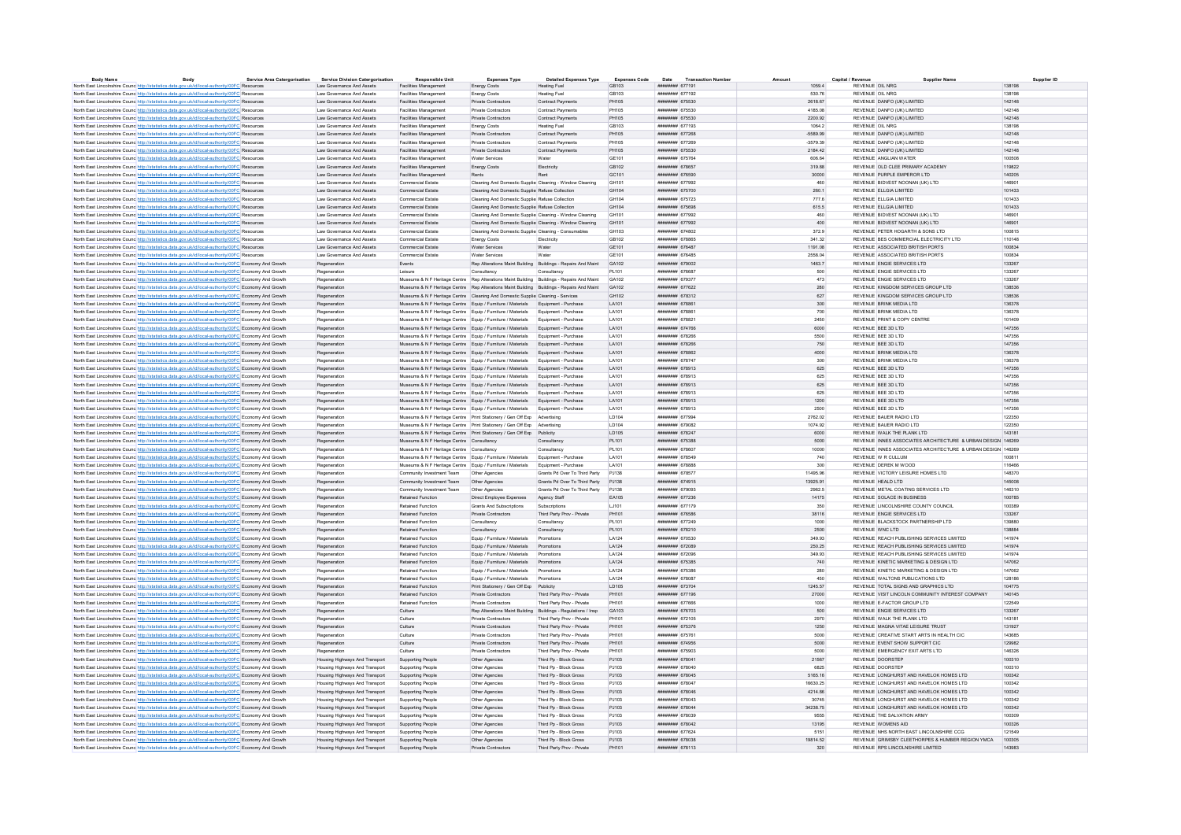| Body Name | Body | Service Area Categorisation | Service Division Categorisation | Responsible Unit | Expenses Type | Detailed Expenses Type | Expenses Code | Date | Transaction Number | Amount | Capital / Revenue | Supplier Name | Supplier ID |
|---|---|---|---|---|---|---|---|---|---|---|---|---|---|
| North East Lincolnshire Council | http://statistics.data.gov.uk/id/local-authority/00FC | Resources | Law Governance And Assets | Facilities Management | Energy Costs | Heating Fuel | GB103 | ######## | 677191 | 1059.4 | REVENUE | OIL NRG | 138198 |
| North East Lincolnshire Council | http://statistics.data.gov.uk/id/local-authority/00FC | Resources | Law Governance And Assets | Facilities Management | Energy Costs | Heating Fuel | GB103 | ######## | 677192 | 530.76 | REVENUE | OIL NRG | 138198 |
| North East Lincolnshire Council | http://statistics.data.gov.uk/id/local-authority/00FC | Resources | Law Governance And Assets | Facilities Management | Private Contractors | Contract Payments | PH105 | ######## | 675530 | 2618.67 | REVENUE | DANFO (UK) LIMITED | 142148 |
| North East Lincolnshire Council | http://statistics.data.gov.uk/id/local-authority/00FC | Resources | Law Governance And Assets | Facilities Management | Private Contractors | Contract Payments | PH105 | ######## | 675530 | 4185.08 | REVENUE | DANFO (UK) LIMITED | 142148 |
| North East Lincolnshire Council | http://statistics.data.gov.uk/id/local-authority/00FC | Resources | Law Governance And Assets | Facilities Management | Private Contractors | Contract Payments | PH105 | ######## | 675530 | 2200.92 | REVENUE | DANFO (UK) LIMITED | 142148 |
| North East Lincolnshire Council | http://statistics.data.gov.uk/id/local-authority/00FC | Resources | Law Governance And Assets | Facilities Management | Energy Costs | Heating Fuel | GB103 | ######## | 677193 | 1064.2 | REVENUE | OIL NRG | 138198 |
| North East Lincolnshire Council | http://statistics.data.gov.uk/id/local-authority/00FC | Resources | Law Governance And Assets | Facilities Management | Private Contractors | Contract Payments | PH105 | ######## | 677268 | -5589.99 | REVENUE | DANFO (UK) LIMITED | 142148 |
| North East Lincolnshire Council | http://statistics.data.gov.uk/id/local-authority/00FC | Resources | Law Governance And Assets | Facilities Management | Private Contractors | Contract Payments | PH105 | ######## | 677269 | -3579.39 | REVENUE | DANFO (UK) LIMITED | 142148 |
| North East Lincolnshire Council | http://statistics.data.gov.uk/id/local-authority/00FC | Resources | Law Governance And Assets | Facilities Management | Private Contractors | Contract Payments | PH105 | ######## | 675530 | 2184.42 | REVENUE | DANFO (UK) LIMITED | 142148 |
| North East Lincolnshire Council | http://statistics.data.gov.uk/id/local-authority/00FC | Resources | Law Governance And Assets | Facilities Management | Water Services | Water | GE101 | ######## | 675764 | 606.64 | REVENUE | ANGLIAN WATER | 100508 |
| North East Lincolnshire Council | http://statistics.data.gov.uk/id/local-authority/00FC | Resources | Law Governance And Assets | Facilities Management | Energy Costs | Electricity | GB102 | ######## | 678657 | 319.88 | REVENUE | OLD CLEE PRIMARY ACADEMY | 119822 |
| North East Lincolnshire Council | http://statistics.data.gov.uk/id/local-authority/00FC | Resources | Law Governance And Assets | Facilities Management | Rents | Rent | GC101 | ######## | 676590 | 30000 | REVENUE | PURPLE EMPEROR LTD | 146205 |
| North East Lincolnshire Council | http://statistics.data.gov.uk/id/local-authority/00FC | Resources | Law Governance And Assets | Commercial Estate | Cleaning And Domestic Supplies | Cleaning - Window Cleaning | GH101 | ######## | 677992 | 460 | REVENUE | BIDVEST NOONAN (UK) LTD | 146901 |
| North East Lincolnshire Council | http://statistics.data.gov.uk/id/local-authority/00FC | Resources | Law Governance And Assets | Commercial Estate | Cleaning And Domestic Supplies | Refuse Collection | GH104 | ######## | 675700 | 260.1 | REVENUE | ELLGIA LIMITED | 101433 |
| North East Lincolnshire Council | http://statistics.data.gov.uk/id/local-authority/00FC | Resources | Law Governance And Assets | Commercial Estate | Cleaning And Domestic Supplies | Refuse Collection | GH104 | ######## | 675723 | 777.6 | REVENUE | ELLGIA LIMITED | 101433 |
| North East Lincolnshire Council | http://statistics.data.gov.uk/id/local-authority/00FC | Resources | Law Governance And Assets | Commercial Estate | Cleaning And Domestic Supplies | Refuse Collection | GH104 | ######## | 675698 | 615.5 | REVENUE | ELLGIA LIMITED | 101433 |
| North East Lincolnshire Council | http://statistics.data.gov.uk/id/local-authority/00FC | Resources | Law Governance And Assets | Commercial Estate | Cleaning And Domestic Supplies | Cleaning - Window Cleaning | GH101 | ######## | 677992 | 460 | REVENUE | BIDVEST NOONAN (UK) LTD | 146901 |
| North East Lincolnshire Council | http://statistics.data.gov.uk/id/local-authority/00FC | Resources | Law Governance And Assets | Commercial Estate | Cleaning And Domestic Supplies | Cleaning - Window Cleaning | GH101 | ######## | 677992 | 400 | REVENUE | BIDVEST NOONAN (UK) LTD | 146901 |
| North East Lincolnshire Council | http://statistics.data.gov.uk/id/local-authority/00FC | Resources | Law Governance And Assets | Commercial Estate | Cleaning And Domestic Supplies | Cleaning - Consumables | GH103 | ######## | 674802 | 372.9 | REVENUE | PETER HOGARTH & SONS LTD | 100815 |
| North East Lincolnshire Council | http://statistics.data.gov.uk/id/local-authority/00FC | Resources | Law Governance And Assets | Commercial Estate | Energy Costs | Electricity | GB102 | ######## | 678865 | 341.32 | REVENUE | BES COMMERCIAL ELECTRICITY LTD | 110148 |
| North East Lincolnshire Council | http://statistics.data.gov.uk/id/local-authority/00FC | Resources | Law Governance And Assets | Commercial Estate | Water Services | Water | GE101 | ######## | 676487 | 1191.08 | REVENUE | ASSOCIATED BRITISH PORTS | 100834 |
| North East Lincolnshire Council | http://statistics.data.gov.uk/id/local-authority/00FC | Resources | Law Governance And Assets | Commercial Estate | Water Services | Water | GE101 | ######## | 676485 | 2558.04 | REVENUE | ASSOCIATED BRITISH PORTS | 100834 |
| North East Lincolnshire Council | http://statistics.data.gov.uk/id/local-authority/00FC | Economy And Growth | Regeneration | Events | Rep Alterations Maint Building | Buildings - Repairs And Maint | GA102 | ######## | 679002 | 1463.7 | REVENUE | ENGIE SERVICES LTD | 133267 |
| North East Lincolnshire Council | http://statistics.data.gov.uk/id/local-authority/00FC | Economy And Growth | Regeneration | Leisure | Consultancy | Consultancy | PL101 | ######## | 678687 | 500 | REVENUE | ENGIE SERVICES LTD | 133267 |
| North East Lincolnshire Council | http://statistics.data.gov.uk/id/local-authority/00FC | Economy And Growth | Regeneration | Museums & N F Heritage Centre | Rep Alterations Maint Building | Buildings - Repairs And Maint | GA102 | ######## | 679377 | 473 | REVENUE | ENGIE SERVICES LTD | 133267 |
| North East Lincolnshire Council | http://statistics.data.gov.uk/id/local-authority/00FC | Economy And Growth | Regeneration | Museums & N F Heritage Centre | Rep Alterations Maint Building | Buildings - Repairs And Maint | GA102 | ######## | 677622 | 280 | REVENUE | KINGDOM SERVICES GROUP LTD | 138536 |
| North East Lincolnshire Council | http://statistics.data.gov.uk/id/local-authority/00FC | Economy And Growth | Regeneration | Museums & N F Heritage Centre | Cleaning And Domestic Supplies | Cleaning - Services | GH102 | ######## | 678312 | 627 | REVENUE | KINGDOM SERVICES GROUP LTD | 138536 |
| North East Lincolnshire Council | http://statistics.data.gov.uk/id/local-authority/00FC | Economy And Growth | Regeneration | Museums & N F Heritage Centre | Equip / Furniture / Materials | Equipment - Purchase | LA101 | ######## | 678861 | 300 | REVENUE | BRINK MEDIA LTD | 136378 |
| North East Lincolnshire Council | http://statistics.data.gov.uk/id/local-authority/00FC | Economy And Growth | Regeneration | Museums & N F Heritage Centre | Equip / Furniture / Materials | Equipment - Purchase | LA101 | ######## | 678861 | 700 | REVENUE | BRINK MEDIA LTD | 136378 |
| North East Lincolnshire Council | http://statistics.data.gov.uk/id/local-authority/00FC | Economy And Growth | Regeneration | Museums & N F Heritage Centre | Equip / Furniture / Materials | Equipment - Purchase | LA101 | ######## | 678821 | 2450 | REVENUE | PRINT & COPY CENTRE | 101409 |
| North East Lincolnshire Council | http://statistics.data.gov.uk/id/local-authority/00FC | Economy And Growth | Regeneration | Museums & N F Heritage Centre | Equip / Furniture / Materials | Equipment - Purchase | LA101 | ######## | 674766 | 6000 | REVENUE | BEE 3D LTD | 147356 |
| North East Lincolnshire Council | http://statistics.data.gov.uk/id/local-authority/00FC | Economy And Growth | Regeneration | Museums & N F Heritage Centre | Equip / Furniture / Materials | Equipment - Purchase | LA101 | ######## | 678266 | 5500 | REVENUE | BEE 3D LTD | 147356 |
| North East Lincolnshire Council | http://statistics.data.gov.uk/id/local-authority/00FC | Economy And Growth | Regeneration | Museums & N F Heritage Centre | Equip / Furniture / Materials | Equipment - Purchase | LA101 | ######## | 678266 | 750 | REVENUE | BEE 3D LTD | 147356 |
| North East Lincolnshire Council | http://statistics.data.gov.uk/id/local-authority/00FC | Economy And Growth | Regeneration | Museums & N F Heritage Centre | Equip / Furniture / Materials | Equipment - Purchase | LA101 | ######## | 678862 | 4000 | REVENUE | BRINK MEDIA LTD | 136378 |
| North East Lincolnshire Council | http://statistics.data.gov.uk/id/local-authority/00FC | Economy And Growth | Regeneration | Museums & N F Heritage Centre | Equip / Furniture / Materials | Equipment - Purchase | LA101 | ######## | 678747 | 300 | REVENUE | BRINK MEDIA LTD | 136378 |
| North East Lincolnshire Council | http://statistics.data.gov.uk/id/local-authority/00FC | Economy And Growth | Regeneration | Museums & N F Heritage Centre | Equip / Furniture / Materials | Equipment - Purchase | LA101 | ######## | 678913 | 625 | REVENUE | BEE 3D LTD | 147356 |
| North East Lincolnshire Council | http://statistics.data.gov.uk/id/local-authority/00FC | Economy And Growth | Regeneration | Museums & N F Heritage Centre | Equip / Furniture / Materials | Equipment - Purchase | LA101 | ######## | 678913 | 625 | REVENUE | BEE 3D LTD | 147356 |
| North East Lincolnshire Council | http://statistics.data.gov.uk/id/local-authority/00FC | Economy And Growth | Regeneration | Museums & N F Heritage Centre | Equip / Furniture / Materials | Equipment - Purchase | LA101 | ######## | 678913 | 625 | REVENUE | BEE 3D LTD | 147356 |
| North East Lincolnshire Council | http://statistics.data.gov.uk/id/local-authority/00FC | Economy And Growth | Regeneration | Museums & N F Heritage Centre | Equip / Furniture / Materials | Equipment - Purchase | LA101 | ######## | 678913 | 625 | REVENUE | BEE 3D LTD | 147356 |
| North East Lincolnshire Council | http://statistics.data.gov.uk/id/local-authority/00FC | Economy And Growth | Regeneration | Museums & N F Heritage Centre | Equip / Furniture / Materials | Equipment - Purchase | LA101 | ######## | 678913 | 1200 | REVENUE | BEE 3D LTD | 147356 |
| North East Lincolnshire Council | http://statistics.data.gov.uk/id/local-authority/00FC | Economy And Growth | Regeneration | Museums & N F Heritage Centre | Equip / Furniture / Materials | Equipment - Purchase | LA101 | ######## | 678913 | 2500 | REVENUE | BEE 3D LTD | 147356 |
| North East Lincolnshire Council | http://statistics.data.gov.uk/id/local-authority/00FC | Economy And Growth | Regeneration | Museums & N F Heritage Centre | Print Stationery / Gen Off Exp | Advertising | LD104 | ######## | 677994 | 2762.02 | REVENUE | BAUER RADIO LTD | 122350 |
| North East Lincolnshire Council | http://statistics.data.gov.uk/id/local-authority/00FC | Economy And Growth | Regeneration | Museums & N F Heritage Centre | Print Stationery / Gen Off Exp | Advertising | LD104 | ######## | 679082 | 1074.92 | REVENUE | BAUER RADIO LTD | 122350 |
| North East Lincolnshire Council | http://statistics.data.gov.uk/id/local-authority/00FC | Economy And Growth | Regeneration | Museums & N F Heritage Centre | Print Stationery / Gen Off Exp | Publicity | LD105 | ######## | 678247 | 6000 | REVENUE | WALK THE PLANK LTD | 143181 |
| North East Lincolnshire Council | http://statistics.data.gov.uk/id/local-authority/00FC | Economy And Growth | Regeneration | Museums & N F Heritage Centre | Consultancy | Consultancy | PL101 | ######## | 675388 | 5000 | REVENUE | INNES ASSOCIATES ARCHITECTURE & URBAN DESIGN | 146269 |
| North East Lincolnshire Council | http://statistics.data.gov.uk/id/local-authority/00FC | Economy And Growth | Regeneration | Museums & N F Heritage Centre | Consultancy | Consultancy | PL101 | ######## | 678607 | 10000 | REVENUE | INNES ASSOCIATES ARCHITECTURE & URBAN DESIGN | 146269 |
| North East Lincolnshire Council | http://statistics.data.gov.uk/id/local-authority/00FC | Economy And Growth | Regeneration | Museums & N F Heritage Centre | Equip / Furniture / Materials | Equipment - Purchase | LA101 | ######## | 678549 | 740 | REVENUE | W R CULLUM | 100811 |
| North East Lincolnshire Council | http://statistics.data.gov.uk/id/local-authority/00FC | Economy And Growth | Regeneration | Museums & N F Heritage Centre | Equip / Furniture / Materials | Equipment - Purchase | LA101 | ######## | 678888 | 300 | REVENUE | DEREK M WOOD | 116466 |
| North East Lincolnshire Council | http://statistics.data.gov.uk/id/local-authority/00FC | Economy And Growth | Regeneration | Community Investment Team | Other Agencies | Grants Pd Over To Third Party | PJ138 | ######## | 678577 | 11495.96 | REVENUE | VICTORY LEISURE HOMES LTD | 148370 |
| North East Lincolnshire Council | http://statistics.data.gov.uk/id/local-authority/00FC | Economy And Growth | Regeneration | Community Investment Team | Other Agencies | Grants Pd Over To Third Party | PJ138 | ######## | 674915 | 13925.91 | REVENUE | HEALD LTD | 145008 |
| North East Lincolnshire Council | http://statistics.data.gov.uk/id/local-authority/00FC | Economy And Growth | Regeneration | Community Investment Team | Other Agencies | Grants Pd Over To Third Party | PJ138 | ######## | 679093 | 2962.5 | REVENUE | METAL COATING SERVICES LTD | 146310 |
| North East Lincolnshire Council | http://statistics.data.gov.uk/id/local-authority/00FC | Economy And Growth | Regeneration | Retained Function | Direct Employee Expenses | Agency Staff | EA105 | ######## | 677236 | 14175 | REVENUE | SOLACE IN BUSINESS | 100785 |
| North East Lincolnshire Council | http://statistics.data.gov.uk/id/local-authority/00FC | Economy And Growth | Regeneration | Retained Function | Grants And Subscriptions | Subscriptions | LJ101 | ######## | 677179 | 350 | REVENUE | LINCOLNSHIRE COUNTY COUNCIL | 100389 |
| North East Lincolnshire Council | http://statistics.data.gov.uk/id/local-authority/00FC | Economy And Growth | Regeneration | Retained Function | Private Contractors | Third Party Prov - Private | PH101 | ######## | 676586 | 38116 | REVENUE | ENGIE SERVICES LTD | 133267 |
| North East Lincolnshire Council | http://statistics.data.gov.uk/id/local-authority/00FC | Economy And Growth | Regeneration | Retained Function | Consultancy | Consultancy | PL101 | ######## | 677249 | 1000 | REVENUE | BLACKSTOCK PARTNERSHIP LTD | 139880 |
| North East Lincolnshire Council | http://statistics.data.gov.uk/id/local-authority/00FC | Economy And Growth | Regeneration | Retained Function | Consultancy | Consultancy | PL101 | ######## | 678210 | 2500 | REVENUE | WNC LTD | 138884 |
| North East Lincolnshire Council | http://statistics.data.gov.uk/id/local-authority/00FC | Economy And Growth | Regeneration | Retained Function | Equip / Furniture / Materials | Promotions | LA124 | ######## | 670530 | 349.93 | REVENUE | REACH PUBLISHING SERVICES LIMITED | 141974 |
| North East Lincolnshire Council | http://statistics.data.gov.uk/id/local-authority/00FC | Economy And Growth | Regeneration | Retained Function | Equip / Furniture / Materials | Promotions | LA124 | ######## | 672089 | 250.25 | REVENUE | REACH PUBLISHING SERVICES LIMITED | 141974 |
| North East Lincolnshire Council | http://statistics.data.gov.uk/id/local-authority/00FC | Economy And Growth | Regeneration | Retained Function | Equip / Furniture / Materials | Promotions | LA124 | ######## | 672096 | 349.93 | REVENUE | REACH PUBLISHING SERVICES LIMITED | 141974 |
| North East Lincolnshire Council | http://statistics.data.gov.uk/id/local-authority/00FC | Economy And Growth | Regeneration | Retained Function | Equip / Furniture / Materials | Promotions | LA124 | ######## | 675385 | 740 | REVENUE | KINETIC MARKETING & DESIGN LTD | 147062 |
| North East Lincolnshire Council | http://statistics.data.gov.uk/id/local-authority/00FC | Economy And Growth | Regeneration | Retained Function | Equip / Furniture / Materials | Promotions | LA124 | ######## | 675386 | 280 | REVENUE | KINETIC MARKETING & DESIGN LTD | 147062 |
| North East Lincolnshire Council | http://statistics.data.gov.uk/id/local-authority/00FC | Economy And Growth | Regeneration | Retained Function | Equip / Furniture / Materials | Promotions | LA124 | ######## | 678087 | 450 | REVENUE | WALTONS PUBLICATIONS LTD | 128186 |
| North East Lincolnshire Council | http://statistics.data.gov.uk/id/local-authority/00FC | Economy And Growth | Regeneration | Retained Function | Print Stationery / Gen Off Exp | Publicity | LD105 | ######## | 673704 | 1245.57 | REVENUE | TOTAL SIGNS AND GRAPHICS LTD | 104775 |
| North East Lincolnshire Council | http://statistics.data.gov.uk/id/local-authority/00FC | Economy And Growth | Regeneration | Retained Function | Private Contractors | Third Party Prov - Private | PH101 | ######## | 677196 | 27000 | REVENUE | VISIT LINCOLN COMMUNITY INTEREST COMPANY | 140145 |
| North East Lincolnshire Council | http://statistics.data.gov.uk/id/local-authority/00FC | Economy And Growth | Regeneration | Retained Function | Private Contractors | Third Party Prov - Private | PH101 | ######## | 677666 | 1000 | REVENUE | E-FACTOR GROUP LTD | 122549 |
| North East Lincolnshire Council | http://statistics.data.gov.uk/id/local-authority/00FC | Economy And Growth | Regeneration | Culture | Rep Alterations Maint Building | Buildings - Regulations / Insp | GA103 | ######## | 676703 | 500 | REVENUE | ENGIE SERVICES LTD | 133267 |
| North East Lincolnshire Council | http://statistics.data.gov.uk/id/local-authority/00FC | Economy And Growth | Regeneration | Culture | Private Contractors | Third Party Prov - Private | PH101 | ######## | 672105 | 2970 | REVENUE | WALK THE PLANK LTD | 143181 |
| North East Lincolnshire Council | http://statistics.data.gov.uk/id/local-authority/00FC | Economy And Growth | Regeneration | Culture | Private Contractors | Third Party Prov - Private | PH101 | ######## | 675376 | 1250 | REVENUE | MAGNA VITAE LEISURE TRUST | 131927 |
| North East Lincolnshire Council | http://statistics.data.gov.uk/id/local-authority/00FC | Economy And Growth | Regeneration | Culture | Private Contractors | Third Party Prov - Private | PH101 | ######## | 675761 | 5000 | REVENUE | CREATIVE START ARTS IN HEALTH CIC | 143685 |
| North East Lincolnshire Council | http://statistics.data.gov.uk/id/local-authority/00FC | Economy And Growth | Regeneration | Culture | Private Contractors | Third Party Prov - Private | PH101 | ######## | 674956 | 5000 | REVENUE | EVENT SHOW SUPPORT CIC | 129982 |
| North East Lincolnshire Council | http://statistics.data.gov.uk/id/local-authority/00FC | Economy And Growth | Regeneration | Culture | Private Contractors | Third Party Prov - Private | PH101 | ######## | 675903 | 5000 | REVENUE | EMERGENCY EXIT ARTS LTD | 146326 |
| North East Lincolnshire Council | http://statistics.data.gov.uk/id/local-authority/00FC | Economy And Growth | Housing Highways And Transport | Supporting People | Other Agencies | Third Pp - Block Gross | PJ103 | ######## | 678041 | 21567 | REVENUE | DOORSTEP | 100310 |
| North East Lincolnshire Council | http://statistics.data.gov.uk/id/local-authority/00FC | Economy And Growth | Housing Highways And Transport | Supporting People | Other Agencies | Third Pp - Block Gross | PJ103 | ######## | 678040 | 6825 | REVENUE | DOORSTEP | 100310 |
| North East Lincolnshire Council | http://statistics.data.gov.uk/id/local-authority/00FC | Economy And Growth | Housing Highways And Transport | Supporting People | Other Agencies | Third Pp - Block Gross | PJ103 | ######## | 678045 | 5165.16 | REVENUE | LONGHURST AND HAVELOK HOMES LTD | 100342 |
| North East Lincolnshire Council | http://statistics.data.gov.uk/id/local-authority/00FC | Economy And Growth | Housing Highways And Transport | Supporting People | Other Agencies | Third Pp - Block Gross | PJ103 | ######## | 678047 | 16630.25 | REVENUE | LONGHURST AND HAVELOK HOMES LTD | 100342 |
| North East Lincolnshire Council | http://statistics.data.gov.uk/id/local-authority/00FC | Economy And Growth | Housing Highways And Transport | Supporting People | Other Agencies | Third Pp - Block Gross | PJ103 | ######## | 678046 | 4214.86 | REVENUE | LONGHURST AND HAVELOK HOMES LTD | 100342 |
| North East Lincolnshire Council | http://statistics.data.gov.uk/id/local-authority/00FC | Economy And Growth | Housing Highways And Transport | Supporting People | Other Agencies | Third Pp - Block Gross | PJ103 | ######## | 678043 | 30745 | REVENUE | LONGHURST AND HAVELOK HOMES LTD | 100342 |
| North East Lincolnshire Council | http://statistics.data.gov.uk/id/local-authority/00FC | Economy And Growth | Housing Highways And Transport | Supporting People | Other Agencies | Third Pp - Block Gross | PJ103 | ######## | 678044 | 34238.75 | REVENUE | LONGHURST AND HAVELOK HOMES LTD | 100342 |
| North East Lincolnshire Council | http://statistics.data.gov.uk/id/local-authority/00FC | Economy And Growth | Housing Highways And Transport | Supporting People | Other Agencies | Third Pp - Block Gross | PJ103 | ######## | 678039 | 9555 | REVENUE | THE SALVATION ARMY | 100309 |
| North East Lincolnshire Council | http://statistics.data.gov.uk/id/local-authority/00FC | Economy And Growth | Housing Highways And Transport | Supporting People | Other Agencies | Third Pp - Block Gross | PJ103 | ######## | 678042 | 13195 | REVENUE | WOMENS AID | 100326 |
| North East Lincolnshire Council | http://statistics.data.gov.uk/id/local-authority/00FC | Economy And Growth | Housing Highways And Transport | Supporting People | Other Agencies | Third Pp - Block Gross | PJ103 | ######## | 677624 | 5151 | REVENUE | NHS NORTH EAST LINCOLNSHIRE CCG | 121549 |
| North East Lincolnshire Council | http://statistics.data.gov.uk/id/local-authority/00FC | Economy And Growth | Housing Highways And Transport | Supporting People | Other Agencies | Third Pp - Block Gross | PJ103 | ######## | 678038 | 19814.52 | REVENUE | GRIMSBY CLEETHORPES & HUMBER REGION YMCA | 100305 |
| North East Lincolnshire Council | http://statistics.data.gov.uk/id/local-authority/00FC | Economy And Growth | Housing Highways And Transport | Supporting People | Private Contractors | Third Party Prov - Private | PH101 | ######## | 678113 | 320 | REVENUE | RPS LINCOLNSHIRE LIMITED | 143983 |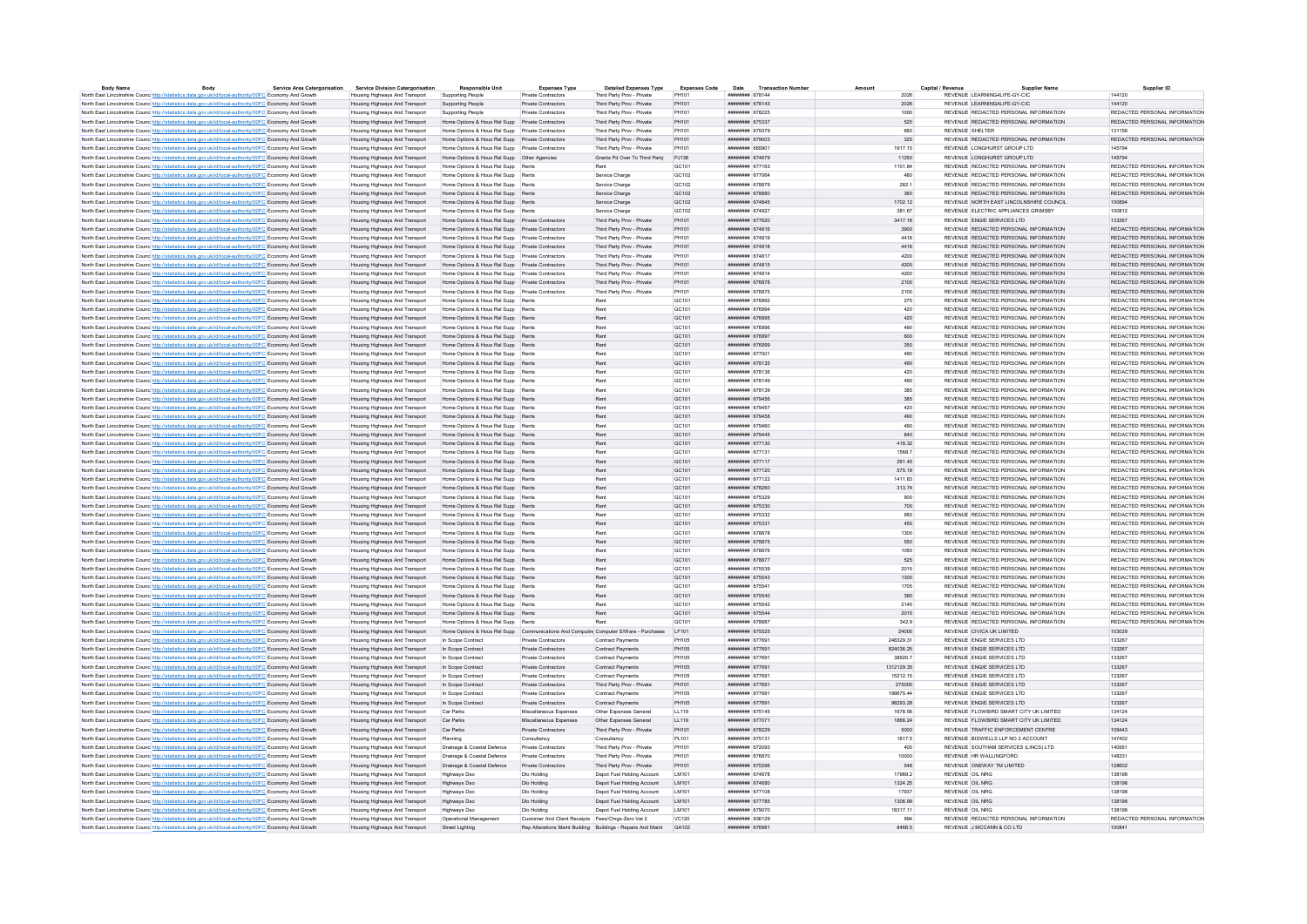| Body Name | Body | Service Area Categorisation | Service Division Categorisation | Responsible Unit | Expenses Type | Detailed Expenses Type | Expenses Code | Date | Transaction Number | Amount | Capital / Revenue | Supplier Name | Supplier ID |
|---|---|---|---|---|---|---|---|---|---|---|---|---|---|
| North East Lincolnshire Council | http://statistics.data.gov.uk/id/local-authority/00FC | Economy And Growth | Housing Highways And Transport | Supporting People | Private Contractors | Third Party Prov - Private | PH101 | ######## | 678144 | 2028 | REVENUE | LEARNING4LIFE-GY-CIC | 144120 |
| North East Lincolnshire Council | http://statistics.data.gov.uk/id/local-authority/00FC | Economy And Growth | Housing Highways And Transport | Supporting People | Private Contractors | Third Party Prov - Private | PH101 | ######## | 678143 | 2028 | REVENUE | LEARNING4LIFE-GY-CIC | 144120 |
| North East Lincolnshire Council | http://statistics.data.gov.uk/id/local-authority/00FC | Economy And Growth | Housing Highways And Transport | Supporting People | Private Contractors | Third Party Prov - Private | PH101 | ######## | 678225 | 1000 | REVENUE | REDACTED PERSONAL INFORMATION | REDACTED PERSONAL INFORMATION |
| North East Lincolnshire Council | http://statistics.data.gov.uk/id/local-authority/00FC | Economy And Growth | Housing Highways And Transport | Home Options & Hous Rel Supp | Private Contractors | Third Party Prov - Private | PH101 | ######## | 675337 | 520 | REVENUE | REDACTED PERSONAL INFORMATION | REDACTED PERSONAL INFORMATION |
| North East Lincolnshire Council | http://statistics.data.gov.uk/id/local-authority/00FC | Economy And Growth | Housing Highways And Transport | Home Options & Hous Rel Supp | Private Contractors | Third Party Prov - Private | PH101 | ######## | 679379 | 660 | REVENUE | SHELTER | 131156 |
| North East Lincolnshire Council | http://statistics.data.gov.uk/id/local-authority/00FC | Economy And Growth | Housing Highways And Transport | Home Options & Hous Rel Supp | Private Contractors | Third Party Prov - Private | PH101 | ######## | 679003 | 325 | REVENUE | REDACTED PERSONAL INFORMATION | REDACTED PERSONAL INFORMATION |
| North East Lincolnshire Council | http://statistics.data.gov.uk/id/local-authority/00FC | Economy And Growth | Housing Highways And Transport | Home Options & Hous Rel Supp | Private Contractors | Third Party Prov - Private | PH101 | ######## | 685901 | 1917.15 | REVENUE | LONGHURST GROUP LTD | 145794 |
| North East Lincolnshire Council | http://statistics.data.gov.uk/id/local-authority/00FC | Economy And Growth | Housing Highways And Transport | Home Options & Hous Rel Supp | Other Agencies | Grants Pd Over To Third Party | PJ138 | ######## | 674679 | 11250 | REVENUE | LONGHURST GROUP LTD | 145794 |
| North East Lincolnshire Council | http://statistics.data.gov.uk/id/local-authority/00FC | Economy And Growth | Housing Highways And Transport | Home Options & Hous Rel Supp | Rents | Rent | GC101 | ######## | 677163 | 1101.84 | REVENUE | REDACTED PERSONAL INFORMATION | REDACTED PERSONAL INFORMATION |
| North East Lincolnshire Council | http://statistics.data.gov.uk/id/local-authority/00FC | Economy And Growth | Housing Highways And Transport | Home Options & Hous Rel Supp | Rents | Service Charge | GC102 | ######## | 677064 | 480 | REVENUE | REDACTED PERSONAL INFORMATION | REDACTED PERSONAL INFORMATION |
| North East Lincolnshire Council | http://statistics.data.gov.uk/id/local-authority/00FC | Economy And Growth | Housing Highways And Transport | Home Options & Hous Rel Supp | Rents | Service Charge | GC102 | ######## | 678879 | 262.1 | REVENUE | REDACTED PERSONAL INFORMATION | REDACTED PERSONAL INFORMATION |
| North East Lincolnshire Council | http://statistics.data.gov.uk/id/local-authority/00FC | Economy And Growth | Housing Highways And Transport | Home Options & Hous Rel Supp | Rents | Service Charge | GC102 | ######## | 678880 | 360 | REVENUE | REDACTED PERSONAL INFORMATION | REDACTED PERSONAL INFORMATION |
| North East Lincolnshire Council | http://statistics.data.gov.uk/id/local-authority/00FC | Economy And Growth | Housing Highways And Transport | Home Options & Hous Rel Supp | Rents | Service Charge | GC102 | ######## | 674845 | 1702.12 | REVENUE | NORTH EAST LINCOLNSHIRE COUNCIL | 100894 |
| North East Lincolnshire Council | http://statistics.data.gov.uk/id/local-authority/00FC | Economy And Growth | Housing Highways And Transport | Home Options & Hous Rel Supp | Rents | Service Charge | GC102 | ######## | 674927 | 381.67 | REVENUE | ELECTRIC APPLIANCES GRIMSBY | 100812 |
| North East Lincolnshire Council | http://statistics.data.gov.uk/id/local-authority/00FC | Economy And Growth | Housing Highways And Transport | Home Options & Hous Rel Supp | Private Contractors | Third Party Prov - Private | PH101 | ######## | 677620 | 3417.16 | REVENUE | ENGIE SERVICES LTD | 133267 |
| North East Lincolnshire Council | http://statistics.data.gov.uk/id/local-authority/00FC | Economy And Growth | Housing Highways And Transport | Home Options & Hous Rel Supp | Private Contractors | Third Party Prov - Private | PH101 | ######## | 674816 | 3900 | REVENUE | REDACTED PERSONAL INFORMATION | REDACTED PERSONAL INFORMATION |
| North East Lincolnshire Council | http://statistics.data.gov.uk/id/local-authority/00FC | Economy And Growth | Housing Highways And Transport | Home Options & Hous Rel Supp | Private Contractors | Third Party Prov - Private | PH101 | ######## | 674819 | 4416 | REVENUE | REDACTED PERSONAL INFORMATION | REDACTED PERSONAL INFORMATION |
| North East Lincolnshire Council | http://statistics.data.gov.uk/id/local-authority/00FC | Economy And Growth | Housing Highways And Transport | Home Options & Hous Rel Supp | Private Contractors | Third Party Prov - Private | PH101 | ######## | 674818 | 4416 | REVENUE | REDACTED PERSONAL INFORMATION | REDACTED PERSONAL INFORMATION |
| North East Lincolnshire Council | http://statistics.data.gov.uk/id/local-authority/00FC | Economy And Growth | Housing Highways And Transport | Home Options & Hous Rel Supp | Private Contractors | Third Party Prov - Private | PH101 | ######## | 674817 | 4200 | REVENUE | REDACTED PERSONAL INFORMATION | REDACTED PERSONAL INFORMATION |
| North East Lincolnshire Council | http://statistics.data.gov.uk/id/local-authority/00FC | Economy And Growth | Housing Highways And Transport | Home Options & Hous Rel Supp | Private Contractors | Third Party Prov - Private | PH101 | ######## | 674815 | 4200 | REVENUE | REDACTED PERSONAL INFORMATION | REDACTED PERSONAL INFORMATION |
| North East Lincolnshire Council | http://statistics.data.gov.uk/id/local-authority/00FC | Economy And Growth | Housing Highways And Transport | Home Options & Hous Rel Supp | Private Contractors | Third Party Prov - Private | PH101 | ######## | 674814 | 4200 | REVENUE | REDACTED PERSONAL INFORMATION | REDACTED PERSONAL INFORMATION |
| North East Lincolnshire Council | http://statistics.data.gov.uk/id/local-authority/00FC | Economy And Growth | Housing Highways And Transport | Home Options & Hous Rel Supp | Private Contractors | Third Party Prov - Private | PH101 | ######## | 676876 | 2100 | REVENUE | REDACTED PERSONAL INFORMATION | REDACTED PERSONAL INFORMATION |
| North East Lincolnshire Council | http://statistics.data.gov.uk/id/local-authority/00FC | Economy And Growth | Housing Highways And Transport | Home Options & Hous Rel Supp | Private Contractors | Third Party Prov - Private | PH101 | ######## | 676875 | 2100 | REVENUE | REDACTED PERSONAL INFORMATION | REDACTED PERSONAL INFORMATION |
| North East Lincolnshire Council | http://statistics.data.gov.uk/id/local-authority/00FC | Economy And Growth | Housing Highways And Transport | Home Options & Hous Rel Supp | Rents | Rent | GC101 | ######## | 676992 | 275 | REVENUE | REDACTED PERSONAL INFORMATION | REDACTED PERSONAL INFORMATION |
| North East Lincolnshire Council | http://statistics.data.gov.uk/id/local-authority/00FC | Economy And Growth | Housing Highways And Transport | Home Options & Hous Rel Supp | Rents | Rent | GC101 | ######## | 676994 | 420 | REVENUE | REDACTED PERSONAL INFORMATION | REDACTED PERSONAL INFORMATION |
| North East Lincolnshire Council | http://statistics.data.gov.uk/id/local-authority/00FC | Economy And Growth | Housing Highways And Transport | Home Options & Hous Rel Supp | Rents | Rent | GC101 | ######## | 676995 | 420 | REVENUE | REDACTED PERSONAL INFORMATION | REDACTED PERSONAL INFORMATION |
| North East Lincolnshire Council | http://statistics.data.gov.uk/id/local-authority/00FC | Economy And Growth | Housing Highways And Transport | Home Options & Hous Rel Supp | Rents | Rent | GC101 | ######## | 676996 | 490 | REVENUE | REDACTED PERSONAL INFORMATION | REDACTED PERSONAL INFORMATION |
| North East Lincolnshire Council | http://statistics.data.gov.uk/id/local-authority/00FC | Economy And Growth | Housing Highways And Transport | Home Options & Hous Rel Supp | Rents | Rent | GC101 | ######## | 676997 | 600 | REVENUE | REDACTED PERSONAL INFORMATION | REDACTED PERSONAL INFORMATION |
| North East Lincolnshire Council | http://statistics.data.gov.uk/id/local-authority/00FC | Economy And Growth | Housing Highways And Transport | Home Options & Hous Rel Supp | Rents | Rent | GC101 | ######## | 676999 | 350 | REVENUE | REDACTED PERSONAL INFORMATION | REDACTED PERSONAL INFORMATION |
| North East Lincolnshire Council | http://statistics.data.gov.uk/id/local-authority/00FC | Economy And Growth | Housing Highways And Transport | Home Options & Hous Rel Supp | Rents | Rent | GC101 | ######## | 677001 | 490 | REVENUE | REDACTED PERSONAL INFORMATION | REDACTED PERSONAL INFORMATION |
| North East Lincolnshire Council | http://statistics.data.gov.uk/id/local-authority/00FC | Economy And Growth | Housing Highways And Transport | Home Options & Hous Rel Supp | Rents | Rent | GC101 | ######## | 678135 | 490 | REVENUE | REDACTED PERSONAL INFORMATION | REDACTED PERSONAL INFORMATION |
| North East Lincolnshire Council | http://statistics.data.gov.uk/id/local-authority/00FC | Economy And Growth | Housing Highways And Transport | Home Options & Hous Rel Supp | Rents | Rent | GC101 | ######## | 678136 | 420 | REVENUE | REDACTED PERSONAL INFORMATION | REDACTED PERSONAL INFORMATION |
| North East Lincolnshire Council | http://statistics.data.gov.uk/id/local-authority/00FC | Economy And Growth | Housing Highways And Transport | Home Options & Hous Rel Supp | Rents | Rent | GC101 | ######## | 678149 | 490 | REVENUE | REDACTED PERSONAL INFORMATION | REDACTED PERSONAL INFORMATION |
| North East Lincolnshire Council | http://statistics.data.gov.uk/id/local-authority/00FC | Economy And Growth | Housing Highways And Transport | Home Options & Hous Rel Supp | Rents | Rent | GC101 | ######## | 678139 | 385 | REVENUE | REDACTED PERSONAL INFORMATION | REDACTED PERSONAL INFORMATION |
| North East Lincolnshire Council | http://statistics.data.gov.uk/id/local-authority/00FC | Economy And Growth | Housing Highways And Transport | Home Options & Hous Rel Supp | Rents | Rent | GC101 | ######## | 679456 | 385 | REVENUE | REDACTED PERSONAL INFORMATION | REDACTED PERSONAL INFORMATION |
| North East Lincolnshire Council | http://statistics.data.gov.uk/id/local-authority/00FC | Economy And Growth | Housing Highways And Transport | Home Options & Hous Rel Supp | Rents | Rent | GC101 | ######## | 679457 | 420 | REVENUE | REDACTED PERSONAL INFORMATION | REDACTED PERSONAL INFORMATION |
| North East Lincolnshire Council | http://statistics.data.gov.uk/id/local-authority/00FC | Economy And Growth | Housing Highways And Transport | Home Options & Hous Rel Supp | Rents | Rent | GC101 | ######## | 679458 | 490 | REVENUE | REDACTED PERSONAL INFORMATION | REDACTED PERSONAL INFORMATION |
| North East Lincolnshire Council | http://statistics.data.gov.uk/id/local-authority/00FC | Economy And Growth | Housing Highways And Transport | Home Options & Hous Rel Supp | Rents | Rent | GC101 | ######## | 679460 | 490 | REVENUE | REDACTED PERSONAL INFORMATION | REDACTED PERSONAL INFORMATION |
| North East Lincolnshire Council | http://statistics.data.gov.uk/id/local-authority/00FC | Economy And Growth | Housing Highways And Transport | Home Options & Hous Rel Supp | Rents | Rent | GC101 | ######## | 679445 | 840 | REVENUE | REDACTED PERSONAL INFORMATION | REDACTED PERSONAL INFORMATION |
| North East Lincolnshire Council | http://statistics.data.gov.uk/id/local-authority/00FC | Economy And Growth | Housing Highways And Transport | Home Options & Hous Rel Supp | Rents | Rent | GC101 | ######## | 677130 | 418.32 | REVENUE | REDACTED PERSONAL INFORMATION | REDACTED PERSONAL INFORMATION |
| North East Lincolnshire Council | http://statistics.data.gov.uk/id/local-authority/00FC | Economy And Growth | Housing Highways And Transport | Home Options & Hous Rel Supp | Rents | Rent | GC101 | ######## | 677131 | 1568.7 | REVENUE | REDACTED PERSONAL INFORMATION | REDACTED PERSONAL INFORMATION |
| North East Lincolnshire Council | http://statistics.data.gov.uk/id/local-authority/00FC | Economy And Growth | Housing Highways And Transport | Home Options & Hous Rel Supp | Rents | Rent | GC101 | ######## | 677117 | 261.45 | REVENUE | REDACTED PERSONAL INFORMATION | REDACTED PERSONAL INFORMATION |
| North East Lincolnshire Council | http://statistics.data.gov.uk/id/local-authority/00FC | Economy And Growth | Housing Highways And Transport | Home Options & Hous Rel Supp | Rents | Rent | GC101 | ######## | 677120 | 575.19 | REVENUE | REDACTED PERSONAL INFORMATION | REDACTED PERSONAL INFORMATION |
| North East Lincolnshire Council | http://statistics.data.gov.uk/id/local-authority/00FC | Economy And Growth | Housing Highways And Transport | Home Options & Hous Rel Supp | Rents | Rent | GC101 | ######## | 677122 | 1411.83 | REVENUE | REDACTED PERSONAL INFORMATION | REDACTED PERSONAL INFORMATION |
| North East Lincolnshire Council | http://statistics.data.gov.uk/id/local-authority/00FC | Economy And Growth | Housing Highways And Transport | Home Options & Hous Rel Supp | Rents | Rent | GC101 | ######## | 678260 | 313.74 | REVENUE | REDACTED PERSONAL INFORMATION | REDACTED PERSONAL INFORMATION |
| North East Lincolnshire Council | http://statistics.data.gov.uk/id/local-authority/00FC | Economy And Growth | Housing Highways And Transport | Home Options & Hous Rel Supp | Rents | Rent | GC101 | ######## | 675329 | 900 | REVENUE | REDACTED PERSONAL INFORMATION | REDACTED PERSONAL INFORMATION |
| North East Lincolnshire Council | http://statistics.data.gov.uk/id/local-authority/00FC | Economy And Growth | Housing Highways And Transport | Home Options & Hous Rel Supp | Rents | Rent | GC101 | ######## | 675330 | 700 | REVENUE | REDACTED PERSONAL INFORMATION | REDACTED PERSONAL INFORMATION |
| North East Lincolnshire Council | http://statistics.data.gov.uk/id/local-authority/00FC | Economy And Growth | Housing Highways And Transport | Home Options & Hous Rel Supp | Rents | Rent | GC101 | ######## | 675332 | 950 | REVENUE | REDACTED PERSONAL INFORMATION | REDACTED PERSONAL INFORMATION |
| North East Lincolnshire Council | http://statistics.data.gov.uk/id/local-authority/00FC | Economy And Growth | Housing Highways And Transport | Home Options & Hous Rel Supp | Rents | Rent | GC101 | ######## | 675331 | 450 | REVENUE | REDACTED PERSONAL INFORMATION | REDACTED PERSONAL INFORMATION |
| North East Lincolnshire Council | http://statistics.data.gov.uk/id/local-authority/00FC | Economy And Growth | Housing Highways And Transport | Home Options & Hous Rel Supp | Rents | Rent | GC101 | ######## | 676878 | 1300 | REVENUE | REDACTED PERSONAL INFORMATION | REDACTED PERSONAL INFORMATION |
| North East Lincolnshire Council | http://statistics.data.gov.uk/id/local-authority/00FC | Economy And Growth | Housing Highways And Transport | Home Options & Hous Rel Supp | Rents | Rent | GC101 | ######## | 676875 | 550 | REVENUE | REDACTED PERSONAL INFORMATION | REDACTED PERSONAL INFORMATION |
| North East Lincolnshire Council | http://statistics.data.gov.uk/id/local-authority/00FC | Economy And Growth | Housing Highways And Transport | Home Options & Hous Rel Supp | Rents | Rent | GC101 | ######## | 676876 | 1050 | REVENUE | REDACTED PERSONAL INFORMATION | REDACTED PERSONAL INFORMATION |
| North East Lincolnshire Council | http://statistics.data.gov.uk/id/local-authority/00FC | Economy And Growth | Housing Highways And Transport | Home Options & Hous Rel Supp | Rents | Rent | GC101 | ######## | 676877 | 525 | REVENUE | REDACTED PERSONAL INFORMATION | REDACTED PERSONAL INFORMATION |
| North East Lincolnshire Council | http://statistics.data.gov.uk/id/local-authority/00FC | Economy And Growth | Housing Highways And Transport | Home Options & Hous Rel Supp | Rents | Rent | GC101 | ######## | 675539 | 2015 | REVENUE | REDACTED PERSONAL INFORMATION | REDACTED PERSONAL INFORMATION |
| North East Lincolnshire Council | http://statistics.data.gov.uk/id/local-authority/00FC | Economy And Growth | Housing Highways And Transport | Home Options & Hous Rel Supp | Rents | Rent | GC101 | ######## | 675543 | 1300 | REVENUE | REDACTED PERSONAL INFORMATION | REDACTED PERSONAL INFORMATION |
| North East Lincolnshire Council | http://statistics.data.gov.uk/id/local-authority/00FC | Economy And Growth | Housing Highways And Transport | Home Options & Hous Rel Supp | Rents | Rent | GC101 | ######## | 675541 | 1705 | REVENUE | REDACTED PERSONAL INFORMATION | REDACTED PERSONAL INFORMATION |
| North East Lincolnshire Council | http://statistics.data.gov.uk/id/local-authority/00FC | Economy And Growth | Housing Highways And Transport | Home Options & Hous Rel Supp | Rents | Rent | GC101 | ######## | 675540 | 390 | REVENUE | REDACTED PERSONAL INFORMATION | REDACTED PERSONAL INFORMATION |
| North East Lincolnshire Council | http://statistics.data.gov.uk/id/local-authority/00FC | Economy And Growth | Housing Highways And Transport | Home Options & Hous Rel Supp | Rents | Rent | GC101 | ######## | 675542 | 2145 | REVENUE | REDACTED PERSONAL INFORMATION | REDACTED PERSONAL INFORMATION |
| North East Lincolnshire Council | http://statistics.data.gov.uk/id/local-authority/00FC | Economy And Growth | Housing Highways And Transport | Home Options & Hous Rel Supp | Rents | Rent | GC101 | ######## | 675544 | 2015 | REVENUE | REDACTED PERSONAL INFORMATION | REDACTED PERSONAL INFORMATION |
| North East Lincolnshire Council | http://statistics.data.gov.uk/id/local-authority/00FC | Economy And Growth | Housing Highways And Transport | Home Options & Hous Rel Supp | Rents | Rent | GC101 | ######## | 676887 | 342.9 | REVENUE | REDACTED PERSONAL INFORMATION | REDACTED PERSONAL INFORMATION |
| North East Lincolnshire Council | http://statistics.data.gov.uk/id/local-authority/00FC | Economy And Growth | Housing Highways And Transport | Home Options & Hous Rel Supp | Communications And Computing | Computer S/Ware - Purchases | LF101 | ######## | 675525 | 24000 | REVENUE | CIVICA UK LIMITED | 103029 |
| North East Lincolnshire Council | http://statistics.data.gov.uk/id/local-authority/00FC | Economy And Growth | Housing Highways And Transport | In Scope Contract | Private Contractors | Contract Payments | PH105 | ######## | 677691 | 248329.31 | REVENUE | ENGIE SERVICES LTD | 133267 |
| North East Lincolnshire Council | http://statistics.data.gov.uk/id/local-authority/00FC | Economy And Growth | Housing Highways And Transport | In Scope Contract | Private Contractors | Contract Payments | PH105 | ######## | 677691 | 824036.25 | REVENUE | ENGIE SERVICES LTD | 133267 |
| North East Lincolnshire Council | http://statistics.data.gov.uk/id/local-authority/00FC | Economy And Growth | Housing Highways And Transport | In Scope Contract | Private Contractors | Contract Payments | PH105 | ######## | 677691 | 38920.7 | REVENUE | ENGIE SERVICES LTD | 133267 |
| North East Lincolnshire Council | http://statistics.data.gov.uk/id/local-authority/00FC | Economy And Growth | Housing Highways And Transport | In Scope Contract | Private Contractors | Contract Payments | PH105 | ######## | 677691 | 1312129.35 | REVENUE | ENGIE SERVICES LTD | 133267 |
| North East Lincolnshire Council | http://statistics.data.gov.uk/id/local-authority/00FC | Economy And Growth | Housing Highways And Transport | In Scope Contract | Private Contractors | Contract Payments | PH105 | ######## | 677691 | 15212.15 | REVENUE | ENGIE SERVICES LTD | 133267 |
| North East Lincolnshire Council | http://statistics.data.gov.uk/id/local-authority/00FC | Economy And Growth | Housing Highways And Transport | In Scope Contract | Private Contractors | Third Party Prov - Private | PH101 | ######## | 677691 | 275000 | REVENUE | ENGIE SERVICES LTD | 133267 |
| North East Lincolnshire Council | http://statistics.data.gov.uk/id/local-authority/00FC | Economy And Growth | Housing Highways And Transport | In Scope Contract | Private Contractors | Contract Payments | PH105 | ######## | 677691 | 199675.44 | REVENUE | ENGIE SERVICES LTD | 133267 |
| North East Lincolnshire Council | http://statistics.data.gov.uk/id/local-authority/00FC | Economy And Growth | Housing Highways And Transport | In Scope Contract | Private Contractors | Contract Payments | PH105 | ######## | 677691 | 98293.28 | REVENUE | ENGIE SERVICES LTD | 133267 |
| North East Lincolnshire Council | http://statistics.data.gov.uk/id/local-authority/00FC | Economy And Growth | Housing Highways And Transport | Car Parks | Miscellaneous Expenses | Other Expenses General | LL119 | ######## | 675145 | 1678.56 | REVENUE | FLOWBIRD SMART CITY UK LIMITED | 134124 |
| North East Lincolnshire Council | http://statistics.data.gov.uk/id/local-authority/00FC | Economy And Growth | Housing Highways And Transport | Car Parks | Miscellaneous Expenses | Other Expenses General | LL119 | ######## | 677071 | 1866.24 | REVENUE | FLOWBIRD SMART CITY UK LIMITED | 134124 |
| North East Lincolnshire Council | http://statistics.data.gov.uk/id/local-authority/00FC | Economy And Growth | Housing Highways And Transport | Car Parks | Private Contractors | Third Party Prov - Private | PH101 | ######## | 678229 | 5000 | REVENUE | TRAFFIC ENFORCEMENT CENTRE | 109443 |
| North East Lincolnshire Council | http://statistics.data.gov.uk/id/local-authority/00FC | Economy And Growth | Housing Highways And Transport | Planning | Consultancy | Consultancy | PL101 | ######## | 675131 | 1617.5 | REVENUE | BIDWELLS LLP NO 2 ACCOUNT | 147402 |
| North East Lincolnshire Council | http://statistics.data.gov.uk/id/local-authority/00FC | Economy And Growth | Housing Highways And Transport | Drainage & Coastal Defence | Private Contractors | Third Party Prov - Private | PH101 | ######## | 672093 | 400 | REVENUE | SOUTHAM SERVICES (LINCS) LTD | 140951 |
| North East Lincolnshire Council | http://statistics.data.gov.uk/id/local-authority/00FC | Economy And Growth | Housing Highways And Transport | Drainage & Coastal Defence | Private Contractors | Third Party Prov - Private | PH101 | ######## | 676870 | 10000 | REVENUE | HR WALLINGFORD | 148331 |
| North East Lincolnshire Council | http://statistics.data.gov.uk/id/local-authority/00FC | Economy And Growth | Housing Highways And Transport | Drainage & Coastal Defence | Private Contractors | Third Party Prov - Private | PH101 | ######## | 675296 | 548 | REVENUE | ONEWAY TM LIMITED | 128602 |
| North East Lincolnshire Council | http://statistics.data.gov.uk/id/local-authority/00FC | Economy And Growth | Housing Highways And Transport | Highways Dso | Dlo Holding | Depot Fuel Holding Account | LM101 | ######## | 674678 | 17969.2 | REVENUE | OIL NRG | 138198 |
| North East Lincolnshire Council | http://statistics.data.gov.uk/id/local-authority/00FC | Economy And Growth | Housing Highways And Transport | Highways Dso | Dlo Holding | Depot Fuel Holding Account | LM101 | ######## | 674680 | 1324.25 | REVENUE | OIL NRG | 138198 |
| North East Lincolnshire Council | http://statistics.data.gov.uk/id/local-authority/00FC | Economy And Growth | Housing Highways And Transport | Highways Dso | Dlo Holding | Depot Fuel Holding Account | LM101 | ######## | 677108 | 17937 | REVENUE | OIL NRG | 138198 |
| North East Lincolnshire Council | http://statistics.data.gov.uk/id/local-authority/00FC | Economy And Growth | Housing Highways And Transport | Highways Dso | Dlo Holding | Depot Fuel Holding Account | LM101 | ######## | 677785 | 1306.99 | REVENUE | OIL NRG | 138198 |
| North East Lincolnshire Council | http://statistics.data.gov.uk/id/local-authority/00FC | Economy And Growth | Housing Highways And Transport | Highways Dso | Dlo Holding | Depot Fuel Holding Account | LM101 | ######## | 679070 | 18317.11 | REVENUE | OIL NRG | 138198 |
| North East Lincolnshire Council | http://statistics.data.gov.uk/id/local-authority/00FC | Economy And Growth | Housing Highways And Transport | Operational Management | Customer And Client Receipts | Fees/Chrgs-Zero Vat 2 | VC120 | ######## | 936129 | 994 | REVENUE | REDACTED PERSONAL INFORMATION | REDACTED PERSONAL INFORMATION |
| North East Lincolnshire Council | http://statistics.data.gov.uk/id/local-authority/00FC | Economy And Growth | Housing Highways And Transport | Street Lighting | Rep Alterations Maint Building | Buildings - Repairs And Maint | GA102 | ######## | 676981 | 8466.5 | REVENUE | J MCCANN & CO LTD | 100841 |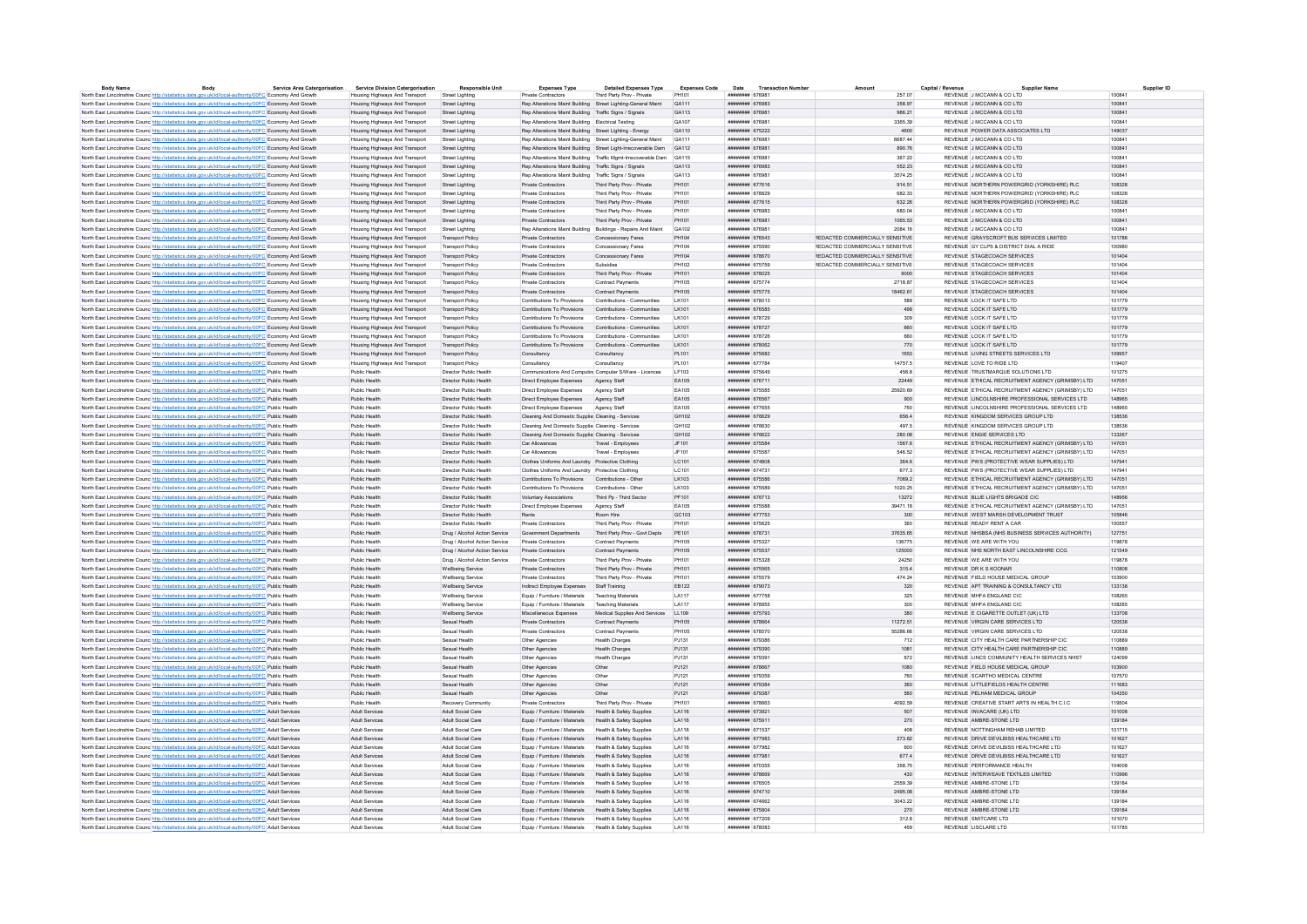| Body Name | Body | Service Area Categorisation | Service Division Categorisation | Responsible Unit | Expenses Type | Detailed Expenses Type | Expenses Code | Date | Transaction Number | Amount | Capital / Revenue | Supplier Name | Supplier ID |
|---|---|---|---|---|---|---|---|---|---|---|---|---|---|
| North East Lincolnshire Council | http://statistics.data.gov.uk/id/local-authority/00FC | Economy And Growth | Housing Highways And Transport | Street Lighting | Private Contractors | Third Party Prov - Private | PH101 | ######## | 676981 | 257.07 | REVENUE | J MCCANN & CO LTD | 100841 |
| North East Lincolnshire Council | http://statistics.data.gov.uk/id/local-authority/00FC | Economy And Growth | Housing Highways And Transport | Street Lighting | Rep Alterations Maint Building | Street Lighting-General Maint | GA111 | ######## | 676983 | 358.97 | REVENUE | J MCCANN & CO LTD | 100841 |
| North East Lincolnshire Council | http://statistics.data.gov.uk/id/local-authority/00FC | Economy And Growth | Housing Highways And Transport | Street Lighting | Rep Alterations Maint Building | Traffic Signs / Signals | GA113 | ######## | 676981 | 986.21 | REVENUE | J MCCANN & CO LTD | 100841 |
| North East Lincolnshire Council | http://statistics.data.gov.uk/id/local-authority/00FC | Economy And Growth | Housing Highways And Transport | Street Lighting | Rep Alterations Maint Building | Electrical Testing | GA107 | ######## | 676981 | 3365.39 | REVENUE | J MCCANN & CO LTD | 100841 |
| North East Lincolnshire Council | http://statistics.data.gov.uk/id/local-authority/00FC | Economy And Growth | Housing Highways And Transport | Street Lighting | Rep Alterations Maint Building | Street Lighting - Energy | GA110 | ######## | 675222 | 4600 | REVENUE | POWER DATA ASSOCIATES LTD | 149037 |
| North East Lincolnshire Council | http://statistics.data.gov.uk/id/local-authority/00FC | Economy And Growth | Housing Highways And Transport | Street Lighting | Rep Alterations Maint Building | Street Lighting-General Maint | GA111 | ######## | 676981 | 6687.44 | REVENUE | J MCCANN & CO LTD | 100841 |
| North East Lincolnshire Council | http://statistics.data.gov.uk/id/local-authority/00FC | Economy And Growth | Housing Highways And Transport | Street Lighting | Rep Alterations Maint Building | Street Light-Irrecoverable Dam | GA112 | ######## | 676981 | 890.76 | REVENUE | J MCCANN & CO LTD | 100841 |
| North East Lincolnshire Council | http://statistics.data.gov.uk/id/local-authority/00FC | Economy And Growth | Housing Highways And Transport | Street Lighting | Rep Alterations Maint Building | Traffic Mgmt-Irrecoverable Dam | GA115 | ######## | 676981 | 367.22 | REVENUE | J MCCANN & CO LTD | 100841 |
| North East Lincolnshire Council | http://statistics.data.gov.uk/id/local-authority/00FC | Economy And Growth | Housing Highways And Transport | Street Lighting | Rep Alterations Maint Building | Traffic Signs / Signals | GA113 | ######## | 676983 | 552.23 | REVENUE | J MCCANN & CO LTD | 100841 |
| North East Lincolnshire Council | http://statistics.data.gov.uk/id/local-authority/00FC | Economy And Growth | Housing Highways And Transport | Street Lighting | Rep Alterations Maint Building | Traffic Signs / Signals | GA113 | ######## | 676981 | 3574.25 | REVENUE | J MCCANN & CO LTD | 100841 |
| North East Lincolnshire Council | http://statistics.data.gov.uk/id/local-authority/00FC | Economy And Growth | Housing Highways And Transport | Street Lighting | Private Contractors | Third Party Prov - Private | PH101 | ######## | 677616 | 914.51 | REVENUE | NORTHERN POWERGRID (YORKSHIRE) PLC | 108328 |
| North East Lincolnshire Council | http://statistics.data.gov.uk/id/local-authority/00FC | Economy And Growth | Housing Highways And Transport | Street Lighting | Private Contractors | Third Party Prov - Private | PH101 | ######## | 676620 | 682.33 | REVENUE | NORTHERN POWERGRID (YORKSHIRE) PLC | 108328 |
| North East Lincolnshire Council | http://statistics.data.gov.uk/id/local-authority/00FC | Economy And Growth | Housing Highways And Transport | Street Lighting | Private Contractors | Third Party Prov - Private | PH101 | ######## | 677615 | 632.26 | REVENUE | NORTHERN POWERGRID (YORKSHIRE) PLC | 108328 |
| North East Lincolnshire Council | http://statistics.data.gov.uk/id/local-authority/00FC | Economy And Growth | Housing Highways And Transport | Street Lighting | Private Contractors | Third Party Prov - Private | PH101 | ######## | 676983 | 680.04 | REVENUE | J MCCANN & CO LTD | 100841 |
| North East Lincolnshire Council | http://statistics.data.gov.uk/id/local-authority/00FC | Economy And Growth | Housing Highways And Transport | Street Lighting | Private Contractors | Third Party Prov - Private | PH101 | ######## | 676981 | 1065.53 | REVENUE | J MCCANN & CO LTD | 100841 |
| North East Lincolnshire Council | http://statistics.data.gov.uk/id/local-authority/00FC | Economy And Growth | Housing Highways And Transport | Street Lighting | Rep Alterations Maint Building | Buildings - Repairs And Maint | GA102 | ######## | 676981 | 2084.16 | REVENUE | J MCCANN & CO LTD | 100841 |
| North East Lincolnshire Council | http://statistics.data.gov.uk/id/local-authority/00FC | Economy And Growth | Housing Highways And Transport | Transport Policy | Private Contractors | Concessionary Fares | PH104 | ######## | 676543 | REDACTED COMMERCIALLY SENSITIVE | REVENUE | GRAYSCROFT BUS SERVICES LIMITED | 101786 |
| North East Lincolnshire Council | http://statistics.data.gov.uk/id/local-authority/00FC | Economy And Growth | Housing Highways And Transport | Transport Policy | Private Contractors | Concessionary Fares | PH104 | ######## | 675590 | REDACTED COMMERCIALLY SENSITIVE | REVENUE | GY CLPS & DISTRICT DIAL A RIDE | 100960 |
| North East Lincolnshire Council | http://statistics.data.gov.uk/id/local-authority/00FC | Economy And Growth | Housing Highways And Transport | Transport Policy | Private Contractors | Concessionary Fares | PH104 | ######## | 676670 | REDACTED COMMERCIALLY SENSITIVE | REVENUE | STAGECOACH SERVICES | 101404 |
| North East Lincolnshire Council | http://statistics.data.gov.uk/id/local-authority/00FC | Economy And Growth | Housing Highways And Transport | Transport Policy | Private Contractors | Subsidies | PH102 | ######## | 675759 | REDACTED COMMERCIALLY SENSITIVE | REVENUE | STAGECOACH SERVICES | 101404 |
| North East Lincolnshire Council | http://statistics.data.gov.uk/id/local-authority/00FC | Economy And Growth | Housing Highways And Transport | Transport Policy | Private Contractors | Third Party Prov - Private | PH101 | ######## | 678025 | 9000 | REVENUE | STAGECOACH SERVICES | 101404 |
| North East Lincolnshire Council | http://statistics.data.gov.uk/id/local-authority/00FC | Economy And Growth | Housing Highways And Transport | Transport Policy | Private Contractors | Contract Payments | PH105 | ######## | 675774 | 2718.87 | REVENUE | STAGECOACH SERVICES | 101404 |
| North East Lincolnshire Council | http://statistics.data.gov.uk/id/local-authority/00FC | Economy And Growth | Housing Highways And Transport | Transport Policy | Private Contractors | Contract Payments | PH105 | ######## | 675775 | 18462.61 | REVENUE | STAGECOACH SERVICES | 101404 |
| North East Lincolnshire Council | http://statistics.data.gov.uk/id/local-authority/00FC | Economy And Growth | Housing Highways And Transport | Transport Policy | Contributions To Provisions | Contributions - Communities | LK101 | ######## | 678013 | 588 | REVENUE | LOCK IT SAFE LTD | 101779 |
| North East Lincolnshire Council | http://statistics.data.gov.uk/id/local-authority/00FC | Economy And Growth | Housing Highways And Transport | Transport Policy | Contributions To Provisions | Contributions - Communities | LK101 | ######## | 676585 | 498 | REVENUE | LOCK IT SAFE LTD | 101779 |
| North East Lincolnshire Council | http://statistics.data.gov.uk/id/local-authority/00FC | Economy And Growth | Housing Highways And Transport | Transport Policy | Contributions To Provisions | Contributions - Communities | LK101 | ######## | 678729 | 309 | REVENUE | LOCK IT SAFE LTD | 101779 |
| North East Lincolnshire Council | http://statistics.data.gov.uk/id/local-authority/00FC | Economy And Growth | Housing Highways And Transport | Transport Policy | Contributions To Provisions | Contributions - Communities | LK101 | ######## | 678727 | 660 | REVENUE | LOCK IT SAFE LTD | 101779 |
| North East Lincolnshire Council | http://statistics.data.gov.uk/id/local-authority/00FC | Economy And Growth | Housing Highways And Transport | Transport Policy | Contributions To Provisions | Contributions - Communities | LK101 | ######## | 678726 | 660 | REVENUE | LOCK IT SAFE LTD | 101779 |
| North East Lincolnshire Council | http://statistics.data.gov.uk/id/local-authority/00FC | Economy And Growth | Housing Highways And Transport | Transport Policy | Contributions To Provisions | Contributions - Communities | LK101 | ######## | 676062 | 770 | REVENUE | LOCK IT SAFE LTD | 101779 |
| North East Lincolnshire Council | http://statistics.data.gov.uk/id/local-authority/00FC | Economy And Growth | Housing Highways And Transport | Transport Policy | Consultancy | Consultancy | PL101 | ######## | 675682 | 1653 | REVENUE | LIVING STREETS SERVICES LTD | 109957 |
| North East Lincolnshire Council | http://statistics.data.gov.uk/id/local-authority/00FC | Economy And Growth | Housing Highways And Transport | Transport Policy | Consultancy | Consultancy | PL101 | ######## | 677784 | 14757.5 | REVENUE | LOVE TO RIDE LTD | 119407 |
| North East Lincolnshire Council | http://statistics.data.gov.uk/id/local-authority/00FC | Public Health | Public Health | Director Public Health | Communications And Computing | Computer S/Ware - Licences | LF103 | ######## | 675649 | 456.8 | REVENUE | TRUSTMARQUE SOLUTIONS LTD | 101275 |
| North East Lincolnshire Council | http://statistics.data.gov.uk/id/local-authority/00FC | Public Health | Public Health | Director Public Health | Direct Employee Expenses | Agency Staff | EA105 | ######## | 678711 | 22449 | REVENUE | ETHICAL RECRUITMENT AGENCY (GRIMSBY) LTD | 147051 |
| North East Lincolnshire Council | http://statistics.data.gov.uk/id/local-authority/00FC | Public Health | Public Health | Director Public Health | Direct Employee Expenses | Agency Staff | EA105 | ######## | 675585 | 25920.69 | REVENUE | ETHICAL RECRUITMENT AGENCY (GRIMSBY) LTD | 147051 |
| North East Lincolnshire Council | http://statistics.data.gov.uk/id/local-authority/00FC | Public Health | Public Health | Director Public Health | Direct Employee Expenses | Agency Staff | EA105 | ######## | 676567 | 900 | REVENUE | LINCOLNSHIRE PROFESSIONAL SERVICES LTD | 148965 |
| North East Lincolnshire Council | http://statistics.data.gov.uk/id/local-authority/00FC | Public Health | Public Health | Director Public Health | Direct Employee Expenses | Agency Staff | EA105 | ######## | 677655 | 750 | REVENUE | LINCOLNSHIRE PROFESSIONAL SERVICES LTD | 148965 |
| North East Lincolnshire Council | http://statistics.data.gov.uk/id/local-authority/00FC | Public Health | Public Health | Director Public Health | Cleaning And Domestic Supplies | Cleaning - Services | GH102 | ######## | 676629 | 656.4 | REVENUE | KINGDOM SERVICES GROUP LTD | 138536 |
| North East Lincolnshire Council | http://statistics.data.gov.uk/id/local-authority/00FC | Public Health | Public Health | Director Public Health | Cleaning And Domestic Supplies | Cleaning - Services | GH102 | ######## | 676630 | 497.5 | REVENUE | KINGDOM SERVICES GROUP LTD | 138536 |
| North East Lincolnshire Council | http://statistics.data.gov.uk/id/local-authority/00FC | Public Health | Public Health | Director Public Health | Cleaning And Domestic Supplies | Cleaning - Services | GH102 | ######## | 676622 | 280.08 | REVENUE | ENGIE SERVICES LTD | 133267 |
| North East Lincolnshire Council | http://statistics.data.gov.uk/id/local-authority/00FC | Public Health | Public Health | Director Public Health | Car Allowances | Travel - Employees | JF101 | ######## | 675584 | 1567.6 | REVENUE | ETHICAL RECRUITMENT AGENCY (GRIMSBY) LTD | 147051 |
| North East Lincolnshire Council | http://statistics.data.gov.uk/id/local-authority/00FC | Public Health | Public Health | Director Public Health | Car Allowances | Travel - Employees | JF101 | ######## | 675587 | 546.52 | REVENUE | ETHICAL RECRUITMENT AGENCY (GRIMSBY) LTD | 147051 |
| North East Lincolnshire Council | http://statistics.data.gov.uk/id/local-authority/00FC | Public Health | Public Health | Director Public Health | Clothes Uniforms And Laundry | Protective Clothing | LC101 | ######## | 674808 | 364.6 | REVENUE | PWS (PROTECTIVE WEAR SUPPLIES) LTD | 147941 |
| North East Lincolnshire Council | http://statistics.data.gov.uk/id/local-authority/00FC | Public Health | Public Health | Director Public Health | Clothes Uniforms And Laundry | Protective Clothing | LC101 | ######## | 674731 | 677.3 | REVENUE | PWS (PROTECTIVE WEAR SUPPLIES) LTD | 147941 |
| North East Lincolnshire Council | http://statistics.data.gov.uk/id/local-authority/00FC | Public Health | Public Health | Director Public Health | Contributions To Provisions | Contributions - Other | LK103 | ######## | 675586 | 7069.2 | REVENUE | ETHICAL RECRUITMENT AGENCY (GRIMSBY) LTD | 147051 |
| North East Lincolnshire Council | http://statistics.data.gov.uk/id/local-authority/00FC | Public Health | Public Health | Director Public Health | Contributions To Provisions | Contributions - Other | LK103 | ######## | 675589 | 1020.25 | REVENUE | ETHICAL RECRUITMENT AGENCY (GRIMSBY) LTD | 147051 |
| North East Lincolnshire Council | http://statistics.data.gov.uk/id/local-authority/00FC | Public Health | Public Health | Director Public Health | Voluntary Associations | Third Pp - Third Sector | PF101 | ######## | 678713 | 13272 | REVENUE | BLUE LIGHTS BRIGADE CIC | 148956 |
| North East Lincolnshire Council | http://statistics.data.gov.uk/id/local-authority/00FC | Public Health | Public Health | Director Public Health | Direct Employee Expenses | Agency Staff | EA105 | ######## | 675588 | 39471.18 | REVENUE | ETHICAL RECRUITMENT AGENCY (GRIMSBY) LTD | 147051 |
| North East Lincolnshire Council | http://statistics.data.gov.uk/id/local-authority/00FC | Public Health | Public Health | Director Public Health | Rents | Room Hire | GC103 | ######## | 677753 | 300 | REVENUE | WEST MARSH DEVELOPMENT TRUST | 105846 |
| North East Lincolnshire Council | http://statistics.data.gov.uk/id/local-authority/00FC | Public Health | Public Health | Director Public Health | Private Contractors | Third Party Prov - Private | PH101 | ######## | 675625 | 360 | REVENUE | READY RENT A CAR | 100557 |
| North East Lincolnshire Council | http://statistics.data.gov.uk/id/local-authority/00FC | Public Health | Public Health | Drug / Alcohol Action Service | Government Departments | Third Party Prov - Govt Depts | PE101 | ######## | 678731 | 37635.65 | REVENUE | NHSBSA (NHS BUSINESS SERVICES AUTHORITY) | 127751 |
| North East Lincolnshire Council | http://statistics.data.gov.uk/id/local-authority/00FC | Public Health | Public Health | Drug / Alcohol Action Service | Private Contractors | Contract Payments | PH105 | ######## | 675327 | 136775 | REVENUE | WE ARE WITH YOU | 119878 |
| North East Lincolnshire Council | http://statistics.data.gov.uk/id/local-authority/00FC | Public Health | Public Health | Drug / Alcohol Action Service | Private Contractors | Contract Payments | PH105 | ######## | 675537 | 125000 | REVENUE | NHS NORTH EAST LINCOLNSHIRE CCG | 121549 |
| North East Lincolnshire Council | http://statistics.data.gov.uk/id/local-authority/00FC | Public Health | Public Health | Drug / Alcohol Action Service | Private Contractors | Third Party Prov - Private | PH101 | ######## | 675328 | 24250 | REVENUE | WE ARE WITH YOU | 119878 |
| North East Lincolnshire Council | http://statistics.data.gov.uk/id/local-authority/00FC | Public Health | Public Health | Wellbeing Service | Private Contractors | Third Party Prov - Private | PH101 | ######## | 675565 | 315.4 | REVENUE | DR K S KOONAR | 110808 |
| North East Lincolnshire Council | http://statistics.data.gov.uk/id/local-authority/00FC | Public Health | Public Health | Wellbeing Service | Private Contractors | Third Party Prov - Private | PH101 | ######## | 675579 | 474.24 | REVENUE | FIELD HOUSE MEDICAL GROUP | 103900 |
| North East Lincolnshire Council | http://statistics.data.gov.uk/id/local-authority/00FC | Public Health | Public Health | Wellbeing Service | Indirect Employee Expenses | Staff Training | EB122 | ######## | 679073 | 320 | REVENUE | APT TRAINING & CONSULTANCY LTD | 133138 |
| North East Lincolnshire Council | http://statistics.data.gov.uk/id/local-authority/00FC | Public Health | Public Health | Wellbeing Service | Equip / Furniture / Materials | Teaching Materials | LA117 | ######## | 677756 | 325 | REVENUE | MHFA ENGLAND CIC | 108265 |
| North East Lincolnshire Council | http://statistics.data.gov.uk/id/local-authority/00FC | Public Health | Public Health | Wellbeing Service | Equip / Furniture / Materials | Teaching Materials | LA117 | ######## | 678955 | 300 | REVENUE | MHFA ENGLAND CIC | 108265 |
| North East Lincolnshire Council | http://statistics.data.gov.uk/id/local-authority/00FC | Public Health | Public Health | Wellbeing Service | Miscellaneous Expenses | Medical Supplies And Services | LL109 | ######## | 675793 | 380 | REVENUE | E CIGARETTE OUTLET (UK) LTD | 133708 |
| North East Lincolnshire Council | http://statistics.data.gov.uk/id/local-authority/00FC | Public Health | Public Health | Sexual Health | Private Contractors | Contract Payments | PH105 | ######## | 678664 | 11272.51 | REVENUE | VIRGIN CARE SERVICES LTD | 120538 |
| North East Lincolnshire Council | http://statistics.data.gov.uk/id/local-authority/00FC | Public Health | Public Health | Sexual Health | Private Contractors | Contract Payments | PH105 | ######## | 678570 | 55266.66 | REVENUE | VIRGIN CARE SERVICES LTD | 120538 |
| North East Lincolnshire Council | http://statistics.data.gov.uk/id/local-authority/00FC | Public Health | Public Health | Sexual Health | Other Agencies | Health Charges | PJ131 | ######## | 679386 | 712 | REVENUE | CITY HEALTH CARE PARTNERSHIP CIC | 110889 |
| North East Lincolnshire Council | http://statistics.data.gov.uk/id/local-authority/00FC | Public Health | Public Health | Sexual Health | Other Agencies | Health Charges | PJ131 | ######## | 679390 | 1081 | REVENUE | CITY HEALTH CARE PARTNERSHIP CIC | 110889 |
| North East Lincolnshire Council | http://statistics.data.gov.uk/id/local-authority/00FC | Public Health | Public Health | Sexual Health | Other Agencies | Health Charges | PJ131 | ######## | 679391 | 672 | REVENUE | LINCS COMMUNITY HEALTH SERVICES NHST | 124099 |
| North East Lincolnshire Council | http://statistics.data.gov.uk/id/local-authority/00FC | Public Health | Public Health | Sexual Health | Other Agencies | Other | PJ121 | ######## | 678667 | 1080 | REVENUE | FIELD HOUSE MEDICAL GROUP | 103900 |
| North East Lincolnshire Council | http://statistics.data.gov.uk/id/local-authority/00FC | Public Health | Public Health | Sexual Health | Other Agencies | Other | PJ121 | ######## | 679359 | 760 | REVENUE | SCARTHO MEDICAL CENTRE | 107570 |
| North East Lincolnshire Council | http://statistics.data.gov.uk/id/local-authority/00FC | Public Health | Public Health | Sexual Health | Other Agencies | Other | PJ121 | ######## | 679384 | 360 | REVENUE | LITTLEFIELDS HEALTH CENTRE | 111683 |
| North East Lincolnshire Council | http://statistics.data.gov.uk/id/local-authority/00FC | Public Health | Public Health | Sexual Health | Other Agencies | Other | PJ121 | ######## | 679387 | 560 | REVENUE | PELHAM MEDICAL GROUP | 104350 |
| North East Lincolnshire Council | http://statistics.data.gov.uk/id/local-authority/00FC | Public Health | Public Health | Recovery Community | Private Contractors | Third Party Prov - Private | PH101 | ######## | 678663 | 4092.59 | REVENUE | CREATIVE START ARTS IN HEALTH C.I.C | 119504 |
| North East Lincolnshire Council | http://statistics.data.gov.uk/id/local-authority/00FC | Adult Services | Adult Services | Adult Social Care | Equip / Furniture / Materials | Health & Safety Supplies | LA116 | ######## | 673921 | 507 | REVENUE | INVACARE (UK) LTD | 101008 |
| North East Lincolnshire Council | http://statistics.data.gov.uk/id/local-authority/00FC | Adult Services | Adult Services | Adult Social Care | Equip / Furniture / Materials | Health & Safety Supplies | LA116 | ######## | 675911 | 270 | REVENUE | AMBRE-STONE LTD | 139184 |
| North East Lincolnshire Council | http://statistics.data.gov.uk/id/local-authority/00FC | Adult Services | Adult Services | Adult Social Care | Equip / Furniture / Materials | Health & Safety Supplies | LA116 | ######## | 671537 | 408 | REVENUE | NOTTINGHAM REHAB LIMITED | 101715 |
| North East Lincolnshire Council | http://statistics.data.gov.uk/id/local-authority/00FC | Adult Services | Adult Services | Adult Social Care | Equip / Furniture / Materials | Health & Safety Supplies | LA116 | ######## | 677983 | 273.82 | REVENUE | DRIVE DEVILBISS HEALTHCARE LTD | 101627 |
| North East Lincolnshire Council | http://statistics.data.gov.uk/id/local-authority/00FC | Adult Services | Adult Services | Adult Social Care | Equip / Furniture / Materials | Health & Safety Supplies | LA116 | ######## | 677982 | 600 | REVENUE | DRIVE DEVILBISS HEALTHCARE LTD | 101627 |
| North East Lincolnshire Council | http://statistics.data.gov.uk/id/local-authority/00FC | Adult Services | Adult Services | Adult Social Care | Equip / Furniture / Materials | Health & Safety Supplies | LA116 | ######## | 677981 | 677.4 | REVENUE | DRIVE DEVILBISS HEALTHCARE LTD | 101627 |
| North East Lincolnshire Council | http://statistics.data.gov.uk/id/local-authority/00FC | Adult Services | Adult Services | Adult Social Care | Equip / Furniture / Materials | Health & Safety Supplies | LA116 | ######## | 670355 | 358.75 | REVENUE | PERFORMANCE HEALTH | 104006 |
| North East Lincolnshire Council | http://statistics.data.gov.uk/id/local-authority/00FC | Adult Services | Adult Services | Adult Social Care | Equip / Furniture / Materials | Health & Safety Supplies | LA116 | ######## | 678669 | 430 | REVENUE | INTERWEAVE TEXTILES LIMITED | 110996 |
| North East Lincolnshire Council | http://statistics.data.gov.uk/id/local-authority/00FC | Adult Services | Adult Services | Adult Social Care | Equip / Furniture / Materials | Health & Safety Supplies | LA116 | ######## | 676505 | 2559.39 | REVENUE | AMBRE-STONE LTD | 139184 |
| North East Lincolnshire Council | http://statistics.data.gov.uk/id/local-authority/00FC | Adult Services | Adult Services | Adult Social Care | Equip / Furniture / Materials | Health & Safety Supplies | LA116 | ######## | 674710 | 2495.08 | REVENUE | AMBRE-STONE LTD | 139184 |
| North East Lincolnshire Council | http://statistics.data.gov.uk/id/local-authority/00FC | Adult Services | Adult Services | Adult Social Care | Equip / Furniture / Materials | Health & Safety Supplies | LA116 | ######## | 674662 | 3043.22 | REVENUE | AMBRE-STONE LTD | 139184 |
| North East Lincolnshire Council | http://statistics.data.gov.uk/id/local-authority/00FC | Adult Services | Adult Services | Adult Social Care | Equip / Furniture / Materials | Health & Safety Supplies | LA116 | ######## | 675904 | 270 | REVENUE | AMBRE-STONE LTD | 139184 |
| North East Lincolnshire Council | http://statistics.data.gov.uk/id/local-authority/00FC | Adult Services | Adult Services | Adult Social Care | Equip / Furniture / Materials | Health & Safety Supplies | LA116 | ######## | 677209 | 312.8 | REVENUE | SMITCARE LTD | 101070 |
| North East Lincolnshire Council | http://statistics.data.gov.uk/id/local-authority/00FC | Adult Services | Adult Services | Adult Social Care | Equip / Furniture / Materials | Health & Safety Supplies | LA116 | ######## | 676083 | 459 | REVENUE | LISCLARE LTD | 101785 |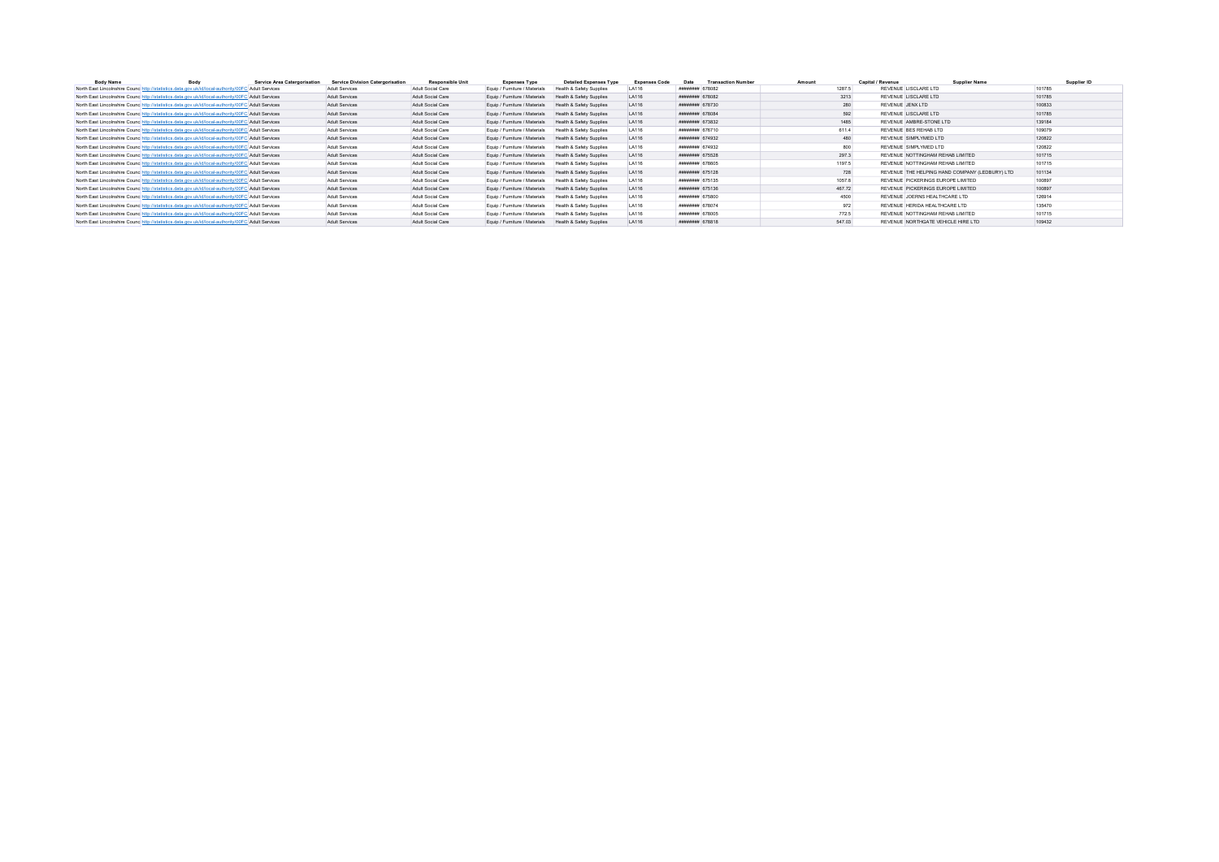| Body Name | Body | Service Area Catergorisation | Service Division Catergorisation | Responsible Unit | Expenses Type | Detailed Expenses Type | Expenses Code | Date | Transaction Number | Amount | Capital / Revenue | Supplier Name | Supplier ID |
|---|---|---|---|---|---|---|---|---|---|---|---|---|---|
| North East Lincolnshire Council | http://statistics.data.gov.uk/id/local-authority/00FC | Adult Services | Adult Services | Adult Social Care | Equip / Furniture / Materials | Health & Safety Supplies | LA116 | ######## | 678082 | 1287.5 | REVENUE | LISCLARE LTD | 101785 |
| North East Lincolnshire Council | http://statistics.data.gov.uk/id/local-authority/00FC | Adult Services | Adult Services | Adult Social Care | Equip / Furniture / Materials | Health & Safety Supplies | LA116 | ######## | 678082 | 3213 | REVENUE | LISCLARE LTD | 101785 |
| North East Lincolnshire Council | http://statistics.data.gov.uk/id/local-authority/00FC | Adult Services | Adult Services | Adult Social Care | Equip / Furniture / Materials | Health & Safety Supplies | LA116 | ######## | 678730 | 280 | REVENUE | JENX LTD | 100833 |
| North East Lincolnshire Council | http://statistics.data.gov.uk/id/local-authority/00FC | Adult Services | Adult Services | Adult Social Care | Equip / Furniture / Materials | Health & Safety Supplies | LA116 | ######## | 678084 | 592 | REVENUE | LISCLARE LTD | 101785 |
| North East Lincolnshire Council | http://statistics.data.gov.uk/id/local-authority/00FC | Adult Services | Adult Services | Adult Social Care | Equip / Furniture / Materials | Health & Safety Supplies | LA116 | ######## | 673832 | 1485 | REVENUE | AMBRE-STONE LTD | 139184 |
| North East Lincolnshire Council | http://statistics.data.gov.uk/id/local-authority/00FC | Adult Services | Adult Services | Adult Social Care | Equip / Furniture / Materials | Health & Safety Supplies | LA116 | ######## | 676710 | 611.4 | REVENUE | BES REHAB LTD | 109079 |
| North East Lincolnshire Council | http://statistics.data.gov.uk/id/local-authority/00FC | Adult Services | Adult Services | Adult Social Care | Equip / Furniture / Materials | Health & Safety Supplies | LA116 | ######## | 674932 | 480 | REVENUE | SIMPLYMED LTD | 120822 |
| North East Lincolnshire Council | http://statistics.data.gov.uk/id/local-authority/00FC | Adult Services | Adult Services | Adult Social Care | Equip / Furniture / Materials | Health & Safety Supplies | LA116 | ######## | 674932 | 800 | REVENUE | SIMPLYMED LTD | 120822 |
| North East Lincolnshire Council | http://statistics.data.gov.uk/id/local-authority/00FC | Adult Services | Adult Services | Adult Social Care | Equip / Furniture / Materials | Health & Safety Supplies | LA116 | ######## | 675528 | 297.3 | REVENUE | NOTTINGHAM REHAB LIMITED | 101715 |
| North East Lincolnshire Council | http://statistics.data.gov.uk/id/local-authority/00FC | Adult Services | Adult Services | Adult Social Care | Equip / Furniture / Materials | Health & Safety Supplies | LA116 | ######## | 678605 | 1197.5 | REVENUE | NOTTINGHAM REHAB LIMITED | 101715 |
| North East Lincolnshire Council | http://statistics.data.gov.uk/id/local-authority/00FC | Adult Services | Adult Services | Adult Social Care | Equip / Furniture / Materials | Health & Safety Supplies | LA116 | ######## | 675128 | 728 | REVENUE | THE HELPING HAND COMPANY (LEDBURY) LTD | 101134 |
| North East Lincolnshire Council | http://statistics.data.gov.uk/id/local-authority/00FC | Adult Services | Adult Services | Adult Social Care | Equip / Furniture / Materials | Health & Safety Supplies | LA116 | ######## | 675135 | 1057.8 | REVENUE | PICKERINGS EUROPE LIMITED | 100897 |
| North East Lincolnshire Council | http://statistics.data.gov.uk/id/local-authority/00FC | Adult Services | Adult Services | Adult Social Care | Equip / Furniture / Materials | Health & Safety Supplies | LA116 | ######## | 675136 | 467.72 | REVENUE | PICKERINGS EUROPE LIMITED | 100897 |
| North East Lincolnshire Council | http://statistics.data.gov.uk/id/local-authority/00FC | Adult Services | Adult Services | Adult Social Care | Equip / Furniture / Materials | Health & Safety Supplies | LA116 | ######## | 675900 | 4500 | REVENUE | JOERNS HEALTHCARE LTD | 126914 |
| North East Lincolnshire Council | http://statistics.data.gov.uk/id/local-authority/00FC | Adult Services | Adult Services | Adult Social Care | Equip / Furniture / Materials | Health & Safety Supplies | LA116 | ######## | 678074 | 972 | REVENUE | HERIDA HEALTHCARE LTD | 135470 |
| North East Lincolnshire Council | http://statistics.data.gov.uk/id/local-authority/00FC | Adult Services | Adult Services | Adult Social Care | Equip / Furniture / Materials | Health & Safety Supplies | LA116 | ######## | 678005 | 772.5 | REVENUE | NOTTINGHAM REHAB LIMITED | 101715 |
| North East Lincolnshire Council | http://statistics.data.gov.uk/id/local-authority/00FC | Adult Services | Adult Services | Adult Social Care | Equip / Furniture / Materials | Health & Safety Supplies | LA116 | ######## | 678818 | 547.03 | REVENUE | NORTHGATE VEHICLE HIRE LTD | 109432 |